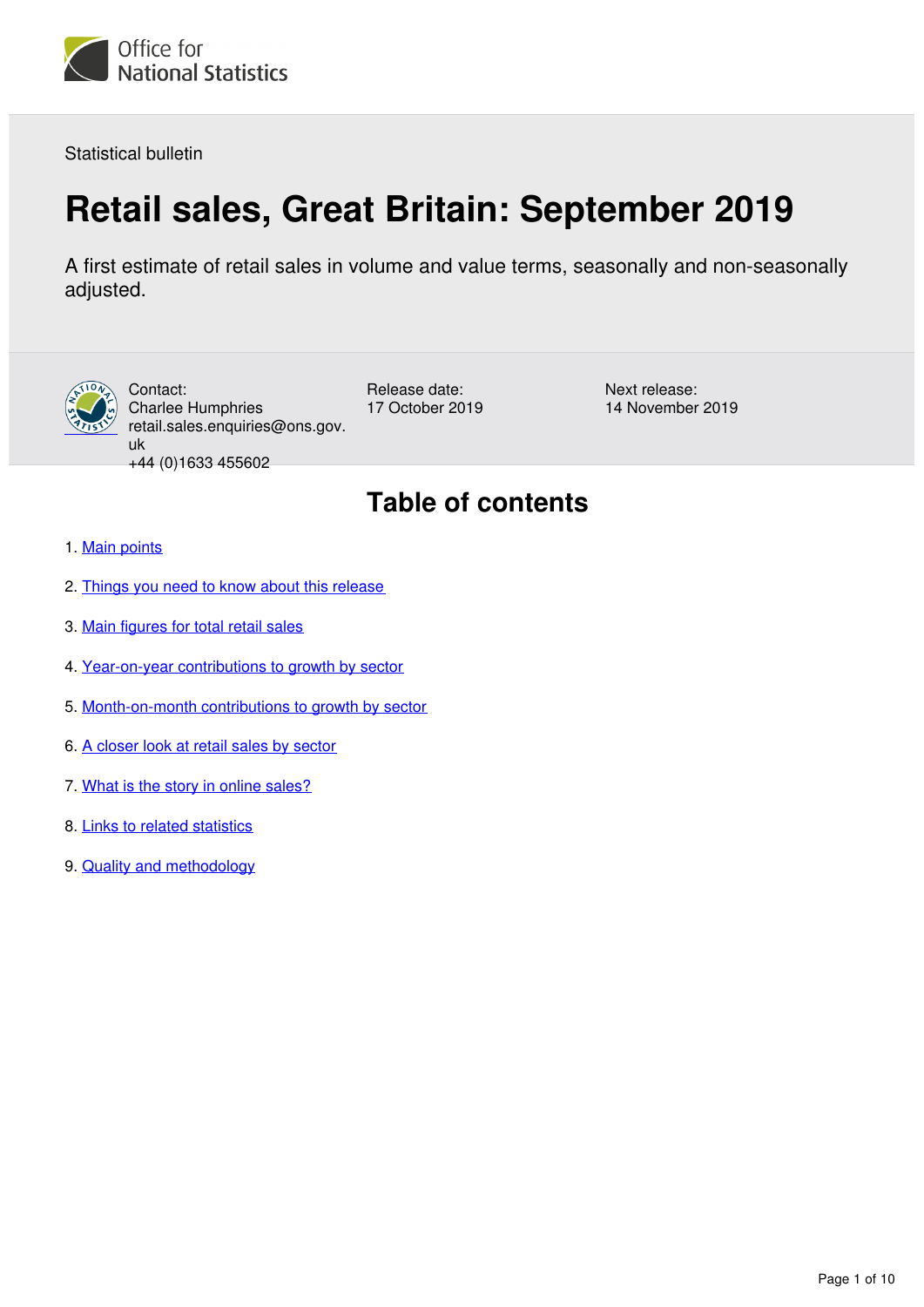Office for National Statistics

Statistical bulletin

# Retail sales, Great Britain: September 2019

A first estimate of retail sales in volume and value terms, seasonally and non-seasonally adjusted.

Contact:
Charlee Humphries
retail.sales.enquiries@ons.gov.uk
+44 (0)1633 455602

Release date:
17 October 2019

Next release:
14 November 2019

## Table of contents

1. Main points
2. Things you need to know about this release
3. Main figures for total retail sales
4. Year-on-year contributions to growth by sector
5. Month-on-month contributions to growth by sector
6. A closer look at retail sales by sector
7. What is the story in online sales?
8. Links to related statistics
9. Quality and methodology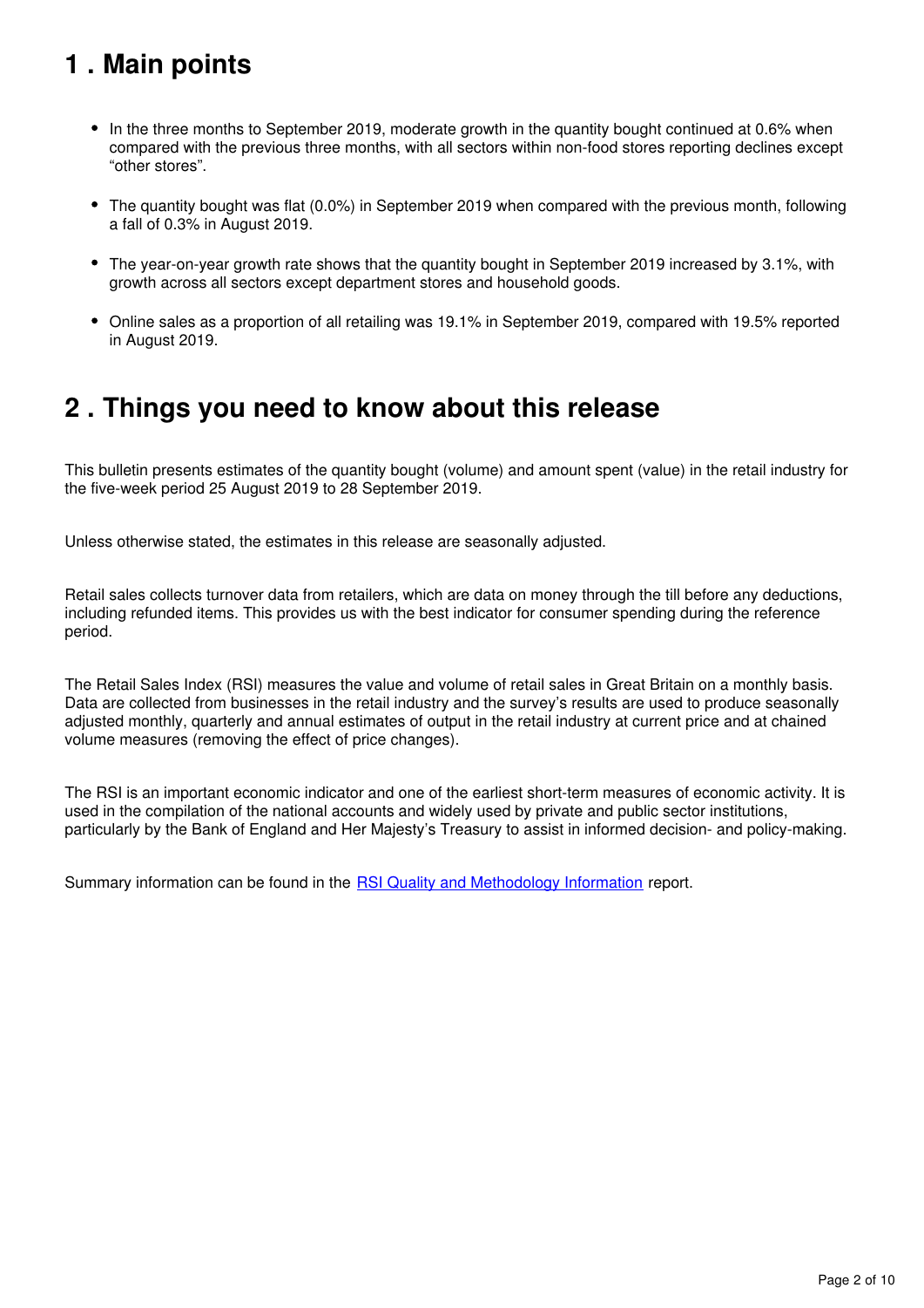## 1 . Main points

- In the three months to September 2019, moderate growth in the quantity bought continued at 0.6% when compared with the previous three months, with all sectors within non-food stores reporting declines except "other stores".
- The quantity bought was flat (0.0%) in September 2019 when compared with the previous month, following a fall of 0.3% in August 2019.
- The year-on-year growth rate shows that the quantity bought in September 2019 increased by 3.1%, with growth across all sectors except department stores and household goods.
- Online sales as a proportion of all retailing was 19.1% in September 2019, compared with 19.5% reported in August 2019.

## 2 . Things you need to know about this release

This bulletin presents estimates of the quantity bought (volume) and amount spent (value) in the retail industry for the five-week period 25 August 2019 to 28 September 2019.

Unless otherwise stated, the estimates in this release are seasonally adjusted.

Retail sales collects turnover data from retailers, which are data on money through the till before any deductions, including refunded items. This provides us with the best indicator for consumer spending during the reference period.

The Retail Sales Index (RSI) measures the value and volume of retail sales in Great Britain on a monthly basis. Data are collected from businesses in the retail industry and the survey's results are used to produce seasonally adjusted monthly, quarterly and annual estimates of output in the retail industry at current price and at chained volume measures (removing the effect of price changes).

The RSI is an important economic indicator and one of the earliest short-term measures of economic activity. It is used in the compilation of the national accounts and widely used by private and public sector institutions, particularly by the Bank of England and Her Majesty's Treasury to assist in informed decision- and policy-making.

Summary information can be found in the RSI Quality and Methodology Information report.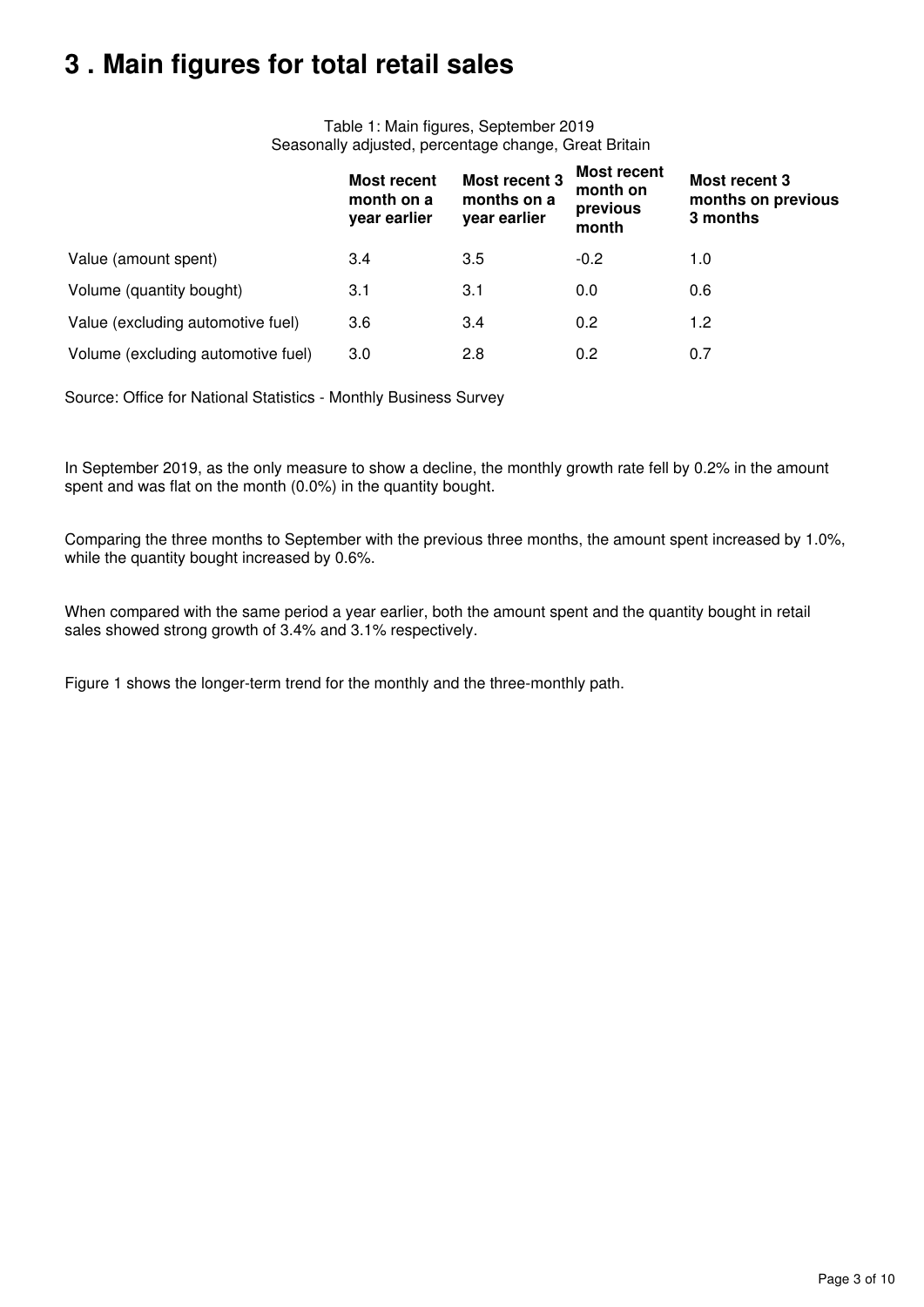# 3 . Main figures for total retail sales

Table 1: Main figures, September 2019
Seasonally adjusted, percentage change, Great Britain

| | Most recent month on a year earlier | Most recent 3 months on a year earlier | Most recent month on previous month | Most recent 3 months on previous 3 months |
|---|---|---|---|---|
| Value (amount spent) | 3.4 | 3.5 | -0.2 | 1.0 |
| Volume (quantity bought) | 3.1 | 3.1 | 0.0 | 0.6 |
| Value (excluding automotive fuel) | 3.6 | 3.4 | 0.2 | 1.2 |
| Volume (excluding automotive fuel) | 3.0 | 2.8 | 0.2 | 0.7 |

Source: Office for National Statistics - Monthly Business Survey

In September 2019, as the only measure to show a decline, the monthly growth rate fell by 0.2% in the amount spent and was flat on the month (0.0%) in the quantity bought.

Comparing the three months to September with the previous three months, the amount spent increased by 1.0%, while the quantity bought increased by 0.6%.

When compared with the same period a year earlier, both the amount spent and the quantity bought in retail sales showed strong growth of 3.4% and 3.1% respectively.

Figure 1 shows the longer-term trend for the monthly and the three-monthly path.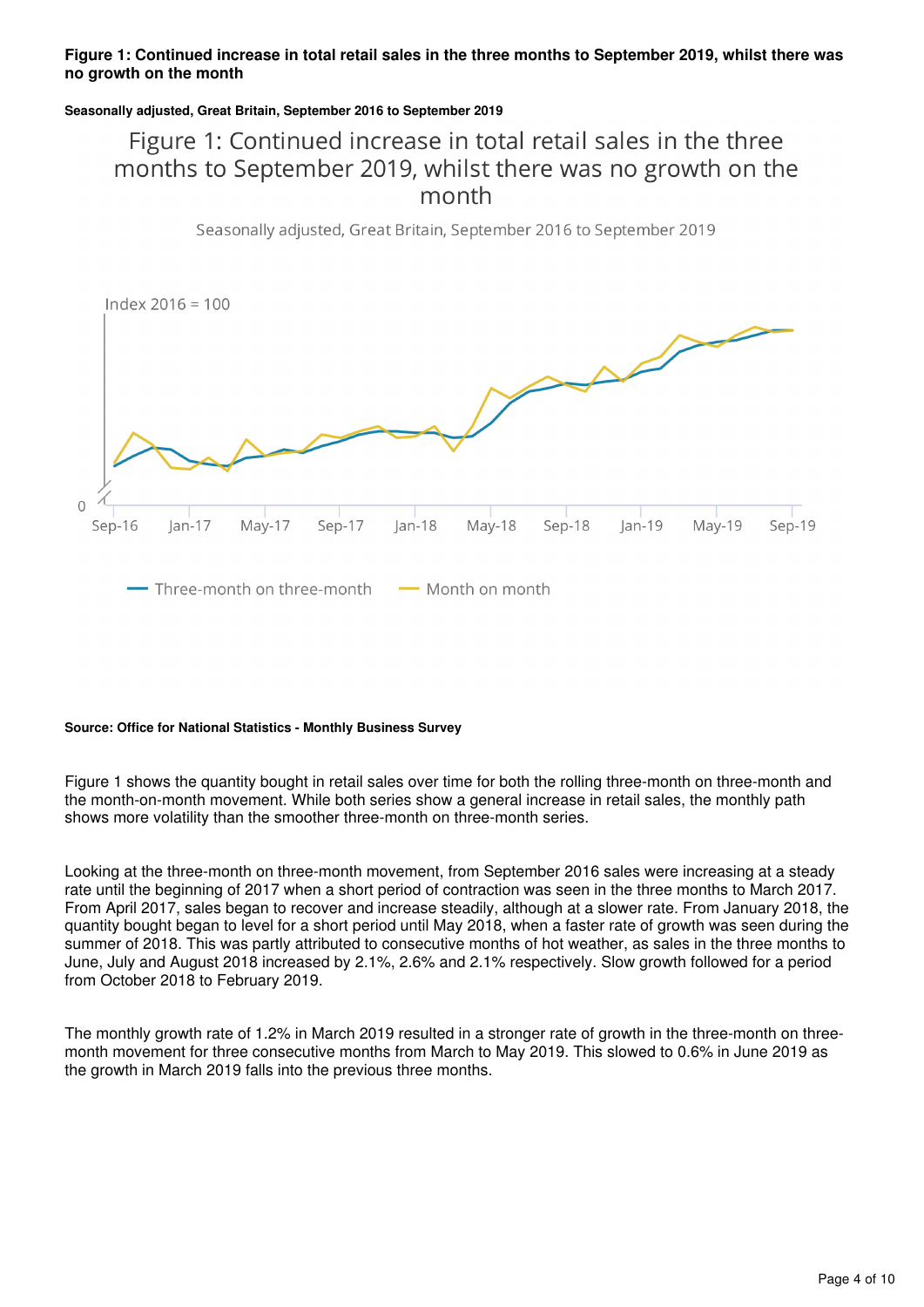**Figure 1: Continued increase in total retail sales in the three months to September 2019, whilst there was no growth on the month**

**Seasonally adjusted, Great Britain, September 2016 to September 2019**

**Source: Office for National Statistics - Monthly Business Survey**

Figure 1 shows the quantity bought in retail sales over time for both the rolling three-month on three-month and the month-on-month movement. While both series show a general increase in retail sales, the monthly path shows more volatility than the smoother three-month on three-month series.

Looking at the three-month on three-month movement, from September 2016 sales were increasing at a steady rate until the beginning of 2017 when a short period of contraction was seen in the three months to March 2017. From April 2017, sales began to recover and increase steadily, although at a slower rate. From January 2018, the quantity bought began to level for a short period until May 2018, when a faster rate of growth was seen during the summer of 2018. This was partly attributed to consecutive months of hot weather, as sales in the three months to June, July and August 2018 increased by 2.1%, 2.6% and 2.1% respectively. Slow growth followed for a period from October 2018 to February 2019.

The monthly growth rate of 1.2% in March 2019 resulted in a stronger rate of growth in the three-month on three-month movement for three consecutive months from March to May 2019. This slowed to 0.6% in June 2019 as the growth in March 2019 falls into the previous three months.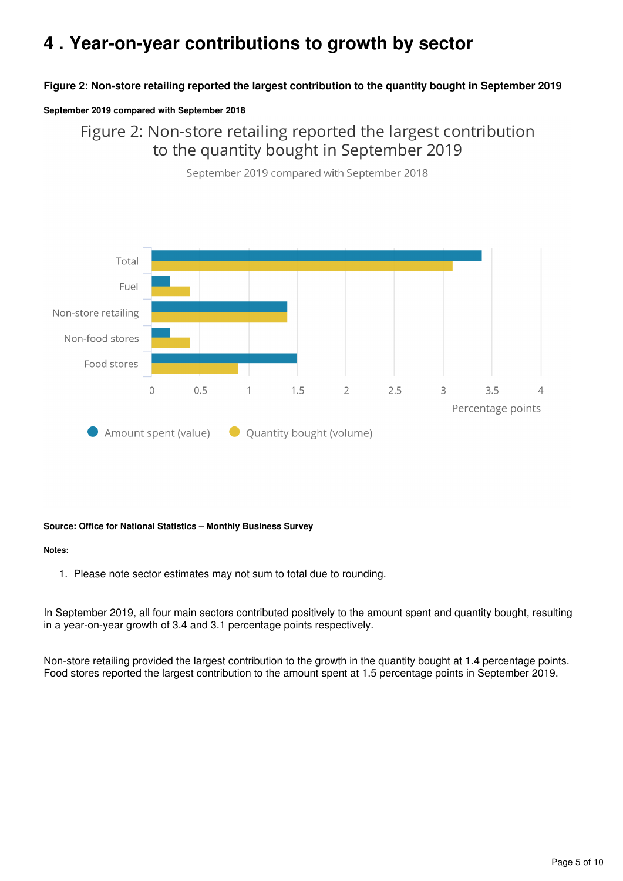# 4 . Year-on-year contributions to growth by sector

**Figure 2: Non-store retailing reported the largest contribution to the quantity bought in September 2019**

**September 2019 compared with September 2018**

Figure 2: Non-store retailing reported the largest contribution to the quantity bought in September 2019

September 2019 compared with September 2018

| Sector | Amount spent (value) | Quantity bought (volume) |
|---|---|---|
| Total | 3.4 | 3.1 |
| Fuel | 0.2 | 0.4 |
| Non-store retailing | 1.4 | 1.4 |
| Non-food stores | 0.2 | 0.4 |
| Food stores | 1.5 | 0.9 |

Percentage points

**Source: Office for National Statistics – Monthly Business Survey**

**Notes:**

1. Please note sector estimates may not sum to total due to rounding.

In September 2019, all four main sectors contributed positively to the amount spent and quantity bought, resulting in a year-on-year growth of 3.4 and 3.1 percentage points respectively.

Non-store retailing provided the largest contribution to the growth in the quantity bought at 1.4 percentage points. Food stores reported the largest contribution to the amount spent at 1.5 percentage points in September 2019.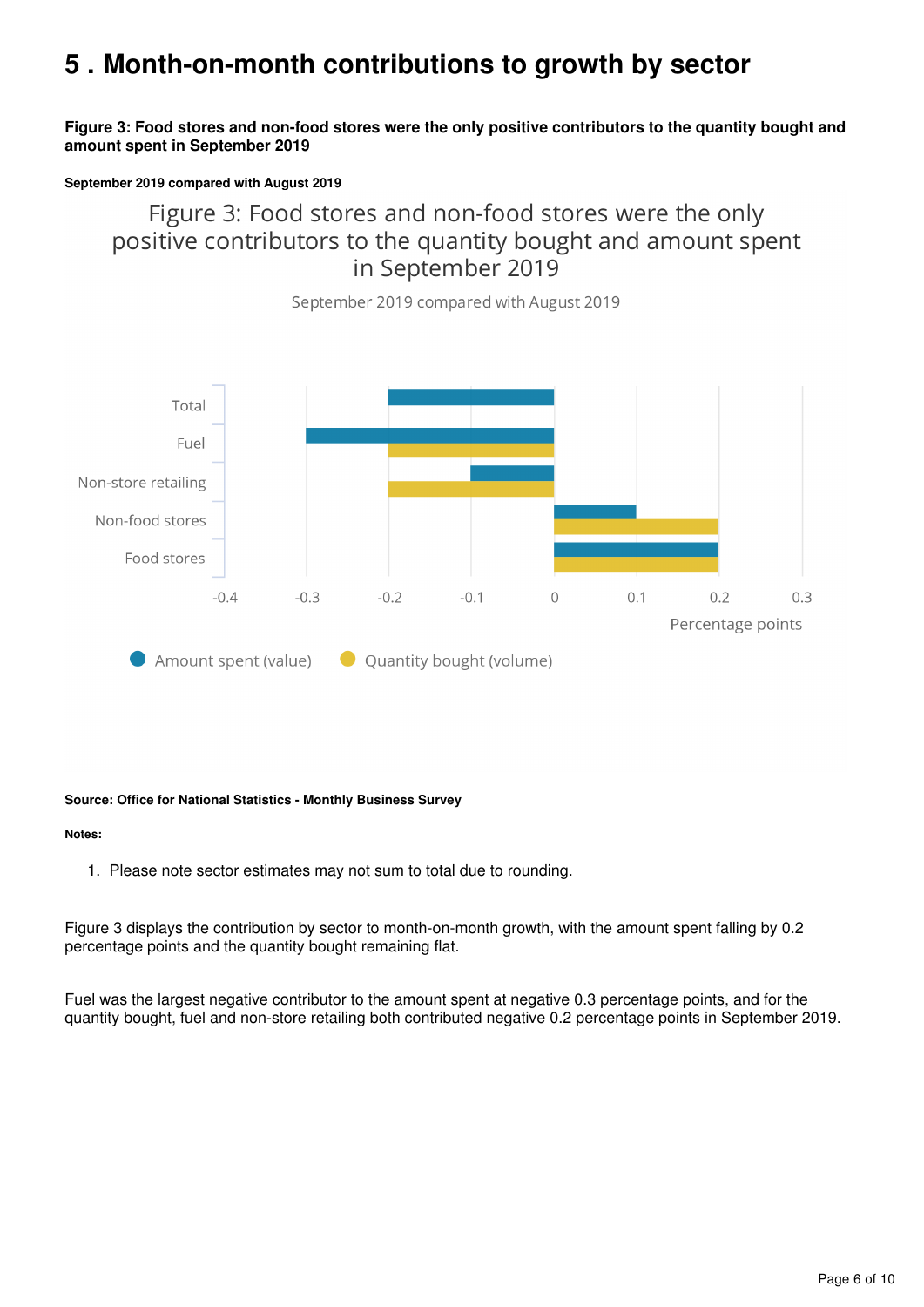# 5 . Month-on-month contributions to growth by sector

**Figure 3: Food stores and non-food stores were the only positive contributors to the quantity bought and amount spent in September 2019**

**September 2019 compared with August 2019**

Figure 3: Food stores and non-food stores were the only positive contributors to the quantity bought and amount spent in September 2019

September 2019 compared with August 2019

| Sector | Amount spent (value) | Quantity bought (volume) |
|---|---|---|
| Total | -0.2 | 0 |
| Fuel | -0.3 | -0.2 |
| Non-store retailing | -0.1 | -0.2 |
| Non-food stores | 0.1 | 0.2 |
| Food stores | 0.2 | 0.2 |

Percentage points

**Source: Office for National Statistics - Monthly Business Survey**

**Notes:**

1. Please note sector estimates may not sum to total due to rounding.

Figure 3 displays the contribution by sector to month-on-month growth, with the amount spent falling by 0.2 percentage points and the quantity bought remaining flat.

Fuel was the largest negative contributor to the amount spent at negative 0.3 percentage points, and for the quantity bought, fuel and non-store retailing both contributed negative 0.2 percentage points in September 2019.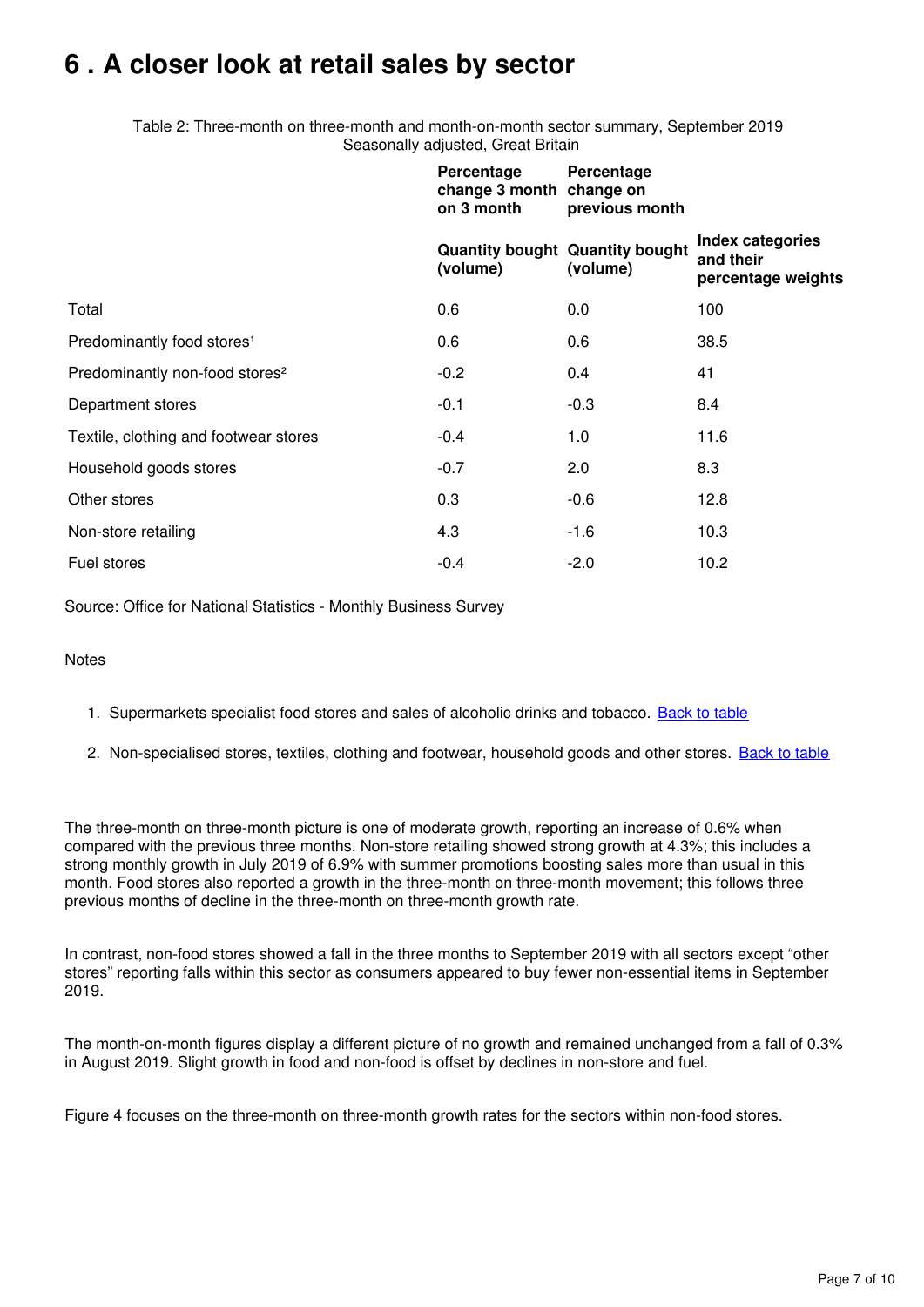# 6 . A closer look at retail sales by sector

Table 2: Three-month on three-month and month-on-month sector summary, September 2019
Seasonally adjusted, Great Britain

| | Percentage change 3 month on 3 month | Percentage change on previous month | |
|---|---|---|---|
| | **Quantity bought (volume)** | **Quantity bought (volume)** | **Index categories and their percentage weights** |
| Total | 0.6 | 0.0 | 100 |
| Predominantly food stores[1] | 0.6 | 0.6 | 38.5 |
| Predominantly non-food stores[2] | -0.2 | 0.4 | 41 |
| Department stores | -0.1 | -0.3 | 8.4 |
| Textile, clothing and footwear stores | -0.4 | 1.0 | 11.6 |
| Household goods stores | -0.7 | 2.0 | 8.3 |
| Other stores | 0.3 | -0.6 | 12.8 |
| Non-store retailing | 4.3 | -1.6 | 10.3 |
| Fuel stores | -0.4 | -2.0 | 10.2 |

Source: Office for National Statistics - Monthly Business Survey

Notes

1. Supermarkets specialist food stores and sales of alcoholic drinks and tobacco. Back to table
2. Non-specialised stores, textiles, clothing and footwear, household goods and other stores. Back to table

The three-month on three-month picture is one of moderate growth, reporting an increase of 0.6% when compared with the previous three months. Non-store retailing showed strong growth at 4.3%; this includes a strong monthly growth in July 2019 of 6.9% with summer promotions boosting sales more than usual in this month. Food stores also reported a growth in the three-month on three-month movement; this follows three previous months of decline in the three-month on three-month growth rate.

In contrast, non-food stores showed a fall in the three months to September 2019 with all sectors except "other stores" reporting falls within this sector as consumers appeared to buy fewer non-essential items in September 2019.

The month-on-month figures display a different picture of no growth and remained unchanged from a fall of 0.3% in August 2019. Slight growth in food and non-food is offset by declines in non-store and fuel.

Figure 4 focuses on the three-month on three-month growth rates for the sectors within non-food stores.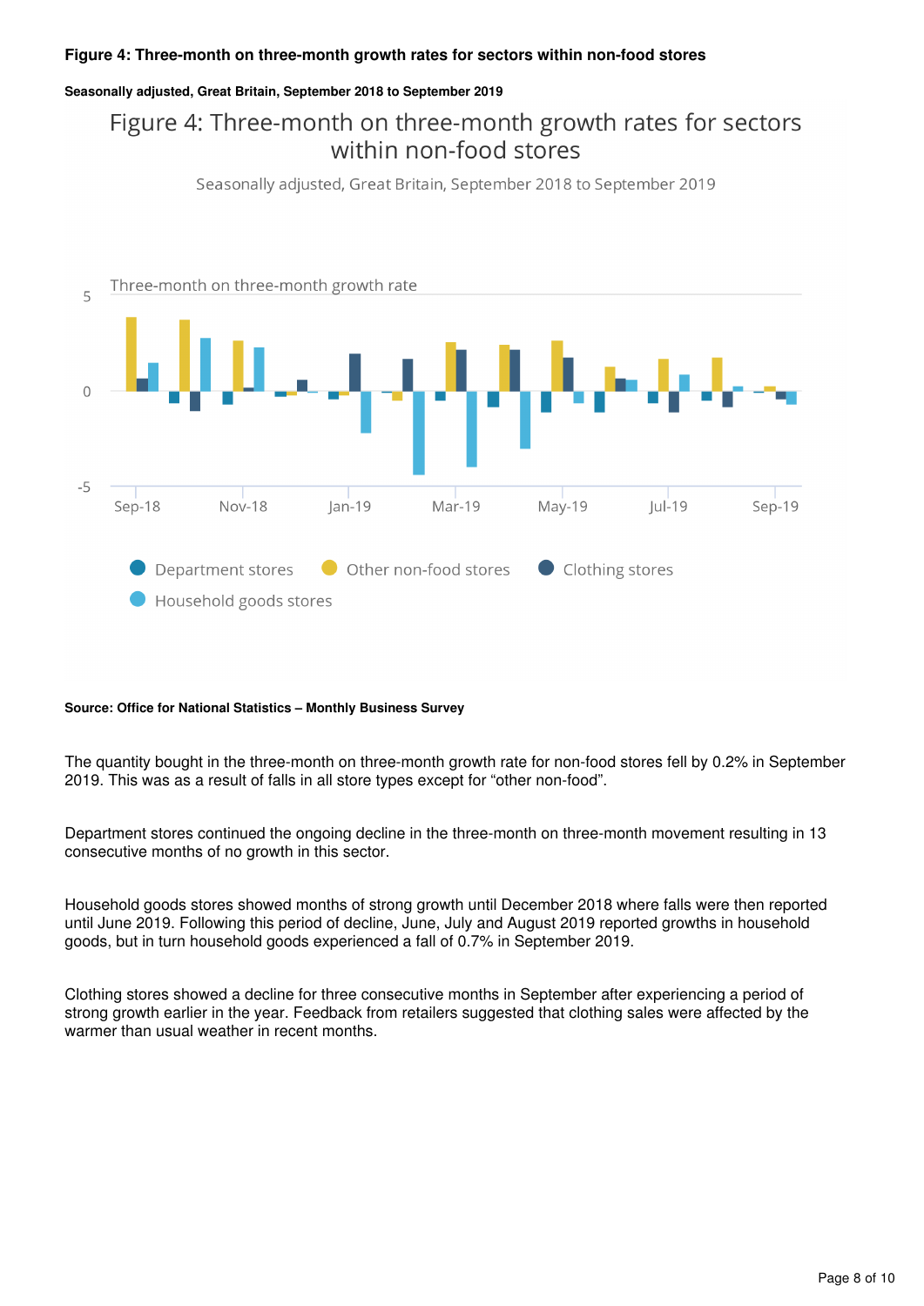**Figure 4: Three-month on three-month growth rates for sectors within non-food stores**

**Seasonally adjusted, Great Britain, September 2018 to September 2019**

**Source: Office for National Statistics – Monthly Business Survey**

The quantity bought in the three-month on three-month growth rate for non-food stores fell by 0.2% in September 2019. This was as a result of falls in all store types except for “other non-food”.

Department stores continued the ongoing decline in the three-month on three-month movement resulting in 13 consecutive months of no growth in this sector.

Household goods stores showed months of strong growth until December 2018 where falls were then reported until June 2019. Following this period of decline, June, July and August 2019 reported growths in household goods, but in turn household goods experienced a fall of 0.7% in September 2019.

Clothing stores showed a decline for three consecutive months in September after experiencing a period of strong growth earlier in the year. Feedback from retailers suggested that clothing sales were affected by the warmer than usual weather in recent months.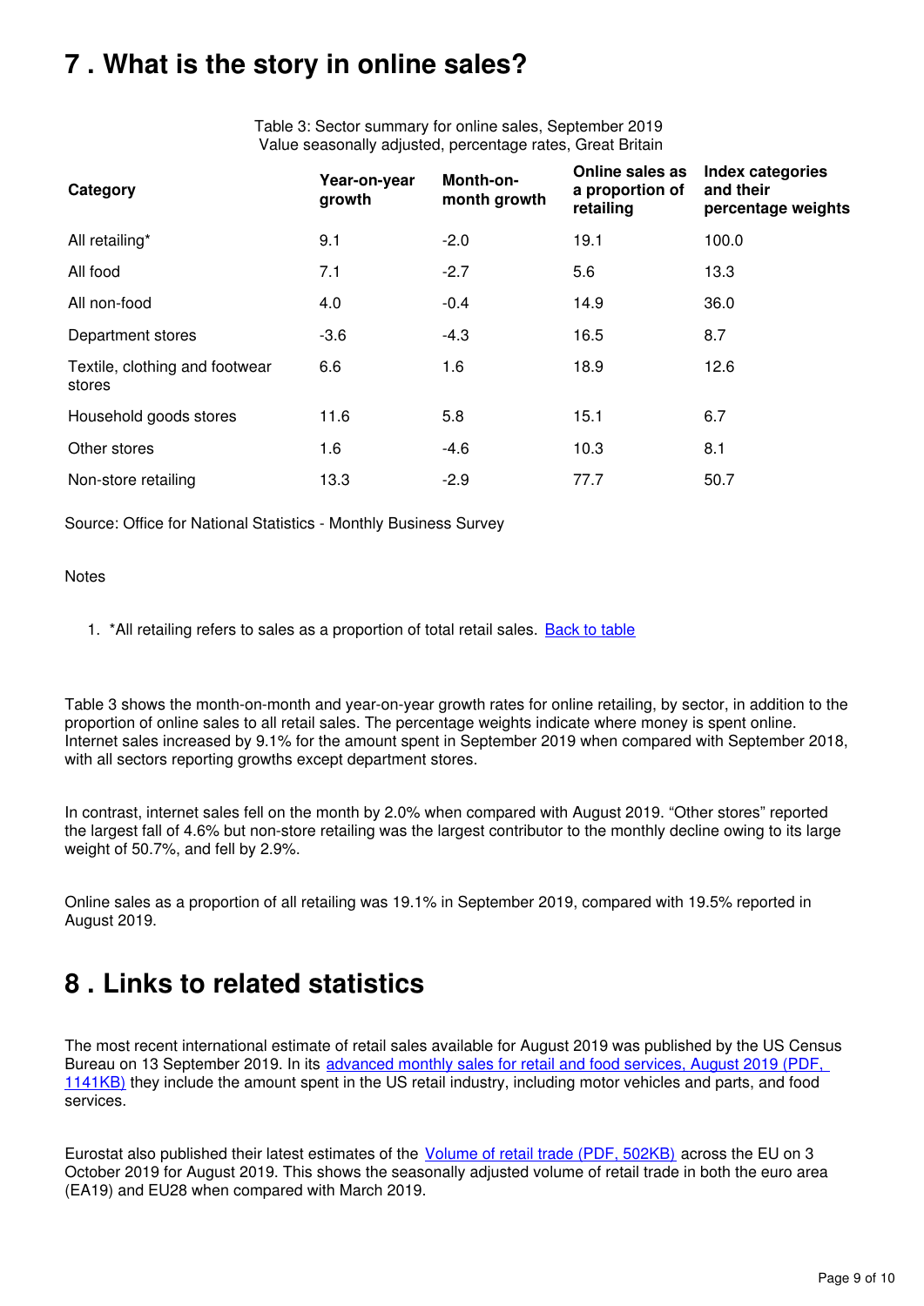## 7 . What is the story in online sales?

Table 3: Sector summary for online sales, September 2019
Value seasonally adjusted, percentage rates, Great Britain

| Category | Year-on-year growth | Month-on-month growth | Online sales as a proportion of retailing | Index categories and their percentage weights |
|---|---|---|---|---|
| All retailing* | 9.1 | -2.0 | 19.1 | 100.0 |
| All food | 7.1 | -2.7 | 5.6 | 13.3 |
| All non-food | 4.0 | -0.4 | 14.9 | 36.0 |
| Department stores | -3.6 | -4.3 | 16.5 | 8.7 |
| Textile, clothing and footwear stores | 6.6 | 1.6 | 18.9 | 12.6 |
| Household goods stores | 11.6 | 5.8 | 15.1 | 6.7 |
| Other stores | 1.6 | -4.6 | 10.3 | 8.1 |
| Non-store retailing | 13.3 | -2.9 | 77.7 | 50.7 |

Source: Office for National Statistics - Monthly Business Survey

Notes

1. *All retailing refers to sales as a proportion of total retail sales. [Back to table]

Table 3 shows the month-on-month and year-on-year growth rates for online retailing, by sector, in addition to the proportion of online sales to all retail sales. The percentage weights indicate where money is spent online. Internet sales increased by 9.1% for the amount spent in September 2019 when compared with September 2018, with all sectors reporting growths except department stores.

In contrast, internet sales fell on the month by 2.0% when compared with August 2019. "Other stores" reported the largest fall of 4.6% but non-store retailing was the largest contributor to the monthly decline owing to its large weight of 50.7%, and fell by 2.9%.

Online sales as a proportion of all retailing was 19.1% in September 2019, compared with 19.5% reported in August 2019.

## 8 . Links to related statistics

The most recent international estimate of retail sales available for August 2019 was published by the US Census Bureau on 13 September 2019. In its advanced monthly sales for retail and food services, August 2019 (PDF, 1141KB) they include the amount spent in the US retail industry, including motor vehicles and parts, and food services.

Eurostat also published their latest estimates of the Volume of retail trade (PDF, 502KB) across the EU on 3 October 2019 for August 2019. This shows the seasonally adjusted volume of retail trade in both the euro area (EA19) and EU28 when compared with March 2019.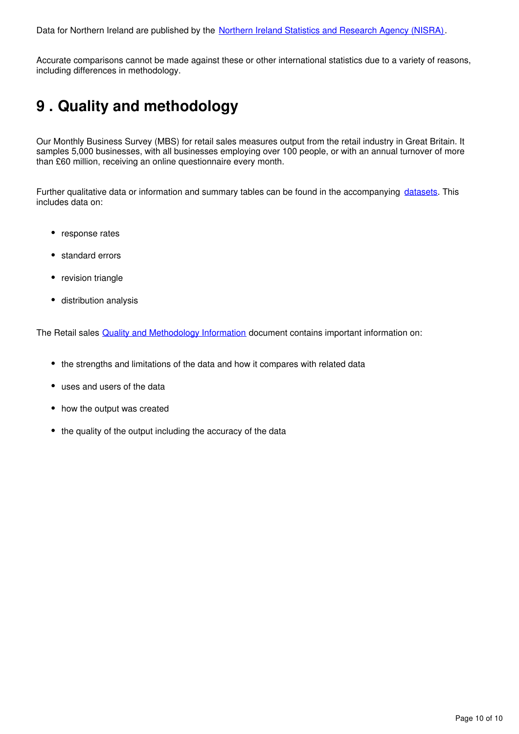Data for Northern Ireland are published by the [Northern Ireland Statistics and Research Agency (NISRA)].

Accurate comparisons cannot be made against these or other international statistics due to a variety of reasons, including differences in methodology.

## 9 . Quality and methodology

Our Monthly Business Survey (MBS) for retail sales measures output from the retail industry in Great Britain. It samples 5,000 businesses, with all businesses employing over 100 people, or with an annual turnover of more than £60 million, receiving an online questionnaire every month.

Further qualitative data or information and summary tables can be found in the accompanying [datasets]. This includes data on:

- response rates
- standard errors
- revision triangle
- distribution analysis

The Retail sales [Quality and Methodology Information] document contains important information on:

- the strengths and limitations of the data and how it compares with related data
- uses and users of the data
- how the output was created
- the quality of the output including the accuracy of the data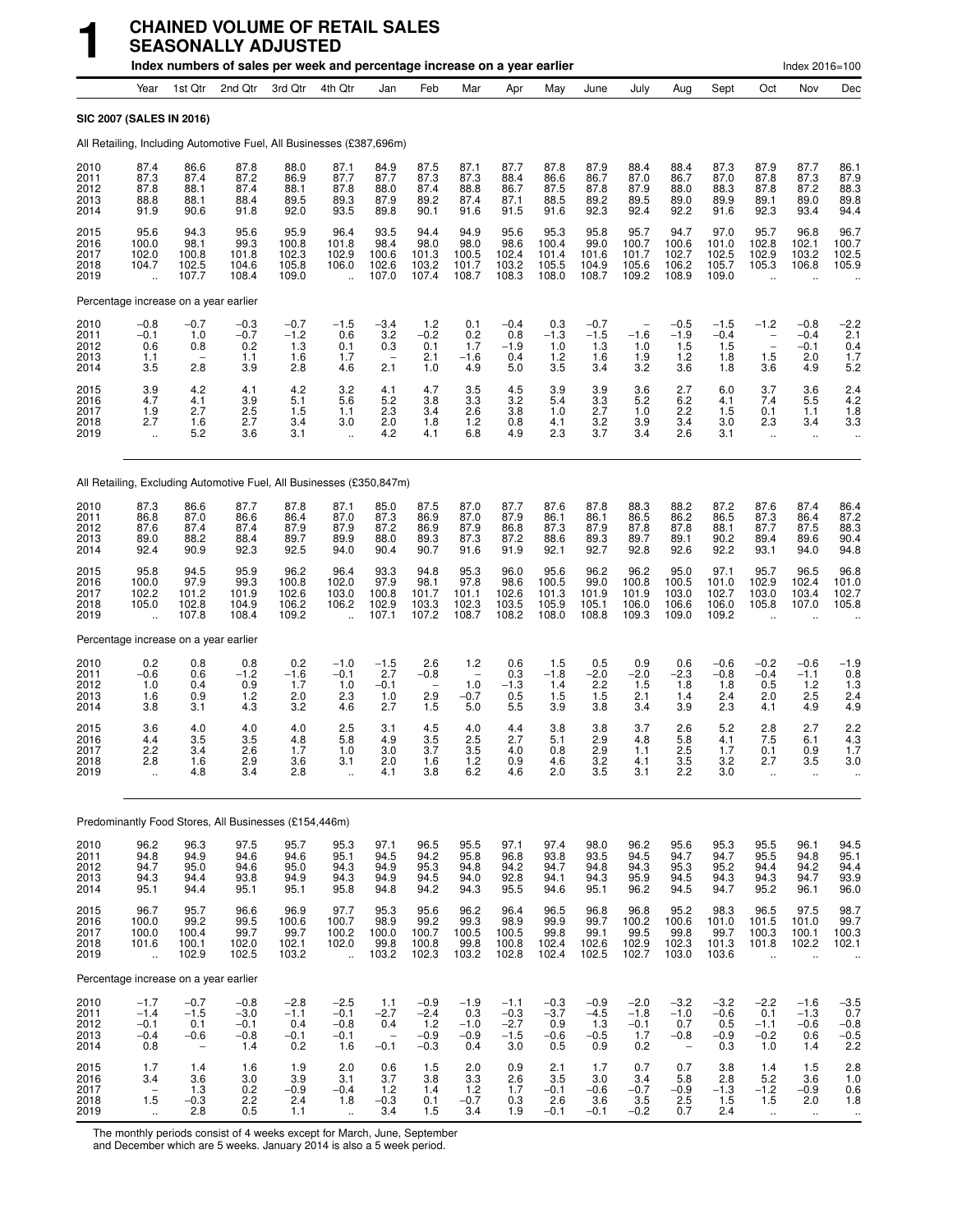# 1 CHAINED VOLUME OF RETAIL SALES SEASONALLY ADJUSTED

**Index numbers of sales per week and percentage increase on a year earlier** — Index 2016=100

| | Year | 1st Qtr | 2nd Qtr | 3rd Qtr | 4th Qtr | Jan | Feb | Mar | Apr | May | June | July | Aug | Sept | Oct | Nov | Dec |
|---|---|---|---|---|---|---|---|---|---|---|---|---|---|---|---|---|---|
| **SIC 2007 (SALES IN 2016)** | | | | | | | | | | | | | | | | | |
| All Retailing, Including Automotive Fuel, All Businesses (£387,696m) | | | | | | | | | | | | | | | | | |
| 2010 | 87.4 | 86.6 | 87.8 | 88.0 | 87.1 | 84.9 | 87.5 | 87.1 | 87.7 | 87.8 | 87.9 | 88.4 | 88.4 | 87.3 | 87.9 | 87.7 | 86.1 |
| 2011 | 87.3 | 87.4 | 87.2 | 86.9 | 87.7 | 87.7 | 87.3 | 87.3 | 88.4 | 86.6 | 86.7 | 87.0 | 86.7 | 87.0 | 87.8 | 87.3 | 87.9 |
| 2012 | 87.8 | 88.1 | 87.4 | 88.1 | 87.8 | 88.0 | 87.4 | 88.8 | 86.7 | 87.5 | 87.8 | 87.9 | 88.0 | 88.3 | 87.8 | 87.2 | 88.3 |
| 2013 | 88.8 | 88.1 | 88.4 | 89.5 | 89.3 | 87.9 | 89.2 | 87.4 | 87.1 | 88.5 | 89.2 | 89.5 | 89.0 | 89.9 | 89.1 | 89.0 | 89.8 |
| 2014 | 91.9 | 90.6 | 91.8 | 92.0 | 93.5 | 89.8 | 90.1 | 91.6 | 91.5 | 91.6 | 92.3 | 92.4 | 92.2 | 91.6 | 92.3 | 93.4 | 94.4 |
| 2015 | 95.6 | 94.3 | 95.6 | 95.9 | 96.4 | 93.5 | 94.4 | 94.9 | 95.6 | 95.3 | 95.8 | 95.7 | 94.7 | 97.0 | 95.7 | 96.8 | 96.7 |
| 2016 | 100.0 | 98.1 | 99.3 | 100.8 | 101.8 | 98.4 | 98.0 | 98.0 | 98.6 | 100.4 | 99.0 | 100.7 | 100.6 | 101.0 | 102.8 | 102.1 | 100.7 |
| 2017 | 102.0 | 100.8 | 101.8 | 102.3 | 102.9 | 100.6 | 101.3 | 100.5 | 102.4 | 101.4 | 101.6 | 101.7 | 102.7 | 102.5 | 102.9 | 103.2 | 102.5 |
| 2018 | 104.7 | 102.5 | 104.6 | 105.8 | 106.0 | 102.6 | 103.2 | 101.7 | 103.2 | 105.5 | 104.9 | 105.6 | 106.2 | 105.7 | 105.3 | 106.8 | 105.9 |
| 2019 | .. | 107.7 | 108.4 | 109.0 | .. | 107.0 | 107.4 | 108.7 | 108.3 | 108.0 | 108.7 | 109.2 | 108.9 | 109.0 | .. | .. | .. |
| Percentage increase on a year earlier | | | | | | | | | | | | | | | | | |
| 2010 | −0.8 | −0.7 | −0.3 | −0.7 | −1.5 | −3.4 | 1.2 | 0.1 | −0.4 | 0.3 | −0.7 | – | −0.5 | −1.5 | −1.2 | −0.8 | −2.2 |
| 2011 | −0.1 | 1.0 | −0.7 | −1.2 | 0.6 | 3.2 | −0.2 | 0.2 | 0.8 | −1.3 | −1.5 | −1.6 | −1.9 | −0.4 | – | −0.4 | 2.1 |
| 2012 | 0.6 | 0.8 | 0.2 | 1.3 | 0.1 | 0.3 | 0.1 | 1.7 | −1.9 | 1.0 | 1.3 | 1.0 | 1.5 | 1.5 | – | −0.1 | 0.4 |
| 2013 | 1.1 | – | 1.1 | 1.6 | 1.7 | – | 2.1 | −1.6 | 0.4 | 1.2 | 1.6 | 1.9 | 1.2 | 1.8 | 1.5 | 2.0 | 1.7 |
| 2014 | 3.5 | 2.8 | 3.9 | 2.8 | 4.6 | 2.1 | 1.0 | 4.9 | 5.0 | 3.5 | 3.4 | 3.2 | 3.6 | 1.8 | 3.6 | 4.9 | 5.2 |
| 2015 | 3.9 | 4.2 | 4.1 | 4.2 | 3.2 | 4.1 | 4.7 | 3.5 | 4.5 | 3.9 | 3.9 | 3.6 | 2.7 | 6.0 | 3.7 | 3.6 | 2.4 |
| 2016 | 4.7 | 4.1 | 3.9 | 5.1 | 5.6 | 5.2 | 3.8 | 3.3 | 3.2 | 5.4 | 3.3 | 5.2 | 6.2 | 4.1 | 7.4 | 5.5 | 4.2 |
| 2017 | 1.9 | 2.7 | 2.5 | 1.5 | 1.1 | 2.3 | 3.4 | 2.6 | 3.8 | 1.0 | 2.7 | 1.0 | 2.2 | 1.5 | 0.1 | 1.1 | 1.8 |
| 2018 | 2.7 | 1.6 | 2.7 | 3.4 | 3.0 | 2.0 | 1.8 | 1.2 | 0.8 | 4.1 | 3.2 | 3.9 | 3.4 | 3.0 | 2.3 | 3.4 | 3.3 |
| 2019 | .. | 5.2 | 3.6 | 3.1 | .. | 4.2 | 4.1 | 6.8 | 4.9 | 2.3 | 3.7 | 3.4 | 2.6 | 3.1 | .. | .. | .. |
| All Retailing, Excluding Automotive Fuel, All Businesses (£350,847m) | | | | | | | | | | | | | | | | | |
| 2010 | 87.3 | 86.6 | 87.7 | 87.8 | 87.1 | 85.0 | 87.5 | 87.0 | 87.7 | 87.6 | 87.8 | 88.3 | 88.2 | 87.2 | 87.6 | 87.4 | 86.4 |
| 2011 | 86.8 | 87.0 | 86.6 | 86.4 | 87.0 | 87.3 | 86.9 | 87.0 | 87.9 | 86.1 | 86.1 | 86.5 | 86.2 | 86.5 | 87.3 | 86.4 | 87.2 |
| 2012 | 87.6 | 87.4 | 87.4 | 87.9 | 87.9 | 87.2 | 86.9 | 87.9 | 86.8 | 87.3 | 87.9 | 87.8 | 87.8 | 88.1 | 87.7 | 87.5 | 88.3 |
| 2013 | 89.0 | 88.2 | 88.4 | 89.7 | 89.9 | 88.0 | 89.3 | 87.3 | 87.2 | 88.6 | 89.3 | 89.7 | 89.1 | 90.2 | 89.4 | 89.6 | 90.4 |
| 2014 | 92.4 | 90.9 | 92.3 | 92.5 | 94.0 | 90.4 | 90.7 | 91.6 | 91.9 | 92.1 | 92.7 | 92.8 | 92.6 | 92.2 | 93.1 | 94.0 | 94.8 |
| 2015 | 95.8 | 94.5 | 95.9 | 96.2 | 96.4 | 93.3 | 94.8 | 95.3 | 96.0 | 95.6 | 96.2 | 96.2 | 95.0 | 97.1 | 95.7 | 96.5 | 96.8 |
| 2016 | 100.0 | 97.9 | 99.3 | 100.8 | 102.0 | 97.9 | 98.1 | 97.8 | 98.6 | 100.5 | 99.0 | 100.8 | 100.5 | 101.0 | 102.9 | 102.4 | 101.0 |
| 2017 | 102.2 | 101.2 | 101.9 | 102.6 | 103.0 | 100.8 | 101.7 | 101.1 | 102.6 | 101.3 | 101.9 | 101.9 | 103.0 | 102.7 | 103.0 | 103.4 | 102.7 |
| 2018 | 105.0 | 102.8 | 104.9 | 106.2 | 106.2 | 102.9 | 103.3 | 102.3 | 103.5 | 105.9 | 105.1 | 106.0 | 106.6 | 106.0 | 105.8 | 107.0 | 105.8 |
| 2019 | .. | 107.8 | 108.4 | 109.2 | .. | 107.1 | 107.2 | 108.7 | 108.2 | 108.0 | 108.8 | 109.3 | 109.0 | 109.2 | .. | .. | .. |
| Percentage increase on a year earlier | | | | | | | | | | | | | | | | | |
| 2010 | 0.2 | 0.8 | 0.8 | 0.2 | −1.0 | −1.5 | 2.6 | 1.2 | 0.6 | 1.5 | 0.5 | 0.9 | 0.6 | −0.6 | −0.2 | −0.6 | −1.9 |
| 2011 | −0.6 | 0.6 | −1.2 | −1.6 | −0.1 | 2.7 | −0.8 | – | 0.3 | −1.8 | −2.0 | −2.0 | −2.3 | −0.8 | −0.4 | −1.1 | 0.8 |
| 2012 | 1.0 | 0.4 | 0.9 | 1.7 | 1.0 | −0.1 | – | 1.0 | −1.3 | 1.4 | 2.2 | 1.5 | 1.8 | 1.8 | 0.5 | 1.2 | 1.3 |
| 2013 | 1.6 | 0.9 | 1.2 | 2.0 | 2.3 | 1.0 | 2.9 | −0.7 | 0.5 | 1.5 | 1.5 | 2.1 | 1.4 | 2.4 | 2.0 | 2.5 | 2.4 |
| 2014 | 3.8 | 3.1 | 4.3 | 3.2 | 4.6 | 2.7 | 1.5 | 5.0 | 5.5 | 3.9 | 3.8 | 3.4 | 3.9 | 2.3 | 4.1 | 4.9 | 4.9 |
| 2015 | 3.6 | 4.0 | 4.0 | 4.0 | 2.5 | 3.1 | 4.5 | 4.0 | 4.4 | 3.8 | 3.8 | 3.7 | 2.6 | 5.2 | 2.8 | 2.7 | 2.2 |
| 2016 | 4.4 | 3.5 | 3.5 | 4.8 | 5.8 | 4.9 | 3.5 | 2.5 | 2.7 | 5.1 | 2.9 | 4.8 | 5.8 | 4.1 | 7.5 | 6.1 | 4.3 |
| 2017 | 2.2 | 3.4 | 2.6 | 1.7 | 1.0 | 3.0 | 3.7 | 3.5 | 4.0 | 0.8 | 2.9 | 1.1 | 2.5 | 1.7 | 0.1 | 0.9 | 1.7 |
| 2018 | 2.8 | 1.6 | 2.9 | 3.6 | 3.1 | 2.0 | 1.6 | 1.2 | 0.9 | 4.6 | 3.2 | 4.1 | 3.5 | 3.2 | 2.7 | 3.5 | 3.0 |
| 2019 | .. | 4.8 | 3.4 | 2.8 | .. | 4.1 | 3.8 | 6.2 | 4.6 | 2.0 | 3.5 | 3.1 | 2.2 | 3.0 | .. | .. | .. |
| Predominantly Food Stores, All Businesses (£154,446m) | | | | | | | | | | | | | | | | | |
| 2010 | 96.2 | 96.3 | 97.5 | 95.7 | 95.3 | 97.1 | 96.5 | 95.5 | 97.1 | 97.4 | 98.0 | 96.2 | 95.6 | 95.3 | 95.5 | 96.1 | 94.5 |
| 2011 | 94.8 | 94.9 | 94.6 | 94.6 | 95.1 | 94.5 | 94.2 | 95.8 | 96.8 | 93.8 | 93.5 | 94.5 | 94.7 | 94.7 | 95.5 | 94.8 | 95.1 |
| 2012 | 94.7 | 95.0 | 94.6 | 95.0 | 94.3 | 94.9 | 95.3 | 94.8 | 94.2 | 94.7 | 94.8 | 94.3 | 95.3 | 95.2 | 94.4 | 94.2 | 94.4 |
| 2013 | 94.3 | 94.4 | 93.8 | 94.9 | 94.3 | 94.9 | 94.5 | 94.0 | 92.8 | 94.1 | 94.3 | 95.9 | 94.5 | 94.3 | 94.3 | 94.7 | 93.9 |
| 2014 | 95.1 | 94.4 | 95.1 | 95.1 | 95.8 | 94.8 | 94.2 | 94.3 | 95.5 | 94.6 | 95.1 | 96.2 | 94.5 | 94.7 | 95.2 | 96.1 | 96.0 |
| 2015 | 96.7 | 95.7 | 96.6 | 96.9 | 97.7 | 95.3 | 95.6 | 96.2 | 96.4 | 96.5 | 96.8 | 96.8 | 95.2 | 98.3 | 96.5 | 97.5 | 98.7 |
| 2016 | 100.0 | 99.2 | 99.5 | 100.6 | 100.7 | 98.9 | 99.2 | 99.3 | 98.9 | 99.9 | 99.7 | 100.2 | 100.6 | 101.0 | 101.5 | 101.0 | 99.7 |
| 2017 | 100.0 | 100.4 | 99.7 | 99.7 | 100.2 | 100.0 | 100.7 | 100.5 | 100.5 | 99.8 | 99.1 | 99.5 | 99.8 | 99.7 | 100.3 | 100.1 | 100.3 |
| 2018 | 101.6 | 100.1 | 102.0 | 102.1 | 102.0 | 99.8 | 100.8 | 99.8 | 100.8 | 102.4 | 102.6 | 102.9 | 102.3 | 101.3 | 101.8 | 102.2 | 102.1 |
| 2019 | .. | 102.9 | 102.5 | 103.2 | .. | 103.2 | 102.3 | 103.2 | 102.8 | 102.4 | 102.5 | 102.7 | 103.0 | 103.6 | .. | .. | .. |
| Percentage increase on a year earlier | | | | | | | | | | | | | | | | | |
| 2010 | −1.7 | −0.7 | −0.8 | −2.8 | −2.5 | 1.1 | −0.9 | −1.9 | −1.1 | −0.3 | −0.9 | −2.0 | −3.2 | −3.2 | −2.2 | −1.6 | −3.5 |
| 2011 | −1.4 | −1.5 | −3.0 | −1.1 | −0.1 | −2.7 | −2.4 | 0.3 | −0.3 | −3.7 | −4.5 | −1.8 | −1.0 | −0.6 | 0.1 | −1.3 | 0.7 |
| 2012 | −0.1 | 0.1 | −0.1 | 0.4 | −0.8 | 0.4 | 1.2 | −1.0 | −2.7 | 0.9 | 1.3 | −0.1 | 0.7 | 0.5 | −1.1 | −0.6 | −0.8 |
| 2013 | −0.4 | −0.6 | −0.8 | −0.1 | −0.1 | – | −0.9 | −0.9 | −1.5 | −0.6 | −0.5 | 1.7 | −0.8 | −0.9 | −0.2 | 0.6 | −0.5 |
| 2014 | 0.8 | – | 1.4 | 0.2 | 1.6 | −0.1 | −0.3 | 0.4 | 3.0 | 0.5 | 0.9 | 0.2 | – | 0.3 | 1.0 | 1.4 | 2.2 |
| 2015 | 1.7 | 1.4 | 1.6 | 1.9 | 2.0 | 0.6 | 1.5 | 2.0 | 0.9 | 2.1 | 1.7 | 0.7 | 0.7 | 3.8 | 1.4 | 1.5 | 2.8 |
| 2016 | 3.4 | 3.6 | 3.0 | 3.9 | 3.1 | 3.7 | 3.8 | 3.3 | 2.6 | 3.5 | 3.0 | 3.4 | 5.8 | 2.8 | 5.2 | 3.6 | 1.0 |
| 2017 | – | 1.3 | 0.2 | −0.9 | −0.4 | 1.2 | 1.4 | 1.2 | 1.7 | −0.1 | −0.6 | −0.7 | −0.9 | −1.3 | −1.2 | −0.9 | 0.6 |
| 2018 | 1.5 | −0.3 | 2.2 | 2.4 | 1.8 | −0.3 | 0.1 | −0.7 | 0.3 | 2.6 | 3.6 | 3.5 | 2.5 | 1.5 | 1.5 | 2.0 | 1.8 |
| 2019 | .. | 2.8 | 0.5 | 1.1 | .. | 3.4 | 1.5 | 3.4 | 1.9 | −0.1 | −0.1 | −0.2 | 0.7 | 2.4 | .. | .. | .. |

The monthly periods consist of 4 weeks except for March, June, September and December which are 5 weeks. January 2014 is also a 5 week period.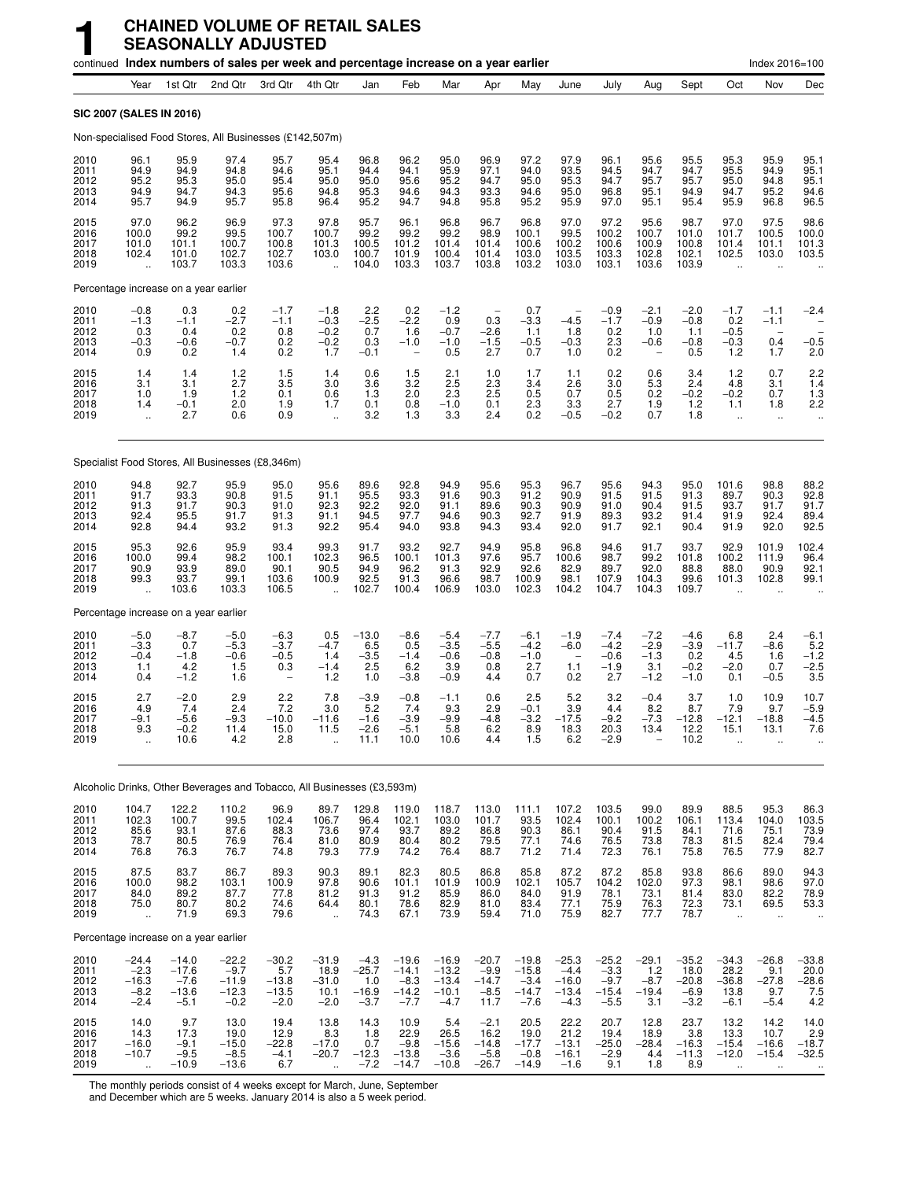# 1 CHAINED VOLUME OF RETAIL SALES SEASONALLY ADJUSTED

continued **Index numbers of sales per week and percentage increase on a year earlier** Index 2016=100

| | Year | 1st Qtr | 2nd Qtr | 3rd Qtr | 4th Qtr | Jan | Feb | Mar | Apr | May | June | July | Aug | Sept | Oct | Nov | Dec |
|---|---|---|---|---|---|---|---|---|---|---|---|---|---|---|---|---|---|
| **SIC 2007 (SALES IN 2016)** | | | | | | | | | | | | | | | | | |
| Non-specialised Food Stores, All Businesses (£142,507m) | | | | | | | | | | | | | | | | | |
| 2010 | 96.1 | 95.9 | 97.4 | 95.7 | 95.4 | 96.8 | 96.2 | 95.0 | 96.9 | 97.2 | 97.9 | 96.1 | 95.6 | 95.5 | 95.3 | 95.9 | 95.1 |
| 2011 | 94.9 | 94.9 | 94.8 | 94.6 | 95.1 | 94.4 | 94.1 | 95.9 | 97.1 | 94.0 | 93.5 | 94.5 | 94.7 | 94.7 | 95.5 | 94.9 | 95.1 |
| 2012 | 95.2 | 95.3 | 95.0 | 95.4 | 95.0 | 95.0 | 95.6 | 95.2 | 94.7 | 95.0 | 95.3 | 94.7 | 95.7 | 95.7 | 95.0 | 94.8 | 95.1 |
| 2013 | 94.9 | 94.7 | 94.3 | 95.6 | 94.8 | 95.3 | 94.6 | 94.3 | 93.3 | 94.6 | 95.0 | 96.8 | 95.1 | 94.9 | 94.7 | 95.2 | 94.6 |
| 2014 | 95.7 | 94.9 | 95.7 | 95.8 | 96.4 | 95.2 | 94.7 | 94.8 | 95.8 | 95.2 | 95.9 | 97.0 | 95.1 | 95.4 | 95.9 | 96.8 | 96.5 |
| 2015 | 97.0 | 96.2 | 96.9 | 97.3 | 97.8 | 95.7 | 96.1 | 96.8 | 96.7 | 96.8 | 97.0 | 97.2 | 95.6 | 98.7 | 97.0 | 97.5 | 98.6 |
| 2016 | 100.0 | 99.2 | 99.5 | 100.7 | 100.7 | 99.2 | 99.2 | 99.2 | 98.9 | 100.1 | 99.5 | 100.2 | 100.7 | 101.0 | 101.7 | 100.5 | 100.0 |
| 2017 | 101.0 | 101.1 | 100.7 | 100.8 | 101.3 | 100.5 | 101.2 | 101.4 | 101.4 | 100.6 | 100.2 | 100.6 | 100.9 | 100.8 | 101.4 | 101.1 | 101.3 |
| 2018 | 102.4 | 101.0 | 102.7 | 102.7 | 103.0 | 100.7 | 101.9 | 100.4 | 101.4 | 103.0 | 103.5 | 103.3 | 102.8 | 102.1 | 102.5 | 103.0 | 103.5 |
| 2019 | .. | 103.7 | 103.3 | 103.6 | .. | 104.0 | 103.3 | 103.7 | 103.8 | 103.2 | 103.0 | 103.1 | 103.6 | 103.9 | .. | .. | .. |
| Percentage increase on a year earlier | | | | | | | | | | | | | | | | | |
| 2010 | −0.8 | 0.3 | 0.2 | −1.7 | −1.8 | 2.2 | 0.2 | −1.2 | – | 0.7 | – | −0.9 | −2.1 | −2.0 | −1.7 | −1.1 | −2.4 |
| 2011 | −1.3 | −1.1 | −2.7 | −1.1 | −0.3 | −2.5 | −2.2 | 0.9 | 0.3 | −3.3 | −4.5 | −1.7 | −0.9 | −0.8 | 0.2 | −1.1 | – |
| 2012 | 0.3 | 0.4 | 0.2 | 0.8 | −0.2 | 0.7 | 1.6 | −0.7 | −2.6 | 1.1 | 1.8 | 0.2 | 1.0 | 1.1 | −0.5 | – | – |
| 2013 | −0.3 | −0.6 | −0.7 | 0.2 | −0.2 | 0.3 | −1.0 | −1.0 | −1.5 | −0.5 | −0.3 | 2.3 | −0.6 | −0.8 | −0.3 | 0.4 | −0.5 |
| 2014 | 0.9 | 0.2 | 1.4 | 0.2 | 1.7 | −0.1 | – | 0.5 | 2.7 | 0.7 | 1.0 | 0.2 | – | 0.5 | 1.2 | 1.7 | 2.0 |
| 2015 | 1.4 | 1.4 | 1.2 | 1.5 | 1.4 | 0.6 | 1.5 | 2.1 | 1.0 | 1.7 | 1.1 | 0.2 | 0.6 | 3.4 | 1.2 | 0.7 | 2.2 |
| 2016 | 3.1 | 3.1 | 2.7 | 3.5 | 3.0 | 3.6 | 3.2 | 2.5 | 2.3 | 3.4 | 2.6 | 3.0 | 5.3 | 2.4 | 4.8 | 3.1 | 1.4 |
| 2017 | 1.0 | 1.9 | 1.2 | 0.1 | 0.6 | 1.3 | 2.0 | 2.3 | 2.5 | 0.5 | 0.7 | 0.5 | 0.2 | −0.2 | −0.2 | 0.7 | 1.3 |
| 2018 | 1.4 | −0.1 | 2.0 | 1.9 | 1.7 | 0.1 | 0.8 | −1.0 | 0.1 | 2.3 | 3.3 | 2.7 | 1.9 | 1.2 | 1.1 | 1.8 | 2.2 |
| 2019 | .. | 2.7 | 0.6 | 0.9 | .. | 3.2 | 1.3 | 3.3 | 2.4 | 0.2 | −0.5 | −0.2 | 0.7 | 1.8 | .. | .. | .. |
| Specialist Food Stores, All Businesses (£8,346m) | | | | | | | | | | | | | | | | | |
| 2010 | 94.8 | 92.7 | 95.9 | 95.0 | 95.6 | 89.6 | 92.8 | 94.9 | 95.6 | 95.3 | 96.7 | 95.6 | 94.3 | 95.0 | 101.6 | 98.8 | 88.2 |
| 2011 | 91.7 | 93.3 | 90.8 | 91.5 | 91.1 | 95.5 | 93.3 | 91.6 | 90.3 | 91.2 | 90.9 | 91.5 | 91.5 | 91.3 | 89.7 | 90.3 | 92.8 |
| 2012 | 91.3 | 91.7 | 90.3 | 91.0 | 92.3 | 92.2 | 92.0 | 91.1 | 89.6 | 90.3 | 90.9 | 91.0 | 90.4 | 91.5 | 93.7 | 91.7 | 91.7 |
| 2013 | 92.4 | 95.5 | 91.7 | 91.3 | 91.1 | 94.5 | 97.7 | 94.6 | 90.3 | 92.7 | 91.9 | 89.3 | 93.2 | 91.4 | 91.9 | 92.4 | 89.4 |
| 2014 | 92.8 | 94.4 | 93.2 | 91.3 | 92.2 | 95.4 | 94.0 | 93.8 | 94.3 | 93.4 | 92.0 | 91.7 | 92.1 | 90.4 | 91.9 | 92.0 | 92.5 |
| 2015 | 95.3 | 92.6 | 95.9 | 93.4 | 99.3 | 91.7 | 93.2 | 92.7 | 94.9 | 95.8 | 96.8 | 94.6 | 91.7 | 93.7 | 92.9 | 101.9 | 102.4 |
| 2016 | 100.0 | 99.4 | 98.2 | 100.1 | 102.3 | 96.5 | 100.1 | 101.3 | 97.6 | 95.7 | 100.6 | 98.7 | 99.2 | 101.8 | 100.2 | 111.9 | 96.4 |
| 2017 | 90.9 | 93.9 | 89.0 | 90.1 | 90.5 | 94.9 | 96.2 | 91.3 | 92.9 | 92.6 | 82.9 | 89.7 | 92.0 | 88.8 | 88.0 | 90.9 | 92.1 |
| 2018 | 99.3 | 93.7 | 99.1 | 103.6 | 100.9 | 92.5 | 91.3 | 96.6 | 98.7 | 100.9 | 98.1 | 107.9 | 104.3 | 99.6 | 101.3 | 102.8 | 99.1 |
| 2019 | .. | 103.6 | 103.3 | 106.5 | .. | 102.7 | 100.4 | 106.9 | 103.0 | 102.3 | 104.2 | 104.7 | 104.3 | 109.7 | .. | .. | .. |
| Percentage increase on a year earlier | | | | | | | | | | | | | | | | | |
| 2010 | −5.0 | −8.7 | −5.0 | −6.3 | 0.5 | −13.0 | −8.6 | −5.4 | −7.7 | −6.1 | −1.9 | −7.4 | −7.2 | −4.6 | 6.8 | 2.4 | −6.1 |
| 2011 | −3.3 | 0.7 | −5.3 | −3.7 | −4.7 | 6.5 | 0.5 | −3.5 | −5.5 | −4.2 | −6.0 | −4.2 | −2.9 | −3.9 | −11.7 | −8.6 | 5.2 |
| 2012 | −0.4 | −1.8 | −0.6 | −0.5 | 1.4 | −3.5 | −1.4 | −0.6 | −0.8 | −1.0 | – | −0.6 | −1.3 | 0.2 | 4.5 | 1.6 | −1.2 |
| 2013 | 1.1 | 4.2 | 1.5 | 0.3 | −1.4 | 2.5 | 6.2 | 3.9 | 0.8 | 2.7 | 1.1 | −1.9 | 3.1 | −0.2 | −2.0 | 0.7 | −2.5 |
| 2014 | 0.4 | −1.2 | 1.6 | – | 1.2 | 1.0 | −3.8 | −0.9 | 4.4 | 0.7 | 0.2 | 2.7 | −1.2 | −1.0 | 0.1 | −0.5 | 3.5 |
| 2015 | 2.7 | −2.0 | 2.9 | 2.2 | 7.8 | −3.9 | −0.8 | −1.1 | 0.6 | 2.5 | 5.2 | 3.2 | −0.4 | 3.7 | 1.0 | 10.9 | 10.7 |
| 2016 | 4.9 | 7.4 | 2.4 | 7.2 | 3.0 | 5.2 | 7.4 | 9.3 | 2.9 | −0.1 | 3.9 | 4.4 | 8.2 | 8.7 | 7.9 | 9.7 | −5.9 |
| 2017 | −9.1 | −5.6 | −9.3 | −10.0 | −11.6 | −1.6 | −3.9 | −9.9 | −4.8 | −3.2 | −17.5 | −9.2 | −7.3 | −12.8 | −12.1 | −18.8 | −4.5 |
| 2018 | 9.3 | −0.2 | 11.4 | 15.0 | 11.5 | −2.6 | −5.1 | 5.8 | 6.2 | 8.9 | 18.3 | 20.3 | 13.4 | 12.2 | 15.1 | 13.1 | 7.6 |
| 2019 | .. | 10.6 | 4.2 | 2.8 | .. | 11.1 | 10.0 | 10.6 | 4.4 | 1.5 | 6.2 | −2.9 | – | 10.2 | .. | .. | .. |
| Alcoholic Drinks, Other Beverages and Tobacco, All Businesses (£3,593m) | | | | | | | | | | | | | | | | | |
| 2010 | 104.7 | 122.2 | 110.2 | 96.9 | 89.7 | 129.8 | 119.0 | 118.7 | 113.0 | 111.1 | 107.2 | 103.5 | 99.0 | 89.9 | 88.5 | 95.3 | 86.3 |
| 2011 | 102.3 | 100.7 | 99.5 | 102.4 | 106.7 | 96.4 | 102.1 | 103.0 | 101.7 | 93.5 | 102.4 | 100.1 | 100.2 | 106.1 | 113.4 | 104.0 | 103.5 |
| 2012 | 85.6 | 93.1 | 87.6 | 88.3 | 73.6 | 97.4 | 93.7 | 89.2 | 86.8 | 90.3 | 86.1 | 90.4 | 91.5 | 84.1 | 71.6 | 75.1 | 73.9 |
| 2013 | 78.7 | 80.5 | 76.9 | 76.4 | 81.0 | 80.9 | 80.4 | 80.2 | 79.5 | 77.1 | 74.6 | 76.5 | 73.8 | 78.3 | 81.5 | 82.4 | 79.4 |
| 2014 | 76.8 | 76.3 | 76.7 | 74.8 | 79.3 | 77.9 | 74.2 | 76.4 | 88.7 | 71.2 | 71.4 | 72.3 | 76.1 | 75.8 | 76.5 | 77.9 | 82.7 |
| 2015 | 87.5 | 83.7 | 86.7 | 89.3 | 90.3 | 89.1 | 82.3 | 80.5 | 86.8 | 85.8 | 87.2 | 87.2 | 85.8 | 93.8 | 86.6 | 89.0 | 94.3 |
| 2016 | 100.0 | 98.2 | 103.1 | 100.9 | 97.8 | 90.6 | 101.1 | 101.9 | 100.9 | 102.1 | 105.7 | 104.2 | 102.0 | 97.3 | 98.1 | 98.6 | 97.0 |
| 2017 | 84.0 | 89.2 | 87.7 | 77.8 | 81.2 | 91.3 | 91.2 | 85.9 | 86.0 | 84.0 | 91.9 | 78.1 | 73.1 | 81.4 | 83.0 | 82.2 | 78.9 |
| 2018 | 75.0 | 80.7 | 80.2 | 74.6 | 64.4 | 80.1 | 78.6 | 82.9 | 81.0 | 83.4 | 77.1 | 75.9 | 76.3 | 72.3 | 73.1 | 69.5 | 53.3 |
| 2019 | .. | 71.9 | 69.3 | 79.6 | .. | 74.3 | 67.1 | 73.9 | 59.4 | 71.0 | 75.9 | 82.7 | 77.7 | 78.7 | .. | .. | .. |
| Percentage increase on a year earlier | | | | | | | | | | | | | | | | | |
| 2010 | −24.4 | −14.0 | −22.2 | −30.2 | −31.9 | −4.3 | −19.6 | −16.9 | −20.7 | −19.8 | −25.3 | −25.2 | −29.1 | −35.2 | −34.3 | −26.8 | −33.8 |
| 2011 | −2.3 | −17.6 | −9.7 | 5.7 | 18.9 | −25.7 | −14.1 | −13.2 | −9.9 | −15.8 | −4.4 | −3.3 | 1.2 | 18.0 | 28.2 | 9.1 | 20.0 |
| 2012 | −16.3 | −7.6 | −11.9 | −13.8 | −31.0 | 1.0 | −8.3 | −13.4 | −14.7 | −3.4 | −16.0 | −9.7 | −8.7 | −20.8 | −36.8 | −27.8 | −28.6 |
| 2013 | −8.2 | −13.6 | −12.3 | −13.5 | 10.1 | −16.9 | −14.2 | −10.1 | −8.5 | −14.7 | −13.4 | −15.4 | −19.4 | −6.9 | 13.8 | 9.7 | 7.5 |
| 2014 | −2.4 | −5.1 | −0.2 | −2.0 | −2.0 | −3.7 | −7.7 | −4.7 | 11.7 | −7.6 | −4.3 | −5.5 | 3.1 | −3.2 | −6.1 | −5.4 | 4.2 |
| 2015 | 14.0 | 9.7 | 13.0 | 19.4 | 13.8 | 14.3 | 10.9 | 5.4 | −2.1 | 20.5 | 22.2 | 20.7 | 12.8 | 23.7 | 13.2 | 14.2 | 14.0 |
| 2016 | 14.3 | 17.3 | 19.0 | 12.9 | 8.3 | 1.8 | 22.9 | 26.5 | 16.2 | 19.0 | 21.2 | 19.4 | 18.9 | 3.8 | 13.3 | 10.7 | 2.9 |
| 2017 | −16.0 | −9.1 | −15.0 | −22.8 | −17.0 | 0.7 | −9.8 | −15.6 | −14.8 | −17.7 | −13.1 | −25.0 | −28.4 | −16.3 | −15.4 | −16.6 | −18.7 |
| 2018 | −10.7 | −9.5 | −8.5 | −4.1 | −20.7 | −12.3 | −13.8 | −3.6 | −5.8 | −0.8 | −16.1 | −2.9 | 4.4 | −11.3 | −12.0 | −15.4 | −32.5 |
| 2019 | .. | −10.9 | −13.6 | 6.7 | .. | −7.2 | −14.7 | −10.8 | −26.7 | −14.9 | −1.6 | 9.1 | 1.8 | 8.9 | .. | .. | .. |

The monthly periods consist of 4 weeks except for March, June, September and December which are 5 weeks. January 2014 is also a 5 week period.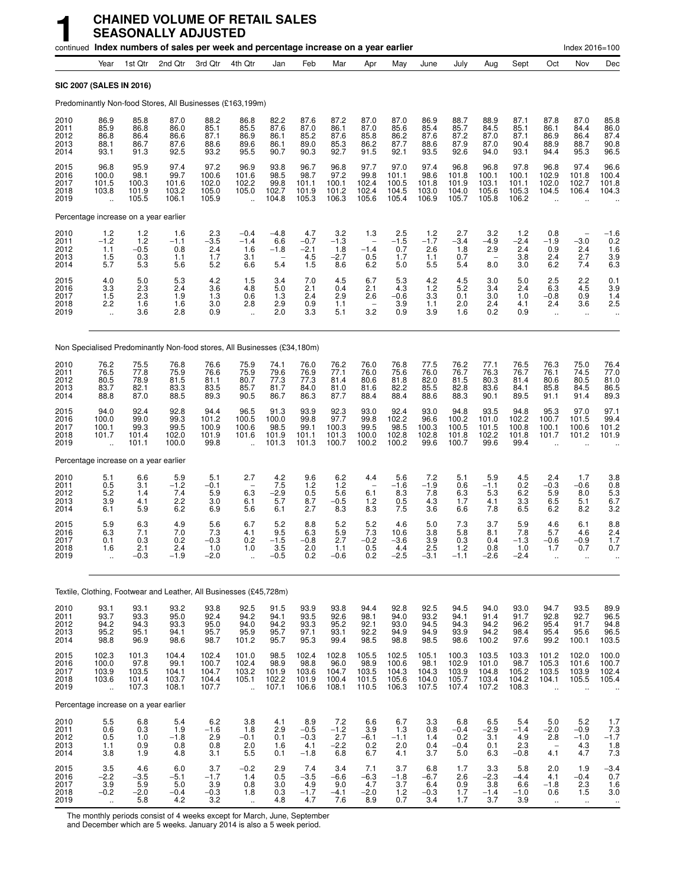# 1 CHAINED VOLUME OF RETAIL SALES SEASONALLY ADJUSTED

continued **Index numbers of sales per week and percentage increase on a year earlier** Index 2016=100

| | Year | 1st Qtr | 2nd Qtr | 3rd Qtr | 4th Qtr | Jan | Feb | Mar | Apr | May | June | July | Aug | Sept | Oct | Nov | Dec |
|---|---|---|---|---|---|---|---|---|---|---|---|---|---|---|---|---|---|
| **SIC 2007 (SALES IN 2016)** | | | | | | | | | | | | | | | | | |
| Predominantly Non-food Stores, All Businesses (£163,199m) | | | | | | | | | | | | | | | | | |
| 2010 | 86.9 | 85.8 | 87.0 | 88.2 | 86.8 | 82.2 | 87.6 | 87.2 | 87.0 | 87.0 | 86.9 | 88.7 | 88.9 | 87.1 | 87.8 | 87.0 | 85.8 |
| 2011 | 85.9 | 86.8 | 86.0 | 85.1 | 85.5 | 87.6 | 87.0 | 86.1 | 87.0 | 85.6 | 85.4 | 85.7 | 84.5 | 85.1 | 86.1 | 84.4 | 86.0 |
| 2012 | 86.8 | 86.4 | 86.6 | 87.1 | 86.9 | 86.1 | 85.2 | 87.6 | 85.8 | 86.2 | 87.6 | 87.2 | 87.0 | 87.1 | 86.9 | 86.4 | 87.4 |
| 2013 | 88.1 | 86.7 | 87.6 | 88.6 | 89.6 | 86.1 | 89.0 | 85.3 | 86.2 | 87.7 | 88.6 | 87.9 | 87.0 | 90.4 | 88.9 | 88.7 | 90.8 |
| 2014 | 93.1 | 91.3 | 92.5 | 93.2 | 95.5 | 90.7 | 90.3 | 92.7 | 91.5 | 92.1 | 93.5 | 92.6 | 94.0 | 93.1 | 94.4 | 95.3 | 96.5 |
| 2015 | 96.8 | 95.9 | 97.4 | 97.2 | 96.9 | 93.8 | 96.7 | 96.8 | 97.7 | 97.0 | 97.4 | 96.8 | 96.8 | 97.8 | 96.8 | 97.4 | 96.6 |
| 2016 | 100.0 | 98.1 | 99.7 | 100.6 | 101.6 | 98.5 | 98.7 | 97.2 | 99.8 | 101.1 | 98.6 | 101.8 | 100.1 | 100.1 | 102.9 | 101.8 | 100.4 |
| 2017 | 101.5 | 100.3 | 101.6 | 102.0 | 102.2 | 99.8 | 101.1 | 100.1 | 102.4 | 100.5 | 101.8 | 101.9 | 103.1 | 101.1 | 102.0 | 102.7 | 101.8 |
| 2018 | 103.8 | 101.9 | 103.2 | 105.0 | 105.0 | 102.7 | 101.9 | 101.2 | 102.4 | 104.5 | 103.0 | 104.0 | 105.6 | 105.3 | 104.5 | 106.4 | 104.3 |
| 2019 | .. | 105.5 | 106.1 | 105.9 | .. | 104.8 | 105.3 | 106.3 | 105.6 | 105.4 | 106.9 | 105.7 | 105.8 | 106.2 | .. | .. | .. |
| Percentage increase on a year earlier | | | | | | | | | | | | | | | | | |
| 2010 | 1.2 | 1.2 | 1.6 | 2.3 | −0.4 | −4.8 | 4.7 | 3.2 | 1.3 | 2.5 | 1.2 | 2.7 | 3.2 | 1.2 | 0.8 | – | −1.6 |
| 2011 | −1.2 | 1.2 | −1.1 | −3.5 | −1.4 | 6.6 | −0.7 | −1.3 | – | −1.5 | −1.7 | −3.4 | −4.9 | −2.4 | −1.9 | −3.0 | 0.2 |
| 2012 | 1.1 | −0.5 | 0.8 | 2.4 | 1.6 | −1.8 | −2.1 | 1.8 | −1.4 | 0.7 | 2.6 | 1.8 | 2.9 | 2.4 | 0.9 | 2.4 | 1.6 |
| 2013 | 1.5 | 0.3 | 1.1 | 1.7 | 3.1 | – | 4.5 | −2.7 | 0.5 | 1.7 | 1.1 | 0.7 | – | 3.8 | 2.4 | 2.7 | 3.9 |
| 2014 | 5.7 | 5.3 | 5.6 | 5.2 | 6.6 | 5.4 | 1.5 | 8.6 | 6.2 | 5.0 | 5.5 | 5.4 | 8.0 | 3.0 | 6.2 | 7.4 | 6.3 |
| 2015 | 4.0 | 5.0 | 5.3 | 4.2 | 1.5 | 3.4 | 7.0 | 4.5 | 6.7 | 5.3 | 4.2 | 4.5 | 3.0 | 5.0 | 2.5 | 2.2 | 0.1 |
| 2016 | 3.3 | 2.3 | 2.4 | 3.6 | 4.8 | 5.0 | 2.1 | 0.4 | 2.1 | 4.3 | 1.2 | 5.2 | 3.4 | 2.4 | 6.3 | 4.5 | 3.9 |
| 2017 | 1.5 | 2.3 | 1.9 | 1.3 | 0.6 | 1.3 | 2.4 | 2.9 | 2.6 | −0.6 | 3.3 | 0.1 | 3.0 | 1.0 | −0.8 | 0.9 | 1.4 |
| 2018 | 2.2 | 1.6 | 1.6 | 3.0 | 2.8 | 2.9 | 0.9 | 1.1 | – | 3.9 | 1.1 | 2.0 | 2.4 | 4.1 | 2.4 | 3.6 | 2.5 |
| 2019 | .. | 3.6 | 2.8 | 0.9 | .. | 2.0 | 3.3 | 5.1 | 3.2 | 0.9 | 3.9 | 1.6 | 0.2 | 0.9 | .. | .. | .. |
| Non Specialised Predominantly Non-food stores, All Businesses (£34,180m) | | | | | | | | | | | | | | | | | |
| 2010 | 76.2 | 75.5 | 76.8 | 76.6 | 75.9 | 74.1 | 76.0 | 76.2 | 76.0 | 76.8 | 77.5 | 76.2 | 77.1 | 76.5 | 76.3 | 75.0 | 76.4 |
| 2011 | 76.5 | 77.8 | 75.9 | 76.6 | 75.9 | 79.6 | 76.9 | 77.1 | 76.0 | 75.6 | 76.0 | 76.7 | 76.3 | 76.7 | 76.1 | 74.5 | 77.0 |
| 2012 | 80.5 | 78.9 | 81.5 | 81.1 | 80.7 | 77.3 | 77.3 | 81.4 | 80.6 | 81.8 | 82.0 | 81.5 | 80.3 | 81.4 | 80.6 | 80.5 | 81.0 |
| 2013 | 83.7 | 82.1 | 83.3 | 83.5 | 85.7 | 81.7 | 84.0 | 81.0 | 81.6 | 82.2 | 85.5 | 82.8 | 83.6 | 84.1 | 85.8 | 84.5 | 86.5 |
| 2014 | 88.8 | 87.0 | 88.5 | 89.3 | 90.5 | 86.7 | 86.3 | 87.7 | 88.4 | 88.4 | 88.6 | 88.3 | 90.1 | 89.5 | 91.1 | 91.4 | 89.3 |
| 2015 | 94.0 | 92.4 | 92.8 | 94.4 | 96.5 | 91.3 | 93.9 | 92.3 | 93.0 | 92.4 | 93.0 | 94.8 | 93.5 | 94.8 | 95.3 | 97.0 | 97.1 |
| 2016 | 100.0 | 99.0 | 99.3 | 101.2 | 100.5 | 100.0 | 99.8 | 97.7 | 99.8 | 102.2 | 96.6 | 100.2 | 101.0 | 102.2 | 100.7 | 101.5 | 99.4 |
| 2017 | 100.1 | 99.3 | 99.5 | 100.9 | 100.6 | 98.5 | 99.1 | 100.3 | 99.5 | 98.5 | 100.3 | 100.5 | 101.5 | 100.8 | 100.1 | 100.6 | 101.2 |
| 2018 | 101.7 | 101.4 | 102.0 | 101.9 | 101.6 | 101.9 | 101.1 | 101.3 | 100.0 | 102.8 | 102.8 | 101.8 | 102.2 | 101.8 | 101.7 | 101.2 | 101.9 |
| 2019 | .. | 101.1 | 100.0 | 99.8 | .. | 101.3 | 101.3 | 100.7 | 100.2 | 100.2 | 99.6 | 100.7 | 99.6 | 99.4 | .. | .. | .. |
| Percentage increase on a year earlier | | | | | | | | | | | | | | | | | |
| 2010 | 5.1 | 6.6 | 5.9 | 5.1 | 2.7 | 4.2 | 9.6 | 6.2 | 4.4 | 5.6 | 7.2 | 5.1 | 5.9 | 4.5 | 2.4 | 1.7 | 3.8 |
| 2011 | 0.5 | 3.1 | −1.2 | −0.1 | – | 7.5 | 1.2 | 1.2 | – | −1.6 | −1.9 | 0.6 | −1.1 | 0.2 | −0.3 | −0.6 | 0.8 |
| 2012 | 5.2 | 1.4 | 7.4 | 5.9 | 6.3 | −2.9 | 0.5 | 5.6 | 6.1 | 8.3 | 7.8 | 6.3 | 5.3 | 6.2 | 5.9 | 8.0 | 5.3 |
| 2013 | 3.9 | 4.1 | 2.2 | 3.0 | 6.1 | 5.7 | 8.7 | −0.5 | 1.2 | 0.5 | 4.3 | 1.7 | 4.1 | 3.3 | 6.5 | 5.1 | 6.7 |
| 2014 | 6.1 | 5.9 | 6.2 | 6.9 | 5.6 | 6.1 | 2.7 | 8.3 | 8.3 | 7.5 | 3.6 | 6.6 | 7.8 | 6.5 | 6.2 | 8.2 | 3.2 |
| 2015 | 5.9 | 6.3 | 4.9 | 5.6 | 6.7 | 5.2 | 8.8 | 5.2 | 5.2 | 4.6 | 5.0 | 7.3 | 3.7 | 5.9 | 4.6 | 6.1 | 8.8 |
| 2016 | 6.3 | 7.1 | 7.0 | 7.3 | 4.1 | 9.5 | 6.3 | 5.9 | 7.3 | 10.6 | 3.8 | 5.8 | 8.1 | 7.8 | 5.7 | 4.6 | 2.4 |
| 2017 | 0.1 | 0.3 | 0.2 | −0.3 | 0.2 | −1.5 | −0.8 | 2.7 | −0.2 | −3.6 | 3.9 | 0.3 | 0.4 | −1.3 | −0.6 | −0.9 | 1.7 |
| 2018 | 1.6 | 2.1 | 2.4 | 1.0 | 1.0 | 3.5 | 2.0 | 1.1 | 0.5 | 4.4 | 2.5 | 1.2 | 0.8 | 1.0 | 1.7 | 0.7 | 0.7 |
| 2019 | .. | −0.3 | −1.9 | −2.0 | .. | −0.5 | 0.2 | −0.6 | 0.2 | −2.5 | −3.1 | −1.1 | −2.6 | −2.4 | .. | .. | .. |
| Textile, Clothing, Footwear and Leather, All Businesses (£45,728m) | | | | | | | | | | | | | | | | | |
| 2010 | 93.1 | 93.1 | 93.2 | 93.8 | 92.5 | 91.5 | 93.9 | 93.8 | 94.4 | 92.8 | 92.5 | 94.5 | 94.0 | 93.0 | 94.7 | 93.5 | 89.9 |
| 2011 | 93.7 | 93.3 | 95.0 | 92.4 | 94.2 | 94.1 | 93.5 | 92.6 | 98.1 | 94.0 | 93.2 | 94.1 | 91.4 | 91.7 | 92.8 | 92.7 | 96.5 |
| 2012 | 94.2 | 94.3 | 93.3 | 95.0 | 94.0 | 94.2 | 93.3 | 95.2 | 92.1 | 93.0 | 94.5 | 94.3 | 94.2 | 96.2 | 95.4 | 91.7 | 94.8 |
| 2013 | 95.2 | 95.1 | 94.1 | 95.7 | 95.9 | 95.7 | 97.1 | 93.1 | 92.2 | 94.9 | 94.9 | 93.9 | 94.2 | 98.4 | 95.4 | 95.6 | 96.5 |
| 2014 | 98.8 | 96.9 | 98.6 | 98.7 | 101.2 | 95.7 | 95.3 | 99.4 | 98.5 | 98.8 | 98.5 | 98.6 | 100.2 | 97.6 | 99.2 | 100.1 | 103.5 |
| 2015 | 102.3 | 101.3 | 104.4 | 102.4 | 101.0 | 98.5 | 102.4 | 102.8 | 105.5 | 102.5 | 105.1 | 100.3 | 103.5 | 103.3 | 101.2 | 102.0 | 100.0 |
| 2016 | 100.0 | 97.8 | 99.1 | 100.7 | 102.4 | 98.9 | 98.8 | 96.0 | 98.9 | 100.6 | 98.1 | 102.9 | 101.0 | 98.7 | 105.3 | 101.6 | 100.7 |
| 2017 | 103.9 | 103.5 | 104.1 | 104.7 | 103.2 | 101.9 | 103.6 | 104.7 | 103.5 | 104.3 | 104.3 | 103.9 | 104.8 | 105.2 | 103.5 | 103.9 | 102.4 |
| 2018 | 103.6 | 101.4 | 103.7 | 104.4 | 105.1 | 102.2 | 101.9 | 100.4 | 101.5 | 105.6 | 104.0 | 105.7 | 103.4 | 104.2 | 104.1 | 105.5 | 105.4 |
| 2019 | .. | 107.3 | 108.1 | 107.7 | .. | 107.1 | 106.6 | 108.1 | 110.5 | 106.3 | 107.5 | 107.4 | 107.2 | 108.3 | .. | .. | .. |
| Percentage increase on a year earlier | | | | | | | | | | | | | | | | | |
| 2010 | 5.5 | 6.8 | 5.4 | 6.2 | 3.8 | 4.1 | 8.9 | 7.2 | 6.6 | 6.7 | 3.3 | 6.8 | 6.5 | 5.4 | 5.0 | 5.2 | 1.7 |
| 2011 | 0.6 | 0.3 | 1.9 | −1.6 | 1.8 | 2.9 | −0.5 | −1.2 | 3.9 | 1.3 | 0.8 | −0.4 | −2.9 | −1.4 | −2.0 | −0.9 | 7.3 |
| 2012 | 0.5 | 1.0 | −1.8 | 2.9 | −0.1 | 0.1 | −0.3 | 2.7 | −6.1 | −1.1 | 1.4 | 0.2 | 3.1 | 4.9 | 2.8 | −1.0 | −1.7 |
| 2013 | 1.1 | 0.9 | 0.8 | 0.8 | 2.0 | 1.6 | 4.1 | −2.2 | 0.2 | 2.0 | 0.4 | −0.4 | 0.1 | 2.3 | – | 4.3 | 1.8 |
| 2014 | 3.8 | 1.9 | 4.8 | 3.1 | 5.5 | 0.1 | −1.8 | 6.8 | 6.7 | 4.1 | 3.7 | 5.0 | 6.3 | −0.8 | 4.1 | 4.7 | 7.3 |
| 2015 | 3.5 | 4.6 | 6.0 | 3.7 | −0.2 | 2.9 | 7.4 | 3.4 | 7.1 | 3.7 | 6.8 | 1.7 | 3.3 | 5.8 | 2.0 | 1.9 | −3.4 |
| 2016 | −2.2 | −3.5 | −5.1 | −1.7 | 1.4 | 0.5 | −3.5 | −6.6 | −6.3 | −1.8 | −6.7 | 2.6 | −2.3 | −4.4 | 4.1 | −0.4 | 0.7 |
| 2017 | 3.9 | 5.9 | 5.0 | 3.9 | 0.8 | 3.0 | 4.9 | 9.0 | 4.7 | 3.7 | 6.4 | 0.9 | 3.8 | 6.6 | −1.8 | 2.3 | 1.6 |
| 2018 | −0.2 | −2.0 | −0.4 | −0.3 | 1.8 | 0.3 | −1.7 | −4.1 | −2.0 | 1.2 | −0.3 | 1.7 | −1.4 | −1.0 | 0.6 | 1.5 | 3.0 |
| 2019 | .. | 5.8 | 4.2 | 3.2 | .. | 4.8 | 4.7 | 7.6 | 8.9 | 0.7 | 3.4 | 1.7 | 3.7 | 3.9 | .. | .. | .. |

The monthly periods consist of 4 weeks except for March, June, September and December which are 5 weeks. January 2014 is also a 5 week period.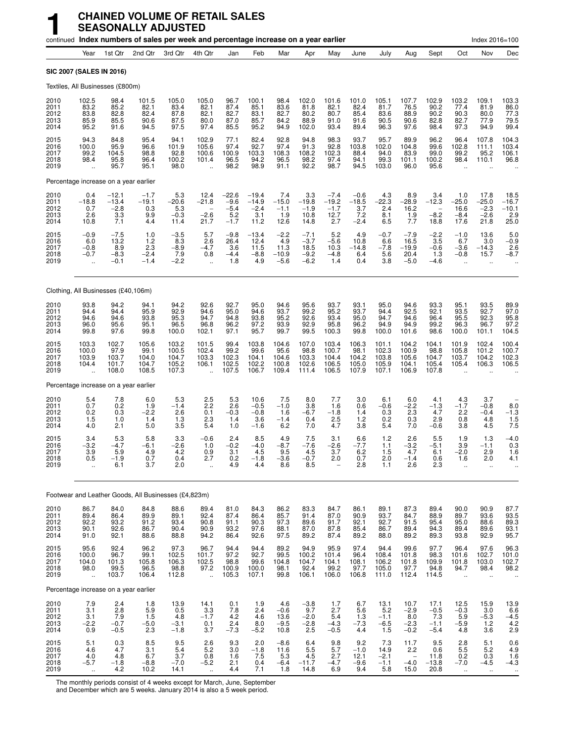# 1 CHAINED VOLUME OF RETAIL SALES SEASONALLY ADJUSTED

continued **Index numbers of sales per week and percentage increase on a year earlier** Index 2016=100

| | Year | 1st Qtr | 2nd Qtr | 3rd Qtr | 4th Qtr | Jan | Feb | Mar | Apr | May | June | July | Aug | Sept | Oct | Nov | Dec |
|---|---|---|---|---|---|---|---|---|---|---|---|---|---|---|---|---|---|
| **SIC 2007 (SALES IN 2016)** | | | | | | | | | | | | | | | | | |
| Textiles, All Businesses (£800m) | | | | | | | | | | | | | | | | | |
| 2010 | 102.5 | 98.4 | 101.5 | 105.0 | 105.0 | 96.7 | 100.1 | 98.4 | 102.0 | 101.6 | 101.0 | 105.1 | 107.7 | 102.9 | 103.2 | 109.1 | 103.3 |
| 2011 | 83.2 | 85.2 | 82.1 | 83.4 | 82.1 | 87.4 | 85.1 | 83.6 | 81.8 | 82.1 | 82.4 | 81.7 | 76.5 | 90.2 | 77.4 | 81.9 | 86.0 |
| 2012 | 83.8 | 82.8 | 82.4 | 87.8 | 82.1 | 82.7 | 83.1 | 82.7 | 80.2 | 80.7 | 85.4 | 83.6 | 88.9 | 90.2 | 90.3 | 80.0 | 77.3 |
| 2013 | 85.9 | 85.5 | 90.6 | 87.5 | 80.0 | 87.0 | 85.7 | 84.2 | 88.9 | 91.0 | 91.6 | 90.5 | 90.6 | 82.8 | 82.7 | 77.9 | 79.5 |
| 2014 | 95.2 | 91.6 | 94.5 | 97.5 | 97.4 | 85.5 | 95.2 | 94.9 | 102.0 | 93.4 | 89.4 | 96.3 | 97.6 | 98.4 | 97.3 | 94.9 | 99.4 |
| 2015 | 94.3 | 84.8 | 95.4 | 94.1 | 102.9 | 77.1 | 82.4 | 92.8 | 94.8 | 98.3 | 93.7 | 95.7 | 89.9 | 96.2 | 96.4 | 107.8 | 104.3 |
| 2016 | 100.0 | 95.9 | 96.6 | 101.9 | 105.6 | 97.4 | 92.7 | 97.4 | 91.3 | 92.8 | 103.8 | 102.0 | 104.8 | 99.6 | 102.8 | 111.1 | 103.4 |
| 2017 | 99.2 | 104.5 | 98.8 | 92.8 | 100.6 | 100.9 | 103.3 | 108.3 | 108.2 | 102.3 | 88.4 | 94.0 | 83.9 | 99.0 | 99.2 | 95.2 | 106.1 |
| 2018 | 98.4 | 95.8 | 96.4 | 100.2 | 101.4 | 96.5 | 94.2 | 96.5 | 98.2 | 97.4 | 94.1 | 99.3 | 101.1 | 100.2 | 98.4 | 110.1 | 96.8 |
| 2019 | .. | 95.7 | 95.1 | 98.0 | .. | 98.2 | 98.9 | 91.1 | 92.2 | 98.7 | 94.5 | 103.0 | 96.0 | 95.6 | .. | .. | .. |
| Percentage increase on a year earlier | | | | | | | | | | | | | | | | | |
| 2010 | 0.4 | −12.1 | −1.7 | 5.3 | 12.4 | −22.6 | −19.4 | 7.4 | 3.3 | −7.4 | −0.6 | 4.3 | 8.9 | 3.4 | 1.0 | 17.8 | 18.5 |
| 2011 | −18.8 | −13.4 | −19.1 | −20.6 | −21.8 | −9.6 | −14.9 | −15.0 | −19.8 | −19.2 | −18.5 | −22.3 | −28.9 | −12.3 | −25.0 | −25.0 | −16.7 |
| 2012 | 0.7 | −2.8 | 0.3 | 5.3 | − | −5.4 | −2.4 | −1.1 | −1.9 | −1.7 | 3.7 | 2.4 | 16.2 | − | 16.6 | −2.3 | −10.1 |
| 2013 | 2.6 | 3.3 | 9.9 | −0.3 | −2.6 | 5.2 | 3.1 | 1.9 | 10.8 | 12.7 | 7.2 | 8.1 | 1.9 | −8.2 | −8.4 | −2.6 | 2.9 |
| 2014 | 10.8 | 7.1 | 4.4 | 11.4 | 21.7 | −1.7 | 11.2 | 12.6 | 14.8 | 2.7 | −2.4 | 6.5 | 7.7 | 18.8 | 17.6 | 21.8 | 25.0 |
| 2015 | −0.9 | −7.5 | 1.0 | −3.5 | 5.7 | −9.8 | −13.4 | −2.2 | −7.1 | 5.2 | 4.9 | −0.7 | −7.9 | −2.2 | −1.0 | 13.6 | 5.0 |
| 2016 | 6.0 | 13.2 | 1.2 | 8.3 | 2.6 | 26.4 | 12.4 | 4.9 | −3.7 | −5.6 | 10.8 | 6.6 | 16.5 | 3.5 | 6.7 | 3.0 | −0.9 |
| 2017 | −0.8 | 8.9 | 2.3 | −8.9 | −4.7 | 3.6 | 11.5 | 11.3 | 18.5 | 10.3 | −14.8 | −7.8 | −19.9 | −0.6 | −3.6 | −14.3 | 2.6 |
| 2018 | −0.7 | −8.3 | −2.4 | 7.9 | 0.8 | −4.4 | −8.8 | −10.9 | −9.2 | −4.8 | 6.4 | 5.6 | 20.4 | 1.3 | −0.8 | 15.7 | −8.7 |
| 2019 | .. | −0.1 | −1.4 | −2.2 | .. | 1.8 | 4.9 | −5.6 | −6.2 | 1.4 | 0.4 | 3.8 | −5.0 | −4.6 | .. | .. | .. |
| Clothing, All Businesses (£40,106m) | | | | | | | | | | | | | | | | | |
| 2010 | 93.8 | 94.2 | 94.1 | 94.2 | 92.6 | 92.7 | 95.0 | 94.6 | 95.6 | 93.7 | 93.1 | 95.0 | 94.6 | 93.3 | 95.1 | 93.5 | 89.9 |
| 2011 | 94.4 | 94.4 | 95.9 | 92.9 | 94.6 | 95.0 | 94.6 | 93.7 | 99.2 | 95.2 | 93.7 | 94.4 | 92.5 | 92.1 | 93.5 | 92.7 | 97.0 |
| 2012 | 94.6 | 94.6 | 93.8 | 95.3 | 94.7 | 94.8 | 93.8 | 95.2 | 92.6 | 93.4 | 95.0 | 94.7 | 94.6 | 96.4 | 95.5 | 92.3 | 95.8 |
| 2013 | 96.0 | 95.6 | 95.1 | 96.5 | 96.8 | 96.2 | 97.2 | 93.9 | 92.9 | 95.8 | 96.2 | 94.9 | 94.9 | 99.2 | 96.3 | 96.7 | 97.2 |
| 2014 | 99.8 | 97.6 | 99.8 | 100.0 | 102.1 | 97.1 | 95.7 | 99.7 | 99.5 | 100.3 | 99.8 | 100.0 | 101.6 | 98.6 | 100.0 | 101.1 | 104.5 |
| 2015 | 103.3 | 102.7 | 105.6 | 103.2 | 101.5 | 99.4 | 103.8 | 104.6 | 107.0 | 103.4 | 106.3 | 101.1 | 104.2 | 104.1 | 101.9 | 102.4 | 100.4 |
| 2016 | 100.0 | 97.9 | 99.1 | 100.5 | 102.4 | 99.2 | 99.6 | 95.6 | 98.8 | 100.7 | 98.1 | 102.3 | 100.9 | 98.8 | 105.8 | 101.2 | 100.7 |
| 2017 | 103.9 | 103.7 | 104.0 | 104.7 | 103.3 | 102.3 | 104.1 | 104.6 | 103.3 | 104.4 | 104.2 | 103.8 | 105.6 | 104.7 | 103.7 | 104.2 | 102.3 |
| 2018 | 104.4 | 101.7 | 104.7 | 105.2 | 106.1 | 102.5 | 102.2 | 100.8 | 102.6 | 106.5 | 105.0 | 105.9 | 104.1 | 105.4 | 105.4 | 106.3 | 106.5 |
| 2019 | .. | 108.0 | 108.5 | 107.3 | .. | 107.5 | 106.7 | 109.4 | 111.4 | 106.5 | 107.9 | 107.1 | 106.9 | 107.8 | .. | .. | .. |
| Percentage increase on a year earlier | | | | | | | | | | | | | | | | | |
| 2010 | 5.4 | 7.8 | 6.0 | 5.3 | 2.5 | 5.3 | 10.6 | 7.5 | 8.0 | 7.7 | 3.0 | 6.1 | 6.0 | 4.1 | 4.3 | 3.7 | − |
| 2011 | 0.7 | 0.2 | 1.9 | −1.4 | 2.2 | 2.6 | −0.5 | −1.0 | 3.8 | 1.6 | 0.6 | −0.6 | −2.2 | −1.3 | −1.7 | −0.8 | 8.0 |
| 2012 | 0.2 | 0.3 | −2.2 | 2.6 | 0.1 | −0.3 | −0.8 | 1.6 | −6.7 | −1.8 | 1.4 | 0.3 | 2.3 | 4.7 | 2.2 | −0.4 | −1.3 |
| 2013 | 1.5 | 1.0 | 1.4 | 1.3 | 2.3 | 1.4 | 3.6 | −1.4 | 0.4 | 2.5 | 1.2 | 0.2 | 0.3 | 2.9 | 0.8 | 4.8 | 1.5 |
| 2014 | 4.0 | 2.1 | 5.0 | 3.5 | 5.4 | 1.0 | −1.6 | 6.2 | 7.0 | 4.7 | 3.8 | 5.4 | 7.0 | −0.6 | 3.8 | 4.5 | 7.5 |
| 2015 | 3.4 | 5.3 | 5.8 | 3.3 | −0.6 | 2.4 | 8.5 | 4.9 | 7.5 | 3.1 | 6.6 | 1.2 | 2.6 | 5.5 | 1.9 | 1.3 | −4.0 |
| 2016 | −3.2 | −4.7 | −6.1 | −2.6 | 1.0 | −0.2 | −4.0 | −8.7 | −7.6 | −2.6 | −7.7 | 1.1 | −3.2 | −5.1 | 3.9 | −1.1 | 0.3 |
| 2017 | 3.9 | 5.9 | 4.9 | 4.2 | 0.9 | 3.1 | 4.5 | 9.5 | 4.5 | 3.7 | 6.2 | 1.5 | 4.7 | 6.1 | −2.0 | 2.9 | 1.6 |
| 2018 | 0.5 | −1.9 | 0.7 | 0.4 | 2.7 | 0.2 | −1.8 | −3.6 | −0.7 | 2.0 | 0.7 | 2.0 | −1.4 | 0.6 | 1.6 | 2.0 | 4.1 |
| 2019 | .. | 6.1 | 3.7 | 2.0 | .. | 4.9 | 4.4 | 8.6 | 8.5 | − | 2.8 | 1.1 | 2.6 | 2.3 | .. | .. | .. |
| Footwear and Leather Goods, All Businesses (£4,823m) | | | | | | | | | | | | | | | | | |
| 2010 | 86.7 | 84.0 | 84.8 | 88.6 | 89.4 | 81.0 | 84.3 | 86.2 | 83.3 | 84.7 | 86.1 | 89.1 | 87.3 | 89.4 | 90.0 | 90.9 | 87.7 |
| 2011 | 89.4 | 86.4 | 89.9 | 89.1 | 92.4 | 87.4 | 86.4 | 85.7 | 91.4 | 87.0 | 90.9 | 93.7 | 84.7 | 88.9 | 89.7 | 93.6 | 93.5 |
| 2012 | 92.2 | 93.2 | 91.2 | 93.4 | 90.8 | 91.1 | 90.3 | 97.3 | 89.6 | 91.7 | 92.1 | 92.7 | 91.5 | 95.4 | 95.0 | 88.6 | 89.3 |
| 2013 | 90.1 | 92.6 | 86.7 | 90.4 | 90.9 | 93.2 | 97.6 | 88.1 | 87.0 | 87.8 | 85.4 | 86.7 | 89.4 | 94.3 | 89.4 | 89.6 | 93.1 |
| 2014 | 91.0 | 92.1 | 88.6 | 88.8 | 94.2 | 86.4 | 92.6 | 97.5 | 89.2 | 87.4 | 89.2 | 88.0 | 89.2 | 89.3 | 93.8 | 92.9 | 95.7 |
| 2015 | 95.6 | 92.4 | 96.2 | 97.3 | 96.7 | 94.4 | 94.4 | 89.2 | 94.9 | 95.9 | 97.4 | 94.4 | 99.6 | 97.7 | 96.4 | 97.6 | 96.3 |
| 2016 | 100.0 | 96.7 | 99.1 | 102.5 | 101.7 | 97.2 | 92.7 | 99.5 | 100.2 | 101.4 | 96.4 | 108.4 | 101.8 | 98.3 | 101.6 | 102.7 | 101.0 |
| 2017 | 104.0 | 101.3 | 105.8 | 106.3 | 102.5 | 98.8 | 99.6 | 104.8 | 104.7 | 104.1 | 108.1 | 106.2 | 101.8 | 109.9 | 101.8 | 103.0 | 102.7 |
| 2018 | 98.0 | 99.5 | 96.5 | 98.8 | 97.2 | 100.9 | 100.0 | 98.1 | 92.4 | 99.2 | 97.7 | 105.0 | 97.7 | 94.8 | 94.7 | 98.4 | 98.2 |
| 2019 | .. | 103.7 | 106.4 | 112.8 | .. | 105.3 | 107.1 | 99.8 | 106.1 | 106.0 | 106.8 | 111.0 | 112.4 | 114.5 | .. | .. | .. |
| Percentage increase on a year earlier | | | | | | | | | | | | | | | | | |
| 2010 | 7.9 | 2.4 | 1.8 | 13.9 | 14.1 | 0.1 | 1.9 | 4.6 | −3.8 | 1.7 | 6.7 | 13.1 | 10.7 | 17.1 | 12.5 | 15.9 | 13.9 |
| 2011 | 3.1 | 2.8 | 5.9 | 0.5 | 3.3 | 7.8 | 2.4 | −0.6 | 9.7 | 2.7 | 5.6 | 5.2 | −2.9 | −0.5 | −0.3 | 3.0 | 6.6 |
| 2012 | 3.1 | 7.9 | 1.5 | 4.8 | −1.7 | 4.2 | 4.6 | 13.6 | −2.0 | 5.4 | 1.3 | −1.1 | 8.0 | 7.3 | 5.9 | −5.3 | −4.5 |
| 2013 | −2.2 | −0.7 | −5.0 | −3.1 | 0.1 | 2.4 | 8.0 | −9.5 | −2.8 | −4.3 | −7.3 | −6.5 | −2.3 | −1.1 | −5.9 | 1.2 | 4.2 |
| 2014 | 0.9 | −0.5 | 2.3 | −1.8 | 3.7 | −7.3 | −5.2 | 10.8 | 2.5 | −0.5 | 4.4 | 1.5 | −0.2 | −5.4 | 4.8 | 3.6 | 2.9 |
| 2015 | 5.1 | 0.3 | 8.5 | 9.5 | 2.6 | 9.3 | 2.0 | −8.6 | 6.4 | 9.8 | 9.2 | 7.3 | 11.7 | 9.5 | 2.8 | 5.1 | 0.6 |
| 2016 | 4.6 | 4.7 | 3.1 | 5.4 | 5.2 | 3.0 | −1.8 | 11.6 | 5.5 | 5.7 | −1.0 | 14.9 | 2.2 | 0.6 | 5.5 | 5.2 | 4.9 |
| 2017 | 4.0 | 4.8 | 6.7 | 3.7 | 0.8 | 1.6 | 7.5 | 5.3 | 4.5 | 2.7 | 12.1 | −2.1 | − | 11.8 | 0.2 | 0.3 | 1.6 |
| 2018 | −5.7 | −1.8 | −8.8 | −7.0 | −5.2 | 2.1 | 0.4 | −6.4 | −11.7 | −4.7 | −9.6 | −1.1 | −4.0 | −13.8 | −7.0 | −4.5 | −4.3 |
| 2019 | .. | 4.2 | 10.2 | 14.1 | .. | 4.4 | 7.1 | 1.8 | 14.8 | 6.9 | 9.4 | 5.8 | 15.0 | 20.8 | .. | .. | .. |

The monthly periods consist of 4 weeks except for March, June, September and December which are 5 weeks. January 2014 is also a 5 week period.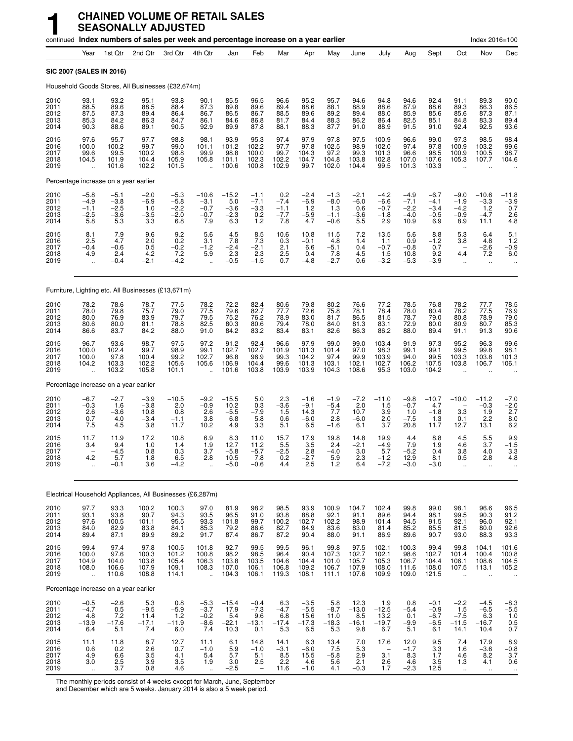# 1 CHAINED VOLUME OF RETAIL SALES SEASONALLY ADJUSTED

continued **Index numbers of sales per week and percentage increase on a year earlier** Index 2016=100

| | Year | 1st Qtr | 2nd Qtr | 3rd Qtr | 4th Qtr | Jan | Feb | Mar | Apr | May | June | July | Aug | Sept | Oct | Nov | Dec |
|---|---|---|---|---|---|---|---|---|---|---|---|---|---|---|---|---|---|
| **SIC 2007 (SALES IN 2016)** | | | | | | | | | | | | | | | | | |
| Household Goods Stores, All Businesses (£32,674m) | | | | | | | | | | | | | | | | | |
| 2010 | 93.1 | 93.2 | 95.1 | 93.8 | 90.1 | 85.5 | 96.5 | 96.6 | 95.2 | 95.7 | 94.6 | 94.8 | 94.6 | 92.4 | 91.1 | 89.3 | 90.0 |
| 2011 | 88.5 | 89.6 | 88.5 | 88.4 | 87.3 | 89.8 | 89.6 | 89.4 | 88.6 | 88.1 | 88.9 | 88.6 | 87.9 | 88.6 | 89.3 | 86.3 | 86.5 |
| 2012 | 87.5 | 87.3 | 89.4 | 86.4 | 86.7 | 86.5 | 86.7 | 88.5 | 89.6 | 89.2 | 89.4 | 88.0 | 85.9 | 85.6 | 85.6 | 87.3 | 87.1 |
| 2013 | 85.3 | 84.2 | 86.3 | 84.7 | 86.1 | 84.6 | 86.8 | 81.7 | 84.4 | 88.3 | 86.2 | 86.4 | 82.5 | 85.1 | 84.8 | 83.3 | 89.4 |
| 2014 | 90.3 | 88.6 | 89.1 | 90.5 | 92.9 | 89.9 | 87.8 | 88.1 | 88.3 | 87.7 | 91.0 | 88.9 | 91.5 | 91.0 | 92.4 | 92.5 | 93.6 |
| 2015 | 97.6 | 95.7 | 97.7 | 98.8 | 98.1 | 93.9 | 95.3 | 97.4 | 97.9 | 97.8 | 97.5 | 100.9 | 96.6 | 99.0 | 97.3 | 98.5 | 98.4 |
| 2016 | 100.0 | 100.2 | 99.7 | 99.0 | 101.1 | 101.2 | 102.2 | 97.7 | 97.8 | 102.5 | 98.9 | 102.0 | 97.4 | 97.8 | 100.9 | 103.2 | 99.6 |
| 2017 | 99.6 | 99.5 | 100.2 | 98.8 | 99.9 | 98.8 | 100.0 | 99.7 | 104.3 | 97.2 | 99.3 | 101.3 | 96.6 | 98.5 | 100.9 | 100.5 | 98.7 |
| 2018 | 104.5 | 101.9 | 104.4 | 105.9 | 105.8 | 101.1 | 102.3 | 102.2 | 104.7 | 104.8 | 103.8 | 102.8 | 107.0 | 107.6 | 105.3 | 107.7 | 104.6 |
| 2019 | .. | 101.6 | 102.2 | 101.5 | .. | 100.6 | 100.8 | 102.9 | 99.7 | 102.0 | 104.4 | 99.5 | 101.3 | 103.3 | .. | .. | .. |
| Percentage increase on a year earlier | | | | | | | | | | | | | | | | | |
| 2010 | −5.8 | −5.1 | −2.0 | −5.3 | −10.6 | −15.2 | −1.1 | 0.2 | −2.4 | −1.3 | −2.1 | −4.2 | −4.9 | −6.7 | −9.0 | −10.6 | −11.8 |
| 2011 | −4.9 | −3.8 | −6.9 | −5.8 | −3.1 | 5.0 | −7.1 | −7.4 | −6.9 | −8.0 | −6.0 | −6.6 | −7.1 | −4.1 | −1.9 | −3.3 | −3.9 |
| 2012 | −1.1 | −2.5 | 1.0 | −2.2 | −0.7 | −3.6 | −3.3 | −1.1 | 1.2 | 1.3 | 0.6 | −0.7 | −2.2 | −3.4 | −4.2 | 1.2 | 0.7 |
| 2013 | −2.5 | −3.6 | −3.5 | −2.0 | −0.7 | −2.3 | 0.2 | −7.7 | −5.9 | −1.1 | −3.6 | −1.8 | −4.0 | −0.5 | −0.9 | −4.7 | 2.6 |
| 2014 | 5.8 | 5.3 | 3.3 | 6.8 | 7.9 | 6.3 | 1.2 | 7.8 | 4.7 | −0.6 | 5.5 | 2.9 | 10.9 | 6.9 | 8.9 | 11.1 | 4.8 |
| 2015 | 8.1 | 7.9 | 9.6 | 9.2 | 5.6 | 4.5 | 8.5 | 10.6 | 10.8 | 11.5 | 7.2 | 13.5 | 5.6 | 8.8 | 5.3 | 6.4 | 5.1 |
| 2016 | 2.5 | 4.7 | 2.0 | 0.2 | 3.1 | 7.8 | 7.3 | 0.3 | −0.1 | 4.8 | 1.4 | 1.1 | 0.9 | −1.2 | 3.8 | 4.8 | 1.2 |
| 2017 | −0.4 | −0.6 | 0.5 | −0.2 | −1.2 | −2.4 | −2.1 | 2.1 | 6.6 | −5.1 | 0.4 | −0.7 | −0.8 | 0.7 | – | −2.6 | −0.9 |
| 2018 | 4.9 | 2.4 | 4.2 | 7.2 | 5.9 | 2.3 | 2.3 | 2.5 | 0.4 | 7.8 | 4.5 | 1.5 | 10.8 | 9.2 | 4.4 | 7.2 | 6.0 |
| 2019 | .. | −0.4 | −2.1 | −4.2 | .. | −0.5 | −1.5 | 0.7 | −4.8 | −2.7 | 0.6 | −3.2 | −5.3 | −3.9 | .. | .. | .. |
| Furniture, Lighting etc. All Businesses (£13,671m) | | | | | | | | | | | | | | | | | |
| 2010 | 78.2 | 78.6 | 78.7 | 77.5 | 78.2 | 72.2 | 82.4 | 80.6 | 79.8 | 80.2 | 76.6 | 77.2 | 78.5 | 76.8 | 78.2 | 77.7 | 78.5 |
| 2011 | 78.0 | 79.8 | 75.7 | 79.0 | 77.5 | 79.6 | 82.7 | 77.7 | 72.6 | 75.8 | 78.1 | 78.4 | 78.0 | 80.4 | 78.2 | 77.5 | 76.9 |
| 2012 | 80.0 | 76.9 | 83.9 | 79.7 | 79.5 | 75.2 | 76.2 | 78.9 | 83.0 | 81.7 | 86.5 | 81.5 | 78.7 | 79.0 | 80.8 | 78.9 | 79.0 |
| 2013 | 80.6 | 80.0 | 81.1 | 78.8 | 82.5 | 80.3 | 80.6 | 79.4 | 78.0 | 84.0 | 81.3 | 83.1 | 72.9 | 80.0 | 80.9 | 80.7 | 85.3 |
| 2014 | 86.6 | 83.7 | 84.2 | 88.0 | 91.0 | 84.2 | 83.2 | 83.4 | 83.1 | 82.6 | 86.3 | 86.2 | 88.0 | 89.4 | 91.1 | 91.3 | 90.6 |
| 2015 | 96.7 | 93.6 | 98.7 | 97.5 | 97.2 | 91.2 | 92.4 | 96.6 | 97.9 | 99.0 | 99.0 | 103.4 | 91.9 | 97.3 | 95.2 | 96.3 | 99.6 |
| 2016 | 100.0 | 102.4 | 99.7 | 98.9 | 99.1 | 102.7 | 102.7 | 101.9 | 101.3 | 101.4 | 97.0 | 98.3 | 99.1 | 99.1 | 99.5 | 99.8 | 98.1 |
| 2017 | 100.0 | 97.8 | 100.4 | 99.2 | 102.7 | 96.8 | 96.9 | 99.3 | 104.2 | 97.4 | 99.9 | 103.9 | 94.0 | 99.5 | 103.3 | 103.8 | 101.3 |
| 2018 | 104.2 | 103.3 | 102.2 | 105.6 | 105.6 | 106.9 | 104.4 | 99.6 | 101.3 | 103.1 | 102.1 | 102.7 | 106.2 | 107.5 | 103.8 | 106.7 | 106.1 |
| 2019 | .. | 103.2 | 105.8 | 101.1 | .. | 101.6 | 103.8 | 103.9 | 103.9 | 104.3 | 108.6 | 95.3 | 103.0 | 104.2 | .. | .. | .. |
| Percentage increase on a year earlier | | | | | | | | | | | | | | | | | |
| 2010 | −6.7 | −2.7 | −3.9 | −10.5 | −9.2 | −15.5 | 5.0 | 2.3 | −1.6 | −1.9 | −7.2 | −11.0 | −9.8 | −10.7 | −10.0 | −11.2 | −7.0 |
| 2011 | −0.3 | 1.6 | −3.8 | 2.0 | −0.9 | 10.2 | 0.3 | −3.6 | −9.1 | −5.4 | 2.0 | 1.5 | −0.7 | 4.7 | – | −0.3 | −2.0 |
| 2012 | 2.6 | −3.6 | 10.8 | 0.8 | 2.6 | −5.5 | −7.9 | 1.5 | 14.3 | 7.7 | 10.7 | 3.9 | 1.0 | −1.8 | 3.3 | 1.9 | 2.7 |
| 2013 | 0.7 | 4.0 | −3.4 | −1.1 | 3.8 | 6.8 | 5.8 | 0.6 | −6.0 | 2.8 | −6.0 | 2.0 | −7.5 | 1.3 | 0.1 | 2.2 | 8.0 |
| 2014 | 7.5 | 4.5 | 3.8 | 11.7 | 10.2 | 4.9 | 3.3 | 5.1 | 6.5 | −1.6 | 6.1 | 3.7 | 20.8 | 11.7 | 12.7 | 13.1 | 6.2 |
| 2015 | 11.7 | 11.9 | 17.2 | 10.8 | 6.9 | 8.3 | 11.0 | 15.7 | 17.9 | 19.8 | 14.8 | 19.9 | 4.4 | 8.8 | 4.5 | 5.5 | 9.9 |
| 2016 | 3.4 | 9.4 | 1.0 | 1.4 | 1.9 | 12.7 | 11.2 | 5.5 | 3.5 | 2.4 | −2.1 | −4.9 | 7.9 | 1.9 | 4.6 | 3.7 | −1.5 |
| 2017 | – | −4.5 | 0.8 | 0.3 | 3.7 | −5.8 | −5.7 | −2.5 | 2.8 | −4.0 | 3.0 | 5.7 | −5.2 | 0.4 | 3.8 | 4.0 | 3.3 |
| 2018 | 4.2 | 5.7 | 1.8 | 6.5 | 2.8 | 10.5 | 7.8 | 0.2 | −2.7 | 5.9 | 2.3 | −1.2 | 12.9 | 8.1 | 0.5 | 2.8 | 4.8 |
| 2019 | .. | −0.1 | 3.6 | −4.2 | .. | −5.0 | −0.6 | 4.4 | 2.5 | 1.2 | 6.4 | −7.2 | −3.0 | −3.0 | .. | .. | .. |
| Electrical Household Appliances, All Businesses (£6,287m) | | | | | | | | | | | | | | | | | |
| 2010 | 97.7 | 93.3 | 100.2 | 100.3 | 97.0 | 81.9 | 98.2 | 98.5 | 93.9 | 100.9 | 104.7 | 102.4 | 99.8 | 99.0 | 98.1 | 96.6 | 96.5 |
| 2011 | 93.1 | 93.8 | 90.7 | 94.3 | 93.5 | 96.5 | 91.0 | 93.8 | 88.8 | 92.1 | 91.1 | 89.6 | 94.4 | 98.1 | 99.5 | 90.3 | 91.2 |
| 2012 | 97.6 | 100.5 | 101.1 | 95.5 | 93.3 | 101.8 | 99.7 | 100.2 | 102.7 | 102.2 | 98.9 | 101.4 | 94.5 | 91.5 | 92.1 | 96.0 | 92.1 |
| 2013 | 84.0 | 82.9 | 83.8 | 84.1 | 85.3 | 79.2 | 86.6 | 82.7 | 84.9 | 83.6 | 83.0 | 81.4 | 85.2 | 85.5 | 81.5 | 80.0 | 92.6 |
| 2014 | 89.4 | 87.1 | 89.9 | 89.2 | 91.7 | 87.4 | 86.7 | 87.2 | 90.4 | 88.0 | 91.1 | 86.9 | 89.6 | 90.7 | 93.0 | 88.3 | 93.3 |
| 2015 | 99.4 | 97.4 | 97.8 | 100.5 | 101.8 | 92.7 | 99.5 | 99.5 | 96.1 | 99.8 | 97.5 | 102.1 | 100.3 | 99.4 | 99.8 | 104.1 | 101.6 |
| 2016 | 100.0 | 97.6 | 100.3 | 101.2 | 100.8 | 98.2 | 98.5 | 96.4 | 90.4 | 107.3 | 102.7 | 102.1 | 98.6 | 102.7 | 101.4 | 100.4 | 100.8 |
| 2017 | 104.9 | 104.0 | 103.8 | 105.4 | 106.3 | 103.8 | 103.5 | 104.6 | 104.4 | 101.0 | 105.7 | 105.3 | 106.7 | 104.4 | 106.1 | 108.6 | 104.5 |
| 2018 | 108.0 | 106.6 | 107.9 | 109.1 | 108.3 | 107.0 | 106.1 | 106.8 | 109.2 | 106.7 | 107.9 | 108.0 | 111.6 | 108.0 | 107.5 | 113.1 | 105.2 |
| 2019 | .. | 110.6 | 108.8 | 114.1 | .. | 104.3 | 106.1 | 119.3 | 108.1 | 111.1 | 107.6 | 109.9 | 109.0 | 121.5 | .. | .. | .. |
| Percentage increase on a year earlier | | | | | | | | | | | | | | | | | |
| 2010 | −0.5 | −2.6 | 5.3 | 0.8 | −5.3 | −15.4 | −0.4 | 6.3 | −3.5 | 5.8 | 12.3 | 1.9 | 0.8 | −0.1 | −2.2 | −4.5 | −8.3 |
| 2011 | −4.7 | 0.5 | −9.5 | −5.9 | −3.7 | 17.9 | −7.3 | −4.7 | −5.5 | −8.7 | −13.0 | −12.5 | −5.4 | −0.9 | 1.5 | −6.5 | −5.5 |
| 2012 | 4.8 | 7.2 | 11.4 | 1.2 | −0.2 | 5.4 | 9.6 | 6.8 | 15.6 | 11.0 | 8.5 | 13.2 | 0.1 | −6.7 | −7.5 | 6.3 | 1.0 |
| 2013 | −13.9 | −17.6 | −17.1 | −11.9 | −8.6 | −22.1 | −13.1 | −17.4 | −17.3 | −18.3 | −16.1 | −19.7 | −9.9 | −6.5 | −11.5 | −16.7 | 0.5 |
| 2014 | 6.4 | 5.1 | 7.4 | 6.0 | 7.4 | 10.3 | 0.1 | 5.3 | 6.5 | 5.3 | 9.8 | 6.7 | 5.1 | 6.1 | 14.1 | 10.4 | 0.7 |
| 2015 | 11.1 | 11.8 | 8.7 | 12.7 | 11.1 | 6.1 | 14.8 | 14.1 | 6.3 | 13.4 | 7.0 | 17.6 | 12.0 | 9.5 | 7.4 | 17.9 | 8.9 |
| 2016 | 0.6 | 0.2 | 2.6 | 0.7 | −1.0 | 5.9 | −1.0 | −3.1 | −6.0 | 7.5 | 5.3 | – | −1.7 | 3.3 | 1.6 | −3.6 | −0.8 |
| 2017 | 4.9 | 6.6 | 3.5 | 4.1 | 5.4 | 5.7 | 5.1 | 8.5 | 15.5 | −5.8 | 2.9 | 3.1 | 8.3 | 1.7 | 4.6 | 8.2 | 3.7 |
| 2018 | 3.0 | 2.5 | 3.9 | 3.5 | 1.9 | 3.0 | 2.5 | 2.2 | 4.6 | 5.6 | 2.1 | 2.6 | 4.6 | 3.5 | 1.3 | 4.1 | 0.6 |
| 2019 | .. | 3.7 | 0.8 | 4.6 | .. | −2.5 | – | 11.6 | −1.0 | 4.1 | −0.3 | 1.7 | −2.3 | 12.5 | .. | .. | .. |

The monthly periods consist of 4 weeks except for March, June, September and December which are 5 weeks. January 2014 is also a 5 week period.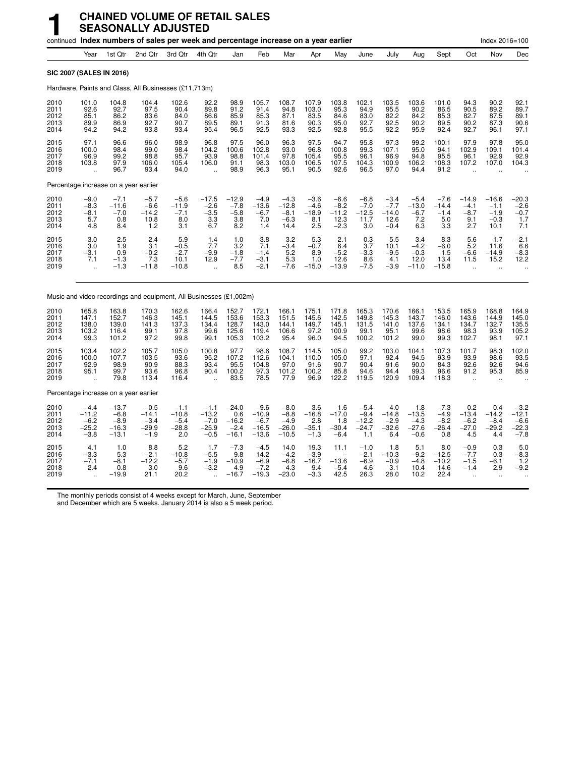# 1 CHAINED VOLUME OF RETAIL SALES SEASONALLY ADJUSTED

continued **Index numbers of sales per week and percentage increase on a year earlier** Index 2016=100

| | Year | 1st Qtr | 2nd Qtr | 3rd Qtr | 4th Qtr | Jan | Feb | Mar | Apr | May | June | July | Aug | Sept | Oct | Nov | Dec |
|---|---|---|---|---|---|---|---|---|---|---|---|---|---|---|---|---|---|
| **SIC 2007 (SALES IN 2016)** | | | | | | | | | | | | | | | | | |
| Hardware, Paints and Glass, All Businesses (£11,713m) | | | | | | | | | | | | | | | | | |
| 2010 | 101.0 | 104.8 | 104.4 | 102.6 | 92.2 | 98.9 | 105.7 | 108.7 | 107.9 | 103.8 | 102.1 | 103.5 | 103.6 | 101.0 | 94.3 | 90.2 | 92.1 |
| 2011 | 92.6 | 92.7 | 97.5 | 90.4 | 89.8 | 91.2 | 91.4 | 94.8 | 103.0 | 95.3 | 94.9 | 95.5 | 90.2 | 86.5 | 90.5 | 89.2 | 89.7 |
| 2012 | 85.1 | 86.2 | 83.6 | 84.0 | 86.6 | 85.9 | 85.3 | 87.1 | 83.5 | 84.6 | 83.0 | 82.2 | 84.2 | 85.3 | 82.7 | 87.5 | 89.1 |
| 2013 | 89.9 | 86.9 | 92.7 | 90.7 | 89.5 | 89.1 | 91.3 | 81.6 | 90.3 | 95.0 | 92.7 | 92.5 | 90.2 | 89.5 | 90.2 | 87.3 | 90.6 |
| 2014 | 94.2 | 94.2 | 93.8 | 93.4 | 95.4 | 96.5 | 92.5 | 93.3 | 92.5 | 92.8 | 95.5 | 92.2 | 95.9 | 92.4 | 92.7 | 96.1 | 97.1 |
| 2015 | 97.1 | 96.6 | 96.0 | 98.9 | 96.8 | 97.5 | 96.0 | 96.3 | 97.5 | 94.7 | 95.8 | 97.3 | 99.2 | 100.1 | 97.9 | 97.8 | 95.0 |
| 2016 | 100.0 | 98.4 | 99.0 | 98.4 | 104.2 | 100.6 | 102.8 | 93.0 | 96.8 | 100.8 | 99.3 | 107.1 | 95.0 | 94.1 | 102.9 | 109.1 | 101.4 |
| 2017 | 96.9 | 99.2 | 98.8 | 95.7 | 93.9 | 98.8 | 101.4 | 97.8 | 105.4 | 95.5 | 96.1 | 96.9 | 94.8 | 95.5 | 96.1 | 92.9 | 92.9 |
| 2018 | 103.8 | 97.9 | 106.0 | 105.4 | 106.0 | 91.1 | 98.3 | 103.0 | 106.5 | 107.5 | 104.3 | 100.9 | 106.2 | 108.3 | 107.2 | 107.0 | 104.3 |
| 2019 | .. | 96.7 | 93.4 | 94.0 | .. | 98.9 | 96.3 | 95.1 | 90.5 | 92.6 | 96.5 | 97.0 | 94.4 | 91.2 | .. | .. | .. |
| Percentage increase on a year earlier | | | | | | | | | | | | | | | | | |
| 2010 | −9.0 | −7.1 | −5.7 | −5.6 | −17.5 | −12.9 | −4.9 | −4.3 | −3.6 | −6.6 | −6.8 | −3.4 | −5.4 | −7.6 | −14.9 | −16.6 | −20.3 |
| 2011 | −8.3 | −11.6 | −6.6 | −11.9 | −2.6 | −7.8 | −13.6 | −12.8 | −4.6 | −8.2 | −7.0 | −7.7 | −13.0 | −14.4 | −4.1 | −1.1 | −2.6 |
| 2012 | −8.1 | −7.0 | −14.2 | −7.1 | −3.5 | −5.8 | −6.7 | −8.1 | −18.9 | −11.2 | −12.5 | −14.0 | −6.7 | −1.4 | −8.7 | −1.9 | −0.7 |
| 2013 | 5.7 | 0.8 | 10.8 | 8.0 | 3.3 | 3.8 | 7.0 | −6.3 | 8.1 | 12.3 | 11.7 | 12.6 | 7.2 | 5.0 | 9.1 | −0.3 | 1.7 |
| 2014 | 4.8 | 8.4 | 1.2 | 3.1 | 6.7 | 8.2 | 1.4 | 14.4 | 2.5 | −2.3 | 3.0 | −0.4 | 6.3 | 3.3 | 2.7 | 10.1 | 7.1 |
| 2015 | 3.0 | 2.5 | 2.4 | 5.9 | 1.4 | 1.0 | 3.8 | 3.2 | 5.3 | 2.1 | 0.3 | 5.5 | 3.4 | 8.3 | 5.6 | 1.7 | −2.1 |
| 2016 | 3.0 | 1.9 | 3.1 | −0.5 | 7.7 | 3.2 | 7.1 | −3.4 | −0.7 | 6.4 | 3.7 | 10.1 | −4.2 | −6.0 | 5.2 | 11.6 | 6.6 |
| 2017 | −3.1 | 0.9 | −0.2 | −2.7 | −9.9 | −1.8 | −1.4 | 5.2 | 8.9 | −5.2 | −3.3 | −9.5 | −0.3 | 1.5 | −6.6 | −14.9 | −8.3 |
| 2018 | 7.1 | −1.3 | 7.3 | 10.1 | 12.9 | −7.7 | −3.1 | 5.3 | 1.0 | 12.6 | 8.6 | 4.1 | 12.0 | 13.4 | 11.5 | 15.2 | 12.2 |
| 2019 | .. | −1.3 | −11.8 | −10.8 | .. | 8.5 | −2.1 | −7.6 | −15.0 | −13.9 | −7.5 | −3.9 | −11.0 | −15.8 | .. | .. | .. |
| Music and video recordings and equipment, All Businesses (£1,002m) | | | | | | | | | | | | | | | | | |
| 2010 | 165.8 | 163.8 | 170.3 | 162.6 | 166.4 | 152.7 | 172.1 | 166.1 | 175.1 | 171.8 | 165.3 | 170.6 | 166.1 | 153.5 | 165.9 | 168.8 | 164.9 |
| 2011 | 147.1 | 152.7 | 146.3 | 145.1 | 144.5 | 153.6 | 153.3 | 151.5 | 145.6 | 142.5 | 149.8 | 145.3 | 143.7 | 146.0 | 143.6 | 144.9 | 145.0 |
| 2012 | 138.0 | 139.0 | 141.3 | 137.3 | 134.4 | 128.7 | 143.0 | 144.1 | 149.7 | 145.1 | 131.5 | 141.0 | 137.6 | 134.1 | 134.7 | 132.7 | 135.5 |
| 2013 | 103.2 | 116.4 | 99.1 | 97.8 | 99.6 | 125.6 | 119.4 | 106.6 | 97.2 | 100.9 | 99.1 | 95.1 | 99.6 | 98.6 | 98.3 | 93.9 | 105.2 |
| 2014 | 99.3 | 101.2 | 97.2 | 99.8 | 99.1 | 105.3 | 103.2 | 95.4 | 96.0 | 94.5 | 100.2 | 101.2 | 99.0 | 99.3 | 102.7 | 98.1 | 97.1 |
| 2015 | 103.4 | 102.2 | 105.7 | 105.0 | 100.8 | 97.7 | 98.6 | 108.7 | 114.5 | 105.0 | 99.2 | 103.0 | 104.1 | 107.3 | 101.7 | 98.3 | 102.0 |
| 2016 | 100.0 | 107.7 | 103.5 | 93.6 | 95.2 | 107.2 | 112.6 | 104.1 | 110.0 | 105.0 | 97.1 | 92.4 | 94.5 | 93.9 | 93.9 | 98.6 | 93.5 |
| 2017 | 92.9 | 98.9 | 90.9 | 88.3 | 93.4 | 95.5 | 104.8 | 97.0 | 91.6 | 90.7 | 90.4 | 91.6 | 90.0 | 84.3 | 92.6 | 92.6 | 94.6 |
| 2018 | 95.1 | 99.7 | 93.6 | 96.8 | 90.4 | 100.2 | 97.3 | 101.2 | 100.2 | 85.8 | 94.6 | 94.4 | 99.3 | 96.6 | 91.2 | 95.3 | 85.9 |
| 2019 | .. | 79.8 | 113.4 | 116.4 | .. | 83.5 | 78.5 | 77.9 | 96.9 | 122.2 | 119.5 | 120.9 | 109.4 | 118.3 | .. | .. | .. |
| Percentage increase on a year earlier | | | | | | | | | | | | | | | | | |
| 2010 | −4.4 | −13.7 | −0.5 | −1.1 | −1.1 | −24.0 | −9.6 | −8.0 | 3.6 | 1.6 | −5.4 | 4.0 | 1.8 | −7.3 | 0.2 | 0.4 | −3.2 |
| 2011 | −11.2 | −6.8 | −14.1 | −10.8 | −13.2 | 0.6 | −10.9 | −8.8 | −16.8 | −17.0 | −9.4 | −14.8 | −13.5 | −4.9 | −13.4 | −14.2 | −12.1 |
| 2012 | −6.2 | −8.9 | −3.4 | −5.4 | −7.0 | −16.2 | −6.7 | −4.9 | 2.8 | 1.8 | −12.2 | −2.9 | −4.3 | −8.2 | −6.2 | −8.4 | −6.6 |
| 2013 | −25.2 | −16.3 | −29.9 | −28.8 | −25.9 | −2.4 | −16.5 | −26.0 | −35.1 | −30.4 | −24.7 | −32.6 | −27.6 | −26.4 | −27.0 | −29.2 | −22.3 |
| 2014 | −3.8 | −13.1 | −1.9 | 2.0 | −0.5 | −16.1 | −13.6 | −10.5 | −1.3 | −6.4 | 1.1 | 6.4 | −0.6 | 0.8 | 4.5 | 4.4 | −7.8 |
| 2015 | 4.1 | 1.0 | 8.8 | 5.2 | 1.7 | −7.3 | −4.5 | 14.0 | 19.3 | 11.1 | −1.0 | 1.8 | 5.1 | 8.0 | −0.9 | 0.3 | 5.0 |
| 2016 | −3.3 | 5.3 | −2.1 | −10.8 | −5.5 | 9.8 | 14.2 | −4.2 | −3.9 | – | −2.1 | −10.3 | −9.2 | −12.5 | −7.7 | 0.3 | −8.3 |
| 2017 | −7.1 | −8.1 | −12.2 | −5.7 | −1.9 | −10.9 | −6.9 | −6.8 | −16.7 | −13.6 | −6.9 | −0.9 | −4.8 | −10.2 | −1.5 | −6.1 | 1.2 |
| 2018 | 2.4 | 0.8 | 3.0 | 9.6 | −3.2 | 4.9 | −7.2 | 4.3 | 9.4 | −5.4 | 4.6 | 3.1 | 10.4 | 14.6 | −1.4 | 2.9 | −9.2 |
| 2019 | .. | −19.9 | 21.1 | 20.2 | .. | −16.7 | −19.3 | −23.0 | −3.3 | 42.5 | 26.3 | 28.0 | 10.2 | 22.4 | .. | .. | .. |

The monthly periods consist of 4 weeks except for March, June, September and December which are 5 weeks. January 2014 is also a 5 week period.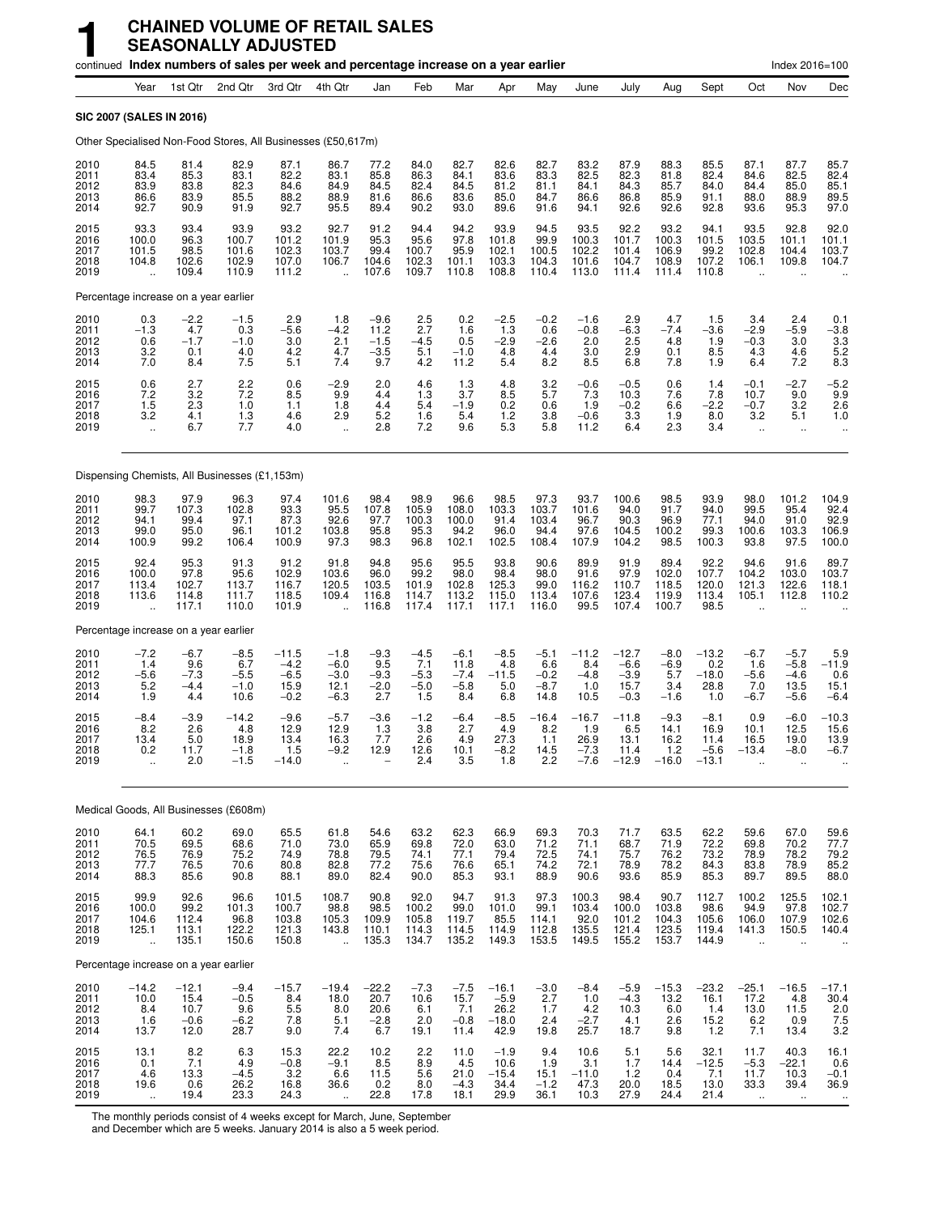# 1 CHAINED VOLUME OF RETAIL SALES SEASONALLY ADJUSTED

continued **Index numbers of sales per week and percentage increase on a year earlier** Index 2016=100

| | Year | 1st Qtr | 2nd Qtr | 3rd Qtr | 4th Qtr | Jan | Feb | Mar | Apr | May | June | July | Aug | Sept | Oct | Nov | Dec |
|---|---|---|---|---|---|---|---|---|---|---|---|---|---|---|---|---|---|
| **SIC 2007 (SALES IN 2016)** | | | | | | | | | | | | | | | | | |
| Other Specialised Non-Food Stores, All Businesses (£50,617m) | | | | | | | | | | | | | | | | | |
| 2010 | 84.5 | 81.4 | 82.9 | 87.1 | 86.7 | 77.2 | 84.0 | 82.7 | 82.6 | 82.7 | 83.2 | 87.9 | 88.3 | 85.5 | 87.1 | 87.7 | 85.7 |
| 2011 | 83.4 | 85.3 | 83.1 | 82.2 | 83.1 | 85.8 | 86.3 | 84.1 | 83.6 | 83.3 | 82.5 | 82.3 | 81.8 | 82.4 | 84.6 | 82.5 | 82.4 |
| 2012 | 83.9 | 83.8 | 82.3 | 84.6 | 84.9 | 84.5 | 82.4 | 84.5 | 81.2 | 81.1 | 84.1 | 84.3 | 85.7 | 84.0 | 84.4 | 85.0 | 85.1 |
| 2013 | 86.6 | 83.9 | 85.5 | 88.2 | 88.9 | 81.6 | 86.6 | 83.6 | 85.0 | 84.7 | 86.6 | 86.8 | 85.9 | 91.1 | 88.0 | 88.9 | 89.5 |
| 2014 | 92.7 | 90.9 | 91.9 | 92.7 | 95.5 | 89.4 | 90.2 | 93.0 | 89.6 | 91.6 | 94.1 | 92.6 | 92.6 | 92.8 | 93.6 | 95.3 | 97.0 |
| 2015 | 93.3 | 93.4 | 93.9 | 93.2 | 92.7 | 91.2 | 94.4 | 94.2 | 93.9 | 94.5 | 93.5 | 92.2 | 93.2 | 94.1 | 93.5 | 92.8 | 92.0 |
| 2016 | 100.0 | 96.3 | 100.7 | 101.2 | 101.9 | 95.3 | 95.6 | 97.8 | 101.8 | 99.9 | 100.3 | 101.7 | 100.3 | 101.5 | 103.5 | 101.1 | 101.1 |
| 2017 | 101.5 | 98.5 | 101.6 | 102.3 | 103.7 | 99.4 | 100.7 | 95.9 | 102.1 | 100.5 | 102.2 | 101.4 | 106.9 | 99.2 | 102.8 | 104.4 | 103.7 |
| 2018 | 104.8 | 102.6 | 102.9 | 107.0 | 106.7 | 104.6 | 102.3 | 101.1 | 103.3 | 104.3 | 101.6 | 104.7 | 108.9 | 107.2 | 106.1 | 109.8 | 104.7 |
| 2019 | .. | 109.4 | 110.9 | 111.2 | .. | 107.6 | 109.7 | 110.8 | 108.8 | 110.4 | 113.0 | 111.4 | 111.4 | 110.8 | .. | .. | .. |
| Percentage increase on a year earlier | | | | | | | | | | | | | | | | | |
| 2010 | 0.3 | −2.2 | −1.5 | 2.9 | 1.8 | −9.6 | 2.5 | 0.2 | −2.5 | −0.2 | −1.6 | 2.9 | 4.7 | 1.5 | 3.4 | 2.4 | 0.1 |
| 2011 | −1.3 | 4.7 | 0.3 | −5.6 | −4.2 | 11.2 | 2.7 | 1.6 | 1.3 | 0.6 | −0.8 | −6.3 | −7.4 | −3.6 | −2.9 | −5.9 | −3.8 |
| 2012 | 0.6 | −1.7 | −1.0 | 3.0 | 2.1 | −1.5 | −4.5 | 0.5 | −2.9 | −2.6 | 2.0 | 2.5 | 4.8 | 1.9 | −0.3 | 3.0 | 3.3 |
| 2013 | 3.2 | 0.1 | 4.0 | 4.2 | 4.7 | −3.5 | 5.1 | −1.0 | 4.8 | 4.4 | 3.0 | 2.9 | 0.1 | 8.5 | 4.3 | 4.6 | 5.2 |
| 2014 | 7.0 | 8.4 | 7.5 | 5.1 | 7.4 | 9.7 | 4.2 | 11.2 | 5.4 | 8.2 | 8.5 | 6.8 | 7.8 | 1.9 | 6.4 | 7.2 | 8.3 |
| 2015 | 0.6 | 2.7 | 2.2 | 0.6 | −2.9 | 2.0 | 4.6 | 1.3 | 4.8 | 3.2 | −0.6 | −0.5 | 0.6 | 1.4 | −0.1 | −2.7 | −5.2 |
| 2016 | 7.2 | 3.2 | 7.2 | 8.5 | 9.9 | 4.4 | 1.3 | 3.7 | 8.5 | 5.7 | 7.3 | 10.3 | 7.6 | 7.8 | 10.7 | 9.0 | 9.9 |
| 2017 | 1.5 | 2.3 | 1.0 | 1.1 | 1.8 | 4.4 | 5.4 | −1.9 | 0.2 | 0.6 | 1.9 | −0.2 | 6.6 | −2.2 | −0.7 | 3.2 | 2.6 |
| 2018 | 3.2 | 4.1 | 1.3 | 4.6 | 2.9 | 5.2 | 1.6 | 5.4 | 1.2 | 3.8 | −0.6 | 3.3 | 1.9 | 8.0 | 3.2 | 5.1 | 1.0 |
| 2019 | .. | 6.7 | 7.7 | 4.0 | .. | 2.8 | 7.2 | 9.6 | 5.3 | 5.8 | 11.2 | 6.4 | 2.3 | 3.4 | .. | .. | .. |
| Dispensing Chemists, All Businesses (£1,153m) | | | | | | | | | | | | | | | | | |
| 2010 | 98.3 | 97.9 | 96.3 | 97.4 | 101.6 | 98.4 | 98.9 | 96.6 | 98.5 | 97.3 | 93.7 | 100.6 | 98.5 | 93.9 | 98.0 | 101.2 | 104.9 |
| 2011 | 99.7 | 107.3 | 102.8 | 93.3 | 95.5 | 107.8 | 105.9 | 108.0 | 103.3 | 103.7 | 101.6 | 94.0 | 91.7 | 94.0 | 99.5 | 95.4 | 92.4 |
| 2012 | 94.1 | 99.4 | 97.1 | 87.3 | 92.6 | 97.7 | 100.3 | 100.0 | 91.4 | 103.4 | 96.7 | 90.3 | 96.9 | 77.1 | 94.0 | 91.0 | 92.9 |
| 2013 | 99.0 | 95.0 | 96.1 | 101.2 | 103.8 | 95.8 | 95.3 | 94.2 | 96.0 | 94.4 | 97.6 | 104.5 | 100.2 | 99.3 | 100.6 | 103.3 | 106.9 |
| 2014 | 100.9 | 99.2 | 106.4 | 100.9 | 97.3 | 98.3 | 96.8 | 102.1 | 102.5 | 108.4 | 107.9 | 104.2 | 98.5 | 100.3 | 93.8 | 97.5 | 100.0 |
| 2015 | 92.4 | 95.3 | 91.3 | 91.2 | 91.8 | 94.8 | 95.6 | 95.5 | 93.8 | 90.6 | 89.9 | 91.9 | 89.4 | 92.2 | 94.6 | 91.6 | 89.7 |
| 2016 | 100.0 | 97.8 | 95.6 | 102.9 | 103.6 | 96.0 | 99.2 | 98.0 | 98.4 | 98.0 | 91.6 | 97.9 | 102.0 | 107.7 | 104.2 | 103.0 | 103.7 |
| 2017 | 113.4 | 102.7 | 113.7 | 116.7 | 120.5 | 103.5 | 101.9 | 102.8 | 125.3 | 99.0 | 116.2 | 110.7 | 118.5 | 120.0 | 121.3 | 122.6 | 118.1 |
| 2018 | 113.6 | 114.8 | 111.7 | 118.5 | 109.4 | 116.8 | 114.7 | 113.2 | 115.0 | 113.4 | 107.6 | 123.4 | 119.9 | 113.4 | 105.1 | 112.8 | 110.2 |
| 2019 | .. | 117.1 | 110.0 | 101.9 | .. | 116.8 | 117.4 | 117.1 | 117.1 | 116.0 | 99.5 | 107.4 | 100.7 | 98.5 | .. | .. | .. |
| Percentage increase on a year earlier | | | | | | | | | | | | | | | | | |
| 2010 | −7.2 | −6.7 | −8.5 | −11.5 | −1.8 | −9.3 | −4.5 | −6.1 | −8.5 | −5.1 | −11.2 | −12.7 | −8.0 | −13.2 | −6.7 | −5.7 | 5.9 |
| 2011 | 1.4 | 9.6 | 6.7 | −4.2 | −6.0 | 9.5 | 7.1 | 11.8 | 4.8 | 6.6 | 8.4 | −6.6 | −6.9 | 0.2 | 1.6 | −5.8 | −11.9 |
| 2012 | −5.6 | −7.3 | −5.5 | −6.5 | −3.0 | −9.3 | −5.3 | −7.4 | −11.5 | −0.2 | −4.8 | −3.9 | 5.7 | −18.0 | −5.6 | −4.6 | 0.6 |
| 2013 | 5.2 | −4.4 | −1.0 | 15.9 | 12.1 | −2.0 | −5.0 | −5.8 | 5.0 | −8.7 | 1.0 | 15.7 | 3.4 | 28.8 | 7.0 | 13.5 | 15.1 |
| 2014 | 1.9 | 4.4 | 10.6 | −0.2 | −6.3 | 2.7 | 1.5 | 8.4 | 6.8 | 14.8 | 10.5 | −0.3 | −1.6 | 1.0 | −6.7 | −5.6 | −6.4 |
| 2015 | −8.4 | −3.9 | −14.2 | −9.6 | −5.7 | −3.6 | −1.2 | −6.4 | −8.5 | −16.4 | −16.7 | −11.8 | −9.3 | −8.1 | 0.9 | −6.0 | −10.3 |
| 2016 | 8.2 | 2.6 | 4.8 | 12.9 | 12.9 | 1.3 | 3.8 | 2.7 | 4.9 | 8.2 | 1.9 | 6.5 | 14.1 | 16.9 | 10.1 | 12.5 | 15.6 |
| 2017 | 13.4 | 5.0 | 18.9 | 13.4 | 16.3 | 7.7 | 2.6 | 4.9 | 27.3 | 1.1 | 26.9 | 13.1 | 16.2 | 11.4 | 16.5 | 19.0 | 13.9 |
| 2018 | 0.2 | 11.7 | −1.8 | 1.5 | −9.2 | 12.9 | 12.6 | 10.1 | −8.2 | 14.5 | −7.3 | 11.4 | 1.2 | −5.6 | −13.4 | −8.0 | −6.7 |
| 2019 | .. | 2.0 | −1.5 | −14.0 | .. | – | 2.4 | 3.5 | 1.8 | 2.2 | −7.6 | −12.9 | −16.0 | −13.1 | .. | .. | .. |
| Medical Goods, All Businesses (£608m) | | | | | | | | | | | | | | | | | |
| 2010 | 64.1 | 60.2 | 69.0 | 65.5 | 61.8 | 54.6 | 63.2 | 62.3 | 66.9 | 69.3 | 70.3 | 71.7 | 63.5 | 62.2 | 59.6 | 67.0 | 59.6 |
| 2011 | 70.5 | 69.5 | 68.6 | 71.0 | 73.0 | 65.9 | 69.8 | 72.0 | 63.0 | 71.2 | 71.1 | 68.7 | 71.9 | 72.2 | 69.8 | 70.2 | 77.7 |
| 2012 | 76.5 | 76.9 | 75.2 | 74.9 | 78.8 | 79.5 | 74.1 | 77.1 | 79.4 | 72.5 | 74.1 | 75.7 | 76.2 | 73.2 | 78.9 | 78.2 | 79.2 |
| 2013 | 77.7 | 76.5 | 70.6 | 80.8 | 82.8 | 77.2 | 75.6 | 76.6 | 65.1 | 74.2 | 72.1 | 78.9 | 78.2 | 84.3 | 83.8 | 78.9 | 85.2 |
| 2014 | 88.3 | 85.6 | 90.8 | 88.1 | 89.0 | 82.4 | 90.0 | 85.3 | 93.1 | 88.9 | 90.6 | 93.6 | 85.9 | 85.3 | 89.7 | 89.5 | 88.0 |
| 2015 | 99.9 | 92.6 | 96.6 | 101.5 | 108.7 | 90.8 | 92.0 | 94.7 | 91.3 | 97.3 | 100.3 | 98.4 | 90.7 | 112.7 | 100.2 | 125.5 | 102.1 |
| 2016 | 100.0 | 99.2 | 101.3 | 100.7 | 98.8 | 98.5 | 100.2 | 99.0 | 101.0 | 99.1 | 103.4 | 100.0 | 103.8 | 98.6 | 94.9 | 97.8 | 102.7 |
| 2017 | 104.6 | 112.4 | 96.8 | 103.8 | 105.3 | 109.9 | 105.8 | 119.7 | 85.5 | 114.1 | 92.0 | 101.2 | 104.3 | 105.6 | 106.0 | 107.9 | 102.6 |
| 2018 | 125.1 | 113.1 | 122.2 | 121.3 | 143.8 | 110.1 | 114.3 | 114.5 | 114.9 | 112.8 | 135.5 | 121.4 | 123.5 | 119.4 | 141.3 | 150.5 | 140.4 |
| 2019 | .. | 135.1 | 150.6 | 150.8 | .. | 135.3 | 134.7 | 135.2 | 149.3 | 153.5 | 149.5 | 155.2 | 153.7 | 144.9 | .. | .. | .. |
| Percentage increase on a year earlier | | | | | | | | | | | | | | | | | |
| 2010 | −14.2 | −12.1 | −9.4 | −15.7 | −19.4 | −22.2 | −7.3 | −7.5 | −16.1 | −3.0 | −8.4 | −5.9 | −15.3 | −23.2 | −25.1 | −16.5 | −17.1 |
| 2011 | 10.0 | 15.4 | −0.5 | 8.4 | 18.0 | 20.7 | 10.6 | 15.7 | −5.9 | 2.7 | 1.0 | −4.3 | 13.2 | 16.1 | 17.2 | 4.8 | 30.4 |
| 2012 | 8.4 | 10.7 | 9.6 | 5.5 | 8.0 | 20.6 | 6.1 | 7.1 | 26.2 | 1.7 | 4.2 | 10.3 | 6.0 | 1.4 | 13.0 | 11.5 | 2.0 |
| 2013 | 1.6 | −0.6 | −6.2 | 7.8 | 5.1 | −2.8 | 2.0 | −0.8 | −18.0 | 2.4 | −2.7 | 4.1 | 2.6 | 15.2 | 6.2 | 0.9 | 7.5 |
| 2014 | 13.7 | 12.0 | 28.7 | 9.0 | 7.4 | 6.7 | 19.1 | 11.4 | 42.9 | 19.8 | 25.7 | 18.7 | 9.8 | 1.2 | 7.1 | 13.4 | 3.2 |
| 2015 | 13.1 | 8.2 | 6.3 | 15.3 | 22.2 | 10.2 | 2.2 | 11.0 | −1.9 | 9.4 | 10.6 | 5.1 | 5.6 | 32.1 | 11.7 | 40.3 | 16.1 |
| 2016 | 0.1 | 7.1 | 4.9 | −0.8 | −9.1 | 8.5 | 8.9 | 4.5 | 10.6 | 1.9 | 3.1 | 1.7 | 14.4 | −12.5 | −5.3 | −22.1 | 0.6 |
| 2017 | 4.6 | 13.3 | −4.5 | 3.2 | 6.6 | 11.5 | 5.6 | 21.0 | −15.4 | 15.1 | −11.0 | 1.2 | 0.4 | 7.1 | 11.7 | 10.3 | −0.1 |
| 2018 | 19.6 | 0.6 | 26.2 | 16.8 | 36.6 | 0.2 | 8.0 | −4.3 | 34.4 | −1.2 | 47.3 | 20.0 | 18.5 | 13.0 | 33.3 | 39.4 | 36.9 |
| 2019 | .. | 19.4 | 23.3 | 24.3 | .. | 22.8 | 17.8 | 18.1 | 29.9 | 36.1 | 10.3 | 27.9 | 24.4 | 21.4 | .. | .. | .. |

The monthly periods consist of 4 weeks except for March, June, September and December which are 5 weeks. January 2014 is also a 5 week period.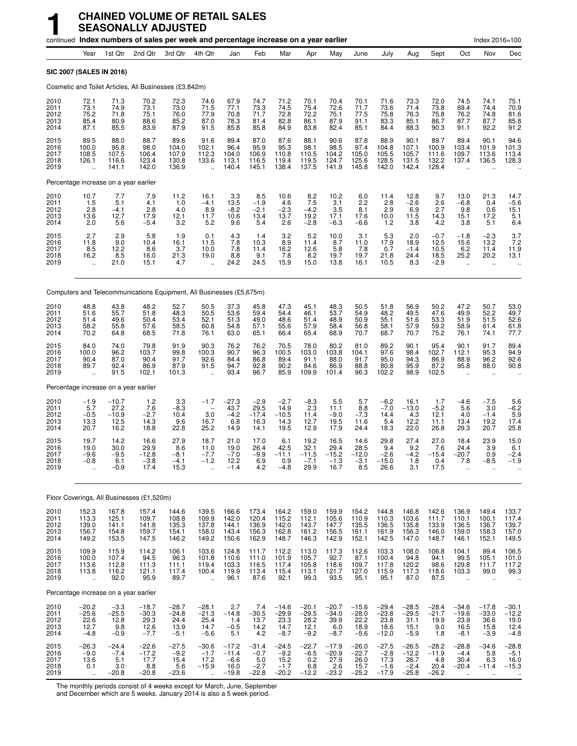# 1 CHAINED VOLUME OF RETAIL SALES SEASONALLY ADJUSTED

continued **Index numbers of sales per week and percentage increase on a year earlier** Index 2016=100

| | Year | 1st Qtr | 2nd Qtr | 3rd Qtr | 4th Qtr | Jan | Feb | Mar | Apr | May | June | July | Aug | Sept | Oct | Nov | Dec |
|---|---|---|---|---|---|---|---|---|---|---|---|---|---|---|---|---|---|
| **SIC 2007 (SALES IN 2016)** | | | | | | | | | | | | | | | | | |
| Cosmetic and Toilet Articles, All Businesses (£3,842m) | | | | | | | | | | | | | | | | | |
| 2010 | 72.1 | 71.3 | 70.2 | 72.3 | 74.6 | 67.9 | 74.7 | 71.2 | 70.1 | 70.4 | 70.1 | 71.6 | 73.3 | 72.0 | 74.5 | 74.1 | 75.1 |
| 2011 | 73.1 | 74.9 | 73.1 | 73.0 | 71.5 | 77.1 | 73.3 | 74.5 | 75.4 | 72.6 | 71.7 | 73.6 | 71.4 | 73.8 | 69.4 | 74.4 | 70.9 |
| 2012 | 75.2 | 71.8 | 75.1 | 76.0 | 77.9 | 70.8 | 71.7 | 72.8 | 72.2 | 75.1 | 77.5 | 75.8 | 76.3 | 75.8 | 76.2 | 74.8 | 81.6 |
| 2013 | 85.4 | 80.9 | 88.6 | 85.2 | 87.0 | 78.3 | 81.4 | 82.8 | 86.1 | 87.9 | 91.1 | 83.3 | 85.1 | 86.7 | 87.7 | 87.7 | 85.8 |
| 2014 | 87.1 | 85.5 | 83.9 | 87.9 | 91.5 | 85.8 | 85.8 | 84.9 | 83.8 | 82.4 | 85.1 | 84.4 | 88.3 | 90.3 | 91.1 | 92.2 | 91.2 |
| 2015 | 89.5 | 88.0 | 88.7 | 89.6 | 91.6 | 89.4 | 87.0 | 87.6 | 88.1 | 90.6 | 87.8 | 88.9 | 90.1 | 89.7 | 89.4 | 90.1 | 94.6 |
| 2016 | 100.0 | 95.8 | 98.0 | 104.0 | 102.1 | 96.4 | 95.9 | 95.3 | 98.1 | 98.5 | 97.4 | 104.8 | 107.1 | 100.9 | 103.4 | 101.9 | 101.3 |
| 2017 | 108.5 | 107.5 | 106.4 | 107.9 | 112.3 | 104.0 | 106.9 | 110.8 | 110.5 | 104.2 | 105.0 | 105.5 | 105.7 | 111.6 | 109.7 | 113.6 | 113.4 |
| 2018 | 126.1 | 116.6 | 123.4 | 130.8 | 133.6 | 113.1 | 116.5 | 119.4 | 119.5 | 124.7 | 125.6 | 128.5 | 131.5 | 132.2 | 137.4 | 136.5 | 128.3 |
| 2019 | .. | 141.1 | 142.0 | 136.9 | .. | 140.4 | 145.1 | 138.4 | 137.5 | 141.9 | 145.8 | 142.0 | 142.4 | 128.4 | .. | .. | .. |
| Percentage increase on a year earlier | | | | | | | | | | | | | | | | | |
| 2010 | 10.7 | 7.7 | 7.9 | 11.2 | 16.1 | 3.3 | 8.5 | 10.6 | 8.2 | 10.2 | 6.0 | 11.4 | 12.8 | 9.7 | 13.0 | 21.3 | 14.7 |
| 2011 | 1.5 | 5.1 | 4.1 | 1.0 | −4.1 | 13.5 | −1.9 | 4.6 | 7.5 | 3.1 | 2.2 | 2.8 | −2.6 | 2.6 | −6.8 | 0.4 | −5.6 |
| 2012 | 2.8 | −4.1 | 2.8 | 4.0 | 8.9 | −8.2 | −2.1 | −2.3 | −4.2 | 3.5 | 8.1 | 2.9 | 6.9 | 2.7 | 9.8 | 0.6 | 15.1 |
| 2013 | 13.6 | 12.7 | 17.9 | 12.1 | 11.7 | 10.6 | 13.4 | 13.7 | 19.2 | 17.1 | 17.6 | 10.0 | 11.5 | 14.3 | 15.1 | 17.2 | 5.1 |
| 2014 | 2.0 | 5.6 | −5.4 | 3.2 | 5.2 | 9.6 | 5.4 | 2.6 | −2.8 | −6.3 | −6.6 | 1.2 | 3.8 | 4.2 | 3.8 | 5.1 | 6.4 |
| 2015 | 2.7 | 2.9 | 5.8 | 1.9 | 0.1 | 4.3 | 1.4 | 3.2 | 5.2 | 10.0 | 3.1 | 5.3 | 2.0 | −0.7 | −1.8 | −2.3 | 3.7 |
| 2016 | 11.8 | 9.0 | 10.4 | 16.1 | 11.5 | 7.8 | 10.3 | 8.9 | 11.4 | 8.7 | 11.0 | 17.9 | 18.9 | 12.5 | 15.6 | 13.2 | 7.2 |
| 2017 | 8.5 | 12.2 | 8.6 | 3.7 | 10.0 | 7.8 | 11.4 | 16.2 | 12.6 | 5.8 | 7.8 | 0.7 | −1.4 | 10.5 | 6.2 | 11.4 | 11.9 |
| 2018 | 16.2 | 8.5 | 16.0 | 21.3 | 19.0 | 8.8 | 9.1 | 7.8 | 8.2 | 19.7 | 19.7 | 21.8 | 24.4 | 18.5 | 25.2 | 20.2 | 13.1 |
| 2019 | .. | 21.0 | 15.1 | 4.7 | .. | 24.2 | 24.5 | 15.9 | 15.0 | 13.8 | 16.1 | 10.5 | 8.3 | −2.9 | .. | .. | .. |
| Computers and Telecommunications Equipment, All Businesses (£5,675m) | | | | | | | | | | | | | | | | | |
| 2010 | 48.8 | 43.8 | 48.2 | 52.7 | 50.5 | 37.3 | 45.8 | 47.3 | 45.1 | 48.3 | 50.5 | 51.8 | 56.9 | 50.2 | 47.2 | 50.7 | 53.0 |
| 2011 | 51.6 | 55.7 | 51.8 | 48.3 | 50.5 | 53.6 | 59.4 | 54.4 | 46.1 | 53.7 | 54.9 | 48.2 | 49.5 | 47.6 | 49.9 | 52.2 | 49.7 |
| 2012 | 51.4 | 49.6 | 50.4 | 53.4 | 52.1 | 51.3 | 49.0 | 48.6 | 51.4 | 48.9 | 50.9 | 55.1 | 51.6 | 53.3 | 51.9 | 51.5 | 52.6 |
| 2013 | 58.2 | 55.8 | 57.6 | 58.5 | 60.8 | 54.8 | 57.1 | 55.6 | 57.9 | 58.4 | 56.8 | 58.1 | 57.9 | 59.2 | 58.9 | 61.4 | 61.8 |
| 2014 | 70.2 | 64.8 | 68.5 | 71.8 | 76.1 | 63.0 | 65.1 | 66.4 | 65.4 | 68.9 | 70.7 | 68.7 | 70.7 | 75.2 | 76.1 | 74.1 | 77.7 |
| 2015 | 84.0 | 74.0 | 79.8 | 91.9 | 90.3 | 76.2 | 76.2 | 70.5 | 78.0 | 80.2 | 81.0 | 89.2 | 90.1 | 95.4 | 90.1 | 91.7 | 89.4 |
| 2016 | 100.0 | 96.2 | 103.7 | 99.8 | 100.3 | 90.7 | 96.3 | 100.5 | 103.0 | 103.8 | 104.1 | 97.6 | 98.4 | 102.7 | 112.1 | 95.3 | 94.9 |
| 2017 | 90.4 | 87.0 | 90.4 | 91.7 | 92.6 | 84.4 | 86.8 | 89.4 | 91.1 | 88.0 | 91.7 | 95.0 | 94.3 | 86.9 | 88.9 | 96.2 | 92.6 |
| 2018 | 89.7 | 92.4 | 86.9 | 87.9 | 91.5 | 94.7 | 92.8 | 90.2 | 84.6 | 86.9 | 88.8 | 80.8 | 95.9 | 87.2 | 95.8 | 88.0 | 90.8 |
| 2019 | .. | 91.5 | 102.1 | 101.3 | .. | 93.4 | 96.7 | 85.9 | 109.9 | 101.4 | 96.3 | 102.2 | 98.9 | 102.5 | .. | .. | .. |
| Percentage increase on a year earlier | | | | | | | | | | | | | | | | | |
| 2010 | −1.9 | −10.7 | 1.2 | 3.3 | −1.7 | −27.3 | −2.9 | −2.7 | −8.3 | 5.5 | 5.7 | −6.2 | 16.1 | 1.7 | −4.6 | −7.5 | 5.6 |
| 2011 | 5.7 | 27.2 | 7.6 | −8.3 | – | 43.7 | 29.5 | 14.9 | 2.3 | 11.1 | 8.8 | −7.0 | −13.0 | −5.2 | 5.6 | 3.0 | −6.2 |
| 2012 | −0.5 | −10.9 | −2.7 | 10.4 | 3.0 | −4.2 | −17.4 | −10.5 | 11.4 | −9.0 | −7.3 | 14.4 | 4.3 | 12.1 | 4.0 | −1.4 | 5.9 |
| 2013 | 13.3 | 12.5 | 14.3 | 9.6 | 16.7 | 6.8 | 16.3 | 14.3 | 12.7 | 19.5 | 11.6 | 5.4 | 12.2 | 11.1 | 13.4 | 19.2 | 17.4 |
| 2014 | 20.7 | 16.2 | 18.8 | 22.8 | 25.2 | 14.9 | 14.1 | 19.5 | 12.9 | 17.9 | 24.4 | 18.3 | 22.0 | 26.8 | 29.3 | 20.7 | 25.8 |
| 2015 | 19.7 | 14.2 | 16.6 | 27.9 | 18.7 | 21.0 | 17.0 | 6.1 | 19.2 | 16.5 | 14.6 | 29.8 | 27.4 | 27.0 | 18.4 | 23.9 | 15.0 |
| 2016 | 19.0 | 30.0 | 29.9 | 8.6 | 11.0 | 19.0 | 26.4 | 42.5 | 32.1 | 29.4 | 28.5 | 9.4 | 9.2 | 7.6 | 24.4 | 3.9 | 6.1 |
| 2017 | −9.6 | −9.5 | −12.8 | −8.1 | −7.7 | −7.0 | −9.9 | −11.1 | −11.5 | −15.2 | −12.0 | −2.6 | −4.2 | −15.4 | −20.7 | 0.9 | −2.4 |
| 2018 | −0.8 | 6.1 | −3.8 | −4.1 | −1.2 | 12.2 | 6.9 | 0.9 | −7.1 | −1.3 | −3.1 | −15.0 | 1.8 | 0.4 | 7.8 | −8.5 | −1.9 |
| 2019 | .. | −0.9 | 17.4 | 15.3 | .. | −1.4 | 4.2 | −4.8 | 29.9 | 16.7 | 8.5 | 26.6 | 3.1 | 17.5 | .. | .. | .. |
| Floor Coverings, All Businesses (£1,520m) | | | | | | | | | | | | | | | | | |
| 2010 | 152.3 | 167.8 | 157.4 | 144.6 | 139.5 | 166.6 | 173.4 | 164.2 | 159.0 | 159.9 | 154.2 | 144.8 | 146.8 | 142.6 | 136.9 | 149.4 | 133.7 |
| 2011 | 113.3 | 125.1 | 109.7 | 108.8 | 109.9 | 142.0 | 120.4 | 115.2 | 112.1 | 105.6 | 110.9 | 110.3 | 103.6 | 111.7 | 110.1 | 100.1 | 117.4 |
| 2012 | 139.0 | 141.1 | 141.8 | 135.3 | 137.8 | 144.1 | 136.9 | 142.0 | 143.7 | 147.7 | 135.5 | 136.5 | 135.8 | 133.9 | 136.5 | 136.7 | 139.7 |
| 2013 | 156.7 | 154.8 | 159.7 | 154.1 | 158.0 | 143.4 | 156.3 | 162.8 | 161.2 | 156.5 | 161.1 | 161.9 | 156.3 | 146.0 | 159.0 | 158.3 | 157.0 |
| 2014 | 149.2 | 153.5 | 147.5 | 146.2 | 149.2 | 150.6 | 162.9 | 148.7 | 146.3 | 142.9 | 152.1 | 142.5 | 147.0 | 148.7 | 146.1 | 152.1 | 149.5 |
| 2015 | 109.9 | 115.9 | 114.2 | 106.1 | 103.6 | 124.8 | 111.7 | 112.2 | 113.0 | 117.3 | 112.6 | 103.3 | 108.0 | 106.8 | 104.1 | 99.4 | 106.5 |
| 2016 | 100.0 | 107.4 | 94.5 | 96.3 | 101.8 | 110.6 | 111.0 | 101.9 | 105.7 | 92.7 | 87.1 | 100.4 | 94.8 | 94.1 | 99.5 | 105.1 | 101.0 |
| 2017 | 113.6 | 112.8 | 111.3 | 111.1 | 119.4 | 103.3 | 116.5 | 117.4 | 105.8 | 118.6 | 109.7 | 117.8 | 120.2 | 98.6 | 129.8 | 111.7 | 117.2 |
| 2018 | 113.8 | 116.2 | 121.1 | 117.4 | 100.4 | 119.9 | 113.4 | 115.4 | 113.1 | 121.7 | 127.0 | 115.9 | 117.3 | 118.6 | 103.3 | 99.0 | 99.3 |
| 2019 | .. | 92.0 | 95.9 | 89.7 | .. | 96.1 | 87.6 | 92.1 | 99.3 | 93.5 | 95.1 | 95.1 | 87.0 | 87.5 | .. | .. | .. |
| Percentage increase on a year earlier | | | | | | | | | | | | | | | | | |
| 2010 | −20.2 | −3.3 | −18.7 | −28.7 | −28.1 | 2.7 | 7.4 | −14.6 | −20.1 | −20.7 | −15.6 | −29.4 | −28.5 | −28.4 | −34.6 | −17.8 | −30.1 |
| 2011 | −25.6 | −25.5 | −30.3 | −24.8 | −21.3 | −14.8 | −30.5 | −29.9 | −29.5 | −34.0 | −28.0 | −23.8 | −29.5 | −21.7 | −19.6 | −33.0 | −12.2 |
| 2012 | 22.6 | 12.8 | 29.3 | 24.4 | 25.4 | 1.4 | 13.7 | 23.3 | 28.2 | 39.9 | 22.2 | 23.8 | 31.1 | 19.9 | 23.9 | 36.6 | 19.0 |
| 2013 | 12.7 | 9.8 | 12.6 | 13.9 | 14.7 | −0.5 | 14.2 | 14.7 | 12.1 | 6.0 | 18.9 | 18.6 | 15.1 | 9.0 | 16.5 | 15.8 | 12.4 |
| 2014 | −4.8 | −0.9 | −7.7 | −5.1 | −5.6 | 5.1 | 4.2 | −8.7 | −9.2 | −8.7 | −5.6 | −12.0 | −5.9 | 1.8 | −8.1 | −3.9 | −4.8 |
| 2015 | −26.3 | −24.4 | −22.6 | −27.5 | −30.6 | −17.2 | −31.4 | −24.5 | −22.7 | −17.9 | −26.0 | −27.5 | −26.5 | −28.2 | −28.8 | −34.6 | −28.8 |
| 2016 | −9.0 | −7.4 | −17.2 | −9.2 | −1.7 | −11.4 | −0.7 | −9.2 | −6.5 | −20.9 | −22.7 | −2.8 | −12.2 | −11.9 | −4.4 | 5.8 | −5.1 |
| 2017 | 13.6 | 5.1 | 17.7 | 15.4 | 17.2 | −6.6 | 5.0 | 15.2 | 0.2 | 27.9 | 26.0 | 17.3 | 26.7 | 4.8 | 30.4 | 6.3 | 16.0 |
| 2018 | 0.1 | 3.0 | 8.8 | 5.6 | −15.9 | 16.0 | −2.7 | −1.7 | 6.8 | 2.6 | 15.7 | −1.6 | −2.4 | 20.4 | −20.4 | −11.4 | −15.3 |
| 2019 | .. | −20.8 | −20.8 | −23.6 | .. | −19.8 | −22.8 | −20.2 | −12.2 | −23.2 | −25.2 | −17.9 | −25.8 | −26.2 | .. | .. | .. |

The monthly periods consist of 4 weeks except for March, June, September and December which are 5 weeks. January 2014 is also a 5 week period.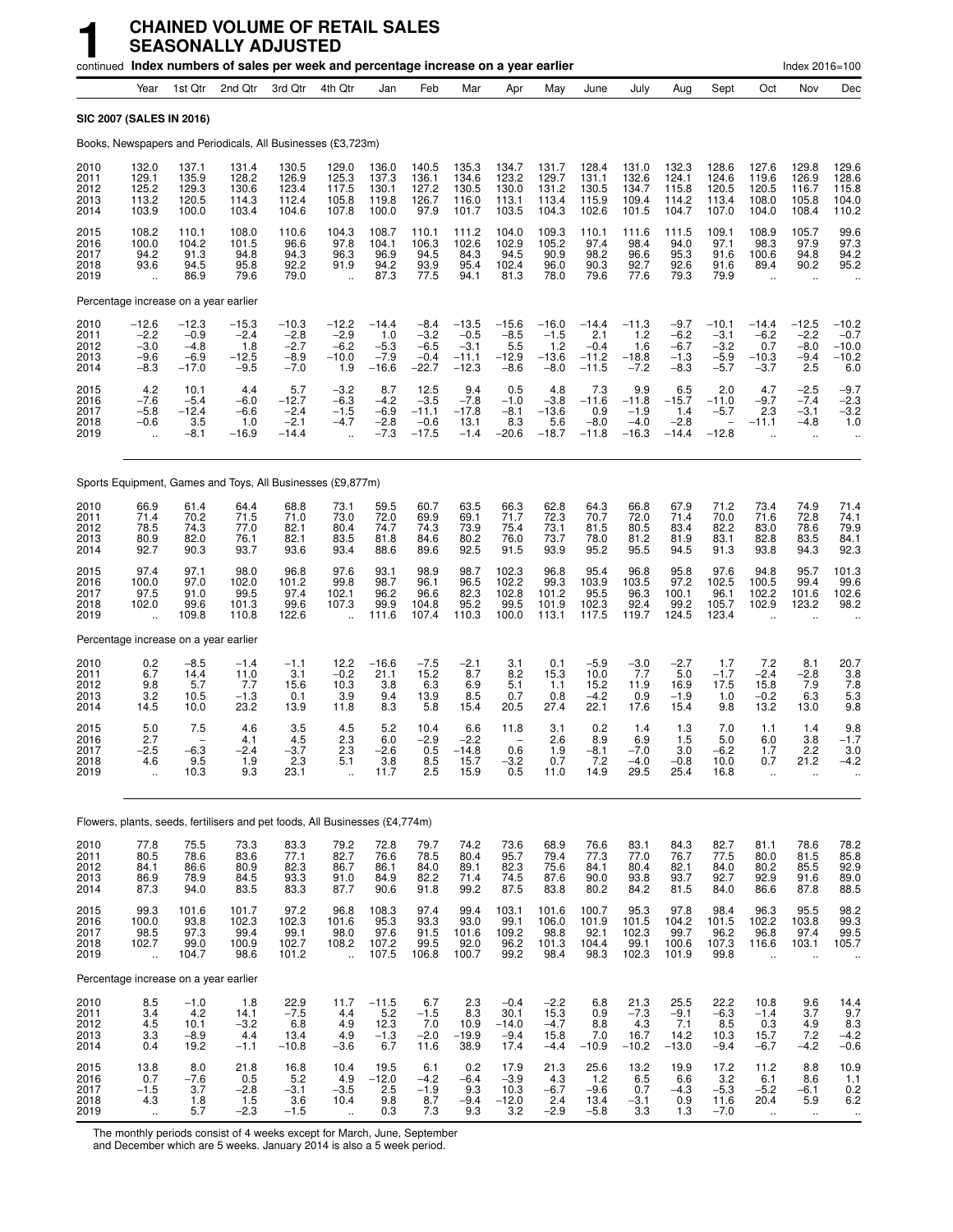# 1 CHAINED VOLUME OF RETAIL SALES SEASONALLY ADJUSTED

continued **Index numbers of sales per week and percentage increase on a year earlier** Index 2016=100

**SIC 2007 (SALES IN 2016)**

Books, Newspapers and Periodicals, All Businesses (£3,723m)

| | Year | 1st Qtr | 2nd Qtr | 3rd Qtr | 4th Qtr | Jan | Feb | Mar | Apr | May | June | July | Aug | Sept | Oct | Nov | Dec |
|---|---|---|---|---|---|---|---|---|---|---|---|---|---|---|---|---|---|
| 2010 | 132.0 | 137.1 | 131.4 | 130.5 | 129.0 | 136.0 | 140.5 | 135.3 | 134.7 | 131.7 | 128.4 | 131.0 | 132.3 | 128.6 | 127.6 | 129.8 | 129.6 |
| 2011 | 129.1 | 135.9 | 128.2 | 126.9 | 125.3 | 137.3 | 136.1 | 134.6 | 123.2 | 129.7 | 131.1 | 132.6 | 124.1 | 124.6 | 119.6 | 126.9 | 128.6 |
| 2012 | 125.2 | 129.3 | 130.6 | 123.4 | 117.5 | 130.1 | 127.2 | 130.5 | 130.0 | 131.2 | 130.5 | 134.7 | 115.8 | 120.5 | 120.5 | 116.7 | 115.8 |
| 2013 | 113.2 | 120.5 | 114.3 | 112.4 | 105.8 | 119.8 | 126.7 | 116.0 | 113.1 | 113.4 | 115.9 | 109.4 | 114.2 | 113.4 | 108.0 | 105.8 | 104.0 |
| 2014 | 103.9 | 100.0 | 103.4 | 104.6 | 107.8 | 100.0 | 97.9 | 101.7 | 103.5 | 104.3 | 102.6 | 101.5 | 104.7 | 107.0 | 104.0 | 108.4 | 110.2 |
| 2015 | 108.2 | 110.1 | 108.0 | 110.6 | 104.3 | 108.7 | 110.1 | 111.2 | 104.0 | 109.3 | 110.1 | 111.6 | 111.5 | 109.1 | 108.9 | 105.7 | 99.6 |
| 2016 | 100.0 | 104.2 | 101.5 | 96.6 | 97.8 | 104.1 | 106.3 | 102.6 | 102.9 | 105.2 | 97.4 | 98.4 | 94.0 | 97.1 | 98.3 | 97.9 | 97.3 |
| 2017 | 94.2 | 91.3 | 94.8 | 94.3 | 96.3 | 96.9 | 94.5 | 84.3 | 94.5 | 90.9 | 98.2 | 96.6 | 95.3 | 91.6 | 100.6 | 94.8 | 94.2 |
| 2018 | 93.6 | 94.5 | 95.8 | 92.2 | 91.9 | 94.2 | 93.9 | 95.4 | 102.4 | 96.0 | 90.3 | 92.7 | 92.6 | 91.6 | 89.4 | 90.2 | 95.2 |
| 2019 | .. | 86.9 | 79.6 | 79.0 | .. | 87.3 | 77.5 | 94.1 | 81.3 | 78.0 | 79.6 | 77.6 | 79.3 | 79.9 | .. | .. | .. |
| **Percentage increase on a year earlier** | | | | | | | | | | | | | | | | | |
| 2010 | −12.6 | −12.3 | −15.3 | −10.3 | −12.2 | −14.4 | −8.4 | −13.5 | −15.6 | −16.0 | −14.4 | −11.3 | −9.7 | −10.1 | −14.4 | −12.5 | −10.2 |
| 2011 | −2.2 | −0.9 | −2.4 | −2.8 | −2.9 | 1.0 | −3.2 | −0.5 | −8.5 | −1.5 | 2.1 | 1.2 | −6.2 | −3.1 | −6.2 | −2.2 | −0.7 |
| 2012 | −3.0 | −4.8 | 1.8 | −2.7 | −6.2 | −5.3 | −6.5 | −3.1 | 5.5 | 1.2 | −0.4 | 1.6 | −6.7 | −3.2 | 0.7 | −8.0 | −10.0 |
| 2013 | −9.6 | −6.9 | −12.5 | −8.9 | −10.0 | −7.9 | −0.4 | −11.1 | −12.9 | −13.6 | −11.2 | −18.8 | −1.3 | −5.9 | −10.3 | −9.4 | −10.2 |
| 2014 | −8.3 | −17.0 | −9.5 | −7.0 | 1.9 | −16.6 | −22.7 | −12.3 | −8.6 | −8.0 | −11.5 | −7.2 | −8.3 | −5.7 | −3.7 | 2.5 | 6.0 |
| 2015 | 4.2 | 10.1 | 4.4 | 5.7 | −3.2 | 8.7 | 12.5 | 9.4 | 0.5 | 4.8 | 7.3 | 9.9 | 6.5 | 2.0 | 4.7 | −2.5 | −9.7 |
| 2016 | −7.6 | −5.4 | −6.0 | −12.7 | −6.3 | −4.2 | −3.5 | −7.8 | −1.0 | −3.8 | −11.6 | −11.8 | −15.7 | −11.0 | −9.7 | −7.4 | −2.3 |
| 2017 | −5.8 | −12.4 | −6.6 | −2.4 | −1.5 | −6.9 | −11.1 | −17.8 | −8.1 | −13.6 | 0.9 | −1.9 | 1.4 | −5.7 | 2.3 | −3.1 | −3.2 |
| 2018 | −0.6 | 3.5 | 1.0 | −2.1 | −4.7 | −2.8 | −0.6 | 13.1 | 8.3 | 5.6 | −8.0 | −4.0 | −2.8 | – | −11.1 | −4.8 | 1.0 |
| 2019 | .. | −8.1 | −16.9 | −14.4 | .. | −7.3 | −17.5 | −1.4 | −20.6 | −18.7 | −11.8 | −16.3 | −14.4 | −12.8 | .. | .. | .. |

Sports Equipment, Games and Toys, All Businesses (£9,877m)

| | Year | 1st Qtr | 2nd Qtr | 3rd Qtr | 4th Qtr | Jan | Feb | Mar | Apr | May | June | July | Aug | Sept | Oct | Nov | Dec |
|---|---|---|---|---|---|---|---|---|---|---|---|---|---|---|---|---|---|
| 2010 | 66.9 | 61.4 | 64.4 | 68.8 | 73.1 | 59.5 | 60.7 | 63.5 | 66.3 | 62.8 | 64.3 | 66.8 | 67.9 | 71.2 | 73.4 | 74.9 | 71.4 |
| 2011 | 71.4 | 70.2 | 71.5 | 71.0 | 73.0 | 72.0 | 69.9 | 69.1 | 71.7 | 72.3 | 70.7 | 72.0 | 71.4 | 70.0 | 71.6 | 72.8 | 74.1 |
| 2012 | 78.5 | 74.3 | 77.0 | 82.1 | 80.4 | 74.7 | 74.3 | 73.9 | 75.4 | 73.1 | 81.5 | 80.5 | 83.4 | 82.2 | 83.0 | 78.6 | 79.9 |
| 2013 | 80.9 | 82.0 | 76.1 | 82.1 | 83.5 | 81.8 | 84.6 | 80.2 | 76.0 | 73.7 | 78.0 | 81.2 | 81.9 | 83.1 | 82.8 | 83.5 | 84.1 |
| 2014 | 92.7 | 90.3 | 93.7 | 93.6 | 93.4 | 88.6 | 89.6 | 92.5 | 91.5 | 93.9 | 95.2 | 95.5 | 94.5 | 91.3 | 93.8 | 94.3 | 92.3 |
| 2015 | 97.4 | 97.1 | 98.0 | 96.8 | 97.6 | 93.1 | 98.9 | 98.7 | 102.3 | 96.8 | 95.4 | 96.8 | 95.8 | 97.6 | 94.8 | 95.7 | 101.3 |
| 2016 | 100.0 | 97.0 | 102.0 | 101.2 | 99.8 | 98.7 | 96.1 | 96.5 | 102.2 | 99.3 | 103.9 | 103.5 | 97.2 | 102.5 | 100.5 | 99.4 | 99.6 |
| 2017 | 97.5 | 91.0 | 99.5 | 97.4 | 102.1 | 96.2 | 96.6 | 82.3 | 102.8 | 101.2 | 95.5 | 96.3 | 100.1 | 96.1 | 102.2 | 101.6 | 102.6 |
| 2018 | 102.0 | 99.6 | 101.3 | 99.6 | 107.3 | 99.9 | 104.8 | 95.2 | 99.5 | 101.9 | 102.3 | 92.4 | 99.2 | 105.7 | 102.9 | 123.2 | 98.2 |
| 2019 | .. | 109.8 | 110.8 | 122.6 | .. | 111.6 | 107.4 | 110.3 | 100.0 | 113.1 | 117.5 | 119.7 | 124.5 | 123.4 | .. | .. | .. |
| **Percentage increase on a year earlier** | | | | | | | | | | | | | | | | | |
| 2010 | 0.2 | −8.5 | −1.4 | −1.1 | 12.2 | −16.6 | −7.5 | −2.1 | 3.1 | 0.1 | −5.9 | −3.0 | −2.7 | 1.7 | 7.2 | 8.1 | 20.7 |
| 2011 | 6.7 | 14.4 | 11.0 | 3.1 | −0.2 | 21.1 | 15.2 | 8.7 | 8.2 | 15.3 | 10.0 | 7.7 | 5.0 | −1.7 | −2.4 | −2.8 | 3.8 |
| 2012 | 9.8 | 5.7 | 7.7 | 15.6 | 10.3 | 3.8 | 6.3 | 6.9 | 5.1 | 1.1 | 15.2 | 11.9 | 16.9 | 17.5 | 15.8 | 7.9 | 7.8 |
| 2013 | 3.2 | 10.5 | −1.3 | 0.1 | 3.9 | 9.4 | 13.9 | 8.5 | 0.7 | 0.8 | −4.2 | 0.9 | −1.9 | 1.0 | −0.2 | 6.3 | 5.3 |
| 2014 | 14.5 | 10.0 | 23.2 | 13.9 | 11.8 | 8.3 | 5.8 | 15.4 | 20.5 | 27.4 | 22.1 | 17.6 | 15.4 | 9.8 | 13.2 | 13.0 | 9.8 |
| 2015 | 5.0 | 7.5 | 4.6 | 3.5 | 4.5 | 5.2 | 10.4 | 6.6 | 11.8 | 3.1 | 0.2 | 1.4 | 1.3 | 7.0 | 1.1 | 1.4 | 9.8 |
| 2016 | 2.7 | – | 4.1 | 4.5 | 2.3 | 6.0 | −2.9 | −2.2 | – | 2.6 | 8.9 | 6.9 | 1.5 | 5.0 | 6.0 | 3.8 | −1.7 |
| 2017 | −2.5 | −6.3 | −2.4 | −3.7 | 2.3 | −2.6 | 0.5 | −14.8 | 0.6 | 1.9 | −8.1 | −7.0 | 3.0 | −6.2 | 1.7 | 2.2 | 3.0 |
| 2018 | 4.6 | 9.5 | 1.9 | 2.3 | 5.1 | 3.8 | 8.5 | 15.7 | −3.2 | 0.7 | 7.2 | −4.0 | −0.8 | 10.0 | 0.7 | 21.2 | −4.2 |
| 2019 | .. | 10.3 | 9.3 | 23.1 | .. | 11.7 | 2.5 | 15.9 | 0.5 | 11.0 | 14.9 | 29.5 | 25.4 | 16.8 | .. | .. | .. |

Flowers, plants, seeds, fertilisers and pet foods, All Businesses (£4,774m)

| | Year | 1st Qtr | 2nd Qtr | 3rd Qtr | 4th Qtr | Jan | Feb | Mar | Apr | May | June | July | Aug | Sept | Oct | Nov | Dec |
|---|---|---|---|---|---|---|---|---|---|---|---|---|---|---|---|---|---|
| 2010 | 77.8 | 75.5 | 73.3 | 83.3 | 79.2 | 72.8 | 79.7 | 74.2 | 73.6 | 68.9 | 76.6 | 83.1 | 84.3 | 82.7 | 81.1 | 78.6 | 78.2 |
| 2011 | 80.5 | 78.6 | 83.6 | 77.1 | 82.7 | 76.6 | 78.5 | 80.4 | 95.7 | 79.4 | 77.3 | 77.0 | 76.7 | 77.5 | 80.0 | 81.5 | 85.8 |
| 2012 | 84.1 | 86.6 | 80.9 | 82.3 | 86.7 | 86.1 | 84.0 | 89.1 | 82.3 | 75.6 | 84.1 | 80.4 | 82.1 | 84.0 | 80.2 | 85.5 | 92.9 |
| 2013 | 86.9 | 78.9 | 84.5 | 93.3 | 91.0 | 84.9 | 82.2 | 71.4 | 74.5 | 87.6 | 90.0 | 93.8 | 93.7 | 92.7 | 92.9 | 91.6 | 89.0 |
| 2014 | 87.3 | 94.0 | 83.5 | 83.3 | 87.7 | 90.6 | 91.8 | 99.2 | 87.5 | 83.8 | 80.2 | 84.2 | 81.5 | 84.0 | 86.6 | 87.8 | 88.5 |
| 2015 | 99.3 | 101.6 | 101.7 | 97.2 | 96.8 | 108.3 | 97.4 | 99.4 | 103.1 | 101.6 | 100.7 | 95.3 | 97.8 | 98.4 | 96.3 | 95.5 | 98.2 |
| 2016 | 100.0 | 93.8 | 102.3 | 102.3 | 101.6 | 95.3 | 93.3 | 93.0 | 99.1 | 106.0 | 101.9 | 101.5 | 104.2 | 101.5 | 102.2 | 103.8 | 99.3 |
| 2017 | 98.5 | 97.3 | 99.4 | 99.1 | 98.0 | 97.6 | 91.5 | 101.6 | 109.2 | 98.8 | 92.1 | 102.3 | 99.7 | 96.2 | 96.8 | 97.4 | 99.5 |
| 2018 | 102.7 | 99.0 | 100.9 | 102.7 | 108.2 | 107.2 | 99.5 | 92.0 | 96.2 | 101.3 | 104.4 | 99.1 | 100.6 | 107.3 | 116.6 | 103.1 | 105.7 |
| 2019 | .. | 104.7 | 98.6 | 101.2 | .. | 107.5 | 106.8 | 100.7 | 99.2 | 98.4 | 98.3 | 102.3 | 101.9 | 99.8 | .. | .. | .. |
| **Percentage increase on a year earlier** | | | | | | | | | | | | | | | | | |
| 2010 | 8.5 | −1.0 | 1.8 | 22.9 | 11.7 | −11.5 | 6.7 | 2.3 | −0.4 | −2.2 | 6.8 | 21.3 | 25.5 | 22.2 | 10.8 | 9.6 | 14.4 |
| 2011 | 3.4 | 4.2 | 14.1 | −7.5 | 4.4 | 5.2 | −1.5 | 8.3 | 30.1 | 15.3 | 0.9 | −7.3 | −9.1 | −6.3 | −1.4 | 3.7 | 9.7 |
| 2012 | 4.5 | 10.1 | −3.2 | 6.8 | 4.9 | 12.3 | 7.0 | 10.9 | −14.0 | −4.7 | 8.8 | 4.3 | 7.1 | 8.5 | 0.3 | 4.9 | 8.3 |
| 2013 | 3.3 | −8.9 | 4.4 | 13.4 | 4.9 | −1.3 | −2.0 | −19.9 | −9.4 | 15.8 | 7.0 | 16.7 | 14.2 | 10.3 | 15.7 | 7.2 | −4.2 |
| 2014 | 0.4 | 19.2 | −1.1 | −10.8 | −3.6 | 6.7 | 11.6 | 38.9 | 17.4 | −4.4 | −10.9 | −10.2 | −13.0 | −9.4 | −6.7 | −4.2 | −0.6 |
| 2015 | 13.8 | 8.0 | 21.8 | 16.8 | 10.4 | 19.5 | 6.1 | 0.2 | 17.9 | 21.3 | 25.6 | 13.2 | 19.9 | 17.2 | 11.2 | 8.8 | 10.9 |
| 2016 | 0.7 | −7.6 | 0.5 | 5.2 | 4.9 | −12.0 | −4.2 | −6.4 | −3.9 | 4.3 | 1.2 | 6.5 | 6.6 | 3.2 | 6.1 | 8.6 | 1.1 |
| 2017 | −1.5 | 3.7 | −2.8 | −3.1 | −3.5 | 2.5 | −1.9 | 9.3 | 10.3 | −6.7 | −9.6 | 0.7 | −4.3 | −5.3 | −5.2 | −6.1 | 0.2 |
| 2018 | 4.3 | 1.8 | 1.5 | 3.6 | 10.4 | 9.8 | 8.7 | −9.4 | −12.0 | 2.4 | 13.4 | −3.1 | 0.9 | 11.6 | 20.4 | 5.9 | 6.2 |
| 2019 | .. | 5.7 | −2.3 | −1.5 | .. | 0.3 | 7.3 | 9.3 | 3.2 | −2.9 | −5.8 | 3.3 | 1.3 | −7.0 | .. | .. | .. |

The monthly periods consist of 4 weeks except for March, June, September and December which are 5 weeks. January 2014 is also a 5 week period.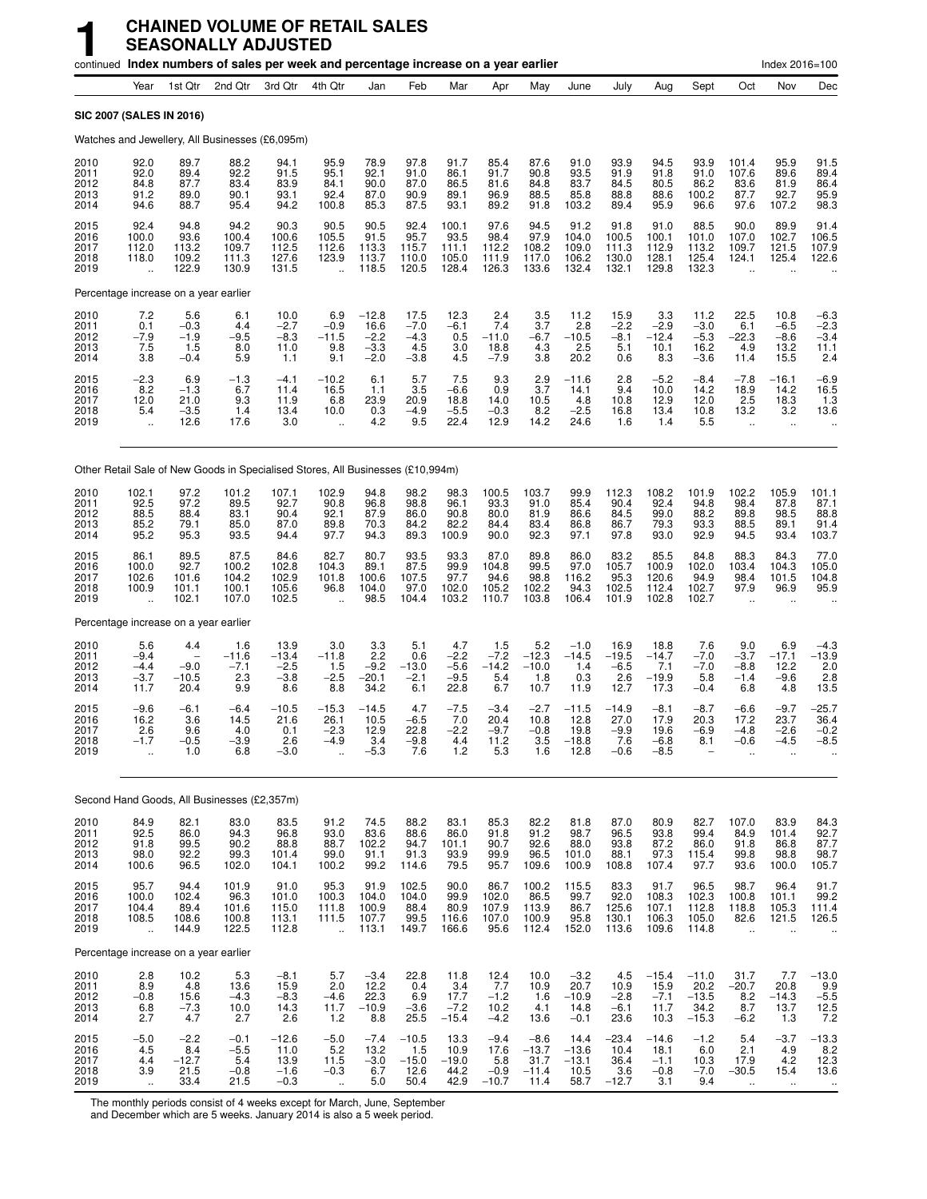# 1 CHAINED VOLUME OF RETAIL SALES SEASONALLY ADJUSTED

continued **Index numbers of sales per week and percentage increase on a year earlier** Index 2016=100

| | Year | 1st Qtr | 2nd Qtr | 3rd Qtr | 4th Qtr | Jan | Feb | Mar | Apr | May | June | July | Aug | Sept | Oct | Nov | Dec |
|---|---|---|---|---|---|---|---|---|---|---|---|---|---|---|---|---|---|
| **SIC 2007 (SALES IN 2016)** | | | | | | | | | | | | | | | | | |
| Watches and Jewellery, All Businesses (£6,095m) | | | | | | | | | | | | | | | | | |
| 2010 | 92.0 | 89.7 | 88.2 | 94.1 | 95.9 | 78.9 | 97.8 | 91.7 | 85.4 | 87.6 | 91.0 | 93.9 | 94.5 | 93.9 | 101.4 | 95.9 | 91.5 |
| 2011 | 92.0 | 89.4 | 92.2 | 91.5 | 95.1 | 92.1 | 91.0 | 86.1 | 91.7 | 90.8 | 93.5 | 91.9 | 91.8 | 91.0 | 107.6 | 89.6 | 89.4 |
| 2012 | 84.8 | 87.7 | 83.4 | 83.9 | 84.1 | 90.0 | 87.0 | 86.5 | 81.6 | 84.8 | 83.7 | 84.5 | 80.5 | 86.2 | 83.6 | 81.9 | 86.4 |
| 2013 | 91.2 | 89.0 | 90.1 | 93.1 | 92.4 | 87.0 | 90.9 | 89.1 | 96.9 | 88.5 | 85.8 | 88.8 | 88.6 | 100.2 | 87.7 | 92.7 | 95.9 |
| 2014 | 94.6 | 88.7 | 95.4 | 94.2 | 100.8 | 85.3 | 87.5 | 93.1 | 89.2 | 91.8 | 103.2 | 89.4 | 95.9 | 96.6 | 97.6 | 107.2 | 98.3 |
| 2015 | 92.4 | 94.8 | 94.2 | 90.3 | 90.5 | 90.5 | 92.4 | 100.1 | 97.6 | 94.5 | 91.2 | 91.8 | 91.0 | 88.5 | 90.0 | 89.9 | 91.4 |
| 2016 | 100.0 | 93.6 | 100.4 | 100.6 | 105.5 | 91.5 | 95.7 | 93.5 | 98.4 | 97.9 | 104.0 | 100.5 | 100.1 | 101.0 | 107.0 | 102.7 | 106.5 |
| 2017 | 112.0 | 113.2 | 109.7 | 112.5 | 112.6 | 113.3 | 115.7 | 111.1 | 112.2 | 108.2 | 109.0 | 111.3 | 112.9 | 113.2 | 109.7 | 121.5 | 107.9 |
| 2018 | 118.0 | 109.2 | 111.3 | 127.6 | 123.9 | 113.7 | 110.0 | 105.0 | 111.9 | 117.0 | 106.2 | 130.0 | 128.1 | 125.4 | 124.1 | 125.4 | 122.6 |
| 2019 | .. | 122.9 | 130.9 | 131.5 | .. | 118.5 | 120.5 | 128.4 | 126.3 | 133.6 | 132.4 | 132.1 | 129.8 | 132.3 | .. | .. | .. |
| Percentage increase on a year earlier | | | | | | | | | | | | | | | | | |
| 2010 | 7.2 | 5.6 | 6.1 | 10.0 | 6.9 | −12.8 | 17.5 | 12.3 | 2.4 | 3.5 | 11.2 | 15.9 | 3.3 | 11.2 | 22.5 | 10.8 | −6.3 |
| 2011 | 0.1 | −0.3 | 4.4 | −2.7 | −0.9 | 16.6 | −7.0 | −6.1 | 7.4 | 3.7 | 2.8 | −2.2 | −2.9 | −3.0 | 6.1 | −6.5 | −2.3 |
| 2012 | −7.9 | −1.9 | −9.5 | −8.3 | −11.5 | −2.2 | −4.3 | 0.5 | −11.0 | −6.7 | −10.5 | −8.1 | −12.4 | −5.3 | −22.3 | −8.6 | −3.4 |
| 2013 | 7.5 | 1.5 | 8.0 | 11.0 | 9.8 | −3.3 | 4.5 | 3.0 | 18.8 | 4.3 | 2.5 | 5.1 | 10.1 | 16.2 | 4.9 | 13.2 | 11.1 |
| 2014 | 3.8 | −0.4 | 5.9 | 1.1 | 9.1 | −2.0 | −3.8 | 4.5 | −7.9 | 3.8 | 20.2 | 0.6 | 8.3 | −3.6 | 11.4 | 15.5 | 2.4 |
| 2015 | −2.3 | 6.9 | −1.3 | −4.1 | −10.2 | 6.1 | 5.7 | 7.5 | 9.3 | 2.9 | −11.6 | 2.8 | −5.2 | −8.4 | −7.8 | −16.1 | −6.9 |
| 2016 | 8.2 | −1.3 | 6.7 | 11.4 | 16.5 | 1.1 | 3.5 | −6.6 | 0.9 | 3.7 | 14.1 | 9.4 | 10.0 | 14.2 | 18.9 | 14.2 | 16.5 |
| 2017 | 12.0 | 21.0 | 9.3 | 11.9 | 6.8 | 23.9 | 20.9 | 18.8 | 14.0 | 10.5 | 4.8 | 10.8 | 12.9 | 12.0 | 2.5 | 18.3 | 1.3 |
| 2018 | 5.4 | −3.5 | 1.4 | 13.4 | 10.0 | 0.3 | −4.9 | −5.5 | −0.3 | 8.2 | −2.5 | 16.8 | 13.4 | 10.8 | 13.2 | 3.2 | 13.6 |
| 2019 | .. | 12.6 | 17.6 | 3.0 | .. | 4.2 | 9.5 | 22.4 | 12.9 | 14.2 | 24.6 | 1.6 | 1.4 | 5.5 | .. | .. | .. |
| Other Retail Sale of New Goods in Specialised Stores, All Businesses (£10,994m) | | | | | | | | | | | | | | | | | |
| 2010 | 102.1 | 97.2 | 101.2 | 107.1 | 102.9 | 94.8 | 98.2 | 98.3 | 100.5 | 103.7 | 99.9 | 112.3 | 108.2 | 101.9 | 102.2 | 105.9 | 101.1 |
| 2011 | 92.5 | 97.2 | 89.5 | 92.7 | 90.8 | 96.8 | 98.8 | 96.1 | 93.3 | 91.0 | 85.4 | 90.4 | 92.4 | 94.8 | 98.4 | 87.8 | 87.1 |
| 2012 | 88.5 | 88.4 | 83.1 | 90.4 | 92.1 | 87.9 | 86.0 | 90.8 | 80.0 | 81.9 | 86.6 | 84.5 | 99.0 | 88.2 | 89.8 | 98.5 | 88.8 |
| 2013 | 85.2 | 79.1 | 85.0 | 87.0 | 89.8 | 70.3 | 84.2 | 82.2 | 84.4 | 83.4 | 86.8 | 86.7 | 79.3 | 93.3 | 88.5 | 89.1 | 91.4 |
| 2014 | 95.2 | 95.3 | 93.5 | 94.4 | 97.7 | 94.3 | 89.3 | 100.9 | 90.0 | 92.3 | 97.1 | 97.8 | 93.0 | 92.9 | 94.5 | 93.4 | 103.7 |
| 2015 | 86.1 | 89.5 | 87.5 | 84.6 | 82.7 | 80.7 | 93.5 | 93.3 | 87.0 | 89.8 | 86.0 | 83.2 | 85.5 | 84.8 | 88.3 | 84.3 | 77.0 |
| 2016 | 100.0 | 92.7 | 100.2 | 102.8 | 104.3 | 89.1 | 87.5 | 99.9 | 104.8 | 99.5 | 97.0 | 105.7 | 100.9 | 102.0 | 103.4 | 104.3 | 105.0 |
| 2017 | 102.6 | 101.6 | 104.2 | 102.9 | 101.8 | 100.6 | 107.5 | 97.7 | 94.6 | 98.8 | 116.2 | 95.3 | 120.6 | 94.9 | 98.4 | 101.5 | 104.8 |
| 2018 | 100.9 | 101.1 | 100.1 | 105.6 | 96.8 | 104.0 | 97.0 | 102.0 | 105.2 | 102.2 | 94.3 | 102.5 | 112.4 | 102.7 | 97.9 | 96.9 | 95.9 |
| 2019 | .. | 102.1 | 107.0 | 102.5 | .. | 98.5 | 104.4 | 103.2 | 110.7 | 103.8 | 106.4 | 101.9 | 102.8 | 102.7 | .. | .. | .. |
| Percentage increase on a year earlier | | | | | | | | | | | | | | | | | |
| 2010 | 5.6 | 4.4 | 1.6 | 13.9 | 3.0 | 3.3 | 5.1 | 4.7 | 1.5 | 5.2 | −1.0 | 16.9 | 18.8 | 7.6 | 9.0 | 6.9 | −4.3 |
| 2011 | −9.4 | – | −11.6 | −13.4 | −11.8 | 2.2 | 0.6 | −2.2 | −7.2 | −12.3 | −14.5 | −19.5 | −14.7 | −7.0 | −3.7 | −17.1 | −13.9 |
| 2012 | −4.4 | −9.0 | −7.1 | −2.5 | 1.5 | −9.2 | −13.0 | −5.6 | −14.2 | −10.0 | 1.4 | −6.5 | 7.1 | −7.0 | −8.8 | 12.2 | 2.0 |
| 2013 | −3.7 | −10.5 | 2.3 | −3.8 | −2.5 | −20.1 | −2.1 | −9.5 | 5.4 | 1.8 | 0.3 | 2.6 | −19.9 | 5.8 | −1.4 | −9.6 | 2.8 |
| 2014 | 11.7 | 20.4 | 9.9 | 8.6 | 8.8 | 34.2 | 6.1 | 22.8 | 6.7 | 10.7 | 11.9 | 12.7 | 17.3 | −0.4 | 6.8 | 4.8 | 13.5 |
| 2015 | −9.6 | −6.1 | −6.4 | −10.5 | −15.3 | −14.5 | 4.7 | −7.5 | −3.4 | −2.7 | −11.5 | −14.9 | −8.1 | −8.7 | −6.6 | −9.7 | −25.7 |
| 2016 | 16.2 | 3.6 | 14.5 | 21.6 | 26.1 | 10.5 | −6.5 | 7.0 | 20.4 | 10.8 | 12.8 | 27.0 | 17.9 | 20.3 | 17.2 | 23.7 | 36.4 |
| 2017 | 2.6 | 9.6 | 4.0 | 0.1 | −2.3 | 12.9 | 22.8 | −2.2 | −9.7 | −0.8 | 19.8 | −9.9 | 19.6 | −6.9 | −4.8 | −2.6 | −0.2 |
| 2018 | −1.7 | −0.5 | −3.9 | 2.6 | −4.9 | 3.4 | −9.8 | 4.4 | 11.2 | 3.5 | −18.8 | 7.6 | −6.8 | 8.1 | −0.6 | −4.5 | −8.5 |
| 2019 | .. | 1.0 | 6.8 | −3.0 | .. | −5.3 | 7.6 | 1.2 | 5.3 | 1.6 | 12.8 | −0.6 | −8.5 | – | .. | .. | .. |
| Second Hand Goods, All Businesses (£2,357m) | | | | | | | | | | | | | | | | | |
| 2010 | 84.9 | 82.1 | 83.0 | 83.5 | 91.2 | 74.5 | 88.2 | 83.1 | 85.3 | 82.2 | 81.8 | 87.0 | 80.9 | 82.7 | 107.0 | 83.9 | 84.3 |
| 2011 | 92.5 | 86.0 | 94.3 | 96.8 | 93.0 | 83.6 | 88.6 | 86.0 | 91.8 | 91.2 | 98.7 | 96.5 | 93.8 | 99.4 | 84.9 | 101.4 | 92.7 |
| 2012 | 91.8 | 99.5 | 90.2 | 88.8 | 88.7 | 102.2 | 94.7 | 101.1 | 90.7 | 92.6 | 88.0 | 93.8 | 87.2 | 86.0 | 91.8 | 86.8 | 87.7 |
| 2013 | 98.0 | 92.2 | 99.3 | 101.4 | 99.0 | 91.1 | 91.3 | 93.9 | 99.9 | 96.5 | 101.0 | 88.1 | 97.3 | 115.4 | 99.8 | 98.8 | 98.7 |
| 2014 | 100.6 | 96.5 | 102.0 | 104.1 | 100.2 | 99.2 | 114.6 | 79.5 | 95.7 | 109.6 | 100.9 | 108.8 | 107.4 | 97.7 | 93.6 | 100.0 | 105.7 |
| 2015 | 95.7 | 94.4 | 101.9 | 91.0 | 95.3 | 91.9 | 102.5 | 90.0 | 86.7 | 100.2 | 115.5 | 83.3 | 91.7 | 96.5 | 98.7 | 96.4 | 91.7 |
| 2016 | 100.0 | 102.4 | 96.3 | 101.0 | 100.3 | 104.0 | 104.0 | 99.9 | 102.0 | 86.5 | 99.7 | 92.0 | 108.3 | 102.3 | 100.8 | 101.1 | 99.2 |
| 2017 | 104.4 | 89.4 | 101.6 | 115.0 | 111.8 | 100.9 | 88.4 | 80.9 | 107.9 | 113.9 | 86.7 | 125.6 | 107.1 | 112.8 | 118.8 | 105.3 | 111.4 |
| 2018 | 108.5 | 108.6 | 100.8 | 113.1 | 111.5 | 107.7 | 99.5 | 116.6 | 107.0 | 100.9 | 95.8 | 130.1 | 106.3 | 105.0 | 82.6 | 121.5 | 126.5 |
| 2019 | .. | 144.9 | 122.5 | 112.8 | .. | 113.1 | 149.7 | 166.6 | 95.6 | 112.4 | 152.0 | 113.6 | 109.6 | 114.8 | .. | .. | .. |
| Percentage increase on a year earlier | | | | | | | | | | | | | | | | | |
| 2010 | 2.8 | 10.2 | 5.3 | −8.1 | 5.7 | −3.4 | 22.8 | 11.8 | 12.4 | 10.0 | −3.2 | 4.5 | −15.4 | −11.0 | 31.7 | 7.7 | −13.0 |
| 2011 | 8.9 | 4.8 | 13.6 | 15.9 | 2.0 | 12.2 | 0.4 | 3.4 | 7.7 | 10.9 | 20.7 | 10.9 | 15.9 | 20.2 | −20.7 | 20.8 | 9.9 |
| 2012 | −0.8 | 15.6 | −4.3 | −8.3 | −4.6 | 22.3 | 6.9 | 17.7 | −1.2 | 1.6 | −10.9 | −2.8 | −7.1 | −13.5 | 8.2 | −14.3 | −5.5 |
| 2013 | 6.8 | −7.3 | 10.0 | 14.3 | 11.7 | −10.9 | −3.6 | −7.2 | 10.2 | 4.1 | 14.8 | −6.1 | 11.7 | 34.2 | 8.7 | 13.7 | 12.5 |
| 2014 | 2.7 | 4.7 | 2.7 | 2.6 | 1.2 | 8.8 | 25.5 | −15.4 | −4.2 | 13.6 | −0.1 | 23.6 | 10.3 | −15.3 | −6.2 | 1.3 | 7.2 |
| 2015 | −5.0 | −2.2 | −0.1 | −12.6 | −5.0 | −7.4 | −10.5 | 13.3 | −9.4 | −8.6 | 14.4 | −23.4 | −14.6 | −1.2 | 5.4 | −3.7 | −13.3 |
| 2016 | 4.5 | 8.4 | −5.5 | 11.0 | 5.2 | 13.2 | 1.5 | 10.9 | 17.6 | −13.7 | −13.6 | 10.4 | 18.1 | 6.0 | 2.1 | 4.9 | 8.2 |
| 2017 | 4.4 | −12.7 | 5.4 | 13.9 | 11.5 | −3.0 | −15.0 | −19.0 | 5.8 | 31.7 | −13.1 | 36.4 | −1.1 | 10.3 | 17.9 | 4.2 | 12.3 |
| 2018 | 3.9 | 21.5 | −0.8 | −1.6 | −0.3 | 6.7 | 12.6 | 44.2 | −0.9 | −11.4 | 10.5 | 3.6 | −0.8 | −7.0 | −30.5 | 15.4 | 13.6 |
| 2019 | .. | 33.4 | 21.5 | −0.3 | .. | 5.0 | 50.4 | 42.9 | −10.7 | 11.4 | 58.7 | −12.7 | 3.1 | 9.4 | .. | .. | .. |

The monthly periods consist of 4 weeks except for March, June, September and December which are 5 weeks. January 2014 is also a 5 week period.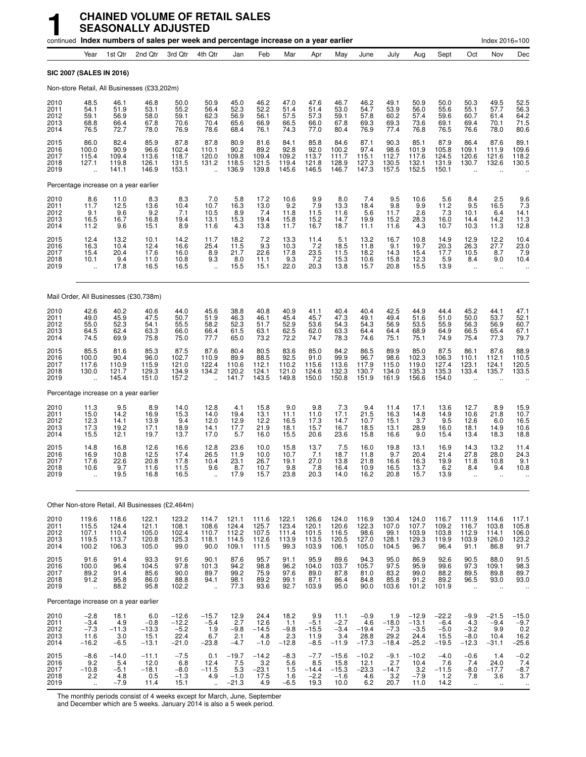# 1 CHAINED VOLUME OF RETAIL SALES SEASONALLY ADJUSTED

continued **Index numbers of sales per week and percentage increase on a year earlier** Index 2016=100

| | Year | 1st Qtr | 2nd Qtr | 3rd Qtr | 4th Qtr | Jan | Feb | Mar | Apr | May | June | July | Aug | Sept | Oct | Nov | Dec |
|---|---|---|---|---|---|---|---|---|---|---|---|---|---|---|---|---|---|
| **SIC 2007 (SALES IN 2016)** | | | | | | | | | | | | | | | | | |
| Non-store Retail, All Businesses (£33,202m) | | | | | | | | | | | | | | | | | |
| 2010 | 48.5 | 46.1 | 46.8 | 50.0 | 50.9 | 45.0 | 46.2 | 47.0 | 47.6 | 46.7 | 46.2 | 49.1 | 50.9 | 50.0 | 50.3 | 49.5 | 52.5 |
| 2011 | 54.1 | 51.9 | 53.1 | 55.2 | 56.4 | 52.3 | 52.2 | 51.4 | 51.4 | 53.0 | 54.7 | 53.9 | 56.0 | 55.6 | 55.1 | 57.7 | 56.3 |
| 2012 | 59.1 | 56.9 | 58.0 | 59.1 | 62.3 | 56.9 | 56.1 | 57.5 | 57.3 | 59.1 | 57.8 | 60.2 | 57.4 | 59.6 | 60.7 | 61.4 | 64.2 |
| 2013 | 68.8 | 66.4 | 67.8 | 70.6 | 70.4 | 65.6 | 66.9 | 66.5 | 66.0 | 67.8 | 69.3 | 69.3 | 73.6 | 69.1 | 69.4 | 70.1 | 71.5 |
| 2014 | 76.5 | 72.7 | 78.0 | 76.9 | 78.6 | 68.4 | 76.1 | 74.3 | 77.0 | 80.4 | 76.9 | 77.4 | 76.8 | 76.5 | 76.6 | 78.0 | 80.6 |
| 2015 | 86.0 | 82.4 | 85.9 | 87.8 | 87.8 | 80.9 | 81.6 | 84.1 | 85.8 | 84.6 | 87.1 | 90.3 | 85.1 | 87.9 | 86.4 | 87.6 | 89.1 |
| 2016 | 100.0 | 90.9 | 96.6 | 102.4 | 110.1 | 90.2 | 89.2 | 92.8 | 92.0 | 100.2 | 97.4 | 98.6 | 101.9 | 105.8 | 109.1 | 111.9 | 109.6 |
| 2017 | 115.4 | 109.4 | 113.6 | 118.7 | 120.0 | 109.8 | 109.4 | 109.2 | 113.7 | 111.7 | 115.1 | 112.7 | 117.6 | 124.5 | 120.6 | 121.6 | 118.2 |
| 2018 | 127.1 | 119.8 | 126.1 | 131.5 | 131.2 | 118.5 | 121.5 | 119.4 | 121.8 | 128.9 | 127.3 | 130.5 | 132.1 | 131.9 | 130.7 | 132.6 | 130.5 |
| 2019 | .. | 141.1 | 146.9 | 153.1 | .. | 136.9 | 139.8 | 145.6 | 146.5 | 146.7 | 147.3 | 157.5 | 152.5 | 150.1 | .. | .. | .. |
| Percentage increase on a year earlier | | | | | | | | | | | | | | | | | |
| 2010 | 8.6 | 11.0 | 8.3 | 8.3 | 7.0 | 5.8 | 17.2 | 10.6 | 9.9 | 8.0 | 7.4 | 9.5 | 10.6 | 5.6 | 8.4 | 2.5 | 9.6 |
| 2011 | 11.7 | 12.5 | 13.6 | 10.4 | 10.7 | 16.3 | 13.0 | 9.2 | 7.9 | 13.3 | 18.4 | 9.8 | 9.9 | 11.2 | 9.5 | 16.5 | 7.3 |
| 2012 | 9.1 | 9.6 | 9.2 | 7.1 | 10.5 | 8.9 | 7.4 | 11.8 | 11.5 | 11.6 | 5.6 | 11.7 | 2.6 | 7.3 | 10.1 | 6.4 | 14.1 |
| 2013 | 16.5 | 16.7 | 16.8 | 19.4 | 13.1 | 15.3 | 19.4 | 15.8 | 15.2 | 14.7 | 19.9 | 15.2 | 28.3 | 16.0 | 14.4 | 14.2 | 11.3 |
| 2014 | 11.2 | 9.6 | 15.1 | 8.9 | 11.6 | 4.3 | 13.8 | 11.7 | 16.7 | 18.7 | 11.1 | 11.6 | 4.3 | 10.7 | 10.3 | 11.3 | 12.8 |
| 2015 | 12.4 | 13.2 | 10.1 | 14.2 | 11.7 | 18.2 | 7.2 | 13.3 | 11.4 | 5.1 | 13.2 | 16.7 | 10.8 | 14.9 | 12.9 | 12.2 | 10.4 |
| 2016 | 16.3 | 10.4 | 12.4 | 16.6 | 25.4 | 11.5 | 9.3 | 10.3 | 7.2 | 18.5 | 11.8 | 9.1 | 19.7 | 20.3 | 26.3 | 27.7 | 23.0 |
| 2017 | 15.4 | 20.4 | 17.6 | 16.0 | 8.9 | 21.7 | 22.6 | 17.8 | 23.5 | 11.5 | 18.2 | 14.3 | 15.4 | 17.7 | 10.5 | 8.7 | 7.9 |
| 2018 | 10.1 | 9.4 | 11.0 | 10.8 | 9.3 | 8.0 | 11.1 | 9.3 | 7.2 | 15.3 | 10.6 | 15.8 | 12.3 | 5.9 | 8.4 | 9.0 | 10.4 |
| 2019 | .. | 17.8 | 16.5 | 16.5 | .. | 15.5 | 15.1 | 22.0 | 20.3 | 13.8 | 15.7 | 20.8 | 15.5 | 13.9 | .. | .. | .. |
| Mail Order, All Businesses (£30,738m) | | | | | | | | | | | | | | | | | |
| 2010 | 42.6 | 40.2 | 40.6 | 44.0 | 45.6 | 38.8 | 40.8 | 40.9 | 41.1 | 40.4 | 40.4 | 42.5 | 44.9 | 44.4 | 45.2 | 44.1 | 47.1 |
| 2011 | 49.0 | 45.9 | 47.5 | 50.7 | 51.9 | 46.3 | 46.1 | 45.4 | 45.7 | 47.3 | 49.1 | 49.4 | 51.6 | 51.0 | 50.0 | 53.7 | 52.1 |
| 2012 | 55.0 | 52.3 | 54.1 | 55.5 | 58.2 | 52.3 | 51.7 | 52.9 | 53.6 | 54.3 | 54.3 | 56.9 | 53.5 | 55.9 | 56.3 | 56.9 | 60.7 |
| 2013 | 64.5 | 62.4 | 63.3 | 66.0 | 66.4 | 61.5 | 63.1 | 62.5 | 62.0 | 63.3 | 64.4 | 64.4 | 68.9 | 64.9 | 66.5 | 65.4 | 67.1 |
| 2014 | 74.5 | 69.9 | 75.8 | 75.0 | 77.7 | 65.0 | 73.2 | 72.2 | 74.7 | 78.3 | 74.6 | 75.1 | 75.1 | 74.9 | 75.4 | 77.3 | 79.7 |
| 2015 | 85.5 | 81.6 | 85.3 | 87.5 | 87.6 | 80.4 | 80.5 | 83.6 | 85.0 | 84.2 | 86.5 | 89.9 | 85.0 | 87.5 | 86.1 | 87.6 | 88.9 |
| 2016 | 100.0 | 90.4 | 96.0 | 102.7 | 110.9 | 89.9 | 88.5 | 92.5 | 91.0 | 99.9 | 96.7 | 98.6 | 102.3 | 106.3 | 110.1 | 112.1 | 110.5 |
| 2017 | 117.6 | 110.9 | 115.9 | 121.0 | 122.4 | 110.6 | 112.1 | 110.2 | 115.6 | 113.6 | 117.9 | 115.0 | 119.0 | 127.4 | 123.1 | 124.1 | 120.5 |
| 2018 | 130.0 | 121.7 | 129.3 | 134.9 | 134.2 | 120.2 | 124.1 | 121.0 | 124.6 | 132.3 | 130.7 | 134.0 | 135.3 | 135.3 | 133.4 | 135.7 | 133.5 |
| 2019 | .. | 145.4 | 151.0 | 157.2 | .. | 141.7 | 143.5 | 149.8 | 150.0 | 150.8 | 151.9 | 161.9 | 156.6 | 154.0 | .. | .. | .. |
| Percentage increase on a year earlier | | | | | | | | | | | | | | | | | |
| 2010 | 11.3 | 9.5 | 8.9 | 14.0 | 12.8 | 4.1 | 15.8 | 9.0 | 9.8 | 7.3 | 9.4 | 11.4 | 17.1 | 13.6 | 12.7 | 8.9 | 15.9 |
| 2011 | 15.0 | 14.2 | 16.9 | 15.3 | 14.0 | 19.4 | 13.1 | 11.1 | 11.0 | 17.1 | 21.5 | 16.3 | 14.8 | 14.9 | 10.6 | 21.8 | 10.7 |
| 2012 | 12.3 | 14.1 | 13.9 | 9.4 | 12.0 | 12.9 | 12.2 | 16.5 | 17.3 | 14.7 | 10.7 | 15.1 | 3.7 | 9.5 | 12.6 | 6.0 | 16.5 |
| 2013 | 17.3 | 19.2 | 17.1 | 18.9 | 14.1 | 17.7 | 21.9 | 18.1 | 15.7 | 16.7 | 18.5 | 13.1 | 28.9 | 16.0 | 18.1 | 14.9 | 10.6 |
| 2014 | 15.5 | 12.1 | 19.7 | 13.7 | 17.0 | 5.7 | 16.0 | 15.5 | 20.6 | 23.6 | 15.8 | 16.6 | 9.0 | 15.4 | 13.4 | 18.3 | 18.8 |
| 2015 | 14.8 | 16.8 | 12.6 | 16.6 | 12.8 | 23.6 | 10.0 | 15.8 | 13.7 | 7.5 | 16.0 | 19.8 | 13.1 | 16.9 | 14.3 | 13.2 | 11.4 |
| 2016 | 16.9 | 10.8 | 12.5 | 17.4 | 26.5 | 11.9 | 10.0 | 10.7 | 7.1 | 18.7 | 11.8 | 9.7 | 20.4 | 21.4 | 27.8 | 28.0 | 24.3 |
| 2017 | 17.6 | 22.6 | 20.8 | 17.8 | 10.4 | 23.1 | 26.7 | 19.1 | 27.0 | 13.8 | 21.8 | 16.6 | 16.3 | 19.9 | 11.8 | 10.8 | 9.1 |
| 2018 | 10.6 | 9.7 | 11.6 | 11.5 | 9.6 | 8.7 | 10.7 | 9.8 | 7.8 | 16.4 | 10.9 | 16.5 | 13.7 | 6.2 | 8.4 | 9.4 | 10.8 |
| 2019 | .. | 19.5 | 16.8 | 16.5 | .. | 17.9 | 15.7 | 23.8 | 20.3 | 14.0 | 16.2 | 20.8 | 15.7 | 13.9 | .. | .. | .. |
| Other Non-store Retail, All Businesses (£2,464m) | | | | | | | | | | | | | | | | | |
| 2010 | 119.6 | 118.6 | 122.1 | 123.2 | 114.7 | 121.1 | 111.6 | 122.1 | 126.6 | 124.0 | 116.9 | 130.4 | 124.0 | 116.7 | 111.9 | 114.6 | 117.1 |
| 2011 | 115.5 | 124.4 | 121.1 | 108.1 | 108.6 | 124.4 | 125.7 | 123.4 | 120.1 | 120.6 | 122.3 | 107.0 | 107.7 | 109.2 | 116.7 | 103.8 | 105.8 |
| 2012 | 107.1 | 110.4 | 105.0 | 102.4 | 110.7 | 112.2 | 107.5 | 111.4 | 101.5 | 116.5 | 98.6 | 99.1 | 103.9 | 103.8 | 112.9 | 114.1 | 106.0 |
| 2013 | 119.5 | 113.7 | 120.8 | 125.3 | 118.1 | 114.5 | 112.6 | 113.9 | 113.5 | 120.5 | 127.0 | 128.1 | 129.3 | 119.9 | 103.9 | 126.0 | 123.2 |
| 2014 | 100.2 | 106.3 | 105.0 | 99.0 | 90.0 | 109.1 | 111.5 | 99.3 | 103.9 | 106.1 | 105.0 | 104.5 | 96.7 | 96.4 | 91.1 | 86.8 | 91.7 |
| 2015 | 91.6 | 91.4 | 93.3 | 91.6 | 90.1 | 87.6 | 95.7 | 91.1 | 95.9 | 89.6 | 94.3 | 95.0 | 86.9 | 92.6 | 90.5 | 88.0 | 91.5 |
| 2016 | 100.0 | 96.4 | 104.5 | 97.8 | 101.3 | 94.2 | 98.8 | 96.2 | 104.0 | 103.7 | 105.7 | 97.5 | 95.9 | 99.6 | 97.3 | 109.1 | 98.3 |
| 2017 | 89.2 | 91.4 | 85.6 | 90.0 | 89.7 | 99.2 | 75.9 | 97.6 | 89.0 | 87.8 | 81.0 | 83.2 | 99.0 | 88.2 | 89.5 | 89.8 | 89.7 |
| 2018 | 91.2 | 95.8 | 86.0 | 88.8 | 94.1 | 98.1 | 89.2 | 99.1 | 87.1 | 86.4 | 84.8 | 85.8 | 91.2 | 89.2 | 96.5 | 93.0 | 93.0 |
| 2019 | .. | 88.2 | 95.8 | 102.2 | .. | 77.3 | 93.6 | 92.7 | 103.9 | 95.0 | 90.0 | 103.6 | 101.2 | 101.9 | .. | .. | .. |
| Percentage increase on a year earlier | | | | | | | | | | | | | | | | | |
| 2010 | −2.8 | 18.1 | 6.0 | −12.6 | −15.7 | 12.9 | 24.4 | 18.2 | 9.9 | 11.1 | −0.9 | 1.9 | −12.9 | −22.2 | −9.9 | −21.5 | −15.0 |
| 2011 | −3.4 | 4.9 | −0.8 | −12.2 | −5.4 | 2.7 | 12.6 | 1.1 | −5.1 | −2.7 | 4.6 | −18.0 | −13.1 | −6.4 | 4.3 | −9.4 | −9.7 |
| 2012 | −7.3 | −11.3 | −13.3 | −5.2 | 1.9 | −9.8 | −14.5 | −9.8 | −15.5 | −3.4 | −19.4 | −7.3 | −3.5 | −5.0 | −3.2 | 9.9 | 0.2 |
| 2013 | 11.6 | 3.0 | 15.1 | 22.4 | 6.7 | 2.1 | 4.8 | 2.3 | 11.9 | 3.4 | 28.8 | 29.2 | 24.4 | 15.5 | −8.0 | 10.4 | 16.2 |
| 2014 | −16.2 | −6.5 | −13.1 | −21.0 | −23.8 | −4.7 | −1.0 | −12.8 | −8.5 | −11.9 | −17.3 | −18.4 | −25.2 | −19.5 | −12.3 | −31.1 | −25.6 |
| 2015 | −8.6 | −14.0 | −11.1 | −7.5 | 0.1 | −19.7 | −14.2 | −8.3 | −7.7 | −15.6 | −10.2 | −9.1 | −10.2 | −4.0 | −0.6 | 1.4 | −0.2 |
| 2016 | 9.2 | 5.4 | 12.0 | 6.8 | 12.4 | 7.5 | 3.2 | 5.6 | 8.5 | 15.8 | 12.1 | 2.7 | 10.4 | 7.6 | 7.4 | 24.0 | 7.4 |
| 2017 | −10.8 | −5.1 | −18.1 | −8.0 | −11.5 | 5.3 | −23.1 | 1.5 | −14.4 | −15.3 | −23.3 | −14.7 | 3.2 | −11.5 | −8.0 | −17.7 | −8.7 |
| 2018 | 2.2 | 4.8 | 0.5 | −1.3 | 4.9 | −1.0 | 17.5 | 1.6 | −2.2 | −1.6 | 4.6 | 3.2 | −7.9 | 1.2 | 7.8 | 3.6 | 3.7 |
| 2019 | .. | −7.9 | 11.4 | 15.1 | .. | −21.3 | 4.9 | −6.5 | 19.3 | 10.0 | 6.2 | 20.7 | 11.0 | 14.2 | .. | .. | .. |

The monthly periods consist of 4 weeks except for March, June, September and December which are 5 weeks. January 2014 is also a 5 week period.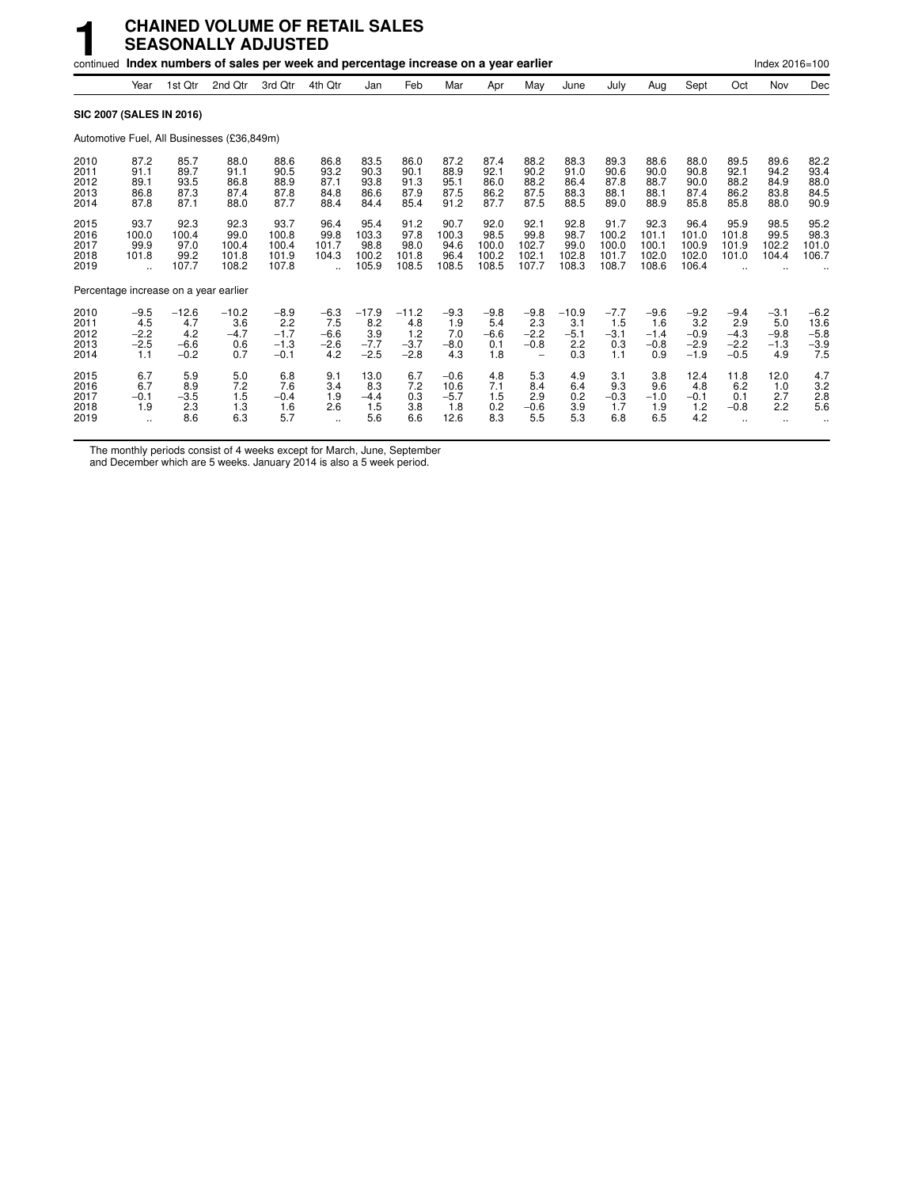# 1 CHAINED VOLUME OF RETAIL SALES SEASONALLY ADJUSTED

continued **Index numbers of sales per week and percentage increase on a year earlier** Index 2016=100

| | Year | 1st Qtr | 2nd Qtr | 3rd Qtr | 4th Qtr | Jan | Feb | Mar | Apr | May | June | July | Aug | Sept | Oct | Nov | Dec |
|---|---|---|---|---|---|---|---|---|---|---|---|---|---|---|---|---|---|
| **SIC 2007 (SALES IN 2016)** | | | | | | | | | | | | | | | | | |
| Automotive Fuel, All Businesses (£36,849m) | | | | | | | | | | | | | | | | | |
| 2010 | 87.2 | 85.7 | 88.0 | 88.6 | 86.8 | 83.5 | 86.0 | 87.2 | 87.4 | 88.2 | 88.3 | 89.3 | 88.6 | 88.0 | 89.5 | 89.6 | 82.2 |
| 2011 | 91.1 | 89.7 | 91.1 | 90.5 | 93.2 | 90.3 | 90.1 | 88.9 | 92.1 | 90.2 | 91.0 | 90.6 | 90.0 | 90.8 | 92.1 | 94.2 | 93.4 |
| 2012 | 89.1 | 93.5 | 86.8 | 88.9 | 87.1 | 93.8 | 91.3 | 95.1 | 86.0 | 88.2 | 86.4 | 87.8 | 88.7 | 90.0 | 88.2 | 84.9 | 88.0 |
| 2013 | 86.8 | 87.3 | 87.4 | 87.8 | 84.8 | 86.6 | 87.9 | 87.5 | 86.2 | 87.5 | 88.3 | 88.1 | 88.1 | 87.4 | 86.2 | 83.8 | 84.5 |
| 2014 | 87.8 | 87.1 | 88.0 | 87.7 | 88.4 | 84.4 | 85.4 | 91.2 | 87.7 | 87.5 | 88.5 | 89.0 | 88.9 | 85.8 | 85.8 | 88.0 | 90.9 |
| 2015 | 93.7 | 92.3 | 92.3 | 93.7 | 96.4 | 95.4 | 91.2 | 90.7 | 92.0 | 92.1 | 92.8 | 91.7 | 92.3 | 96.4 | 95.9 | 98.5 | 95.2 |
| 2016 | 100.0 | 100.4 | 99.0 | 100.8 | 99.8 | 103.3 | 97.8 | 100.3 | 98.5 | 99.8 | 98.7 | 100.2 | 101.1 | 101.0 | 101.8 | 99.5 | 98.3 |
| 2017 | 99.9 | 97.0 | 100.4 | 100.4 | 101.7 | 98.8 | 98.0 | 94.6 | 100.0 | 102.7 | 99.0 | 100.0 | 100.1 | 100.9 | 101.9 | 102.2 | 101.0 |
| 2018 | 101.8 | 99.2 | 101.8 | 101.9 | 104.3 | 100.2 | 101.8 | 96.4 | 100.2 | 102.1 | 102.8 | 101.7 | 102.0 | 102.0 | 101.0 | 104.4 | 106.7 |
| 2019 | .. | 107.7 | 108.2 | 107.8 | .. | 105.9 | 108.5 | 108.5 | 108.5 | 107.7 | 108.3 | 108.7 | 108.6 | 106.4 | .. | .. | .. |
| Percentage increase on a year earlier | | | | | | | | | | | | | | | | | |
| 2010 | −9.5 | −12.6 | −10.2 | −8.9 | −6.3 | −17.9 | −11.2 | −9.3 | −9.8 | −9.8 | −10.9 | −7.7 | −9.6 | −9.2 | −9.4 | −3.1 | −6.2 |
| 2011 | 4.5 | 4.7 | 3.6 | 2.2 | 7.5 | 8.2 | 4.8 | 1.9 | 5.4 | 2.3 | 3.1 | 1.5 | 1.6 | 3.2 | 2.9 | 5.0 | 13.6 |
| 2012 | −2.2 | 4.2 | −4.7 | −1.7 | −6.6 | 3.9 | 1.2 | 7.0 | −6.6 | −2.2 | −5.1 | −3.1 | −1.4 | −0.9 | −4.3 | −9.8 | −5.8 |
| 2013 | −2.5 | −6.6 | 0.6 | −1.3 | −2.6 | −7.7 | −3.7 | −8.0 | 0.1 | −0.8 | 2.2 | 0.3 | −0.8 | −2.9 | −2.2 | −1.3 | −3.9 |
| 2014 | 1.1 | −0.2 | 0.7 | −0.1 | 4.2 | −2.5 | −2.8 | 4.3 | 1.8 | – | 0.3 | 1.1 | 0.9 | −1.9 | −0.5 | 4.9 | 7.5 |
| 2015 | 6.7 | 5.9 | 5.0 | 6.8 | 9.1 | 13.0 | 6.7 | −0.6 | 4.8 | 5.3 | 4.9 | 3.1 | 3.8 | 12.4 | 11.8 | 12.0 | 4.7 |
| 2016 | 6.7 | 8.9 | 7.2 | 7.6 | 3.4 | 8.3 | 7.2 | 10.6 | 7.1 | 8.4 | 6.4 | 9.3 | 9.6 | 4.8 | 6.2 | 1.0 | 3.2 |
| 2017 | −0.1 | −3.5 | 1.5 | −0.4 | 1.9 | −4.4 | 0.3 | −5.7 | 1.5 | 2.9 | 0.2 | −0.3 | −1.0 | −0.1 | 0.1 | 2.7 | 2.8 |
| 2018 | 1.9 | 2.3 | 1.3 | 1.6 | 2.6 | 1.5 | 3.8 | 1.8 | 0.2 | −0.6 | 3.9 | 1.7 | 1.9 | 1.2 | −0.8 | 2.2 | 5.6 |
| 2019 | .. | 8.6 | 6.3 | 5.7 | .. | 5.6 | 6.6 | 12.6 | 8.3 | 5.5 | 5.3 | 6.8 | 6.5 | 4.2 | .. | .. | .. |

The monthly periods consist of 4 weeks except for March, June, September and December which are 5 weeks. January 2014 is also a 5 week period.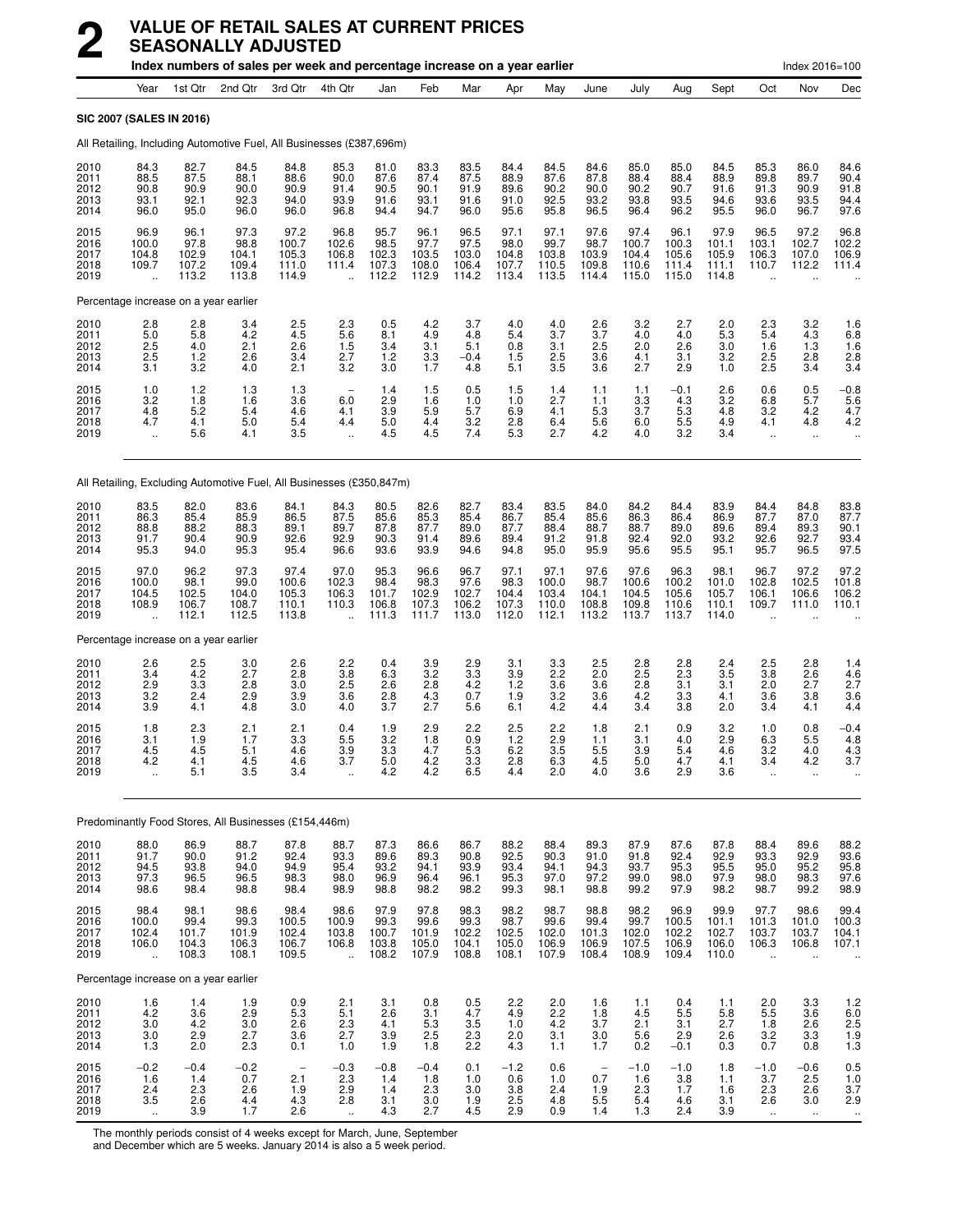# 2 VALUE OF RETAIL SALES AT CURRENT PRICES SEASONALLY ADJUSTED

**Index numbers of sales per week and percentage increase on a year earlier** — Index 2016=100

| | Year | 1st Qtr | 2nd Qtr | 3rd Qtr | 4th Qtr | Jan | Feb | Mar | Apr | May | June | July | Aug | Sept | Oct | Nov | Dec |
|---|---|---|---|---|---|---|---|---|---|---|---|---|---|---|---|---|---|
| **SIC 2007 (SALES IN 2016)** | | | | | | | | | | | | | | | | | |
| All Retailing, Including Automotive Fuel, All Businesses (£387,696m) | | | | | | | | | | | | | | | | | |
| 2010 | 84.3 | 82.7 | 84.5 | 84.8 | 85.3 | 81.0 | 83.3 | 83.5 | 84.4 | 84.5 | 84.6 | 85.0 | 85.0 | 84.5 | 85.3 | 86.0 | 84.6 |
| 2011 | 88.5 | 87.5 | 88.1 | 88.6 | 90.0 | 87.6 | 87.4 | 87.5 | 88.9 | 87.6 | 87.8 | 88.4 | 88.4 | 88.9 | 89.8 | 89.7 | 90.4 |
| 2012 | 90.8 | 90.9 | 90.0 | 90.9 | 91.4 | 90.5 | 90.1 | 91.9 | 89.6 | 90.2 | 90.0 | 90.2 | 90.7 | 91.6 | 91.3 | 90.9 | 91.8 |
| 2013 | 93.1 | 92.1 | 92.3 | 94.0 | 93.9 | 91.6 | 93.1 | 91.6 | 91.0 | 92.5 | 93.2 | 93.8 | 93.5 | 94.6 | 93.6 | 93.5 | 94.4 |
| 2014 | 96.0 | 95.0 | 96.0 | 96.0 | 96.8 | 94.4 | 94.7 | 96.0 | 95.6 | 95.8 | 96.5 | 96.4 | 96.2 | 95.5 | 96.0 | 96.7 | 97.6 |
| 2015 | 96.9 | 96.1 | 97.3 | 97.2 | 96.8 | 95.7 | 96.1 | 96.5 | 97.1 | 97.1 | 97.6 | 97.4 | 96.1 | 97.9 | 96.5 | 97.2 | 96.8 |
| 2016 | 100.0 | 97.8 | 98.8 | 100.7 | 102.6 | 98.5 | 97.7 | 97.5 | 98.0 | 99.7 | 98.7 | 100.7 | 100.3 | 101.1 | 103.1 | 102.7 | 102.2 |
| 2017 | 104.8 | 102.9 | 104.1 | 105.3 | 106.8 | 102.3 | 103.5 | 103.0 | 104.8 | 103.8 | 103.9 | 104.4 | 105.6 | 105.9 | 106.3 | 107.0 | 106.9 |
| 2018 | 109.7 | 107.2 | 109.4 | 111.0 | 111.4 | 107.3 | 108.0 | 106.4 | 107.7 | 110.5 | 109.8 | 110.6 | 111.4 | 111.1 | 110.7 | 112.2 | 111.4 |
| 2019 | .. | 113.2 | 113.8 | 114.9 | .. | 112.2 | 112.9 | 114.2 | 113.4 | 113.5 | 114.4 | 115.0 | 115.0 | 114.8 | .. | .. | .. |
| Percentage increase on a year earlier | | | | | | | | | | | | | | | | | |
| 2010 | 2.8 | 2.8 | 3.4 | 2.5 | 2.3 | 0.5 | 4.2 | 3.7 | 4.0 | 4.0 | 2.6 | 3.2 | 2.7 | 2.0 | 2.3 | 3.2 | 1.6 |
| 2011 | 5.0 | 5.8 | 4.2 | 4.5 | 5.6 | 8.1 | 4.9 | 4.8 | 5.4 | 3.7 | 3.7 | 4.0 | 4.0 | 5.3 | 5.4 | 4.3 | 6.8 |
| 2012 | 2.5 | 4.0 | 2.1 | 2.6 | 1.5 | 3.4 | 3.1 | 5.1 | 0.8 | 3.1 | 2.5 | 2.0 | 2.6 | 3.0 | 1.6 | 1.3 | 1.6 |
| 2013 | 2.5 | 1.2 | 2.6 | 3.4 | 2.7 | 1.2 | 3.3 | −0.4 | 1.5 | 2.5 | 3.6 | 4.1 | 3.1 | 3.2 | 2.5 | 2.8 | 2.8 |
| 2014 | 3.1 | 3.2 | 4.0 | 2.1 | 3.2 | 3.0 | 1.7 | 4.8 | 5.1 | 3.5 | 3.6 | 2.7 | 2.9 | 1.0 | 2.5 | 3.4 | 3.4 |
| 2015 | 1.0 | 1.2 | 1.3 | 1.3 | – | 1.4 | 1.5 | 0.5 | 1.5 | 1.4 | 1.1 | 1.1 | −0.1 | 2.6 | 0.6 | 0.5 | −0.8 |
| 2016 | 3.2 | 1.8 | 1.6 | 3.6 | 6.0 | 2.9 | 1.6 | 1.0 | 1.0 | 2.7 | 1.1 | 3.3 | 4.3 | 3.2 | 6.8 | 5.7 | 5.6 |
| 2017 | 4.8 | 5.2 | 5.4 | 4.6 | 4.1 | 3.9 | 5.9 | 5.7 | 6.9 | 4.1 | 5.3 | 3.7 | 5.3 | 4.8 | 3.2 | 4.2 | 4.7 |
| 2018 | 4.7 | 4.1 | 5.0 | 5.4 | 4.4 | 5.0 | 4.4 | 3.2 | 2.8 | 6.4 | 5.6 | 6.0 | 5.5 | 4.9 | 4.1 | 4.8 | 4.2 |
| 2019 | .. | 5.6 | 4.1 | 3.5 | .. | 4.5 | 4.5 | 7.4 | 5.3 | 2.7 | 4.2 | 4.0 | 3.2 | 3.4 | .. | .. | .. |
| All Retailing, Excluding Automotive Fuel, All Businesses (£350,847m) | | | | | | | | | | | | | | | | | |
| 2010 | 83.5 | 82.0 | 83.6 | 84.1 | 84.3 | 80.5 | 82.6 | 82.7 | 83.4 | 83.5 | 84.0 | 84.2 | 84.4 | 83.9 | 84.4 | 84.8 | 83.8 |
| 2011 | 86.3 | 85.4 | 85.9 | 86.5 | 87.5 | 85.6 | 85.3 | 85.4 | 86.7 | 85.4 | 85.6 | 86.3 | 86.4 | 86.9 | 87.7 | 87.0 | 87.7 |
| 2012 | 88.8 | 88.2 | 88.3 | 89.1 | 89.7 | 87.8 | 87.7 | 89.0 | 87.7 | 88.4 | 88.7 | 88.7 | 89.0 | 89.6 | 89.4 | 89.3 | 90.1 |
| 2013 | 91.7 | 90.4 | 90.9 | 92.6 | 92.9 | 90.3 | 91.4 | 89.6 | 89.4 | 91.2 | 91.8 | 92.4 | 92.0 | 93.2 | 92.6 | 92.7 | 93.4 |
| 2014 | 95.3 | 94.0 | 95.3 | 95.4 | 96.6 | 93.6 | 93.9 | 94.6 | 94.8 | 95.0 | 95.9 | 95.6 | 95.5 | 95.1 | 95.7 | 96.5 | 97.5 |
| 2015 | 97.0 | 96.2 | 97.3 | 97.4 | 97.0 | 95.3 | 96.6 | 96.7 | 97.1 | 97.1 | 97.6 | 97.6 | 96.3 | 98.1 | 96.7 | 97.2 | 97.2 |
| 2016 | 100.0 | 98.1 | 99.0 | 100.6 | 102.3 | 98.4 | 98.3 | 97.6 | 98.3 | 100.0 | 98.7 | 100.6 | 100.2 | 101.0 | 102.8 | 102.5 | 101.8 |
| 2017 | 104.5 | 102.5 | 104.0 | 105.3 | 106.3 | 101.7 | 102.9 | 102.7 | 104.4 | 103.4 | 104.1 | 104.5 | 105.6 | 105.7 | 106.1 | 106.6 | 106.2 |
| 2018 | 108.9 | 106.7 | 108.7 | 110.1 | 110.3 | 106.8 | 107.3 | 106.2 | 107.3 | 110.0 | 108.8 | 109.8 | 110.6 | 110.1 | 109.7 | 111.0 | 110.1 |
| 2019 | .. | 112.1 | 112.5 | 113.8 | .. | 111.3 | 111.7 | 113.0 | 112.0 | 112.1 | 113.2 | 113.7 | 113.7 | 114.0 | .. | .. | .. |
| Percentage increase on a year earlier | | | | | | | | | | | | | | | | | |
| 2010 | 2.6 | 2.5 | 3.0 | 2.6 | 2.2 | 0.4 | 3.9 | 2.9 | 3.1 | 3.3 | 2.5 | 2.8 | 2.8 | 2.4 | 2.5 | 2.8 | 1.4 |
| 2011 | 3.4 | 4.2 | 2.7 | 2.8 | 3.8 | 6.3 | 3.2 | 3.3 | 3.9 | 2.2 | 2.0 | 2.5 | 2.3 | 3.5 | 3.8 | 2.6 | 4.6 |
| 2012 | 2.9 | 3.3 | 2.8 | 3.0 | 2.5 | 2.6 | 2.8 | 4.2 | 1.2 | 3.6 | 3.6 | 2.8 | 3.1 | 3.1 | 2.0 | 2.7 | 2.7 |
| 2013 | 3.2 | 2.4 | 2.9 | 3.9 | 3.6 | 2.8 | 4.3 | 0.7 | 1.9 | 3.2 | 3.6 | 4.2 | 3.3 | 4.1 | 3.6 | 3.8 | 3.6 |
| 2014 | 3.9 | 4.1 | 4.8 | 3.0 | 4.0 | 3.7 | 2.7 | 5.6 | 6.1 | 4.2 | 4.4 | 3.4 | 3.8 | 2.0 | 3.4 | 4.1 | 4.4 |
| 2015 | 1.8 | 2.3 | 2.1 | 2.1 | 0.4 | 1.9 | 2.9 | 2.2 | 2.5 | 2.2 | 1.8 | 2.1 | 0.9 | 3.2 | 1.0 | 0.8 | −0.4 |
| 2016 | 3.1 | 1.9 | 1.7 | 3.3 | 5.5 | 3.2 | 1.8 | 0.9 | 1.2 | 2.9 | 1.1 | 3.1 | 4.0 | 2.9 | 6.3 | 5.5 | 4.8 |
| 2017 | 4.5 | 4.5 | 5.1 | 4.6 | 3.9 | 3.3 | 4.7 | 5.3 | 6.2 | 3.5 | 5.5 | 3.9 | 5.4 | 4.6 | 3.2 | 4.0 | 4.3 |
| 2018 | 4.2 | 4.1 | 4.5 | 4.6 | 3.7 | 5.0 | 4.2 | 3.3 | 2.8 | 6.3 | 4.5 | 5.0 | 4.7 | 4.1 | 3.4 | 4.2 | 3.7 |
| 2019 | .. | 5.1 | 3.5 | 3.4 | .. | 4.2 | 4.2 | 6.5 | 4.4 | 2.0 | 4.0 | 3.6 | 2.9 | 3.6 | .. | .. | .. |
| Predominantly Food Stores, All Businesses (£154,446m) | | | | | | | | | | | | | | | | | |
| 2010 | 88.0 | 86.9 | 88.7 | 87.8 | 88.7 | 87.3 | 86.6 | 86.7 | 88.2 | 88.4 | 89.3 | 87.9 | 87.6 | 87.8 | 88.4 | 89.6 | 88.2 |
| 2011 | 91.7 | 90.0 | 91.2 | 92.4 | 93.3 | 89.6 | 89.3 | 90.8 | 92.5 | 90.3 | 91.0 | 91.8 | 92.4 | 92.9 | 93.3 | 92.9 | 93.6 |
| 2012 | 94.5 | 93.8 | 94.0 | 94.9 | 95.4 | 93.2 | 94.1 | 93.9 | 93.4 | 94.1 | 94.3 | 93.7 | 95.3 | 95.5 | 95.0 | 95.2 | 95.8 |
| 2013 | 97.3 | 96.5 | 96.5 | 98.3 | 98.0 | 96.9 | 96.4 | 96.1 | 95.3 | 97.0 | 97.2 | 99.0 | 98.0 | 97.9 | 98.0 | 98.3 | 97.6 |
| 2014 | 98.6 | 98.4 | 98.8 | 98.4 | 98.9 | 98.8 | 98.2 | 98.2 | 99.3 | 98.1 | 98.8 | 99.2 | 97.9 | 98.2 | 98.7 | 99.2 | 98.9 |
| 2015 | 98.4 | 98.1 | 98.6 | 98.4 | 98.6 | 97.9 | 97.8 | 98.3 | 98.2 | 98.7 | 98.8 | 98.2 | 96.9 | 99.9 | 97.7 | 98.6 | 99.4 |
| 2016 | 100.0 | 99.4 | 99.3 | 100.5 | 100.9 | 99.3 | 99.6 | 99.3 | 98.7 | 99.6 | 99.4 | 99.7 | 100.5 | 101.1 | 101.3 | 101.0 | 100.3 |
| 2017 | 102.4 | 101.7 | 101.9 | 102.4 | 103.8 | 100.7 | 101.9 | 102.2 | 102.5 | 102.0 | 101.3 | 102.0 | 102.2 | 102.7 | 103.7 | 103.7 | 104.1 |
| 2018 | 106.0 | 104.3 | 106.3 | 106.7 | 106.8 | 103.8 | 105.0 | 104.1 | 105.0 | 106.9 | 106.9 | 107.5 | 106.9 | 106.0 | 106.3 | 106.8 | 107.1 |
| 2019 | .. | 108.3 | 108.1 | 109.5 | .. | 108.2 | 107.9 | 108.8 | 108.1 | 107.9 | 108.4 | 108.9 | 109.4 | 110.0 | .. | .. | .. |
| Percentage increase on a year earlier | | | | | | | | | | | | | | | | | |
| 2010 | 1.6 | 1.4 | 1.9 | 0.9 | 2.1 | 3.1 | 0.8 | 0.5 | 2.2 | 2.0 | 1.6 | 1.1 | 0.4 | 1.1 | 2.0 | 3.3 | 1.2 |
| 2011 | 4.2 | 3.6 | 2.9 | 5.3 | 5.1 | 2.6 | 3.1 | 4.7 | 4.9 | 2.2 | 1.8 | 4.5 | 5.5 | 5.8 | 5.5 | 3.6 | 6.0 |
| 2012 | 3.0 | 4.2 | 3.0 | 2.6 | 2.3 | 4.1 | 5.3 | 3.5 | 1.0 | 4.2 | 3.7 | 2.1 | 3.1 | 2.7 | 1.8 | 2.6 | 2.5 |
| 2013 | 3.0 | 2.9 | 2.7 | 3.6 | 2.7 | 3.9 | 2.5 | 2.3 | 2.0 | 3.1 | 3.0 | 5.6 | 2.9 | 2.6 | 3.2 | 3.3 | 1.9 |
| 2014 | 1.3 | 2.0 | 2.3 | 0.1 | 1.0 | 1.9 | 1.8 | 2.2 | 4.3 | 1.1 | 1.7 | 0.2 | −0.1 | 0.3 | 0.7 | 0.8 | 1.3 |
| 2015 | −0.2 | −0.4 | −0.2 | – | −0.3 | −0.8 | −0.4 | 0.1 | −1.2 | 0.6 | – | −1.0 | −1.0 | 1.8 | −1.0 | −0.6 | 0.5 |
| 2016 | 1.6 | 1.4 | 0.7 | 2.1 | 2.3 | 1.4 | 1.8 | 1.0 | 0.6 | 1.0 | 0.7 | 1.6 | 3.8 | 1.1 | 3.7 | 2.5 | 1.0 |
| 2017 | 2.4 | 2.3 | 2.6 | 1.9 | 2.9 | 1.4 | 2.3 | 3.0 | 3.8 | 2.4 | 1.9 | 2.3 | 1.7 | 1.6 | 2.3 | 2.6 | 3.7 |
| 2018 | 3.5 | 2.6 | 4.4 | 4.3 | 2.8 | 3.1 | 3.0 | 1.9 | 2.5 | 4.8 | 5.5 | 5.4 | 4.6 | 3.1 | 2.6 | 3.0 | 2.9 |
| 2019 | .. | 3.9 | 1.7 | 2.6 | .. | 4.3 | 2.7 | 4.5 | 2.9 | 0.9 | 1.4 | 1.3 | 2.4 | 3.9 | .. | .. | .. |

The monthly periods consist of 4 weeks except for March, June, September and December which are 5 weeks. January 2014 is also a 5 week period.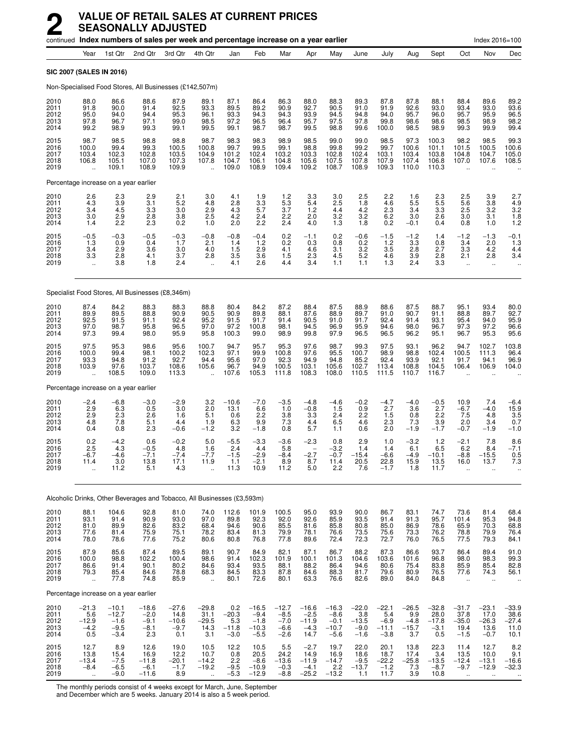# 2 VALUE OF RETAIL SALES AT CURRENT PRICES SEASONALLY ADJUSTED

continued **Index numbers of sales per week and percentage increase on a year earlier** Index 2016=100

| | Year | 1st Qtr | 2nd Qtr | 3rd Qtr | 4th Qtr | Jan | Feb | Mar | Apr | May | June | July | Aug | Sept | Oct | Nov | Dec |
|---|---|---|---|---|---|---|---|---|---|---|---|---|---|---|---|---|---|
| **SIC 2007 (SALES IN 2016)** | | | | | | | | | | | | | | | | | |
| Non-Specialised Food Stores, All Businesses (£142,507m) | | | | | | | | | | | | | | | | | |
| 2010 | 88.0 | 86.6 | 88.6 | 87.9 | 89.1 | 87.1 | 86.4 | 86.3 | 88.0 | 88.3 | 89.3 | 87.8 | 87.8 | 88.1 | 88.4 | 89.6 | 89.2 |
| 2011 | 91.8 | 90.0 | 91.4 | 92.5 | 93.3 | 89.5 | 89.2 | 90.9 | 92.7 | 90.5 | 91.0 | 91.9 | 92.6 | 93.0 | 93.4 | 93.0 | 93.6 |
| 2012 | 95.0 | 94.0 | 94.4 | 95.3 | 96.1 | 93.3 | 94.3 | 94.3 | 93.9 | 94.5 | 94.8 | 94.0 | 95.7 | 96.0 | 95.7 | 95.9 | 96.5 |
| 2013 | 97.8 | 96.7 | 97.1 | 99.0 | 98.5 | 97.2 | 96.5 | 96.4 | 95.7 | 97.5 | 97.8 | 99.8 | 98.6 | 98.6 | 98.5 | 98.9 | 98.2 |
| 2014 | 99.2 | 98.9 | 99.3 | 99.1 | 99.5 | 99.1 | 98.7 | 98.7 | 99.5 | 98.8 | 99.6 | 100.0 | 98.5 | 98.9 | 99.3 | 99.9 | 99.4 |
| 2015 | 98.7 | 98.5 | 98.8 | 98.8 | 98.7 | 98.3 | 98.3 | 98.9 | 98.5 | 99.0 | 99.0 | 98.5 | 97.3 | 100.3 | 98.2 | 98.5 | 99.3 |
| 2016 | 100.0 | 99.4 | 99.3 | 100.5 | 100.8 | 99.7 | 99.5 | 99.1 | 98.8 | 99.8 | 99.2 | 99.7 | 100.6 | 101.1 | 101.5 | 100.5 | 100.6 |
| 2017 | 103.4 | 102.3 | 102.8 | 103.5 | 104.9 | 101.2 | 102.4 | 103.2 | 103.3 | 102.8 | 102.4 | 103.1 | 103.4 | 103.8 | 104.8 | 104.7 | 105.0 |
| 2018 | 106.8 | 105.1 | 107.0 | 107.3 | 107.8 | 104.7 | 106.1 | 104.8 | 105.6 | 107.5 | 107.8 | 107.9 | 107.4 | 106.8 | 107.0 | 107.6 | 108.5 |
| 2019 | .. | 109.1 | 108.9 | 109.9 | .. | 109.0 | 108.9 | 109.4 | 109.2 | 108.7 | 108.9 | 109.3 | 110.0 | 110.3 | .. | .. | .. |
| Percentage increase on a year earlier | | | | | | | | | | | | | | | | | |
| 2010 | 2.6 | 2.3 | 2.9 | 2.1 | 3.0 | 4.1 | 1.9 | 1.2 | 3.3 | 3.0 | 2.5 | 2.2 | 1.6 | 2.3 | 2.5 | 3.9 | 2.7 |
| 2011 | 4.3 | 3.9 | 3.1 | 5.2 | 4.8 | 2.8 | 3.3 | 5.3 | 5.4 | 2.5 | 1.8 | 4.6 | 5.5 | 5.5 | 5.6 | 3.8 | 4.9 |
| 2012 | 3.4 | 4.5 | 3.3 | 3.0 | 2.9 | 4.3 | 5.7 | 3.7 | 1.2 | 4.4 | 4.2 | 2.3 | 3.4 | 3.3 | 2.5 | 3.2 | 3.2 |
| 2013 | 3.0 | 2.9 | 2.8 | 3.8 | 2.5 | 4.2 | 2.4 | 2.2 | 2.0 | 3.2 | 3.2 | 6.2 | 3.0 | 2.6 | 3.0 | 3.1 | 1.8 |
| 2014 | 1.4 | 2.2 | 2.3 | 0.2 | 1.0 | 2.0 | 2.2 | 2.4 | 4.0 | 1.3 | 1.8 | 0.2 | −0.1 | 0.4 | 0.8 | 1.0 | 1.2 |
| 2015 | −0.5 | −0.3 | −0.5 | −0.3 | −0.8 | −0.8 | −0.4 | 0.2 | −1.1 | 0.2 | −0.6 | −1.5 | −1.2 | 1.4 | −1.2 | −1.3 | −0.1 |
| 2016 | 1.3 | 0.9 | 0.4 | 1.7 | 2.1 | 1.4 | 1.2 | 0.2 | 0.3 | 0.8 | 0.2 | 1.2 | 3.3 | 0.8 | 3.4 | 2.0 | 1.3 |
| 2017 | 3.4 | 2.9 | 3.6 | 3.0 | 4.0 | 1.5 | 2.9 | 4.1 | 4.6 | 3.1 | 3.2 | 3.5 | 2.8 | 2.7 | 3.3 | 4.2 | 4.4 |
| 2018 | 3.3 | 2.8 | 4.1 | 3.7 | 2.8 | 3.5 | 3.6 | 1.5 | 2.3 | 4.5 | 5.2 | 4.6 | 3.9 | 2.8 | 2.1 | 2.8 | 3.4 |
| 2019 | .. | 3.8 | 1.8 | 2.4 | .. | 4.1 | 2.6 | 4.4 | 3.4 | 1.1 | 1.1 | 1.3 | 2.4 | 3.3 | .. | .. | .. |
| Specialist Food Stores, All Businesses (£8,346m) | | | | | | | | | | | | | | | | | |
| 2010 | 87.4 | 84.2 | 88.3 | 88.3 | 88.8 | 80.4 | 84.2 | 87.2 | 88.4 | 87.5 | 88.9 | 88.6 | 87.5 | 88.7 | 95.1 | 93.4 | 80.0 |
| 2011 | 89.9 | 89.5 | 88.8 | 90.9 | 90.5 | 90.9 | 89.8 | 88.1 | 87.6 | 88.9 | 89.7 | 91.0 | 90.7 | 91.1 | 88.8 | 89.7 | 92.7 |
| 2012 | 92.5 | 91.5 | 91.1 | 92.4 | 95.2 | 91.5 | 91.7 | 91.4 | 90.5 | 91.0 | 91.7 | 92.4 | 91.4 | 93.1 | 95.4 | 94.0 | 95.9 |
| 2013 | 97.0 | 98.7 | 95.8 | 96.5 | 97.0 | 97.2 | 100.8 | 98.1 | 94.5 | 96.9 | 95.9 | 94.6 | 98.0 | 96.7 | 97.3 | 97.2 | 96.6 |
| 2014 | 97.3 | 99.4 | 98.0 | 95.9 | 95.8 | 100.3 | 99.0 | 98.9 | 99.8 | 97.9 | 96.5 | 96.5 | 96.2 | 95.1 | 96.7 | 95.3 | 95.6 |
| 2015 | 97.5 | 95.3 | 98.6 | 95.6 | 100.7 | 94.7 | 95.7 | 95.3 | 97.6 | 98.7 | 99.3 | 97.5 | 93.1 | 96.2 | 94.7 | 102.7 | 103.8 |
| 2016 | 100.0 | 99.4 | 98.1 | 100.2 | 102.3 | 97.1 | 99.9 | 100.8 | 97.6 | 95.5 | 100.7 | 98.9 | 98.8 | 102.4 | 100.5 | 111.3 | 96.4 |
| 2017 | 93.3 | 94.8 | 91.2 | 92.7 | 94.4 | 95.6 | 97.0 | 92.3 | 94.9 | 94.8 | 85.2 | 92.4 | 93.9 | 92.1 | 91.7 | 94.1 | 96.9 |
| 2018 | 103.9 | 97.6 | 103.7 | 108.6 | 105.6 | 96.7 | 94.9 | 100.5 | 103.1 | 105.6 | 102.7 | 113.4 | 108.8 | 104.5 | 106.4 | 106.9 | 104.0 |
| 2019 | .. | 108.5 | 109.0 | 113.3 | .. | 107.6 | 105.3 | 111.8 | 108.3 | 108.0 | 110.5 | 111.5 | 110.7 | 116.7 | .. | .. | .. |
| Percentage increase on a year earlier | | | | | | | | | | | | | | | | | |
| 2010 | −2.4 | −6.8 | −3.0 | −2.9 | 3.2 | −10.6 | −7.0 | −3.5 | −4.8 | −4.6 | −0.2 | −4.7 | −4.0 | −0.5 | 10.9 | 7.4 | −6.4 |
| 2011 | 2.9 | 6.3 | 0.5 | 3.0 | 2.0 | 13.1 | 6.6 | 1.0 | −0.8 | 1.5 | 0.9 | 2.7 | 3.6 | 2.7 | −6.7 | −4.0 | 15.9 |
| 2012 | 2.9 | 2.3 | 2.6 | 1.6 | 5.1 | 0.6 | 2.2 | 3.8 | 3.3 | 2.4 | 2.2 | 1.5 | 0.8 | 2.2 | 7.5 | 4.8 | 3.5 |
| 2013 | 4.8 | 7.8 | 5.1 | 4.4 | 1.9 | 6.3 | 9.9 | 7.3 | 4.4 | 6.5 | 4.6 | 2.3 | 7.3 | 3.9 | 2.0 | 3.4 | 0.7 |
| 2014 | 0.4 | 0.8 | 2.3 | −0.6 | −1.2 | 3.2 | −1.8 | 0.8 | 5.7 | 1.1 | 0.6 | 2.0 | −1.9 | −1.7 | −0.7 | −1.9 | −1.0 |
| 2015 | 0.2 | −4.2 | 0.6 | −0.2 | 5.0 | −5.5 | −3.3 | −3.6 | −2.3 | 0.8 | 2.9 | 1.0 | −3.2 | 1.2 | −2.1 | 7.8 | 8.6 |
| 2016 | 2.5 | 4.3 | −0.5 | 4.8 | 1.6 | 2.4 | 4.4 | 5.8 | – | −3.2 | 1.4 | 1.4 | 6.1 | 6.5 | 6.2 | 8.4 | −7.1 |
| 2017 | −6.7 | −4.6 | −7.1 | −7.4 | −7.7 | −1.5 | −2.9 | −8.4 | −2.7 | −0.7 | −15.4 | −6.6 | −4.9 | −10.1 | −8.8 | −15.5 | 0.5 |
| 2018 | 11.4 | 3.0 | 13.8 | 17.1 | 11.9 | 1.1 | −2.1 | 8.9 | 8.7 | 11.4 | 20.5 | 22.8 | 15.9 | 13.5 | 16.0 | 13.7 | 7.3 |
| 2019 | .. | 11.2 | 5.1 | 4.3 | .. | 11.3 | 10.9 | 11.2 | 5.0 | 2.2 | 7.6 | −1.7 | 1.8 | 11.7 | .. | .. | .. |
| Alcoholic Drinks, Other Beverages and Tobacco, All Businesses (£3,593m) | | | | | | | | | | | | | | | | | |
| 2010 | 88.1 | 104.6 | 92.8 | 81.0 | 74.0 | 112.6 | 101.9 | 100.5 | 95.0 | 93.9 | 90.0 | 86.7 | 83.1 | 74.7 | 73.6 | 81.4 | 68.4 |
| 2011 | 93.1 | 91.4 | 90.9 | 93.0 | 97.0 | 89.8 | 92.3 | 92.0 | 92.6 | 85.9 | 93.5 | 91.4 | 91.3 | 95.7 | 101.4 | 95.3 | 94.8 |
| 2012 | 81.0 | 89.9 | 82.6 | 83.2 | 68.4 | 94.6 | 90.6 | 85.5 | 81.6 | 85.8 | 80.8 | 85.0 | 86.9 | 78.6 | 65.9 | 70.3 | 68.8 |
| 2013 | 77.6 | 81.4 | 75.9 | 75.1 | 78.2 | 83.4 | 81.3 | 79.9 | 78.1 | 76.6 | 73.5 | 75.6 | 73.3 | 76.2 | 78.8 | 79.9 | 76.4 |
| 2014 | 78.0 | 78.6 | 77.6 | 75.2 | 80.6 | 80.8 | 76.8 | 77.8 | 89.6 | 72.4 | 72.3 | 72.7 | 76.0 | 76.5 | 77.5 | 79.3 | 84.1 |
| 2015 | 87.9 | 85.6 | 87.4 | 89.5 | 89.1 | 90.7 | 84.9 | 82.1 | 87.1 | 86.7 | 88.2 | 87.3 | 86.6 | 93.7 | 86.4 | 89.4 | 91.0 |
| 2016 | 100.0 | 98.8 | 102.2 | 100.4 | 98.6 | 91.4 | 102.3 | 101.9 | 100.1 | 101.3 | 104.6 | 103.6 | 101.6 | 96.8 | 98.0 | 98.3 | 99.3 |
| 2017 | 86.6 | 91.4 | 90.1 | 80.2 | 84.6 | 93.4 | 93.5 | 88.1 | 88.2 | 86.4 | 94.6 | 80.6 | 75.4 | 83.8 | 85.9 | 85.4 | 82.8 |
| 2018 | 79.3 | 85.4 | 84.6 | 78.8 | 68.3 | 84.5 | 83.3 | 87.8 | 84.6 | 88.3 | 81.7 | 79.6 | 80.9 | 76.5 | 77.6 | 74.3 | 56.1 |
| 2019 | .. | 77.8 | 74.8 | 85.9 | .. | 80.1 | 72.6 | 80.1 | 63.3 | 76.6 | 82.6 | 89.0 | 84.0 | 84.8 | .. | .. | .. |
| Percentage increase on a year earlier | | | | | | | | | | | | | | | | | |
| 2010 | −21.3 | −10.1 | −18.6 | −27.6 | −29.8 | 0.2 | −16.5 | −12.7 | −16.6 | −16.3 | −22.0 | −22.1 | −26.5 | −32.8 | −31.7 | −23.1 | −33.9 |
| 2011 | 5.6 | −12.7 | −2.0 | 14.8 | 31.1 | −20.3 | −9.4 | −8.5 | −2.5 | −8.6 | 3.8 | 5.4 | 9.9 | 28.0 | 37.8 | 17.0 | 38.6 |
| 2012 | −12.9 | −1.6 | −9.1 | −10.6 | −29.5 | 5.3 | −1.8 | −7.0 | −11.9 | −0.1 | −13.5 | −6.9 | −4.8 | −17.8 | −35.0 | −26.3 | −27.4 |
| 2013 | −4.2 | −9.5 | −8.1 | −9.7 | 14.3 | −11.8 | −10.3 | −6.6 | −4.3 | −10.7 | −9.0 | −11.1 | −15.7 | −3.1 | 19.4 | 13.6 | 11.0 |
| 2014 | 0.5 | −3.4 | 2.3 | 0.1 | 3.1 | −3.0 | −5.5 | −2.6 | 14.7 | −5.6 | −1.6 | −3.8 | 3.7 | 0.5 | −1.5 | −0.7 | 10.1 |
| 2015 | 12.7 | 8.9 | 12.6 | 19.0 | 10.5 | 12.2 | 10.5 | 5.5 | −2.7 | 19.7 | 22.0 | 20.1 | 13.8 | 22.3 | 11.4 | 12.7 | 8.2 |
| 2016 | 13.8 | 15.4 | 16.9 | 12.2 | 10.7 | 0.8 | 20.5 | 24.2 | 14.9 | 16.9 | 18.6 | 18.7 | 17.4 | 3.4 | 13.5 | 10.0 | 9.1 |
| 2017 | −13.4 | −7.5 | −11.8 | −20.1 | −14.2 | 2.2 | −8.6 | −13.6 | −11.9 | −14.7 | −9.5 | −22.2 | −25.8 | −13.5 | −12.4 | −13.1 | −16.6 |
| 2018 | −8.4 | −6.5 | −6.1 | −1.7 | −19.2 | −9.5 | −10.9 | −0.3 | −4.1 | 2.2 | −13.7 | −1.2 | 7.3 | −8.7 | −9.7 | −12.9 | −32.3 |
| 2019 | .. | −9.0 | −11.6 | 8.9 | .. | −5.3 | −12.9 | −8.8 | −25.2 | −13.2 | 1.1 | 11.7 | 3.9 | 10.8 | .. | .. | .. |

The monthly periods consist of 4 weeks except for March, June, September and December which are 5 weeks. January 2014 is also a 5 week period.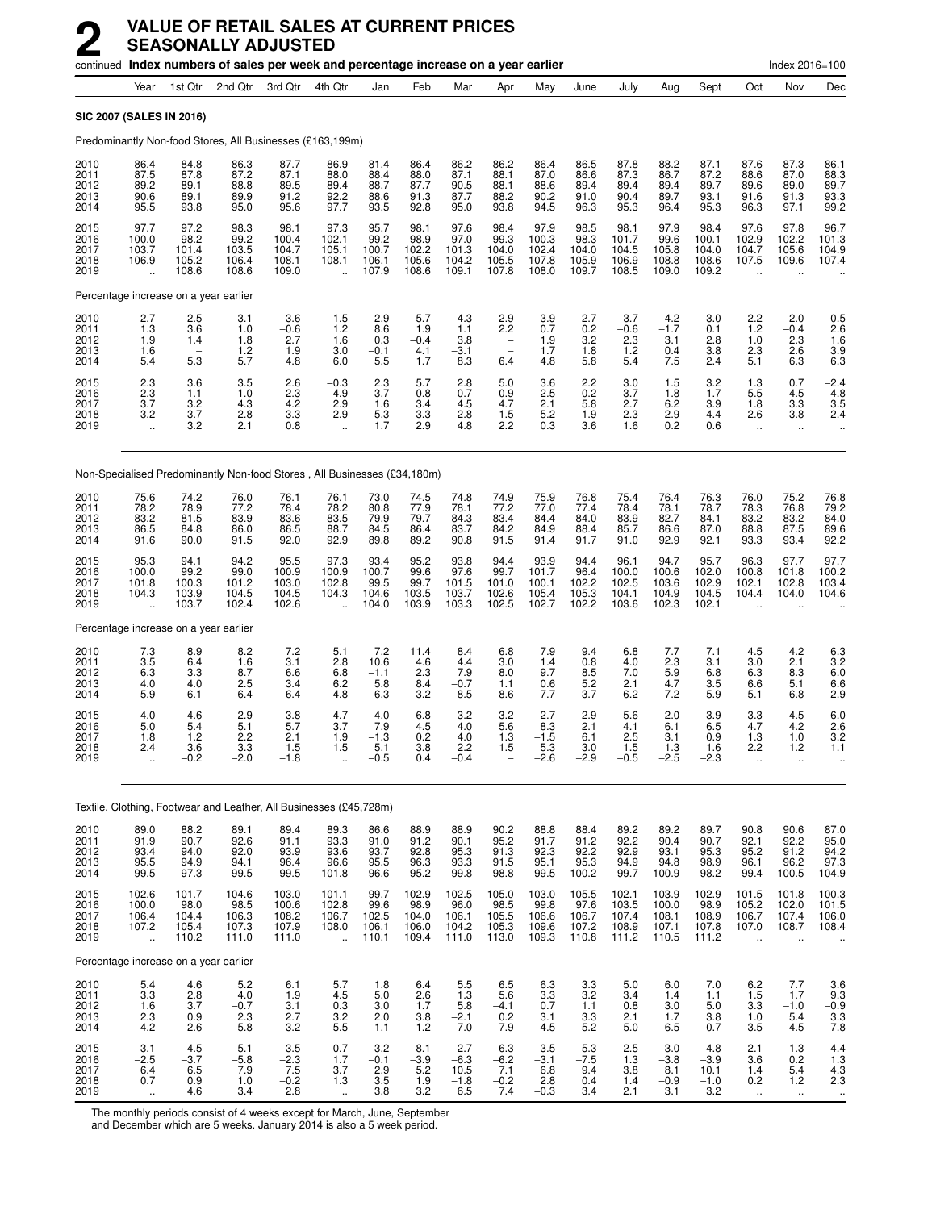# 2 VALUE OF RETAIL SALES AT CURRENT PRICES SEASONALLY ADJUSTED

continued **Index numbers of sales per week and percentage increase on a year earlier** Index 2016=100

| | Year | 1st Qtr | 2nd Qtr | 3rd Qtr | 4th Qtr | Jan | Feb | Mar | Apr | May | June | July | Aug | Sept | Oct | Nov | Dec |
|---|---|---|---|---|---|---|---|---|---|---|---|---|---|---|---|---|---|
| **SIC 2007 (SALES IN 2016)** | | | | | | | | | | | | | | | | | |
| Predominantly Non-food Stores, All Businesses (£163,199m) | | | | | | | | | | | | | | | | | |
| 2010 | 86.4 | 84.8 | 86.3 | 87.7 | 86.9 | 81.4 | 86.4 | 86.2 | 86.2 | 86.4 | 86.5 | 87.8 | 88.2 | 87.1 | 87.6 | 87.3 | 86.1 |
| 2011 | 87.5 | 87.8 | 87.2 | 87.1 | 88.0 | 88.4 | 88.0 | 87.1 | 88.1 | 87.0 | 86.6 | 87.3 | 86.7 | 87.2 | 88.6 | 87.0 | 88.3 |
| 2012 | 89.2 | 89.1 | 88.8 | 89.5 | 89.4 | 88.7 | 87.7 | 90.5 | 88.1 | 88.6 | 89.4 | 89.4 | 89.4 | 89.7 | 89.6 | 89.0 | 89.7 |
| 2013 | 90.6 | 89.1 | 89.9 | 91.2 | 92.2 | 88.6 | 91.3 | 87.7 | 88.2 | 90.2 | 91.0 | 90.4 | 89.7 | 93.1 | 91.6 | 91.3 | 93.3 |
| 2014 | 95.5 | 93.8 | 95.0 | 95.6 | 97.7 | 93.5 | 92.8 | 95.0 | 93.8 | 94.5 | 96.3 | 95.3 | 96.4 | 95.3 | 96.3 | 97.1 | 99.2 |
| 2015 | 97.7 | 97.2 | 98.3 | 98.1 | 97.3 | 95.7 | 98.1 | 97.6 | 98.4 | 97.9 | 98.5 | 98.1 | 97.9 | 98.4 | 97.6 | 97.8 | 96.7 |
| 2016 | 100.0 | 98.2 | 99.2 | 100.4 | 102.1 | 99.2 | 98.9 | 97.0 | 99.3 | 100.3 | 98.3 | 101.7 | 99.6 | 100.1 | 102.9 | 102.2 | 101.3 |
| 2017 | 103.7 | 101.4 | 103.5 | 104.7 | 105.1 | 100.7 | 102.2 | 101.3 | 104.0 | 102.4 | 104.0 | 104.5 | 105.8 | 104.0 | 104.7 | 105.6 | 104.9 |
| 2018 | 106.9 | 105.2 | 106.4 | 108.1 | 108.1 | 106.1 | 105.6 | 104.2 | 105.5 | 107.8 | 105.9 | 106.9 | 108.8 | 108.6 | 107.5 | 109.6 | 107.4 |
| 2019 | .. | 108.6 | 108.6 | 109.0 | .. | 107.9 | 108.6 | 109.1 | 107.8 | 108.0 | 109.7 | 108.5 | 109.0 | 109.2 | .. | .. | .. |
| Percentage increase on a year earlier | | | | | | | | | | | | | | | | | |
| 2010 | 2.7 | 2.5 | 3.1 | 3.6 | 1.5 | −2.9 | 5.7 | 4.3 | 2.9 | 3.9 | 2.7 | 3.7 | 4.2 | 3.0 | 2.2 | 2.0 | 0.5 |
| 2011 | 1.3 | 3.6 | 1.0 | −0.6 | 1.2 | 8.6 | 1.9 | 1.1 | 2.2 | 0.7 | 0.2 | −0.6 | −1.7 | 0.1 | 1.2 | −0.4 | 2.6 |
| 2012 | 1.9 | 1.4 | 1.8 | 2.7 | 1.6 | 0.3 | −0.4 | 3.8 | − | 1.9 | 3.2 | 2.3 | 3.1 | 2.8 | 1.0 | 2.3 | 1.6 |
| 2013 | 1.6 | − | 1.2 | 1.9 | 3.0 | −0.1 | 4.1 | −3.1 | − | 1.7 | 1.8 | 1.2 | 0.4 | 3.8 | 2.3 | 2.6 | 3.9 |
| 2014 | 5.4 | 5.3 | 5.7 | 4.8 | 6.0 | 5.5 | 1.7 | 8.3 | 6.4 | 4.8 | 5.8 | 5.4 | 7.5 | 2.4 | 5.1 | 6.3 | 6.3 |
| 2015 | 2.3 | 3.6 | 3.5 | 2.6 | −0.3 | 2.3 | 5.7 | 2.8 | 5.0 | 3.6 | 2.2 | 3.0 | 1.5 | 3.2 | 1.3 | 0.7 | −2.4 |
| 2016 | 2.3 | 1.1 | 1.0 | 2.3 | 4.9 | 3.7 | 0.8 | −0.7 | 0.9 | 2.5 | −0.2 | 3.7 | 1.8 | 1.7 | 5.5 | 4.5 | 4.8 |
| 2017 | 3.7 | 3.2 | 4.3 | 4.2 | 2.9 | 1.6 | 3.4 | 4.5 | 4.7 | 2.1 | 5.8 | 2.7 | 6.2 | 3.9 | 1.8 | 3.3 | 3.5 |
| 2018 | 3.2 | 3.7 | 2.8 | 3.3 | 2.9 | 5.3 | 3.3 | 2.8 | 1.5 | 5.2 | 1.9 | 2.3 | 2.9 | 4.4 | 2.6 | 3.8 | 2.4 |
| 2019 | .. | 3.2 | 2.1 | 0.8 | .. | 1.7 | 2.9 | 4.8 | 2.2 | 0.3 | 3.6 | 1.6 | 0.2 | 0.6 | .. | .. | .. |
| Non-Specialised Predominantly Non-food Stores , All Businesses (£34,180m) | | | | | | | | | | | | | | | | | |
| 2010 | 75.6 | 74.2 | 76.0 | 76.1 | 76.1 | 73.0 | 74.5 | 74.8 | 74.9 | 75.9 | 76.8 | 75.4 | 76.4 | 76.3 | 76.0 | 75.2 | 76.8 |
| 2011 | 78.2 | 78.9 | 77.2 | 78.4 | 78.2 | 80.8 | 77.9 | 78.1 | 77.2 | 77.0 | 77.4 | 78.4 | 78.1 | 78.7 | 78.3 | 76.8 | 79.2 |
| 2012 | 83.2 | 81.5 | 83.9 | 83.6 | 83.5 | 79.9 | 79.7 | 84.3 | 83.4 | 84.4 | 84.0 | 83.9 | 82.7 | 84.1 | 83.2 | 83.2 | 84.0 |
| 2013 | 86.5 | 84.8 | 86.0 | 86.5 | 88.7 | 84.5 | 86.4 | 83.7 | 84.2 | 84.9 | 88.4 | 85.7 | 86.6 | 87.0 | 88.8 | 87.5 | 89.6 |
| 2014 | 91.6 | 90.0 | 91.5 | 92.0 | 92.9 | 89.8 | 89.2 | 90.8 | 91.5 | 91.4 | 91.7 | 91.0 | 92.9 | 92.1 | 93.3 | 93.4 | 92.2 |
| 2015 | 95.3 | 94.1 | 94.2 | 95.5 | 97.3 | 93.4 | 95.2 | 93.8 | 94.4 | 93.9 | 94.4 | 96.1 | 94.7 | 95.7 | 96.3 | 97.7 | 97.7 |
| 2016 | 100.0 | 99.2 | 99.0 | 100.9 | 100.9 | 100.7 | 99.6 | 97.6 | 99.7 | 101.7 | 96.4 | 100.0 | 100.6 | 102.0 | 100.8 | 101.8 | 100.2 |
| 2017 | 101.8 | 100.3 | 101.2 | 103.0 | 102.8 | 99.5 | 99.7 | 101.5 | 101.0 | 100.1 | 102.2 | 102.5 | 103.6 | 102.9 | 102.1 | 102.8 | 103.4 |
| 2018 | 104.3 | 103.9 | 104.5 | 104.5 | 104.3 | 104.6 | 103.5 | 103.7 | 102.6 | 105.4 | 105.3 | 104.1 | 104.9 | 104.5 | 104.4 | 104.0 | 104.6 |
| 2019 | .. | 103.7 | 102.4 | 102.6 | .. | 104.0 | 103.9 | 103.3 | 102.5 | 102.7 | 102.2 | 103.6 | 102.3 | 102.1 | .. | .. | .. |
| Percentage increase on a year earlier | | | | | | | | | | | | | | | | | |
| 2010 | 7.3 | 8.9 | 8.2 | 7.2 | 5.1 | 7.2 | 11.4 | 8.4 | 6.8 | 7.9 | 9.4 | 6.8 | 7.7 | 7.1 | 4.5 | 4.2 | 6.3 |
| 2011 | 3.5 | 6.4 | 1.6 | 3.1 | 2.8 | 10.6 | 4.6 | 4.4 | 3.0 | 1.4 | 0.8 | 4.0 | 2.3 | 3.1 | 3.0 | 2.1 | 3.2 |
| 2012 | 6.3 | 3.3 | 8.7 | 6.6 | 6.8 | −1.1 | 2.3 | 7.9 | 8.0 | 9.7 | 8.5 | 7.0 | 5.9 | 6.8 | 6.3 | 8.3 | 6.0 |
| 2013 | 4.0 | 4.0 | 2.5 | 3.4 | 6.2 | 5.8 | 8.4 | −0.7 | 1.1 | 0.6 | 5.2 | 2.1 | 4.7 | 3.5 | 6.6 | 5.1 | 6.6 |
| 2014 | 5.9 | 6.1 | 6.4 | 6.4 | 4.8 | 6.3 | 3.2 | 8.5 | 8.6 | 7.7 | 3.7 | 6.2 | 7.2 | 5.9 | 5.1 | 6.8 | 2.9 |
| 2015 | 4.0 | 4.6 | 2.9 | 3.8 | 4.7 | 4.0 | 6.8 | 3.2 | 3.2 | 2.7 | 2.9 | 5.6 | 2.0 | 3.9 | 3.3 | 4.5 | 6.0 |
| 2016 | 5.0 | 5.4 | 5.1 | 5.7 | 3.7 | 7.9 | 4.5 | 4.0 | 5.6 | 8.3 | 2.1 | 4.1 | 6.1 | 6.5 | 4.7 | 4.2 | 2.6 |
| 2017 | 1.8 | 1.2 | 2.2 | 2.1 | 1.9 | −1.3 | 0.2 | 4.0 | 1.3 | −1.5 | 6.1 | 2.5 | 3.1 | 0.9 | 1.3 | 1.0 | 3.2 |
| 2018 | 2.4 | 3.6 | 3.3 | 1.5 | 1.5 | 5.1 | 3.8 | 2.2 | 1.5 | 5.3 | 3.0 | 1.5 | 1.3 | 1.6 | 2.2 | 1.2 | 1.1 |
| 2019 | .. | −0.2 | −2.0 | −1.8 | .. | −0.5 | 0.4 | −0.4 | − | −2.6 | −2.9 | −0.5 | −2.5 | −2.3 | .. | .. | .. |
| Textile, Clothing, Footwear and Leather, All Businesses (£45,728m) | | | | | | | | | | | | | | | | | |
| 2010 | 89.0 | 88.2 | 89.1 | 89.4 | 89.3 | 86.6 | 88.9 | 88.9 | 90.2 | 88.8 | 88.4 | 89.2 | 89.2 | 89.7 | 90.8 | 90.6 | 87.0 |
| 2011 | 91.9 | 90.7 | 92.6 | 91.1 | 93.3 | 91.0 | 91.2 | 90.1 | 95.2 | 91.7 | 91.2 | 92.2 | 90.4 | 90.7 | 92.1 | 92.2 | 95.0 |
| 2012 | 93.4 | 94.0 | 92.0 | 93.9 | 93.6 | 93.7 | 92.8 | 95.3 | 91.3 | 92.3 | 92.2 | 92.9 | 93.1 | 95.3 | 95.2 | 91.2 | 94.2 |
| 2013 | 95.5 | 94.9 | 94.1 | 96.4 | 96.6 | 95.5 | 96.3 | 93.3 | 91.5 | 95.1 | 95.3 | 94.9 | 94.8 | 98.9 | 96.1 | 96.2 | 97.3 |
| 2014 | 99.5 | 97.3 | 99.5 | 99.5 | 101.8 | 96.6 | 95.2 | 99.8 | 98.8 | 99.5 | 100.2 | 99.7 | 100.9 | 98.2 | 99.4 | 100.5 | 104.9 |
| 2015 | 102.6 | 101.7 | 104.6 | 103.0 | 101.1 | 99.7 | 102.9 | 102.5 | 105.0 | 103.0 | 105.5 | 102.1 | 103.9 | 102.9 | 101.5 | 101.8 | 100.3 |
| 2016 | 100.0 | 98.0 | 98.5 | 100.6 | 102.8 | 99.6 | 98.9 | 96.0 | 98.5 | 99.8 | 97.6 | 103.5 | 100.0 | 98.9 | 105.2 | 102.0 | 101.5 |
| 2017 | 106.4 | 104.4 | 106.3 | 108.2 | 106.7 | 102.5 | 104.0 | 106.1 | 105.5 | 106.6 | 106.7 | 107.4 | 108.1 | 108.9 | 106.7 | 107.4 | 106.0 |
| 2018 | 107.2 | 105.4 | 107.3 | 107.9 | 108.0 | 106.1 | 106.0 | 104.2 | 105.3 | 109.6 | 107.2 | 108.9 | 107.1 | 107.8 | 107.0 | 108.7 | 108.4 |
| 2019 | .. | 110.2 | 111.0 | 111.0 | .. | 110.1 | 109.4 | 111.0 | 113.0 | 109.3 | 110.8 | 111.2 | 110.5 | 111.2 | .. | .. | .. |
| Percentage increase on a year earlier | | | | | | | | | | | | | | | | | |
| 2010 | 5.4 | 4.6 | 5.2 | 6.1 | 5.7 | 1.8 | 6.4 | 5.5 | 6.5 | 6.3 | 3.3 | 5.0 | 6.0 | 7.0 | 6.2 | 7.7 | 3.6 |
| 2011 | 3.3 | 2.8 | 4.0 | 1.9 | 4.5 | 5.0 | 2.6 | 1.3 | 5.6 | 3.3 | 3.2 | 3.4 | 1.4 | 1.1 | 1.5 | 1.7 | 9.3 |
| 2012 | 1.6 | 3.7 | −0.7 | 3.1 | 0.3 | 3.0 | 1.7 | 5.8 | −4.1 | 0.7 | 1.1 | 0.8 | 3.0 | 5.0 | 3.3 | −1.0 | −0.9 |
| 2013 | 2.3 | 0.9 | 2.3 | 2.7 | 3.2 | 2.0 | 3.8 | −2.1 | 0.2 | 3.1 | 3.3 | 2.1 | 1.7 | 3.8 | 1.0 | 5.4 | 3.3 |
| 2014 | 4.2 | 2.6 | 5.8 | 3.2 | 5.5 | 1.1 | −1.2 | 7.0 | 7.9 | 4.5 | 5.2 | 5.0 | 6.5 | −0.7 | 3.5 | 4.5 | 7.8 |
| 2015 | 3.1 | 4.5 | 5.1 | 3.5 | −0.7 | 3.2 | 8.1 | 2.7 | 6.3 | 3.5 | 5.3 | 2.5 | 3.0 | 4.8 | 2.1 | 1.3 | −4.4 |
| 2016 | −2.5 | −3.7 | −5.8 | −2.3 | 1.7 | −0.1 | −3.9 | −6.3 | −6.2 | −3.1 | −7.5 | 1.3 | −3.8 | −3.9 | 3.6 | 0.2 | 1.3 |
| 2017 | 6.4 | 6.5 | 7.9 | 7.5 | 3.7 | 2.9 | 5.2 | 10.5 | 7.1 | 6.8 | 9.4 | 3.8 | 8.1 | 10.1 | 1.4 | 5.4 | 4.3 |
| 2018 | 0.7 | 0.9 | 1.0 | −0.2 | 1.3 | 3.5 | 1.9 | −1.8 | −0.2 | 2.8 | 0.4 | 1.4 | −0.9 | −1.0 | 0.2 | 1.2 | 2.3 |
| 2019 | .. | 4.6 | 3.4 | 2.8 | .. | 3.8 | 3.2 | 6.5 | 7.4 | −0.3 | 3.4 | 2.1 | 3.1 | 3.2 | .. | .. | .. |

The monthly periods consist of 4 weeks except for March, June, September and December which are 5 weeks. January 2014 is also a 5 week period.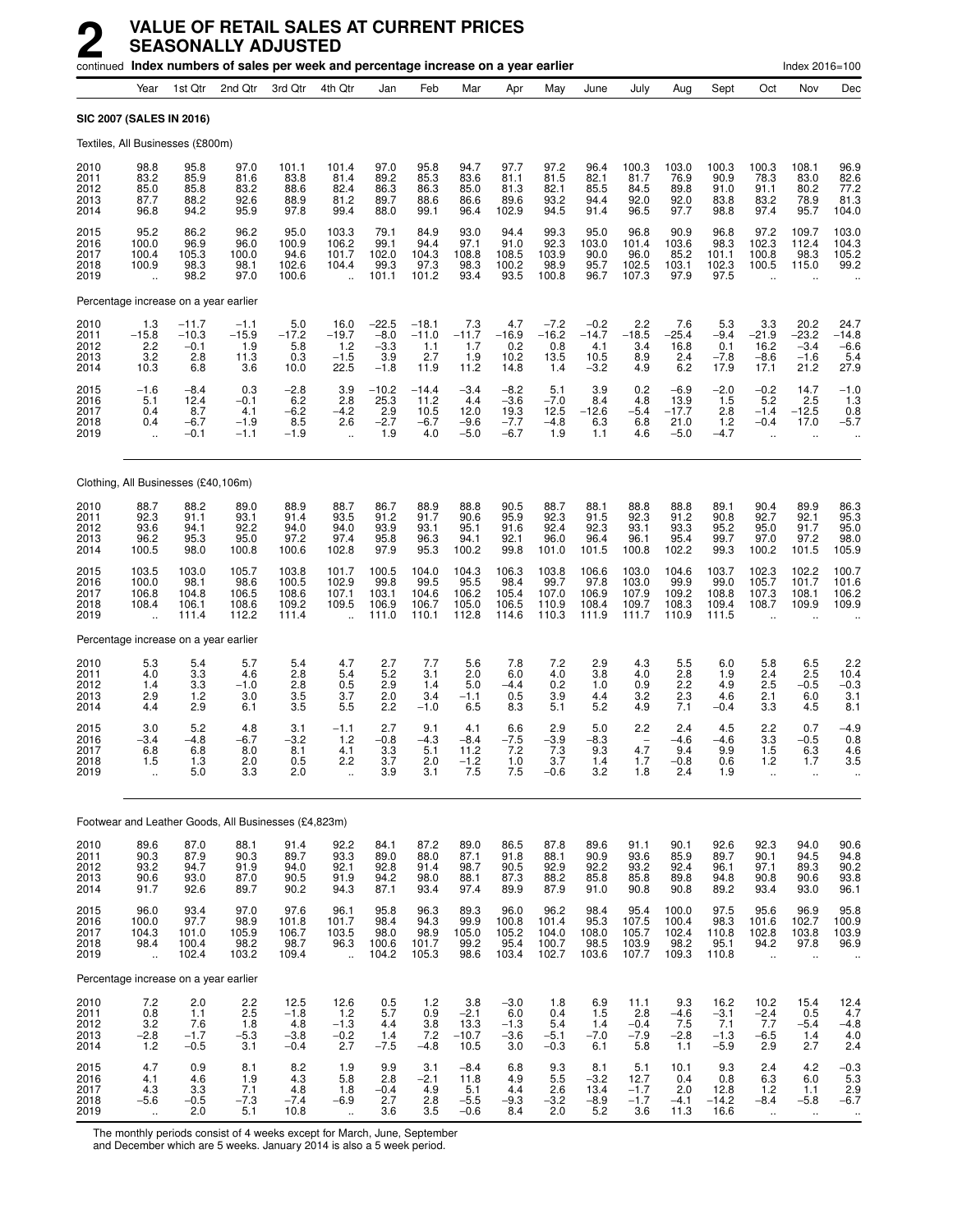# 2 VALUE OF RETAIL SALES AT CURRENT PRICES SEASONALLY ADJUSTED

continued **Index numbers of sales per week and percentage increase on a year earlier** Index 2016=100

| | Year | 1st Qtr | 2nd Qtr | 3rd Qtr | 4th Qtr | Jan | Feb | Mar | Apr | May | June | July | Aug | Sept | Oct | Nov | Dec |
|---|---|---|---|---|---|---|---|---|---|---|---|---|---|---|---|---|---|
| **SIC 2007 (SALES IN 2016)** | | | | | | | | | | | | | | | | | |
| Textiles, All Businesses (£800m) | | | | | | | | | | | | | | | | | |
| 2010 | 98.8 | 95.8 | 97.0 | 101.1 | 101.4 | 97.0 | 95.8 | 94.7 | 97.7 | 97.2 | 96.4 | 100.3 | 103.0 | 100.3 | 100.3 | 108.1 | 96.9 |
| 2011 | 83.2 | 85.9 | 81.6 | 83.8 | 81.4 | 89.2 | 85.3 | 83.6 | 81.1 | 81.5 | 82.1 | 81.7 | 76.9 | 90.9 | 78.3 | 83.0 | 82.6 |
| 2012 | 85.0 | 85.8 | 83.2 | 88.6 | 82.4 | 86.3 | 86.3 | 85.0 | 81.3 | 82.1 | 85.5 | 84.5 | 89.8 | 91.0 | 91.1 | 80.2 | 77.2 |
| 2013 | 87.7 | 88.2 | 92.6 | 88.9 | 81.2 | 89.7 | 88.6 | 86.6 | 89.6 | 93.2 | 94.4 | 92.0 | 92.0 | 83.8 | 83.2 | 78.9 | 81.3 |
| 2014 | 96.8 | 94.2 | 95.9 | 97.8 | 99.4 | 88.0 | 99.1 | 96.4 | 102.9 | 94.5 | 91.4 | 96.5 | 97.7 | 98.8 | 97.4 | 95.7 | 104.0 |
| 2015 | 95.2 | 86.2 | 96.2 | 95.0 | 103.3 | 79.1 | 84.9 | 93.0 | 94.4 | 99.3 | 95.0 | 96.8 | 90.9 | 96.8 | 97.2 | 109.7 | 103.0 |
| 2016 | 100.0 | 96.9 | 96.0 | 100.9 | 106.2 | 99.1 | 94.4 | 97.1 | 91.0 | 92.3 | 103.0 | 101.4 | 103.6 | 98.3 | 102.3 | 112.4 | 104.3 |
| 2017 | 100.4 | 105.3 | 100.0 | 94.6 | 101.7 | 102.0 | 104.3 | 108.8 | 108.5 | 103.9 | 90.0 | 96.0 | 85.2 | 101.1 | 100.8 | 98.3 | 105.2 |
| 2018 | 100.9 | 98.3 | 98.1 | 102.6 | 104.4 | 99.3 | 97.3 | 98.3 | 100.2 | 98.9 | 95.7 | 102.5 | 103.1 | 102.3 | 100.5 | 115.0 | 99.2 |
| 2019 | .. | 98.2 | 97.0 | 100.6 | .. | 101.1 | 101.2 | 93.4 | 93.5 | 100.8 | 96.7 | 107.3 | 97.9 | 97.5 | .. | .. | .. |
| Percentage increase on a year earlier | | | | | | | | | | | | | | | | | |
| 2010 | 1.3 | −11.7 | −1.1 | 5.0 | 16.0 | −22.5 | −18.1 | 7.3 | 4.7 | −7.2 | −0.2 | 2.2 | 7.6 | 5.3 | 3.3 | 20.2 | 24.7 |
| 2011 | −15.8 | −10.3 | −15.9 | −17.2 | −19.7 | −8.0 | −11.0 | −11.7 | −16.9 | −16.2 | −14.7 | −18.5 | −25.4 | −9.4 | −21.9 | −23.2 | −14.8 |
| 2012 | 2.2 | −0.1 | 1.9 | 5.8 | 1.2 | −3.3 | 1.1 | 1.7 | 0.2 | 0.8 | 4.1 | 3.4 | 16.8 | 0.1 | 16.2 | −3.4 | −6.6 |
| 2013 | 3.2 | 2.8 | 11.3 | 0.3 | −1.5 | 3.9 | 2.7 | 1.9 | 10.2 | 13.5 | 10.5 | 8.9 | 2.4 | −7.8 | −8.6 | −1.6 | 5.4 |
| 2014 | 10.3 | 6.8 | 3.6 | 10.0 | 22.5 | −1.8 | 11.9 | 11.2 | 14.8 | 1.4 | −3.2 | 4.9 | 6.2 | 17.9 | 17.1 | 21.2 | 27.9 |
| 2015 | −1.6 | −8.4 | 0.3 | −2.8 | 3.9 | −10.2 | −14.4 | −3.4 | −8.2 | 5.1 | 3.9 | 0.2 | −6.9 | −2.0 | −0.2 | 14.7 | −1.0 |
| 2016 | 5.1 | 12.4 | −0.1 | 6.2 | 2.8 | 25.3 | 11.2 | 4.4 | −3.6 | −7.0 | 8.4 | 4.8 | 13.9 | 1.5 | 5.2 | 2.5 | 1.3 |
| 2017 | 0.4 | 8.7 | 4.1 | −6.2 | −4.2 | 2.9 | 10.5 | 12.0 | 19.3 | 12.5 | −12.6 | −5.4 | −17.7 | 2.8 | −1.4 | −12.5 | 0.8 |
| 2018 | 0.4 | −6.7 | −1.9 | 8.5 | 2.6 | −2.7 | −6.7 | −9.6 | −7.7 | −4.8 | 6.3 | 6.8 | 21.0 | 1.2 | −0.4 | 17.0 | −5.7 |
| 2019 | .. | −0.1 | −1.1 | −1.9 | .. | 1.9 | 4.0 | −5.0 | −6.7 | 1.9 | 1.1 | 4.6 | −5.0 | −4.7 | .. | .. | .. |
| Clothing, All Businesses (£40,106m) | | | | | | | | | | | | | | | | | |
| 2010 | 88.7 | 88.2 | 89.0 | 88.9 | 88.7 | 86.7 | 88.9 | 88.8 | 90.5 | 88.7 | 88.1 | 88.8 | 88.8 | 89.1 | 90.4 | 89.9 | 86.3 |
| 2011 | 92.3 | 91.1 | 93.1 | 91.4 | 93.5 | 91.2 | 91.7 | 90.6 | 95.9 | 92.3 | 91.5 | 92.3 | 91.2 | 90.8 | 92.7 | 92.1 | 95.3 |
| 2012 | 93.6 | 94.1 | 92.2 | 94.0 | 94.0 | 93.9 | 93.1 | 95.1 | 91.6 | 92.4 | 92.3 | 93.1 | 93.3 | 95.2 | 95.0 | 91.7 | 95.0 |
| 2013 | 96.2 | 95.3 | 95.0 | 97.2 | 97.4 | 95.8 | 96.3 | 94.1 | 92.1 | 96.0 | 96.4 | 96.1 | 95.4 | 99.7 | 97.0 | 97.2 | 98.0 |
| 2014 | 100.5 | 98.0 | 100.8 | 100.6 | 102.8 | 97.9 | 95.3 | 100.2 | 99.8 | 101.0 | 101.5 | 100.8 | 102.2 | 99.3 | 100.2 | 101.5 | 105.9 |
| 2015 | 103.5 | 103.0 | 105.7 | 103.8 | 101.7 | 100.5 | 104.0 | 104.3 | 106.3 | 103.8 | 106.6 | 103.0 | 104.6 | 103.7 | 102.3 | 102.2 | 100.7 |
| 2016 | 100.0 | 98.1 | 98.6 | 100.5 | 102.9 | 99.8 | 99.5 | 95.5 | 98.4 | 99.7 | 97.8 | 103.0 | 99.9 | 99.0 | 105.7 | 101.7 | 101.6 |
| 2017 | 106.8 | 104.8 | 106.5 | 108.6 | 107.1 | 103.1 | 104.6 | 106.2 | 105.4 | 107.0 | 106.9 | 107.9 | 109.2 | 108.8 | 107.3 | 108.1 | 106.2 |
| 2018 | 108.4 | 106.1 | 108.6 | 109.2 | 109.5 | 106.9 | 106.7 | 105.0 | 106.5 | 110.9 | 108.4 | 109.7 | 108.3 | 109.4 | 108.7 | 109.9 | 109.9 |
| 2019 | .. | 111.4 | 112.2 | 111.4 | .. | 111.0 | 110.1 | 112.8 | 114.6 | 110.3 | 111.9 | 111.7 | 110.9 | 111.5 | .. | .. | .. |
| Percentage increase on a year earlier | | | | | | | | | | | | | | | | | |
| 2010 | 5.3 | 5.4 | 5.7 | 5.4 | 4.7 | 2.7 | 7.7 | 5.6 | 7.8 | 7.2 | 2.9 | 4.3 | 5.5 | 6.0 | 5.8 | 6.5 | 2.2 |
| 2011 | 4.0 | 3.3 | 4.6 | 2.8 | 5.4 | 5.2 | 3.1 | 2.0 | 6.0 | 4.0 | 3.8 | 4.0 | 2.8 | 1.9 | 2.4 | 2.5 | 10.4 |
| 2012 | 1.4 | 3.3 | −1.0 | 2.8 | 0.5 | 2.9 | 1.4 | 5.0 | −4.4 | 0.2 | 1.0 | 0.9 | 2.2 | 4.9 | 2.5 | −0.5 | −0.3 |
| 2013 | 2.9 | 1.2 | 3.0 | 3.5 | 3.7 | 2.0 | 3.4 | −1.1 | 0.5 | 3.9 | 4.4 | 3.2 | 2.3 | 4.6 | 2.1 | 6.0 | 3.1 |
| 2014 | 4.4 | 2.9 | 6.1 | 3.5 | 5.5 | 2.2 | −1.0 | 6.5 | 8.3 | 5.1 | 5.2 | 4.9 | 7.1 | −0.4 | 3.3 | 4.5 | 8.1 |
| 2015 | 3.0 | 5.2 | 4.8 | 3.1 | −1.1 | 2.7 | 9.1 | 4.1 | 6.6 | 2.9 | 5.0 | 2.2 | 2.4 | 4.5 | 2.2 | 0.7 | −4.9 |
| 2016 | −3.4 | −4.8 | −6.7 | −3.2 | 1.2 | −0.8 | −4.3 | −8.4 | −7.5 | −3.9 | −8.3 | − | −4.6 | −4.6 | 3.3 | −0.5 | 0.8 |
| 2017 | 6.8 | 6.8 | 8.0 | 8.1 | 4.1 | 3.3 | 5.1 | 11.2 | 7.2 | 7.3 | 9.3 | 4.7 | 9.4 | 9.9 | 1.5 | 6.3 | 4.6 |
| 2018 | 1.5 | 1.3 | 2.0 | 0.5 | 2.2 | 3.7 | 2.0 | −1.2 | 1.0 | 3.7 | 1.4 | 1.7 | −0.8 | 0.6 | 1.2 | 1.7 | 3.5 |
| 2019 | .. | 5.0 | 3.3 | 2.0 | .. | 3.9 | 3.1 | 7.5 | 7.5 | −0.6 | 3.2 | 1.8 | 2.4 | 1.9 | .. | .. | .. |
| Footwear and Leather Goods, All Businesses (£4,823m) | | | | | | | | | | | | | | | | | |
| 2010 | 89.6 | 87.0 | 88.1 | 91.4 | 92.2 | 84.1 | 87.2 | 89.0 | 86.5 | 87.8 | 89.6 | 91.1 | 90.1 | 92.6 | 92.3 | 94.0 | 90.6 |
| 2011 | 90.3 | 87.9 | 90.3 | 89.7 | 93.3 | 89.0 | 88.0 | 87.1 | 91.8 | 88.1 | 90.9 | 93.6 | 85.9 | 89.7 | 90.1 | 94.5 | 94.8 |
| 2012 | 93.2 | 94.7 | 91.9 | 94.0 | 92.1 | 92.8 | 91.4 | 98.7 | 90.5 | 92.9 | 92.2 | 93.2 | 92.4 | 96.1 | 97.1 | 89.3 | 90.2 |
| 2013 | 90.6 | 93.0 | 87.0 | 90.5 | 91.9 | 94.2 | 98.0 | 88.1 | 87.3 | 88.2 | 85.8 | 85.8 | 89.8 | 94.8 | 90.8 | 90.6 | 93.8 |
| 2014 | 91.7 | 92.6 | 89.7 | 90.2 | 94.3 | 87.1 | 93.4 | 97.4 | 89.9 | 87.9 | 91.0 | 90.8 | 90.8 | 89.2 | 93.4 | 93.0 | 96.1 |
| 2015 | 96.0 | 93.4 | 97.0 | 97.6 | 96.1 | 95.8 | 96.3 | 89.3 | 96.0 | 96.2 | 98.4 | 95.4 | 100.0 | 97.5 | 95.6 | 96.9 | 95.8 |
| 2016 | 100.0 | 97.7 | 98.9 | 101.8 | 101.7 | 98.4 | 94.3 | 99.9 | 100.8 | 101.4 | 95.3 | 107.5 | 100.4 | 98.3 | 101.6 | 102.7 | 100.9 |
| 2017 | 104.3 | 101.0 | 105.9 | 106.7 | 103.5 | 98.0 | 98.9 | 105.0 | 105.2 | 104.0 | 108.0 | 105.7 | 102.4 | 110.8 | 102.8 | 103.8 | 103.9 |
| 2018 | 98.4 | 100.4 | 98.2 | 98.7 | 96.3 | 100.6 | 101.7 | 99.2 | 95.4 | 100.7 | 98.5 | 103.9 | 98.2 | 95.1 | 94.2 | 97.8 | 96.9 |
| 2019 | .. | 102.4 | 103.2 | 109.4 | .. | 104.2 | 105.3 | 98.6 | 103.4 | 102.7 | 103.6 | 107.7 | 109.3 | 110.8 | .. | .. | .. |
| Percentage increase on a year earlier | | | | | | | | | | | | | | | | | |
| 2010 | 7.2 | 2.0 | 2.2 | 12.5 | 12.6 | 0.5 | 1.2 | 3.8 | −3.0 | 1.8 | 6.9 | 11.1 | 9.3 | 16.2 | 10.2 | 15.4 | 12.4 |
| 2011 | 0.8 | 1.1 | 2.5 | −1.8 | 1.2 | 5.7 | 0.9 | −2.1 | 6.0 | 0.4 | 1.5 | 2.8 | −4.6 | −3.1 | −2.4 | 0.5 | 4.7 |
| 2012 | 3.2 | 7.6 | 1.8 | 4.8 | −1.3 | 4.4 | 3.8 | 13.3 | −1.3 | 5.4 | 1.4 | −0.4 | 7.5 | 7.1 | 7.7 | −5.4 | −4.8 |
| 2013 | −2.8 | −1.7 | −5.3 | −3.8 | −0.2 | 1.4 | 7.2 | −10.7 | −3.6 | −5.1 | −7.0 | −7.9 | −2.8 | −1.3 | −6.5 | 1.4 | 4.0 |
| 2014 | 1.2 | −0.5 | 3.1 | −0.4 | 2.7 | −7.5 | −4.8 | 10.5 | 3.0 | −0.3 | 6.1 | 5.8 | 1.1 | −5.9 | 2.9 | 2.7 | 2.4 |
| 2015 | 4.7 | 0.9 | 8.1 | 8.2 | 1.9 | 9.9 | 3.1 | −8.4 | 6.8 | 9.3 | 8.1 | 5.1 | 10.1 | 9.3 | 2.4 | 4.2 | −0.3 |
| 2016 | 4.1 | 4.6 | 1.9 | 4.3 | 5.8 | 2.8 | −2.1 | 11.8 | 4.9 | 5.5 | −3.2 | 12.7 | 0.4 | 0.8 | 6.3 | 6.0 | 5.3 |
| 2017 | 4.3 | 3.3 | 7.1 | 4.8 | 1.8 | −0.4 | 4.9 | 5.1 | 4.4 | 2.6 | 13.4 | −1.7 | 2.0 | 12.8 | 1.2 | 1.1 | 2.9 |
| 2018 | −5.6 | −0.5 | −7.3 | −7.4 | −6.9 | 2.7 | 2.8 | −5.5 | −9.3 | −3.2 | −8.9 | −1.7 | −4.1 | −14.2 | −8.4 | −5.8 | −6.7 |
| 2019 | .. | 2.0 | 5.1 | 10.8 | .. | 3.6 | 3.5 | −0.6 | 8.4 | 2.0 | 5.2 | 3.6 | 11.3 | 16.6 | .. | .. | .. |

The monthly periods consist of 4 weeks except for March, June, September and December which are 5 weeks. January 2014 is also a 5 week period.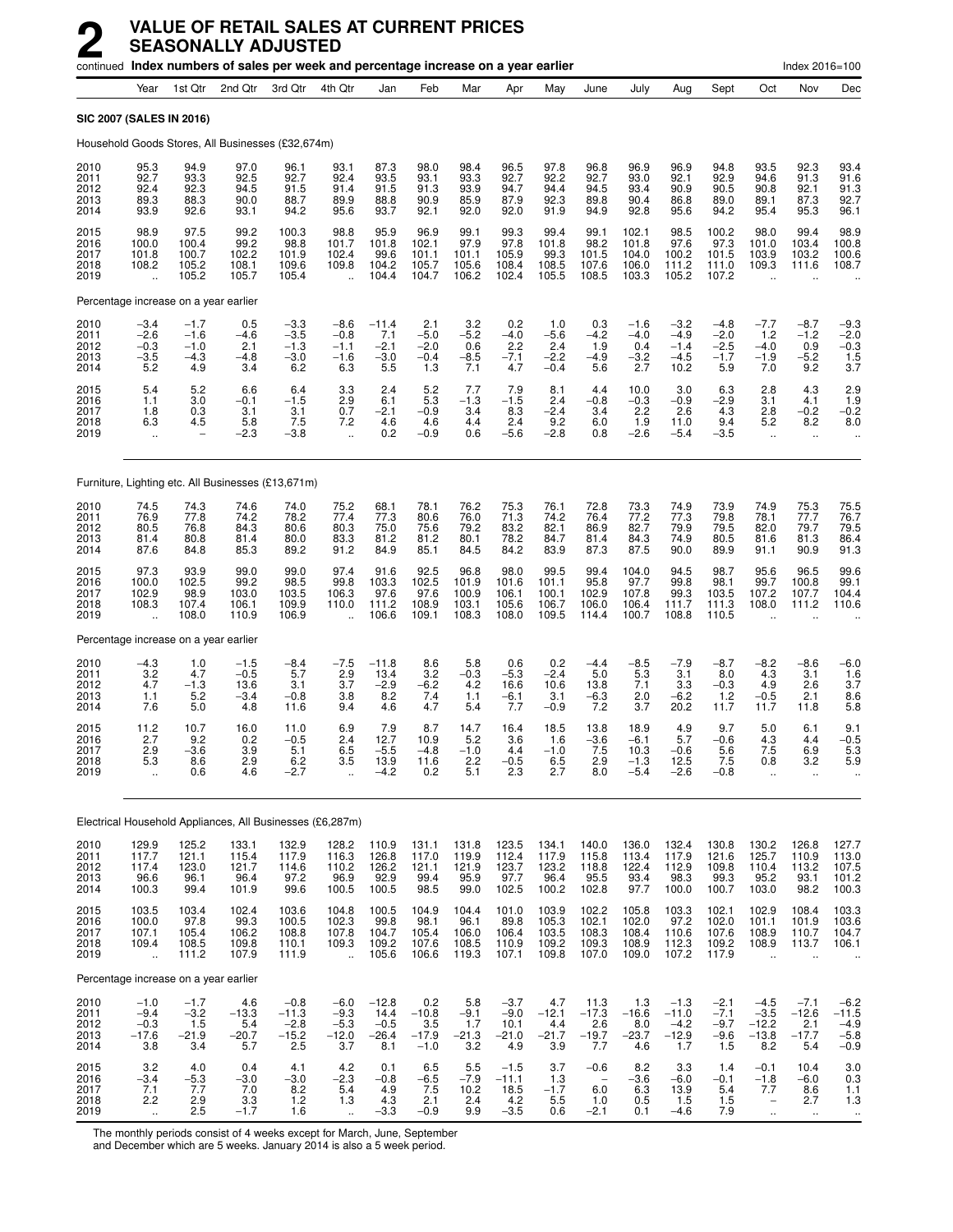# 2 VALUE OF RETAIL SALES AT CURRENT PRICES SEASONALLY ADJUSTED

continued **Index numbers of sales per week and percentage increase on a year earlier** Index 2016=100

| | Year | 1st Qtr | 2nd Qtr | 3rd Qtr | 4th Qtr | Jan | Feb | Mar | Apr | May | June | July | Aug | Sept | Oct | Nov | Dec |
|---|---|---|---|---|---|---|---|---|---|---|---|---|---|---|---|---|---|
| **SIC 2007 (SALES IN 2016)** | | | | | | | | | | | | | | | | | |
| Household Goods Stores, All Businesses (£32,674m) | | | | | | | | | | | | | | | | | |
| 2010 | 95.3 | 94.9 | 97.0 | 96.1 | 93.1 | 87.3 | 98.0 | 98.4 | 96.5 | 97.8 | 96.8 | 96.9 | 96.9 | 94.8 | 93.5 | 92.3 | 93.4 |
| 2011 | 92.7 | 93.3 | 92.5 | 92.7 | 92.4 | 93.5 | 93.1 | 93.3 | 92.7 | 92.2 | 92.7 | 93.0 | 92.1 | 92.9 | 94.6 | 91.3 | 91.6 |
| 2012 | 92.4 | 92.3 | 94.5 | 91.5 | 91.4 | 91.5 | 91.3 | 93.9 | 94.7 | 94.4 | 94.5 | 93.4 | 90.9 | 90.5 | 90.8 | 92.1 | 91.3 |
| 2013 | 89.3 | 88.3 | 90.0 | 88.7 | 89.9 | 88.8 | 90.9 | 85.9 | 87.9 | 92.3 | 89.8 | 90.4 | 86.8 | 89.0 | 89.1 | 87.3 | 92.7 |
| 2014 | 93.9 | 92.6 | 93.1 | 94.2 | 95.6 | 93.7 | 92.1 | 92.0 | 92.0 | 91.9 | 94.9 | 92.8 | 95.6 | 94.2 | 95.4 | 95.3 | 96.1 |
| 2015 | 98.9 | 97.5 | 99.2 | 100.3 | 98.8 | 95.9 | 96.9 | 99.1 | 99.3 | 99.4 | 99.1 | 102.1 | 98.5 | 100.2 | 98.0 | 99.4 | 98.9 |
| 2016 | 100.0 | 100.4 | 99.2 | 98.8 | 101.7 | 101.8 | 102.1 | 97.9 | 97.8 | 101.8 | 98.2 | 101.8 | 97.6 | 97.3 | 101.0 | 103.4 | 100.8 |
| 2017 | 101.8 | 100.7 | 102.2 | 101.9 | 102.4 | 99.6 | 101.1 | 101.1 | 105.9 | 99.3 | 101.5 | 104.0 | 100.2 | 101.5 | 103.9 | 103.2 | 100.6 |
| 2018 | 108.2 | 105.2 | 108.1 | 109.6 | 109.8 | 104.2 | 105.7 | 105.6 | 108.4 | 108.5 | 107.6 | 106.0 | 111.2 | 111.0 | 109.3 | 111.6 | 108.7 |
| 2019 | .. | 105.2 | 105.7 | 105.4 | .. | 104.4 | 104.7 | 106.2 | 102.4 | 105.5 | 108.5 | 103.3 | 105.2 | 107.2 | .. | .. | .. |
| Percentage increase on a year earlier | | | | | | | | | | | | | | | | | |
| 2010 | −3.4 | −1.7 | 0.5 | −3.3 | −8.6 | −11.4 | 2.1 | 3.2 | 0.2 | 1.0 | 0.3 | −1.6 | −3.2 | −4.8 | −7.7 | −8.7 | −9.3 |
| 2011 | −2.6 | −1.6 | −4.6 | −3.5 | −0.8 | 7.1 | −5.0 | −5.2 | −4.0 | −5.6 | −4.2 | −4.0 | −4.9 | −2.0 | 1.2 | −1.2 | −2.0 |
| 2012 | −0.3 | −1.0 | 2.1 | −1.3 | −1.1 | −2.1 | −2.0 | 0.6 | 2.2 | 2.4 | 1.9 | 0.4 | −1.4 | −2.5 | −4.0 | 0.9 | −0.3 |
| 2013 | −3.5 | −4.3 | −4.8 | −3.0 | −1.6 | −3.0 | −0.4 | −8.5 | −7.1 | −2.2 | −4.9 | −3.2 | −4.5 | −1.7 | −1.9 | −5.2 | 1.5 |
| 2014 | 5.2 | 4.9 | 3.4 | 6.2 | 6.3 | 5.5 | 1.3 | 7.1 | 4.7 | −0.4 | 5.6 | 2.7 | 10.2 | 5.9 | 7.0 | 9.2 | 3.7 |
| 2015 | 5.4 | 5.2 | 6.6 | 6.4 | 3.3 | 2.4 | 5.2 | 7.7 | 7.9 | 8.1 | 4.4 | 10.0 | 3.0 | 6.3 | 2.8 | 4.3 | 2.9 |
| 2016 | 1.1 | 3.0 | −0.1 | −1.5 | 2.9 | 6.1 | 5.3 | −1.3 | −1.5 | 2.4 | −0.8 | −0.3 | −0.9 | −2.9 | 3.1 | 4.1 | 1.9 |
| 2017 | 1.8 | 0.3 | 3.1 | 3.1 | 0.7 | −2.1 | −0.9 | 3.4 | 8.3 | −2.4 | 3.4 | 2.2 | 2.6 | 4.3 | 2.8 | −0.2 | −0.2 |
| 2018 | 6.3 | 4.5 | 5.8 | 7.5 | 7.2 | 4.6 | 4.6 | 4.4 | 2.4 | 9.2 | 6.0 | 1.9 | 11.0 | 9.4 | 5.2 | 8.2 | 8.0 |
| 2019 | .. | – | −2.3 | −3.8 | .. | 0.2 | −0.9 | 0.6 | −5.6 | −2.8 | 0.8 | −2.6 | −5.4 | −3.5 | .. | .. | .. |
| Furniture, Lighting etc. All Businesses (£13,671m) | | | | | | | | | | | | | | | | | |
| 2010 | 74.5 | 74.3 | 74.6 | 74.0 | 75.2 | 68.1 | 78.1 | 76.2 | 75.3 | 76.1 | 72.8 | 73.3 | 74.9 | 73.9 | 74.9 | 75.3 | 75.5 |
| 2011 | 76.9 | 77.8 | 74.2 | 78.2 | 77.4 | 77.3 | 80.6 | 76.0 | 71.3 | 74.2 | 76.4 | 77.2 | 77.3 | 79.8 | 78.1 | 77.7 | 76.7 |
| 2012 | 80.5 | 76.8 | 84.3 | 80.6 | 80.3 | 75.0 | 75.6 | 79.2 | 83.2 | 82.1 | 86.9 | 82.7 | 79.9 | 79.5 | 82.0 | 79.7 | 79.5 |
| 2013 | 81.4 | 80.8 | 81.4 | 80.0 | 83.3 | 81.2 | 81.2 | 80.1 | 78.2 | 84.7 | 81.4 | 84.3 | 74.9 | 80.5 | 81.6 | 81.3 | 86.4 |
| 2014 | 87.6 | 84.8 | 85.3 | 89.2 | 91.2 | 84.9 | 85.1 | 84.5 | 84.2 | 83.9 | 87.3 | 87.5 | 90.0 | 89.9 | 91.1 | 90.9 | 91.3 |
| 2015 | 97.3 | 93.9 | 99.0 | 99.0 | 97.4 | 91.6 | 92.5 | 96.8 | 98.0 | 99.5 | 99.4 | 104.0 | 94.5 | 98.7 | 95.6 | 96.5 | 99.6 |
| 2016 | 100.0 | 102.5 | 99.2 | 98.5 | 99.8 | 103.3 | 102.5 | 101.9 | 101.6 | 101.1 | 95.8 | 97.7 | 99.8 | 98.1 | 99.7 | 100.8 | 99.1 |
| 2017 | 102.9 | 98.9 | 103.0 | 103.5 | 106.3 | 97.6 | 97.6 | 100.9 | 106.1 | 100.1 | 102.9 | 107.8 | 99.3 | 103.5 | 107.2 | 107.7 | 104.4 |
| 2018 | 108.3 | 107.4 | 106.1 | 109.9 | 110.0 | 111.2 | 108.9 | 103.1 | 105.6 | 106.7 | 106.0 | 106.4 | 111.7 | 111.3 | 108.0 | 111.2 | 110.6 |
| 2019 | .. | 108.0 | 110.9 | 106.9 | .. | 106.6 | 109.1 | 108.3 | 108.0 | 109.5 | 114.4 | 100.7 | 108.8 | 110.5 | .. | .. | .. |
| Percentage increase on a year earlier | | | | | | | | | | | | | | | | | |
| 2010 | −4.3 | 1.0 | −1.5 | −8.4 | −7.5 | −11.8 | 8.6 | 5.8 | 0.6 | 0.2 | −4.4 | −8.5 | −7.9 | −8.7 | −8.2 | −8.6 | −6.0 |
| 2011 | 3.2 | 4.7 | −0.5 | 5.7 | 2.9 | 13.4 | 3.2 | −0.3 | −5.3 | −2.4 | 5.0 | 5.3 | 3.1 | 8.0 | 4.3 | 3.1 | 1.6 |
| 2012 | 4.7 | −1.3 | 13.6 | 3.1 | 3.7 | −2.9 | −6.2 | 4.2 | 16.6 | 10.6 | 13.8 | 7.1 | 3.3 | −0.3 | 4.9 | 2.6 | 3.7 |
| 2013 | 1.1 | 5.2 | −3.4 | −0.8 | 3.8 | 8.2 | 7.4 | 1.1 | −6.1 | 3.1 | −6.3 | 2.0 | −6.2 | 1.2 | −0.5 | 2.1 | 8.6 |
| 2014 | 7.6 | 5.0 | 4.8 | 11.6 | 9.4 | 4.6 | 4.7 | 5.4 | 7.7 | −0.9 | 7.2 | 3.7 | 20.2 | 11.7 | 11.7 | 11.8 | 5.8 |
| 2015 | 11.2 | 10.7 | 16.0 | 11.0 | 6.9 | 7.9 | 8.7 | 14.7 | 16.4 | 18.5 | 13.8 | 18.9 | 4.9 | 9.7 | 5.0 | 6.1 | 9.1 |
| 2016 | 2.7 | 9.2 | 0.2 | −0.5 | 2.4 | 12.7 | 10.9 | 5.2 | 3.6 | 1.6 | −3.6 | −6.1 | 5.7 | −0.6 | 4.3 | 4.4 | −0.5 |
| 2017 | 2.9 | −3.6 | 3.9 | 5.1 | 6.5 | −5.5 | −4.8 | −1.0 | 4.4 | −1.0 | 7.5 | 10.3 | −0.6 | 5.6 | 7.5 | 6.9 | 5.3 |
| 2018 | 5.3 | 8.6 | 2.9 | 6.2 | 3.5 | 13.9 | 11.6 | 2.2 | −0.5 | 6.5 | 2.9 | −1.3 | 12.5 | 7.5 | 0.8 | 3.2 | 5.9 |
| 2019 | .. | 0.6 | 4.6 | −2.7 | .. | −4.2 | 0.2 | 5.1 | 2.3 | 2.7 | 8.0 | −5.4 | −2.6 | −0.8 | .. | .. | .. |
| Electrical Household Appliances, All Businesses (£6,287m) | | | | | | | | | | | | | | | | | |
| 2010 | 129.9 | 125.2 | 133.1 | 132.9 | 128.2 | 110.9 | 131.1 | 131.8 | 123.5 | 134.1 | 140.0 | 136.0 | 132.4 | 130.8 | 130.2 | 126.8 | 127.7 |
| 2011 | 117.7 | 121.1 | 115.4 | 117.9 | 116.3 | 126.8 | 117.0 | 119.9 | 112.4 | 117.9 | 115.8 | 113.4 | 117.9 | 121.6 | 125.7 | 110.9 | 113.0 |
| 2012 | 117.4 | 123.0 | 121.7 | 114.6 | 110.2 | 126.2 | 121.1 | 121.9 | 123.7 | 123.2 | 118.8 | 122.4 | 112.9 | 109.8 | 110.4 | 113.2 | 107.5 |
| 2013 | 96.6 | 96.1 | 96.4 | 97.2 | 96.9 | 92.9 | 99.4 | 95.9 | 97.7 | 96.4 | 95.5 | 93.4 | 98.3 | 99.3 | 95.2 | 93.1 | 101.2 |
| 2014 | 100.3 | 99.4 | 101.9 | 99.6 | 100.5 | 100.5 | 98.5 | 99.0 | 102.5 | 100.2 | 102.8 | 97.7 | 100.0 | 100.7 | 103.0 | 98.2 | 100.3 |
| 2015 | 103.5 | 103.4 | 102.4 | 103.6 | 104.8 | 100.5 | 104.9 | 104.4 | 101.0 | 103.9 | 102.2 | 105.8 | 103.3 | 102.1 | 102.9 | 108.4 | 103.3 |
| 2016 | 100.0 | 97.8 | 99.3 | 100.5 | 102.3 | 99.8 | 98.1 | 96.1 | 89.8 | 105.3 | 102.1 | 102.0 | 97.2 | 102.0 | 101.1 | 101.9 | 103.6 |
| 2017 | 107.1 | 105.4 | 106.2 | 108.8 | 107.8 | 104.7 | 105.4 | 106.0 | 106.4 | 103.5 | 108.3 | 108.4 | 110.6 | 107.6 | 108.9 | 110.7 | 104.7 |
| 2018 | 109.4 | 108.5 | 109.8 | 110.1 | 109.3 | 109.2 | 107.6 | 108.5 | 110.9 | 109.2 | 109.3 | 108.9 | 112.3 | 109.2 | 108.9 | 113.7 | 106.1 |
| 2019 | .. | 111.2 | 107.9 | 111.9 | .. | 105.6 | 106.6 | 119.3 | 107.1 | 109.8 | 107.0 | 109.0 | 107.2 | 117.9 | .. | .. | .. |
| Percentage increase on a year earlier | | | | | | | | | | | | | | | | | |
| 2010 | −1.0 | −1.7 | 4.6 | −0.8 | −6.0 | −12.8 | 0.2 | 5.8 | −3.7 | 4.7 | 11.3 | 1.3 | −1.3 | −2.1 | −4.5 | −7.1 | −6.2 |
| 2011 | −9.4 | −3.2 | −13.3 | −11.3 | −9.3 | 14.4 | −10.8 | −9.1 | −9.0 | −12.1 | −17.3 | −16.6 | −11.0 | −7.1 | −3.5 | −12.6 | −11.5 |
| 2012 | −0.3 | 1.5 | 5.4 | −2.8 | −5.3 | −0.5 | 3.5 | 1.7 | 10.1 | 4.4 | 2.6 | 8.0 | −4.2 | −9.7 | −12.2 | 2.1 | −4.9 |
| 2013 | −17.6 | −21.9 | −20.7 | −15.2 | −12.0 | −26.4 | −17.9 | −21.3 | −21.0 | −21.7 | −19.7 | −23.7 | −12.9 | −9.6 | −13.8 | −17.7 | −5.8 |
| 2014 | 3.8 | 3.4 | 5.7 | 2.5 | 3.7 | 8.1 | −1.0 | 3.2 | 4.9 | 3.9 | 7.7 | 4.6 | 1.7 | 1.5 | 8.2 | 5.4 | −0.9 |
| 2015 | 3.2 | 4.0 | 0.4 | 4.1 | 4.2 | 0.1 | 6.5 | 5.5 | −1.5 | 3.7 | −0.6 | 8.2 | 3.3 | 1.4 | −0.1 | 10.4 | 3.0 |
| 2016 | −3.4 | −5.3 | −3.0 | −3.0 | −2.3 | −0.8 | −6.5 | −7.9 | −11.1 | 1.3 | – | −3.6 | −6.0 | −0.1 | −1.8 | −6.0 | 0.3 |
| 2017 | 7.1 | 7.7 | 7.0 | 8.2 | 5.4 | 4.9 | 7.5 | 10.2 | 18.5 | −1.7 | 6.0 | 6.3 | 13.9 | 5.4 | 7.7 | 8.6 | 1.1 |
| 2018 | 2.2 | 2.9 | 3.3 | 1.2 | 1.3 | 4.3 | 2.1 | 2.4 | 4.2 | 5.5 | 1.0 | 0.5 | 1.5 | 1.5 | – | 2.7 | 1.3 |
| 2019 | .. | 2.5 | −1.7 | 1.6 | .. | −3.3 | −0.9 | 9.9 | −3.5 | 0.6 | −2.1 | 0.1 | −4.6 | 7.9 | .. | .. | .. |

The monthly periods consist of 4 weeks except for March, June, September and December which are 5 weeks. January 2014 is also a 5 week period.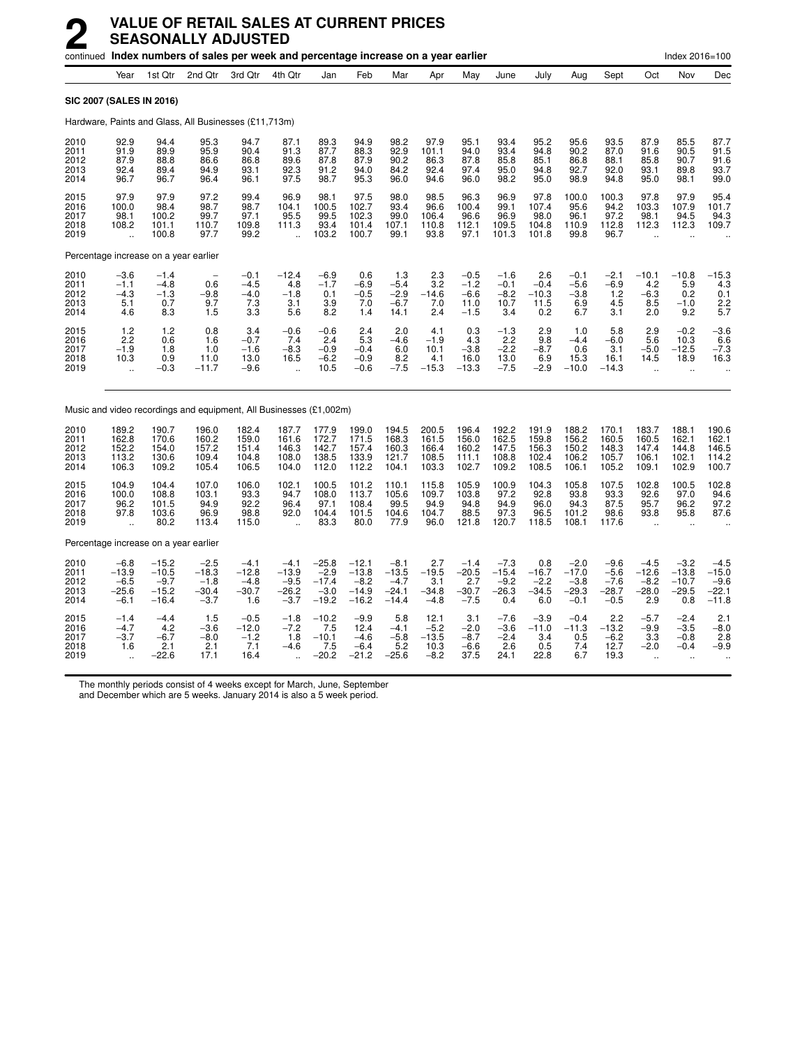# 2 VALUE OF RETAIL SALES AT CURRENT PRICES SEASONALLY ADJUSTED

continued **Index numbers of sales per week and percentage increase on a year earlier** — Index 2016=100

| | Year | 1st Qtr | 2nd Qtr | 3rd Qtr | 4th Qtr | Jan | Feb | Mar | Apr | May | June | July | Aug | Sept | Oct | Nov | Dec |
|---|---|---|---|---|---|---|---|---|---|---|---|---|---|---|---|---|---|
| **SIC 2007 (SALES IN 2016)** | | | | | | | | | | | | | | | | | |
| Hardware, Paints and Glass, All Businesses (£11,713m) | | | | | | | | | | | | | | | | | |
| 2010 | 92.9 | 94.4 | 95.3 | 94.7 | 87.1 | 89.3 | 94.9 | 98.2 | 97.9 | 95.1 | 93.4 | 95.2 | 95.6 | 93.5 | 87.9 | 85.5 | 87.7 |
| 2011 | 91.9 | 89.9 | 95.9 | 90.4 | 91.3 | 87.7 | 88.3 | 92.9 | 101.1 | 94.0 | 93.4 | 94.8 | 90.2 | 87.0 | 91.6 | 90.5 | 91.5 |
| 2012 | 87.9 | 88.8 | 86.6 | 86.8 | 89.6 | 87.8 | 87.9 | 90.2 | 86.3 | 87.8 | 85.8 | 85.1 | 86.8 | 88.1 | 85.8 | 90.7 | 91.6 |
| 2013 | 92.4 | 89.4 | 94.9 | 93.1 | 92.3 | 91.2 | 94.0 | 84.2 | 92.4 | 97.4 | 95.0 | 94.8 | 92.7 | 92.0 | 93.1 | 89.8 | 93.7 |
| 2014 | 96.7 | 96.7 | 96.4 | 96.1 | 97.5 | 98.7 | 95.3 | 96.0 | 94.6 | 96.0 | 98.2 | 95.0 | 98.9 | 94.8 | 95.0 | 98.1 | 99.0 |
| 2015 | 97.9 | 97.9 | 97.2 | 99.4 | 96.9 | 98.1 | 97.5 | 98.0 | 98.5 | 96.3 | 96.9 | 97.8 | 100.0 | 100.3 | 97.8 | 97.9 | 95.4 |
| 2016 | 100.0 | 98.4 | 98.7 | 98.7 | 104.1 | 100.5 | 102.7 | 93.4 | 96.6 | 100.4 | 99.1 | 107.4 | 95.6 | 94.2 | 103.3 | 107.9 | 101.7 |
| 2017 | 98.1 | 100.2 | 99.7 | 97.1 | 95.5 | 99.5 | 102.3 | 99.0 | 106.4 | 96.6 | 96.9 | 98.0 | 96.1 | 97.2 | 98.1 | 94.5 | 94.3 |
| 2018 | 108.2 | 101.1 | 110.7 | 109.8 | 111.3 | 93.4 | 101.4 | 107.1 | 110.8 | 112.1 | 109.5 | 104.8 | 110.9 | 112.8 | 112.3 | 112.3 | 109.7 |
| 2019 | .. | 100.8 | 97.7 | 99.2 | .. | 103.2 | 100.7 | 99.1 | 93.8 | 97.1 | 101.3 | 101.8 | 99.8 | 96.7 | .. | .. | .. |
| Percentage increase on a year earlier | | | | | | | | | | | | | | | | | |
| 2010 | −3.6 | −1.4 | − | −0.1 | −12.4 | −6.9 | 0.6 | 1.3 | 2.3 | −0.5 | −1.6 | 2.6 | −0.1 | −2.1 | −10.1 | −10.8 | −15.3 |
| 2011 | −1.1 | −4.8 | 0.6 | −4.5 | 4.8 | −1.7 | −6.9 | −5.4 | 3.2 | −1.2 | −0.1 | −0.4 | −5.6 | −6.9 | 4.2 | 5.9 | 4.3 |
| 2012 | −4.3 | −1.3 | −9.8 | −4.0 | −1.8 | 0.1 | −0.5 | −2.9 | −14.6 | −6.6 | −8.2 | −10.3 | −3.8 | 1.2 | −6.3 | 0.2 | 0.1 |
| 2013 | 5.1 | 0.7 | 9.7 | 7.3 | 3.1 | 3.9 | 7.0 | −6.7 | 7.0 | 11.0 | 10.7 | 11.5 | 6.9 | 4.5 | 8.5 | −1.0 | 2.2 |
| 2014 | 4.6 | 8.3 | 1.5 | 3.3 | 5.6 | 8.2 | 1.4 | 14.1 | 2.4 | −1.5 | 3.4 | 0.2 | 6.7 | 3.1 | 2.0 | 9.2 | 5.7 |
| 2015 | 1.2 | 1.2 | 0.8 | 3.4 | −0.6 | −0.6 | 2.4 | 2.0 | 4.1 | 0.3 | −1.3 | 2.9 | 1.0 | 5.8 | 2.9 | −0.2 | −3.6 |
| 2016 | 2.2 | 0.6 | 1.6 | −0.7 | 7.4 | 2.4 | 5.3 | −4.6 | −1.9 | 4.3 | 2.2 | 9.8 | −4.4 | −6.0 | 5.6 | 10.3 | 6.6 |
| 2017 | −1.9 | 1.8 | 1.0 | −1.6 | −8.3 | −0.9 | −0.4 | 6.0 | 10.1 | −3.8 | −2.2 | −8.7 | 0.6 | 3.1 | −5.0 | −12.5 | −7.3 |
| 2018 | 10.3 | 0.9 | 11.0 | 13.0 | 16.5 | −6.2 | −0.9 | 8.2 | 4.1 | 16.0 | 13.0 | 6.9 | 15.3 | 16.1 | 14.5 | 18.9 | 16.3 |
| 2019 | .. | −0.3 | −11.7 | −9.6 | .. | 10.5 | −0.6 | −7.5 | −15.3 | −13.3 | −7.5 | −2.9 | −10.0 | −14.3 | .. | .. | .. |
| Music and video recordings and equipment, All Businesses (£1,002m) | | | | | | | | | | | | | | | | | |
| 2010 | 189.2 | 190.7 | 196.0 | 182.4 | 187.7 | 177.9 | 199.0 | 194.5 | 200.5 | 196.4 | 192.2 | 191.9 | 188.2 | 170.1 | 183.7 | 188.1 | 190.6 |
| 2011 | 162.8 | 170.6 | 160.2 | 159.0 | 161.6 | 172.7 | 171.5 | 168.3 | 161.5 | 156.0 | 162.5 | 159.8 | 156.2 | 160.5 | 160.5 | 162.1 | 162.1 |
| 2012 | 152.2 | 154.0 | 157.2 | 151.4 | 146.3 | 142.7 | 157.4 | 160.3 | 166.4 | 160.2 | 147.5 | 156.3 | 150.2 | 148.3 | 147.4 | 144.8 | 146.5 |
| 2013 | 113.2 | 130.6 | 109.4 | 104.8 | 108.0 | 138.5 | 133.9 | 121.7 | 108.5 | 111.1 | 108.8 | 102.4 | 106.2 | 105.7 | 106.1 | 102.1 | 114.2 |
| 2014 | 106.3 | 109.2 | 105.4 | 106.5 | 104.0 | 112.0 | 112.2 | 104.1 | 103.3 | 102.7 | 109.2 | 108.5 | 106.1 | 105.2 | 109.1 | 102.9 | 100.7 |
| 2015 | 104.9 | 104.4 | 107.0 | 106.0 | 102.1 | 100.5 | 101.2 | 110.1 | 115.8 | 105.9 | 100.9 | 104.3 | 105.8 | 107.5 | 102.8 | 100.5 | 102.8 |
| 2016 | 100.0 | 108.8 | 103.1 | 93.3 | 94.7 | 108.0 | 113.7 | 105.6 | 109.7 | 103.8 | 97.2 | 92.8 | 93.8 | 93.3 | 92.6 | 97.0 | 94.6 |
| 2017 | 96.2 | 101.5 | 94.9 | 92.2 | 96.4 | 97.1 | 108.4 | 99.5 | 94.9 | 94.8 | 94.9 | 96.0 | 94.3 | 87.5 | 95.7 | 96.2 | 97.2 |
| 2018 | 97.8 | 103.6 | 96.9 | 98.8 | 92.0 | 104.4 | 101.5 | 104.6 | 104.7 | 88.5 | 97.3 | 96.5 | 101.2 | 98.6 | 93.8 | 95.8 | 87.6 |
| 2019 | .. | 80.2 | 113.4 | 115.0 | .. | 83.3 | 80.0 | 77.9 | 96.0 | 121.8 | 120.7 | 118.5 | 108.1 | 117.6 | .. | .. | .. |
| Percentage increase on a year earlier | | | | | | | | | | | | | | | | | |
| 2010 | −6.8 | −15.2 | −2.5 | −4.1 | −4.1 | −25.8 | −12.1 | −8.1 | 2.7 | −1.4 | −7.3 | 0.8 | −2.0 | −9.6 | −4.5 | −3.2 | −4.5 |
| 2011 | −13.9 | −10.5 | −18.3 | −12.8 | −13.9 | −2.9 | −13.8 | −13.5 | −19.5 | −20.5 | −15.4 | −16.7 | −17.0 | −5.6 | −12.6 | −13.8 | −15.0 |
| 2012 | −6.5 | −9.7 | −1.8 | −4.8 | −9.5 | −17.4 | −8.2 | −4.7 | 3.1 | 2.7 | −9.2 | −2.2 | −3.8 | −7.6 | −8.2 | −10.7 | −9.6 |
| 2013 | −25.6 | −15.2 | −30.4 | −30.7 | −26.2 | −3.0 | −14.9 | −24.1 | −34.8 | −30.7 | −26.3 | −34.5 | −29.3 | −28.7 | −28.0 | −29.5 | −22.1 |
| 2014 | −6.1 | −16.4 | −3.7 | 1.6 | −3.7 | −19.2 | −16.2 | −14.4 | −4.8 | −7.5 | 0.4 | 6.0 | −0.1 | −0.5 | 2.9 | 0.8 | −11.8 |
| 2015 | −1.4 | −4.4 | 1.5 | −0.5 | −1.8 | −10.2 | −9.9 | 5.8 | 12.1 | 3.1 | −7.6 | −3.9 | −0.4 | 2.2 | −5.7 | −2.4 | 2.1 |
| 2016 | −4.7 | 4.2 | −3.6 | −12.0 | −7.2 | 7.5 | 12.4 | −4.1 | −5.2 | −2.0 | −3.6 | −11.0 | −11.3 | −13.2 | −9.9 | −3.5 | −8.0 |
| 2017 | −3.7 | −6.7 | −8.0 | −1.2 | 1.8 | −10.1 | −4.6 | −5.8 | −13.5 | −8.7 | −2.4 | 3.4 | 0.5 | −6.2 | 3.3 | −0.8 | 2.8 |
| 2018 | 1.6 | 2.1 | 2.1 | 7.1 | −4.6 | 7.5 | −6.4 | 5.2 | 10.3 | −6.6 | 2.6 | 0.5 | 7.4 | 12.7 | −2.0 | −0.4 | −9.9 |
| 2019 | .. | −22.6 | 17.1 | 16.4 | .. | −20.2 | −21.2 | −25.6 | −8.2 | 37.5 | 24.1 | 22.8 | 6.7 | 19.3 | .. | .. | .. |

The monthly periods consist of 4 weeks except for March, June, September and December which are 5 weeks. January 2014 is also a 5 week period.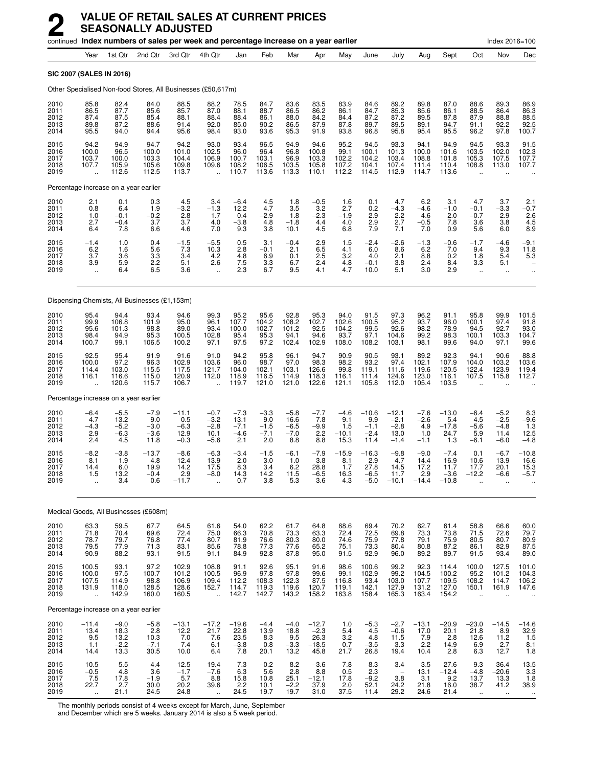# 2 VALUE OF RETAIL SALES AT CURRENT PRICES SEASONALLY ADJUSTED

continued **Index numbers of sales per week and percentage increase on a year earlier** Index 2016=100

| | Year | 1st Qtr | 2nd Qtr | 3rd Qtr | 4th Qtr | Jan | Feb | Mar | Apr | May | June | July | Aug | Sept | Oct | Nov | Dec |
|---|---|---|---|---|---|---|---|---|---|---|---|---|---|---|---|---|---|
| **SIC 2007 (SALES IN 2016)** | | | | | | | | | | | | | | | | | |
| Other Specialised Non-food Stores, All Businesses (£50,617m) | | | | | | | | | | | | | | | | | |
| 2010 | 85.8 | 82.4 | 84.0 | 88.5 | 88.2 | 78.5 | 84.7 | 83.6 | 83.5 | 83.9 | 84.6 | 89.2 | 89.8 | 87.0 | 88.6 | 89.3 | 86.9 |
| 2011 | 86.5 | 87.7 | 85.6 | 85.7 | 87.0 | 88.1 | 88.7 | 86.5 | 86.2 | 86.1 | 84.7 | 85.3 | 85.6 | 86.1 | 88.5 | 86.4 | 86.3 |
| 2012 | 87.4 | 87.5 | 85.4 | 88.1 | 88.4 | 88.4 | 86.1 | 88.0 | 84.2 | 84.4 | 87.2 | 87.2 | 89.5 | 87.8 | 87.9 | 88.8 | 88.5 |
| 2013 | 89.8 | 87.2 | 88.6 | 91.4 | 92.0 | 85.0 | 90.2 | 86.5 | 87.9 | 87.8 | 89.7 | 89.5 | 89.1 | 94.7 | 91.1 | 92.2 | 92.5 |
| 2014 | 95.5 | 94.0 | 94.4 | 95.6 | 98.4 | 93.0 | 93.6 | 95.3 | 91.9 | 93.8 | 96.8 | 95.8 | 95.4 | 95.5 | 96.2 | 97.8 | 100.7 |
| 2015 | 94.2 | 94.9 | 94.7 | 94.2 | 93.0 | 93.4 | 96.5 | 94.9 | 94.6 | 95.2 | 94.5 | 93.3 | 94.1 | 94.9 | 94.5 | 93.3 | 91.5 |
| 2016 | 100.0 | 96.5 | 100.0 | 101.0 | 102.5 | 96.0 | 96.4 | 96.8 | 100.8 | 99.1 | 100.1 | 101.3 | 100.0 | 101.6 | 103.5 | 102.0 | 102.3 |
| 2017 | 103.7 | 100.0 | 103.3 | 104.4 | 106.9 | 100.7 | 103.1 | 96.9 | 103.3 | 102.2 | 104.2 | 103.4 | 108.8 | 101.8 | 105.3 | 107.5 | 107.7 |
| 2018 | 107.7 | 105.9 | 105.6 | 109.8 | 109.6 | 108.2 | 106.5 | 103.5 | 105.8 | 107.2 | 104.1 | 107.4 | 111.4 | 110.4 | 108.8 | 113.0 | 107.7 |
| 2019 | .. | 112.6 | 112.5 | 113.7 | .. | 110.7 | 113.6 | 113.3 | 110.1 | 112.2 | 114.5 | 112.9 | 114.7 | 113.6 | .. | .. | .. |
| Percentage increase on a year earlier | | | | | | | | | | | | | | | | | |
| 2010 | 2.1 | 0.1 | 0.3 | 4.5 | 3.4 | −6.4 | 4.5 | 1.8 | −0.5 | 1.6 | 0.1 | 4.7 | 6.2 | 3.1 | 4.7 | 3.7 | 2.1 |
| 2011 | 0.8 | 6.4 | 1.9 | −3.2 | −1.3 | 12.2 | 4.7 | 3.5 | 3.2 | 2.7 | 0.2 | −4.3 | −4.6 | −1.0 | −0.1 | −3.3 | −0.7 |
| 2012 | 1.0 | −0.1 | −0.2 | 2.8 | 1.7 | 0.4 | −2.9 | 1.8 | −2.3 | −1.9 | 2.9 | 2.2 | 4.6 | 2.0 | −0.7 | 2.9 | 2.6 |
| 2013 | 2.7 | −0.4 | 3.7 | 3.7 | 4.0 | −3.8 | 4.8 | −1.8 | 4.4 | 4.0 | 2.9 | 2.7 | −0.5 | 7.8 | 3.6 | 3.8 | 4.5 |
| 2014 | 6.4 | 7.8 | 6.6 | 4.6 | 7.0 | 9.3 | 3.8 | 10.1 | 4.5 | 6.8 | 7.9 | 7.1 | 7.0 | 0.9 | 5.6 | 6.0 | 8.9 |
| 2015 | −1.4 | 1.0 | 0.4 | −1.5 | −5.5 | 0.5 | 3.1 | −0.4 | 2.9 | 1.5 | −2.4 | −2.6 | −1.3 | −0.6 | −1.7 | −4.6 | −9.1 |
| 2016 | 6.2 | 1.6 | 5.6 | 7.3 | 10.3 | 2.8 | −0.1 | 2.1 | 6.5 | 4.1 | 6.0 | 8.6 | 6.2 | 7.0 | 9.4 | 9.3 | 11.8 |
| 2017 | 3.7 | 3.6 | 3.3 | 3.4 | 4.2 | 4.8 | 6.9 | 0.1 | 2.5 | 3.2 | 4.0 | 2.1 | 8.8 | 0.2 | 1.8 | 5.4 | 5.3 |
| 2018 | 3.9 | 5.9 | 2.2 | 5.1 | 2.6 | 7.5 | 3.3 | 6.7 | 2.4 | 4.8 | −0.1 | 3.8 | 2.4 | 8.4 | 3.3 | 5.1 | − |
| 2019 | .. | 6.4 | 6.5 | 3.6 | .. | 2.3 | 6.7 | 9.5 | 4.1 | 4.7 | 10.0 | 5.1 | 3.0 | 2.9 | .. | .. | .. |
| Dispensing Chemists, All Businesses (£1,153m) | | | | | | | | | | | | | | | | | |
| 2010 | 95.4 | 94.4 | 93.4 | 94.6 | 99.3 | 95.2 | 95.6 | 92.8 | 95.3 | 94.0 | 91.5 | 97.3 | 96.2 | 91.1 | 95.8 | 99.9 | 101.5 |
| 2011 | 99.9 | 106.8 | 101.9 | 95.0 | 96.1 | 107.7 | 104.2 | 108.2 | 102.7 | 102.6 | 100.5 | 95.2 | 93.7 | 96.0 | 100.1 | 97.4 | 91.8 |
| 2012 | 95.6 | 101.3 | 98.8 | 89.0 | 93.4 | 100.0 | 102.7 | 101.2 | 92.5 | 104.2 | 99.5 | 92.6 | 98.2 | 78.9 | 94.5 | 92.7 | 93.0 |
| 2013 | 98.4 | 94.9 | 95.3 | 100.5 | 102.8 | 95.4 | 95.3 | 94.1 | 94.6 | 93.7 | 97.1 | 104.6 | 99.2 | 98.3 | 100.1 | 103.3 | 104.7 |
| 2014 | 100.7 | 99.1 | 106.5 | 100.2 | 97.1 | 97.5 | 97.2 | 102.4 | 102.9 | 108.0 | 108.2 | 103.1 | 98.1 | 99.6 | 94.0 | 97.1 | 99.6 |
| 2015 | 92.5 | 95.4 | 91.9 | 91.6 | 91.0 | 94.2 | 95.8 | 96.1 | 94.7 | 90.9 | 90.5 | 93.1 | 89.2 | 92.3 | 94.1 | 90.6 | 88.8 |
| 2016 | 100.0 | 97.2 | 96.3 | 102.9 | 103.6 | 96.0 | 98.7 | 97.0 | 98.3 | 98.2 | 93.2 | 97.4 | 102.1 | 107.9 | 104.0 | 103.2 | 103.6 |
| 2017 | 114.4 | 103.0 | 115.5 | 117.5 | 121.7 | 104.0 | 102.1 | 103.1 | 126.6 | 99.8 | 119.1 | 111.6 | 119.6 | 120.5 | 122.4 | 123.9 | 119.4 |
| 2018 | 116.1 | 116.6 | 115.0 | 120.9 | 112.0 | 118.9 | 116.5 | 114.9 | 118.3 | 116.1 | 111.4 | 124.6 | 123.0 | 116.1 | 107.5 | 115.8 | 112.7 |
| 2019 | .. | 120.6 | 115.7 | 106.7 | .. | 119.7 | 121.0 | 121.0 | 122.6 | 121.1 | 105.8 | 112.0 | 105.4 | 103.5 | .. | .. | .. |
| Percentage increase on a year earlier | | | | | | | | | | | | | | | | | |
| 2010 | −6.4 | −5.5 | −7.9 | −11.1 | −0.7 | −7.3 | −3.3 | −5.8 | −7.7 | −4.6 | −10.6 | −12.1 | −7.6 | −13.0 | −6.4 | −5.2 | 8.3 |
| 2011 | 4.7 | 13.2 | 9.0 | 0.5 | −3.2 | 13.1 | 9.0 | 16.6 | 7.8 | 9.1 | 9.9 | −2.1 | −2.6 | 5.4 | 4.5 | −2.5 | −9.6 |
| 2012 | −4.3 | −5.2 | −3.0 | −6.3 | −2.8 | −7.1 | −1.5 | −6.5 | −9.9 | 1.5 | −1.1 | −2.8 | 4.9 | −17.8 | −5.6 | −4.8 | 1.3 |
| 2013 | 2.9 | −6.3 | −3.6 | 12.9 | 10.1 | −4.6 | −7.1 | −7.0 | 2.2 | −10.1 | −2.4 | 13.0 | 1.0 | 24.7 | 5.9 | 11.4 | 12.5 |
| 2014 | 2.4 | 4.5 | 11.8 | −0.3 | −5.6 | 2.1 | 2.0 | 8.8 | 8.8 | 15.3 | 11.4 | −1.4 | −1.1 | 1.3 | −6.1 | −6.0 | −4.8 |
| 2015 | −8.2 | −3.8 | −13.7 | −8.6 | −6.3 | −3.4 | −1.5 | −6.1 | −7.9 | −15.9 | −16.3 | −9.8 | −9.0 | −7.4 | 0.1 | −6.7 | −10.8 |
| 2016 | 8.1 | 1.9 | 4.8 | 12.4 | 13.9 | 2.0 | 3.0 | 1.0 | 3.8 | 8.1 | 2.9 | 4.7 | 14.4 | 16.9 | 10.6 | 13.9 | 16.6 |
| 2017 | 14.4 | 6.0 | 19.9 | 14.2 | 17.5 | 8.3 | 3.4 | 6.2 | 28.8 | 1.7 | 27.8 | 14.5 | 17.2 | 11.7 | 17.7 | 20.1 | 15.3 |
| 2018 | 1.5 | 13.2 | −0.4 | 2.9 | −8.0 | 14.3 | 14.2 | 11.5 | −6.5 | 16.3 | −6.5 | 11.7 | 2.9 | −3.6 | −12.2 | −6.6 | −5.7 |
| 2019 | .. | 3.4 | 0.6 | −11.7 | .. | 0.7 | 3.8 | 5.3 | 3.6 | 4.3 | −5.0 | −10.1 | −14.4 | −10.8 | .. | .. | .. |
| Medical Goods, All Businesses (£608m) | | | | | | | | | | | | | | | | | |
| 2010 | 63.3 | 59.5 | 67.7 | 64.5 | 61.6 | 54.0 | 62.2 | 61.7 | 64.8 | 68.6 | 69.4 | 70.2 | 62.7 | 61.4 | 58.8 | 66.6 | 60.0 |
| 2011 | 71.8 | 70.4 | 69.6 | 72.4 | 75.0 | 66.3 | 70.8 | 73.3 | 63.3 | 72.4 | 72.5 | 69.8 | 73.3 | 73.8 | 71.5 | 72.6 | 79.7 |
| 2012 | 78.7 | 79.7 | 76.8 | 77.4 | 80.7 | 81.9 | 76.6 | 80.3 | 80.0 | 74.6 | 75.9 | 77.8 | 79.1 | 75.9 | 80.5 | 80.7 | 80.9 |
| 2013 | 79.5 | 77.9 | 71.3 | 83.1 | 85.6 | 78.8 | 77.3 | 77.6 | 65.2 | 75.1 | 73.3 | 80.4 | 80.8 | 87.2 | 86.1 | 82.9 | 87.5 |
| 2014 | 90.9 | 88.2 | 93.1 | 91.5 | 91.1 | 84.9 | 92.8 | 87.8 | 95.0 | 91.5 | 92.9 | 96.0 | 89.2 | 89.7 | 91.5 | 93.4 | 89.0 |
| 2015 | 100.5 | 93.1 | 97.2 | 102.9 | 108.8 | 91.1 | 92.6 | 95.1 | 91.6 | 98.6 | 100.6 | 99.2 | 92.3 | 114.4 | 100.0 | 127.5 | 101.0 |
| 2016 | 100.0 | 97.5 | 100.7 | 101.2 | 100.5 | 96.9 | 97.8 | 97.8 | 99.6 | 99.1 | 102.9 | 99.2 | 104.5 | 100.2 | 95.2 | 101.2 | 104.3 |
| 2017 | 107.5 | 114.9 | 98.8 | 106.9 | 109.4 | 112.2 | 108.3 | 122.3 | 87.5 | 116.8 | 93.4 | 103.0 | 107.7 | 109.5 | 108.2 | 114.7 | 106.2 |
| 2018 | 131.9 | 118.0 | 128.5 | 128.6 | 152.7 | 114.7 | 119.3 | 119.6 | 120.7 | 119.1 | 142.1 | 127.9 | 131.2 | 127.0 | 150.1 | 161.9 | 147.6 |
| 2019 | .. | 142.9 | 160.0 | 160.5 | .. | 142.7 | 142.7 | 143.2 | 158.2 | 163.8 | 158.4 | 165.3 | 163.4 | 154.2 | .. | .. | .. |
| Percentage increase on a year earlier | | | | | | | | | | | | | | | | | |
| 2010 | −11.4 | −9.0 | −5.8 | −13.1 | −17.2 | −19.6 | −4.4 | −4.0 | −12.7 | 1.0 | −5.3 | −2.7 | −13.1 | −20.9 | −23.0 | −14.5 | −14.6 |
| 2011 | 13.4 | 18.3 | 2.8 | 12.2 | 21.7 | 22.8 | 13.9 | 18.8 | −2.3 | 5.4 | 4.5 | −0.6 | 17.0 | 20.1 | 21.8 | 8.9 | 32.9 |
| 2012 | 9.5 | 13.2 | 10.3 | 7.0 | 7.6 | 23.5 | 8.3 | 9.5 | 26.3 | 3.2 | 4.8 | 11.5 | 7.9 | 2.8 | 12.6 | 11.2 | 1.5 |
| 2013 | 1.1 | −2.2 | −7.1 | 7.4 | 6.1 | −3.8 | 0.8 | −3.3 | −18.5 | 0.7 | −3.5 | 3.3 | 2.2 | 14.9 | 6.9 | 2.7 | 8.1 |
| 2014 | 14.4 | 13.3 | 30.5 | 10.0 | 6.4 | 7.8 | 20.1 | 13.2 | 45.8 | 21.7 | 26.8 | 19.4 | 10.4 | 2.8 | 6.3 | 12.7 | 1.8 |
| 2015 | 10.5 | 5.5 | 4.4 | 12.5 | 19.4 | 7.3 | −0.2 | 8.2 | −3.6 | 7.8 | 8.3 | 3.4 | 3.5 | 27.6 | 9.3 | 36.4 | 13.5 |
| 2016 | −0.5 | 4.8 | 3.6 | −1.7 | −7.6 | 6.3 | 5.6 | 2.8 | 8.8 | 0.5 | 2.3 | − | 13.1 | −12.4 | −4.8 | −20.6 | 3.3 |
| 2017 | 7.5 | 17.8 | −1.9 | 5.7 | 8.8 | 15.8 | 10.8 | 25.1 | −12.1 | 17.8 | −9.2 | 3.8 | 3.1 | 9.2 | 13.7 | 13.3 | 1.8 |
| 2018 | 22.7 | 2.7 | 30.0 | 20.2 | 39.6 | 2.2 | 10.1 | −2.2 | 37.9 | 2.0 | 52.1 | 24.2 | 21.8 | 16.0 | 38.7 | 41.2 | 38.9 |
| 2019 | .. | 21.1 | 24.5 | 24.8 | .. | 24.5 | 19.7 | 19.7 | 31.0 | 37.5 | 11.4 | 29.2 | 24.6 | 21.4 | .. | .. | .. |

The monthly periods consist of 4 weeks except for March, June, September and December which are 5 weeks. January 2014 is also a 5 week period.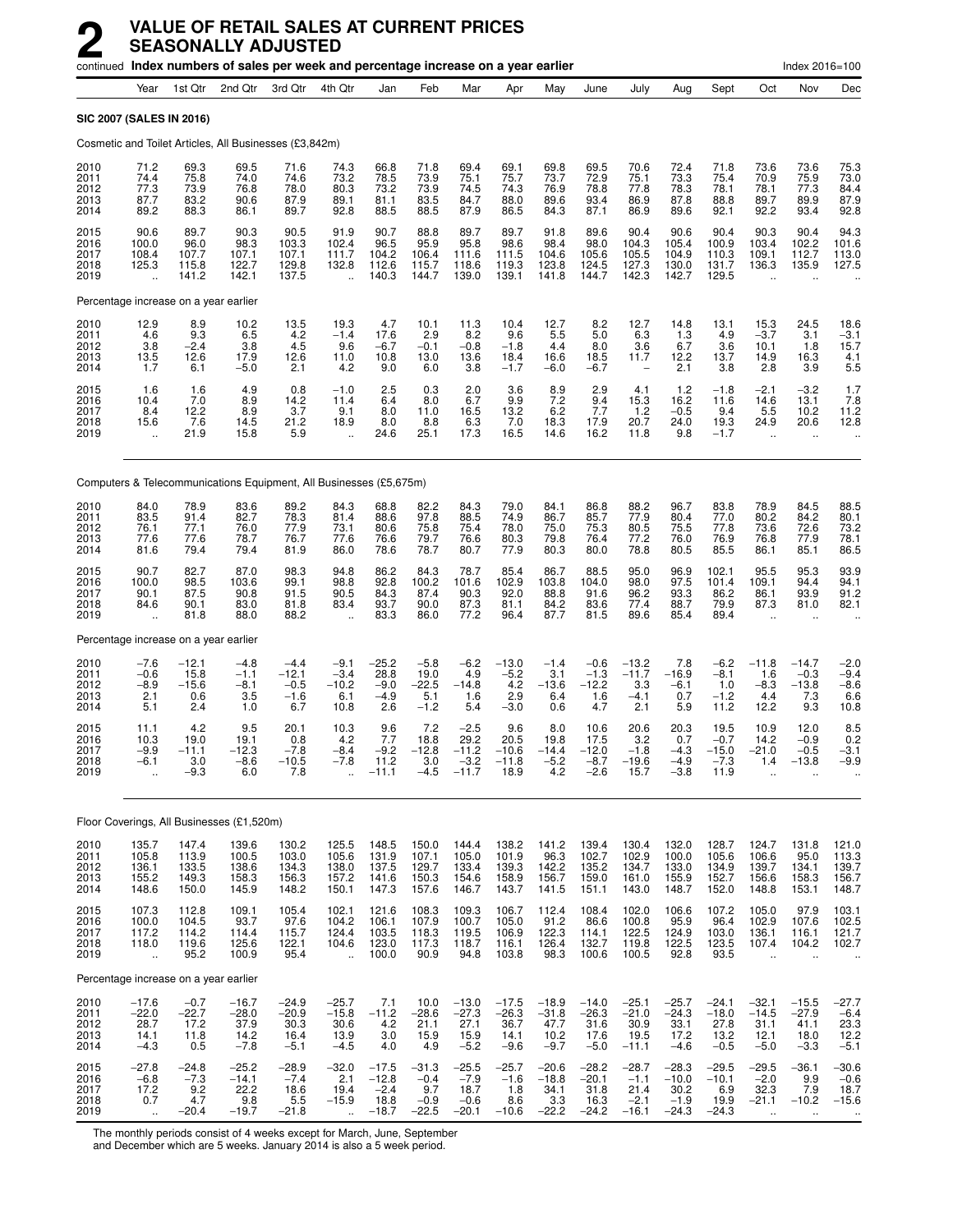# 2 VALUE OF RETAIL SALES AT CURRENT PRICES SEASONALLY ADJUSTED

continued **Index numbers of sales per week and percentage increase on a year earlier** Index 2016=100

| | Year | 1st Qtr | 2nd Qtr | 3rd Qtr | 4th Qtr | Jan | Feb | Mar | Apr | May | June | July | Aug | Sept | Oct | Nov | Dec |
|---|---|---|---|---|---|---|---|---|---|---|---|---|---|---|---|---|---|
| **SIC 2007 (SALES IN 2016)** | | | | | | | | | | | | | | | | | |
| Cosmetic and Toilet Articles, All Businesses (£3,842m) | | | | | | | | | | | | | | | | | |
| 2010 | 71.2 | 69.3 | 69.5 | 71.6 | 74.3 | 66.8 | 71.8 | 69.4 | 69.1 | 69.8 | 69.5 | 70.6 | 72.4 | 71.8 | 73.6 | 73.6 | 75.3 |
| 2011 | 74.4 | 75.8 | 74.0 | 74.6 | 73.2 | 78.5 | 73.9 | 75.1 | 75.7 | 73.7 | 72.9 | 75.1 | 73.3 | 75.4 | 70.9 | 75.9 | 73.0 |
| 2012 | 77.3 | 73.9 | 76.8 | 78.0 | 80.3 | 73.2 | 73.9 | 74.5 | 74.3 | 76.9 | 78.8 | 77.8 | 78.3 | 78.1 | 78.1 | 77.3 | 84.4 |
| 2013 | 87.7 | 83.2 | 90.6 | 87.9 | 89.1 | 81.1 | 83.5 | 84.7 | 88.0 | 89.6 | 93.4 | 86.9 | 87.8 | 88.8 | 89.7 | 89.9 | 87.9 |
| 2014 | 89.2 | 88.3 | 86.1 | 89.7 | 92.8 | 88.5 | 88.5 | 87.9 | 86.5 | 84.3 | 87.1 | 86.9 | 89.6 | 92.1 | 92.2 | 93.4 | 92.8 |
| 2015 | 90.6 | 89.7 | 90.3 | 90.5 | 91.9 | 90.7 | 88.8 | 89.7 | 89.7 | 91.8 | 89.6 | 90.4 | 90.6 | 90.4 | 90.3 | 90.4 | 94.3 |
| 2016 | 100.0 | 96.0 | 98.3 | 103.3 | 102.4 | 96.5 | 95.9 | 95.8 | 98.6 | 98.4 | 98.0 | 104.3 | 105.4 | 100.9 | 103.4 | 102.2 | 101.6 |
| 2017 | 108.4 | 107.7 | 107.1 | 107.1 | 111.7 | 104.2 | 106.4 | 111.6 | 111.5 | 104.6 | 105.6 | 105.5 | 104.9 | 110.3 | 109.1 | 112.7 | 113.0 |
| 2018 | 125.3 | 115.8 | 122.7 | 129.8 | 132.8 | 112.6 | 115.7 | 118.6 | 119.3 | 123.8 | 124.5 | 127.3 | 130.0 | 131.7 | 136.3 | 135.9 | 127.5 |
| 2019 | .. | 141.2 | 142.1 | 137.5 | .. | 140.3 | 144.7 | 139.0 | 139.1 | 141.8 | 144.7 | 142.3 | 142.7 | 129.5 | .. | .. | .. |
| Percentage increase on a year earlier | | | | | | | | | | | | | | | | | |
| 2010 | 12.9 | 8.9 | 10.2 | 13.5 | 19.3 | 4.7 | 10.1 | 11.3 | 10.4 | 12.7 | 8.2 | 12.7 | 14.8 | 13.1 | 15.3 | 24.5 | 18.6 |
| 2011 | 4.6 | 9.3 | 6.5 | 4.2 | −1.4 | 17.6 | 2.9 | 8.2 | 9.6 | 5.5 | 5.0 | 6.3 | 1.3 | 4.9 | −3.7 | 3.1 | −3.1 |
| 2012 | 3.8 | −2.4 | 3.8 | 4.5 | 9.6 | −6.7 | −0.1 | −0.8 | −1.8 | 4.4 | 8.0 | 3.6 | 6.7 | 3.6 | 10.1 | 1.8 | 15.7 |
| 2013 | 13.5 | 12.6 | 17.9 | 12.6 | 11.0 | 10.8 | 13.0 | 13.6 | 18.4 | 16.6 | 18.5 | 11.7 | 12.2 | 13.7 | 14.9 | 16.3 | 4.1 |
| 2014 | 1.7 | 6.1 | −5.0 | 2.1 | 4.2 | 9.0 | 6.0 | 3.8 | −1.7 | −6.0 | −6.7 | – | 2.1 | 3.8 | 2.8 | 3.9 | 5.5 |
| 2015 | 1.6 | 1.6 | 4.9 | 0.8 | −1.0 | 2.5 | 0.3 | 2.0 | 3.6 | 8.9 | 2.9 | 4.1 | 1.2 | −1.8 | −2.1 | −3.2 | 1.7 |
| 2016 | 10.4 | 7.0 | 8.9 | 14.2 | 11.4 | 6.4 | 8.0 | 6.7 | 9.9 | 7.2 | 9.4 | 15.3 | 16.2 | 11.6 | 14.6 | 13.1 | 7.8 |
| 2017 | 8.4 | 12.2 | 8.9 | 3.7 | 9.1 | 8.0 | 11.0 | 16.5 | 13.2 | 6.2 | 7.7 | 1.2 | −0.5 | 9.4 | 5.5 | 10.2 | 11.2 |
| 2018 | 15.6 | 7.6 | 14.5 | 21.2 | 18.9 | 8.0 | 8.8 | 6.3 | 7.0 | 18.3 | 17.9 | 20.7 | 24.0 | 19.3 | 24.9 | 20.6 | 12.8 |
| 2019 | .. | 21.9 | 15.8 | 5.9 | .. | 24.6 | 25.1 | 17.3 | 16.5 | 14.6 | 16.2 | 11.8 | 9.8 | −1.7 | .. | .. | .. |
| Computers & Telecommunications Equipment, All Businesses (£5,675m) | | | | | | | | | | | | | | | | | |
| 2010 | 84.0 | 78.9 | 83.6 | 89.2 | 84.3 | 68.8 | 82.2 | 84.3 | 79.0 | 84.1 | 86.8 | 88.2 | 96.7 | 83.8 | 78.9 | 84.5 | 88.5 |
| 2011 | 83.5 | 91.4 | 82.7 | 78.3 | 81.4 | 88.6 | 97.8 | 88.5 | 74.9 | 86.7 | 85.7 | 77.9 | 80.4 | 77.0 | 80.2 | 84.2 | 80.1 |
| 2012 | 76.1 | 77.1 | 76.0 | 77.9 | 73.1 | 80.6 | 75.8 | 75.4 | 78.0 | 75.0 | 75.3 | 80.5 | 75.5 | 77.8 | 73.6 | 72.6 | 73.2 |
| 2013 | 77.6 | 77.6 | 78.7 | 76.7 | 77.6 | 76.6 | 79.7 | 76.6 | 80.3 | 79.8 | 76.4 | 77.2 | 76.0 | 76.9 | 76.8 | 77.9 | 78.1 |
| 2014 | 81.6 | 79.4 | 79.4 | 81.9 | 86.0 | 78.6 | 78.7 | 80.7 | 77.9 | 80.3 | 80.0 | 78.8 | 80.5 | 85.5 | 86.1 | 85.1 | 86.5 |
| 2015 | 90.7 | 82.7 | 87.0 | 98.3 | 94.8 | 86.2 | 84.3 | 78.7 | 85.4 | 86.7 | 88.5 | 95.0 | 96.9 | 102.1 | 95.5 | 95.3 | 93.9 |
| 2016 | 100.0 | 98.5 | 103.6 | 99.1 | 98.8 | 92.8 | 100.2 | 101.6 | 102.9 | 103.8 | 104.0 | 98.0 | 97.5 | 101.4 | 109.1 | 94.4 | 94.1 |
| 2017 | 90.1 | 87.5 | 90.8 | 91.5 | 90.5 | 84.3 | 87.4 | 90.3 | 92.0 | 88.8 | 91.6 | 96.2 | 93.3 | 86.2 | 86.1 | 93.9 | 91.2 |
| 2018 | 84.6 | 90.1 | 83.0 | 81.8 | 83.4 | 93.7 | 90.0 | 87.3 | 81.1 | 84.2 | 83.6 | 77.4 | 88.7 | 79.9 | 87.3 | 81.0 | 82.1 |
| 2019 | .. | 81.8 | 88.0 | 88.2 | .. | 83.3 | 86.0 | 77.2 | 96.4 | 87.7 | 81.5 | 89.6 | 85.4 | 89.4 | .. | .. | .. |
| Percentage increase on a year earlier | | | | | | | | | | | | | | | | | |
| 2010 | −7.6 | −12.1 | −4.8 | −4.4 | −9.1 | −25.2 | −5.8 | −6.2 | −13.0 | −1.4 | −0.6 | −13.2 | 7.8 | −6.2 | −11.8 | −14.7 | −2.0 |
| 2011 | −0.6 | 15.8 | −1.1 | −12.1 | −3.4 | 28.8 | 19.0 | 4.9 | −5.2 | 3.1 | −1.3 | −11.7 | −16.9 | −8.1 | 1.6 | −0.3 | −9.4 |
| 2012 | −8.9 | −15.6 | −8.1 | −0.5 | −10.2 | −9.0 | −22.5 | −14.8 | 4.2 | −13.6 | −12.2 | 3.3 | −6.1 | 1.0 | −8.3 | −13.8 | −8.6 |
| 2013 | 2.1 | 0.6 | 3.5 | −1.6 | 6.1 | −4.9 | 5.1 | 1.6 | 2.9 | 6.4 | 1.6 | −4.1 | 0.7 | −1.2 | 4.4 | 7.3 | 6.6 |
| 2014 | 5.1 | 2.4 | 1.0 | 6.7 | 10.8 | 2.6 | −1.2 | 5.4 | −3.0 | 0.6 | 4.7 | 2.1 | 5.9 | 11.2 | 12.2 | 9.3 | 10.8 |
| 2015 | 11.1 | 4.2 | 9.5 | 20.1 | 10.3 | 9.6 | 7.2 | −2.5 | 9.6 | 8.0 | 10.6 | 20.6 | 20.3 | 19.5 | 10.9 | 12.0 | 8.5 |
| 2016 | 10.3 | 19.0 | 19.1 | 0.8 | 4.2 | 7.7 | 18.8 | 29.2 | 20.5 | 19.8 | 17.5 | 3.2 | 0.7 | −0.7 | 14.2 | −0.9 | 0.2 |
| 2017 | −9.9 | −11.1 | −12.3 | −7.8 | −8.4 | −9.2 | −12.8 | −11.2 | −10.6 | −14.4 | −12.0 | −1.8 | −4.3 | −15.0 | −21.0 | −0.5 | −3.1 |
| 2018 | −6.1 | 3.0 | −8.6 | −10.5 | −7.8 | 11.2 | 3.0 | −3.2 | −11.8 | −5.2 | −8.7 | −19.6 | −4.9 | −7.3 | 1.4 | −13.8 | −9.9 |
| 2019 | .. | −9.3 | 6.0 | 7.8 | .. | −11.1 | −4.5 | −11.7 | 18.9 | 4.2 | −2.6 | 15.7 | −3.8 | 11.9 | .. | .. | .. |
| Floor Coverings, All Businesses (£1,520m) | | | | | | | | | | | | | | | | | |
| 2010 | 135.7 | 147.4 | 139.6 | 130.2 | 125.5 | 148.5 | 150.0 | 144.4 | 138.2 | 141.2 | 139.4 | 130.4 | 132.0 | 128.7 | 124.7 | 131.8 | 121.0 |
| 2011 | 105.8 | 113.9 | 100.5 | 103.0 | 105.6 | 131.9 | 107.1 | 105.0 | 101.9 | 96.3 | 102.7 | 102.9 | 100.0 | 105.6 | 106.6 | 95.0 | 113.3 |
| 2012 | 136.1 | 133.5 | 138.6 | 134.3 | 138.0 | 137.5 | 129.7 | 133.4 | 139.3 | 142.2 | 135.2 | 134.7 | 133.0 | 134.9 | 139.7 | 134.1 | 139.7 |
| 2013 | 155.2 | 149.3 | 158.3 | 156.3 | 157.2 | 141.6 | 150.3 | 154.6 | 158.9 | 156.7 | 159.0 | 161.0 | 155.9 | 152.7 | 156.6 | 158.3 | 156.7 |
| 2014 | 148.6 | 150.0 | 145.9 | 148.2 | 150.1 | 147.3 | 157.6 | 146.7 | 143.7 | 141.5 | 151.1 | 143.0 | 148.7 | 152.0 | 148.8 | 153.1 | 148.7 |
| 2015 | 107.3 | 112.8 | 109.1 | 105.4 | 102.1 | 121.6 | 108.3 | 109.3 | 106.7 | 112.4 | 108.4 | 102.0 | 106.6 | 107.2 | 105.0 | 97.9 | 103.1 |
| 2016 | 100.0 | 104.5 | 93.7 | 97.6 | 104.2 | 106.1 | 107.9 | 100.7 | 105.0 | 91.2 | 86.6 | 100.8 | 95.9 | 96.4 | 102.9 | 107.6 | 102.5 |
| 2017 | 117.2 | 114.2 | 114.4 | 115.7 | 124.4 | 103.5 | 118.3 | 119.5 | 106.9 | 122.3 | 114.1 | 122.5 | 124.9 | 103.0 | 136.1 | 116.1 | 121.7 |
| 2018 | 118.0 | 119.6 | 125.6 | 122.1 | 104.6 | 123.0 | 117.3 | 118.7 | 116.1 | 126.4 | 132.7 | 119.8 | 122.5 | 123.5 | 107.4 | 104.2 | 102.7 |
| 2019 | .. | 95.2 | 100.9 | 95.4 | .. | 100.0 | 90.9 | 94.8 | 103.8 | 98.3 | 100.6 | 100.5 | 92.8 | 93.5 | .. | .. | .. |
| Percentage increase on a year earlier | | | | | | | | | | | | | | | | | |
| 2010 | −17.6 | −0.7 | −16.7 | −24.9 | −25.7 | 7.1 | 10.0 | −13.0 | −17.5 | −18.9 | −14.0 | −25.1 | −25.7 | −24.1 | −32.1 | −15.5 | −27.7 |
| 2011 | −22.0 | −22.7 | −28.0 | −20.9 | −15.8 | −11.2 | −28.6 | −27.3 | −26.3 | −31.8 | −26.3 | −21.0 | −24.3 | −18.0 | −14.5 | −27.9 | −6.4 |
| 2012 | 28.7 | 17.2 | 37.9 | 30.3 | 30.6 | 4.2 | 21.1 | 27.1 | 36.7 | 47.7 | 31.6 | 30.9 | 33.1 | 27.8 | 31.1 | 41.1 | 23.3 |
| 2013 | 14.1 | 11.8 | 14.2 | 16.4 | 13.9 | 3.0 | 15.9 | 15.9 | 14.1 | 10.2 | 17.6 | 19.5 | 17.2 | 13.2 | 12.1 | 18.0 | 12.2 |
| 2014 | −4.3 | 0.5 | −7.8 | −5.1 | −4.5 | 4.0 | 4.9 | −5.2 | −9.6 | −9.7 | −5.0 | −11.1 | −4.6 | −0.5 | −5.0 | −3.3 | −5.1 |
| 2015 | −27.8 | −24.8 | −25.2 | −28.9 | −32.0 | −17.5 | −31.3 | −25.5 | −25.7 | −20.6 | −28.2 | −28.7 | −28.3 | −29.5 | −29.5 | −36.1 | −30.6 |
| 2016 | −6.8 | −7.3 | −14.1 | −7.4 | 2.1 | −12.8 | −0.4 | −7.9 | −1.6 | −18.8 | −20.1 | −1.1 | −10.0 | −10.1 | −2.0 | 9.9 | −0.6 |
| 2017 | 17.2 | 9.2 | 22.2 | 18.6 | 19.4 | −2.4 | 9.7 | 18.7 | 1.8 | 34.1 | 31.8 | 21.4 | 30.2 | 6.9 | 32.3 | 7.9 | 18.7 |
| 2018 | 0.7 | 4.7 | 9.8 | 5.5 | −15.9 | 18.8 | −0.9 | −0.6 | 8.6 | 3.3 | 16.3 | −2.1 | −1.9 | 19.9 | −21.1 | −10.2 | −15.6 |
| 2019 | .. | −20.4 | −19.7 | −21.8 | .. | −18.7 | −22.5 | −20.1 | −10.6 | −22.2 | −24.2 | −16.1 | −24.3 | −24.3 | .. | .. | .. |

The monthly periods consist of 4 weeks except for March, June, September and December which are 5 weeks. January 2014 is also a 5 week period.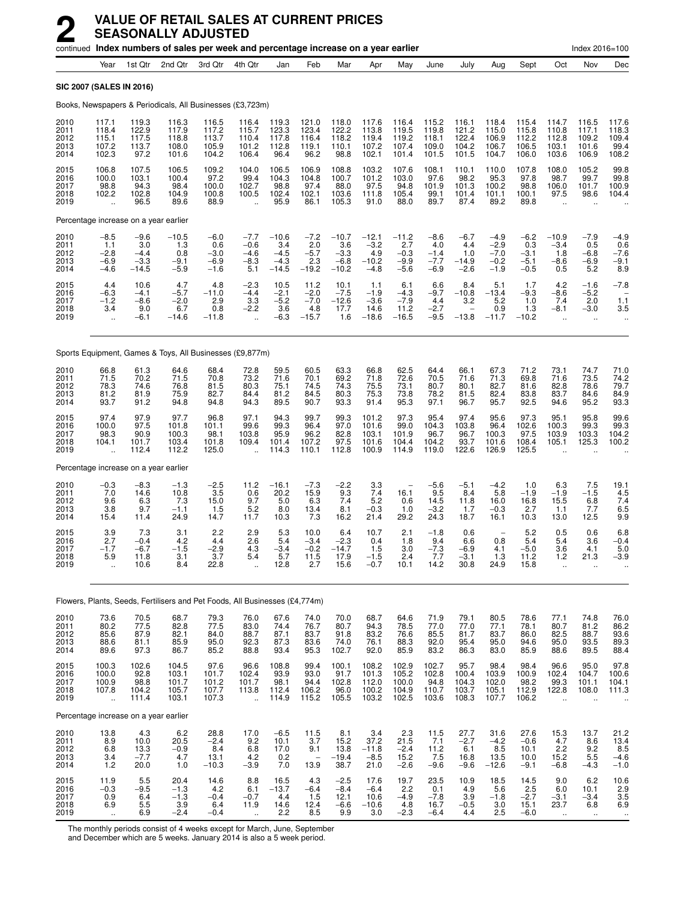# 2 VALUE OF RETAIL SALES AT CURRENT PRICES SEASONALLY ADJUSTED

continued **Index numbers of sales per week and percentage increase on a year earlier** Index 2016=100

**SIC 2007 (SALES IN 2016)**

Books, Newspapers & Periodicals, All Businesses (£3,723m)

| | Year | 1st Qtr | 2nd Qtr | 3rd Qtr | 4th Qtr | Jan | Feb | Mar | Apr | May | June | July | Aug | Sept | Oct | Nov | Dec |
|---|---|---|---|---|---|---|---|---|---|---|---|---|---|---|---|---|---|
| 2010 | 117.1 | 119.3 | 116.3 | 116.5 | 116.4 | 119.3 | 121.0 | 118.0 | 117.6 | 116.4 | 115.2 | 116.1 | 118.4 | 115.4 | 114.7 | 116.5 | 117.6 |
| 2011 | 118.4 | 122.9 | 117.9 | 117.2 | 115.7 | 123.3 | 123.4 | 122.2 | 113.8 | 119.5 | 119.8 | 121.2 | 115.0 | 115.8 | 110.8 | 117.1 | 118.3 |
| 2012 | 115.1 | 117.5 | 118.8 | 113.7 | 110.4 | 117.8 | 116.4 | 118.2 | 119.4 | 119.2 | 118.1 | 122.4 | 106.9 | 112.2 | 112.8 | 109.2 | 109.4 |
| 2013 | 107.2 | 113.7 | 108.0 | 105.9 | 101.2 | 112.8 | 119.1 | 110.1 | 107.2 | 107.4 | 109.0 | 104.2 | 106.7 | 106.5 | 103.1 | 101.6 | 99.4 |
| 2014 | 102.3 | 97.2 | 101.6 | 104.2 | 106.4 | 96.4 | 96.2 | 98.8 | 102.1 | 101.4 | 101.5 | 101.5 | 104.7 | 106.0 | 103.6 | 106.9 | 108.2 |
| 2015 | 106.8 | 107.5 | 106.5 | 109.2 | 104.0 | 106.5 | 106.9 | 108.8 | 103.2 | 107.6 | 108.1 | 110.1 | 110.0 | 107.8 | 108.0 | 105.2 | 99.8 |
| 2016 | 100.0 | 103.1 | 100.4 | 97.2 | 99.4 | 104.3 | 104.8 | 100.7 | 101.2 | 103.0 | 97.6 | 98.2 | 95.3 | 97.8 | 98.7 | 99.7 | 99.8 |
| 2017 | 98.8 | 94.3 | 98.4 | 100.0 | 102.7 | 98.8 | 97.4 | 88.0 | 97.5 | 94.8 | 101.9 | 101.3 | 100.2 | 98.8 | 106.0 | 101.7 | 100.9 |
| 2018 | 102.2 | 102.8 | 104.9 | 100.8 | 100.5 | 102.4 | 102.1 | 103.6 | 111.8 | 105.4 | 99.1 | 101.4 | 101.1 | 100.1 | 97.5 | 98.6 | 104.4 |
| 2019 | .. | 96.5 | 89.6 | 88.9 | .. | 95.9 | 86.1 | 105.3 | 91.0 | 88.0 | 89.7 | 87.4 | 89.2 | 89.8 | .. | .. | .. |
| **Percentage increase on a year earlier** | | | | | | | | | | | | | | | | | |
| 2010 | −8.5 | −9.6 | −10.5 | −6.0 | −7.7 | −10.6 | −7.2 | −10.7 | −12.1 | −11.2 | −8.6 | −6.7 | −4.9 | −6.2 | −10.9 | −7.9 | −4.9 |
| 2011 | 1.1 | 3.0 | 1.3 | 0.6 | −0.6 | 3.4 | 2.0 | 3.6 | −3.2 | 2.7 | 4.0 | 4.4 | −2.9 | 0.3 | −3.4 | 0.5 | 0.6 |
| 2012 | −2.8 | −4.4 | 0.8 | −3.0 | −4.6 | −4.5 | −5.7 | −3.3 | 4.9 | −0.3 | −1.4 | 1.0 | −7.0 | −3.1 | 1.8 | −6.8 | −7.6 |
| 2013 | −6.9 | −3.3 | −9.1 | −6.9 | −8.3 | −4.3 | 2.3 | −6.8 | −10.2 | −9.9 | −7.7 | −14.9 | −0.2 | −5.1 | −8.6 | −6.9 | −9.1 |
| 2014 | −4.6 | −14.5 | −5.9 | −1.6 | 5.1 | −14.5 | −19.2 | −10.2 | −4.8 | −5.6 | −6.9 | −2.6 | −1.9 | −0.5 | 0.5 | 5.2 | 8.9 |
| 2015 | 4.4 | 10.6 | 4.7 | 4.8 | −2.3 | 10.5 | 11.2 | 10.1 | 1.1 | 6.1 | 6.6 | 8.4 | 5.1 | 1.7 | 4.2 | −1.6 | −7.8 |
| 2016 | −6.3 | −4.1 | −5.7 | −11.0 | −4.4 | −2.1 | −2.0 | −7.5 | −1.9 | −4.3 | −9.7 | −10.8 | −13.4 | −9.3 | −8.6 | −5.2 | – |
| 2017 | −1.2 | −8.6 | −2.0 | 2.9 | 3.3 | −5.2 | −7.0 | −12.6 | −3.6 | −7.9 | 4.4 | 3.2 | 5.2 | 1.0 | 7.4 | 2.0 | 1.1 |
| 2018 | 3.4 | 9.0 | 6.7 | 0.8 | −2.2 | 3.6 | 4.8 | 17.7 | 14.6 | 11.2 | −2.7 | – | 0.9 | 1.3 | −8.1 | −3.0 | 3.5 |
| 2019 | .. | −6.1 | −14.6 | −11.8 | .. | −6.3 | −15.7 | 1.6 | −18.6 | −16.5 | −9.5 | −13.8 | −11.7 | −10.2 | .. | .. | .. |

Sports Equipment, Games & Toys, All Businesses (£9,877m)

| | Year | 1st Qtr | 2nd Qtr | 3rd Qtr | 4th Qtr | Jan | Feb | Mar | Apr | May | June | July | Aug | Sept | Oct | Nov | Dec |
|---|---|---|---|---|---|---|---|---|---|---|---|---|---|---|---|---|---|
| 2010 | 66.8 | 61.3 | 64.6 | 68.4 | 72.8 | 59.5 | 60.5 | 63.3 | 66.8 | 62.5 | 64.4 | 66.1 | 67.3 | 71.2 | 73.1 | 74.7 | 71.0 |
| 2011 | 71.5 | 70.2 | 71.5 | 70.8 | 73.2 | 71.6 | 70.1 | 69.2 | 71.8 | 72.6 | 70.5 | 71.6 | 71.3 | 69.8 | 71.6 | 73.5 | 74.2 |
| 2012 | 78.3 | 74.6 | 76.8 | 81.5 | 80.3 | 75.1 | 74.5 | 74.3 | 75.5 | 73.1 | 80.7 | 80.1 | 82.7 | 81.6 | 82.8 | 78.6 | 79.7 |
| 2013 | 81.2 | 81.9 | 75.9 | 82.7 | 84.4 | 81.2 | 84.5 | 80.3 | 75.3 | 73.8 | 78.2 | 81.5 | 82.4 | 83.8 | 83.7 | 84.6 | 84.9 |
| 2014 | 93.7 | 91.2 | 94.8 | 94.8 | 94.3 | 89.5 | 90.7 | 93.3 | 91.4 | 95.3 | 97.1 | 96.7 | 95.7 | 92.5 | 94.6 | 95.2 | 93.3 |
| 2015 | 97.4 | 97.9 | 97.7 | 96.8 | 97.1 | 94.3 | 99.7 | 99.3 | 101.2 | 97.3 | 95.4 | 97.4 | 95.6 | 97.3 | 95.1 | 95.8 | 99.6 |
| 2016 | 100.0 | 97.5 | 101.8 | 101.1 | 99.6 | 99.3 | 96.4 | 97.0 | 101.6 | 99.0 | 104.3 | 103.8 | 96.4 | 102.6 | 100.3 | 99.3 | 99.3 |
| 2017 | 98.3 | 90.9 | 100.3 | 98.1 | 103.8 | 95.9 | 96.2 | 82.8 | 103.1 | 101.9 | 96.7 | 96.7 | 100.3 | 97.5 | 103.9 | 103.3 | 104.2 |
| 2018 | 104.1 | 101.7 | 103.4 | 101.8 | 109.4 | 101.4 | 107.2 | 97.5 | 101.6 | 104.4 | 104.2 | 93.7 | 101.6 | 108.4 | 105.1 | 125.3 | 100.2 |
| 2019 | .. | 112.4 | 112.2 | 125.0 | .. | 114.3 | 110.1 | 112.8 | 100.9 | 114.9 | 119.0 | 122.6 | 126.9 | 125.5 | .. | .. | .. |
| **Percentage increase on a year earlier** | | | | | | | | | | | | | | | | | |
| 2010 | −0.3 | −8.3 | −1.3 | −2.5 | 11.2 | −16.1 | −7.3 | −2.2 | 3.3 | – | −5.6 | −5.1 | −4.2 | 1.0 | 6.3 | 7.5 | 19.1 |
| 2011 | 7.0 | 14.6 | 10.8 | 3.5 | 0.6 | 20.2 | 15.9 | 9.3 | 7.4 | 16.1 | 9.5 | 8.4 | 5.8 | −1.9 | −1.9 | −1.5 | 4.5 |
| 2012 | 9.6 | 6.3 | 7.3 | 15.0 | 9.7 | 5.0 | 6.3 | 7.4 | 5.2 | 0.6 | 14.5 | 11.8 | 16.0 | 16.8 | 15.5 | 6.8 | 7.4 |
| 2013 | 3.8 | 9.7 | −1.1 | 1.5 | 5.2 | 8.0 | 13.4 | 8.1 | −0.3 | 1.0 | −3.2 | 1.7 | −0.3 | 2.7 | 1.1 | 7.7 | 6.5 |
| 2014 | 15.4 | 11.4 | 24.9 | 14.7 | 11.7 | 10.3 | 7.3 | 16.2 | 21.4 | 29.2 | 24.3 | 18.7 | 16.1 | 10.3 | 13.0 | 12.5 | 9.9 |
| 2015 | 3.9 | 7.3 | 3.1 | 2.2 | 2.9 | 5.3 | 10.0 | 6.4 | 10.7 | 2.1 | −1.8 | 0.6 | – | 5.2 | 0.5 | 0.6 | 6.8 |
| 2016 | 2.7 | −0.4 | 4.2 | 4.4 | 2.6 | 5.4 | −3.4 | −2.3 | 0.4 | 1.8 | 9.4 | 6.6 | 0.8 | 5.4 | 5.4 | 3.6 | −0.4 |
| 2017 | −1.7 | −6.7 | −1.5 | −2.9 | 4.3 | −3.4 | −0.2 | −14.7 | 1.5 | 3.0 | −7.3 | −6.9 | 4.1 | −5.0 | 3.6 | 4.1 | 5.0 |
| 2018 | 5.9 | 11.8 | 3.1 | 3.7 | 5.4 | 5.7 | 11.5 | 17.9 | −1.5 | 2.4 | 7.7 | −3.1 | 1.3 | 11.2 | 1.2 | 21.3 | −3.9 |
| 2019 | .. | 10.6 | 8.4 | 22.8 | .. | 12.8 | 2.7 | 15.6 | −0.7 | 10.1 | 14.2 | 30.8 | 24.9 | 15.8 | .. | .. | .. |

Flowers, Plants, Seeds, Fertilisers and Pet Foods, All Businesses (£4,774m)

| | Year | 1st Qtr | 2nd Qtr | 3rd Qtr | 4th Qtr | Jan | Feb | Mar | Apr | May | June | July | Aug | Sept | Oct | Nov | Dec |
|---|---|---|---|---|---|---|---|---|---|---|---|---|---|---|---|---|---|
| 2010 | 73.6 | 70.5 | 68.7 | 79.3 | 76.0 | 67.6 | 74.0 | 70.0 | 68.7 | 64.6 | 71.9 | 79.1 | 80.5 | 78.6 | 77.1 | 74.8 | 76.0 |
| 2011 | 80.2 | 77.5 | 82.8 | 77.5 | 83.0 | 74.4 | 76.7 | 80.7 | 94.3 | 78.5 | 77.0 | 77.0 | 77.1 | 78.1 | 80.7 | 81.2 | 86.2 |
| 2012 | 85.6 | 87.9 | 82.1 | 84.0 | 88.7 | 87.1 | 83.7 | 91.8 | 83.2 | 76.6 | 85.5 | 81.7 | 83.7 | 86.0 | 82.5 | 88.7 | 93.6 |
| 2013 | 88.6 | 81.1 | 85.9 | 95.0 | 92.3 | 87.3 | 83.6 | 74.0 | 76.1 | 88.3 | 92.0 | 95.4 | 95.0 | 94.6 | 95.0 | 93.5 | 89.3 |
| 2014 | 89.6 | 97.3 | 86.7 | 85.2 | 88.8 | 93.4 | 95.3 | 102.7 | 92.0 | 85.9 | 83.2 | 86.3 | 83.0 | 85.9 | 88.6 | 89.5 | 88.4 |
| 2015 | 100.3 | 102.6 | 104.5 | 97.6 | 96.6 | 108.8 | 99.4 | 100.1 | 108.2 | 102.9 | 102.7 | 95.7 | 98.4 | 98.4 | 96.6 | 95.0 | 97.8 |
| 2016 | 100.0 | 92.8 | 103.1 | 101.7 | 102.4 | 93.9 | 93.0 | 91.7 | 101.3 | 105.2 | 102.8 | 100.4 | 103.9 | 100.9 | 102.4 | 104.7 | 100.6 |
| 2017 | 100.9 | 98.8 | 101.7 | 101.2 | 101.7 | 98.1 | 94.4 | 102.8 | 112.0 | 100.0 | 94.8 | 104.3 | 102.0 | 98.2 | 99.3 | 101.1 | 104.1 |
| 2018 | 107.8 | 104.2 | 105.7 | 107.7 | 113.8 | 112.4 | 106.2 | 96.0 | 100.2 | 104.9 | 110.7 | 103.7 | 105.1 | 112.9 | 122.8 | 108.0 | 111.3 |
| 2019 | .. | 111.4 | 103.1 | 107.3 | .. | 114.9 | 115.2 | 105.5 | 103.2 | 102.5 | 103.6 | 108.3 | 107.7 | 106.2 | .. | .. | .. |
| **Percentage increase on a year earlier** | | | | | | | | | | | | | | | | | |
| 2010 | 13.8 | 4.3 | 6.2 | 28.8 | 17.0 | −6.5 | 11.5 | 8.1 | 3.4 | 2.3 | 11.5 | 27.7 | 31.6 | 27.6 | 15.3 | 13.7 | 21.2 |
| 2011 | 8.9 | 10.0 | 20.5 | −2.4 | 9.2 | 10.1 | 3.7 | 15.2 | 37.2 | 21.5 | 7.1 | −2.7 | −4.2 | −0.6 | 4.7 | 8.6 | 13.4 |
| 2012 | 6.8 | 13.3 | −0.9 | 8.4 | 6.8 | 17.0 | 9.1 | 13.8 | −11.8 | −2.4 | 11.2 | 6.1 | 8.5 | 10.1 | 2.2 | 9.2 | 8.5 |
| 2013 | 3.4 | −7.7 | 4.7 | 13.1 | 4.2 | 0.2 | – | −19.4 | −8.5 | 15.2 | 7.5 | 16.8 | 13.5 | 10.0 | 15.2 | 5.5 | −4.6 |
| 2014 | 1.2 | 20.0 | 1.0 | −10.3 | −3.9 | 7.0 | 13.9 | 38.7 | 21.0 | −2.6 | −9.6 | −9.6 | −12.6 | −9.1 | −6.8 | −4.3 | −1.0 |
| 2015 | 11.9 | 5.5 | 20.4 | 14.6 | 8.8 | 16.5 | 4.3 | −2.5 | 17.6 | 19.7 | 23.5 | 10.9 | 18.5 | 14.5 | 9.0 | 6.2 | 10.6 |
| 2016 | −0.3 | −9.5 | −1.3 | 4.2 | 6.1 | −13.7 | −6.4 | −8.4 | −6.4 | 2.2 | 0.1 | 4.9 | 5.6 | 2.5 | 6.0 | 10.1 | 2.9 |
| 2017 | 0.9 | 6.4 | −1.3 | −0.4 | −0.7 | 4.4 | 1.5 | 12.1 | 10.6 | −4.9 | −7.8 | 3.9 | −1.8 | −2.7 | −3.1 | −3.4 | 3.5 |
| 2018 | 6.9 | 5.5 | 3.9 | 6.4 | 11.9 | 14.6 | 12.4 | −6.6 | −10.6 | 4.8 | 16.7 | −0.5 | 3.0 | 15.1 | 23.7 | 6.8 | 6.9 |
| 2019 | .. | 6.9 | −2.4 | −0.4 | .. | 2.2 | 8.5 | 9.9 | 3.0 | −2.3 | −6.4 | 4.4 | 2.5 | −6.0 | .. | .. | .. |

The monthly periods consist of 4 weeks except for March, June, September and December which are 5 weeks. January 2014 is also a 5 week period.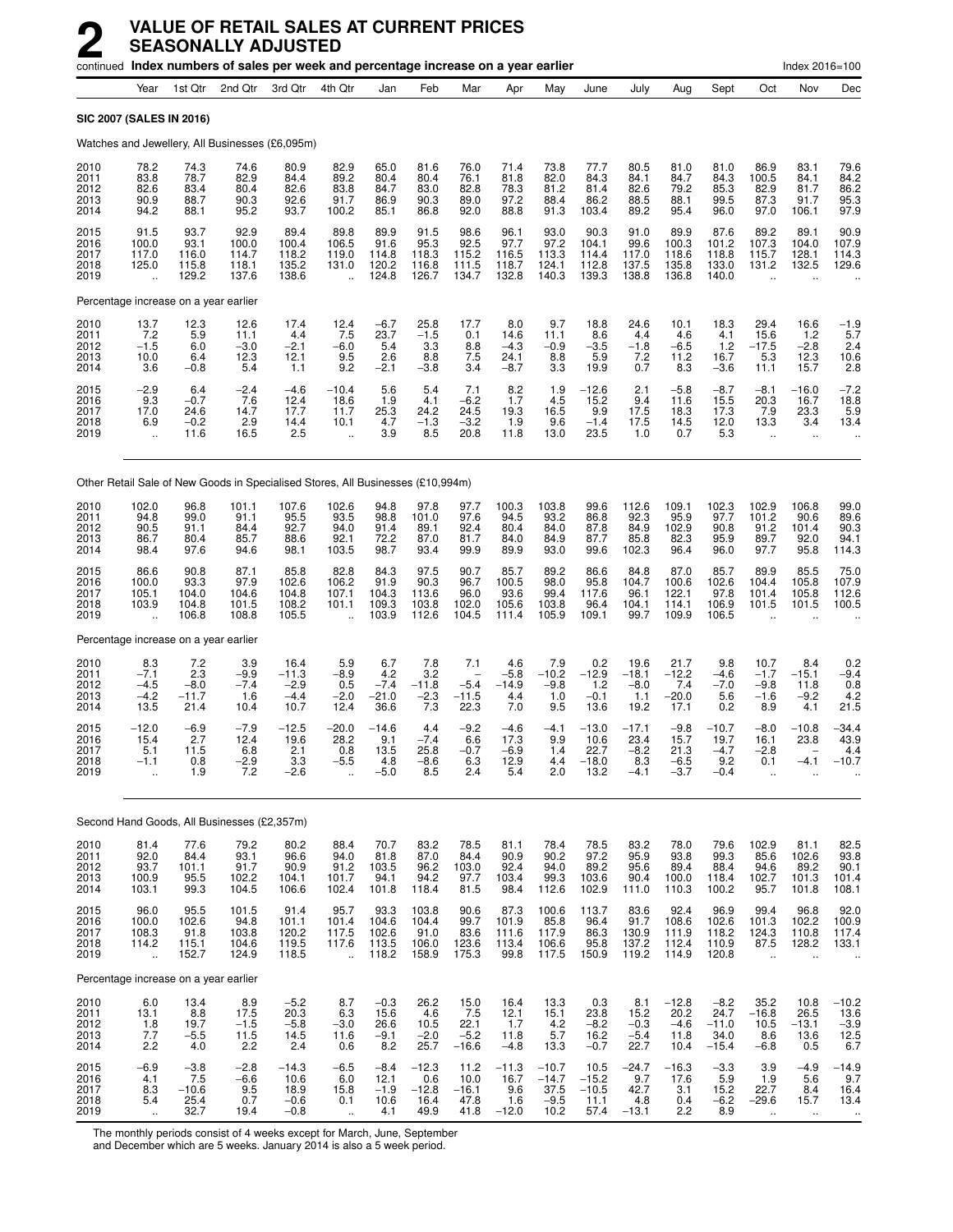# 2 VALUE OF RETAIL SALES AT CURRENT PRICES SEASONALLY ADJUSTED

continued **Index numbers of sales per week and percentage increase on a year earlier** Index 2016=100

| Year | | 1st Qtr | 2nd Qtr | 3rd Qtr | 4th Qtr | Jan | Feb | Mar | Apr | May | June | July | Aug | Sept | Oct | Nov | Dec |
|---|---|---|---|---|---|---|---|---|---|---|---|---|---|---|---|---|---|
| **SIC 2007 (SALES IN 2016)** | | | | | | | | | | | | | | | | | |
| Watches and Jewellery, All Businesses (£6,095m) | | | | | | | | | | | | | | | | | |
| 2010 | 78.2 | 74.3 | 74.6 | 80.9 | 82.9 | 65.0 | 81.6 | 76.0 | 71.4 | 73.8 | 77.7 | 80.5 | 81.0 | 81.0 | 86.9 | 83.1 | 79.6 |
| 2011 | 83.8 | 78.7 | 82.9 | 84.4 | 89.2 | 80.4 | 80.4 | 76.1 | 81.8 | 82.0 | 84.3 | 84.1 | 84.7 | 84.3 | 100.5 | 84.1 | 84.2 |
| 2012 | 82.6 | 83.4 | 80.4 | 82.6 | 83.8 | 84.7 | 83.0 | 82.8 | 78.3 | 81.2 | 81.4 | 82.6 | 79.2 | 85.3 | 82.9 | 81.7 | 86.2 |
| 2013 | 90.9 | 88.7 | 90.3 | 92.6 | 91.7 | 86.9 | 90.3 | 89.0 | 97.2 | 88.4 | 86.2 | 88.5 | 88.1 | 99.5 | 87.3 | 91.7 | 95.3 |
| 2014 | 94.2 | 88.1 | 95.2 | 93.7 | 100.2 | 85.1 | 86.8 | 92.0 | 88.8 | 91.3 | 103.4 | 89.2 | 95.4 | 96.0 | 97.0 | 106.1 | 97.9 |
| 2015 | 91.5 | 93.7 | 92.9 | 89.4 | 89.8 | 89.9 | 91.5 | 98.6 | 96.1 | 93.0 | 90.3 | 91.0 | 89.9 | 87.6 | 89.2 | 89.1 | 90.9 |
| 2016 | 100.0 | 93.1 | 100.0 | 100.4 | 106.5 | 91.6 | 95.3 | 92.5 | 97.7 | 97.2 | 104.1 | 99.6 | 100.3 | 101.2 | 107.3 | 104.0 | 107.9 |
| 2017 | 117.0 | 116.0 | 114.7 | 118.2 | 119.0 | 114.8 | 118.3 | 115.2 | 116.5 | 113.3 | 114.4 | 117.0 | 118.6 | 118.8 | 115.7 | 128.1 | 114.3 |
| 2018 | 125.0 | 115.8 | 118.1 | 135.2 | 131.0 | 120.2 | 116.8 | 111.5 | 118.7 | 124.1 | 112.8 | 137.5 | 135.8 | 133.0 | 131.2 | 132.5 | 129.6 |
| 2019 | .. | 129.2 | 137.6 | 138.6 | .. | 124.8 | 126.7 | 134.7 | 132.8 | 140.3 | 139.3 | 138.8 | 136.8 | 140.0 | .. | .. | .. |
| Percentage increase on a year earlier | | | | | | | | | | | | | | | | | |
| 2010 | 13.7 | 12.3 | 12.6 | 17.4 | 12.4 | −6.7 | 25.8 | 17.7 | 8.0 | 9.7 | 18.8 | 24.6 | 10.1 | 18.3 | 29.4 | 16.6 | −1.9 |
| 2011 | 7.2 | 5.9 | 11.1 | 4.4 | 7.5 | 23.7 | −1.5 | 0.1 | 14.6 | 11.1 | 8.6 | 4.4 | 4.6 | 4.1 | 15.6 | 1.2 | 5.7 |
| 2012 | −1.5 | 6.0 | −3.0 | −2.1 | −6.0 | 5.4 | 3.3 | 8.8 | −4.3 | −0.9 | −3.5 | −1.8 | −6.5 | 1.2 | −17.5 | −2.8 | 2.4 |
| 2013 | 10.0 | 6.4 | 12.3 | 12.1 | 9.5 | 2.6 | 8.8 | 7.5 | 24.1 | 8.8 | 5.9 | 7.2 | 11.2 | 16.7 | 5.3 | 12.3 | 10.6 |
| 2014 | 3.6 | −0.8 | 5.4 | 1.1 | 9.2 | −2.1 | −3.8 | 3.4 | −8.7 | 3.3 | 19.9 | 0.7 | 8.3 | −3.6 | 11.1 | 15.7 | 2.8 |
| 2015 | −2.9 | 6.4 | −2.4 | −4.6 | −10.4 | 5.6 | 5.4 | 7.1 | 8.2 | 1.9 | −12.6 | 2.1 | −5.8 | −8.7 | −8.1 | −16.0 | −7.2 |
| 2016 | 9.3 | −0.7 | 7.6 | 12.4 | 18.6 | 1.9 | 4.1 | −6.2 | 1.7 | 4.5 | 15.2 | 9.4 | 11.6 | 15.5 | 20.3 | 16.7 | 18.8 |
| 2017 | 17.0 | 24.6 | 14.7 | 17.7 | 11.7 | 25.3 | 24.2 | 24.5 | 19.3 | 16.5 | 9.9 | 17.5 | 18.3 | 17.3 | 7.9 | 23.3 | 5.9 |
| 2018 | 6.9 | −0.2 | 2.9 | 14.4 | 10.1 | 4.7 | −1.3 | −3.2 | 1.9 | 9.6 | −1.4 | 17.5 | 14.5 | 12.0 | 13.3 | 3.4 | 13.4 |
| 2019 | .. | 11.6 | 16.5 | 2.5 | .. | 3.9 | 8.5 | 20.8 | 11.8 | 13.0 | 23.5 | 1.0 | 0.7 | 5.3 | .. | .. | .. |
| Other Retail Sale of New Goods in Specialised Stores, All Businesses (£10,994m) | | | | | | | | | | | | | | | | | |
| 2010 | 102.0 | 96.8 | 101.1 | 107.6 | 102.6 | 94.8 | 97.8 | 97.7 | 100.3 | 103.8 | 99.6 | 112.6 | 109.1 | 102.3 | 102.9 | 106.8 | 99.0 |
| 2011 | 94.8 | 99.0 | 91.1 | 95.5 | 93.5 | 98.8 | 101.0 | 97.6 | 94.5 | 93.2 | 86.8 | 92.3 | 95.9 | 97.7 | 101.2 | 90.6 | 89.6 |
| 2012 | 90.5 | 91.1 | 84.4 | 92.7 | 94.0 | 91.4 | 89.1 | 92.4 | 80.4 | 84.0 | 87.8 | 84.9 | 102.9 | 90.8 | 91.2 | 101.4 | 90.3 |
| 2013 | 86.7 | 80.4 | 85.7 | 88.6 | 92.1 | 72.2 | 87.0 | 81.7 | 84.0 | 84.9 | 87.7 | 85.8 | 82.3 | 95.9 | 89.7 | 92.0 | 94.1 |
| 2014 | 98.4 | 97.6 | 94.6 | 98.1 | 103.5 | 98.7 | 93.4 | 99.9 | 89.9 | 93.0 | 99.6 | 102.3 | 96.4 | 96.0 | 97.7 | 95.8 | 114.3 |
| 2015 | 86.6 | 90.8 | 87.1 | 85.8 | 82.8 | 84.3 | 97.5 | 90.7 | 85.7 | 89.2 | 86.6 | 84.8 | 87.0 | 85.7 | 89.9 | 85.5 | 75.0 |
| 2016 | 100.0 | 93.3 | 97.9 | 102.6 | 106.2 | 91.9 | 90.3 | 96.7 | 100.5 | 98.0 | 95.8 | 104.7 | 100.6 | 102.6 | 104.4 | 105.8 | 107.9 |
| 2017 | 105.1 | 104.0 | 104.6 | 104.8 | 107.1 | 104.3 | 113.6 | 96.0 | 93.6 | 99.4 | 117.6 | 96.1 | 122.1 | 97.8 | 101.4 | 105.8 | 112.6 |
| 2018 | 103.9 | 104.8 | 101.5 | 108.2 | 101.1 | 109.3 | 103.8 | 102.0 | 105.6 | 103.8 | 96.4 | 104.1 | 114.1 | 106.9 | 101.5 | 101.5 | 100.5 |
| 2019 | .. | 106.8 | 108.8 | 105.5 | .. | 103.9 | 112.6 | 104.5 | 111.4 | 105.9 | 109.1 | 99.7 | 109.9 | 106.5 | .. | .. | .. |
| Percentage increase on a year earlier | | | | | | | | | | | | | | | | | |
| 2010 | 8.3 | 7.2 | 3.9 | 16.4 | 5.9 | 6.7 | 7.8 | 7.1 | 4.6 | 7.9 | 0.2 | 19.6 | 21.7 | 9.8 | 10.7 | 8.4 | 0.2 |
| 2011 | −7.1 | 2.3 | −9.9 | −11.3 | −8.9 | 4.2 | 3.2 | – | −5.8 | −10.2 | −12.9 | −18.1 | −12.2 | −4.6 | −1.7 | −15.1 | −9.4 |
| 2012 | −4.5 | −8.0 | −7.4 | −2.9 | 0.5 | −7.4 | −11.8 | −5.4 | −14.9 | −9.8 | 1.2 | −8.0 | 7.4 | −7.0 | −9.8 | 11.8 | 0.8 |
| 2013 | −4.2 | −11.7 | 1.6 | −4.4 | −2.0 | −21.0 | −2.3 | −11.5 | 4.4 | 1.0 | −0.1 | 1.1 | −20.0 | 5.6 | −1.6 | −9.2 | 4.2 |
| 2014 | 13.5 | 21.4 | 10.4 | 10.7 | 12.4 | 36.6 | 7.3 | 22.3 | 7.0 | 9.5 | 13.6 | 19.2 | 17.1 | 0.2 | 8.9 | 4.1 | 21.5 |
| 2015 | −12.0 | −6.9 | −7.9 | −12.5 | −20.0 | −14.6 | 4.4 | −9.2 | −4.6 | −4.1 | −13.0 | −17.1 | −9.8 | −10.7 | −8.0 | −10.8 | −34.4 |
| 2016 | 15.4 | 2.7 | 12.4 | 19.6 | 28.2 | 9.1 | −7.4 | 6.6 | 17.3 | 9.9 | 10.6 | 23.4 | 15.7 | 19.7 | 16.1 | 23.8 | 43.9 |
| 2017 | 5.1 | 11.5 | 6.8 | 2.1 | 0.8 | 13.5 | 25.8 | −0.7 | −6.9 | 1.4 | 22.7 | −8.2 | 21.3 | −4.7 | −2.8 | – | 4.4 |
| 2018 | −1.1 | 0.8 | −2.9 | 3.3 | −5.5 | 4.8 | −8.6 | 6.3 | 12.9 | 4.4 | −18.0 | 8.3 | −6.5 | 9.2 | 0.1 | −4.1 | −10.7 |
| 2019 | .. | 1.9 | 7.2 | −2.6 | .. | −5.0 | 8.5 | 2.4 | 5.4 | 2.0 | 13.2 | −4.1 | −3.7 | −0.4 | .. | .. | .. |
| Second Hand Goods, All Businesses (£2,357m) | | | | | | | | | | | | | | | | | |
| 2010 | 81.4 | 77.6 | 79.2 | 80.2 | 88.4 | 70.7 | 83.2 | 78.5 | 81.1 | 78.4 | 78.5 | 83.2 | 78.0 | 79.6 | 102.9 | 81.1 | 82.5 |
| 2011 | 92.0 | 84.4 | 93.1 | 96.6 | 94.0 | 81.8 | 87.0 | 84.4 | 90.9 | 90.2 | 97.2 | 95.9 | 93.8 | 99.3 | 85.6 | 102.6 | 93.8 |
| 2012 | 93.7 | 101.1 | 91.7 | 90.9 | 91.2 | 103.5 | 96.2 | 103.0 | 92.4 | 94.0 | 89.2 | 95.6 | 89.4 | 88.4 | 94.6 | 89.2 | 90.1 |
| 2013 | 100.9 | 95.5 | 102.2 | 104.1 | 101.7 | 94.1 | 94.2 | 97.7 | 103.4 | 99.3 | 103.6 | 90.4 | 100.0 | 118.4 | 102.7 | 101.3 | 101.4 |
| 2014 | 103.1 | 99.3 | 104.5 | 106.6 | 102.4 | 101.8 | 118.4 | 81.5 | 98.4 | 112.6 | 102.9 | 111.0 | 110.3 | 100.2 | 95.7 | 101.8 | 108.1 |
| 2015 | 96.0 | 95.5 | 101.5 | 91.4 | 95.7 | 93.3 | 103.8 | 90.6 | 87.3 | 100.6 | 113.7 | 83.6 | 92.4 | 96.9 | 99.4 | 96.8 | 92.0 |
| 2016 | 100.0 | 102.6 | 94.8 | 101.1 | 101.4 | 104.6 | 104.4 | 99.7 | 101.9 | 85.8 | 96.4 | 91.7 | 108.6 | 102.6 | 101.3 | 102.2 | 100.9 |
| 2017 | 108.3 | 91.8 | 103.8 | 120.2 | 117.5 | 102.6 | 91.0 | 83.6 | 111.6 | 117.9 | 86.3 | 130.9 | 111.9 | 118.2 | 124.3 | 110.8 | 117.4 |
| 2018 | 114.2 | 115.1 | 104.6 | 119.5 | 117.6 | 113.5 | 106.0 | 123.6 | 113.4 | 106.6 | 95.8 | 137.2 | 112.4 | 110.9 | 87.5 | 128.2 | 133.1 |
| 2019 | .. | 152.7 | 124.9 | 118.5 | .. | 118.2 | 158.9 | 175.3 | 99.8 | 117.5 | 150.9 | 119.2 | 114.9 | 120.8 | .. | .. | .. |
| Percentage increase on a year earlier | | | | | | | | | | | | | | | | | |
| 2010 | 6.0 | 13.4 | 8.9 | −5.2 | 8.7 | −0.3 | 26.2 | 15.0 | 16.4 | 13.3 | 0.3 | 8.1 | −12.8 | −8.2 | 35.2 | 10.8 | −10.2 |
| 2011 | 13.1 | 8.8 | 17.5 | 20.3 | 6.3 | 15.6 | 4.6 | 7.5 | 12.1 | 15.1 | 23.8 | 15.2 | 20.2 | 24.7 | −16.8 | 26.5 | 13.6 |
| 2012 | 1.8 | 19.7 | −1.5 | −5.8 | −3.0 | 26.6 | 10.5 | 22.1 | 1.7 | 4.2 | −8.2 | −0.3 | −4.6 | −11.0 | 10.5 | −13.1 | −3.9 |
| 2013 | 7.7 | −5.5 | 11.5 | 14.5 | 11.6 | −9.1 | −2.0 | −5.2 | 11.8 | 5.7 | 16.2 | −5.4 | 11.8 | 34.0 | 8.6 | 13.6 | 12.5 |
| 2014 | 2.2 | 4.0 | 2.2 | 2.4 | 0.6 | 8.2 | 25.7 | −16.6 | −4.8 | 13.3 | −0.7 | 22.7 | 10.4 | −15.4 | −6.8 | 0.5 | 6.7 |
| 2015 | −6.9 | −3.8 | −2.8 | −14.3 | −6.5 | −8.4 | −12.3 | 11.2 | −11.3 | −10.7 | 10.5 | −24.7 | −16.3 | −3.3 | 3.9 | −4.9 | −14.9 |
| 2016 | 4.1 | 7.5 | −6.6 | 10.6 | 6.0 | 12.1 | 0.6 | 10.0 | 16.7 | −14.7 | −15.2 | 9.7 | 17.6 | 5.9 | 1.9 | 5.6 | 9.7 |
| 2017 | 8.3 | −10.6 | 9.5 | 18.9 | 15.8 | −1.9 | −12.8 | −16.1 | 9.6 | 37.5 | −10.5 | 42.7 | 3.1 | 15.2 | 22.7 | 8.4 | 16.4 |
| 2018 | 5.4 | 25.4 | 0.7 | −0.6 | 0.1 | 10.6 | 16.4 | 47.8 | 1.6 | −9.5 | 11.1 | 4.8 | 0.4 | −6.2 | −29.6 | 15.7 | 13.4 |
| 2019 | .. | 32.7 | 19.4 | −0.8 | .. | 4.1 | 49.9 | 41.8 | −12.0 | 10.2 | 57.4 | −13.1 | 2.2 | 8.9 | .. | .. | .. |

The monthly periods consist of 4 weeks except for March, June, September and December which are 5 weeks. January 2014 is also a 5 week period.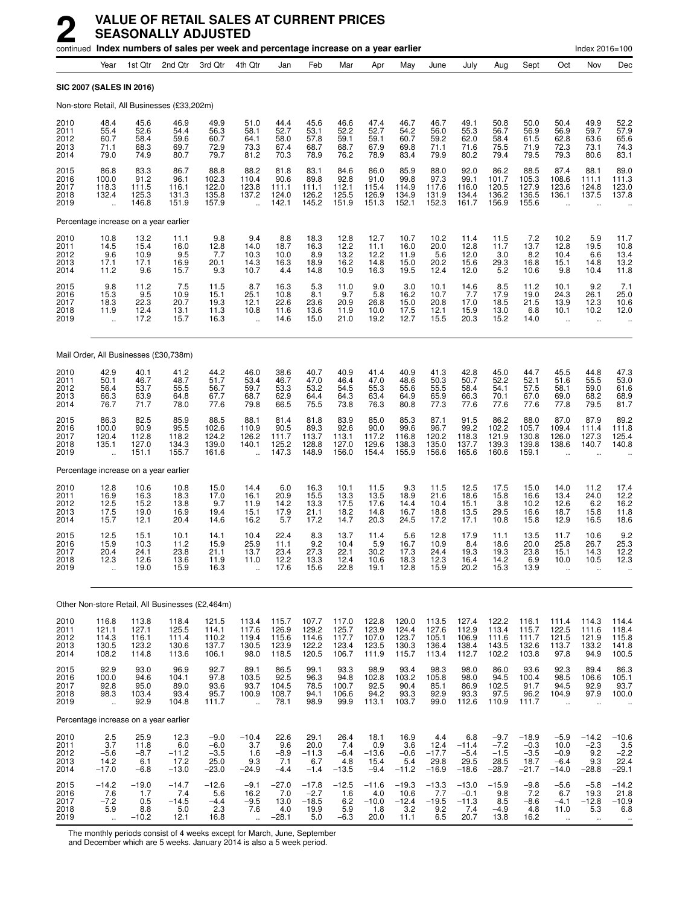# 2 VALUE OF RETAIL SALES AT CURRENT PRICES SEASONALLY ADJUSTED

continued **Index numbers of sales per week and percentage increase on a year earlier** Index 2016=100

| | Year | 1st Qtr | 2nd Qtr | 3rd Qtr | 4th Qtr | Jan | Feb | Mar | Apr | May | June | July | Aug | Sept | Oct | Nov | Dec |
|---|---|---|---|---|---|---|---|---|---|---|---|---|---|---|---|---|---|
| **SIC 2007 (SALES IN 2016)** | | | | | | | | | | | | | | | | | |
| Non-store Retail, All Businesses (£33,202m) | | | | | | | | | | | | | | | | | |
| 2010 | 48.4 | 45.6 | 46.9 | 49.9 | 51.0 | 44.4 | 45.6 | 46.6 | 47.4 | 46.7 | 46.7 | 49.1 | 50.8 | 50.0 | 50.4 | 49.9 | 52.2 |
| 2011 | 55.4 | 52.6 | 54.4 | 56.3 | 58.1 | 52.7 | 53.1 | 52.2 | 52.7 | 54.2 | 56.0 | 55.3 | 56.7 | 56.9 | 56.9 | 59.7 | 57.9 |
| 2012 | 60.7 | 58.4 | 59.6 | 60.7 | 64.1 | 58.0 | 57.8 | 59.1 | 59.1 | 60.7 | 59.2 | 62.0 | 58.4 | 61.5 | 62.8 | 63.6 | 65.6 |
| 2013 | 71.1 | 68.3 | 69.7 | 72.9 | 73.3 | 67.4 | 68.7 | 68.7 | 67.9 | 69.8 | 71.1 | 71.6 | 75.5 | 71.9 | 72.3 | 73.1 | 74.3 |
| 2014 | 79.0 | 74.9 | 80.7 | 79.7 | 81.2 | 70.3 | 78.9 | 76.2 | 78.9 | 83.4 | 79.9 | 80.2 | 79.4 | 79.5 | 79.3 | 80.6 | 83.1 |
| 2015 | 86.8 | 83.3 | 86.7 | 88.8 | 88.2 | 81.8 | 83.1 | 84.6 | 86.0 | 85.9 | 88.0 | 92.0 | 86.2 | 88.5 | 87.4 | 88.1 | 89.0 |
| 2016 | 100.0 | 91.2 | 96.1 | 102.3 | 110.4 | 90.6 | 89.8 | 92.8 | 91.0 | 99.8 | 97.3 | 99.1 | 101.7 | 105.3 | 108.6 | 111.1 | 111.3 |
| 2017 | 118.3 | 111.5 | 116.1 | 122.0 | 123.8 | 111.1 | 111.1 | 112.1 | 115.4 | 114.9 | 117.6 | 116.0 | 120.5 | 127.9 | 123.6 | 124.8 | 123.0 |
| 2018 | 132.4 | 125.3 | 131.3 | 135.8 | 137.2 | 124.0 | 126.2 | 125.5 | 126.9 | 134.9 | 131.9 | 134.4 | 136.2 | 136.5 | 136.1 | 137.5 | 137.8 |
| 2019 | .. | 146.8 | 151.9 | 157.9 | .. | 142.1 | 145.2 | 151.9 | 151.3 | 152.1 | 152.3 | 161.7 | 156.9 | 155.6 | .. | .. | .. |
| Percentage increase on a year earlier | | | | | | | | | | | | | | | | | |
| 2010 | 10.8 | 13.2 | 11.1 | 9.8 | 9.4 | 8.8 | 18.3 | 12.8 | 12.7 | 10.7 | 10.2 | 11.4 | 11.5 | 7.2 | 10.2 | 5.9 | 11.7 |
| 2011 | 14.5 | 15.4 | 16.0 | 12.8 | 14.0 | 18.7 | 16.3 | 12.2 | 11.1 | 16.0 | 20.0 | 12.8 | 11.7 | 13.7 | 12.8 | 19.5 | 10.8 |
| 2012 | 9.6 | 10.9 | 9.5 | 7.7 | 10.3 | 10.0 | 8.9 | 13.2 | 12.2 | 11.9 | 5.6 | 12.0 | 3.0 | 8.2 | 10.4 | 6.6 | 13.4 |
| 2013 | 17.1 | 17.1 | 16.9 | 20.1 | 14.3 | 16.3 | 18.9 | 16.2 | 14.8 | 15.0 | 20.2 | 15.6 | 29.3 | 16.8 | 15.1 | 14.8 | 13.2 |
| 2014 | 11.2 | 9.6 | 15.7 | 9.3 | 10.7 | 4.4 | 14.8 | 10.9 | 16.3 | 19.5 | 12.4 | 12.0 | 5.2 | 10.6 | 9.8 | 10.4 | 11.8 |
| 2015 | 9.8 | 11.2 | 7.5 | 11.5 | 8.7 | 16.3 | 5.3 | 11.0 | 9.0 | 3.0 | 10.1 | 14.6 | 8.5 | 11.2 | 10.1 | 9.2 | 7.1 |
| 2016 | 15.3 | 9.5 | 10.9 | 15.1 | 25.1 | 10.8 | 8.1 | 9.7 | 5.8 | 16.2 | 10.7 | 7.7 | 17.9 | 19.0 | 24.3 | 26.1 | 25.0 |
| 2017 | 18.3 | 22.3 | 20.7 | 19.3 | 12.1 | 22.6 | 23.6 | 20.9 | 26.8 | 15.0 | 20.8 | 17.0 | 18.5 | 21.5 | 13.9 | 12.3 | 10.6 |
| 2018 | 11.9 | 12.4 | 13.1 | 11.3 | 10.8 | 11.6 | 13.6 | 11.9 | 10.0 | 17.5 | 12.1 | 15.9 | 13.0 | 6.8 | 10.1 | 10.2 | 12.0 |
| 2019 | .. | 17.2 | 15.7 | 16.3 | .. | 14.6 | 15.0 | 21.0 | 19.2 | 12.7 | 15.5 | 20.3 | 15.2 | 14.0 | .. | .. | .. |
| Mail Order, All Businesses (£30,738m) | | | | | | | | | | | | | | | | | |
| 2010 | 42.9 | 40.1 | 41.2 | 44.2 | 46.0 | 38.6 | 40.7 | 40.9 | 41.4 | 40.9 | 41.3 | 42.8 | 45.0 | 44.7 | 45.5 | 44.8 | 47.3 |
| 2011 | 50.1 | 46.7 | 48.7 | 51.7 | 53.4 | 46.7 | 47.0 | 46.4 | 47.0 | 48.6 | 50.3 | 50.7 | 52.2 | 52.1 | 51.6 | 55.5 | 53.0 |
| 2012 | 56.4 | 53.7 | 55.5 | 56.7 | 59.7 | 53.3 | 53.2 | 54.5 | 55.3 | 55.6 | 55.5 | 58.4 | 54.1 | 57.5 | 58.1 | 59.0 | 61.6 |
| 2013 | 66.3 | 63.9 | 64.8 | 67.7 | 68.7 | 62.9 | 64.4 | 64.3 | 63.4 | 64.9 | 65.9 | 66.3 | 70.1 | 67.0 | 69.0 | 68.2 | 68.9 |
| 2014 | 76.7 | 71.7 | 78.0 | 77.6 | 79.8 | 66.5 | 75.5 | 73.8 | 76.3 | 80.8 | 77.3 | 77.6 | 77.6 | 77.6 | 77.8 | 79.5 | 81.7 |
| 2015 | 86.3 | 82.5 | 85.9 | 88.5 | 88.1 | 81.4 | 81.8 | 83.9 | 85.0 | 85.3 | 87.1 | 91.5 | 86.2 | 88.0 | 87.0 | 87.9 | 89.2 |
| 2016 | 100.0 | 90.9 | 95.5 | 102.6 | 110.9 | 90.5 | 89.3 | 92.6 | 90.0 | 99.6 | 96.7 | 99.2 | 102.2 | 105.7 | 109.4 | 111.4 | 111.8 |
| 2017 | 120.4 | 112.8 | 118.2 | 124.2 | 126.2 | 111.7 | 113.7 | 113.1 | 117.2 | 116.8 | 120.2 | 118.3 | 121.9 | 130.8 | 126.0 | 127.3 | 125.4 |
| 2018 | 135.1 | 127.0 | 134.3 | 139.0 | 140.1 | 125.2 | 128.8 | 127.0 | 129.6 | 138.3 | 135.0 | 137.7 | 139.3 | 139.8 | 138.6 | 140.7 | 140.8 |
| 2019 | .. | 151.1 | 155.7 | 161.6 | .. | 147.3 | 148.9 | 156.0 | 154.4 | 155.9 | 156.6 | 165.6 | 160.6 | 159.1 | .. | .. | .. |
| Percentage increase on a year earlier | | | | | | | | | | | | | | | | | |
| 2010 | 12.8 | 10.6 | 10.8 | 15.0 | 14.4 | 6.0 | 16.3 | 10.1 | 11.5 | 9.3 | 11.5 | 12.5 | 17.5 | 15.0 | 14.0 | 11.2 | 17.4 |
| 2011 | 16.9 | 16.3 | 18.3 | 17.0 | 16.1 | 20.9 | 15.5 | 13.3 | 13.5 | 18.9 | 21.6 | 18.6 | 15.8 | 16.6 | 13.4 | 24.0 | 12.2 |
| 2012 | 12.5 | 15.2 | 13.8 | 9.7 | 11.9 | 14.2 | 13.3 | 17.5 | 17.6 | 14.4 | 10.4 | 15.1 | 3.8 | 10.2 | 12.6 | 6.2 | 16.2 |
| 2013 | 17.5 | 19.0 | 16.9 | 19.4 | 15.1 | 17.9 | 21.1 | 18.2 | 14.8 | 16.7 | 18.8 | 13.5 | 29.5 | 16.6 | 18.7 | 15.8 | 11.8 |
| 2014 | 15.7 | 12.1 | 20.4 | 14.6 | 16.2 | 5.7 | 17.2 | 14.7 | 20.3 | 24.5 | 17.2 | 17.1 | 10.8 | 15.8 | 12.9 | 16.5 | 18.6 |
| 2015 | 12.5 | 15.1 | 10.1 | 14.1 | 10.4 | 22.4 | 8.3 | 13.7 | 11.4 | 5.6 | 12.8 | 17.9 | 11.1 | 13.5 | 11.7 | 10.6 | 9.2 |
| 2016 | 15.9 | 10.3 | 11.2 | 15.9 | 25.9 | 11.1 | 9.2 | 10.4 | 5.9 | 16.7 | 10.9 | 8.4 | 18.6 | 20.0 | 25.8 | 26.7 | 25.3 |
| 2017 | 20.4 | 24.1 | 23.8 | 21.1 | 13.7 | 23.4 | 27.3 | 22.1 | 30.2 | 17.3 | 24.4 | 19.3 | 19.3 | 23.8 | 15.1 | 14.3 | 12.2 |
| 2018 | 12.3 | 12.6 | 13.6 | 11.9 | 11.0 | 12.2 | 13.3 | 12.4 | 10.6 | 18.3 | 12.3 | 16.4 | 14.2 | 6.9 | 10.0 | 10.5 | 12.3 |
| 2019 | .. | 19.0 | 15.9 | 16.3 | .. | 17.6 | 15.6 | 22.8 | 19.1 | 12.8 | 15.9 | 20.2 | 15.3 | 13.9 | .. | .. | .. |
| Other Non-store Retail, All Businesses (£2,464m) | | | | | | | | | | | | | | | | | |
| 2010 | 116.8 | 113.8 | 118.4 | 121.5 | 113.4 | 115.7 | 107.7 | 117.0 | 122.8 | 120.0 | 113.5 | 127.4 | 122.2 | 116.1 | 111.4 | 114.3 | 114.4 |
| 2011 | 121.1 | 127.1 | 125.5 | 114.1 | 117.6 | 126.9 | 129.2 | 125.7 | 123.9 | 124.4 | 127.6 | 112.9 | 113.4 | 115.7 | 122.5 | 111.6 | 118.4 |
| 2012 | 114.3 | 116.1 | 111.4 | 110.2 | 119.4 | 115.6 | 114.6 | 117.7 | 107.0 | 123.7 | 105.1 | 106.9 | 111.6 | 111.7 | 121.5 | 121.9 | 115.8 |
| 2013 | 130.5 | 123.2 | 130.6 | 137.7 | 130.5 | 123.9 | 122.2 | 123.4 | 123.5 | 130.3 | 136.4 | 138.4 | 143.5 | 132.6 | 113.7 | 133.2 | 141.8 |
| 2014 | 108.2 | 114.8 | 113.6 | 106.1 | 98.0 | 118.5 | 120.5 | 106.7 | 111.9 | 115.7 | 113.4 | 112.7 | 102.2 | 103.8 | 97.8 | 94.9 | 100.5 |
| 2015 | 92.9 | 93.0 | 96.9 | 92.7 | 89.1 | 86.5 | 99.1 | 93.3 | 98.9 | 93.4 | 98.3 | 98.0 | 86.0 | 93.6 | 92.3 | 89.4 | 86.3 |
| 2016 | 100.0 | 94.6 | 104.1 | 97.8 | 103.5 | 92.5 | 96.3 | 94.8 | 102.8 | 103.2 | 105.8 | 98.0 | 94.5 | 100.4 | 98.5 | 106.6 | 105.1 |
| 2017 | 92.8 | 95.0 | 89.0 | 93.6 | 93.7 | 104.5 | 78.5 | 100.7 | 92.5 | 90.4 | 85.1 | 86.9 | 102.5 | 91.7 | 94.5 | 92.9 | 93.7 |
| 2018 | 98.3 | 103.4 | 93.4 | 95.7 | 100.9 | 108.7 | 94.1 | 106.6 | 94.2 | 93.3 | 92.9 | 93.3 | 97.5 | 96.2 | 104.9 | 97.9 | 100.0 |
| 2019 | .. | 92.9 | 104.8 | 111.7 | .. | 78.1 | 98.9 | 99.9 | 113.1 | 103.7 | 99.0 | 112.6 | 110.9 | 111.7 | .. | .. | .. |
| Percentage increase on a year earlier | | | | | | | | | | | | | | | | | |
| 2010 | 2.5 | 25.9 | 12.3 | −9.0 | −10.4 | 22.6 | 29.1 | 26.4 | 18.1 | 16.9 | 4.4 | 6.8 | −9.7 | −18.9 | −5.9 | −14.2 | −10.6 |
| 2011 | 3.7 | 11.8 | 6.0 | −6.0 | 3.7 | 9.6 | 20.0 | 7.4 | 0.9 | 3.6 | 12.4 | −11.4 | −7.2 | −0.3 | 10.0 | −2.3 | 3.5 |
| 2012 | −5.6 | −8.7 | −11.2 | −3.5 | 1.6 | −8.9 | −11.3 | −6.4 | −13.6 | −0.6 | −17.7 | −5.4 | −1.5 | −3.5 | −0.9 | 9.2 | −2.2 |
| 2013 | 14.2 | 6.1 | 17.2 | 25.0 | 9.3 | 7.1 | 6.7 | 4.8 | 15.4 | 5.4 | 29.8 | 29.5 | 28.5 | 18.7 | −6.4 | 9.3 | 22.4 |
| 2014 | −17.0 | −6.8 | −13.0 | −23.0 | −24.9 | −4.4 | −1.4 | −13.5 | −9.4 | −11.2 | −16.9 | −18.6 | −28.7 | −21.7 | −14.0 | −28.8 | −29.1 |
| 2015 | −14.2 | −19.0 | −14.7 | −12.6 | −9.1 | −27.0 | −17.8 | −12.5 | −11.6 | −19.3 | −13.3 | −13.0 | −15.9 | −9.8 | −5.6 | −5.8 | −14.2 |
| 2016 | 7.6 | 1.7 | 7.4 | 5.6 | 16.2 | 7.0 | −2.7 | 1.6 | 4.0 | 10.6 | 7.7 | −0.1 | 9.8 | 7.2 | 6.7 | 19.3 | 21.8 |
| 2017 | −7.2 | 0.5 | −14.5 | −4.4 | −9.5 | 13.0 | −18.5 | 6.2 | −10.0 | −12.4 | −19.5 | −11.3 | 8.5 | −8.6 | −4.1 | −12.8 | −10.9 |
| 2018 | 5.9 | 8.8 | 5.0 | 2.3 | 7.6 | 4.0 | 19.9 | 5.9 | 1.8 | 3.2 | 9.2 | 7.4 | −4.9 | 4.8 | 11.0 | 5.3 | 6.8 |
| 2019 | .. | −10.2 | 12.1 | 16.8 | .. | −28.1 | 5.0 | −6.3 | 20.0 | 11.1 | 6.5 | 20.7 | 13.8 | 16.2 | .. | .. | .. |

The monthly periods consist of 4 weeks except for March, June, September and December which are 5 weeks. January 2014 is also a 5 week period.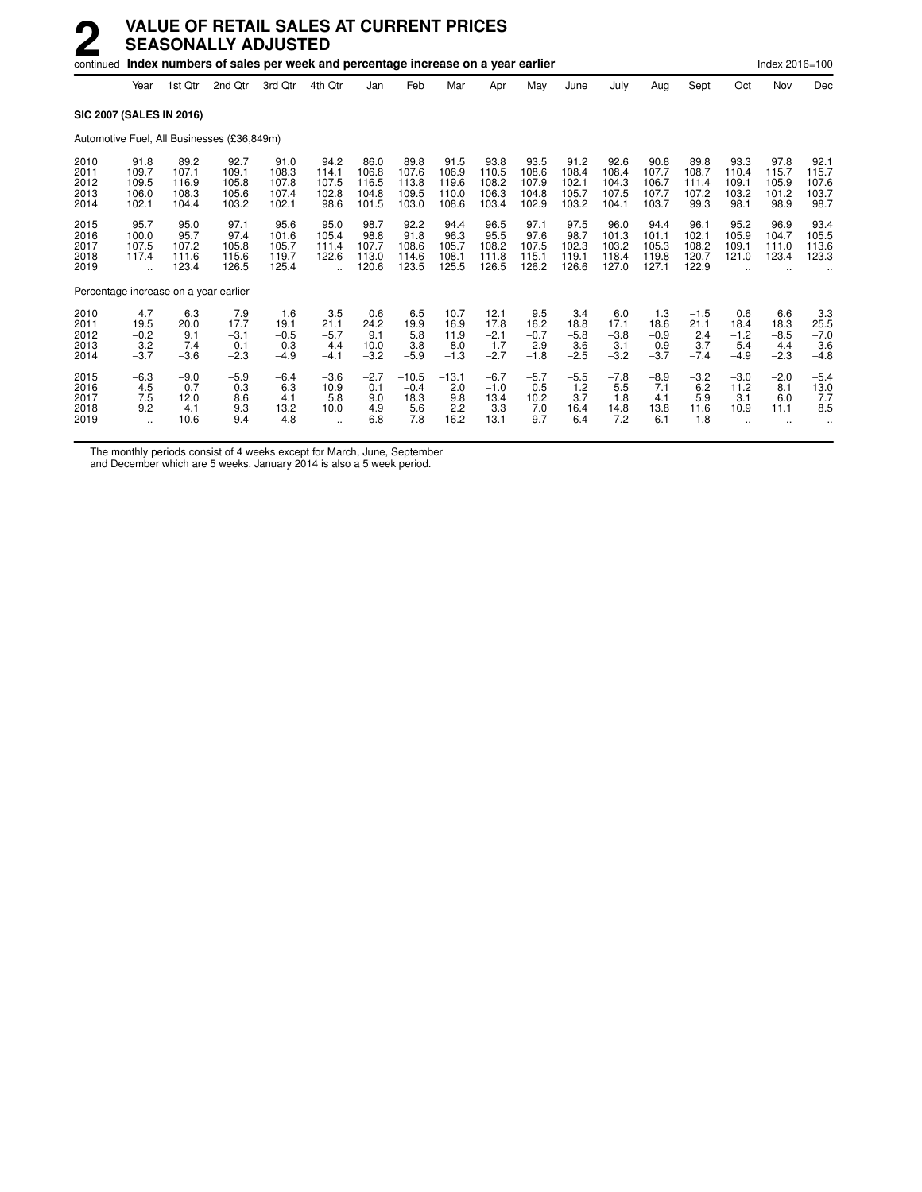# 2 VALUE OF RETAIL SALES AT CURRENT PRICES SEASONALLY ADJUSTED

continued **Index numbers of sales per week and percentage increase on a year earlier** Index 2016=100

| | Year | 1st Qtr | 2nd Qtr | 3rd Qtr | 4th Qtr | Jan | Feb | Mar | Apr | May | June | July | Aug | Sept | Oct | Nov | Dec |
|---|---|---|---|---|---|---|---|---|---|---|---|---|---|---|---|---|---|
| **SIC 2007 (SALES IN 2016)** | | | | | | | | | | | | | | | | | |
| Automotive Fuel, All Businesses (£36,849m) | | | | | | | | | | | | | | | | | |
| 2010 | 91.8 | 89.2 | 92.7 | 91.0 | 94.2 | 86.0 | 89.8 | 91.5 | 93.8 | 93.5 | 91.2 | 92.6 | 90.8 | 89.8 | 93.3 | 97.8 | 92.1 |
| 2011 | 109.7 | 107.1 | 109.1 | 108.3 | 114.1 | 106.8 | 107.6 | 106.9 | 110.5 | 108.6 | 108.4 | 108.4 | 107.7 | 108.7 | 110.4 | 115.7 | 115.7 |
| 2012 | 109.5 | 116.9 | 105.8 | 107.8 | 107.5 | 116.5 | 113.8 | 119.6 | 108.2 | 107.9 | 102.1 | 104.3 | 106.7 | 111.4 | 109.1 | 105.9 | 107.6 |
| 2013 | 106.0 | 108.3 | 105.6 | 107.4 | 102.8 | 104.8 | 109.5 | 110.0 | 106.3 | 104.8 | 105.7 | 107.5 | 107.7 | 107.2 | 103.2 | 101.2 | 103.7 |
| 2014 | 102.1 | 104.4 | 103.2 | 102.1 | 98.6 | 101.5 | 103.0 | 108.6 | 103.4 | 102.9 | 103.2 | 104.1 | 103.7 | 99.3 | 98.1 | 98.9 | 98.7 |
| 2015 | 95.7 | 95.0 | 97.1 | 95.6 | 95.0 | 98.7 | 92.2 | 94.4 | 96.5 | 97.1 | 97.5 | 96.0 | 94.4 | 96.1 | 95.2 | 96.9 | 93.4 |
| 2016 | 100.0 | 95.7 | 97.4 | 101.6 | 105.4 | 98.8 | 91.8 | 96.3 | 95.5 | 97.6 | 98.7 | 101.3 | 101.1 | 102.1 | 105.9 | 104.7 | 105.5 |
| 2017 | 107.5 | 107.2 | 105.8 | 105.7 | 111.4 | 107.7 | 108.6 | 105.7 | 108.2 | 107.5 | 102.3 | 103.2 | 105.3 | 108.2 | 109.1 | 111.0 | 113.6 |
| 2018 | 117.4 | 111.6 | 115.6 | 119.7 | 122.6 | 113.0 | 114.6 | 108.1 | 111.8 | 115.1 | 119.1 | 118.4 | 119.8 | 120.7 | 121.0 | 123.4 | 123.3 |
| 2019 | .. | 123.4 | 126.5 | 125.4 | .. | 120.6 | 123.5 | 125.5 | 126.5 | 126.2 | 126.6 | 127.0 | 127.1 | 122.9 | .. | .. | .. |
| Percentage increase on a year earlier | | | | | | | | | | | | | | | | | |
| 2010 | 4.7 | 6.3 | 7.9 | 1.6 | 3.5 | 0.6 | 6.5 | 10.7 | 12.1 | 9.5 | 3.4 | 6.0 | 1.3 | −1.5 | 0.6 | 6.6 | 3.3 |
| 2011 | 19.5 | 20.0 | 17.7 | 19.1 | 21.1 | 24.2 | 19.9 | 16.9 | 17.8 | 16.2 | 18.8 | 17.1 | 18.6 | 21.1 | 18.4 | 18.3 | 25.5 |
| 2012 | −0.2 | 9.1 | −3.1 | −0.5 | −5.7 | 9.1 | 5.8 | 11.9 | −2.1 | −0.7 | −5.8 | −3.8 | −0.9 | 2.4 | −1.2 | −8.5 | −7.0 |
| 2013 | −3.2 | −7.4 | −0.1 | −0.3 | −4.4 | −10.0 | −3.8 | −8.0 | −1.7 | −2.9 | 3.6 | 3.1 | 0.9 | −3.7 | −5.4 | −4.4 | −3.6 |
| 2014 | −3.7 | −3.6 | −2.3 | −4.9 | −4.1 | −3.2 | −5.9 | −1.3 | −2.7 | −1.8 | −2.5 | −3.2 | −3.7 | −7.4 | −4.9 | −2.3 | −4.8 |
| 2015 | −6.3 | −9.0 | −5.9 | −6.4 | −3.6 | −2.7 | −10.5 | −13.1 | −6.7 | −5.7 | −5.5 | −7.8 | −8.9 | −3.2 | −3.0 | −2.0 | −5.4 |
| 2016 | 4.5 | 0.7 | 0.3 | 6.3 | 10.9 | 0.1 | −0.4 | 2.0 | −1.0 | 0.5 | 1.2 | 5.5 | 7.1 | 6.2 | 11.2 | 8.1 | 13.0 |
| 2017 | 7.5 | 12.0 | 8.6 | 4.1 | 5.8 | 9.0 | 18.3 | 9.8 | 13.4 | 10.2 | 3.7 | 1.8 | 4.1 | 5.9 | 3.1 | 6.0 | 7.7 |
| 2018 | 9.2 | 4.1 | 9.3 | 13.2 | 10.0 | 4.9 | 5.6 | 2.2 | 3.3 | 7.0 | 16.4 | 14.8 | 13.8 | 11.6 | 10.9 | 11.1 | 8.5 |
| 2019 | .. | 10.6 | 9.4 | 4.8 | .. | 6.8 | 7.8 | 16.2 | 13.1 | 9.7 | 6.4 | 7.2 | 6.1 | 1.8 | .. | .. | .. |

The monthly periods consist of 4 weeks except for March, June, September and December which are 5 weeks. January 2014 is also a 5 week period.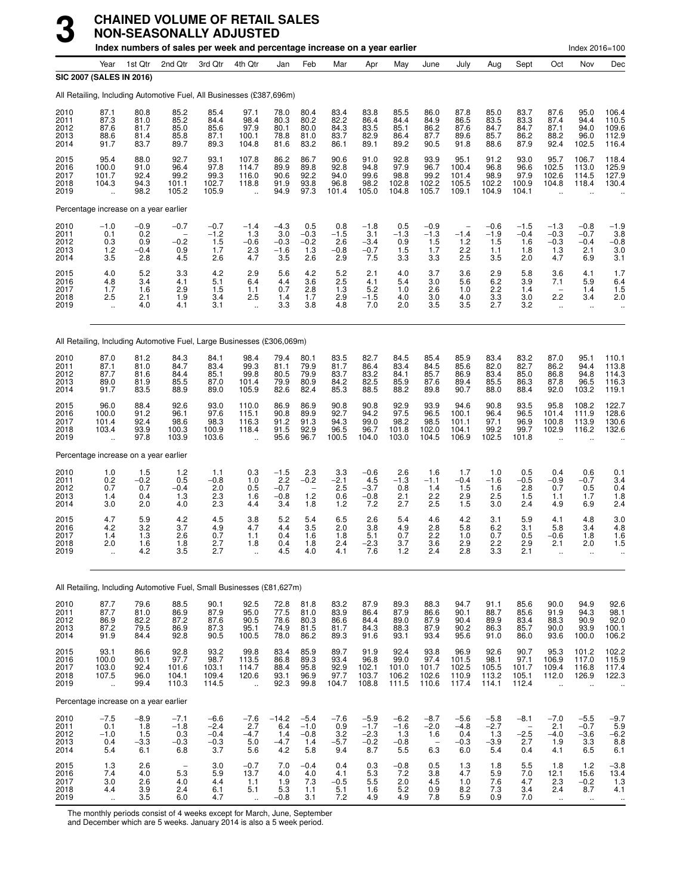# 3 CHAINED VOLUME OF RETAIL SALES NON-SEASONALLY ADJUSTED

**Index numbers of sales per week and percentage increase on a year earlier** — Index 2016=100

**SIC 2007 (SALES IN 2016)**

All Retailing, Including Automotive Fuel, All Businesses (£387,696m)

| | Year | 1st Qtr | 2nd Qtr | 3rd Qtr | 4th Qtr | Jan | Feb | Mar | Apr | May | June | July | Aug | Sept | Oct | Nov | Dec |
|---|---|---|---|---|---|---|---|---|---|---|---|---|---|---|---|---|---|
| 2010 | 87.1 | 80.8 | 85.2 | 85.4 | 97.1 | 78.0 | 80.4 | 83.4 | 83.8 | 85.5 | 86.0 | 87.8 | 85.0 | 83.7 | 87.6 | 95.0 | 106.4 |
| 2011 | 87.3 | 81.0 | 85.2 | 84.4 | 98.4 | 80.3 | 80.2 | 82.2 | 86.4 | 84.4 | 84.9 | 86.5 | 83.5 | 83.3 | 87.4 | 94.4 | 110.5 |
| 2012 | 87.6 | 81.7 | 85.0 | 85.6 | 97.9 | 80.1 | 80.0 | 84.3 | 83.5 | 85.1 | 86.2 | 87.6 | 84.7 | 84.7 | 87.1 | 94.0 | 109.6 |
| 2013 | 88.6 | 81.4 | 85.8 | 87.1 | 100.1 | 78.8 | 81.0 | 83.7 | 82.9 | 86.4 | 87.7 | 89.6 | 85.7 | 86.2 | 88.2 | 96.0 | 112.9 |
| 2014 | 91.7 | 83.7 | 89.7 | 89.3 | 104.8 | 81.6 | 83.2 | 86.1 | 89.1 | 89.2 | 90.5 | 91.8 | 88.6 | 87.9 | 92.4 | 102.5 | 116.4 |
| 2015 | 95.4 | 88.0 | 92.7 | 93.1 | 107.8 | 86.2 | 86.7 | 90.6 | 91.0 | 92.8 | 93.9 | 95.1 | 91.2 | 93.0 | 95.7 | 106.7 | 118.4 |
| 2016 | 100.0 | 91.0 | 96.4 | 97.8 | 114.7 | 89.9 | 89.8 | 92.8 | 94.8 | 97.9 | 96.7 | 100.4 | 96.8 | 96.6 | 102.5 | 113.0 | 125.9 |
| 2017 | 101.7 | 92.4 | 99.2 | 99.3 | 116.0 | 90.6 | 92.2 | 94.0 | 99.6 | 98.8 | 99.2 | 101.4 | 98.9 | 97.9 | 102.6 | 114.5 | 127.9 |
| 2018 | 104.3 | 94.3 | 101.1 | 102.7 | 118.8 | 91.9 | 93.8 | 96.8 | 98.2 | 102.8 | 102.2 | 105.5 | 102.2 | 100.9 | 104.8 | 118.4 | 130.4 |
| 2019 | .. | 98.2 | 105.2 | 105.9 | .. | 94.9 | 97.3 | 101.4 | 105.0 | 104.8 | 105.7 | 109.1 | 104.9 | 104.1 | .. | .. | .. |
| **Percentage increase on a year earlier** | | | | | | | | | | | | | | | | | |
| 2010 | −1.0 | −0.9 | −0.7 | −0.7 | −1.4 | −4.3 | 0.5 | 0.8 | −1.8 | 0.5 | −0.9 | – | −0.6 | −1.5 | −1.3 | −0.8 | −1.9 |
| 2011 | 0.1 | 0.2 | – | −1.2 | 1.3 | 3.0 | −0.3 | −1.5 | 3.1 | −1.3 | −1.3 | −1.4 | −1.9 | −0.4 | −0.3 | −0.7 | 3.8 |
| 2012 | 0.3 | 0.9 | −0.2 | 1.5 | −0.6 | −0.3 | −0.2 | 2.6 | −3.4 | 0.9 | 1.5 | 1.2 | 1.5 | 1.6 | −0.3 | −0.4 | −0.8 |
| 2013 | 1.2 | −0.4 | 0.9 | 1.7 | 2.3 | −1.6 | 1.3 | −0.8 | −0.7 | 1.5 | 1.7 | 2.2 | 1.1 | 1.8 | 1.3 | 2.1 | 3.0 |
| 2014 | 3.5 | 2.8 | 4.5 | 2.6 | 4.7 | 3.5 | 2.6 | 2.9 | 7.5 | 3.3 | 3.3 | 2.5 | 3.5 | 2.0 | 4.7 | 6.9 | 3.1 |
| 2015 | 4.0 | 5.2 | 3.3 | 4.2 | 2.9 | 5.6 | 4.2 | 5.2 | 2.1 | 4.0 | 3.7 | 3.6 | 2.9 | 5.8 | 3.6 | 4.1 | 1.7 |
| 2016 | 4.8 | 3.4 | 4.1 | 5.1 | 6.4 | 4.4 | 3.6 | 2.5 | 4.1 | 5.4 | 3.0 | 5.6 | 6.2 | 3.9 | 7.1 | 5.9 | 6.4 |
| 2017 | 1.7 | 1.6 | 2.9 | 1.5 | 1.1 | 0.7 | 2.8 | 1.3 | 5.2 | 1.0 | 2.6 | 1.0 | 2.2 | 1.4 | – | 1.4 | 1.5 |
| 2018 | 2.5 | 2.1 | 1.9 | 3.4 | 2.5 | 1.4 | 1.7 | 2.9 | −1.5 | 4.0 | 3.0 | 4.0 | 3.3 | 3.0 | 2.2 | 3.4 | 2.0 |
| 2019 | .. | 4.0 | 4.1 | 3.1 | .. | 3.3 | 3.8 | 4.8 | 7.0 | 2.0 | 3.5 | 3.5 | 2.7 | 3.2 | .. | .. | .. |

All Retailing, Including Automotive Fuel, Large Businesses (£306,069m)

| | Year | 1st Qtr | 2nd Qtr | 3rd Qtr | 4th Qtr | Jan | Feb | Mar | Apr | May | June | July | Aug | Sept | Oct | Nov | Dec |
|---|---|---|---|---|---|---|---|---|---|---|---|---|---|---|---|---|---|
| 2010 | 87.0 | 81.2 | 84.3 | 84.1 | 98.4 | 79.4 | 80.1 | 83.5 | 82.7 | 84.5 | 85.4 | 85.9 | 83.4 | 83.2 | 87.0 | 95.1 | 110.1 |
| 2011 | 87.1 | 81.0 | 84.7 | 83.4 | 99.3 | 81.1 | 79.9 | 81.7 | 86.4 | 83.4 | 84.5 | 85.6 | 82.0 | 82.7 | 86.2 | 94.4 | 113.8 |
| 2012 | 87.7 | 81.6 | 84.4 | 85.1 | 99.8 | 80.5 | 79.9 | 83.7 | 83.2 | 84.1 | 85.7 | 86.9 | 83.4 | 85.0 | 86.8 | 94.8 | 114.3 |
| 2013 | 89.0 | 81.9 | 85.5 | 87.0 | 101.4 | 79.9 | 80.9 | 84.2 | 82.5 | 85.9 | 87.6 | 89.4 | 85.5 | 86.3 | 87.8 | 96.5 | 116.3 |
| 2014 | 91.7 | 83.5 | 88.9 | 89.0 | 105.9 | 82.6 | 82.4 | 85.3 | 88.5 | 88.2 | 89.8 | 90.7 | 88.0 | 88.4 | 92.0 | 103.2 | 119.1 |
| 2015 | 96.0 | 88.4 | 92.6 | 93.0 | 110.0 | 86.9 | 86.9 | 90.8 | 90.8 | 92.9 | 93.9 | 94.6 | 90.8 | 93.5 | 95.8 | 108.2 | 122.7 |
| 2016 | 100.0 | 91.2 | 96.1 | 97.6 | 115.1 | 90.8 | 89.9 | 92.7 | 94.2 | 97.5 | 96.5 | 100.1 | 96.4 | 96.5 | 101.4 | 111.9 | 128.6 |
| 2017 | 101.4 | 92.4 | 98.6 | 98.3 | 116.3 | 91.2 | 91.3 | 94.3 | 99.0 | 98.2 | 98.5 | 101.1 | 97.1 | 96.9 | 100.8 | 113.9 | 130.6 |
| 2018 | 103.4 | 93.9 | 100.3 | 100.9 | 118.4 | 91.5 | 92.9 | 96.5 | 96.7 | 101.8 | 102.0 | 104.1 | 99.2 | 99.7 | 102.9 | 116.2 | 132.6 |
| 2019 | .. | 97.8 | 103.9 | 103.6 | .. | 95.6 | 96.7 | 100.5 | 104.0 | 103.0 | 104.5 | 106.9 | 102.5 | 101.8 | .. | .. | .. |
| **Percentage increase on a year earlier** | | | | | | | | | | | | | | | | | |
| 2010 | 1.0 | 1.5 | 1.2 | 1.1 | 0.3 | −1.5 | 2.3 | 3.3 | −0.6 | 2.6 | 1.6 | 1.7 | 1.0 | 0.5 | 0.4 | 0.6 | 0.1 |
| 2011 | 0.2 | −0.2 | 0.5 | −0.8 | 1.0 | 2.2 | −0.2 | −2.1 | 4.5 | −1.3 | −1.1 | −0.4 | −1.6 | −0.5 | −0.9 | −0.7 | 3.4 |
| 2012 | 0.7 | 0.7 | −0.4 | 2.0 | 0.5 | −0.7 | – | 2.5 | −3.7 | 0.8 | 1.4 | 1.5 | 1.6 | 2.8 | 0.7 | 0.5 | 0.4 |
| 2013 | 1.4 | 0.4 | 1.3 | 2.3 | 1.6 | −0.8 | 1.2 | 0.6 | −0.8 | 2.1 | 2.2 | 2.9 | 2.5 | 1.5 | 1.1 | 1.7 | 1.8 |
| 2014 | 3.0 | 2.0 | 4.0 | 2.3 | 4.4 | 3.4 | 1.8 | 1.2 | 7.2 | 2.7 | 2.5 | 1.5 | 3.0 | 2.4 | 4.9 | 6.9 | 2.4 |
| 2015 | 4.7 | 5.9 | 4.2 | 4.5 | 3.8 | 5.2 | 5.4 | 6.5 | 2.6 | 5.4 | 4.6 | 4.2 | 3.1 | 5.9 | 4.1 | 4.8 | 3.0 |
| 2016 | 4.2 | 3.2 | 3.7 | 4.9 | 4.7 | 4.4 | 3.5 | 2.0 | 3.8 | 4.9 | 2.8 | 5.8 | 6.2 | 3.1 | 5.8 | 3.4 | 4.8 |
| 2017 | 1.4 | 1.3 | 2.6 | 0.7 | 1.1 | 0.4 | 1.6 | 1.8 | 5.1 | 0.7 | 2.2 | 1.0 | 0.7 | 0.5 | −0.6 | 1.8 | 1.6 |
| 2018 | 2.0 | 1.6 | 1.8 | 2.7 | 1.8 | 0.4 | 1.8 | 2.4 | −2.3 | 3.7 | 3.6 | 2.9 | 2.2 | 2.9 | 2.1 | 2.0 | 1.5 |
| 2019 | .. | 4.2 | 3.5 | 2.7 | .. | 4.5 | 4.0 | 4.1 | 7.6 | 1.2 | 2.4 | 2.8 | 3.3 | 2.1 | .. | .. | .. |

All Retailing, Including Automotive Fuel, Small Businesses (£81,627m)

| | Year | 1st Qtr | 2nd Qtr | 3rd Qtr | 4th Qtr | Jan | Feb | Mar | Apr | May | June | July | Aug | Sept | Oct | Nov | Dec |
|---|---|---|---|---|---|---|---|---|---|---|---|---|---|---|---|---|---|
| 2010 | 87.7 | 79.6 | 88.5 | 90.1 | 92.5 | 72.8 | 81.8 | 83.2 | 87.9 | 89.3 | 88.3 | 94.7 | 91.1 | 85.6 | 90.0 | 94.9 | 92.6 |
| 2011 | 87.7 | 81.0 | 86.9 | 87.9 | 95.0 | 77.5 | 81.0 | 83.9 | 86.4 | 87.9 | 86.6 | 90.1 | 88.7 | 85.6 | 91.9 | 94.3 | 98.1 |
| 2012 | 86.9 | 82.2 | 87.2 | 87.6 | 90.5 | 78.6 | 80.3 | 86.6 | 84.4 | 89.0 | 87.9 | 90.4 | 89.9 | 83.4 | 88.3 | 90.9 | 92.0 |
| 2013 | 87.2 | 79.5 | 86.9 | 87.3 | 95.1 | 74.9 | 81.5 | 81.7 | 84.3 | 88.3 | 87.9 | 90.2 | 86.3 | 85.7 | 90.0 | 93.9 | 100.1 |
| 2014 | 91.9 | 84.4 | 92.8 | 90.5 | 100.5 | 78.0 | 86.2 | 89.3 | 91.6 | 93.1 | 93.4 | 95.6 | 91.0 | 86.0 | 93.6 | 100.0 | 106.2 |
| 2015 | 93.1 | 86.6 | 92.8 | 93.2 | 99.8 | 83.4 | 85.9 | 89.7 | 91.9 | 92.4 | 93.8 | 96.9 | 92.6 | 90.7 | 95.3 | 101.2 | 102.2 |
| 2016 | 100.0 | 90.1 | 97.7 | 98.7 | 113.5 | 86.8 | 89.3 | 93.4 | 96.8 | 99.0 | 97.4 | 101.5 | 98.1 | 97.1 | 106.9 | 117.0 | 115.9 |
| 2017 | 103.0 | 92.4 | 101.6 | 103.1 | 114.7 | 88.4 | 95.8 | 92.9 | 102.1 | 101.0 | 101.7 | 102.5 | 105.5 | 101.7 | 109.4 | 116.8 | 117.4 |
| 2018 | 107.5 | 96.0 | 104.1 | 109.4 | 120.6 | 93.1 | 96.9 | 97.7 | 103.7 | 106.2 | 102.6 | 110.9 | 113.2 | 105.1 | 112.0 | 126.9 | 122.3 |
| 2019 | .. | 99.4 | 110.3 | 114.5 | .. | 92.3 | 99.8 | 104.7 | 108.8 | 111.5 | 110.6 | 117.4 | 114.1 | 112.4 | .. | .. | .. |
| **Percentage increase on a year earlier** | | | | | | | | | | | | | | | | | |
| 2010 | −7.5 | −8.9 | −7.1 | −6.6 | −7.6 | −14.2 | −5.4 | −7.6 | −5.9 | −6.2 | −8.7 | −5.6 | −5.8 | −8.1 | −7.0 | −5.5 | −9.7 |
| 2011 | 0.1 | 1.8 | −1.8 | −2.4 | 2.7 | 6.4 | −1.0 | 0.9 | −1.7 | −1.6 | −2.0 | −4.8 | −2.7 | – | 2.1 | −0.7 | 5.9 |
| 2012 | −1.0 | 1.5 | 0.3 | −0.4 | −4.7 | 1.4 | −0.8 | 3.2 | −2.3 | 1.3 | 1.6 | 0.4 | 1.3 | −2.5 | −4.0 | −3.6 | −6.2 |
| 2013 | 0.4 | −3.3 | −0.3 | −0.3 | 5.0 | −4.7 | 1.4 | −5.7 | −0.2 | −0.8 | – | −0.3 | −3.9 | 2.7 | 1.9 | 3.3 | 8.8 |
| 2014 | 5.4 | 6.1 | 6.8 | 3.7 | 5.6 | 4.2 | 5.8 | 9.4 | 8.7 | 5.5 | 6.3 | 6.0 | 5.4 | 0.4 | 4.1 | 6.5 | 6.1 |
| 2015 | 1.3 | 2.6 | – | 3.0 | −0.7 | 7.0 | −0.4 | 0.4 | 0.3 | −0.8 | 0.5 | 1.3 | 1.8 | 5.5 | 1.8 | 1.2 | −3.8 |
| 2016 | 7.4 | 4.0 | 5.3 | 5.9 | 13.7 | 4.0 | 4.0 | 4.1 | 5.3 | 7.2 | 3.8 | 4.7 | 5.9 | 7.0 | 12.1 | 15.6 | 13.4 |
| 2017 | 3.0 | 2.6 | 4.0 | 4.4 | 1.1 | 1.9 | 7.3 | −0.5 | 5.5 | 2.0 | 4.5 | 1.0 | 7.6 | 4.7 | 2.3 | −0.2 | 1.3 |
| 2018 | 4.4 | 3.9 | 2.4 | 6.1 | 5.1 | 5.3 | 1.1 | 5.1 | 1.6 | 5.2 | 0.9 | 8.2 | 7.3 | 3.4 | 2.4 | 8.7 | 4.1 |
| 2019 | .. | 3.5 | 6.0 | 4.7 | .. | −0.8 | 3.1 | 7.2 | 4.9 | 4.9 | 7.8 | 5.9 | 0.9 | 7.0 | .. | .. | .. |

The monthly periods consist of 4 weeks except for March, June, September and December which are 5 weeks. January 2014 is also a 5 week period.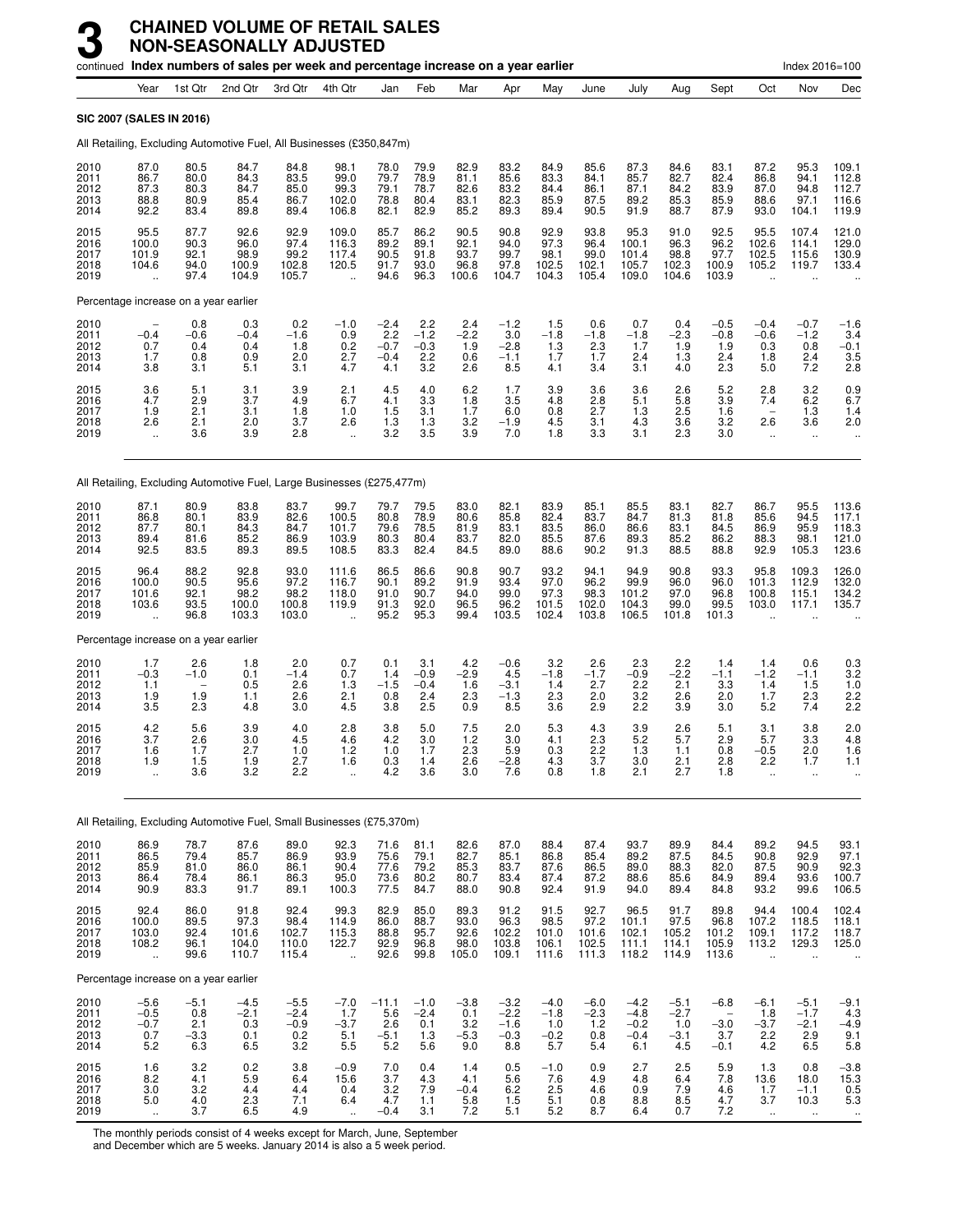# 3 CHAINED VOLUME OF RETAIL SALES NON-SEASONALLY ADJUSTED

continued **Index numbers of sales per week and percentage increase on a year earlier** Index 2016=100

| Year | Year | 1st Qtr | 2nd Qtr | 3rd Qtr | 4th Qtr | Jan | Feb | Mar | Apr | May | June | July | Aug | Sept | Oct | Nov | Dec |
|---|---|---|---|---|---|---|---|---|---|---|---|---|---|---|---|---|---|
| **SIC 2007 (SALES IN 2016)** | | | | | | | | | | | | | | | | | |
| All Retailing, Excluding Automotive Fuel, All Businesses (£350,847m) | | | | | | | | | | | | | | | | | |
| 2010 | 87.0 | 80.5 | 84.7 | 84.8 | 98.1 | 78.0 | 79.9 | 82.9 | 83.2 | 84.9 | 85.6 | 87.3 | 84.6 | 83.1 | 87.2 | 95.3 | 109.1 |
| 2011 | 86.7 | 80.0 | 84.3 | 83.5 | 99.0 | 79.7 | 78.9 | 81.1 | 85.6 | 83.3 | 84.1 | 85.7 | 82.7 | 82.4 | 86.8 | 94.1 | 112.8 |
| 2012 | 87.3 | 80.3 | 84.7 | 85.0 | 99.3 | 79.1 | 78.7 | 82.6 | 83.2 | 84.4 | 86.1 | 87.1 | 84.2 | 83.9 | 87.0 | 94.8 | 112.7 |
| 2013 | 88.8 | 80.9 | 85.4 | 86.7 | 102.0 | 78.8 | 80.4 | 83.1 | 82.3 | 85.9 | 87.5 | 89.2 | 85.3 | 85.9 | 88.6 | 97.1 | 116.6 |
| 2014 | 92.2 | 83.4 | 89.8 | 89.4 | 106.8 | 82.1 | 82.9 | 85.2 | 89.3 | 89.4 | 90.5 | 91.9 | 88.7 | 87.9 | 93.0 | 104.1 | 119.9 |
| 2015 | 95.5 | 87.7 | 92.6 | 92.9 | 109.0 | 85.7 | 86.2 | 90.5 | 90.8 | 92.9 | 93.8 | 95.3 | 91.0 | 92.5 | 95.5 | 107.4 | 121.0 |
| 2016 | 100.0 | 90.3 | 96.0 | 97.4 | 116.3 | 89.2 | 89.1 | 92.1 | 94.0 | 97.3 | 96.4 | 100.1 | 96.3 | 96.2 | 102.6 | 114.1 | 129.0 |
| 2017 | 101.9 | 92.1 | 98.9 | 99.2 | 117.4 | 90.5 | 91.8 | 93.7 | 99.7 | 98.1 | 99.0 | 101.4 | 98.8 | 97.7 | 102.5 | 115.6 | 130.9 |
| 2018 | 104.6 | 94.0 | 100.9 | 102.8 | 120.5 | 91.7 | 93.0 | 96.8 | 97.8 | 102.5 | 102.1 | 105.7 | 102.3 | 100.9 | 105.2 | 119.7 | 133.4 |
| 2019 | .. | 97.4 | 104.9 | 105.7 | .. | 94.6 | 96.3 | 100.6 | 104.7 | 104.3 | 105.4 | 109.0 | 104.6 | 103.9 | .. | .. | .. |
| Percentage increase on a year earlier | | | | | | | | | | | | | | | | | |
| 2010 | – | 0.8 | 0.3 | 0.2 | −1.0 | −2.4 | 2.2 | 2.4 | −1.2 | 1.5 | 0.6 | 0.7 | 0.4 | −0.5 | −0.4 | −0.7 | −1.6 |
| 2011 | −0.4 | −0.6 | −0.4 | −1.6 | 0.9 | 2.2 | −1.2 | −2.2 | 3.0 | −1.8 | −1.8 | −1.8 | −2.3 | −0.8 | −0.6 | −1.2 | 3.4 |
| 2012 | 0.7 | 0.4 | 0.4 | 1.8 | 0.2 | −0.7 | −0.3 | 1.9 | −2.8 | 1.3 | 2.3 | 1.7 | 1.9 | 1.9 | 0.3 | 0.8 | −0.1 |
| 2013 | 1.7 | 0.8 | 0.9 | 2.0 | 2.7 | −0.4 | 2.2 | 0.6 | −1.1 | 1.7 | 1.7 | 2.4 | 1.3 | 2.4 | 1.8 | 2.4 | 3.5 |
| 2014 | 3.8 | 3.1 | 5.1 | 3.1 | 4.7 | 4.1 | 3.2 | 2.6 | 8.5 | 4.1 | 3.4 | 3.1 | 4.0 | 2.3 | 5.0 | 7.2 | 2.8 |
| 2015 | 3.6 | 5.1 | 3.1 | 3.9 | 2.1 | 4.5 | 4.0 | 6.2 | 1.7 | 3.9 | 3.6 | 3.6 | 2.6 | 5.2 | 2.8 | 3.2 | 0.9 |
| 2016 | 4.7 | 2.9 | 3.7 | 4.9 | 6.7 | 4.1 | 3.3 | 1.8 | 3.5 | 4.8 | 2.8 | 5.1 | 5.8 | 3.9 | 7.4 | 6.2 | 6.7 |
| 2017 | 1.9 | 2.1 | 3.1 | 1.8 | 1.0 | 1.5 | 3.1 | 1.7 | 6.0 | 0.8 | 2.7 | 1.3 | 2.5 | 1.6 | – | 1.3 | 1.4 |
| 2018 | 2.6 | 2.1 | 2.0 | 3.7 | 2.6 | 1.3 | 1.3 | 3.2 | −1.9 | 4.5 | 3.1 | 4.3 | 3.6 | 3.2 | 2.6 | 3.6 | 2.0 |
| 2019 | .. | 3.6 | 3.9 | 2.8 | .. | 3.2 | 3.5 | 3.9 | 7.0 | 1.8 | 3.3 | 3.1 | 2.3 | 3.0 | .. | .. | .. |
| All Retailing, Excluding Automotive Fuel, Large Businesses (£275,477m) | | | | | | | | | | | | | | | | | |
| 2010 | 87.1 | 80.9 | 83.8 | 83.7 | 99.7 | 79.7 | 79.5 | 83.0 | 82.1 | 83.9 | 85.1 | 85.5 | 83.1 | 82.7 | 86.7 | 95.5 | 113.6 |
| 2011 | 86.8 | 80.1 | 83.9 | 82.6 | 100.5 | 80.8 | 78.9 | 80.6 | 85.8 | 82.4 | 83.7 | 84.7 | 81.3 | 81.8 | 85.6 | 94.5 | 117.1 |
| 2012 | 87.7 | 80.1 | 84.3 | 84.7 | 101.7 | 79.6 | 78.5 | 81.9 | 83.1 | 83.5 | 86.0 | 86.6 | 83.1 | 84.5 | 86.9 | 95.9 | 118.3 |
| 2013 | 89.4 | 81.6 | 85.2 | 86.9 | 103.9 | 80.3 | 80.4 | 83.7 | 82.0 | 85.5 | 87.6 | 89.3 | 85.2 | 86.2 | 88.3 | 98.1 | 121.0 |
| 2014 | 92.5 | 83.5 | 89.3 | 89.5 | 108.5 | 83.3 | 82.4 | 84.5 | 89.0 | 88.6 | 90.2 | 91.3 | 88.5 | 88.8 | 92.9 | 105.3 | 123.6 |
| 2015 | 96.4 | 88.2 | 92.8 | 93.0 | 111.6 | 86.5 | 86.6 | 90.8 | 90.7 | 93.2 | 94.1 | 94.9 | 90.8 | 93.3 | 95.8 | 109.3 | 126.0 |
| 2016 | 100.0 | 90.5 | 95.6 | 97.2 | 116.7 | 90.1 | 89.2 | 91.9 | 93.4 | 97.0 | 96.2 | 99.9 | 96.0 | 96.0 | 101.3 | 112.9 | 132.0 |
| 2017 | 101.6 | 92.1 | 98.2 | 98.2 | 118.0 | 91.0 | 90.7 | 94.0 | 99.0 | 97.3 | 98.3 | 101.2 | 97.0 | 96.8 | 100.8 | 115.1 | 134.2 |
| 2018 | 103.6 | 93.5 | 100.0 | 100.8 | 119.9 | 91.3 | 92.0 | 96.5 | 96.2 | 101.5 | 102.0 | 104.3 | 99.0 | 99.5 | 103.0 | 117.1 | 135.7 |
| 2019 | .. | 96.8 | 103.3 | 103.0 | .. | 95.2 | 95.3 | 99.4 | 103.5 | 102.4 | 103.8 | 106.5 | 101.8 | 101.3 | .. | .. | .. |
| Percentage increase on a year earlier | | | | | | | | | | | | | | | | | |
| 2010 | 1.7 | 2.6 | 1.8 | 2.0 | 0.7 | 0.1 | 3.1 | 4.2 | −0.6 | 3.2 | 2.6 | 2.3 | 2.2 | 1.4 | 1.4 | 0.6 | 0.3 |
| 2011 | −0.3 | −1.0 | 0.1 | −1.4 | 0.7 | 1.4 | −0.9 | −2.9 | 4.5 | −1.8 | −1.7 | −0.9 | −2.2 | −1.1 | −1.2 | −1.1 | 3.2 |
| 2012 | 1.1 | – | 0.5 | 2.6 | 1.3 | −1.5 | −0.4 | 1.6 | −3.1 | 1.4 | 2.7 | 2.2 | 2.1 | 3.3 | 1.4 | 1.5 | 1.0 |
| 2013 | 1.9 | 1.9 | 1.1 | 2.6 | 2.1 | 0.8 | 2.4 | 2.3 | −1.3 | 2.3 | 2.0 | 3.2 | 2.6 | 2.0 | 1.7 | 2.3 | 2.2 |
| 2014 | 3.5 | 2.3 | 4.8 | 3.0 | 4.5 | 3.8 | 2.5 | 0.9 | 8.5 | 3.6 | 2.9 | 2.2 | 3.9 | 3.0 | 5.2 | 7.4 | 2.2 |
| 2015 | 4.2 | 5.6 | 3.9 | 4.0 | 2.8 | 3.8 | 5.0 | 7.5 | 2.0 | 5.3 | 4.3 | 3.9 | 2.6 | 5.1 | 3.1 | 3.8 | 2.0 |
| 2016 | 3.7 | 2.6 | 3.0 | 4.5 | 4.6 | 4.2 | 3.0 | 1.2 | 3.0 | 4.1 | 2.3 | 5.2 | 5.7 | 2.9 | 5.7 | 3.3 | 4.8 |
| 2017 | 1.6 | 1.7 | 2.7 | 1.0 | 1.2 | 1.0 | 1.7 | 2.3 | 5.9 | 0.3 | 2.2 | 1.3 | 1.1 | 0.8 | −0.5 | 2.0 | 1.6 |
| 2018 | 1.9 | 1.5 | 1.9 | 2.7 | 1.6 | 0.3 | 1.4 | 2.6 | −2.8 | 4.3 | 3.7 | 3.0 | 2.1 | 2.8 | 2.2 | 1.7 | 1.1 |
| 2019 | .. | 3.6 | 3.2 | 2.2 | .. | 4.2 | 3.6 | 3.0 | 7.6 | 0.8 | 1.8 | 2.1 | 2.7 | 1.8 | .. | .. | .. |
| All Retailing, Excluding Automotive Fuel, Small Businesses (£75,370m) | | | | | | | | | | | | | | | | | |
| 2010 | 86.9 | 78.7 | 87.6 | 89.0 | 92.3 | 71.6 | 81.1 | 82.6 | 87.0 | 88.4 | 87.4 | 93.7 | 89.9 | 84.4 | 89.2 | 94.5 | 93.1 |
| 2011 | 86.5 | 79.4 | 85.7 | 86.9 | 93.9 | 75.6 | 79.1 | 82.7 | 85.1 | 86.8 | 85.4 | 89.2 | 87.5 | 84.5 | 90.8 | 92.9 | 97.1 |
| 2012 | 85.9 | 81.0 | 86.0 | 86.1 | 90.4 | 77.6 | 79.2 | 85.3 | 83.7 | 87.6 | 86.5 | 89.0 | 88.3 | 82.0 | 87.5 | 90.9 | 92.3 |
| 2013 | 86.4 | 78.4 | 86.1 | 86.3 | 95.0 | 73.6 | 80.2 | 80.7 | 83.4 | 87.4 | 87.2 | 88.6 | 85.6 | 84.9 | 89.4 | 93.6 | 100.7 |
| 2014 | 90.9 | 83.3 | 91.7 | 89.1 | 100.3 | 77.5 | 84.7 | 88.0 | 90.8 | 92.4 | 91.9 | 94.0 | 89.4 | 84.8 | 93.2 | 99.6 | 106.5 |
| 2015 | 92.4 | 86.0 | 91.8 | 92.4 | 99.3 | 82.9 | 85.0 | 89.3 | 91.2 | 91.5 | 92.7 | 96.5 | 91.7 | 89.8 | 94.4 | 100.4 | 102.4 |
| 2016 | 100.0 | 89.5 | 97.3 | 98.4 | 114.9 | 86.0 | 88.7 | 93.0 | 96.3 | 98.5 | 97.2 | 101.1 | 97.5 | 96.8 | 107.2 | 118.5 | 118.1 |
| 2017 | 103.0 | 92.4 | 101.6 | 102.7 | 115.3 | 88.8 | 95.7 | 92.6 | 102.2 | 101.0 | 101.6 | 102.1 | 105.2 | 101.2 | 109.1 | 117.2 | 118.7 |
| 2018 | 108.2 | 96.1 | 104.0 | 110.0 | 122.7 | 92.9 | 96.8 | 98.0 | 103.8 | 106.1 | 102.5 | 111.1 | 114.1 | 105.9 | 113.2 | 129.3 | 125.0 |
| 2019 | .. | 99.6 | 110.7 | 115.4 | .. | 92.6 | 99.8 | 105.0 | 109.1 | 111.6 | 111.3 | 118.2 | 114.9 | 113.6 | .. | .. | .. |
| Percentage increase on a year earlier | | | | | | | | | | | | | | | | | |
| 2010 | −5.6 | −5.1 | −4.5 | −5.5 | −7.0 | −11.1 | −1.0 | −3.8 | −3.2 | −4.0 | −6.0 | −4.2 | −5.1 | −6.8 | −6.1 | −5.1 | −9.1 |
| 2011 | −0.5 | 0.8 | −2.1 | −2.4 | 1.7 | 5.6 | −2.4 | 0.1 | −2.2 | −1.8 | −2.3 | −4.8 | −2.7 | – | 1.8 | −1.7 | 4.3 |
| 2012 | −0.7 | 2.1 | 0.3 | −0.9 | −3.7 | 2.6 | 0.1 | 3.2 | −1.6 | 1.0 | 1.2 | −0.2 | 1.0 | −3.0 | −3.7 | −2.1 | −4.9 |
| 2013 | 0.7 | −3.3 | 0.1 | 0.2 | 5.1 | −5.1 | 1.3 | −5.3 | −0.3 | −0.2 | 0.8 | −0.4 | −3.1 | 3.7 | 2.2 | 2.9 | 9.1 |
| 2014 | 5.2 | 6.3 | 6.5 | 3.2 | 5.5 | 5.2 | 5.6 | 9.0 | 8.8 | 5.7 | 5.4 | 6.1 | 4.5 | −0.1 | 4.2 | 6.5 | 5.8 |
| 2015 | 1.6 | 3.2 | 0.2 | 3.8 | −0.9 | 7.0 | 0.4 | 1.4 | 0.5 | −1.0 | 0.9 | 2.7 | 2.5 | 5.9 | 1.3 | 0.8 | −3.8 |
| 2016 | 8.2 | 4.1 | 5.9 | 6.4 | 15.6 | 3.7 | 4.3 | 4.1 | 5.6 | 7.6 | 4.9 | 4.8 | 6.4 | 7.8 | 13.6 | 18.0 | 15.3 |
| 2017 | 3.0 | 3.2 | 4.4 | 4.4 | 0.4 | 3.2 | 7.9 | −0.4 | 6.2 | 2.5 | 4.6 | 0.9 | 7.9 | 4.6 | 1.7 | −1.1 | 0.5 |
| 2018 | 5.0 | 4.0 | 2.3 | 7.1 | 6.4 | 4.7 | 1.1 | 5.8 | 1.5 | 5.1 | 0.8 | 8.8 | 8.5 | 4.7 | 3.7 | 10.3 | 5.3 |
| 2019 | .. | 3.7 | 6.5 | 4.9 | .. | −0.4 | 3.1 | 7.2 | 5.1 | 5.2 | 8.7 | 6.4 | 0.7 | 7.2 | .. | .. | .. |

The monthly periods consist of 4 weeks except for March, June, September and December which are 5 weeks. January 2014 is also a 5 week period.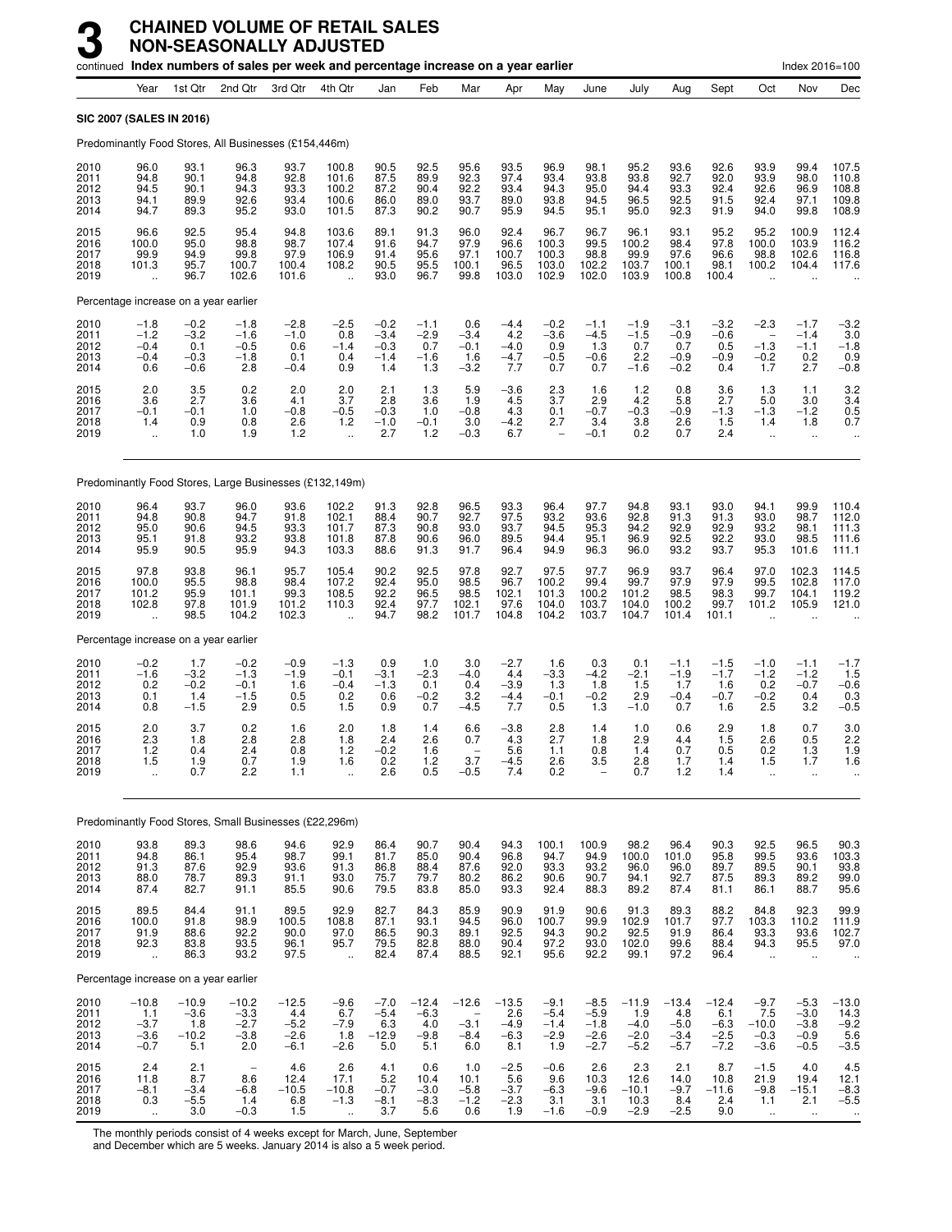# 3 CHAINED VOLUME OF RETAIL SALES NON-SEASONALLY ADJUSTED

continued **Index numbers of sales per week and percentage increase on a year earlier** Index 2016=100

| | Year | 1st Qtr | 2nd Qtr | 3rd Qtr | 4th Qtr | Jan | Feb | Mar | Apr | May | June | July | Aug | Sept | Oct | Nov | Dec |
|---|---|---|---|---|---|---|---|---|---|---|---|---|---|---|---|---|---|
| **SIC 2007 (SALES IN 2016)** | | | | | | | | | | | | | | | | | |
| Predominantly Food Stores, All Businesses (£154,446m) | | | | | | | | | | | | | | | | | |
| 2010 | 96.0 | 93.1 | 96.3 | 93.7 | 100.8 | 90.5 | 92.5 | 95.6 | 93.5 | 96.9 | 98.1 | 95.2 | 93.6 | 92.6 | 93.9 | 99.4 | 107.5 |
| 2011 | 94.8 | 90.1 | 94.8 | 92.8 | 101.6 | 87.5 | 89.9 | 92.3 | 97.4 | 93.4 | 93.8 | 93.8 | 92.7 | 92.0 | 93.9 | 98.0 | 110.8 |
| 2012 | 94.5 | 90.1 | 94.3 | 93.3 | 100.2 | 87.2 | 90.4 | 92.2 | 93.4 | 94.3 | 95.0 | 94.4 | 93.3 | 92.4 | 92.6 | 96.9 | 108.8 |
| 2013 | 94.1 | 89.9 | 92.6 | 93.4 | 100.6 | 86.0 | 89.0 | 93.7 | 89.0 | 93.8 | 94.5 | 96.5 | 92.5 | 91.5 | 92.4 | 97.1 | 109.8 |
| 2014 | 94.7 | 89.3 | 95.2 | 93.0 | 101.5 | 87.3 | 90.2 | 90.7 | 95.9 | 94.5 | 95.1 | 95.0 | 92.3 | 91.9 | 94.0 | 99.8 | 108.9 |
| 2015 | 96.6 | 92.5 | 95.4 | 94.8 | 103.6 | 89.1 | 91.3 | 96.0 | 92.4 | 96.7 | 96.7 | 96.1 | 93.1 | 95.2 | 95.2 | 100.9 | 112.4 |
| 2016 | 100.0 | 95.0 | 98.8 | 98.7 | 107.4 | 91.6 | 94.7 | 97.9 | 96.6 | 100.3 | 99.5 | 100.2 | 98.4 | 97.8 | 100.0 | 103.9 | 116.2 |
| 2017 | 99.9 | 94.9 | 99.8 | 97.9 | 106.9 | 91.4 | 95.6 | 97.1 | 100.7 | 100.3 | 98.8 | 99.9 | 97.6 | 96.6 | 98.8 | 102.6 | 116.8 |
| 2018 | 101.3 | 95.7 | 100.7 | 100.4 | 108.2 | 90.5 | 95.5 | 100.1 | 96.5 | 103.0 | 102.2 | 103.7 | 100.1 | 98.1 | 100.2 | 104.4 | 117.6 |
| 2019 | .. | 96.7 | 102.6 | 101.6 | .. | 93.0 | 96.7 | 99.8 | 103.0 | 102.9 | 102.0 | 103.9 | 100.8 | 100.4 | .. | .. | .. |
| Percentage increase on a year earlier | | | | | | | | | | | | | | | | | |
| 2010 | −1.8 | −0.2 | −1.8 | −2.8 | −2.5 | −0.2 | −1.1 | 0.6 | −4.4 | −0.2 | −1.1 | −1.9 | −3.1 | −3.2 | −2.3 | −1.7 | −3.2 |
| 2011 | −1.2 | −3.2 | −1.6 | −1.0 | 0.8 | −3.4 | −2.9 | −3.4 | 4.2 | −3.6 | −4.5 | −1.5 | −0.9 | −0.6 | – | −1.4 | 3.0 |
| 2012 | −0.4 | 0.1 | −0.5 | 0.6 | −1.4 | −0.3 | 0.7 | −0.1 | −4.0 | 0.9 | 1.3 | 0.7 | 0.7 | 0.5 | −1.3 | −1.1 | −1.8 |
| 2013 | −0.4 | −0.3 | −1.8 | 0.1 | 0.4 | −1.4 | −1.6 | 1.6 | −4.7 | −0.5 | −0.6 | 2.2 | −0.9 | −0.9 | −0.2 | 0.2 | 0.9 |
| 2014 | 0.6 | −0.6 | 2.8 | −0.4 | 0.9 | 1.4 | 1.3 | −3.2 | 7.7 | 0.7 | 0.7 | −1.6 | −0.2 | 0.4 | 1.7 | 2.7 | −0.8 |
| 2015 | 2.0 | 3.5 | 0.2 | 2.0 | 2.0 | 2.1 | 1.3 | 5.9 | −3.6 | 2.3 | 1.6 | 1.2 | 0.8 | 3.6 | 1.3 | 1.1 | 3.2 |
| 2016 | 3.6 | 2.7 | 3.6 | 4.1 | 3.7 | 2.8 | 3.6 | 1.9 | 4.5 | 3.7 | 2.9 | 4.2 | 5.8 | 2.7 | 5.0 | 3.0 | 3.4 |
| 2017 | −0.1 | −0.1 | 1.0 | −0.8 | −0.5 | −0.3 | 1.0 | −0.8 | 4.3 | 0.1 | −0.7 | −0.3 | −0.9 | −1.3 | −1.3 | −1.2 | 0.5 |
| 2018 | 1.4 | 0.9 | 0.8 | 2.6 | 1.2 | −1.0 | −0.1 | 3.0 | −4.2 | 2.7 | 3.4 | 3.8 | 2.6 | 1.5 | 1.4 | 1.8 | 0.7 |
| 2019 | .. | 1.0 | 1.9 | 1.2 | .. | 2.7 | 1.2 | −0.3 | 6.7 | – | −0.1 | 0.2 | 0.7 | 2.4 | .. | .. | .. |
| Predominantly Food Stores, Large Businesses (£132,149m) | | | | | | | | | | | | | | | | | |
| 2010 | 96.4 | 93.7 | 96.0 | 93.6 | 102.2 | 91.3 | 92.8 | 96.5 | 93.3 | 96.4 | 97.7 | 94.8 | 93.1 | 93.0 | 94.1 | 99.9 | 110.4 |
| 2011 | 94.8 | 90.8 | 94.7 | 91.8 | 102.1 | 88.4 | 90.7 | 92.7 | 97.5 | 93.2 | 93.6 | 92.8 | 91.3 | 91.3 | 93.0 | 98.7 | 112.0 |
| 2012 | 95.0 | 90.6 | 94.5 | 93.3 | 101.7 | 87.3 | 90.8 | 93.0 | 93.7 | 94.5 | 95.3 | 94.2 | 92.9 | 92.9 | 93.2 | 98.1 | 111.3 |
| 2013 | 95.1 | 91.8 | 93.2 | 93.8 | 101.8 | 87.8 | 90.6 | 96.0 | 89.5 | 94.4 | 95.1 | 96.9 | 92.5 | 92.2 | 93.0 | 98.5 | 111.6 |
| 2014 | 95.9 | 90.5 | 95.9 | 94.3 | 103.3 | 88.6 | 91.3 | 91.7 | 96.4 | 94.9 | 96.3 | 96.0 | 93.2 | 93.7 | 95.3 | 101.6 | 111.1 |
| 2015 | 97.8 | 93.8 | 96.1 | 95.7 | 105.4 | 90.2 | 92.5 | 97.8 | 92.7 | 97.5 | 97.7 | 96.9 | 93.7 | 96.4 | 97.0 | 102.3 | 114.5 |
| 2016 | 100.0 | 95.5 | 98.8 | 98.4 | 107.2 | 92.4 | 95.0 | 98.5 | 96.7 | 100.2 | 99.4 | 99.7 | 97.9 | 97.9 | 99.5 | 102.8 | 117.0 |
| 2017 | 101.2 | 95.9 | 101.1 | 99.3 | 108.5 | 92.2 | 96.5 | 98.5 | 102.1 | 101.3 | 100.2 | 101.2 | 98.5 | 98.3 | 99.7 | 104.1 | 119.2 |
| 2018 | 102.8 | 97.8 | 101.9 | 101.2 | 110.3 | 92.4 | 97.7 | 102.1 | 97.6 | 104.0 | 103.7 | 104.0 | 100.2 | 99.7 | 101.2 | 105.9 | 121.0 |
| 2019 | .. | 98.5 | 104.2 | 102.3 | .. | 94.7 | 98.2 | 101.7 | 104.8 | 104.2 | 103.7 | 104.7 | 101.4 | 101.1 | .. | .. | .. |
| Percentage increase on a year earlier | | | | | | | | | | | | | | | | | |
| 2010 | −0.2 | 1.7 | −0.2 | −0.9 | −1.3 | 0.9 | 1.0 | 3.0 | −2.7 | 1.6 | 0.3 | 0.1 | −1.1 | −1.5 | −1.0 | −1.1 | −1.7 |
| 2011 | −1.6 | −3.2 | −1.3 | −1.9 | −0.1 | −3.1 | −2.3 | −4.0 | 4.4 | −3.3 | −4.2 | −2.1 | −1.9 | −1.7 | −1.2 | −1.2 | 1.5 |
| 2012 | 0.2 | −0.2 | −0.1 | 1.6 | −0.4 | −1.3 | 0.1 | 0.4 | −3.9 | 1.3 | 1.8 | 1.5 | 1.7 | 1.6 | 0.2 | −0.7 | −0.6 |
| 2013 | 0.1 | 1.4 | −1.5 | 0.5 | 0.2 | 0.6 | −0.2 | 3.2 | −4.4 | −0.1 | −0.2 | 2.9 | −0.4 | −0.7 | −0.2 | 0.4 | 0.3 |
| 2014 | 0.8 | −1.5 | 2.9 | 0.5 | 1.5 | 0.9 | 0.7 | −4.5 | 7.7 | 0.5 | 1.3 | −1.0 | 0.7 | 1.6 | 2.5 | 3.2 | −0.5 |
| 2015 | 2.0 | 3.7 | 0.2 | 1.6 | 2.0 | 1.8 | 1.4 | 6.6 | −3.8 | 2.8 | 1.4 | 1.0 | 0.6 | 2.9 | 1.8 | 0.7 | 3.0 |
| 2016 | 2.3 | 1.8 | 2.8 | 2.8 | 1.8 | 2.4 | 2.6 | 0.7 | 4.3 | 2.7 | 1.8 | 2.9 | 4.4 | 1.5 | 2.6 | 0.5 | 2.2 |
| 2017 | 1.2 | 0.4 | 2.4 | 0.8 | 1.2 | −0.2 | 1.6 | – | 5.6 | 1.1 | 0.8 | 1.4 | 0.7 | 0.5 | 0.2 | 1.3 | 1.9 |
| 2018 | 1.5 | 1.9 | 0.7 | 1.9 | 1.6 | 0.2 | 1.2 | 3.7 | −4.5 | 2.6 | 3.5 | 2.8 | 1.7 | 1.4 | 1.5 | 1.7 | 1.6 |
| 2019 | .. | 0.7 | 2.2 | 1.1 | .. | 2.6 | 0.5 | −0.5 | 7.4 | 0.2 | – | 0.7 | 1.2 | 1.4 | .. | .. | .. |
| Predominantly Food Stores, Small Businesses (£22,296m) | | | | | | | | | | | | | | | | | |
| 2010 | 93.8 | 89.3 | 98.6 | 94.6 | 92.9 | 86.4 | 90.7 | 90.4 | 94.3 | 100.1 | 100.9 | 98.2 | 96.4 | 90.3 | 92.5 | 96.5 | 90.3 |
| 2011 | 94.8 | 86.1 | 95.4 | 98.7 | 99.1 | 81.7 | 85.0 | 90.4 | 96.8 | 94.7 | 94.9 | 100.0 | 101.0 | 95.8 | 99.5 | 93.6 | 103.3 |
| 2012 | 91.3 | 87.6 | 92.9 | 93.6 | 91.3 | 86.8 | 88.4 | 87.6 | 92.0 | 93.3 | 93.2 | 96.0 | 96.0 | 89.7 | 89.5 | 90.1 | 93.8 |
| 2013 | 88.0 | 78.7 | 89.3 | 91.1 | 93.0 | 75.7 | 79.7 | 80.2 | 86.2 | 90.6 | 90.7 | 94.1 | 92.7 | 87.5 | 89.3 | 89.2 | 99.0 |
| 2014 | 87.4 | 82.7 | 91.1 | 85.5 | 90.6 | 79.5 | 83.8 | 85.0 | 93.3 | 92.4 | 88.3 | 89.2 | 87.4 | 81.1 | 86.1 | 88.7 | 95.6 |
| 2015 | 89.5 | 84.4 | 91.1 | 89.5 | 92.9 | 82.7 | 84.3 | 85.9 | 90.9 | 91.9 | 90.6 | 91.3 | 89.3 | 88.2 | 84.8 | 92.3 | 99.9 |
| 2016 | 100.0 | 91.8 | 98.9 | 100.5 | 108.8 | 87.1 | 93.1 | 94.5 | 96.0 | 100.7 | 99.9 | 102.9 | 101.7 | 97.7 | 103.3 | 110.2 | 111.9 |
| 2017 | 91.9 | 88.6 | 92.2 | 90.0 | 97.0 | 86.5 | 90.3 | 89.1 | 92.5 | 94.3 | 90.2 | 92.5 | 91.9 | 86.4 | 93.3 | 93.6 | 102.7 |
| 2018 | 92.3 | 83.8 | 93.5 | 96.1 | 95.7 | 79.5 | 82.8 | 88.0 | 90.4 | 97.2 | 93.0 | 102.0 | 99.6 | 88.4 | 94.3 | 95.5 | 97.0 |
| 2019 | .. | 86.3 | 93.2 | 97.5 | .. | 82.4 | 87.4 | 88.5 | 92.1 | 95.6 | 92.2 | 99.1 | 97.2 | 96.4 | .. | .. | .. |
| Percentage increase on a year earlier | | | | | | | | | | | | | | | | | |
| 2010 | −10.8 | −10.9 | −10.2 | −12.5 | −9.6 | −7.0 | −12.4 | −12.6 | −13.5 | −9.1 | −8.5 | −11.9 | −13.4 | −12.4 | −9.7 | −5.3 | −13.0 |
| 2011 | 1.1 | −3.6 | −3.3 | 4.4 | 6.7 | −5.4 | −6.3 | – | 2.6 | −5.4 | −5.9 | 1.9 | 4.8 | 6.1 | 7.5 | −3.0 | 14.3 |
| 2012 | −3.7 | 1.8 | −2.7 | −5.2 | −7.9 | 6.3 | 4.0 | −3.1 | −4.9 | −1.4 | −1.8 | −4.0 | −5.0 | −6.3 | −10.0 | −3.8 | −9.2 |
| 2013 | −3.6 | −10.2 | −3.8 | −2.6 | 1.8 | −12.9 | −9.8 | −8.4 | −6.3 | −2.9 | −2.6 | −2.0 | −3.4 | −2.5 | −0.3 | −0.9 | 5.6 |
| 2014 | −0.7 | 5.1 | 2.0 | −6.1 | −2.6 | 5.0 | 5.1 | 6.0 | 8.1 | 1.9 | −2.7 | −5.2 | −5.7 | −7.2 | −3.6 | −0.5 | −3.5 |
| 2015 | 2.4 | 2.1 | – | 4.6 | 2.6 | 4.1 | 0.6 | 1.0 | −2.5 | −0.6 | 2.6 | 2.3 | 2.1 | 8.7 | −1.5 | 4.0 | 4.5 |
| 2016 | 11.8 | 8.7 | 8.6 | 12.4 | 17.1 | 5.2 | 10.4 | 10.1 | 5.6 | 9.6 | 10.3 | 12.6 | 14.0 | 10.8 | 21.9 | 19.4 | 12.1 |
| 2017 | −8.1 | −3.4 | −6.8 | −10.5 | −10.8 | −0.7 | −3.0 | −5.8 | −3.7 | −6.3 | −9.6 | −10.1 | −9.7 | −11.6 | −9.8 | −15.1 | −8.3 |
| 2018 | 0.3 | −5.5 | 1.4 | 6.8 | −1.3 | −8.1 | −8.3 | −1.2 | −2.3 | 3.1 | 3.1 | 10.3 | 8.4 | 2.4 | 1.1 | 2.1 | −5.5 |
| 2019 | .. | 3.0 | −0.3 | 1.5 | .. | 3.7 | 5.6 | 0.6 | 1.9 | −1.6 | −0.9 | −2.9 | −2.5 | 9.0 | .. | .. | .. |

The monthly periods consist of 4 weeks except for March, June, September and December which are 5 weeks. January 2014 is also a 5 week period.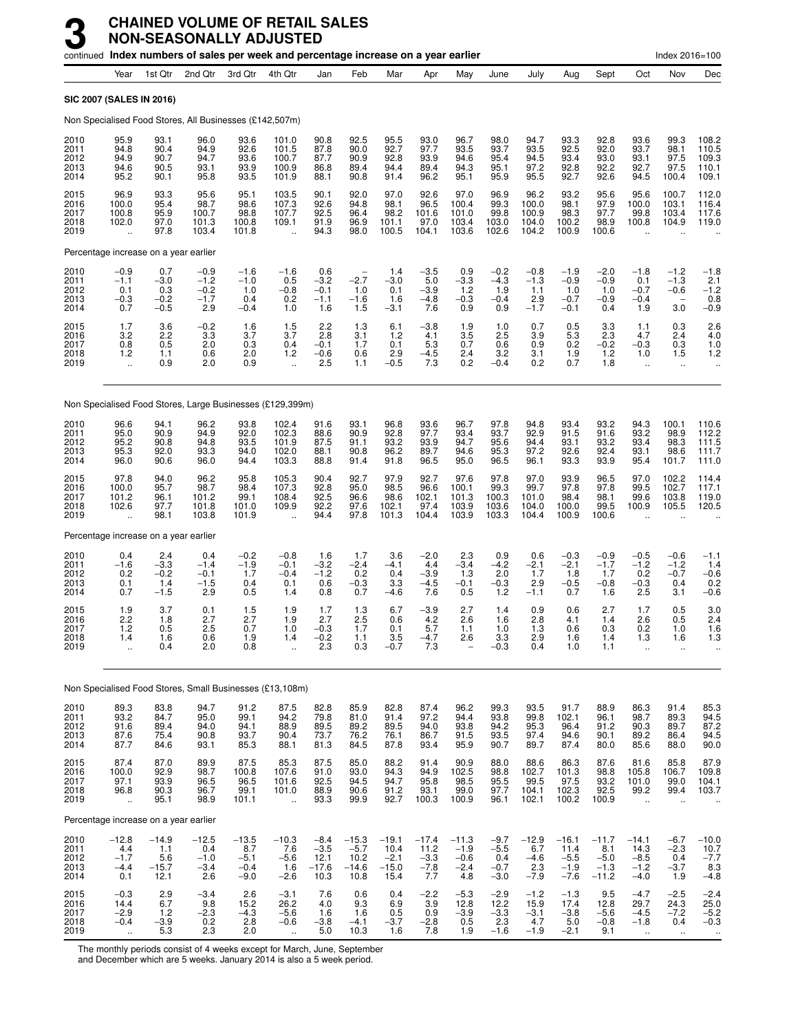# 3 CHAINED VOLUME OF RETAIL SALES NON-SEASONALLY ADJUSTED

continued **Index numbers of sales per week and percentage increase on a year earlier** Index 2016=100

| | Year | 1st Qtr | 2nd Qtr | 3rd Qtr | 4th Qtr | Jan | Feb | Mar | Apr | May | June | July | Aug | Sept | Oct | Nov | Dec |
|---|---|---|---|---|---|---|---|---|---|---|---|---|---|---|---|---|---|
| **SIC 2007 (SALES IN 2016)** | | | | | | | | | | | | | | | | | |
| Non Specialised Food Stores, All Businesses (£142,507m) | | | | | | | | | | | | | | | | | |
| 2010 | 95.9 | 93.1 | 96.0 | 93.6 | 101.0 | 90.8 | 92.5 | 95.5 | 93.0 | 96.7 | 98.0 | 94.7 | 93.3 | 92.8 | 93.6 | 99.3 | 108.2 |
| 2011 | 94.8 | 90.4 | 94.9 | 92.6 | 101.5 | 87.8 | 90.0 | 92.7 | 97.7 | 93.5 | 93.7 | 93.5 | 92.5 | 92.0 | 93.7 | 98.1 | 110.5 |
| 2012 | 94.9 | 90.7 | 94.7 | 93.6 | 100.7 | 87.7 | 90.9 | 92.8 | 93.9 | 94.6 | 95.4 | 94.5 | 93.4 | 93.0 | 93.1 | 97.5 | 109.3 |
| 2013 | 94.6 | 90.5 | 93.1 | 93.9 | 100.9 | 86.8 | 89.4 | 94.4 | 89.4 | 94.3 | 95.1 | 97.2 | 92.8 | 92.2 | 92.7 | 97.5 | 110.1 |
| 2014 | 95.2 | 90.1 | 95.8 | 93.5 | 101.9 | 88.1 | 90.8 | 91.4 | 96.2 | 95.1 | 95.9 | 95.5 | 92.7 | 92.6 | 94.5 | 100.4 | 109.1 |
| 2015 | 96.9 | 93.3 | 95.6 | 95.1 | 103.5 | 90.1 | 92.0 | 97.0 | 92.6 | 97.0 | 96.9 | 96.2 | 93.2 | 95.6 | 95.6 | 100.7 | 112.0 |
| 2016 | 100.0 | 95.4 | 98.7 | 98.6 | 107.3 | 92.6 | 94.8 | 98.1 | 96.5 | 100.4 | 99.3 | 100.0 | 98.1 | 97.9 | 100.0 | 103.1 | 116.4 |
| 2017 | 100.8 | 95.9 | 100.7 | 98.8 | 107.7 | 92.5 | 96.4 | 98.2 | 101.6 | 101.0 | 99.8 | 100.9 | 98.3 | 97.7 | 99.8 | 103.4 | 117.6 |
| 2018 | 102.0 | 97.0 | 101.3 | 100.8 | 109.1 | 91.9 | 96.9 | 101.1 | 97.0 | 103.4 | 103.0 | 104.0 | 100.2 | 98.9 | 100.8 | 104.9 | 119.0 |
| 2019 | .. | 97.8 | 103.4 | 101.8 | .. | 94.3 | 98.0 | 100.5 | 104.1 | 103.6 | 102.6 | 104.2 | 100.9 | 100.6 | .. | .. | .. |
| Percentage increase on a year earlier | | | | | | | | | | | | | | | | | |
| 2010 | −0.9 | 0.7 | −0.9 | −1.6 | −1.6 | 0.6 | – | 1.4 | −3.5 | 0.9 | −0.2 | −0.8 | −1.9 | −2.0 | −1.8 | −1.2 | −1.8 |
| 2011 | −1.1 | −3.0 | −1.2 | −1.0 | 0.5 | −3.2 | −2.7 | −3.0 | 5.0 | −3.3 | −4.3 | −1.3 | −0.9 | −0.9 | 0.1 | −1.3 | 2.1 |
| 2012 | 0.1 | 0.3 | −0.2 | 1.0 | −0.8 | −0.1 | 1.0 | 0.1 | −3.9 | 1.2 | 1.9 | 1.1 | 1.0 | 1.0 | −0.7 | −0.6 | −1.2 |
| 2013 | −0.3 | −0.2 | −1.7 | 0.4 | 0.2 | −1.1 | −1.6 | 1.6 | −4.8 | −0.3 | −0.4 | 2.9 | −0.7 | −0.9 | −0.4 | – | 0.8 |
| 2014 | 0.7 | −0.5 | 2.9 | −0.4 | 1.0 | 1.6 | 1.5 | −3.1 | 7.6 | 0.9 | 0.9 | −1.7 | −0.1 | 0.4 | 1.9 | 3.0 | −0.9 |
| 2015 | 1.7 | 3.6 | −0.2 | 1.6 | 1.5 | 2.2 | 1.3 | 6.1 | −3.8 | 1.9 | 1.0 | 0.7 | 0.5 | 3.3 | 1.1 | 0.3 | 2.6 |
| 2016 | 3.2 | 2.2 | 3.3 | 3.7 | 3.7 | 2.8 | 3.1 | 1.2 | 4.1 | 3.5 | 2.5 | 3.9 | 5.3 | 2.3 | 4.7 | 2.4 | 4.0 |
| 2017 | 0.8 | 0.5 | 2.0 | 0.3 | 0.4 | −0.1 | 1.7 | 0.1 | 5.3 | 0.7 | 0.6 | 0.9 | 0.2 | −0.2 | −0.3 | 0.3 | 1.0 |
| 2018 | 1.2 | 1.1 | 0.6 | 2.0 | 1.2 | −0.6 | 0.6 | 2.9 | −4.5 | 2.4 | 3.2 | 3.1 | 1.9 | 1.2 | 1.0 | 1.5 | 1.2 |
| 2019 | .. | 0.9 | 2.0 | 0.9 | .. | 2.5 | 1.1 | −0.5 | 7.3 | 0.2 | −0.4 | 0.2 | 0.7 | 1.8 | .. | .. | .. |
| Non Specialised Food Stores, Large Businesses (£129,399m) | | | | | | | | | | | | | | | | | |
| 2010 | 96.6 | 94.1 | 96.2 | 93.8 | 102.4 | 91.6 | 93.1 | 96.8 | 93.6 | 96.7 | 97.8 | 94.8 | 93.4 | 93.2 | 94.3 | 100.1 | 110.6 |
| 2011 | 95.0 | 90.9 | 94.9 | 92.0 | 102.3 | 88.6 | 90.9 | 92.8 | 97.7 | 93.4 | 93.7 | 92.9 | 91.5 | 91.6 | 93.2 | 98.9 | 112.2 |
| 2012 | 95.2 | 90.8 | 94.8 | 93.5 | 101.9 | 87.5 | 91.1 | 93.2 | 93.9 | 94.7 | 95.6 | 94.4 | 93.1 | 93.2 | 93.4 | 98.3 | 111.5 |
| 2013 | 95.3 | 92.0 | 93.3 | 94.0 | 102.0 | 88.1 | 90.8 | 96.2 | 89.7 | 94.6 | 95.3 | 97.2 | 92.6 | 92.4 | 93.1 | 98.6 | 111.7 |
| 2014 | 96.0 | 90.6 | 96.0 | 94.4 | 103.3 | 88.8 | 91.4 | 91.8 | 96.5 | 95.0 | 96.5 | 96.1 | 93.3 | 93.9 | 95.4 | 101.7 | 111.0 |
| 2015 | 97.8 | 94.0 | 96.2 | 95.8 | 105.3 | 90.4 | 92.7 | 97.9 | 92.7 | 97.6 | 97.8 | 97.0 | 93.9 | 96.5 | 97.0 | 102.2 | 114.4 |
| 2016 | 100.0 | 95.7 | 98.7 | 98.4 | 107.3 | 92.8 | 95.0 | 98.5 | 96.6 | 100.1 | 99.7 | 99.7 | 97.8 | 97.8 | 99.5 | 102.7 | 117.1 |
| 2017 | 101.2 | 96.1 | 101.2 | 99.1 | 108.4 | 92.5 | 96.6 | 98.6 | 102.1 | 101.3 | 100.3 | 101.0 | 98.4 | 98.1 | 99.6 | 103.8 | 119.0 |
| 2018 | 102.6 | 97.7 | 101.8 | 101.0 | 109.9 | 92.2 | 97.6 | 102.1 | 97.4 | 103.9 | 103.6 | 104.0 | 100.0 | 99.5 | 100.9 | 105.5 | 120.5 |
| 2019 | .. | 98.1 | 103.8 | 101.9 | .. | 94.4 | 97.8 | 101.3 | 104.4 | 103.9 | 103.3 | 104.4 | 100.9 | 100.6 | .. | .. | .. |
| Percentage increase on a year earlier | | | | | | | | | | | | | | | | | |
| 2010 | 0.4 | 2.4 | 0.4 | −0.2 | −0.8 | 1.6 | 1.7 | 3.6 | −2.0 | 2.3 | 0.9 | 0.6 | −0.3 | −0.9 | −0.5 | −0.6 | −1.1 |
| 2011 | −1.6 | −3.3 | −1.4 | −1.9 | −0.1 | −3.2 | −2.4 | −4.1 | 4.4 | −3.4 | −4.2 | −2.1 | −2.1 | −1.7 | −1.2 | −1.2 | 1.4 |
| 2012 | 0.2 | −0.2 | −0.1 | 1.7 | −0.4 | −1.2 | 0.2 | 0.4 | −3.9 | 1.3 | 2.0 | 1.7 | 1.8 | 1.7 | 0.2 | −0.7 | −0.6 |
| 2013 | 0.1 | 1.4 | −1.5 | 0.4 | 0.1 | 0.6 | −0.3 | 3.3 | −4.5 | −0.1 | −0.3 | 2.9 | −0.5 | −0.8 | −0.3 | 0.4 | 0.2 |
| 2014 | 0.7 | −1.5 | 2.9 | 0.5 | 1.4 | 0.8 | 0.7 | −4.6 | 7.6 | 0.5 | 1.2 | −1.1 | 0.7 | 1.6 | 2.5 | 3.1 | −0.6 |
| 2015 | 1.9 | 3.7 | 0.1 | 1.5 | 1.9 | 1.7 | 1.3 | 6.7 | −3.9 | 2.7 | 1.4 | 0.9 | 0.6 | 2.7 | 1.7 | 0.5 | 3.0 |
| 2016 | 2.2 | 1.8 | 2.7 | 2.7 | 1.9 | 2.7 | 2.5 | 0.6 | 4.2 | 2.6 | 1.6 | 2.8 | 4.1 | 1.4 | 2.6 | 0.5 | 2.4 |
| 2017 | 1.2 | 0.5 | 2.5 | 0.7 | 1.0 | −0.3 | 1.7 | 0.1 | 5.7 | 1.1 | 1.0 | 1.3 | 0.6 | 0.3 | 0.2 | 1.0 | 1.6 |
| 2018 | 1.4 | 1.6 | 0.6 | 1.9 | 1.4 | −0.2 | 1.1 | 3.5 | −4.7 | 2.6 | 3.3 | 2.9 | 1.6 | 1.4 | 1.3 | 1.6 | 1.3 |
| 2019 | .. | 0.4 | 2.0 | 0.8 | .. | 2.3 | 0.3 | −0.7 | 7.3 | – | −0.3 | 0.4 | 1.0 | 1.1 | .. | .. | .. |
| Non Specialised Food Stores, Small Businesses (£13,108m) | | | | | | | | | | | | | | | | | |
| 2010 | 89.3 | 83.8 | 94.7 | 91.2 | 87.5 | 82.8 | 85.9 | 82.8 | 87.4 | 96.2 | 99.3 | 93.5 | 91.7 | 88.9 | 86.3 | 91.4 | 85.3 |
| 2011 | 93.2 | 84.7 | 95.0 | 99.1 | 94.2 | 79.8 | 81.0 | 91.4 | 97.2 | 94.4 | 93.8 | 99.8 | 102.1 | 96.1 | 98.7 | 89.3 | 94.5 |
| 2012 | 91.6 | 89.4 | 94.0 | 94.1 | 88.9 | 89.5 | 89.2 | 89.5 | 94.0 | 93.8 | 94.2 | 95.3 | 96.4 | 91.2 | 90.3 | 89.7 | 87.2 |
| 2013 | 87.6 | 75.4 | 90.8 | 93.7 | 90.4 | 73.7 | 76.2 | 76.1 | 86.7 | 91.5 | 93.5 | 97.4 | 94.6 | 90.1 | 89.2 | 86.4 | 94.5 |
| 2014 | 87.7 | 84.6 | 93.1 | 85.3 | 88.1 | 81.3 | 84.5 | 87.8 | 93.4 | 95.9 | 90.7 | 89.7 | 87.4 | 80.0 | 85.6 | 88.0 | 90.0 |
| 2015 | 87.4 | 87.0 | 89.9 | 87.5 | 85.3 | 87.5 | 85.0 | 88.2 | 91.4 | 90.9 | 88.0 | 88.6 | 86.3 | 87.6 | 81.6 | 85.8 | 87.9 |
| 2016 | 100.0 | 92.9 | 98.7 | 100.8 | 107.6 | 91.0 | 93.0 | 94.3 | 94.9 | 102.5 | 98.8 | 102.7 | 101.3 | 98.8 | 105.8 | 106.7 | 109.8 |
| 2017 | 97.1 | 93.9 | 96.5 | 96.5 | 101.6 | 92.5 | 94.5 | 94.7 | 95.8 | 98.5 | 95.5 | 99.5 | 97.5 | 93.2 | 101.0 | 99.0 | 104.1 |
| 2018 | 96.8 | 90.3 | 96.7 | 99.1 | 101.0 | 88.9 | 90.6 | 91.2 | 93.1 | 99.0 | 97.7 | 104.1 | 102.3 | 92.5 | 99.2 | 99.4 | 103.7 |
| 2019 | .. | 95.1 | 98.9 | 101.1 | .. | 93.3 | 99.9 | 92.7 | 100.3 | 100.9 | 96.1 | 102.1 | 100.2 | 100.9 | .. | .. | .. |
| Percentage increase on a year earlier | | | | | | | | | | | | | | | | | |
| 2010 | −12.8 | −14.9 | −12.5 | −13.5 | −10.3 | −8.4 | −15.3 | −19.1 | −17.4 | −11.3 | −9.7 | −12.9 | −16.1 | −11.7 | −14.1 | −6.7 | −10.0 |
| 2011 | 4.4 | 1.1 | 0.4 | 8.7 | 7.6 | −3.5 | −5.7 | 10.4 | 11.2 | −1.9 | −5.5 | 6.7 | 11.4 | 8.1 | 14.3 | −2.3 | 10.7 |
| 2012 | −1.7 | 5.6 | −1.0 | −5.1 | −5.6 | 12.1 | 10.2 | −2.1 | −3.3 | −0.6 | 0.4 | −4.6 | −5.5 | −5.0 | −8.5 | 0.4 | −7.7 |
| 2013 | −4.4 | −15.7 | −3.4 | −0.4 | 1.6 | −17.6 | −14.6 | −15.0 | −7.8 | −2.4 | −0.7 | 2.3 | −1.9 | −1.3 | −1.2 | −3.7 | 8.3 |
| 2014 | 0.1 | 12.1 | 2.6 | −9.0 | −2.6 | 10.3 | 10.8 | 15.4 | 7.7 | 4.8 | −3.0 | −7.9 | −7.6 | −11.2 | −4.0 | 1.9 | −4.8 |
| 2015 | −0.3 | 2.9 | −3.4 | 2.6 | −3.1 | 7.6 | 0.6 | 0.4 | −2.2 | −5.3 | −2.9 | −1.2 | −1.3 | 9.5 | −4.7 | −2.5 | −2.4 |
| 2016 | 14.4 | 6.7 | 9.8 | 15.2 | 26.2 | 4.0 | 9.3 | 6.9 | 3.9 | 12.8 | 12.2 | 15.9 | 17.4 | 12.8 | 29.7 | 24.3 | 25.0 |
| 2017 | −2.9 | 1.2 | −2.3 | −4.3 | −5.6 | 1.6 | 1.6 | 0.5 | 0.9 | −3.9 | −3.3 | −3.1 | −3.8 | −5.6 | −4.5 | −7.2 | −5.2 |
| 2018 | −0.4 | −3.9 | 0.2 | 2.8 | −0.6 | −3.8 | −4.1 | −3.7 | −2.8 | 0.5 | 2.3 | 4.7 | 5.0 | −0.8 | −1.8 | 0.4 | −0.3 |
| 2019 | .. | 5.3 | 2.3 | 2.0 | .. | 5.0 | 10.3 | 1.6 | 7.8 | 1.9 | −1.6 | −1.9 | −2.1 | 9.1 | .. | .. | .. |

The monthly periods consist of 4 weeks except for March, June, September and December which are 5 weeks. January 2014 is also a 5 week period.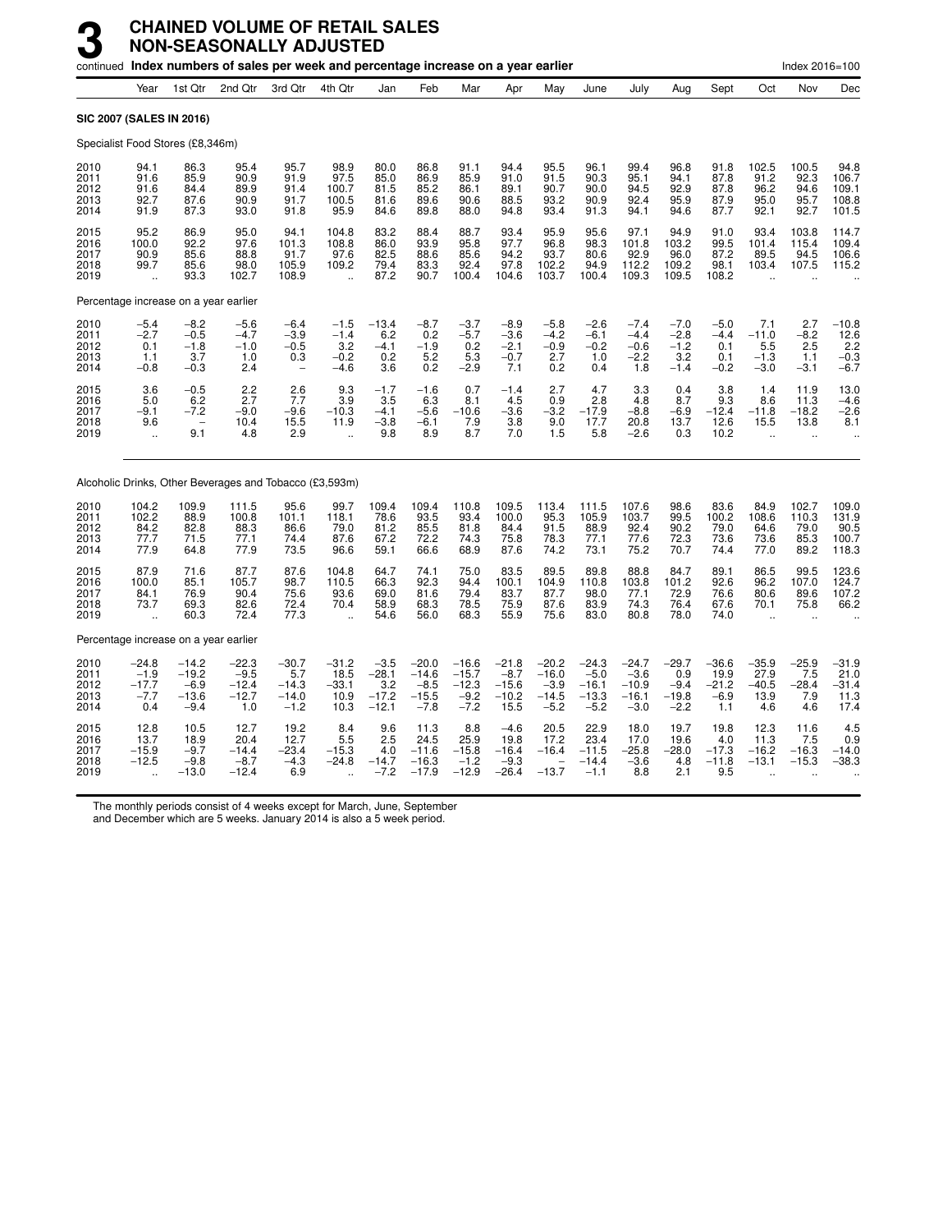# 3 CHAINED VOLUME OF RETAIL SALES NON-SEASONALLY ADJUSTED

continued **Index numbers of sales per week and percentage increase on a year earlier** Index 2016=100

| | Year | 1st Qtr | 2nd Qtr | 3rd Qtr | 4th Qtr | Jan | Feb | Mar | Apr | May | June | July | Aug | Sept | Oct | Nov | Dec |
|---|---|---|---|---|---|---|---|---|---|---|---|---|---|---|---|---|---|
| **SIC 2007 (SALES IN 2016)** | | | | | | | | | | | | | | | | | |
| Specialist Food Stores (£8,346m) | | | | | | | | | | | | | | | | | |
| 2010 | 94.1 | 86.3 | 95.4 | 95.7 | 98.9 | 80.0 | 86.8 | 91.1 | 94.4 | 95.5 | 96.1 | 99.4 | 96.8 | 91.8 | 102.5 | 100.5 | 94.8 |
| 2011 | 91.6 | 85.9 | 90.9 | 91.9 | 97.5 | 85.0 | 86.9 | 85.9 | 91.0 | 91.5 | 90.3 | 95.1 | 94.1 | 87.8 | 91.2 | 92.3 | 106.7 |
| 2012 | 91.6 | 84.4 | 89.9 | 91.4 | 100.7 | 81.5 | 85.2 | 86.1 | 89.1 | 90.7 | 90.0 | 94.5 | 92.9 | 87.8 | 96.2 | 94.6 | 109.1 |
| 2013 | 92.7 | 87.6 | 90.9 | 91.7 | 100.5 | 81.6 | 89.6 | 90.6 | 88.5 | 93.2 | 90.9 | 92.4 | 95.9 | 87.9 | 95.0 | 95.7 | 108.8 |
| 2014 | 91.9 | 87.3 | 93.0 | 91.8 | 95.9 | 84.6 | 89.8 | 88.0 | 94.8 | 93.4 | 91.3 | 94.1 | 94.6 | 87.7 | 92.1 | 92.7 | 101.5 |
| 2015 | 95.2 | 86.9 | 95.0 | 94.1 | 104.8 | 83.2 | 88.4 | 88.7 | 93.4 | 95.9 | 95.6 | 97.1 | 94.9 | 91.0 | 93.4 | 103.8 | 114.7 |
| 2016 | 100.0 | 92.2 | 97.6 | 101.3 | 108.8 | 86.0 | 93.9 | 95.8 | 97.7 | 96.8 | 98.3 | 101.8 | 103.2 | 99.5 | 101.4 | 115.4 | 109.4 |
| 2017 | 90.9 | 85.6 | 88.8 | 91.7 | 97.6 | 82.5 | 88.6 | 85.6 | 94.2 | 93.7 | 80.6 | 92.9 | 96.0 | 87.2 | 89.5 | 94.5 | 106.6 |
| 2018 | 99.7 | 85.6 | 98.0 | 105.9 | 109.2 | 79.4 | 83.3 | 92.4 | 97.8 | 102.2 | 94.9 | 112.2 | 109.2 | 98.1 | 103.4 | 107.5 | 115.2 |
| 2019 | .. | 93.3 | 102.7 | 108.9 | .. | 87.2 | 90.7 | 100.4 | 104.6 | 103.7 | 100.4 | 109.3 | 109.5 | 108.2 | .. | .. | .. |
| Percentage increase on a year earlier | | | | | | | | | | | | | | | | | |
| 2010 | −5.4 | −8.2 | −5.6 | −6.4 | −1.5 | −13.4 | −8.7 | −3.7 | −8.9 | −5.8 | −2.6 | −7.4 | −7.0 | −5.0 | 7.1 | 2.7 | −10.8 |
| 2011 | −2.7 | −0.5 | −4.7 | −3.9 | −1.4 | 6.2 | 0.2 | −5.7 | −3.6 | −4.2 | −6.1 | −4.4 | −2.8 | −4.4 | −11.0 | −8.2 | 12.6 |
| 2012 | 0.1 | −1.8 | −1.0 | −0.5 | 3.2 | −4.1 | −1.9 | 0.2 | −2.1 | −0.9 | −0.2 | −0.6 | −1.2 | 0.1 | 5.5 | 2.5 | 2.2 |
| 2013 | 1.1 | 3.7 | 1.0 | 0.3 | −0.2 | 0.2 | 5.2 | 5.3 | −0.7 | 2.7 | 1.0 | −2.2 | 3.2 | 0.1 | −1.3 | 1.1 | −0.3 |
| 2014 | −0.8 | −0.3 | 2.4 | – | −4.6 | 3.6 | 0.2 | −2.9 | 7.1 | 0.2 | 0.4 | 1.8 | −1.4 | −0.2 | −3.0 | −3.1 | −6.7 |
| 2015 | 3.6 | −0.5 | 2.2 | 2.6 | 9.3 | −1.7 | −1.6 | 0.7 | −1.4 | 2.7 | 4.7 | 3.3 | 0.4 | 3.8 | 1.4 | 11.9 | 13.0 |
| 2016 | 5.0 | 6.2 | 2.7 | 7.7 | 3.9 | 3.5 | 6.3 | 8.1 | 4.5 | 0.9 | 2.8 | 4.8 | 8.7 | 9.3 | 8.6 | 11.3 | −4.6 |
| 2017 | −9.1 | −7.2 | −9.0 | −9.6 | −10.3 | −4.1 | −5.6 | −10.6 | −3.6 | −3.2 | −17.9 | −8.8 | −6.9 | −12.4 | −11.8 | −18.2 | −2.6 |
| 2018 | 9.6 | – | 10.4 | 15.5 | 11.9 | −3.8 | −6.1 | 7.9 | 3.8 | 9.0 | 17.7 | 20.8 | 13.7 | 12.6 | 15.5 | 13.8 | 8.1 |
| 2019 | .. | 9.1 | 4.8 | 2.9 | .. | 9.8 | 8.9 | 8.7 | 7.0 | 1.5 | 5.8 | −2.6 | 0.3 | 10.2 | .. | .. | .. |
| Alcoholic Drinks, Other Beverages and Tobacco (£3,593m) | | | | | | | | | | | | | | | | | |
| 2010 | 104.2 | 109.9 | 111.5 | 95.6 | 99.7 | 109.4 | 109.4 | 110.8 | 109.5 | 113.4 | 111.5 | 107.6 | 98.6 | 83.6 | 84.9 | 102.7 | 109.0 |
| 2011 | 102.2 | 88.9 | 100.8 | 101.1 | 118.1 | 78.6 | 93.5 | 93.4 | 100.0 | 95.3 | 105.9 | 103.7 | 99.5 | 100.2 | 108.6 | 110.3 | 131.9 |
| 2012 | 84.2 | 82.8 | 88.3 | 86.6 | 79.0 | 81.2 | 85.5 | 81.8 | 84.4 | 91.5 | 88.9 | 92.4 | 90.2 | 79.0 | 64.6 | 79.0 | 90.5 |
| 2013 | 77.7 | 71.5 | 77.1 | 74.4 | 87.6 | 67.2 | 72.2 | 74.3 | 75.8 | 78.3 | 77.1 | 77.6 | 72.3 | 73.6 | 73.6 | 85.3 | 100.7 |
| 2014 | 77.9 | 64.8 | 77.9 | 73.5 | 96.6 | 59.1 | 66.6 | 68.9 | 87.6 | 74.2 | 73.1 | 75.2 | 70.7 | 74.4 | 77.0 | 89.2 | 118.3 |
| 2015 | 87.9 | 71.6 | 87.7 | 87.6 | 104.8 | 64.7 | 74.1 | 75.0 | 83.5 | 89.5 | 89.8 | 88.8 | 84.7 | 89.1 | 86.5 | 99.5 | 123.6 |
| 2016 | 100.0 | 85.1 | 105.7 | 98.7 | 110.5 | 66.3 | 92.3 | 94.4 | 100.1 | 104.9 | 110.8 | 103.8 | 101.2 | 92.6 | 96.2 | 107.0 | 124.7 |
| 2017 | 84.1 | 76.9 | 90.4 | 75.6 | 93.6 | 69.0 | 81.6 | 79.4 | 83.7 | 87.7 | 98.0 | 77.1 | 72.9 | 76.6 | 80.6 | 89.6 | 107.2 |
| 2018 | 73.7 | 69.3 | 82.6 | 72.4 | 70.4 | 58.9 | 68.3 | 78.5 | 75.9 | 87.6 | 83.9 | 74.3 | 76.4 | 67.6 | 70.1 | 75.8 | 66.2 |
| 2019 | .. | 60.3 | 72.4 | 77.3 | .. | 54.6 | 56.0 | 68.3 | 55.9 | 75.6 | 83.0 | 80.8 | 78.0 | 74.0 | .. | .. | .. |
| Percentage increase on a year earlier | | | | | | | | | | | | | | | | | |
| 2010 | −24.8 | −14.2 | −22.3 | −30.7 | −31.2 | −3.5 | −20.0 | −16.6 | −21.8 | −20.2 | −24.3 | −24.7 | −29.7 | −36.6 | −35.9 | −25.9 | −31.9 |
| 2011 | −1.9 | −19.2 | −9.5 | 5.7 | 18.5 | −28.1 | −14.6 | −15.7 | −8.7 | −16.0 | −5.0 | −3.6 | 0.9 | 19.9 | 27.9 | 7.5 | 21.0 |
| 2012 | −17.7 | −6.9 | −12.4 | −14.3 | −33.1 | 3.2 | −8.5 | −12.3 | −15.6 | −3.9 | −16.1 | −10.9 | −9.4 | −21.2 | −40.5 | −28.4 | −31.4 |
| 2013 | −7.7 | −13.6 | −12.7 | −14.0 | 10.9 | −17.2 | −15.5 | −9.2 | −10.2 | −14.5 | −13.3 | −16.1 | −19.8 | −6.9 | 13.9 | 7.9 | 11.3 |
| 2014 | 0.4 | −9.4 | 1.0 | −1.2 | 10.3 | −12.1 | −7.8 | −7.2 | 15.5 | −5.2 | −5.2 | −3.0 | −2.2 | 1.1 | 4.6 | 4.6 | 17.4 |
| 2015 | 12.8 | 10.5 | 12.7 | 19.2 | 8.4 | 9.6 | 11.3 | 8.8 | −4.6 | 20.5 | 22.9 | 18.0 | 19.7 | 19.8 | 12.3 | 11.6 | 4.5 |
| 2016 | 13.7 | 18.9 | 20.4 | 12.7 | 5.5 | 2.5 | 24.5 | 25.9 | 19.8 | 17.2 | 23.4 | 17.0 | 19.6 | 4.0 | 11.3 | 7.5 | 0.9 |
| 2017 | −15.9 | −9.7 | −14.4 | −23.4 | −15.3 | 4.0 | −11.6 | −15.8 | −16.4 | −16.4 | −11.5 | −25.8 | −28.0 | −17.3 | −16.2 | −16.3 | −14.0 |
| 2018 | −12.5 | −9.8 | −8.7 | −4.3 | −24.8 | −14.7 | −16.3 | −1.2 | −9.3 | – | −14.4 | −3.6 | 4.8 | −11.8 | −13.1 | −15.3 | −38.3 |
| 2019 | .. | −13.0 | −12.4 | 6.9 | .. | −7.2 | −17.9 | −12.9 | −26.4 | −13.7 | −1.1 | 8.8 | 2.1 | 9.5 | .. | .. | .. |

The monthly periods consist of 4 weeks except for March, June, September and December which are 5 weeks. January 2014 is also a 5 week period.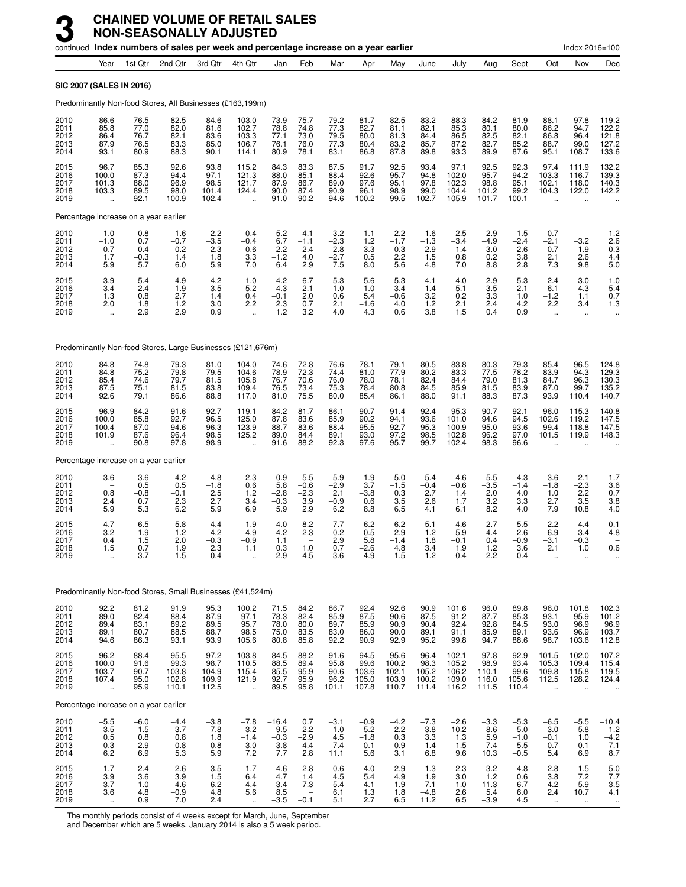# 3 CHAINED VOLUME OF RETAIL SALES NON-SEASONALLY ADJUSTED

continued **Index numbers of sales per week and percentage increase on a year earlier** Index 2016=100

| | Year | 1st Qtr | 2nd Qtr | 3rd Qtr | 4th Qtr | Jan | Feb | Mar | Apr | May | June | July | Aug | Sept | Oct | Nov | Dec |
|---|---|---|---|---|---|---|---|---|---|---|---|---|---|---|---|---|---|
| **SIC 2007 (SALES IN 2016)** | | | | | | | | | | | | | | | | | |
| Predominantly Non-food Stores, All Businesses (£163,199m) | | | | | | | | | | | | | | | | | |
| 2010 | 86.6 | 76.5 | 82.5 | 84.6 | 103.0 | 73.9 | 75.7 | 79.2 | 81.7 | 82.5 | 83.2 | 88.3 | 84.2 | 81.9 | 88.1 | 97.8 | 119.2 |
| 2011 | 85.8 | 77.0 | 82.0 | 81.6 | 102.7 | 78.8 | 74.8 | 77.3 | 82.7 | 81.1 | 82.1 | 85.3 | 80.1 | 80.0 | 86.2 | 94.7 | 122.2 |
| 2012 | 86.4 | 76.7 | 82.1 | 83.6 | 103.3 | 77.1 | 73.0 | 79.5 | 80.0 | 81.3 | 84.4 | 86.5 | 82.5 | 82.1 | 86.8 | 96.4 | 121.8 |
| 2013 | 87.9 | 76.5 | 83.3 | 85.0 | 106.7 | 76.1 | 76.0 | 77.3 | 80.4 | 83.2 | 85.7 | 87.2 | 82.7 | 85.2 | 88.7 | 99.0 | 127.2 |
| 2014 | 93.1 | 80.9 | 88.3 | 90.1 | 114.1 | 80.9 | 78.1 | 83.1 | 86.8 | 87.8 | 89.8 | 93.3 | 89.9 | 87.6 | 95.1 | 108.7 | 133.6 |
| 2015 | 96.7 | 85.3 | 92.6 | 93.8 | 115.2 | 84.3 | 83.3 | 87.5 | 91.7 | 92.5 | 93.4 | 97.1 | 92.5 | 92.3 | 97.4 | 111.9 | 132.2 |
| 2016 | 100.0 | 87.3 | 94.4 | 97.1 | 121.3 | 88.0 | 85.1 | 88.4 | 92.6 | 95.7 | 94.8 | 102.0 | 95.7 | 94.2 | 103.3 | 116.7 | 139.3 |
| 2017 | 101.3 | 88.0 | 96.9 | 98.5 | 121.7 | 87.9 | 86.7 | 89.0 | 97.6 | 95.1 | 97.8 | 102.3 | 98.8 | 95.1 | 102.1 | 118.0 | 140.3 |
| 2018 | 103.3 | 89.5 | 98.0 | 101.4 | 124.4 | 90.0 | 87.4 | 90.9 | 96.1 | 98.9 | 99.0 | 104.4 | 101.2 | 99.2 | 104.3 | 122.0 | 142.2 |
| 2019 | .. | 92.1 | 100.9 | 102.4 | .. | 91.0 | 90.2 | 94.6 | 100.2 | 99.5 | 102.7 | 105.9 | 101.7 | 100.1 | .. | .. | .. |
| Percentage increase on a year earlier | | | | | | | | | | | | | | | | | |
| 2010 | 1.0 | 0.8 | 1.6 | 2.2 | −0.4 | −5.2 | 4.1 | 3.2 | 1.1 | 2.2 | 1.6 | 2.5 | 2.9 | 1.5 | 0.7 | – | −1.2 |
| 2011 | −1.0 | 0.7 | −0.7 | −3.5 | −0.4 | 6.7 | −1.1 | −2.3 | 1.2 | −1.7 | −1.3 | −3.4 | −4.9 | −2.4 | −2.1 | −3.2 | 2.6 |
| 2012 | 0.7 | −0.4 | 0.2 | 2.3 | 0.6 | −2.2 | −2.4 | 2.8 | −3.3 | 0.3 | 2.9 | 1.4 | 3.0 | 2.6 | 0.7 | 1.9 | −0.3 |
| 2013 | 1.7 | −0.3 | 1.4 | 1.8 | 3.3 | −1.2 | 4.0 | −2.7 | 0.5 | 2.2 | 1.5 | 0.8 | 0.2 | 3.8 | 2.1 | 2.6 | 4.4 |
| 2014 | 5.9 | 5.7 | 6.0 | 5.9 | 7.0 | 6.4 | 2.9 | 7.5 | 8.0 | 5.6 | 4.8 | 7.0 | 8.8 | 2.8 | 7.3 | 9.8 | 5.0 |
| 2015 | 3.9 | 5.4 | 4.9 | 4.2 | 1.0 | 4.2 | 6.7 | 5.3 | 5.6 | 5.3 | 4.1 | 4.0 | 2.9 | 5.3 | 2.4 | 3.0 | −1.0 |
| 2016 | 3.4 | 2.4 | 1.9 | 3.5 | 5.2 | 4.3 | 2.1 | 1.0 | 1.0 | 3.4 | 1.4 | 5.1 | 3.5 | 2.1 | 6.1 | 4.3 | 5.4 |
| 2017 | 1.3 | 0.8 | 2.7 | 1.4 | 0.4 | −0.1 | 2.0 | 0.6 | 5.4 | −0.6 | 3.2 | 0.2 | 3.3 | 1.0 | −1.2 | 1.1 | 0.7 |
| 2018 | 2.0 | 1.8 | 1.2 | 3.0 | 2.2 | 2.3 | 0.7 | 2.1 | −1.6 | 4.0 | 1.2 | 2.1 | 2.4 | 4.2 | 2.2 | 3.4 | 1.3 |
| 2019 | .. | 2.9 | 2.9 | 0.9 | .. | 1.2 | 3.2 | 4.0 | 4.3 | 0.6 | 3.8 | 1.5 | 0.4 | 0.9 | .. | .. | .. |
| Predominantly Non-food Stores, Large Businesses (£121,676m) | | | | | | | | | | | | | | | | | |
| 2010 | 84.8 | 74.8 | 79.3 | 81.0 | 104.0 | 74.6 | 72.8 | 76.6 | 78.1 | 79.1 | 80.5 | 83.8 | 80.3 | 79.3 | 85.4 | 96.5 | 124.8 |
| 2011 | 84.8 | 75.2 | 79.8 | 79.5 | 104.6 | 78.9 | 72.3 | 74.4 | 81.0 | 77.9 | 80.2 | 83.3 | 77.5 | 78.2 | 83.9 | 94.3 | 129.3 |
| 2012 | 85.4 | 74.6 | 79.7 | 81.5 | 105.8 | 76.7 | 70.6 | 76.0 | 78.0 | 78.1 | 82.4 | 84.4 | 79.0 | 81.3 | 84.7 | 96.3 | 130.3 |
| 2013 | 87.5 | 75.1 | 81.5 | 83.8 | 109.4 | 76.5 | 73.4 | 75.3 | 78.4 | 80.8 | 84.5 | 85.9 | 81.5 | 83.9 | 87.0 | 99.7 | 135.2 |
| 2014 | 92.6 | 79.1 | 86.6 | 88.8 | 117.0 | 81.0 | 75.5 | 80.0 | 85.4 | 86.1 | 88.0 | 91.1 | 88.3 | 87.3 | 93.9 | 110.4 | 140.7 |
| 2015 | 96.9 | 84.2 | 91.6 | 92.7 | 119.1 | 84.2 | 81.7 | 86.1 | 90.7 | 91.4 | 92.4 | 95.3 | 90.7 | 92.1 | 96.0 | 115.3 | 140.8 |
| 2016 | 100.0 | 85.8 | 92.7 | 96.5 | 125.0 | 87.8 | 83.6 | 85.9 | 90.2 | 94.1 | 93.6 | 101.0 | 94.6 | 94.5 | 102.6 | 119.2 | 147.5 |
| 2017 | 100.4 | 87.0 | 94.6 | 96.3 | 123.9 | 88.7 | 83.6 | 88.4 | 95.5 | 92.7 | 95.3 | 100.9 | 95.0 | 93.6 | 99.4 | 118.8 | 147.5 |
| 2018 | 101.9 | 87.6 | 96.4 | 98.5 | 125.2 | 89.0 | 84.4 | 89.1 | 93.0 | 97.2 | 98.5 | 102.8 | 96.2 | 97.0 | 101.5 | 119.9 | 148.3 |
| 2019 | .. | 90.8 | 97.8 | 98.9 | .. | 91.6 | 88.2 | 92.3 | 97.6 | 95.7 | 99.7 | 102.4 | 98.3 | 96.6 | .. | .. | .. |
| Percentage increase on a year earlier | | | | | | | | | | | | | | | | | |
| 2010 | 3.6 | 3.6 | 4.2 | 4.8 | 2.3 | −0.9 | 5.5 | 5.9 | 1.9 | 5.0 | 5.4 | 4.6 | 5.5 | 4.3 | 3.6 | 2.1 | 1.7 |
| 2011 | – | 0.5 | 0.5 | −1.8 | 0.6 | 5.8 | −0.6 | −2.9 | 3.7 | −1.5 | −0.4 | −0.6 | −3.5 | −1.4 | −1.8 | −2.3 | 3.6 |
| 2012 | 0.8 | −0.8 | −0.1 | 2.5 | 1.2 | −2.8 | −2.3 | 2.1 | −3.8 | 0.3 | 2.7 | 1.4 | 2.0 | 4.0 | 1.0 | 2.2 | 0.7 |
| 2013 | 2.4 | 0.7 | 2.3 | 2.7 | 3.4 | −0.3 | 3.9 | −0.9 | 0.6 | 3.5 | 2.6 | 1.7 | 3.2 | 3.3 | 2.7 | 3.5 | 3.8 |
| 2014 | 5.9 | 5.3 | 6.2 | 5.9 | 6.9 | 5.9 | 2.9 | 6.2 | 8.8 | 6.5 | 4.1 | 6.1 | 8.2 | 4.0 | 7.9 | 10.8 | 4.0 |
| 2015 | 4.7 | 6.5 | 5.8 | 4.4 | 1.9 | 4.0 | 8.2 | 7.7 | 6.2 | 6.2 | 5.1 | 4.6 | 2.7 | 5.5 | 2.2 | 4.4 | 0.1 |
| 2016 | 3.2 | 1.9 | 1.2 | 4.2 | 4.9 | 4.2 | 2.3 | −0.2 | −0.5 | 2.9 | 1.2 | 5.9 | 4.4 | 2.6 | 6.9 | 3.4 | 4.8 |
| 2017 | 0.4 | 1.5 | 2.0 | −0.3 | −0.9 | 1.1 | – | 2.9 | 5.8 | −1.4 | 1.8 | −0.1 | 0.4 | −0.9 | −3.1 | −0.3 | – |
| 2018 | 1.5 | 0.7 | 1.9 | 2.3 | 1.1 | 0.3 | 1.0 | 0.7 | −2.6 | 4.8 | 3.4 | 1.9 | 1.2 | 3.6 | 2.1 | 1.0 | 0.6 |
| 2019 | .. | 3.7 | 1.5 | 0.4 | .. | 2.9 | 4.5 | 3.6 | 4.9 | −1.5 | 1.2 | −0.4 | 2.2 | −0.4 | .. | .. | .. |
| Predominantly Non-food Stores, Small Businesses (£41,524m) | | | | | | | | | | | | | | | | | |
| 2010 | 92.2 | 81.2 | 91.9 | 95.3 | 100.2 | 71.5 | 84.2 | 86.7 | 92.4 | 92.6 | 90.9 | 101.6 | 96.0 | 89.8 | 96.0 | 101.8 | 102.3 |
| 2011 | 89.0 | 82.4 | 88.4 | 87.9 | 97.1 | 78.3 | 82.4 | 85.9 | 87.5 | 90.6 | 87.5 | 91.2 | 87.7 | 85.3 | 93.1 | 95.9 | 101.2 |
| 2012 | 89.4 | 83.1 | 89.2 | 89.5 | 95.7 | 78.0 | 80.0 | 89.7 | 85.9 | 90.9 | 90.4 | 92.4 | 92.8 | 84.5 | 93.0 | 96.9 | 96.9 |
| 2013 | 89.1 | 80.7 | 88.5 | 88.7 | 98.5 | 75.0 | 83.5 | 83.0 | 86.0 | 90.0 | 89.1 | 91.1 | 85.9 | 89.1 | 93.6 | 96.9 | 103.7 |
| 2014 | 94.6 | 86.3 | 93.1 | 93.9 | 105.6 | 80.8 | 85.8 | 92.2 | 90.9 | 92.9 | 95.2 | 99.8 | 94.7 | 88.6 | 98.7 | 103.6 | 112.8 |
| 2015 | 96.2 | 88.4 | 95.5 | 97.2 | 103.8 | 84.5 | 88.2 | 91.6 | 94.5 | 95.6 | 96.4 | 102.1 | 97.8 | 92.9 | 101.5 | 102.0 | 107.2 |
| 2016 | 100.0 | 91.6 | 99.3 | 98.7 | 110.5 | 88.5 | 89.4 | 95.8 | 99.6 | 100.2 | 98.3 | 105.2 | 98.9 | 93.4 | 105.3 | 109.4 | 115.4 |
| 2017 | 103.7 | 90.7 | 103.8 | 104.9 | 115.4 | 85.5 | 95.9 | 90.6 | 103.6 | 102.1 | 105.2 | 106.2 | 110.1 | 99.6 | 109.8 | 115.8 | 119.5 |
| 2018 | 107.4 | 95.0 | 102.8 | 109.9 | 121.9 | 92.7 | 95.9 | 96.2 | 105.0 | 103.9 | 100.2 | 109.0 | 116.0 | 105.6 | 112.5 | 128.2 | 124.4 |
| 2019 | .. | 95.9 | 110.1 | 112.5 | .. | 89.5 | 95.8 | 101.1 | 107.8 | 110.7 | 111.4 | 116.2 | 111.5 | 110.4 | .. | .. | .. |
| Percentage increase on a year earlier | | | | | | | | | | | | | | | | | |
| 2010 | −5.5 | −6.0 | −4.4 | −3.8 | −7.8 | −16.4 | 0.7 | −3.1 | −0.9 | −4.2 | −7.3 | −2.6 | −3.3 | −5.3 | −6.5 | −5.5 | −10.4 |
| 2011 | −3.5 | 1.5 | −3.7 | −7.8 | −3.2 | 9.5 | −2.2 | −1.0 | −5.2 | −2.2 | −3.8 | −10.2 | −8.6 | −5.0 | −3.0 | −5.8 | −1.2 |
| 2012 | 0.5 | 0.8 | 0.8 | 1.8 | −1.4 | −0.3 | −2.9 | 4.5 | −1.8 | 0.3 | 3.3 | 1.3 | 5.9 | −1.0 | −0.1 | 1.0 | −4.2 |
| 2013 | −0.3 | −2.9 | −0.8 | −0.8 | 3.0 | −3.8 | 4.4 | −7.4 | 0.1 | −0.9 | −1.4 | −1.5 | −7.4 | 5.5 | 0.7 | 0.1 | 7.1 |
| 2014 | 6.2 | 6.9 | 5.3 | 5.9 | 7.2 | 7.7 | 2.8 | 11.1 | 5.6 | 3.1 | 6.8 | 9.6 | 10.3 | −0.5 | 5.4 | 6.9 | 8.7 |
| 2015 | 1.7 | 2.4 | 2.6 | 3.5 | −1.7 | 4.6 | 2.8 | −0.6 | 4.0 | 2.9 | 1.3 | 2.3 | 3.2 | 4.8 | 2.8 | −1.5 | −5.0 |
| 2016 | 3.9 | 3.6 | 3.9 | 1.5 | 6.4 | 4.7 | 1.4 | 4.5 | 5.4 | 4.9 | 1.9 | 3.0 | 1.2 | 0.6 | 3.8 | 7.2 | 7.7 |
| 2017 | 3.7 | −1.0 | 4.6 | 6.2 | 4.4 | −3.4 | 7.3 | −5.4 | 4.1 | 1.9 | 7.1 | 1.0 | 11.3 | 6.7 | 4.2 | 5.9 | 3.5 |
| 2018 | 3.6 | 4.8 | −0.9 | 4.8 | 5.6 | 8.5 | – | 6.1 | 1.3 | 1.8 | −4.8 | 2.6 | 5.4 | 6.0 | 2.4 | 10.7 | 4.1 |
| 2019 | .. | 0.9 | 7.0 | 2.4 | .. | −3.5 | −0.1 | 5.1 | 2.7 | 6.5 | 11.2 | 6.5 | −3.9 | 4.5 | .. | .. | .. |

The monthly periods consist of 4 weeks except for March, June, September and December which are 5 weeks. January 2014 is also a 5 week period.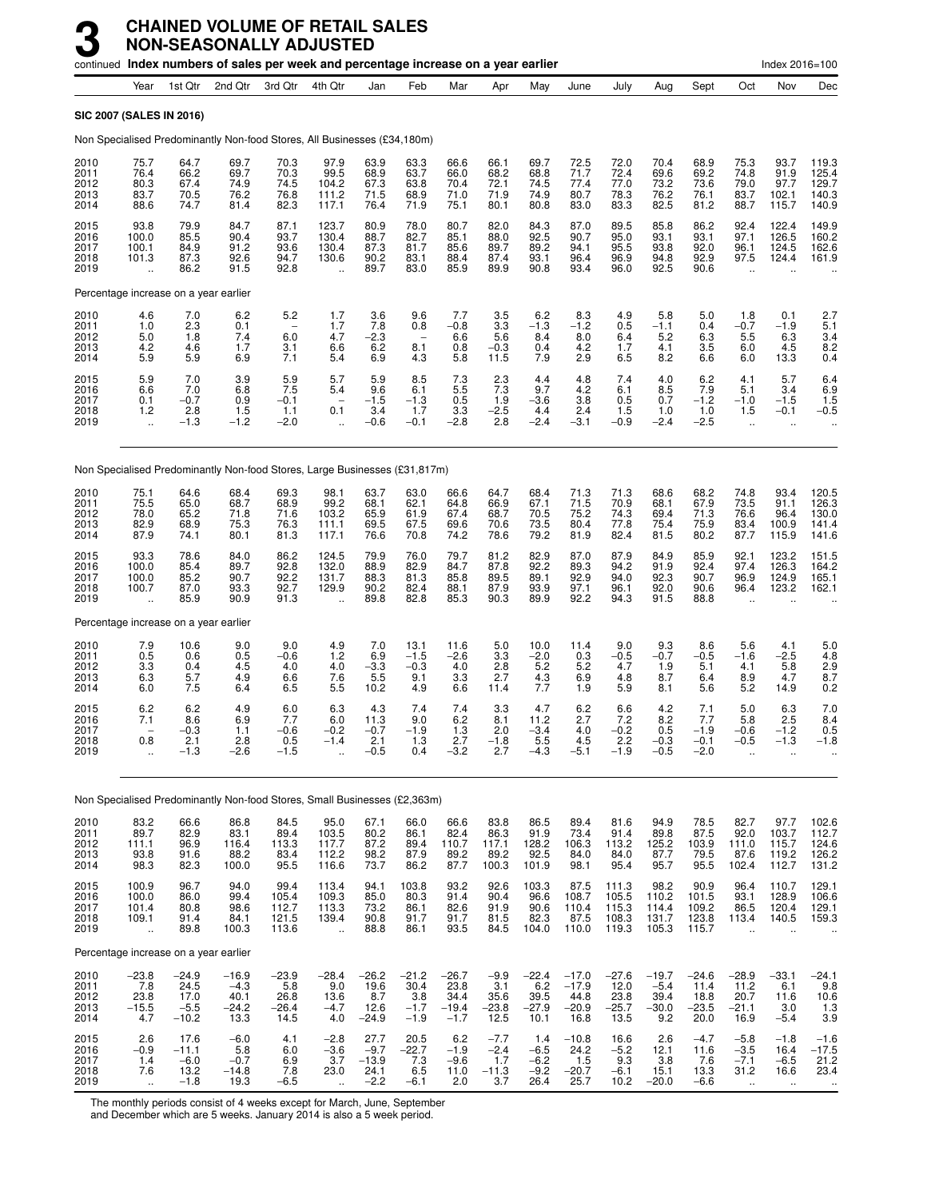# 3 CHAINED VOLUME OF RETAIL SALES NON-SEASONALLY ADJUSTED

continued **Index numbers of sales per week and percentage increase on a year earlier** Index 2016=100

| | Year | 1st Qtr | 2nd Qtr | 3rd Qtr | 4th Qtr | Jan | Feb | Mar | Apr | May | June | July | Aug | Sept | Oct | Nov | Dec |
|---|---|---|---|---|---|---|---|---|---|---|---|---|---|---|---|---|---|
| **SIC 2007 (SALES IN 2016)** | | | | | | | | | | | | | | | | | |
| Non Specialised Predominantly Non-food Stores, All Businesses (£34,180m) | | | | | | | | | | | | | | | | | |
| 2010 | 75.7 | 64.7 | 69.7 | 70.3 | 97.9 | 63.9 | 63.3 | 66.6 | 66.1 | 69.7 | 72.5 | 72.0 | 70.4 | 68.9 | 75.3 | 93.7 | 119.3 |
| 2011 | 76.4 | 66.2 | 69.7 | 70.3 | 99.5 | 68.9 | 63.7 | 66.0 | 68.2 | 68.8 | 71.7 | 72.4 | 69.6 | 69.2 | 74.8 | 91.9 | 125.4 |
| 2012 | 80.3 | 67.4 | 74.9 | 74.5 | 104.2 | 67.3 | 63.8 | 70.4 | 72.1 | 74.5 | 77.4 | 77.0 | 73.2 | 73.6 | 79.0 | 97.7 | 129.7 |
| 2013 | 83.7 | 70.5 | 76.2 | 76.8 | 111.2 | 71.5 | 68.9 | 71.0 | 71.9 | 74.9 | 80.7 | 78.3 | 76.2 | 76.1 | 83.7 | 102.1 | 140.3 |
| 2014 | 88.6 | 74.7 | 81.4 | 82.3 | 117.1 | 76.4 | 71.9 | 75.1 | 80.1 | 80.8 | 83.0 | 83.3 | 82.5 | 81.2 | 88.7 | 115.7 | 140.9 |
| 2015 | 93.8 | 79.9 | 84.7 | 87.1 | 123.7 | 80.9 | 78.0 | 80.7 | 82.0 | 84.3 | 87.0 | 89.5 | 85.8 | 86.2 | 92.4 | 122.4 | 149.9 |
| 2016 | 100.0 | 85.5 | 90.4 | 93.7 | 130.4 | 88.7 | 82.7 | 85.1 | 88.0 | 92.5 | 90.7 | 95.0 | 93.1 | 93.1 | 97.1 | 126.5 | 160.2 |
| 2017 | 100.1 | 84.9 | 91.2 | 93.6 | 130.4 | 87.3 | 81.7 | 85.6 | 89.7 | 89.2 | 94.1 | 95.5 | 93.8 | 92.0 | 96.1 | 124.5 | 162.6 |
| 2018 | 101.3 | 87.3 | 92.6 | 94.7 | 130.6 | 90.2 | 83.1 | 88.4 | 87.4 | 93.1 | 96.4 | 96.9 | 94.8 | 92.9 | 97.5 | 124.4 | 161.9 |
| 2019 | .. | 86.2 | 91.5 | 92.8 | .. | 89.7 | 83.0 | 85.9 | 89.9 | 90.8 | 93.4 | 96.0 | 92.5 | 90.6 | .. | .. | .. |
| Percentage increase on a year earlier | | | | | | | | | | | | | | | | | |
| 2010 | 4.6 | 7.0 | 6.2 | 5.2 | 1.7 | 3.6 | 9.6 | 7.7 | 3.5 | 6.2 | 8.3 | 4.9 | 5.8 | 5.0 | 1.8 | 0.1 | 2.7 |
| 2011 | 1.0 | 2.3 | 0.1 | – | 1.7 | 7.8 | 0.8 | −0.8 | 3.3 | −1.3 | −1.2 | 0.5 | −1.1 | 0.4 | −0.7 | −1.9 | 5.1 |
| 2012 | 5.0 | 1.8 | 7.4 | 6.0 | 4.7 | −2.3 | – | 6.6 | 5.6 | 8.4 | 8.0 | 6.4 | 5.2 | 6.3 | 5.5 | 6.3 | 3.4 |
| 2013 | 4.2 | 4.6 | 1.7 | 3.1 | 6.6 | 6.2 | 8.1 | 0.8 | −0.3 | 0.4 | 4.2 | 1.7 | 4.1 | 3.5 | 6.0 | 4.5 | 8.2 |
| 2014 | 5.9 | 5.9 | 6.9 | 7.1 | 5.4 | 6.9 | 4.3 | 5.8 | 11.5 | 7.9 | 2.9 | 6.5 | 8.2 | 6.6 | 6.0 | 13.3 | 0.4 |
| 2015 | 5.9 | 7.0 | 3.9 | 5.9 | 5.7 | 5.9 | 8.5 | 7.3 | 2.3 | 4.4 | 4.8 | 7.4 | 4.0 | 6.2 | 4.1 | 5.7 | 6.4 |
| 2016 | 6.6 | 7.0 | 6.8 | 7.5 | 5.4 | 9.6 | 6.1 | 5.5 | 7.3 | 9.7 | 4.2 | 6.1 | 8.5 | 7.9 | 5.1 | 3.4 | 6.9 |
| 2017 | 0.1 | −0.7 | 0.9 | −0.1 | – | −1.5 | −1.3 | 0.5 | 1.9 | −3.6 | 3.8 | 0.5 | 0.7 | −1.2 | −1.0 | −1.5 | 1.5 |
| 2018 | 1.2 | 2.8 | 1.5 | 1.1 | 0.1 | 3.4 | 1.7 | 3.3 | −2.5 | 4.4 | 2.4 | 1.5 | 1.0 | 1.0 | 1.5 | −0.1 | −0.5 |
| 2019 | .. | −1.3 | −1.2 | −2.0 | .. | −0.6 | −0.1 | −2.8 | 2.8 | −2.4 | −3.1 | −0.9 | −2.4 | −2.5 | .. | .. | .. |
| Non Specialised Predominantly Non-food Stores, Large Businesses (£31,817m) | | | | | | | | | | | | | | | | | |
| 2010 | 75.1 | 64.6 | 68.4 | 69.3 | 98.1 | 63.7 | 63.0 | 66.6 | 64.7 | 68.4 | 71.3 | 71.3 | 68.6 | 68.2 | 74.8 | 93.4 | 120.5 |
| 2011 | 75.5 | 65.0 | 68.7 | 68.9 | 99.2 | 68.1 | 62.1 | 64.8 | 66.9 | 67.1 | 71.5 | 70.9 | 68.1 | 67.9 | 73.5 | 91.1 | 126.3 |
| 2012 | 78.0 | 65.2 | 71.8 | 71.6 | 103.2 | 65.9 | 61.9 | 67.4 | 68.7 | 70.5 | 75.2 | 74.3 | 69.4 | 71.3 | 76.6 | 96.4 | 130.0 |
| 2013 | 82.9 | 68.9 | 75.3 | 76.3 | 111.1 | 69.5 | 67.5 | 69.6 | 70.6 | 73.5 | 80.4 | 77.8 | 75.4 | 75.9 | 83.4 | 100.9 | 141.4 |
| 2014 | 87.9 | 74.1 | 80.1 | 81.3 | 117.1 | 76.6 | 70.8 | 74.2 | 78.6 | 79.2 | 81.9 | 82.4 | 81.5 | 80.2 | 87.7 | 115.9 | 141.6 |
| 2015 | 93.3 | 78.6 | 84.0 | 86.2 | 124.5 | 79.9 | 76.0 | 79.7 | 81.2 | 82.9 | 87.0 | 87.9 | 84.9 | 85.9 | 92.1 | 123.2 | 151.5 |
| 2016 | 100.0 | 85.4 | 89.7 | 92.8 | 132.0 | 88.9 | 82.9 | 84.7 | 87.8 | 92.2 | 89.3 | 94.2 | 91.9 | 92.4 | 97.4 | 126.3 | 164.2 |
| 2017 | 100.0 | 85.2 | 90.7 | 92.2 | 131.7 | 88.3 | 81.3 | 85.8 | 89.5 | 89.1 | 92.9 | 94.0 | 92.3 | 90.7 | 96.9 | 124.9 | 165.1 |
| 2018 | 100.7 | 87.0 | 93.3 | 92.7 | 129.9 | 90.2 | 82.4 | 88.1 | 87.9 | 93.9 | 97.1 | 96.1 | 92.0 | 90.6 | 96.4 | 123.2 | 162.1 |
| 2019 | .. | 85.9 | 90.9 | 91.3 | .. | 89.8 | 82.8 | 85.3 | 90.3 | 89.9 | 92.2 | 94.3 | 91.5 | 88.8 | .. | .. | .. |
| Percentage increase on a year earlier | | | | | | | | | | | | | | | | | |
| 2010 | 7.9 | 10.6 | 9.0 | 9.0 | 4.9 | 7.0 | 13.1 | 11.6 | 5.0 | 10.0 | 11.4 | 9.0 | 9.3 | 8.6 | 5.6 | 4.1 | 5.0 |
| 2011 | 0.5 | 0.6 | 0.5 | −0.6 | 1.2 | 6.9 | −1.5 | −2.6 | 3.3 | −2.0 | 0.3 | −0.5 | −0.7 | −0.5 | −1.6 | −2.5 | 4.8 |
| 2012 | 3.3 | 0.4 | 4.5 | 4.0 | 4.0 | −3.3 | −0.3 | 4.0 | 2.8 | 5.2 | 5.2 | 4.7 | 1.9 | 5.1 | 4.1 | 5.8 | 2.9 |
| 2013 | 6.3 | 5.7 | 4.9 | 6.6 | 7.6 | 5.5 | 9.1 | 3.3 | 2.7 | 4.3 | 6.9 | 4.8 | 8.7 | 6.4 | 8.9 | 4.7 | 8.7 |
| 2014 | 6.0 | 7.5 | 6.4 | 6.5 | 5.5 | 10.2 | 4.9 | 6.6 | 11.4 | 7.7 | 1.9 | 5.9 | 8.1 | 5.6 | 5.2 | 14.9 | 0.2 |
| 2015 | 6.2 | 6.2 | 4.9 | 6.0 | 6.3 | 4.3 | 7.4 | 7.4 | 3.3 | 4.7 | 6.2 | 6.6 | 4.2 | 7.1 | 5.0 | 6.3 | 7.0 |
| 2016 | 7.1 | 8.6 | 6.9 | 7.7 | 6.0 | 11.3 | 9.0 | 6.2 | 8.1 | 11.2 | 2.7 | 7.2 | 8.2 | 7.7 | 5.8 | 2.5 | 8.4 |
| 2017 | – | −0.3 | 1.1 | −0.6 | −0.2 | −0.7 | −1.9 | 1.3 | 2.0 | −3.4 | 4.0 | −0.2 | 0.5 | −1.9 | −0.6 | −1.2 | 0.5 |
| 2018 | 0.8 | 2.1 | 2.8 | 0.5 | −1.4 | 2.1 | 1.3 | 2.7 | −1.8 | 5.5 | 4.5 | 2.2 | −0.3 | −0.1 | −0.5 | −1.3 | −1.8 |
| 2019 | .. | −1.3 | −2.6 | −1.5 | .. | −0.5 | 0.4 | −3.2 | 2.7 | −4.3 | −5.1 | −1.9 | −0.5 | −2.0 | .. | .. | .. |
| Non Specialised Predominantly Non-food Stores, Small Businesses (£2,363m) | | | | | | | | | | | | | | | | | |
| 2010 | 83.2 | 66.6 | 86.8 | 84.5 | 95.0 | 67.1 | 66.0 | 66.6 | 83.8 | 86.5 | 89.4 | 81.6 | 94.9 | 78.5 | 82.7 | 97.7 | 102.6 |
| 2011 | 89.7 | 82.9 | 83.1 | 89.4 | 103.5 | 80.2 | 86.1 | 82.4 | 86.3 | 91.9 | 73.4 | 91.4 | 89.8 | 87.5 | 92.0 | 103.7 | 112.7 |
| 2012 | 111.1 | 96.9 | 116.4 | 113.3 | 117.7 | 87.2 | 89.4 | 110.7 | 117.1 | 128.2 | 106.3 | 113.2 | 125.2 | 103.9 | 111.0 | 115.7 | 124.6 |
| 2013 | 93.8 | 91.6 | 88.2 | 83.4 | 112.2 | 98.2 | 87.9 | 89.2 | 89.2 | 92.5 | 84.0 | 84.0 | 87.7 | 79.5 | 87.6 | 119.2 | 126.2 |
| 2014 | 98.3 | 82.3 | 100.0 | 95.5 | 116.6 | 73.7 | 86.2 | 87.7 | 100.3 | 101.9 | 98.1 | 95.4 | 95.7 | 95.5 | 102.4 | 112.7 | 131.2 |
| 2015 | 100.9 | 96.7 | 94.0 | 99.4 | 113.4 | 94.1 | 103.8 | 93.2 | 92.6 | 103.3 | 87.5 | 111.3 | 98.2 | 90.9 | 96.4 | 110.7 | 129.1 |
| 2016 | 100.0 | 86.0 | 99.4 | 105.4 | 109.3 | 85.0 | 80.3 | 91.4 | 90.4 | 96.6 | 108.7 | 105.5 | 110.2 | 101.5 | 93.1 | 128.9 | 106.6 |
| 2017 | 101.4 | 80.8 | 98.6 | 112.7 | 113.3 | 73.2 | 86.1 | 82.6 | 91.9 | 90.6 | 110.4 | 115.3 | 114.4 | 109.2 | 86.5 | 120.4 | 129.1 |
| 2018 | 109.1 | 91.4 | 84.1 | 121.5 | 139.4 | 90.8 | 91.7 | 91.7 | 81.5 | 82.3 | 87.5 | 108.3 | 131.7 | 123.8 | 113.4 | 140.5 | 159.3 |
| 2019 | .. | 89.8 | 100.3 | 113.6 | .. | 88.8 | 86.1 | 93.5 | 84.5 | 104.0 | 110.0 | 119.3 | 105.3 | 115.7 | .. | .. | .. |
| Percentage increase on a year earlier | | | | | | | | | | | | | | | | | |
| 2010 | −23.8 | −24.9 | −16.9 | −23.9 | −28.4 | −26.2 | −21.2 | −26.7 | −9.9 | −22.4 | −17.0 | −27.6 | −19.7 | −24.6 | −28.9 | −33.1 | −24.1 |
| 2011 | 7.8 | 24.5 | −4.3 | 5.8 | 9.0 | 19.6 | 30.4 | 23.8 | 3.1 | 6.2 | −17.9 | 12.0 | −5.4 | 11.4 | 11.2 | 6.1 | 9.8 |
| 2012 | 23.8 | 17.0 | 40.1 | 26.8 | 13.6 | 8.7 | 3.8 | 34.4 | 35.6 | 39.5 | 44.8 | 23.8 | 39.4 | 18.8 | 20.7 | 11.6 | 10.6 |
| 2013 | −15.5 | −5.5 | −24.2 | −26.4 | −4.7 | 12.6 | −1.7 | −19.4 | −23.8 | −27.9 | −20.9 | −25.7 | −30.0 | −23.5 | −21.1 | 3.0 | 1.3 |
| 2014 | 4.7 | −10.2 | 13.3 | 14.5 | 4.0 | −24.9 | −1.9 | −1.7 | 12.5 | 10.1 | 16.8 | 13.5 | 9.2 | 20.0 | 16.9 | −5.4 | 3.9 |
| 2015 | 2.6 | 17.6 | −6.0 | 4.1 | −2.8 | 27.7 | 20.5 | 6.2 | −7.7 | 1.4 | −10.8 | 16.6 | 2.6 | −4.7 | −5.8 | −1.8 | −1.6 |
| 2016 | −0.9 | −11.1 | 5.8 | 6.0 | −3.6 | −9.7 | −22.7 | −1.9 | −2.4 | −6.5 | 24.2 | −5.2 | 12.1 | 11.6 | −3.5 | 16.4 | −17.5 |
| 2017 | 1.4 | −6.0 | −0.7 | 6.9 | 3.7 | −13.9 | 7.3 | −9.6 | 1.7 | −6.2 | 1.5 | 9.3 | 3.8 | 7.6 | −7.1 | −6.5 | 21.2 |
| 2018 | 7.6 | 13.2 | −14.8 | 7.8 | 23.0 | 24.1 | 6.5 | 11.0 | −11.3 | −9.2 | −20.7 | −6.1 | 15.1 | 13.3 | 31.2 | 16.6 | 23.4 |
| 2019 | .. | −1.8 | 19.3 | −6.5 | .. | −2.2 | −6.1 | 2.0 | 3.7 | 26.4 | 25.7 | 10.2 | −20.0 | −6.6 | .. | .. | .. |

The monthly periods consist of 4 weeks except for March, June, September and December which are 5 weeks. January 2014 is also a 5 week period.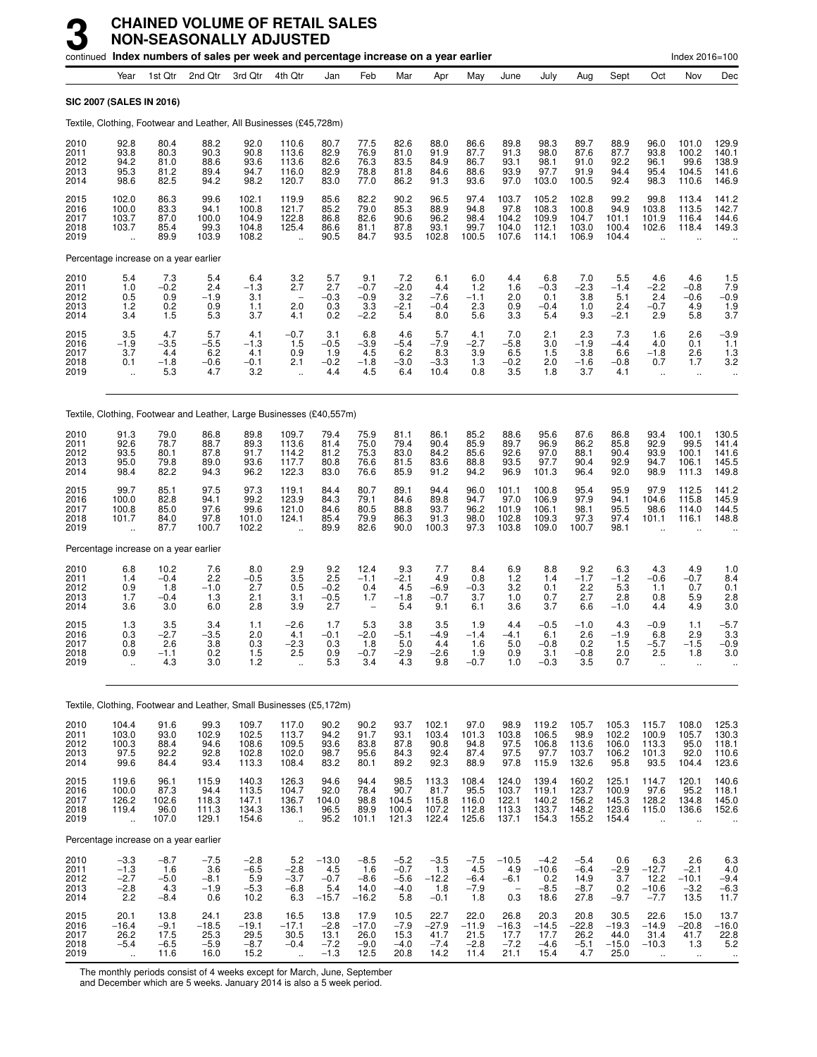# 3 CHAINED VOLUME OF RETAIL SALES NON-SEASONALLY ADJUSTED

continued **Index numbers of sales per week and percentage increase on a year earlier** Index 2016=100

| | Year | 1st Qtr | 2nd Qtr | 3rd Qtr | 4th Qtr | Jan | Feb | Mar | Apr | May | June | July | Aug | Sept | Oct | Nov | Dec |
|---|---|---|---|---|---|---|---|---|---|---|---|---|---|---|---|---|---|
| **SIC 2007 (SALES IN 2016)** | | | | | | | | | | | | | | | | | |
| Textile, Clothing, Footwear and Leather, All Businesses (£45,728m) | | | | | | | | | | | | | | | | | |
| 2010 | 92.8 | 80.4 | 88.2 | 92.0 | 110.6 | 80.7 | 77.5 | 82.6 | 88.0 | 86.6 | 89.8 | 98.3 | 89.7 | 88.9 | 96.0 | 101.0 | 129.9 |
| 2011 | 93.8 | 80.3 | 90.3 | 90.8 | 113.6 | 82.9 | 76.9 | 81.0 | 91.9 | 87.7 | 91.3 | 98.0 | 87.6 | 87.7 | 93.8 | 100.2 | 140.1 |
| 2012 | 94.2 | 81.0 | 88.6 | 93.6 | 113.6 | 82.6 | 76.3 | 83.5 | 84.9 | 86.7 | 93.1 | 98.1 | 91.0 | 92.2 | 96.1 | 99.6 | 138.9 |
| 2013 | 95.3 | 81.2 | 89.4 | 94.7 | 116.0 | 82.9 | 78.8 | 81.8 | 84.6 | 88.6 | 93.9 | 97.7 | 91.9 | 94.4 | 95.4 | 104.5 | 141.6 |
| 2014 | 98.6 | 82.5 | 94.2 | 98.2 | 120.7 | 83.0 | 77.0 | 86.2 | 91.3 | 93.6 | 97.0 | 103.0 | 100.5 | 92.4 | 98.3 | 110.6 | 146.9 |
| 2015 | 102.0 | 86.3 | 99.6 | 102.1 | 119.9 | 85.6 | 82.2 | 90.2 | 96.5 | 97.4 | 103.7 | 105.2 | 102.8 | 99.2 | 99.8 | 113.4 | 141.2 |
| 2016 | 100.0 | 83.3 | 94.1 | 100.8 | 121.7 | 85.2 | 79.0 | 85.3 | 88.9 | 94.8 | 97.8 | 108.3 | 100.8 | 94.9 | 103.8 | 113.5 | 142.7 |
| 2017 | 103.7 | 87.0 | 100.0 | 104.9 | 122.8 | 86.8 | 82.6 | 90.6 | 96.2 | 98.4 | 104.2 | 109.9 | 104.7 | 101.1 | 101.9 | 116.4 | 144.6 |
| 2018 | 103.7 | 85.4 | 99.3 | 104.8 | 125.4 | 86.6 | 81.1 | 87.8 | 93.1 | 99.7 | 104.0 | 112.1 | 103.0 | 100.4 | 102.6 | 118.4 | 149.3 |
| 2019 | .. | 89.9 | 103.9 | 108.2 | .. | 90.5 | 84.7 | 93.5 | 102.8 | 100.5 | 107.6 | 114.1 | 106.9 | 104.4 | .. | .. | .. |
| Percentage increase on a year earlier | | | | | | | | | | | | | | | | | |
| 2010 | 5.4 | 7.3 | 5.4 | 6.4 | 3.2 | 5.7 | 9.1 | 7.2 | 6.1 | 6.0 | 4.4 | 6.8 | 7.0 | 5.5 | 4.6 | 4.6 | 1.5 |
| 2011 | 1.0 | −0.2 | 2.4 | −1.3 | 2.7 | 2.7 | −0.7 | −2.0 | 4.4 | 1.2 | 1.6 | −0.3 | −2.3 | −1.4 | −2.2 | −0.8 | 7.9 |
| 2012 | 0.5 | 0.9 | −1.9 | 3.1 | – | −0.3 | −0.9 | 3.2 | −7.6 | −1.1 | 2.0 | 0.1 | 3.8 | 5.1 | 2.4 | −0.6 | −0.9 |
| 2013 | 1.2 | 0.2 | 0.9 | 1.1 | 2.0 | 0.3 | 3.3 | −2.1 | −0.4 | 2.3 | 0.9 | −0.4 | 1.0 | 2.4 | −0.7 | 4.9 | 1.9 |
| 2014 | 3.4 | 1.5 | 5.3 | 3.7 | 4.1 | 0.2 | −2.2 | 5.4 | 8.0 | 5.6 | 3.3 | 5.4 | 9.3 | −2.1 | 2.9 | 5.8 | 3.7 |
| 2015 | 3.5 | 4.7 | 5.7 | 4.1 | −0.7 | 3.1 | 6.8 | 4.6 | 5.7 | 4.1 | 7.0 | 2.1 | 2.3 | 7.3 | 1.6 | 2.6 | −3.9 |
| 2016 | −1.9 | −3.5 | −5.5 | −1.3 | 1.5 | −0.5 | −3.9 | −5.4 | −7.9 | −2.7 | −5.8 | 3.0 | −1.9 | −4.4 | 4.0 | 0.1 | 1.1 |
| 2017 | 3.7 | 4.4 | 6.2 | 4.1 | 0.9 | 1.9 | 4.5 | 6.2 | 8.3 | 3.9 | 6.5 | 1.5 | 3.8 | 6.6 | −1.8 | 2.6 | 1.3 |
| 2018 | 0.1 | −1.8 | −0.6 | −0.1 | 2.1 | −0.2 | −1.8 | −3.0 | −3.3 | 1.3 | −0.2 | 2.0 | −1.6 | −0.8 | 0.7 | 1.7 | 3.2 |
| 2019 | .. | 5.3 | 4.7 | 3.2 | .. | 4.4 | 4.5 | 6.4 | 10.4 | 0.8 | 3.5 | 1.8 | 3.7 | 4.1 | .. | .. | .. |
| Textile, Clothing, Footwear and Leather, Large Businesses (£40,557m) | | | | | | | | | | | | | | | | | |
| 2010 | 91.3 | 79.0 | 86.8 | 89.8 | 109.7 | 79.4 | 75.9 | 81.1 | 86.1 | 85.2 | 88.6 | 95.6 | 87.6 | 86.8 | 93.4 | 100.1 | 130.5 |
| 2011 | 92.6 | 78.7 | 88.7 | 89.3 | 113.6 | 81.4 | 75.0 | 79.4 | 90.4 | 85.9 | 89.7 | 96.9 | 86.2 | 85.8 | 92.9 | 99.5 | 141.4 |
| 2012 | 93.5 | 80.1 | 87.8 | 91.7 | 114.2 | 81.2 | 75.3 | 83.0 | 84.2 | 85.6 | 92.6 | 97.0 | 88.1 | 90.4 | 93.9 | 100.1 | 141.6 |
| 2013 | 95.0 | 79.8 | 89.0 | 93.6 | 117.7 | 80.8 | 76.6 | 81.5 | 83.6 | 88.8 | 93.5 | 97.7 | 90.4 | 92.9 | 94.7 | 106.1 | 145.5 |
| 2014 | 98.4 | 82.2 | 94.3 | 96.2 | 122.3 | 83.0 | 76.6 | 85.9 | 91.2 | 94.2 | 96.9 | 101.3 | 96.4 | 92.0 | 98.9 | 111.3 | 149.8 |
| 2015 | 99.7 | 85.1 | 97.5 | 97.3 | 119.1 | 84.4 | 80.7 | 89.1 | 94.4 | 96.0 | 101.1 | 100.8 | 95.4 | 95.9 | 97.9 | 112.5 | 141.2 |
| 2016 | 100.0 | 82.8 | 94.1 | 99.2 | 123.9 | 84.3 | 79.1 | 84.6 | 89.8 | 94.7 | 97.0 | 106.9 | 97.9 | 94.1 | 104.6 | 115.8 | 145.9 |
| 2017 | 100.8 | 85.0 | 97.6 | 99.6 | 121.0 | 84.6 | 80.5 | 88.8 | 93.7 | 96.2 | 101.9 | 106.1 | 98.1 | 95.5 | 98.6 | 114.0 | 144.5 |
| 2018 | 101.7 | 84.0 | 97.8 | 101.0 | 124.1 | 85.4 | 79.9 | 86.3 | 91.3 | 98.0 | 102.8 | 109.3 | 97.3 | 97.4 | 101.1 | 116.1 | 148.8 |
| 2019 | .. | 87.7 | 100.7 | 102.2 | .. | 89.9 | 82.6 | 90.0 | 100.3 | 97.3 | 103.8 | 109.0 | 100.7 | 98.1 | .. | .. | .. |
| Percentage increase on a year earlier | | | | | | | | | | | | | | | | | |
| 2010 | 6.8 | 10.2 | 7.6 | 8.0 | 2.9 | 9.2 | 12.4 | 9.3 | 7.7 | 8.4 | 6.9 | 8.8 | 9.2 | 6.3 | 4.3 | 4.9 | 1.0 |
| 2011 | 1.4 | −0.4 | 2.2 | −0.5 | 3.5 | 2.5 | −1.1 | −2.1 | 4.9 | 0.8 | 1.2 | 1.4 | −1.7 | −1.2 | −0.6 | −0.7 | 8.4 |
| 2012 | 0.9 | 1.8 | −1.0 | 2.7 | 0.5 | −0.2 | 0.4 | 4.5 | −6.9 | −0.3 | 3.2 | 0.1 | 2.2 | 5.3 | 1.1 | 0.7 | 0.1 |
| 2013 | 1.7 | −0.4 | 1.3 | 2.1 | 3.1 | −0.5 | 1.7 | −1.8 | −0.7 | 3.7 | 1.0 | 0.7 | 2.7 | 2.8 | 0.8 | 5.9 | 2.8 |
| 2014 | 3.6 | 3.0 | 6.0 | 2.8 | 3.9 | 2.7 | – | 5.4 | 9.1 | 6.1 | 3.6 | 3.7 | 6.6 | −1.0 | 4.4 | 4.9 | 3.0 |
| 2015 | 1.3 | 3.5 | 3.4 | 1.1 | −2.6 | 1.7 | 5.3 | 3.8 | 3.5 | 1.9 | 4.4 | −0.5 | −1.0 | 4.3 | −0.9 | 1.1 | −5.7 |
| 2016 | 0.3 | −2.7 | −3.5 | 2.0 | 4.1 | −0.1 | −2.0 | −5.1 | −4.9 | −1.4 | −4.1 | 6.1 | 2.6 | −1.9 | 6.8 | 2.9 | 3.3 |
| 2017 | 0.8 | 2.6 | 3.8 | 0.3 | −2.3 | 0.3 | 1.8 | 5.0 | 4.4 | 1.6 | 5.0 | −0.8 | 0.2 | 1.5 | −5.7 | −1.5 | −0.9 |
| 2018 | 0.9 | −1.1 | 0.2 | 1.5 | 2.5 | 0.9 | −0.7 | −2.9 | −2.6 | 1.9 | 0.9 | 3.1 | −0.8 | 2.0 | 2.5 | 1.8 | 3.0 |
| 2019 | .. | 4.3 | 3.0 | 1.2 | .. | 5.3 | 3.4 | 4.3 | 9.8 | −0.7 | 1.0 | −0.3 | 3.5 | 0.7 | .. | .. | .. |
| Textile, Clothing, Footwear and Leather, Small Businesses (£5,172m) | | | | | | | | | | | | | | | | | |
| 2010 | 104.4 | 91.6 | 99.3 | 109.7 | 117.0 | 90.2 | 90.2 | 93.7 | 102.1 | 97.0 | 98.9 | 119.2 | 105.7 | 105.3 | 115.7 | 108.0 | 125.3 |
| 2011 | 103.0 | 93.0 | 102.9 | 102.5 | 113.7 | 94.2 | 91.7 | 93.1 | 103.4 | 101.3 | 103.8 | 106.5 | 98.9 | 102.2 | 100.9 | 105.7 | 130.3 |
| 2012 | 100.3 | 88.4 | 94.6 | 108.6 | 109.5 | 93.6 | 83.8 | 87.8 | 90.8 | 94.8 | 97.5 | 106.8 | 113.6 | 106.0 | 113.3 | 95.0 | 118.1 |
| 2013 | 97.5 | 92.2 | 92.8 | 102.8 | 102.0 | 98.7 | 95.6 | 84.3 | 92.4 | 87.4 | 97.5 | 97.7 | 103.7 | 106.2 | 101.3 | 92.0 | 110.6 |
| 2014 | 99.6 | 84.4 | 93.4 | 113.3 | 108.4 | 83.2 | 80.1 | 89.2 | 92.3 | 88.9 | 97.8 | 115.9 | 132.6 | 95.8 | 93.5 | 104.4 | 123.6 |
| 2015 | 119.6 | 96.1 | 115.9 | 140.3 | 126.3 | 94.6 | 94.4 | 98.5 | 113.3 | 108.4 | 124.0 | 139.4 | 160.2 | 125.1 | 114.7 | 120.1 | 140.6 |
| 2016 | 100.0 | 87.3 | 94.4 | 113.5 | 104.7 | 92.0 | 78.4 | 90.7 | 81.7 | 95.5 | 103.7 | 119.1 | 123.7 | 100.9 | 97.6 | 95.2 | 118.1 |
| 2017 | 126.2 | 102.6 | 118.3 | 147.1 | 136.7 | 104.0 | 98.8 | 104.5 | 115.8 | 116.0 | 122.1 | 140.2 | 156.2 | 145.3 | 128.2 | 134.8 | 145.0 |
| 2018 | 119.4 | 96.0 | 111.3 | 134.3 | 136.1 | 96.5 | 89.9 | 100.4 | 107.2 | 112.8 | 113.3 | 133.7 | 148.2 | 123.6 | 115.0 | 136.6 | 152.6 |
| 2019 | .. | 107.0 | 129.1 | 154.6 | .. | 95.2 | 101.1 | 121.3 | 122.4 | 125.6 | 137.1 | 154.3 | 155.2 | 154.4 | .. | .. | .. |
| Percentage increase on a year earlier | | | | | | | | | | | | | | | | | |
| 2010 | −3.3 | −8.7 | −7.5 | −2.8 | 5.2 | −13.0 | −8.5 | −5.2 | −3.5 | −7.5 | −10.5 | −4.2 | −5.4 | 0.6 | 6.3 | 2.6 | 6.3 |
| 2011 | −1.3 | 1.6 | 3.6 | −6.5 | −2.8 | 4.5 | 1.6 | −0.7 | 1.3 | 4.5 | 4.9 | −10.6 | −6.4 | −2.9 | −12.7 | −2.1 | 4.0 |
| 2012 | −2.7 | −5.0 | −8.1 | 5.9 | −3.7 | −0.7 | −8.6 | −5.6 | −12.2 | −6.4 | −6.1 | 0.2 | 14.9 | 3.7 | 12.2 | −10.1 | −9.4 |
| 2013 | −2.8 | 4.3 | −1.9 | −5.3 | −6.8 | 5.4 | 14.0 | −4.0 | 1.8 | −7.9 | – | −8.5 | −8.7 | 0.2 | −10.6 | −3.2 | −6.3 |
| 2014 | 2.2 | −8.4 | 0.6 | 10.2 | 6.3 | −15.7 | −16.2 | 5.8 | −0.1 | 1.8 | 0.3 | 18.6 | 27.8 | −9.7 | −7.7 | 13.5 | 11.7 |
| 2015 | 20.1 | 13.8 | 24.1 | 23.8 | 16.5 | 13.8 | 17.9 | 10.5 | 22.7 | 22.0 | 26.8 | 20.3 | 20.8 | 30.5 | 22.6 | 15.0 | 13.7 |
| 2016 | −16.4 | −9.1 | −18.5 | −19.1 | −17.1 | −2.8 | −17.0 | −7.9 | −27.9 | −11.9 | −16.3 | −14.5 | −22.8 | −19.3 | −14.9 | −20.8 | −16.0 |
| 2017 | 26.2 | 17.5 | 25.3 | 29.5 | 30.5 | 13.1 | 26.0 | 15.3 | 41.7 | 21.5 | 17.7 | 17.7 | 26.2 | 44.0 | 31.4 | 41.7 | 22.8 |
| 2018 | −5.4 | −6.5 | −5.9 | −8.7 | −0.4 | −7.2 | −9.0 | −4.0 | −7.4 | −2.8 | −7.2 | −4.6 | −5.1 | −15.0 | −10.3 | 1.3 | 5.2 |
| 2019 | .. | 11.6 | 16.0 | 15.2 | .. | −1.3 | 12.5 | 20.8 | 14.2 | 11.4 | 21.1 | 15.4 | 4.7 | 25.0 | .. | .. | .. |

The monthly periods consist of 4 weeks except for March, June, September and December which are 5 weeks. January 2014 is also a 5 week period.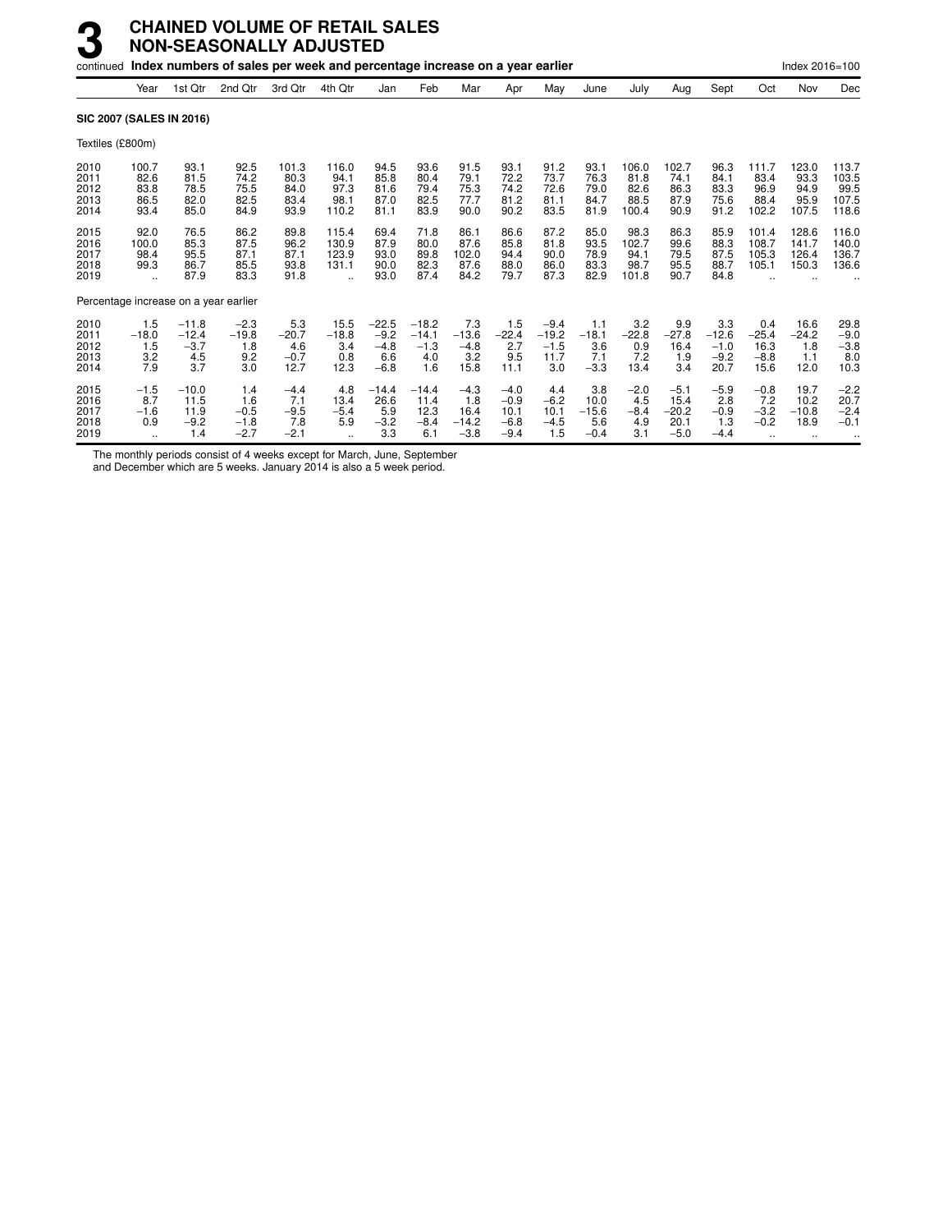# 3 CHAINED VOLUME OF RETAIL SALES NON-SEASONALLY ADJUSTED

continued **Index numbers of sales per week and percentage increase on a year earlier** Index 2016=100

| | Year | 1st Qtr | 2nd Qtr | 3rd Qtr | 4th Qtr | Jan | Feb | Mar | Apr | May | June | July | Aug | Sept | Oct | Nov | Dec |
|---|---|---|---|---|---|---|---|---|---|---|---|---|---|---|---|---|---|
| **SIC 2007 (SALES IN 2016)** | | | | | | | | | | | | | | | | | |
| Textiles (£800m) | | | | | | | | | | | | | | | | | |
| 2010 | 100.7 | 93.1 | 92.5 | 101.3 | 116.0 | 94.5 | 93.6 | 91.5 | 93.1 | 91.2 | 93.1 | 106.0 | 102.7 | 96.3 | 111.7 | 123.0 | 113.7 |
| 2011 | 82.6 | 81.5 | 74.2 | 80.3 | 94.1 | 85.8 | 80.4 | 79.1 | 72.2 | 73.7 | 76.3 | 81.8 | 74.1 | 84.1 | 83.4 | 93.3 | 103.5 |
| 2012 | 83.8 | 78.5 | 75.5 | 84.0 | 97.3 | 81.6 | 79.4 | 75.3 | 74.2 | 72.6 | 79.0 | 82.6 | 86.3 | 83.3 | 96.9 | 94.9 | 99.5 |
| 2013 | 86.5 | 82.0 | 82.5 | 83.4 | 98.1 | 87.0 | 82.5 | 77.7 | 81.2 | 81.1 | 84.7 | 88.5 | 87.9 | 75.6 | 88.4 | 95.9 | 107.5 |
| 2014 | 93.4 | 85.0 | 84.9 | 93.9 | 110.2 | 81.1 | 83.9 | 90.0 | 90.2 | 83.5 | 81.9 | 100.4 | 90.9 | 91.2 | 102.2 | 107.5 | 118.6 |
| 2015 | 92.0 | 76.5 | 86.2 | 89.8 | 115.4 | 69.4 | 71.8 | 86.1 | 86.6 | 87.2 | 85.0 | 98.3 | 86.3 | 85.9 | 101.4 | 128.6 | 116.0 |
| 2016 | 100.0 | 85.3 | 87.5 | 96.2 | 130.9 | 87.9 | 80.0 | 87.6 | 85.8 | 81.8 | 93.5 | 102.7 | 99.6 | 88.3 | 108.7 | 141.7 | 140.0 |
| 2017 | 98.4 | 95.5 | 87.1 | 87.1 | 123.9 | 93.0 | 89.8 | 102.0 | 94.4 | 90.0 | 78.9 | 94.1 | 79.5 | 87.5 | 105.3 | 126.4 | 136.7 |
| 2018 | 99.3 | 86.7 | 85.5 | 93.8 | 131.1 | 90.0 | 82.3 | 87.6 | 88.0 | 86.0 | 83.3 | 98.7 | 95.5 | 88.7 | 105.1 | 150.3 | 136.6 |
| 2019 | .. | 87.9 | 83.3 | 91.8 | .. | 93.0 | 87.4 | 84.2 | 79.7 | 87.3 | 82.9 | 101.8 | 90.7 | 84.8 | .. | .. | .. |
| Percentage increase on a year earlier | | | | | | | | | | | | | | | | | |
| 2010 | 1.5 | −11.8 | −2.3 | 5.3 | 15.5 | −22.5 | −18.2 | 7.3 | 1.5 | −9.4 | 1.1 | 3.2 | 9.9 | 3.3 | 0.4 | 16.6 | 29.8 |
| 2011 | −18.0 | −12.4 | −19.8 | −20.7 | −18.8 | −9.2 | −14.1 | −13.6 | −22.4 | −19.2 | −18.1 | −22.8 | −27.8 | −12.6 | −25.4 | −24.2 | −9.0 |
| 2012 | 1.5 | −3.7 | 1.8 | 4.6 | 3.4 | −4.8 | −1.3 | −4.8 | 2.7 | −1.5 | 3.6 | 0.9 | 16.4 | −1.0 | 16.3 | 1.8 | −3.8 |
| 2013 | 3.2 | 4.5 | 9.2 | −0.7 | 0.8 | 6.6 | 4.0 | 3.2 | 9.5 | 11.7 | 7.1 | 7.2 | 1.9 | −9.2 | −8.8 | 1.1 | 8.0 |
| 2014 | 7.9 | 3.7 | 3.0 | 12.7 | 12.3 | −6.8 | 1.6 | 15.8 | 11.1 | 3.0 | −3.3 | 13.4 | 3.4 | 20.7 | 15.6 | 12.0 | 10.3 |
| 2015 | −1.5 | −10.0 | 1.4 | −4.4 | 4.8 | −14.4 | −14.4 | −4.3 | −4.0 | 4.4 | 3.8 | −2.0 | −5.1 | −5.9 | −0.8 | 19.7 | −2.2 |
| 2016 | 8.7 | 11.5 | 1.6 | 7.1 | 13.4 | 26.6 | 11.4 | 1.8 | −0.9 | −6.2 | 10.0 | 4.5 | 15.4 | 2.8 | 7.2 | 10.2 | 20.7 |
| 2017 | −1.6 | 11.9 | −0.5 | −9.5 | −5.4 | 5.9 | 12.3 | 16.4 | 10.1 | 10.1 | −15.6 | −8.4 | −20.2 | −0.9 | −3.2 | −10.8 | −2.4 |
| 2018 | 0.9 | −9.2 | −1.8 | 7.8 | 5.9 | −3.2 | −8.4 | −14.2 | −6.8 | −4.5 | 5.6 | 4.9 | 20.1 | 1.3 | −0.2 | 18.9 | −0.1 |
| 2019 | .. | 1.4 | −2.7 | −2.1 | .. | 3.3 | 6.1 | −3.8 | −9.4 | 1.5 | −0.4 | 3.1 | −5.0 | −4.4 | .. | .. | .. |

The monthly periods consist of 4 weeks except for March, June, September and December which are 5 weeks. January 2014 is also a 5 week period.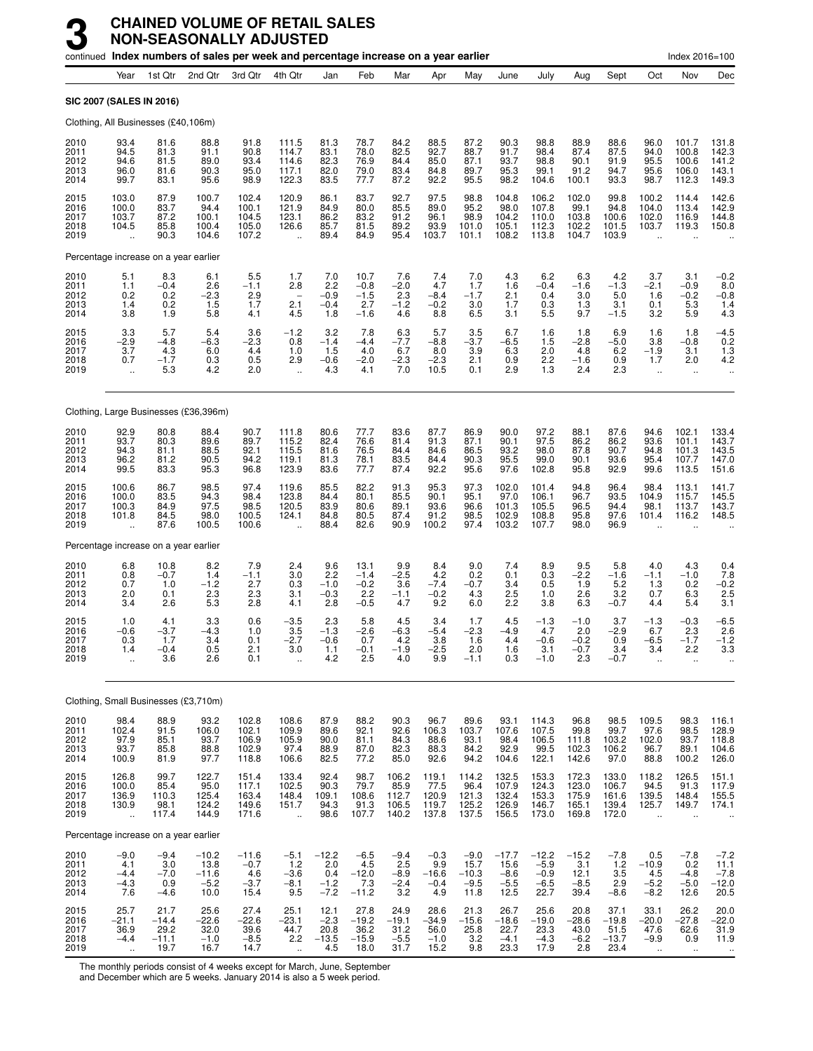# 3 CHAINED VOLUME OF RETAIL SALES NON-SEASONALLY ADJUSTED

continued **Index numbers of sales per week and percentage increase on a year earlier** — Index 2016=100

| | Year | 1st Qtr | 2nd Qtr | 3rd Qtr | 4th Qtr | Jan | Feb | Mar | Apr | May | June | July | Aug | Sept | Oct | Nov | Dec |
|---|---|---|---|---|---|---|---|---|---|---|---|---|---|---|---|---|---|
| **SIC 2007 (SALES IN 2016)** | | | | | | | | | | | | | | | | | |
| Clothing, All Businesses (£40,106m) | | | | | | | | | | | | | | | | | |
| 2010 | 93.4 | 81.6 | 88.8 | 91.8 | 111.5 | 81.3 | 78.7 | 84.2 | 88.5 | 87.2 | 90.3 | 98.8 | 88.9 | 88.6 | 96.0 | 101.7 | 131.8 |
| 2011 | 94.5 | 81.3 | 91.1 | 90.8 | 114.7 | 83.1 | 78.0 | 82.5 | 92.7 | 88.7 | 91.7 | 98.4 | 87.4 | 87.5 | 94.0 | 100.8 | 142.3 |
| 2012 | 94.6 | 81.5 | 89.0 | 93.4 | 114.6 | 82.3 | 76.9 | 84.4 | 85.0 | 87.1 | 93.7 | 98.8 | 90.1 | 91.9 | 95.5 | 100.6 | 141.2 |
| 2013 | 96.0 | 81.6 | 90.3 | 95.0 | 117.1 | 82.0 | 79.0 | 83.4 | 84.8 | 89.7 | 95.3 | 99.1 | 91.2 | 94.7 | 95.6 | 106.0 | 143.1 |
| 2014 | 99.7 | 83.1 | 95.6 | 98.9 | 122.3 | 83.5 | 77.7 | 87.2 | 92.2 | 95.5 | 98.2 | 104.6 | 100.1 | 93.3 | 98.7 | 112.3 | 149.3 |
| 2015 | 103.0 | 87.9 | 100.7 | 102.4 | 120.9 | 86.1 | 83.7 | 92.7 | 97.5 | 98.8 | 104.8 | 106.2 | 102.0 | 99.8 | 100.2 | 114.4 | 142.6 |
| 2016 | 100.0 | 83.7 | 94.4 | 100.1 | 121.9 | 84.9 | 80.0 | 85.5 | 89.0 | 95.2 | 98.0 | 107.8 | 99.1 | 94.8 | 104.0 | 113.4 | 142.9 |
| 2017 | 103.7 | 87.2 | 100.1 | 104.5 | 123.1 | 86.2 | 83.2 | 91.2 | 96.1 | 98.9 | 104.2 | 110.0 | 103.8 | 100.6 | 102.0 | 116.9 | 144.8 |
| 2018 | 104.5 | 85.8 | 100.4 | 105.0 | 126.6 | 85.7 | 81.5 | 89.2 | 93.9 | 101.0 | 105.1 | 112.3 | 102.2 | 101.5 | 103.7 | 119.3 | 150.8 |
| 2019 | .. | 90.3 | 104.6 | 107.2 | .. | 89.4 | 84.9 | 95.4 | 103.7 | 101.1 | 108.2 | 113.8 | 104.7 | 103.9 | .. | .. | .. |
| Percentage increase on a year earlier | | | | | | | | | | | | | | | | | |
| 2010 | 5.1 | 8.3 | 6.1 | 5.5 | 1.7 | 7.0 | 10.7 | 7.6 | 7.4 | 7.0 | 4.3 | 6.2 | 6.3 | 4.2 | 3.7 | 3.1 | −0.2 |
| 2011 | 1.1 | −0.4 | 2.6 | −1.1 | 2.8 | 2.2 | −0.8 | −2.0 | 4.7 | 1.7 | 1.6 | −0.4 | −1.6 | −1.3 | −2.1 | −0.9 | 8.0 |
| 2012 | 0.2 | 0.2 | −2.3 | 2.9 | – | −0.9 | −1.5 | 2.3 | −8.4 | −1.7 | 2.1 | 0.4 | 3.0 | 5.0 | 1.6 | −0.2 | −0.8 |
| 2013 | 1.4 | 0.2 | 1.5 | 1.7 | 2.1 | −0.4 | 2.7 | −1.2 | −0.2 | 3.0 | 1.7 | 0.3 | 1.3 | 3.1 | 0.1 | 5.3 | 1.4 |
| 2014 | 3.8 | 1.9 | 5.8 | 4.1 | 4.5 | 1.8 | −1.6 | 4.6 | 8.8 | 6.5 | 3.1 | 5.5 | 9.7 | −1.5 | 3.2 | 5.9 | 4.3 |
| 2015 | 3.3 | 5.7 | 5.4 | 3.6 | −1.2 | 3.2 | 7.8 | 6.3 | 5.7 | 3.5 | 6.7 | 1.6 | 1.8 | 6.9 | 1.6 | 1.8 | −4.5 |
| 2016 | −2.9 | −4.8 | −6.3 | −2.3 | 0.8 | −1.4 | −4.4 | −7.7 | −8.8 | −3.7 | −6.5 | 1.5 | −2.8 | −5.0 | 3.8 | −0.8 | 0.2 |
| 2017 | 3.7 | 4.3 | 6.0 | 4.4 | 1.0 | 1.5 | 4.0 | 6.7 | 8.0 | 3.9 | 6.3 | 2.0 | 4.8 | 6.2 | −1.9 | 3.1 | 1.3 |
| 2018 | 0.7 | −1.7 | 0.3 | 0.5 | 2.9 | −0.6 | −2.0 | −2.3 | −2.3 | 2.1 | 0.9 | 2.2 | −1.6 | 0.9 | 1.7 | 2.0 | 4.2 |
| 2019 | .. | 5.3 | 4.2 | 2.0 | .. | 4.3 | 4.1 | 7.0 | 10.5 | 0.1 | 2.9 | 1.3 | 2.4 | 2.3 | .. | .. | .. |
| Clothing, Large Businesses (£36,396m) | | | | | | | | | | | | | | | | | |
| 2010 | 92.9 | 80.8 | 88.4 | 90.7 | 111.8 | 80.6 | 77.7 | 83.6 | 87.7 | 86.9 | 90.0 | 97.2 | 88.1 | 87.6 | 94.6 | 102.1 | 133.4 |
| 2011 | 93.7 | 80.3 | 89.6 | 89.7 | 115.2 | 82.4 | 76.6 | 81.4 | 91.3 | 87.1 | 90.1 | 97.5 | 86.2 | 86.2 | 93.6 | 101.1 | 143.7 |
| 2012 | 94.3 | 81.1 | 88.5 | 92.1 | 115.5 | 81.6 | 76.5 | 84.4 | 84.6 | 86.5 | 93.2 | 98.0 | 87.8 | 90.7 | 94.8 | 101.3 | 143.5 |
| 2013 | 96.2 | 81.2 | 90.5 | 94.2 | 119.1 | 81.3 | 78.1 | 83.5 | 84.4 | 90.3 | 95.5 | 99.0 | 90.1 | 93.6 | 95.4 | 107.7 | 147.0 |
| 2014 | 99.5 | 83.3 | 95.3 | 96.8 | 123.9 | 83.6 | 77.7 | 87.4 | 92.2 | 95.6 | 97.6 | 102.8 | 95.8 | 92.9 | 99.6 | 113.5 | 151.6 |
| 2015 | 100.6 | 86.7 | 98.5 | 97.4 | 119.6 | 85.5 | 82.2 | 91.3 | 95.3 | 97.3 | 102.0 | 101.4 | 94.8 | 96.4 | 98.4 | 113.1 | 141.7 |
| 2016 | 100.0 | 83.5 | 94.3 | 98.4 | 123.8 | 84.4 | 80.1 | 85.5 | 90.1 | 95.1 | 97.0 | 106.1 | 96.7 | 93.5 | 104.9 | 115.7 | 145.5 |
| 2017 | 100.3 | 84.9 | 97.5 | 98.5 | 120.5 | 83.9 | 80.6 | 89.1 | 93.6 | 96.6 | 101.3 | 105.5 | 96.5 | 94.4 | 98.1 | 113.7 | 143.7 |
| 2018 | 101.8 | 84.5 | 98.0 | 100.5 | 124.1 | 84.8 | 80.5 | 87.4 | 91.2 | 98.5 | 102.9 | 108.8 | 95.8 | 97.6 | 101.4 | 116.2 | 148.5 |
| 2019 | .. | 87.6 | 100.5 | 100.6 | .. | 88.4 | 82.6 | 90.9 | 100.2 | 97.4 | 103.2 | 107.7 | 98.0 | 96.9 | .. | .. | .. |
| Percentage increase on a year earlier | | | | | | | | | | | | | | | | | |
| 2010 | 6.8 | 10.8 | 8.2 | 7.9 | 2.4 | 9.6 | 13.1 | 9.9 | 8.4 | 9.0 | 7.4 | 8.9 | 9.5 | 5.8 | 4.0 | 4.3 | 0.4 |
| 2011 | 0.8 | −0.7 | 1.4 | −1.1 | 3.0 | 2.2 | −1.4 | −2.5 | 4.2 | 0.2 | 0.1 | 0.3 | −2.2 | −1.6 | −1.1 | −1.0 | 7.8 |
| 2012 | 0.7 | 1.0 | −1.2 | 2.7 | 0.3 | −1.0 | −0.2 | 3.6 | −7.4 | −0.7 | 3.4 | 0.5 | 1.9 | 5.2 | 1.3 | 0.2 | −0.2 |
| 2013 | 2.0 | 0.1 | 2.3 | 2.3 | 3.1 | −0.3 | 2.2 | −1.1 | −0.2 | 4.3 | 2.5 | 1.0 | 2.6 | 3.2 | 0.7 | 6.3 | 2.5 |
| 2014 | 3.4 | 2.6 | 5.3 | 2.8 | 4.1 | 2.8 | −0.5 | 4.7 | 9.2 | 6.0 | 2.2 | 3.8 | 6.3 | −0.7 | 4.4 | 5.4 | 3.1 |
| 2015 | 1.0 | 4.1 | 3.3 | 0.6 | −3.5 | 2.3 | 5.8 | 4.5 | 3.4 | 1.7 | 4.5 | −1.3 | −1.0 | 3.7 | −1.3 | −0.3 | −6.5 |
| 2016 | −0.6 | −3.7 | −4.3 | 1.0 | 3.5 | −1.3 | −2.6 | −6.3 | −5.4 | −2.3 | −4.9 | 4.7 | 2.0 | −2.9 | 6.7 | 2.3 | 2.6 |
| 2017 | 0.3 | 1.7 | 3.4 | 0.1 | −2.7 | −0.6 | 0.7 | 4.2 | 3.8 | 1.6 | 4.4 | −0.6 | −0.2 | 0.9 | −6.5 | −1.7 | −1.2 |
| 2018 | 1.4 | −0.4 | 0.5 | 2.1 | 3.0 | 1.1 | −0.1 | −1.9 | −2.5 | 2.0 | 1.6 | 3.1 | −0.7 | 3.4 | 3.4 | 2.2 | 3.3 |
| 2019 | .. | 3.6 | 2.6 | 0.1 | .. | 4.2 | 2.5 | 4.0 | 9.9 | −1.1 | 0.3 | −1.0 | 2.3 | −0.7 | .. | .. | .. |
| Clothing, Small Businesses (£3,710m) | | | | | | | | | | | | | | | | | |
| 2010 | 98.4 | 88.9 | 93.2 | 102.8 | 108.6 | 87.9 | 88.2 | 90.3 | 96.7 | 89.6 | 93.1 | 114.3 | 96.8 | 98.5 | 109.5 | 98.3 | 116.1 |
| 2011 | 102.4 | 91.5 | 106.0 | 102.1 | 109.9 | 89.6 | 92.1 | 92.6 | 106.3 | 103.7 | 107.6 | 107.5 | 99.8 | 99.7 | 97.6 | 98.5 | 128.9 |
| 2012 | 97.9 | 85.1 | 93.7 | 106.9 | 105.9 | 90.0 | 81.1 | 84.3 | 88.6 | 93.1 | 98.4 | 106.5 | 111.8 | 103.2 | 102.0 | 93.7 | 118.8 |
| 2013 | 93.7 | 85.8 | 88.8 | 102.9 | 97.4 | 88.9 | 87.0 | 82.3 | 88.3 | 84.2 | 92.9 | 99.5 | 102.3 | 106.2 | 96.7 | 89.1 | 104.6 |
| 2014 | 100.9 | 81.9 | 97.7 | 118.8 | 106.6 | 82.5 | 77.2 | 85.0 | 92.6 | 94.2 | 104.6 | 122.1 | 142.6 | 97.0 | 88.8 | 100.2 | 126.0 |
| 2015 | 126.8 | 99.7 | 122.7 | 151.4 | 133.4 | 92.4 | 98.7 | 106.2 | 119.1 | 114.2 | 132.5 | 153.3 | 172.3 | 133.0 | 118.2 | 126.5 | 151.1 |
| 2016 | 100.0 | 85.4 | 95.0 | 117.1 | 102.5 | 90.3 | 79.7 | 85.9 | 77.5 | 96.4 | 107.9 | 124.3 | 123.0 | 106.7 | 94.5 | 91.3 | 117.9 |
| 2017 | 136.9 | 110.3 | 125.4 | 163.4 | 148.4 | 109.1 | 108.6 | 112.7 | 120.9 | 121.3 | 132.4 | 153.3 | 175.9 | 161.6 | 139.5 | 148.4 | 155.5 |
| 2018 | 130.9 | 98.1 | 124.2 | 149.6 | 151.7 | 94.3 | 91.3 | 106.5 | 119.7 | 125.2 | 126.9 | 146.7 | 165.1 | 139.4 | 125.7 | 149.7 | 174.1 |
| 2019 | .. | 117.4 | 144.9 | 171.6 | .. | 98.6 | 107.7 | 140.2 | 137.8 | 137.5 | 156.5 | 173.0 | 169.8 | 172.0 | .. | .. | .. |
| Percentage increase on a year earlier | | | | | | | | | | | | | | | | | |
| 2010 | −9.0 | −9.4 | −10.2 | −11.6 | −5.1 | −12.2 | −6.5 | −9.4 | −0.3 | −9.0 | −17.7 | −12.2 | −15.2 | −7.8 | 0.5 | −7.8 | −7.2 |
| 2011 | 4.1 | 3.0 | 13.8 | −0.7 | 1.2 | 2.0 | 4.5 | 2.5 | 9.9 | 15.7 | 15.6 | −5.9 | 3.1 | 1.2 | −10.9 | 0.2 | 11.1 |
| 2012 | −4.4 | −7.0 | −11.6 | 4.6 | −3.6 | 0.4 | −12.0 | −8.9 | −16.6 | −10.3 | −8.6 | −0.9 | 12.1 | 3.5 | 4.5 | −4.8 | −7.8 |
| 2013 | −4.3 | 0.9 | −5.2 | −3.7 | −8.1 | −1.2 | 7.3 | −2.4 | −0.4 | −9.5 | −5.5 | −6.5 | −8.5 | 2.9 | −5.2 | −5.0 | −12.0 |
| 2014 | 7.6 | −4.6 | 10.0 | 15.4 | 9.5 | −7.2 | −11.2 | 3.2 | 4.9 | 11.8 | 12.5 | 22.7 | 39.4 | −8.6 | −8.2 | 12.6 | 20.5 |
| 2015 | 25.7 | 21.7 | 25.6 | 27.4 | 25.1 | 12.1 | 27.8 | 24.9 | 28.6 | 21.3 | 26.7 | 25.6 | 20.8 | 37.1 | 33.1 | 26.2 | 20.0 |
| 2016 | −21.1 | −14.4 | −22.6 | −22.6 | −23.1 | −2.3 | −19.2 | −19.1 | −34.9 | −15.6 | −18.6 | −19.0 | −28.6 | −19.8 | −20.0 | −27.8 | −22.0 |
| 2017 | 36.9 | 29.2 | 32.0 | 39.6 | 44.7 | 20.8 | 36.2 | 31.2 | 56.0 | 25.8 | 22.7 | 23.3 | 43.0 | 51.5 | 47.6 | 62.6 | 31.9 |
| 2018 | −4.4 | −11.1 | −1.0 | −8.5 | 2.2 | −13.5 | −15.9 | −5.5 | −1.0 | 3.2 | −4.1 | −4.3 | −6.2 | −13.7 | −9.9 | 0.9 | 11.9 |
| 2019 | .. | 19.7 | 16.7 | 14.7 | .. | 4.5 | 18.0 | 31.7 | 15.2 | 9.8 | 23.3 | 17.9 | 2.8 | 23.4 | .. | .. | .. |

The monthly periods consist of 4 weeks except for March, June, September and December which are 5 weeks. January 2014 is also a 5 week period.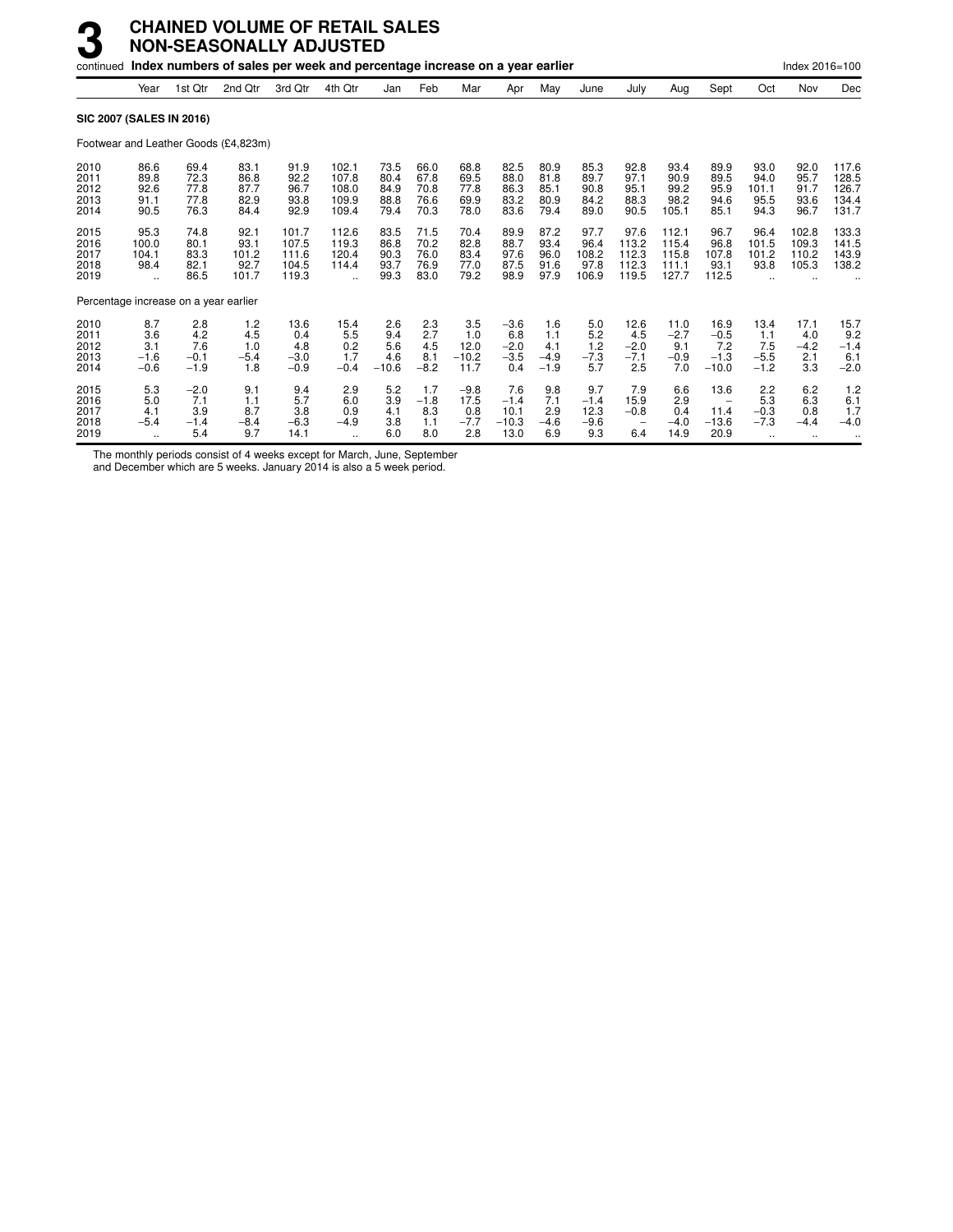# 3 CHAINED VOLUME OF RETAIL SALES NON-SEASONALLY ADJUSTED

continued **Index numbers of sales per week and percentage increase on a year earlier** Index 2016=100

| | Year | 1st Qtr | 2nd Qtr | 3rd Qtr | 4th Qtr | Jan | Feb | Mar | Apr | May | June | July | Aug | Sept | Oct | Nov | Dec |
|---|---|---|---|---|---|---|---|---|---|---|---|---|---|---|---|---|---|
| **SIC 2007 (SALES IN 2016)** | | | | | | | | | | | | | | | | | |
| Footwear and Leather Goods (£4,823m) | | | | | | | | | | | | | | | | | |
| 2010 | 86.6 | 69.4 | 83.1 | 91.9 | 102.1 | 73.5 | 66.0 | 68.8 | 82.5 | 80.9 | 85.3 | 92.8 | 93.4 | 89.9 | 93.0 | 92.0 | 117.6 |
| 2011 | 89.8 | 72.3 | 86.8 | 92.2 | 107.8 | 80.4 | 67.8 | 69.5 | 88.0 | 81.8 | 89.7 | 97.1 | 90.9 | 89.5 | 94.0 | 95.7 | 128.5 |
| 2012 | 92.6 | 77.8 | 87.7 | 96.7 | 108.0 | 84.9 | 70.8 | 77.8 | 86.3 | 85.1 | 90.8 | 95.1 | 99.2 | 95.9 | 101.1 | 91.7 | 126.7 |
| 2013 | 91.1 | 77.8 | 82.9 | 93.8 | 109.9 | 88.8 | 76.6 | 69.9 | 83.2 | 80.9 | 84.2 | 88.3 | 98.2 | 94.6 | 95.5 | 93.6 | 134.4 |
| 2014 | 90.5 | 76.3 | 84.4 | 92.9 | 109.4 | 79.4 | 70.3 | 78.0 | 83.6 | 79.4 | 89.0 | 90.5 | 105.1 | 85.1 | 94.3 | 96.7 | 131.7 |
| 2015 | 95.3 | 74.8 | 92.1 | 101.7 | 112.6 | 83.5 | 71.5 | 70.4 | 89.9 | 87.2 | 97.7 | 97.6 | 112.1 | 96.7 | 96.4 | 102.8 | 133.3 |
| 2016 | 100.0 | 80.1 | 93.1 | 107.5 | 119.3 | 86.8 | 70.2 | 82.8 | 88.7 | 93.4 | 96.4 | 113.2 | 115.4 | 96.8 | 101.5 | 109.3 | 141.5 |
| 2017 | 104.1 | 83.3 | 101.2 | 111.6 | 120.4 | 90.3 | 76.0 | 83.4 | 97.6 | 96.0 | 108.2 | 112.3 | 115.8 | 107.8 | 101.2 | 110.2 | 143.9 |
| 2018 | 98.4 | 82.1 | 92.7 | 104.5 | 114.4 | 93.7 | 76.9 | 77.0 | 87.5 | 91.6 | 97.8 | 112.3 | 111.1 | 93.1 | 93.8 | 105.3 | 138.2 |
| 2019 | .. | 86.5 | 101.7 | 119.3 | .. | 99.3 | 83.0 | 79.2 | 98.9 | 97.9 | 106.9 | 119.5 | 127.7 | 112.5 | .. | .. | .. |
| Percentage increase on a year earlier | | | | | | | | | | | | | | | | | |
| 2010 | 8.7 | 2.8 | 1.2 | 13.6 | 15.4 | 2.6 | 2.3 | 3.5 | −3.6 | 1.6 | 5.0 | 12.6 | 11.0 | 16.9 | 13.4 | 17.1 | 15.7 |
| 2011 | 3.6 | 4.2 | 4.5 | 0.4 | 5.5 | 9.4 | 2.7 | 1.0 | 6.8 | 1.1 | 5.2 | 4.5 | −2.7 | −0.5 | 1.1 | 4.0 | 9.2 |
| 2012 | 3.1 | 7.6 | 1.0 | 4.8 | 0.2 | 5.6 | 4.5 | 12.0 | −2.0 | 4.1 | 1.2 | −2.0 | 9.1 | 7.2 | 7.5 | −4.2 | −1.4 |
| 2013 | −1.6 | −0.1 | −5.4 | −3.0 | 1.7 | 4.6 | 8.1 | −10.2 | −3.5 | −4.9 | −7.3 | −7.1 | −0.9 | −1.3 | −5.5 | 2.1 | 6.1 |
| 2014 | −0.6 | −1.9 | 1.8 | −0.9 | −0.4 | −10.6 | −8.2 | 11.7 | 0.4 | −1.9 | 5.7 | 2.5 | 7.0 | −10.0 | −1.2 | 3.3 | −2.0 |
| 2015 | 5.3 | −2.0 | 9.1 | 9.4 | 2.9 | 5.2 | 1.7 | −9.8 | 7.6 | 9.8 | 9.7 | 7.9 | 6.6 | 13.6 | 2.2 | 6.2 | 1.2 |
| 2016 | 5.0 | 7.1 | 1.1 | 5.7 | 6.0 | 3.9 | −1.8 | 17.5 | −1.4 | 7.1 | −1.4 | 15.9 | 2.9 | − | 5.3 | 6.3 | 6.1 |
| 2017 | 4.1 | 3.9 | 8.7 | 3.8 | 0.9 | 4.1 | 8.3 | 0.8 | 10.1 | 2.9 | 12.3 | −0.8 | 0.4 | 11.4 | −0.3 | 0.8 | 1.7 |
| 2018 | −5.4 | −1.4 | −8.4 | −6.3 | −4.9 | 3.8 | 1.1 | −7.7 | −10.3 | −4.6 | −9.6 | − | −4.0 | −13.6 | −7.3 | −4.4 | −4.0 |
| 2019 | .. | 5.4 | 9.7 | 14.1 | .. | 6.0 | 8.0 | 2.8 | 13.0 | 6.9 | 9.3 | 6.4 | 14.9 | 20.9 | .. | .. | .. |

The monthly periods consist of 4 weeks except for March, June, September and December which are 5 weeks. January 2014 is also a 5 week period.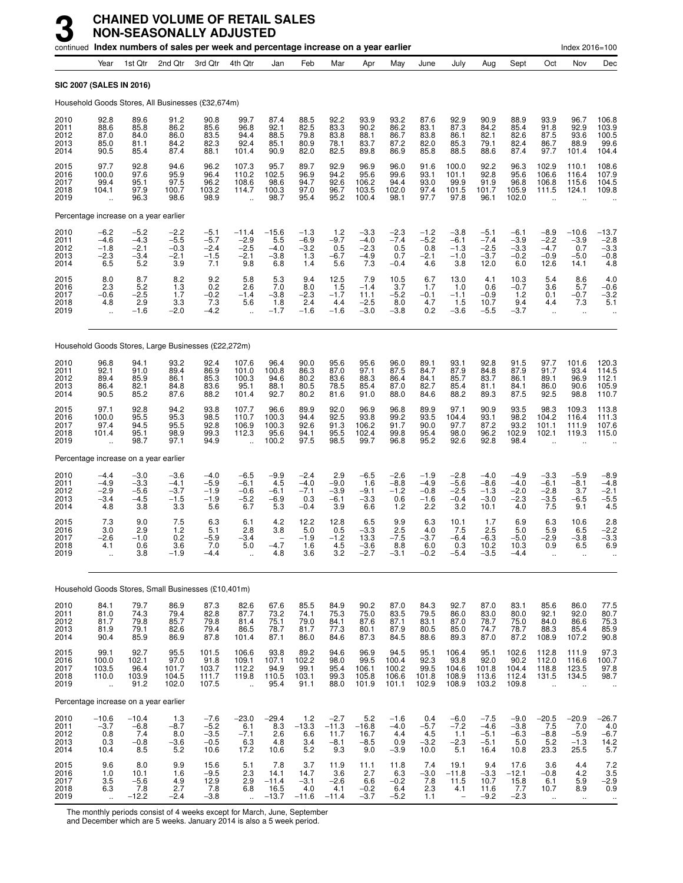# 3 CHAINED VOLUME OF RETAIL SALES NON-SEASONALLY ADJUSTED

continued **Index numbers of sales per week and percentage increase on a year earlier** Index 2016=100

| | Year | 1st Qtr | 2nd Qtr | 3rd Qtr | 4th Qtr | Jan | Feb | Mar | Apr | May | June | July | Aug | Sept | Oct | Nov | Dec |
|---|---|---|---|---|---|---|---|---|---|---|---|---|---|---|---|---|---|
| **SIC 2007 (SALES IN 2016)** | | | | | | | | | | | | | | | | | |
| Household Goods Stores, All Businesses (£32,674m) | | | | | | | | | | | | | | | | | |
| 2010 | 92.8 | 89.6 | 91.2 | 90.8 | 99.7 | 87.4 | 88.5 | 92.2 | 93.9 | 93.2 | 87.6 | 92.9 | 90.9 | 88.9 | 93.9 | 96.7 | 106.8 |
| 2011 | 88.6 | 85.8 | 86.2 | 85.6 | 96.8 | 92.1 | 82.5 | 83.3 | 90.2 | 86.2 | 83.1 | 87.3 | 84.2 | 85.4 | 91.8 | 92.9 | 103.9 |
| 2012 | 87.0 | 84.0 | 86.0 | 83.5 | 94.4 | 88.5 | 79.8 | 83.8 | 88.1 | 86.7 | 83.8 | 86.1 | 82.1 | 82.6 | 87.5 | 93.6 | 100.5 |
| 2013 | 85.0 | 81.1 | 84.2 | 82.3 | 92.4 | 85.1 | 80.9 | 78.1 | 83.7 | 87.2 | 82.0 | 85.3 | 79.1 | 82.4 | 86.7 | 88.9 | 99.6 |
| 2014 | 90.5 | 85.4 | 87.4 | 88.1 | 101.4 | 90.9 | 82.0 | 82.5 | 89.8 | 86.9 | 85.8 | 88.5 | 88.6 | 87.4 | 97.7 | 101.4 | 104.4 |
| 2015 | 97.7 | 92.8 | 94.6 | 96.2 | 107.3 | 95.7 | 89.7 | 92.9 | 96.9 | 96.0 | 91.6 | 100.0 | 92.2 | 96.3 | 102.9 | 110.1 | 108.6 |
| 2016 | 100.0 | 97.6 | 95.9 | 96.4 | 110.2 | 102.5 | 96.9 | 94.2 | 95.6 | 99.6 | 93.1 | 101.1 | 92.8 | 95.6 | 106.6 | 116.4 | 107.9 |
| 2017 | 99.4 | 95.1 | 97.5 | 96.2 | 108.6 | 98.6 | 94.7 | 92.6 | 106.2 | 94.4 | 93.0 | 99.9 | 91.9 | 96.8 | 106.8 | 115.6 | 104.5 |
| 2018 | 104.1 | 97.9 | 100.7 | 103.2 | 114.7 | 100.3 | 97.0 | 96.7 | 103.5 | 102.0 | 97.4 | 101.5 | 101.7 | 105.9 | 111.5 | 124.1 | 109.8 |
| 2019 | .. | 96.3 | 98.6 | 98.9 | .. | 98.7 | 95.4 | 95.2 | 100.4 | 98.1 | 97.7 | 97.8 | 96.1 | 102.0 | .. | .. | .. |
| Percentage increase on a year earlier | | | | | | | | | | | | | | | | | |
| 2010 | −6.2 | −5.2 | −2.2 | −5.1 | −11.4 | −15.6 | −1.3 | 1.2 | −3.3 | −2.3 | −1.2 | −3.8 | −5.1 | −6.1 | −8.9 | −10.6 | −13.7 |
| 2011 | −4.6 | −4.3 | −5.5 | −5.7 | −2.9 | 5.5 | −6.9 | −9.7 | −4.0 | −7.4 | −5.2 | −6.1 | −7.4 | −3.9 | −2.2 | −3.9 | −2.8 |
| 2012 | −1.8 | −2.1 | −0.3 | −2.4 | −2.5 | −4.0 | −3.2 | 0.5 | −2.3 | 0.5 | 0.8 | −1.3 | −2.5 | −3.3 | −4.7 | 0.7 | −3.3 |
| 2013 | −2.3 | −3.4 | −2.1 | −1.5 | −2.1 | −3.8 | 1.3 | −6.7 | −4.9 | 0.7 | −2.1 | −1.0 | −3.7 | −0.2 | −0.9 | −5.0 | −0.8 |
| 2014 | 6.5 | 5.2 | 3.9 | 7.1 | 9.8 | 6.8 | 1.4 | 5.6 | 7.3 | −0.4 | 4.6 | 3.8 | 12.0 | 6.0 | 12.6 | 14.1 | 4.8 |
| 2015 | 8.0 | 8.7 | 8.2 | 9.2 | 5.8 | 5.3 | 9.4 | 12.5 | 7.9 | 10.5 | 6.7 | 13.0 | 4.1 | 10.3 | 5.4 | 8.6 | 4.0 |
| 2016 | 2.3 | 5.2 | 1.3 | 0.2 | 2.6 | 7.0 | 8.0 | 1.5 | −1.4 | 3.7 | 1.7 | 1.0 | 0.6 | −0.7 | 3.6 | 5.7 | −0.6 |
| 2017 | −0.6 | −2.5 | 1.7 | −0.2 | −1.4 | −3.8 | −2.3 | −1.7 | 11.1 | −5.2 | −0.1 | −1.1 | −0.9 | 1.2 | 0.1 | −0.7 | −3.2 |
| 2018 | 4.8 | 2.9 | 3.3 | 7.3 | 5.6 | 1.8 | 2.4 | 4.4 | −2.5 | 8.0 | 4.7 | 1.5 | 10.7 | 9.4 | 4.4 | 7.3 | 5.1 |
| 2019 | .. | −1.6 | −2.0 | −4.2 | .. | −1.7 | −1.6 | −1.6 | −3.0 | −3.8 | 0.2 | −3.6 | −5.5 | −3.7 | .. | .. | .. |
| Household Goods Stores, Large Businesses (£22,272m) | | | | | | | | | | | | | | | | | |
| 2010 | 96.8 | 94.1 | 93.2 | 92.4 | 107.6 | 96.4 | 90.0 | 95.6 | 95.6 | 96.0 | 89.1 | 93.1 | 92.8 | 91.5 | 97.7 | 101.6 | 120.3 |
| 2011 | 92.1 | 91.0 | 89.4 | 86.9 | 101.0 | 100.8 | 86.3 | 87.0 | 97.1 | 87.5 | 84.7 | 87.9 | 84.8 | 87.9 | 91.7 | 93.4 | 114.5 |
| 2012 | 89.4 | 85.9 | 86.1 | 85.3 | 100.3 | 94.6 | 80.2 | 83.6 | 88.3 | 86.4 | 84.1 | 85.7 | 83.7 | 86.1 | 89.1 | 96.9 | 112.1 |
| 2013 | 86.4 | 82.1 | 84.8 | 83.6 | 95.1 | 88.1 | 80.5 | 78.5 | 85.4 | 87.0 | 82.7 | 85.4 | 81.1 | 84.1 | 86.0 | 90.6 | 105.9 |
| 2014 | 90.5 | 85.2 | 87.6 | 88.2 | 101.4 | 92.7 | 80.2 | 81.6 | 91.0 | 88.0 | 84.6 | 88.2 | 89.3 | 87.5 | 92.5 | 98.8 | 110.7 |
| 2015 | 97.1 | 92.8 | 94.2 | 93.8 | 107.7 | 96.6 | 89.9 | 92.0 | 96.9 | 96.8 | 89.9 | 97.1 | 90.9 | 93.5 | 98.3 | 109.3 | 113.8 |
| 2016 | 100.0 | 95.5 | 95.3 | 98.5 | 110.7 | 100.3 | 94.4 | 92.5 | 93.8 | 99.2 | 93.5 | 104.4 | 93.1 | 98.2 | 104.2 | 116.4 | 111.3 |
| 2017 | 97.4 | 94.5 | 95.5 | 92.8 | 106.9 | 100.3 | 92.6 | 91.3 | 106.2 | 91.7 | 90.0 | 97.7 | 87.2 | 93.2 | 101.1 | 111.9 | 107.6 |
| 2018 | 101.4 | 95.1 | 98.9 | 99.3 | 112.3 | 95.6 | 94.1 | 95.5 | 102.4 | 99.8 | 95.4 | 98.0 | 96.2 | 102.9 | 102.1 | 119.3 | 115.0 |
| 2019 | .. | 98.7 | 97.1 | 94.9 | .. | 100.2 | 97.5 | 98.5 | 99.7 | 96.8 | 95.2 | 92.6 | 92.8 | 98.4 | .. | .. | .. |
| Percentage increase on a year earlier | | | | | | | | | | | | | | | | | |
| 2010 | −4.4 | −3.0 | −3.6 | −4.0 | −6.5 | −9.9 | −2.4 | 2.9 | −6.5 | −2.6 | −1.9 | −2.8 | −4.0 | −4.9 | −3.3 | −5.9 | −8.9 |
| 2011 | −4.9 | −3.3 | −4.1 | −5.9 | −6.1 | 4.5 | −4.0 | −9.0 | 1.6 | −8.8 | −4.9 | −5.6 | −8.6 | −4.0 | −6.1 | −8.1 | −4.8 |
| 2012 | −2.9 | −5.6 | −3.7 | −1.9 | −0.6 | −6.1 | −7.1 | −3.9 | −9.1 | −1.2 | −0.8 | −2.5 | −1.3 | −2.0 | −2.8 | 3.7 | −2.1 |
| 2013 | −3.4 | −4.5 | −1.5 | −1.9 | −5.2 | −6.9 | 0.3 | −6.1 | −3.3 | 0.6 | −1.6 | −0.4 | −3.0 | −2.3 | −3.5 | −6.5 | −5.5 |
| 2014 | 4.8 | 3.8 | 3.3 | 5.6 | 6.7 | 5.3 | −0.4 | 3.9 | 6.6 | 1.2 | 2.2 | 3.2 | 10.1 | 4.0 | 7.5 | 9.1 | 4.5 |
| 2015 | 7.3 | 9.0 | 7.5 | 6.3 | 6.1 | 4.2 | 12.2 | 12.8 | 6.5 | 9.9 | 6.3 | 10.1 | 1.7 | 6.9 | 6.3 | 10.6 | 2.8 |
| 2016 | 3.0 | 2.9 | 1.2 | 5.1 | 2.8 | 3.8 | 5.0 | 0.5 | −3.3 | 2.5 | 4.0 | 7.5 | 2.5 | 5.0 | 5.9 | 6.5 | −2.2 |
| 2017 | −2.6 | −1.0 | 0.2 | −5.9 | −3.4 | − | −1.9 | −1.2 | 13.3 | −7.5 | −3.7 | −6.4 | −6.3 | −5.0 | −2.9 | −3.8 | −3.3 |
| 2018 | 4.1 | 0.6 | 3.6 | 7.0 | 5.0 | −4.7 | 1.6 | 4.5 | −3.6 | 8.8 | 6.0 | 0.3 | 10.2 | 10.3 | 0.9 | 6.5 | 6.9 |
| 2019 | .. | 3.8 | −1.9 | −4.4 | .. | 4.8 | 3.6 | 3.2 | −2.7 | −3.1 | −0.2 | −5.4 | −3.5 | −4.4 | .. | .. | .. |
| Household Goods Stores, Small Businesses (£10,401m) | | | | | | | | | | | | | | | | | |
| 2010 | 84.1 | 79.7 | 86.9 | 87.3 | 82.6 | 67.6 | 85.5 | 84.9 | 90.2 | 87.0 | 84.3 | 92.7 | 87.0 | 83.1 | 85.6 | 86.0 | 77.5 |
| 2011 | 81.0 | 74.3 | 79.4 | 82.8 | 87.7 | 73.2 | 74.1 | 75.3 | 75.0 | 83.5 | 79.5 | 86.0 | 83.0 | 80.0 | 92.1 | 92.0 | 80.7 |
| 2012 | 81.7 | 79.8 | 85.7 | 79.8 | 81.4 | 75.1 | 79.0 | 84.1 | 87.6 | 87.1 | 83.1 | 87.0 | 78.7 | 75.0 | 84.0 | 86.6 | 75.3 |
| 2013 | 81.9 | 79.1 | 82.6 | 79.4 | 86.5 | 78.7 | 81.7 | 77.3 | 80.1 | 87.9 | 80.5 | 85.0 | 74.7 | 78.7 | 88.3 | 85.4 | 85.9 |
| 2014 | 90.4 | 85.9 | 86.9 | 87.8 | 101.4 | 87.1 | 86.0 | 84.6 | 87.3 | 84.5 | 88.6 | 89.3 | 87.0 | 87.2 | 108.9 | 107.2 | 90.8 |
| 2015 | 99.1 | 92.7 | 95.5 | 101.5 | 106.6 | 93.8 | 89.2 | 94.6 | 96.9 | 94.5 | 95.1 | 106.4 | 95.1 | 102.6 | 112.8 | 111.9 | 97.3 |
| 2016 | 100.0 | 102.1 | 97.0 | 91.8 | 109.1 | 107.1 | 102.2 | 98.0 | 99.5 | 100.4 | 92.3 | 93.8 | 92.0 | 90.2 | 112.0 | 116.6 | 100.7 |
| 2017 | 103.5 | 96.4 | 101.7 | 103.7 | 112.2 | 94.9 | 99.1 | 95.4 | 106.1 | 100.2 | 99.5 | 104.6 | 101.8 | 104.4 | 118.8 | 123.5 | 97.8 |
| 2018 | 110.0 | 103.9 | 104.5 | 111.7 | 119.8 | 110.5 | 103.1 | 99.3 | 105.8 | 106.6 | 101.8 | 108.9 | 113.6 | 112.4 | 131.5 | 134.5 | 98.7 |
| 2019 | .. | 91.2 | 102.0 | 107.5 | .. | 95.4 | 91.1 | 88.0 | 101.9 | 101.1 | 102.9 | 108.9 | 103.2 | 109.8 | .. | .. | .. |
| Percentage increase on a year earlier | | | | | | | | | | | | | | | | | |
| 2010 | −10.6 | −10.4 | 1.3 | −7.6 | −23.0 | −29.4 | 1.2 | −2.7 | 5.2 | −1.6 | 0.4 | −6.0 | −7.5 | −9.0 | −20.5 | −20.9 | −26.7 |
| 2011 | −3.7 | −6.8 | −8.7 | −5.2 | 6.1 | 8.3 | −13.3 | −11.3 | −16.8 | −4.0 | −5.7 | −7.2 | −4.6 | −3.8 | 7.5 | 7.0 | 4.0 |
| 2012 | 0.8 | 7.4 | 8.0 | −3.5 | −7.1 | 2.6 | 6.6 | 11.7 | 16.7 | 4.4 | 4.5 | 1.1 | −5.1 | −6.3 | −8.8 | −5.9 | −6.7 |
| 2013 | 0.3 | −0.8 | −3.6 | −0.5 | 6.3 | 4.8 | 3.4 | −8.1 | −8.5 | 0.9 | −3.2 | −2.3 | −5.1 | 5.0 | 5.2 | −1.3 | 14.2 |
| 2014 | 10.4 | 8.5 | 5.2 | 10.6 | 17.2 | 10.6 | 5.2 | 9.3 | 9.0 | −3.9 | 10.0 | 5.1 | 16.4 | 10.8 | 23.3 | 25.5 | 5.7 |
| 2015 | 9.6 | 8.0 | 9.9 | 15.6 | 5.1 | 7.8 | 3.7 | 11.9 | 11.1 | 11.8 | 7.4 | 19.1 | 9.4 | 17.6 | 3.6 | 4.4 | 7.2 |
| 2016 | 1.0 | 10.1 | 1.6 | −9.5 | 2.3 | 14.1 | 14.7 | 3.6 | 2.7 | 6.3 | −3.0 | −11.8 | −3.3 | −12.1 | −0.8 | 4.2 | 3.5 |
| 2017 | 3.5 | −5.6 | 4.9 | 12.9 | 2.9 | −11.4 | −3.1 | −2.6 | 6.6 | −0.2 | 7.8 | 11.5 | 10.7 | 15.8 | 6.1 | 5.9 | −2.9 |
| 2018 | 6.3 | 7.8 | 2.7 | 7.8 | 6.8 | 16.5 | 4.0 | 4.1 | −0.2 | 6.4 | 2.3 | 4.1 | 11.6 | 7.7 | 10.7 | 8.9 | 0.9 |
| 2019 | .. | −12.2 | −2.4 | −3.8 | .. | −13.7 | −11.6 | −11.4 | −3.7 | −5.2 | 1.1 | − | −9.2 | −2.3 | .. | .. | .. |

The monthly periods consist of 4 weeks except for March, June, September and December which are 5 weeks. January 2014 is also a 5 week period.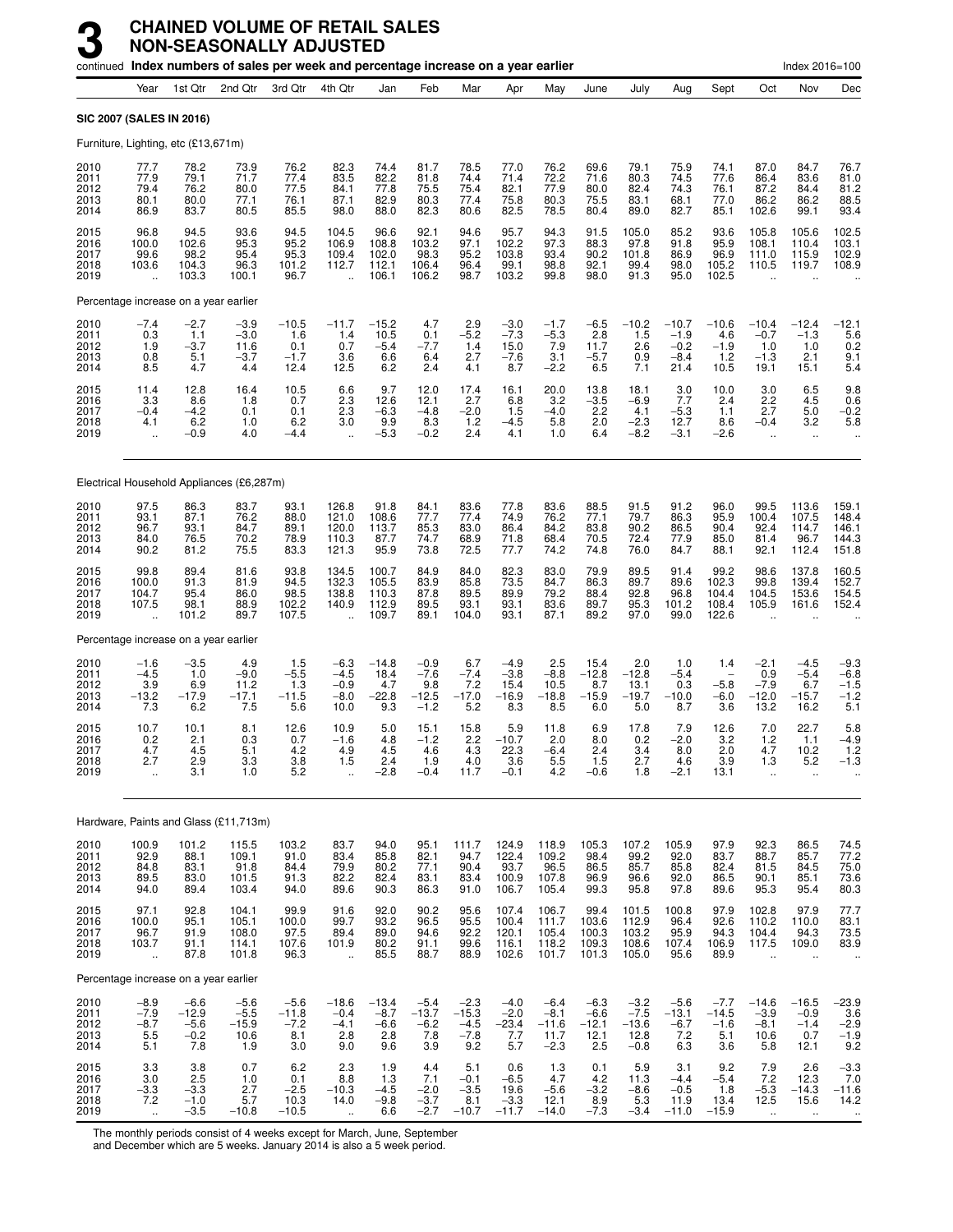# 3 CHAINED VOLUME OF RETAIL SALES NON-SEASONALLY ADJUSTED

continued **Index numbers of sales per week and percentage increase on a year earlier** Index 2016=100

| | Year | 1st Qtr | 2nd Qtr | 3rd Qtr | 4th Qtr | Jan | Feb | Mar | Apr | May | June | July | Aug | Sept | Oct | Nov | Dec |
|---|---|---|---|---|---|---|---|---|---|---|---|---|---|---|---|---|---|
| **SIC 2007 (SALES IN 2016)** | | | | | | | | | | | | | | | | | |
| Furniture, Lighting, etc (£13,671m) | | | | | | | | | | | | | | | | | |
| 2010 | 77.7 | 78.2 | 73.9 | 76.2 | 82.3 | 74.4 | 81.7 | 78.5 | 77.0 | 76.2 | 69.6 | 79.1 | 75.9 | 74.1 | 87.0 | 84.7 | 76.7 |
| 2011 | 77.9 | 79.1 | 71.7 | 77.4 | 83.5 | 82.2 | 81.8 | 74.4 | 71.4 | 72.2 | 71.6 | 80.3 | 74.5 | 77.6 | 86.4 | 83.6 | 81.0 |
| 2012 | 79.4 | 76.2 | 80.0 | 77.5 | 84.1 | 77.8 | 75.5 | 75.4 | 82.1 | 77.9 | 80.0 | 82.4 | 74.3 | 76.1 | 87.2 | 84.4 | 81.2 |
| 2013 | 80.1 | 80.0 | 77.1 | 76.1 | 87.1 | 82.9 | 80.3 | 77.4 | 75.8 | 80.3 | 75.5 | 83.1 | 68.1 | 77.0 | 86.2 | 86.2 | 88.5 |
| 2014 | 86.9 | 83.7 | 80.5 | 85.5 | 98.0 | 88.0 | 82.3 | 80.6 | 82.5 | 78.5 | 80.4 | 89.0 | 82.7 | 85.1 | 102.6 | 99.1 | 93.4 |
| 2015 | 96.8 | 94.5 | 93.6 | 94.5 | 104.5 | 96.6 | 92.1 | 94.6 | 95.7 | 94.3 | 91.5 | 105.0 | 85.2 | 93.6 | 105.8 | 105.6 | 102.5 |
| 2016 | 100.0 | 102.6 | 95.3 | 95.2 | 106.9 | 108.8 | 103.2 | 97.1 | 102.2 | 97.3 | 88.3 | 97.8 | 91.8 | 95.9 | 108.1 | 110.4 | 103.1 |
| 2017 | 99.6 | 98.2 | 95.4 | 95.3 | 109.4 | 102.0 | 98.3 | 95.2 | 103.8 | 93.4 | 90.2 | 101.8 | 86.9 | 96.9 | 111.0 | 115.9 | 102.9 |
| 2018 | 103.6 | 104.3 | 96.3 | 101.2 | 112.7 | 112.1 | 106.4 | 96.4 | 99.1 | 98.8 | 92.1 | 99.4 | 98.0 | 105.2 | 110.5 | 119.7 | 108.9 |
| 2019 | .. | 103.3 | 100.1 | 96.7 | .. | 106.1 | 106.2 | 98.7 | 103.2 | 99.8 | 98.0 | 91.3 | 95.0 | 102.5 | .. | .. | .. |
| Percentage increase on a year earlier | | | | | | | | | | | | | | | | | |
| 2010 | −7.4 | −2.7 | −3.9 | −10.5 | −11.7 | −15.2 | 4.7 | 2.9 | −3.0 | −1.7 | −6.5 | −10.2 | −10.7 | −10.6 | −10.4 | −12.4 | −12.1 |
| 2011 | 0.3 | 1.1 | −3.0 | 1.6 | 1.4 | 10.5 | 0.1 | −5.2 | −7.3 | −5.3 | 2.8 | 1.5 | −1.9 | 4.6 | −0.7 | −1.3 | 5.6 |
| 2012 | 1.9 | −3.7 | 11.6 | 0.1 | 0.7 | −5.4 | −7.7 | 1.4 | 15.0 | 7.9 | 11.7 | 2.6 | −0.2 | −1.9 | 1.0 | 1.0 | 0.2 |
| 2013 | 0.8 | 5.1 | −3.7 | −1.7 | 3.6 | 6.6 | 6.4 | 2.7 | −7.6 | 3.1 | −5.7 | 0.9 | −8.4 | 1.2 | −1.3 | 2.1 | 9.1 |
| 2014 | 8.5 | 4.7 | 4.4 | 12.4 | 12.5 | 6.2 | 2.4 | 4.1 | 8.7 | −2.2 | 6.5 | 7.1 | 21.4 | 10.5 | 19.1 | 15.1 | 5.4 |
| 2015 | 11.4 | 12.8 | 16.4 | 10.5 | 6.6 | 9.7 | 12.0 | 17.4 | 16.1 | 20.0 | 13.8 | 18.1 | 3.0 | 10.0 | 3.0 | 6.5 | 9.8 |
| 2016 | 3.3 | 8.6 | 1.8 | 0.7 | 2.3 | 12.6 | 12.1 | 2.7 | 6.8 | 3.2 | −3.5 | −6.9 | 7.7 | 2.4 | 2.2 | 4.5 | 0.6 |
| 2017 | −0.4 | −4.2 | 0.1 | 0.1 | 2.3 | −6.3 | −4.8 | −2.0 | 1.5 | −4.0 | 2.2 | 4.1 | −5.3 | 1.1 | 2.7 | 5.0 | −0.2 |
| 2018 | 4.1 | 6.2 | 1.0 | 6.2 | 3.0 | 9.9 | 8.3 | 1.2 | −4.5 | 5.8 | 2.0 | −2.3 | 12.7 | 8.6 | −0.4 | 3.2 | 5.8 |
| 2019 | .. | −0.9 | 4.0 | −4.4 | .. | −5.3 | −0.2 | 2.4 | 4.1 | 1.0 | 6.4 | −8.2 | −3.1 | −2.6 | .. | .. | .. |
| Electrical Household Appliances (£6,287m) | | | | | | | | | | | | | | | | | |
| 2010 | 97.5 | 86.3 | 83.7 | 93.1 | 126.8 | 91.8 | 84.1 | 83.6 | 77.8 | 83.6 | 88.5 | 91.5 | 91.2 | 96.0 | 99.5 | 113.6 | 159.1 |
| 2011 | 93.1 | 87.1 | 76.2 | 88.0 | 121.0 | 108.6 | 77.7 | 77.4 | 74.9 | 76.2 | 77.1 | 79.7 | 86.3 | 95.9 | 100.4 | 107.5 | 148.4 |
| 2012 | 96.7 | 93.1 | 84.7 | 89.1 | 120.0 | 113.7 | 85.3 | 83.0 | 86.4 | 84.2 | 83.8 | 90.2 | 86.5 | 90.4 | 92.4 | 114.7 | 146.1 |
| 2013 | 84.0 | 76.5 | 70.2 | 78.9 | 110.3 | 87.7 | 74.7 | 68.9 | 71.8 | 68.4 | 70.5 | 72.4 | 77.9 | 85.0 | 81.4 | 96.7 | 144.3 |
| 2014 | 90.2 | 81.2 | 75.5 | 83.3 | 121.3 | 95.9 | 73.8 | 72.5 | 77.7 | 74.2 | 74.8 | 76.0 | 84.7 | 88.1 | 92.1 | 112.4 | 151.8 |
| 2015 | 99.8 | 89.4 | 81.6 | 93.8 | 134.5 | 100.7 | 84.9 | 84.0 | 82.3 | 83.0 | 79.9 | 89.5 | 91.4 | 99.2 | 98.6 | 137.8 | 160.5 |
| 2016 | 100.0 | 91.3 | 81.9 | 94.5 | 132.3 | 105.5 | 83.9 | 85.8 | 73.5 | 84.7 | 86.3 | 89.7 | 89.6 | 102.3 | 99.8 | 139.4 | 152.7 |
| 2017 | 104.7 | 95.4 | 86.0 | 98.5 | 138.8 | 110.3 | 87.8 | 89.5 | 89.9 | 79.2 | 88.4 | 92.8 | 96.8 | 104.4 | 104.5 | 153.6 | 154.5 |
| 2018 | 107.5 | 98.1 | 88.9 | 102.2 | 140.9 | 112.9 | 89.5 | 93.1 | 93.1 | 83.6 | 89.7 | 95.3 | 101.2 | 108.4 | 105.9 | 161.6 | 152.4 |
| 2019 | .. | 101.2 | 89.7 | 107.5 | .. | 109.7 | 89.1 | 104.0 | 93.1 | 87.1 | 89.2 | 97.0 | 99.0 | 122.6 | .. | .. | .. |
| Percentage increase on a year earlier | | | | | | | | | | | | | | | | | |
| 2010 | −1.6 | −3.5 | 4.9 | 1.5 | −6.3 | −14.8 | −0.9 | 6.7 | −4.9 | 2.5 | 15.4 | 2.0 | 1.0 | 1.4 | −2.1 | −4.5 | −9.3 |
| 2011 | −4.5 | 1.0 | −9.0 | −5.5 | −4.5 | 18.4 | −7.6 | −7.4 | −3.8 | −8.8 | −12.8 | −12.8 | −5.4 | – | 0.9 | −5.4 | −6.8 |
| 2012 | 3.9 | 6.9 | 11.2 | 1.3 | −0.9 | 4.7 | 9.8 | 7.2 | 15.4 | 10.5 | 8.7 | 13.1 | 0.3 | −5.8 | −7.9 | 6.7 | −1.5 |
| 2013 | −13.2 | −17.9 | −17.1 | −11.5 | −8.0 | −22.8 | −12.5 | −17.0 | −16.9 | −18.8 | −15.9 | −19.7 | −10.0 | −6.0 | −12.0 | −15.7 | −1.2 |
| 2014 | 7.3 | 6.2 | 7.5 | 5.6 | 10.0 | 9.3 | −1.2 | 5.2 | 8.3 | 8.5 | 6.0 | 5.0 | 8.7 | 3.6 | 13.2 | 16.2 | 5.1 |
| 2015 | 10.7 | 10.1 | 8.1 | 12.6 | 10.9 | 5.0 | 15.1 | 15.8 | 5.9 | 11.8 | 6.9 | 17.8 | 7.9 | 12.6 | 7.0 | 22.7 | 5.8 |
| 2016 | 0.2 | 2.1 | 0.3 | 0.7 | −1.6 | 4.8 | −1.2 | 2.2 | −10.7 | 2.0 | 8.0 | 0.2 | −2.0 | 3.2 | 1.2 | 1.1 | −4.9 |
| 2017 | 4.7 | 4.5 | 5.1 | 4.2 | 4.9 | 4.5 | 4.6 | 4.3 | 22.3 | −6.4 | 2.4 | 3.4 | 8.0 | 2.0 | 4.7 | 10.2 | 1.2 |
| 2018 | 2.7 | 2.9 | 3.3 | 3.8 | 1.5 | 2.4 | 1.9 | 4.0 | 3.6 | 5.5 | 1.5 | 2.7 | 4.6 | 3.9 | 1.3 | 5.2 | −1.3 |
| 2019 | .. | 3.1 | 1.0 | 5.2 | .. | −2.8 | −0.4 | 11.7 | −0.1 | 4.2 | −0.6 | 1.8 | −2.1 | 13.1 | .. | .. | .. |
| Hardware, Paints and Glass (£11,713m) | | | | | | | | | | | | | | | | | |
| 2010 | 100.9 | 101.2 | 115.5 | 103.2 | 83.7 | 94.0 | 95.1 | 111.7 | 124.9 | 118.9 | 105.3 | 107.2 | 105.9 | 97.9 | 92.3 | 86.5 | 74.5 |
| 2011 | 92.9 | 88.1 | 109.1 | 91.0 | 83.4 | 85.8 | 82.1 | 94.7 | 122.4 | 109.2 | 98.4 | 99.2 | 92.0 | 83.7 | 88.7 | 85.7 | 77.2 |
| 2012 | 84.8 | 83.1 | 91.8 | 84.4 | 79.9 | 80.2 | 77.1 | 90.4 | 93.7 | 96.5 | 86.5 | 85.7 | 85.8 | 82.4 | 81.5 | 84.5 | 75.0 |
| 2013 | 89.5 | 83.0 | 101.5 | 91.3 | 82.2 | 82.4 | 83.1 | 83.4 | 100.9 | 107.8 | 96.9 | 96.6 | 92.0 | 86.5 | 90.1 | 85.1 | 73.6 |
| 2014 | 94.0 | 89.4 | 103.4 | 94.0 | 89.6 | 90.3 | 86.3 | 91.0 | 106.7 | 105.4 | 99.3 | 95.8 | 97.8 | 89.6 | 95.3 | 95.4 | 80.3 |
| 2015 | 97.1 | 92.8 | 104.1 | 99.9 | 91.6 | 92.0 | 90.2 | 95.6 | 107.4 | 106.7 | 99.4 | 101.5 | 100.8 | 97.9 | 102.8 | 97.9 | 77.7 |
| 2016 | 100.0 | 95.1 | 105.1 | 100.0 | 99.7 | 93.2 | 96.5 | 95.5 | 100.4 | 111.7 | 103.6 | 112.9 | 96.4 | 92.6 | 110.2 | 110.0 | 83.1 |
| 2017 | 96.7 | 91.9 | 108.0 | 97.5 | 89.4 | 89.0 | 94.6 | 92.2 | 120.1 | 105.4 | 100.3 | 103.2 | 95.9 | 94.3 | 104.4 | 94.3 | 73.5 |
| 2018 | 103.7 | 91.1 | 114.1 | 107.6 | 101.9 | 80.2 | 91.1 | 99.6 | 116.1 | 118.2 | 109.3 | 108.6 | 107.4 | 106.9 | 117.5 | 109.0 | 83.9 |
| 2019 | .. | 87.8 | 101.8 | 96.3 | .. | 85.5 | 88.7 | 88.9 | 102.6 | 101.7 | 101.3 | 105.0 | 95.6 | 89.9 | .. | .. | .. |
| Percentage increase on a year earlier | | | | | | | | | | | | | | | | | |
| 2010 | −8.9 | −6.6 | −5.6 | −5.6 | −18.6 | −13.4 | −5.4 | −2.3 | −4.0 | −6.4 | −6.3 | −3.2 | −5.6 | −7.7 | −14.6 | −16.5 | −23.9 |
| 2011 | −7.9 | −12.9 | −5.5 | −11.8 | −0.4 | −8.7 | −13.7 | −15.3 | −2.0 | −8.1 | −6.6 | −7.5 | −13.1 | −14.5 | −3.9 | −0.9 | 3.6 |
| 2012 | −8.7 | −5.6 | −15.9 | −7.2 | −4.1 | −6.6 | −6.2 | −4.5 | −23.4 | −11.6 | −12.1 | −13.6 | −6.7 | −1.6 | −8.1 | −1.4 | −2.9 |
| 2013 | 5.5 | −0.2 | 10.6 | 8.1 | 2.8 | 2.8 | 7.8 | −7.8 | 7.7 | 11.7 | 12.1 | 12.8 | 7.2 | 5.1 | 10.6 | 0.7 | −1.9 |
| 2014 | 5.1 | 7.8 | 1.9 | 3.0 | 9.0 | 9.6 | 3.9 | 9.2 | 5.7 | −2.3 | 2.5 | −0.8 | 6.3 | 3.6 | 5.8 | 12.1 | 9.2 |
| 2015 | 3.3 | 3.8 | 0.7 | 6.2 | 2.3 | 1.9 | 4.4 | 5.1 | 0.6 | 1.3 | 0.1 | 5.9 | 3.1 | 9.2 | 7.9 | 2.6 | −3.3 |
| 2016 | 3.0 | 2.5 | 1.0 | 0.1 | 8.8 | 1.3 | 7.1 | −0.1 | −6.5 | 4.7 | 4.2 | 11.3 | −4.4 | −5.4 | 7.2 | 12.3 | 7.0 |
| 2017 | −3.3 | −3.3 | 2.7 | −2.5 | −10.3 | −4.5 | −2.0 | −3.5 | 19.6 | −5.6 | −3.2 | −8.6 | −0.5 | 1.8 | −5.3 | −14.3 | −11.6 |
| 2018 | 7.2 | −1.0 | 5.7 | 10.3 | 14.0 | −9.8 | −3.7 | 8.1 | −3.3 | 12.1 | 8.9 | 5.3 | 11.9 | 13.4 | 12.5 | 15.6 | 14.2 |
| 2019 | .. | −3.5 | −10.8 | −10.5 | .. | 6.6 | −2.7 | −10.7 | −11.7 | −14.0 | −7.3 | −3.4 | −11.0 | −15.9 | .. | .. | .. |

The monthly periods consist of 4 weeks except for March, June, September and December which are 5 weeks. January 2014 is also a 5 week period.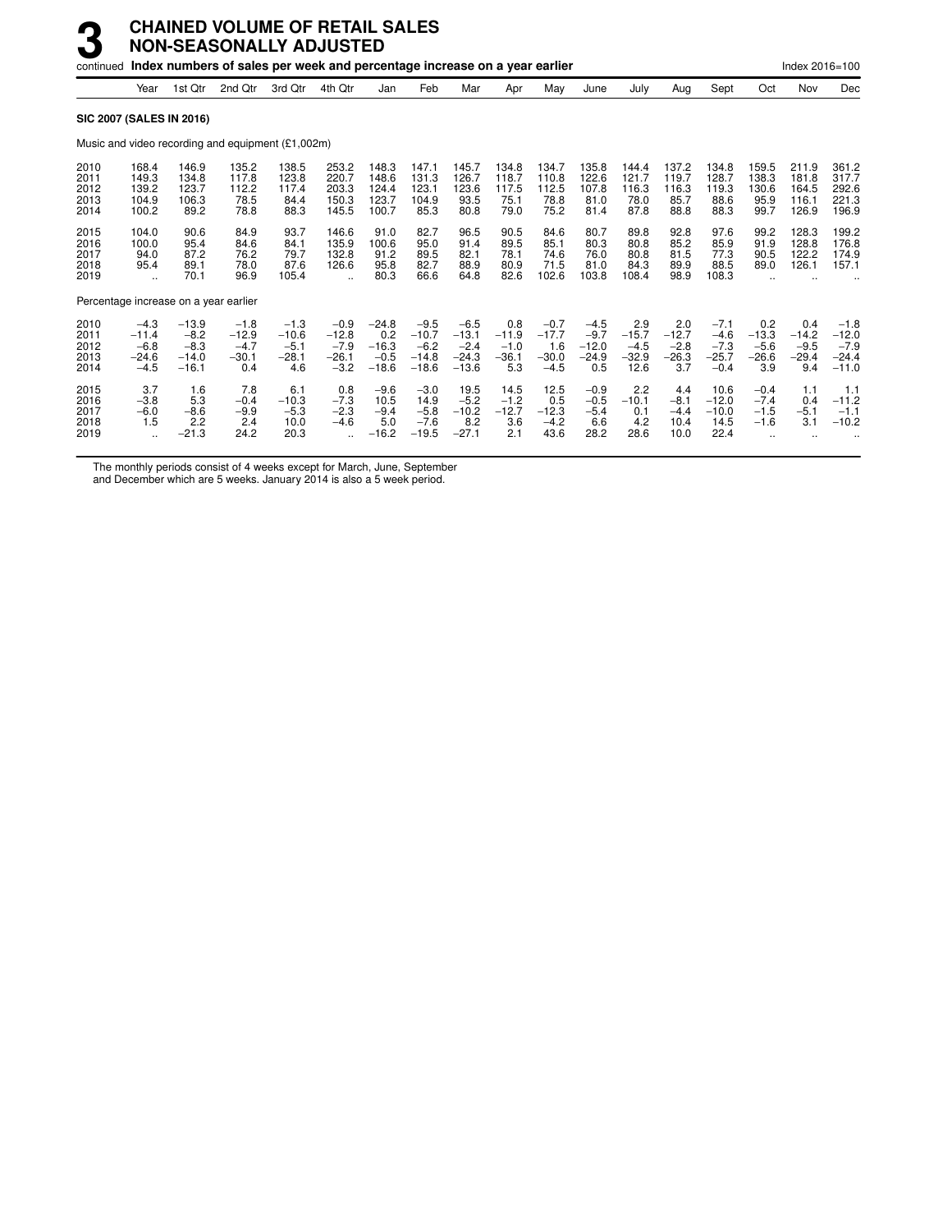# 3 CHAINED VOLUME OF RETAIL SALES NON-SEASONALLY ADJUSTED

continued **Index numbers of sales per week and percentage increase on a year earlier** Index 2016=100

| Year | Year | 1st Qtr | 2nd Qtr | 3rd Qtr | 4th Qtr | Jan | Feb | Mar | Apr | May | June | July | Aug | Sept | Oct | Nov | Dec |
|---|---|---|---|---|---|---|---|---|---|---|---|---|---|---|---|---|---|
| **SIC 2007 (SALES IN 2016)** | | | | | | | | | | | | | | | | | |
| Music and video recording and equipment (£1,002m) | | | | | | | | | | | | | | | | | |
| 2010 | 168.4 | 146.9 | 135.2 | 138.5 | 253.2 | 148.3 | 147.1 | 145.7 | 134.8 | 134.7 | 135.8 | 144.4 | 137.2 | 134.8 | 159.5 | 211.9 | 361.2 |
| 2011 | 149.3 | 134.8 | 117.8 | 123.8 | 220.7 | 148.6 | 131.3 | 126.7 | 118.7 | 110.8 | 122.6 | 121.7 | 119.7 | 128.7 | 138.3 | 181.8 | 317.7 |
| 2012 | 139.2 | 123.7 | 112.2 | 117.4 | 203.3 | 124.4 | 123.1 | 123.6 | 117.5 | 112.5 | 107.8 | 116.3 | 116.3 | 119.3 | 130.6 | 164.5 | 292.6 |
| 2013 | 104.9 | 106.3 | 78.5 | 84.4 | 150.3 | 123.7 | 104.9 | 93.5 | 75.1 | 78.8 | 81.0 | 78.0 | 85.7 | 88.6 | 95.9 | 116.1 | 221.3 |
| 2014 | 100.2 | 89.2 | 78.8 | 88.3 | 145.5 | 100.7 | 85.3 | 80.8 | 79.0 | 75.2 | 81.4 | 87.8 | 88.8 | 88.3 | 99.7 | 126.9 | 196.9 |
| 2015 | 104.0 | 90.6 | 84.9 | 93.7 | 146.6 | 91.0 | 82.7 | 96.5 | 90.5 | 84.6 | 80.7 | 89.8 | 92.8 | 97.6 | 99.2 | 128.3 | 199.2 |
| 2016 | 100.0 | 95.4 | 84.6 | 84.1 | 135.9 | 100.6 | 95.0 | 91.4 | 89.5 | 85.1 | 80.3 | 80.8 | 85.2 | 85.9 | 91.9 | 128.8 | 176.8 |
| 2017 | 94.0 | 87.2 | 76.2 | 79.7 | 132.8 | 91.2 | 89.5 | 82.1 | 78.1 | 74.6 | 76.0 | 80.8 | 81.5 | 77.3 | 90.5 | 122.2 | 174.9 |
| 2018 | 95.4 | 89.1 | 78.0 | 87.6 | 126.6 | 95.8 | 82.7 | 88.9 | 80.9 | 71.5 | 81.0 | 84.3 | 89.9 | 88.5 | 89.0 | 126.1 | 157.1 |
| 2019 | .. | 70.1 | 96.9 | 105.4 | .. | 80.3 | 66.6 | 64.8 | 82.6 | 102.6 | 103.8 | 108.4 | 98.9 | 108.3 | .. | .. | .. |
| Percentage increase on a year earlier | | | | | | | | | | | | | | | | | |
| 2010 | −4.3 | −13.9 | −1.8 | −1.3 | −0.9 | −24.8 | −9.5 | −6.5 | 0.8 | −0.7 | −4.5 | 2.9 | 2.0 | −7.1 | 0.2 | 0.4 | −1.8 |
| 2011 | −11.4 | −8.2 | −12.9 | −10.6 | −12.8 | 0.2 | −10.7 | −13.1 | −11.9 | −17.7 | −9.7 | −15.7 | −12.7 | −4.6 | −13.3 | −14.2 | −12.0 |
| 2012 | −6.8 | −8.3 | −4.7 | −5.1 | −7.9 | −16.3 | −6.2 | −2.4 | −1.0 | 1.6 | −12.0 | −4.5 | −2.8 | −7.3 | −5.6 | −9.5 | −7.9 |
| 2013 | −24.6 | −14.0 | −30.1 | −28.1 | −26.1 | −0.5 | −14.8 | −24.3 | −36.1 | −30.0 | −24.9 | −32.9 | −26.3 | −25.7 | −26.6 | −29.4 | −24.4 |
| 2014 | −4.5 | −16.1 | 0.4 | 4.6 | −3.2 | −18.6 | −18.6 | −13.6 | 5.3 | −4.5 | 0.5 | 12.6 | 3.7 | −0.4 | 3.9 | 9.4 | −11.0 |
| 2015 | 3.7 | 1.6 | 7.8 | 6.1 | 0.8 | −9.6 | −3.0 | 19.5 | 14.5 | 12.5 | −0.9 | 2.2 | 4.4 | 10.6 | −0.4 | 1.1 | 1.1 |
| 2016 | −3.8 | 5.3 | −0.4 | −10.3 | −7.3 | 10.5 | 14.9 | −5.2 | −1.2 | 0.5 | −0.5 | −10.1 | −8.1 | −12.0 | −7.4 | 0.4 | −11.2 |
| 2017 | −6.0 | −8.6 | −9.9 | −5.3 | −2.3 | −9.4 | −5.8 | −10.2 | −12.7 | −12.3 | −5.4 | 0.1 | −4.4 | −10.0 | −1.5 | −5.1 | −1.1 |
| 2018 | 1.5 | 2.2 | 2.4 | 10.0 | −4.6 | 5.0 | −7.6 | 8.2 | 3.6 | −4.2 | 6.6 | 4.2 | 10.4 | 14.5 | −1.6 | 3.1 | −10.2 |
| 2019 | .. | −21.3 | 24.2 | 20.3 | .. | −16.2 | −19.5 | −27.1 | 2.1 | 43.6 | 28.2 | 28.6 | 10.0 | 22.4 | .. | .. | .. |

The monthly periods consist of 4 weeks except for March, June, September and December which are 5 weeks. January 2014 is also a 5 week period.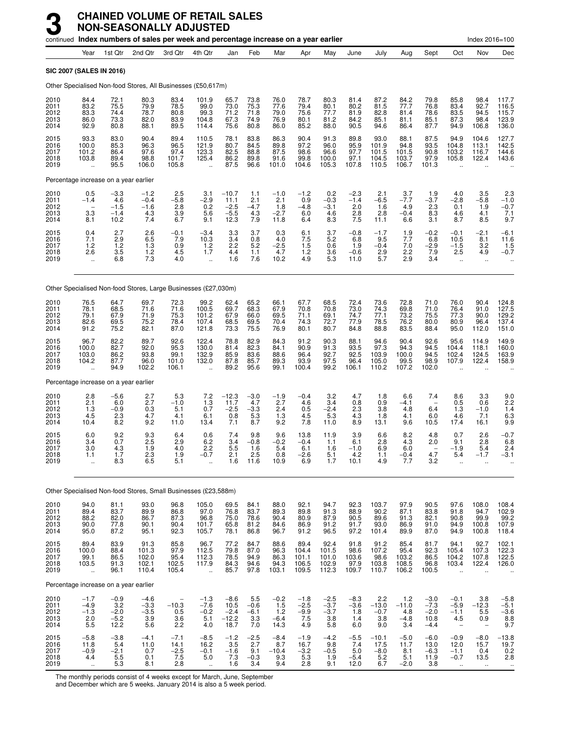# 3 CHAINED VOLUME OF RETAIL SALES NON-SEASONALLY ADJUSTED

continued **Index numbers of sales per week and percentage increase on a year earlier** Index 2016=100

| | Year | 1st Qtr | 2nd Qtr | 3rd Qtr | 4th Qtr | Jan | Feb | Mar | Apr | May | June | July | Aug | Sept | Oct | Nov | Dec |
|---|---|---|---|---|---|---|---|---|---|---|---|---|---|---|---|---|---|
| **SIC 2007 (SALES IN 2016)** | | | | | | | | | | | | | | | | | |
| Other Specialised Non-food Stores, All Businesses (£50,617m) | | | | | | | | | | | | | | | | | |
| 2010 | 84.4 | 72.1 | 80.3 | 83.4 | 101.9 | 65.7 | 73.8 | 76.0 | 78.7 | 80.3 | 81.4 | 87.2 | 84.2 | 79.8 | 85.8 | 98.4 | 117.7 |
| 2011 | 83.2 | 75.5 | 79.9 | 78.5 | 99.0 | 73.0 | 75.3 | 77.6 | 79.4 | 80.1 | 80.2 | 81.5 | 77.7 | 76.8 | 83.4 | 92.7 | 116.5 |
| 2012 | 83.3 | 74.4 | 78.7 | 80.8 | 99.3 | 71.2 | 71.8 | 79.0 | 75.6 | 77.7 | 81.9 | 82.8 | 81.4 | 78.6 | 83.5 | 94.5 | 115.7 |
| 2013 | 86.0 | 73.3 | 82.0 | 83.9 | 104.8 | 67.3 | 74.9 | 76.9 | 80.1 | 81.2 | 84.2 | 85.1 | 81.1 | 85.1 | 87.3 | 98.4 | 123.9 |
| 2014 | 92.9 | 80.8 | 88.1 | 89.5 | 114.4 | 75.6 | 80.8 | 86.0 | 85.2 | 88.0 | 90.5 | 94.6 | 86.4 | 87.7 | 94.9 | 106.8 | 136.0 |
| 2015 | 93.3 | 83.0 | 90.4 | 89.4 | 110.5 | 78.1 | 83.8 | 86.3 | 90.4 | 91.3 | 89.8 | 93.0 | 88.1 | 87.5 | 94.9 | 104.6 | 127.7 |
| 2016 | 100.0 | 85.3 | 96.3 | 96.5 | 121.9 | 80.7 | 84.5 | 89.8 | 97.2 | 96.0 | 95.9 | 101.9 | 94.8 | 93.5 | 104.8 | 113.1 | 142.5 |
| 2017 | 101.2 | 86.4 | 97.6 | 97.4 | 123.3 | 82.5 | 88.8 | 87.5 | 98.6 | 96.6 | 97.7 | 101.5 | 101.5 | 90.8 | 103.2 | 116.7 | 144.6 |
| 2018 | 103.8 | 89.4 | 98.8 | 101.7 | 125.4 | 86.2 | 89.8 | 91.6 | 99.8 | 100.0 | 97.1 | 104.5 | 103.7 | 97.9 | 105.8 | 122.4 | 143.6 |
| 2019 | .. | 95.5 | 106.0 | 105.8 | .. | 87.5 | 96.6 | 101.0 | 104.6 | 105.3 | 107.8 | 110.5 | 106.7 | 101.3 | .. | .. | .. |
| Percentage increase on a year earlier | | | | | | | | | | | | | | | | | |
| 2010 | 0.5 | −3.3 | −1.2 | 2.5 | 3.1 | −10.7 | 1.1 | −1.0 | −1.2 | 0.2 | −2.3 | 2.1 | 3.7 | 1.9 | 4.0 | 3.5 | 2.3 |
| 2011 | −1.4 | 4.6 | −0.4 | −5.8 | −2.9 | 11.1 | 2.1 | 2.1 | 0.9 | −0.3 | −1.4 | −6.5 | −7.7 | −3.7 | −2.8 | −5.8 | −1.0 |
| 2012 | – | −1.5 | −1.6 | 2.8 | 0.2 | −2.5 | −4.7 | 1.8 | −4.8 | −3.1 | 2.0 | 1.6 | 4.9 | 2.3 | 0.1 | 1.9 | −0.7 |
| 2013 | 3.3 | −1.4 | 4.3 | 3.9 | 5.6 | −5.5 | 4.3 | −2.7 | 6.0 | 4.6 | 2.8 | 2.8 | −0.4 | 8.3 | 4.6 | 4.1 | 7.1 |
| 2014 | 8.1 | 10.2 | 7.4 | 6.7 | 9.1 | 12.3 | 7.9 | 11.8 | 6.4 | 8.3 | 7.5 | 11.1 | 6.6 | 3.1 | 8.7 | 8.5 | 9.7 |
| 2015 | 0.4 | 2.7 | 2.6 | −0.1 | −3.4 | 3.3 | 3.7 | 0.3 | 6.1 | 3.7 | −0.8 | −1.7 | 1.9 | −0.2 | −0.1 | −2.1 | −6.1 |
| 2016 | 7.1 | 2.9 | 6.5 | 7.9 | 10.3 | 3.4 | 0.8 | 4.0 | 7.5 | 5.2 | 6.8 | 9.5 | 7.7 | 6.8 | 10.5 | 8.1 | 11.6 |
| 2017 | 1.2 | 1.2 | 1.3 | 0.9 | 1.2 | 2.2 | 5.2 | −2.5 | 1.5 | 0.6 | 1.9 | −0.4 | 7.0 | −2.9 | −1.5 | 3.2 | 1.5 |
| 2018 | 2.6 | 3.5 | 1.2 | 4.5 | 1.7 | 4.4 | 1.1 | 4.7 | 1.2 | 3.6 | −0.6 | 2.9 | 2.2 | 7.9 | 2.5 | 4.9 | −0.7 |
| 2019 | .. | 6.8 | 7.3 | 4.0 | .. | 1.6 | 7.6 | 10.2 | 4.9 | 5.3 | 11.0 | 5.7 | 2.9 | 3.4 | .. | .. | .. |
| Other Specialised Non-food Stores, Large Businesses (£27,030m) | | | | | | | | | | | | | | | | | |
| 2010 | 76.5 | 64.7 | 69.7 | 72.3 | 99.2 | 62.4 | 65.2 | 66.1 | 67.7 | 68.5 | 72.4 | 73.6 | 72.8 | 71.0 | 76.0 | 90.4 | 124.8 |
| 2011 | 78.1 | 68.5 | 71.6 | 71.6 | 100.5 | 69.7 | 68.3 | 67.9 | 70.8 | 70.8 | 73.0 | 74.3 | 69.8 | 71.0 | 76.4 | 91.0 | 127.5 |
| 2012 | 79.1 | 67.9 | 71.9 | 75.3 | 101.2 | 67.9 | 66.0 | 69.5 | 71.1 | 69.1 | 74.7 | 77.1 | 73.2 | 75.5 | 77.3 | 90.0 | 129.2 |
| 2013 | 82.6 | 69.5 | 75.2 | 78.4 | 107.4 | 68.5 | 69.5 | 70.4 | 74.3 | 72.7 | 77.9 | 78.5 | 76.2 | 80.0 | 80.9 | 96.4 | 137.4 |
| 2014 | 91.2 | 75.2 | 82.1 | 87.0 | 121.8 | 73.3 | 75.5 | 76.9 | 80.1 | 80.7 | 84.8 | 88.8 | 83.5 | 88.4 | 95.0 | 112.0 | 151.0 |
| 2015 | 96.7 | 82.2 | 89.7 | 92.6 | 122.4 | 78.8 | 82.9 | 84.3 | 91.2 | 90.3 | 88.1 | 94.6 | 90.4 | 92.6 | 95.6 | 114.9 | 149.9 |
| 2016 | 100.0 | 82.7 | 92.0 | 95.3 | 130.0 | 81.4 | 82.3 | 84.1 | 90.9 | 91.3 | 93.5 | 97.3 | 94.3 | 94.5 | 104.4 | 118.1 | 160.0 |
| 2017 | 103.0 | 86.2 | 93.8 | 99.1 | 132.9 | 85.9 | 83.6 | 88.6 | 96.4 | 92.7 | 92.5 | 103.9 | 100.0 | 94.5 | 102.4 | 124.5 | 163.9 |
| 2018 | 104.2 | 87.7 | 96.0 | 101.0 | 132.0 | 87.8 | 85.7 | 89.3 | 93.9 | 97.5 | 96.4 | 105.0 | 99.5 | 98.9 | 107.9 | 122.4 | 158.9 |
| 2019 | .. | 94.9 | 102.2 | 106.1 | .. | 89.2 | 95.6 | 99.1 | 100.4 | 99.2 | 106.1 | 110.2 | 107.2 | 102.0 | .. | .. | .. |
| Percentage increase on a year earlier | | | | | | | | | | | | | | | | | |
| 2010 | 2.8 | −5.6 | 2.7 | 5.3 | 7.2 | −12.3 | −3.0 | −1.9 | −0.4 | 3.2 | 4.7 | 1.8 | 6.6 | 7.4 | 8.6 | 3.3 | 9.0 |
| 2011 | 2.1 | 6.0 | 2.7 | −1.0 | 1.3 | 11.7 | 4.7 | 2.7 | 4.6 | 3.4 | 0.8 | 0.9 | −4.1 | – | 0.5 | 0.6 | 2.2 |
| 2012 | 1.3 | −0.9 | 0.3 | 5.1 | 0.7 | −2.5 | −3.3 | 2.4 | 0.5 | −2.4 | 2.3 | 3.8 | 4.8 | 6.4 | 1.3 | −1.0 | 1.4 |
| 2013 | 4.5 | 2.3 | 4.7 | 4.1 | 6.1 | 0.8 | 5.3 | 1.3 | 4.5 | 5.3 | 4.3 | 1.8 | 4.1 | 6.0 | 4.6 | 7.1 | 6.3 |
| 2014 | 10.4 | 8.2 | 9.2 | 11.0 | 13.4 | 7.1 | 8.7 | 9.2 | 7.8 | 11.0 | 8.9 | 13.1 | 9.6 | 10.5 | 17.4 | 16.1 | 9.9 |
| 2015 | 6.0 | 9.2 | 9.3 | 6.4 | 0.6 | 7.4 | 9.8 | 9.6 | 13.8 | 11.9 | 3.9 | 6.6 | 8.2 | 4.8 | 0.7 | 2.6 | −0.7 |
| 2016 | 3.4 | 0.7 | 2.5 | 2.9 | 6.2 | 3.4 | −0.8 | −0.2 | −0.4 | 1.1 | 6.1 | 2.8 | 4.3 | 2.0 | 9.1 | 2.8 | 6.8 |
| 2017 | 3.0 | 4.3 | 1.9 | 4.0 | 2.2 | 5.5 | 1.6 | 5.4 | 6.1 | 1.6 | −1.0 | 6.9 | 6.0 | – | −1.9 | 5.4 | 2.4 |
| 2018 | 1.1 | 1.7 | 2.3 | 1.9 | −0.7 | 2.1 | 2.5 | 0.8 | −2.6 | 5.1 | 4.2 | 1.1 | −0.4 | 4.7 | 5.4 | −1.7 | −3.1 |
| 2019 | .. | 8.3 | 6.5 | 5.1 | .. | 1.6 | 11.6 | 10.9 | 6.9 | 1.7 | 10.1 | 4.9 | 7.7 | 3.2 | .. | .. | .. |
| Other Specialised Non-food Stores, Small Businesses (£23,588m) | | | | | | | | | | | | | | | | | |
| 2010 | 94.0 | 81.1 | 93.0 | 96.8 | 105.0 | 69.5 | 84.1 | 88.0 | 92.1 | 94.7 | 92.3 | 103.7 | 97.9 | 90.5 | 97.6 | 108.0 | 108.4 |
| 2011 | 89.4 | 83.7 | 89.9 | 86.8 | 97.0 | 76.8 | 83.7 | 89.3 | 89.8 | 91.3 | 88.9 | 90.2 | 87.1 | 83.8 | 91.8 | 94.7 | 102.9 |
| 2012 | 88.2 | 82.0 | 86.7 | 87.3 | 96.8 | 75.0 | 78.6 | 90.4 | 80.9 | 87.9 | 90.5 | 89.6 | 91.3 | 82.1 | 90.8 | 99.9 | 99.2 |
| 2013 | 90.0 | 77.8 | 90.1 | 90.4 | 101.7 | 65.8 | 81.2 | 84.6 | 86.9 | 91.2 | 91.7 | 93.0 | 86.9 | 91.0 | 94.9 | 100.8 | 107.9 |
| 2014 | 95.0 | 87.2 | 95.1 | 92.3 | 105.7 | 78.1 | 86.8 | 96.7 | 91.2 | 96.5 | 97.2 | 101.4 | 89.9 | 87.0 | 94.9 | 100.8 | 118.4 |
| 2015 | 89.4 | 83.9 | 91.3 | 85.8 | 96.7 | 77.2 | 84.7 | 88.6 | 89.4 | 92.4 | 91.8 | 91.2 | 85.4 | 81.7 | 94.1 | 92.7 | 102.1 |
| 2016 | 100.0 | 88.4 | 101.3 | 97.9 | 112.5 | 79.8 | 87.0 | 96.3 | 104.4 | 101.5 | 98.6 | 107.2 | 95.4 | 92.3 | 105.4 | 107.3 | 122.3 |
| 2017 | 99.1 | 86.5 | 102.0 | 95.4 | 112.3 | 78.5 | 94.9 | 86.3 | 101.1 | 101.0 | 103.6 | 98.6 | 103.2 | 86.5 | 104.2 | 107.8 | 122.5 |
| 2018 | 103.5 | 91.3 | 102.1 | 102.5 | 117.9 | 84.3 | 94.6 | 94.3 | 106.5 | 102.9 | 97.9 | 103.8 | 108.5 | 96.8 | 103.4 | 122.4 | 126.0 |
| 2019 | .. | 96.1 | 110.4 | 105.4 | .. | 85.7 | 97.8 | 103.1 | 109.5 | 112.3 | 109.7 | 110.7 | 106.2 | 100.5 | .. | .. | .. |
| Percentage increase on a year earlier | | | | | | | | | | | | | | | | | |
| 2010 | −1.7 | −0.9 | −4.6 | – | −1.3 | −8.6 | 5.5 | −0.2 | −1.8 | −2.5 | −8.3 | 2.2 | 1.2 | −3.0 | −0.1 | 3.8 | −5.8 |
| 2011 | −4.9 | 3.2 | −3.3 | −10.3 | −7.6 | 10.5 | −0.6 | 1.5 | −2.5 | −3.7 | −3.6 | −13.0 | −11.0 | −7.3 | −5.9 | −12.3 | −5.1 |
| 2012 | −1.3 | −2.0 | −3.5 | 0.5 | −0.2 | −2.4 | −6.1 | 1.2 | −9.9 | −3.7 | 1.8 | −0.7 | 4.8 | −2.0 | −1.1 | 5.5 | −3.6 |
| 2013 | 2.0 | −5.2 | 3.9 | 3.6 | 5.1 | −12.2 | 3.3 | −6.4 | 7.5 | 3.8 | 1.4 | 3.8 | −4.8 | 10.8 | 4.5 | 0.9 | 8.8 |
| 2014 | 5.5 | 12.2 | 5.6 | 2.2 | 4.0 | 18.7 | 7.0 | 14.3 | 4.9 | 5.8 | 6.0 | 9.0 | 3.4 | −4.4 | – | – | 9.7 |
| 2015 | −5.8 | −3.8 | −4.1 | −7.1 | −8.5 | −1.2 | −2.5 | −8.4 | −1.9 | −4.2 | −5.5 | −10.1 | −5.0 | −6.0 | −0.9 | −8.0 | −13.8 |
| 2016 | 11.8 | 5.4 | 11.0 | 14.1 | 16.2 | 3.5 | 2.7 | 8.7 | 16.7 | 9.8 | 7.4 | 17.5 | 11.7 | 13.0 | 12.0 | 15.7 | 19.7 |
| 2017 | −0.9 | −2.1 | 0.7 | −2.5 | −0.1 | −1.6 | 9.1 | −10.4 | −3.2 | −0.5 | 5.0 | −8.0 | 8.1 | −6.3 | −1.1 | 0.4 | 0.2 |
| 2018 | 4.4 | 5.5 | 0.1 | 7.5 | 5.0 | 7.3 | −0.3 | 9.3 | 5.3 | 1.9 | −5.4 | 5.2 | 5.1 | 11.9 | −0.7 | 13.5 | 2.8 |
| 2019 | .. | 5.3 | 8.1 | 2.8 | .. | 1.6 | 3.4 | 9.4 | 2.8 | 9.1 | 12.0 | 6.7 | −2.0 | 3.8 | .. | .. | .. |

The monthly periods consist of 4 weeks except for March, June, September and December which are 5 weeks. January 2014 is also a 5 week period.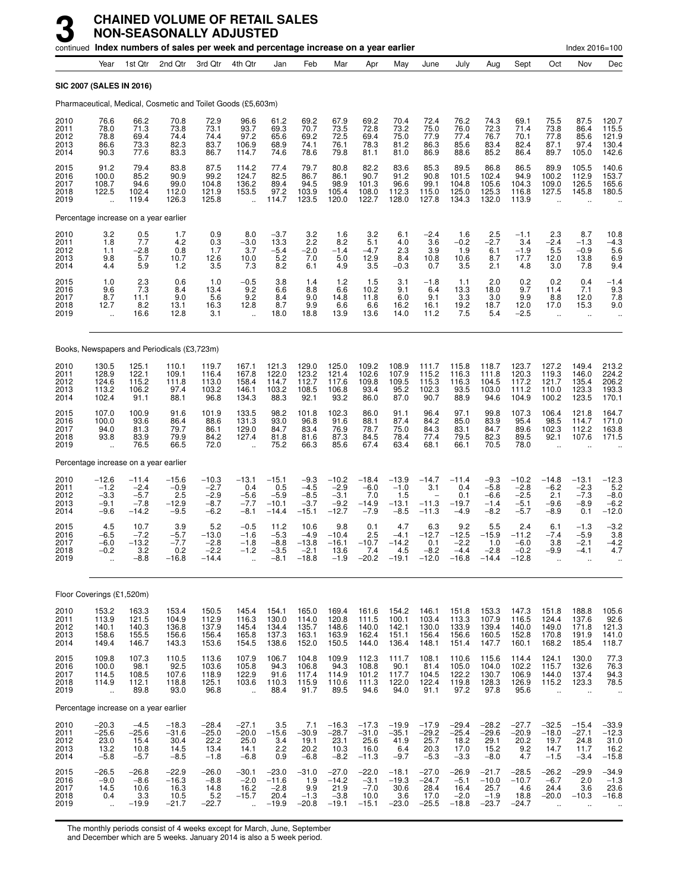# 3 CHAINED VOLUME OF RETAIL SALES NON-SEASONALLY ADJUSTED

continued **Index numbers of sales per week and percentage increase on a year earlier** Index 2016=100

| | Year | 1st Qtr | 2nd Qtr | 3rd Qtr | 4th Qtr | Jan | Feb | Mar | Apr | May | June | July | Aug | Sept | Oct | Nov | Dec |
|---|---|---|---|---|---|---|---|---|---|---|---|---|---|---|---|---|---|
| **SIC 2007 (SALES IN 2016)** | | | | | | | | | | | | | | | | | |
| Pharmaceutical, Medical, Cosmetic and Toilet Goods (£5,603m) | | | | | | | | | | | | | | | | | |
| 2010 | 76.6 | 66.2 | 70.8 | 72.9 | 96.6 | 61.2 | 69.2 | 67.9 | 69.2 | 70.4 | 72.4 | 76.2 | 74.3 | 69.1 | 75.5 | 87.5 | 120.7 |
| 2011 | 78.0 | 71.3 | 73.8 | 73.1 | 93.7 | 69.3 | 70.7 | 73.5 | 72.8 | 73.2 | 75.0 | 76.0 | 72.3 | 71.4 | 73.8 | 86.4 | 115.5 |
| 2012 | 78.8 | 69.4 | 74.4 | 74.4 | 97.2 | 65.6 | 69.2 | 72.5 | 69.4 | 75.0 | 77.9 | 77.4 | 76.7 | 70.1 | 77.8 | 85.6 | 121.9 |
| 2013 | 86.6 | 73.3 | 82.3 | 83.7 | 106.9 | 68.9 | 74.1 | 76.1 | 78.3 | 81.2 | 86.3 | 85.6 | 83.4 | 82.4 | 87.1 | 97.4 | 130.4 |
| 2014 | 90.3 | 77.6 | 83.3 | 86.7 | 114.7 | 74.6 | 78.6 | 79.8 | 81.1 | 81.0 | 86.9 | 88.6 | 85.2 | 86.4 | 89.7 | 105.0 | 142.6 |
| 2015 | 91.2 | 79.4 | 83.8 | 87.5 | 114.2 | 77.4 | 79.7 | 80.8 | 82.2 | 83.6 | 85.3 | 89.5 | 86.8 | 86.5 | 89.9 | 105.5 | 140.6 |
| 2016 | 100.0 | 85.2 | 90.9 | 99.2 | 124.7 | 82.5 | 86.7 | 86.1 | 90.7 | 91.2 | 90.8 | 101.5 | 102.4 | 94.9 | 100.2 | 112.9 | 153.7 |
| 2017 | 108.7 | 94.6 | 99.0 | 104.8 | 136.2 | 89.4 | 94.5 | 98.9 | 101.3 | 96.6 | 99.1 | 104.8 | 105.6 | 104.3 | 109.0 | 126.5 | 165.6 |
| 2018 | 122.5 | 102.4 | 112.0 | 121.9 | 153.5 | 97.2 | 103.9 | 105.4 | 108.0 | 112.3 | 115.0 | 125.0 | 125.3 | 116.8 | 127.5 | 145.8 | 180.5 |
| 2019 | .. | 119.4 | 126.3 | 125.8 | .. | 114.7 | 123.5 | 120.0 | 122.7 | 128.0 | 127.8 | 134.3 | 132.0 | 113.9 | .. | .. | .. |
| Percentage increase on a year earlier | | | | | | | | | | | | | | | | | |
| 2010 | 3.2 | 0.5 | 1.7 | 0.9 | 8.0 | −3.7 | 3.2 | 1.6 | 3.2 | 6.1 | −2.4 | 1.6 | 2.5 | −1.1 | 2.3 | 8.7 | 10.8 |
| 2011 | 1.8 | 7.7 | 4.2 | 0.3 | −3.0 | 13.3 | 2.2 | 8.2 | 5.1 | 4.0 | 3.6 | −0.2 | −2.7 | 3.4 | −2.4 | −1.3 | −4.3 |
| 2012 | 1.1 | −2.8 | 0.8 | 1.7 | 3.7 | −5.4 | −2.0 | −1.4 | −4.7 | 2.3 | 3.9 | 1.9 | 6.1 | −1.9 | 5.5 | −0.9 | 5.6 |
| 2013 | 9.8 | 5.7 | 10.7 | 12.6 | 10.0 | 5.2 | 7.0 | 5.0 | 12.9 | 8.4 | 10.8 | 10.6 | 8.7 | 17.7 | 12.0 | 13.8 | 6.9 |
| 2014 | 4.4 | 5.9 | 1.2 | 3.5 | 7.3 | 8.2 | 6.1 | 4.9 | 3.5 | −0.3 | 0.7 | 3.5 | 2.1 | 4.8 | 3.0 | 7.8 | 9.4 |
| 2015 | 1.0 | 2.3 | 0.6 | 1.0 | −0.5 | 3.8 | 1.4 | 1.2 | 1.5 | 3.1 | −1.8 | 1.1 | 2.0 | 0.2 | 0.2 | 0.4 | −1.4 |
| 2016 | 9.6 | 7.3 | 8.4 | 13.4 | 9.2 | 6.6 | 8.8 | 6.6 | 10.2 | 9.1 | 6.4 | 13.3 | 18.0 | 9.7 | 11.4 | 7.1 | 9.3 |
| 2017 | 8.7 | 11.1 | 9.0 | 5.6 | 9.2 | 8.4 | 9.0 | 14.8 | 11.8 | 6.0 | 9.1 | 3.3 | 3.0 | 9.9 | 8.8 | 12.0 | 7.8 |
| 2018 | 12.7 | 8.2 | 13.1 | 16.3 | 12.8 | 8.7 | 9.9 | 6.6 | 6.6 | 16.2 | 16.1 | 19.2 | 18.7 | 12.0 | 17.0 | 15.3 | 9.0 |
| 2019 | .. | 16.6 | 12.8 | 3.1 | .. | 18.0 | 18.8 | 13.9 | 13.6 | 14.0 | 11.2 | 7.5 | 5.4 | −2.5 | .. | .. | .. |
| Books, Newspapers and Periodicals (£3,723m) | | | | | | | | | | | | | | | | | |
| 2010 | 130.5 | 125.1 | 110.1 | 119.7 | 167.1 | 121.3 | 129.0 | 125.0 | 109.2 | 108.9 | 111.7 | 115.8 | 118.7 | 123.7 | 127.2 | 149.4 | 213.2 |
| 2011 | 128.9 | 122.1 | 109.1 | 116.4 | 167.8 | 122.0 | 123.2 | 121.4 | 102.6 | 107.9 | 115.2 | 116.3 | 111.8 | 120.3 | 119.3 | 146.0 | 224.2 |
| 2012 | 124.6 | 115.2 | 111.8 | 113.0 | 158.4 | 114.7 | 112.7 | 117.6 | 109.8 | 109.5 | 115.3 | 116.3 | 104.5 | 117.2 | 121.7 | 135.4 | 206.2 |
| 2013 | 113.2 | 106.2 | 97.4 | 103.2 | 146.1 | 103.2 | 108.5 | 106.8 | 93.4 | 95.2 | 102.3 | 93.5 | 103.0 | 111.2 | 110.0 | 123.3 | 193.3 |
| 2014 | 102.4 | 91.1 | 88.1 | 96.8 | 134.3 | 88.3 | 92.1 | 93.2 | 86.0 | 87.0 | 90.7 | 88.9 | 94.6 | 104.9 | 100.2 | 123.5 | 170.1 |
| 2015 | 107.0 | 100.9 | 91.6 | 101.9 | 133.5 | 98.2 | 101.8 | 102.3 | 86.0 | 91.1 | 96.4 | 97.1 | 99.8 | 107.3 | 106.4 | 121.8 | 164.7 |
| 2016 | 100.0 | 93.6 | 86.4 | 88.6 | 131.3 | 93.0 | 96.8 | 91.6 | 88.1 | 87.4 | 84.2 | 85.0 | 83.9 | 95.4 | 98.5 | 114.7 | 171.0 |
| 2017 | 94.0 | 81.3 | 79.7 | 86.1 | 129.0 | 84.7 | 83.4 | 76.9 | 78.7 | 75.0 | 84.3 | 83.1 | 84.7 | 89.6 | 102.3 | 112.2 | 163.8 |
| 2018 | 93.8 | 83.9 | 79.9 | 84.2 | 127.4 | 81.8 | 81.6 | 87.3 | 84.5 | 78.4 | 77.4 | 79.5 | 82.3 | 89.5 | 92.1 | 107.6 | 171.5 |
| 2019 | .. | 76.5 | 66.5 | 72.0 | .. | 75.2 | 66.3 | 85.6 | 67.4 | 63.4 | 68.1 | 66.1 | 70.5 | 78.0 | .. | .. | .. |
| Percentage increase on a year earlier | | | | | | | | | | | | | | | | | |
| 2010 | −12.6 | −11.4 | −15.6 | −10.3 | −13.1 | −15.1 | −9.3 | −10.2 | −18.4 | −13.9 | −14.7 | −11.4 | −9.3 | −10.2 | −14.8 | −13.1 | −12.3 |
| 2011 | −1.2 | −2.4 | −0.9 | −2.7 | 0.4 | 0.5 | −4.5 | −2.9 | −6.0 | −1.0 | 3.1 | 0.4 | −5.8 | −2.8 | −6.2 | −2.3 | 5.2 |
| 2012 | −3.3 | −5.7 | 2.5 | −2.9 | −5.6 | −5.9 | −8.5 | −3.1 | 7.0 | 1.5 | – | 0.1 | −6.6 | −2.5 | 2.1 | −7.3 | −8.0 |
| 2013 | −9.1 | −7.8 | −12.9 | −8.7 | −7.7 | −10.1 | −3.7 | −9.2 | −14.9 | −13.1 | −11.3 | −19.7 | −1.4 | −5.1 | −9.6 | −8.9 | −6.2 |
| 2014 | −9.6 | −14.2 | −9.5 | −6.2 | −8.1 | −14.4 | −15.1 | −12.7 | −7.9 | −8.5 | −11.3 | −4.9 | −8.2 | −5.7 | −8.9 | 0.1 | −12.0 |
| 2015 | 4.5 | 10.7 | 3.9 | 5.2 | −0.5 | 11.2 | 10.6 | 9.8 | 0.1 | 4.7 | 6.3 | 9.2 | 5.5 | 2.4 | 6.1 | −1.3 | −3.2 |
| 2016 | −6.5 | −7.2 | −5.7 | −13.0 | −1.6 | −5.3 | −4.9 | −10.4 | 2.5 | −4.1 | −12.7 | −12.5 | −15.9 | −11.2 | −7.4 | −5.9 | 3.8 |
| 2017 | −6.0 | −13.2 | −7.7 | −2.8 | −1.8 | −8.8 | −13.8 | −16.1 | −10.7 | −14.2 | 0.1 | −2.2 | 1.0 | −6.0 | 3.8 | −2.1 | −4.2 |
| 2018 | −0.2 | 3.2 | 0.2 | −2.2 | −1.2 | −3.5 | −2.1 | 13.6 | 7.4 | 4.5 | −8.2 | −4.4 | −2.8 | −0.2 | −9.9 | −4.1 | 4.7 |
| 2019 | .. | −8.8 | −16.8 | −14.4 | .. | −8.1 | −18.8 | −1.9 | −20.2 | −19.1 | −12.0 | −16.8 | −14.4 | −12.8 | .. | .. | .. |
| Floor Coverings (£1,520m) | | | | | | | | | | | | | | | | | |
| 2010 | 153.2 | 163.3 | 153.4 | 150.5 | 145.4 | 154.1 | 165.0 | 169.4 | 161.6 | 154.2 | 146.1 | 151.8 | 153.3 | 147.3 | 151.8 | 188.8 | 105.6 |
| 2011 | 113.9 | 121.5 | 104.9 | 112.9 | 116.3 | 130.0 | 114.0 | 120.8 | 111.5 | 100.1 | 103.4 | 113.3 | 107.9 | 116.5 | 124.4 | 137.6 | 92.6 |
| 2012 | 140.1 | 140.3 | 136.8 | 137.9 | 145.4 | 134.4 | 135.7 | 148.6 | 140.0 | 142.1 | 130.0 | 133.9 | 139.4 | 140.0 | 149.0 | 171.8 | 121.3 |
| 2013 | 158.6 | 155.5 | 156.6 | 156.4 | 165.8 | 137.3 | 163.1 | 163.9 | 162.4 | 151.1 | 156.4 | 156.6 | 160.5 | 152.8 | 170.8 | 191.9 | 141.0 |
| 2014 | 149.4 | 146.7 | 143.3 | 153.6 | 154.5 | 138.6 | 152.0 | 150.5 | 144.0 | 136.4 | 148.1 | 151.4 | 147.7 | 160.1 | 168.2 | 185.4 | 118.7 |
| 2015 | 109.8 | 107.3 | 110.5 | 113.6 | 107.9 | 106.7 | 104.8 | 109.9 | 112.3 | 111.7 | 108.1 | 110.6 | 115.6 | 114.4 | 124.1 | 130.0 | 77.3 |
| 2016 | 100.0 | 98.1 | 92.5 | 103.6 | 105.8 | 94.3 | 106.8 | 94.3 | 108.8 | 90.1 | 81.4 | 105.0 | 104.0 | 102.2 | 115.7 | 132.6 | 76.3 |
| 2017 | 114.5 | 108.5 | 107.6 | 118.9 | 122.9 | 91.6 | 117.4 | 114.9 | 101.2 | 117.7 | 104.5 | 122.2 | 130.7 | 106.9 | 144.0 | 137.4 | 94.3 |
| 2018 | 114.9 | 112.1 | 118.8 | 125.1 | 103.6 | 110.3 | 115.9 | 110.6 | 111.3 | 122.0 | 122.4 | 119.8 | 128.3 | 126.9 | 115.2 | 123.3 | 78.5 |
| 2019 | .. | 89.8 | 93.0 | 96.8 | .. | 88.4 | 91.7 | 89.5 | 94.6 | 94.0 | 91.1 | 97.2 | 97.8 | 95.6 | .. | .. | .. |
| Percentage increase on a year earlier | | | | | | | | | | | | | | | | | |
| 2010 | −20.3 | −4.5 | −18.3 | −28.4 | −27.1 | 3.5 | 7.1 | −16.3 | −17.3 | −19.9 | −17.9 | −29.4 | −28.2 | −27.7 | −32.5 | −15.4 | −33.9 |
| 2011 | −25.6 | −25.6 | −31.6 | −25.0 | −20.0 | −15.6 | −30.9 | −28.7 | −31.0 | −35.1 | −29.2 | −25.4 | −29.6 | −20.9 | −18.0 | −27.1 | −12.3 |
| 2012 | 23.0 | 15.4 | 30.4 | 22.2 | 25.0 | 3.4 | 19.1 | 23.1 | 25.6 | 41.9 | 25.7 | 18.2 | 29.1 | 20.2 | 19.7 | 24.8 | 31.0 |
| 2013 | 13.2 | 10.8 | 14.5 | 13.4 | 14.1 | 2.2 | 20.2 | 10.3 | 16.0 | 6.4 | 20.3 | 17.0 | 15.2 | 9.2 | 14.7 | 11.7 | 16.2 |
| 2014 | −5.8 | −5.7 | −8.5 | −1.8 | −6.8 | 0.9 | −6.8 | −8.2 | −11.3 | −9.7 | −5.3 | −3.3 | −8.0 | 4.7 | −1.5 | −3.4 | −15.8 |
| 2015 | −26.5 | −26.8 | −22.9 | −26.0 | −30.1 | −23.0 | −31.0 | −27.0 | −22.0 | −18.1 | −27.0 | −26.9 | −21.7 | −28.5 | −26.2 | −29.9 | −34.9 |
| 2016 | −9.0 | −8.6 | −16.3 | −8.8 | −2.0 | −11.6 | 1.9 | −14.2 | −3.1 | −19.3 | −24.7 | −5.1 | −10.0 | −10.7 | −6.7 | 2.0 | −1.3 |
| 2017 | 14.5 | 10.6 | 16.3 | 14.8 | 16.2 | −2.8 | 9.9 | 21.9 | −7.0 | 30.6 | 28.4 | 16.4 | 25.7 | 4.6 | 24.4 | 3.6 | 23.6 |
| 2018 | 0.4 | 3.3 | 10.5 | 5.2 | −15.7 | 20.4 | −1.3 | −3.8 | 10.0 | 3.6 | 17.0 | −2.0 | −1.9 | 18.8 | −20.0 | −10.3 | −16.8 |
| 2019 | .. | −19.9 | −21.7 | −22.7 | .. | −19.9 | −20.8 | −19.1 | −15.1 | −23.0 | −25.5 | −18.8 | −23.7 | −24.7 | .. | .. | .. |

The monthly periods consist of 4 weeks except for March, June, September and December which are 5 weeks. January 2014 is also a 5 week period.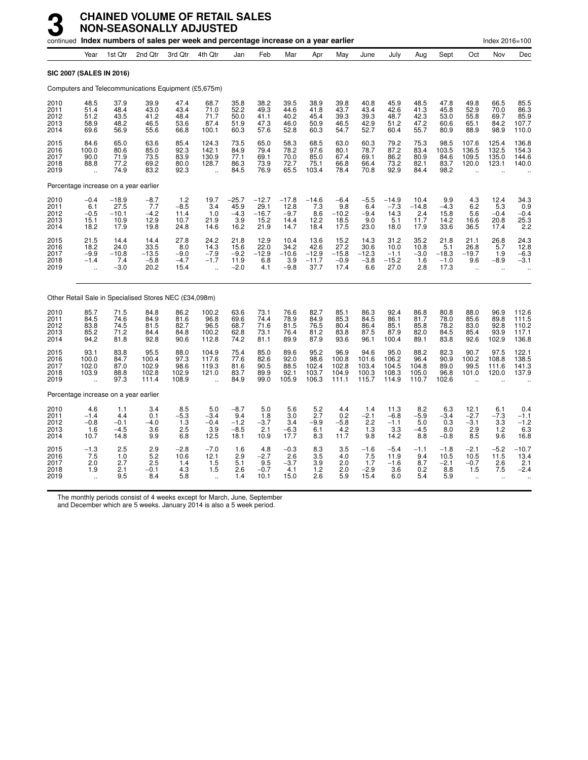# 3 CHAINED VOLUME OF RETAIL SALES NON-SEASONALLY ADJUSTED

continued **Index numbers of sales per week and percentage increase on a year earlier** Index 2016=100

| | Year | 1st Qtr | 2nd Qtr | 3rd Qtr | 4th Qtr | Jan | Feb | Mar | Apr | May | June | July | Aug | Sept | Oct | Nov | Dec |
|---|---|---|---|---|---|---|---|---|---|---|---|---|---|---|---|---|---|
| **SIC 2007 (SALES IN 2016)** | | | | | | | | | | | | | | | | | |
| Computers and Telecommunications Equipment (£5,675m) | | | | | | | | | | | | | | | | | |
| 2010 | 48.5 | 37.9 | 39.9 | 47.4 | 68.7 | 35.8 | 38.2 | 39.5 | 38.9 | 39.8 | 40.8 | 45.9 | 48.5 | 47.8 | 49.8 | 66.5 | 85.5 |
| 2011 | 51.4 | 48.4 | 43.0 | 43.4 | 71.0 | 52.2 | 49.3 | 44.6 | 41.8 | 43.7 | 43.4 | 42.6 | 41.3 | 45.8 | 52.9 | 70.0 | 86.3 |
| 2012 | 51.2 | 43.5 | 41.2 | 48.4 | 71.7 | 50.0 | 41.1 | 40.2 | 45.4 | 39.3 | 39.3 | 48.7 | 42.3 | 53.0 | 55.8 | 69.7 | 85.9 |
| 2013 | 58.9 | 48.2 | 46.5 | 53.6 | 87.4 | 51.9 | 47.3 | 46.0 | 50.9 | 46.5 | 42.9 | 51.2 | 47.2 | 60.6 | 65.1 | 84.2 | 107.7 |
| 2014 | 69.6 | 56.9 | 55.6 | 66.8 | 100.1 | 60.3 | 57.6 | 52.8 | 60.3 | 54.7 | 52.7 | 60.4 | 55.7 | 80.9 | 88.9 | 98.9 | 110.0 |
| 2015 | 84.6 | 65.0 | 63.6 | 85.4 | 124.3 | 73.5 | 65.0 | 58.3 | 68.5 | 63.0 | 60.3 | 79.2 | 75.3 | 98.5 | 107.6 | 125.4 | 136.8 |
| 2016 | 100.0 | 80.6 | 85.0 | 92.3 | 142.1 | 84.9 | 79.4 | 78.2 | 97.6 | 80.1 | 78.7 | 87.2 | 83.4 | 103.5 | 136.5 | 132.5 | 154.3 |
| 2017 | 90.0 | 71.9 | 73.5 | 83.9 | 130.9 | 77.1 | 69.1 | 70.0 | 85.0 | 67.4 | 69.1 | 86.2 | 80.9 | 84.6 | 109.5 | 135.0 | 144.6 |
| 2018 | 88.8 | 77.2 | 69.2 | 80.0 | 128.7 | 86.3 | 73.9 | 72.7 | 75.1 | 66.8 | 66.4 | 73.2 | 82.1 | 83.7 | 120.0 | 123.1 | 140.0 |
| 2019 | .. | 74.9 | 83.2 | 92.3 | .. | 84.5 | 76.9 | 65.5 | 103.4 | 78.4 | 70.8 | 92.9 | 84.4 | 98.2 | .. | .. | .. |
| Percentage increase on a year earlier | | | | | | | | | | | | | | | | | |
| 2010 | −0.4 | −18.9 | −8.7 | 1.2 | 19.7 | −25.7 | −12.7 | −17.8 | −14.6 | −6.4 | −5.5 | −14.9 | 10.4 | 9.9 | 4.3 | 12.4 | 34.3 |
| 2011 | 6.1 | 27.5 | 7.7 | −8.5 | 3.4 | 45.9 | 29.1 | 12.8 | 7.3 | 9.8 | 6.4 | −7.3 | −14.8 | −4.3 | 6.2 | 5.3 | 0.9 |
| 2012 | −0.5 | −10.1 | −4.2 | 11.4 | 1.0 | −4.3 | −16.7 | −9.7 | 8.6 | −10.2 | −9.4 | 14.3 | 2.4 | 15.8 | 5.6 | −0.4 | −0.4 |
| 2013 | 15.1 | 10.9 | 12.9 | 10.7 | 21.9 | 3.9 | 15.2 | 14.4 | 12.2 | 18.5 | 9.0 | 5.1 | 11.7 | 14.2 | 16.6 | 20.8 | 25.3 |
| 2014 | 18.2 | 17.9 | 19.8 | 24.8 | 14.6 | 16.2 | 21.9 | 14.7 | 18.4 | 17.5 | 23.0 | 18.0 | 17.9 | 33.6 | 36.5 | 17.4 | 2.2 |
| 2015 | 21.5 | 14.4 | 14.4 | 27.8 | 24.2 | 21.8 | 12.9 | 10.4 | 13.6 | 15.2 | 14.3 | 31.2 | 35.2 | 21.8 | 21.1 | 26.8 | 24.3 |
| 2016 | 18.2 | 24.0 | 33.5 | 8.0 | 14.3 | 15.6 | 22.0 | 34.2 | 42.6 | 27.2 | 30.6 | 10.0 | 10.8 | 5.1 | 26.8 | 5.7 | 12.8 |
| 2017 | −9.9 | −10.8 | −13.5 | −9.0 | −7.9 | −9.2 | −12.9 | −10.6 | −12.9 | −15.8 | −12.3 | −1.1 | −3.0 | −18.3 | −19.7 | 1.9 | −6.3 |
| 2018 | −1.4 | 7.4 | −5.8 | −4.7 | −1.7 | 11.9 | 6.8 | 3.9 | −11.7 | −0.9 | −3.8 | −15.2 | 1.6 | −1.0 | 9.6 | −8.9 | −3.1 |
| 2019 | .. | −3.0 | 20.2 | 15.4 | .. | −2.0 | 4.1 | −9.8 | 37.7 | 17.4 | 6.6 | 27.0 | 2.8 | 17.3 | .. | .. | .. |
| Other Retail Sale in Specialised Stores NEC (£34,098m) | | | | | | | | | | | | | | | | | |
| 2010 | 85.7 | 71.5 | 84.8 | 86.2 | 100.2 | 63.6 | 73.1 | 76.6 | 82.7 | 85.1 | 86.3 | 92.4 | 86.8 | 80.8 | 88.0 | 96.9 | 112.6 |
| 2011 | 84.5 | 74.6 | 84.9 | 81.6 | 96.8 | 69.6 | 74.4 | 78.9 | 84.9 | 85.3 | 84.5 | 86.1 | 81.7 | 78.0 | 85.6 | 89.8 | 111.5 |
| 2012 | 83.8 | 74.5 | 81.5 | 82.7 | 96.5 | 68.7 | 71.6 | 81.5 | 76.5 | 80.4 | 86.4 | 85.1 | 85.8 | 78.2 | 83.0 | 92.8 | 110.2 |
| 2013 | 85.2 | 71.2 | 84.4 | 84.8 | 100.2 | 62.8 | 73.1 | 76.4 | 81.2 | 83.8 | 87.5 | 87.9 | 82.0 | 84.5 | 85.4 | 93.9 | 117.1 |
| 2014 | 94.2 | 81.8 | 92.8 | 90.6 | 112.8 | 74.2 | 81.1 | 89.9 | 87.9 | 93.6 | 96.1 | 100.4 | 89.1 | 83.8 | 92.6 | 102.9 | 136.8 |
| 2015 | 93.1 | 83.8 | 95.5 | 88.0 | 104.9 | 75.4 | 85.0 | 89.6 | 95.2 | 96.9 | 94.6 | 95.0 | 88.2 | 82.3 | 90.7 | 97.5 | 122.1 |
| 2016 | 100.0 | 84.7 | 100.4 | 97.3 | 117.6 | 77.6 | 82.6 | 92.0 | 98.6 | 100.8 | 101.6 | 106.2 | 96.4 | 90.9 | 100.2 | 108.8 | 138.5 |
| 2017 | 102.0 | 87.0 | 102.9 | 98.6 | 119.3 | 81.6 | 90.5 | 88.5 | 102.4 | 102.8 | 103.4 | 104.5 | 104.8 | 89.0 | 99.5 | 111.6 | 141.3 |
| 2018 | 103.9 | 88.8 | 102.8 | 102.9 | 121.0 | 83.7 | 89.9 | 92.1 | 103.7 | 104.9 | 100.3 | 108.3 | 105.0 | 96.8 | 101.0 | 120.0 | 137.9 |
| 2019 | .. | 97.3 | 111.4 | 108.9 | .. | 84.9 | 99.0 | 105.9 | 106.3 | 111.1 | 115.7 | 114.9 | 110.7 | 102.6 | .. | .. | .. |
| Percentage increase on a year earlier | | | | | | | | | | | | | | | | | |
| 2010 | 4.6 | 1.1 | 3.4 | 8.5 | 5.0 | −8.7 | 5.0 | 5.6 | 5.2 | 4.4 | 1.4 | 11.3 | 8.2 | 6.3 | 12.1 | 6.1 | 0.4 |
| 2011 | −1.4 | 4.4 | 0.1 | −5.3 | −3.4 | 9.4 | 1.8 | 3.0 | 2.7 | 0.2 | −2.1 | −6.8 | −5.9 | −3.4 | −2.7 | −7.3 | −1.1 |
| 2012 | −0.8 | −0.1 | −4.0 | 1.3 | −0.4 | −1.2 | −3.7 | 3.4 | −9.9 | −5.8 | 2.2 | −1.1 | 5.0 | 0.3 | −3.1 | 3.3 | −1.2 |
| 2013 | 1.6 | −4.5 | 3.6 | 2.5 | 3.9 | −8.5 | 2.1 | −6.3 | 6.1 | 4.2 | 1.3 | 3.3 | −4.5 | 8.0 | 2.9 | 1.2 | 6.3 |
| 2014 | 10.7 | 14.8 | 9.9 | 6.8 | 12.5 | 18.1 | 10.9 | 17.7 | 8.3 | 11.7 | 9.8 | 14.2 | 8.8 | −0.8 | 8.5 | 9.6 | 16.8 |
| 2015 | −1.3 | 2.5 | 2.9 | −2.8 | −7.0 | 1.6 | 4.8 | −0.3 | 8.3 | 3.5 | −1.6 | −5.4 | −1.1 | −1.8 | −2.1 | −5.2 | −10.7 |
| 2016 | 7.5 | 1.0 | 5.2 | 10.6 | 12.1 | 2.9 | −2.7 | 2.6 | 3.5 | 4.0 | 7.5 | 11.9 | 9.4 | 10.5 | 10.5 | 11.5 | 13.4 |
| 2017 | 2.0 | 2.7 | 2.5 | 1.4 | 1.5 | 5.1 | 9.5 | −3.7 | 3.9 | 2.0 | 1.7 | −1.6 | 8.7 | −2.1 | −0.7 | 2.6 | 2.1 |
| 2018 | 1.9 | 2.1 | −0.1 | 4.3 | 1.5 | 2.6 | −0.7 | 4.1 | 1.2 | 2.0 | −2.9 | 3.6 | 0.2 | 8.8 | 1.5 | 7.5 | −2.4 |
| 2019 | .. | 9.5 | 8.4 | 5.8 | .. | 1.4 | 10.1 | 15.0 | 2.6 | 5.9 | 15.4 | 6.0 | 5.4 | 5.9 | .. | .. | .. |

The monthly periods consist of 4 weeks except for March, June, September and December which are 5 weeks. January 2014 is also a 5 week period.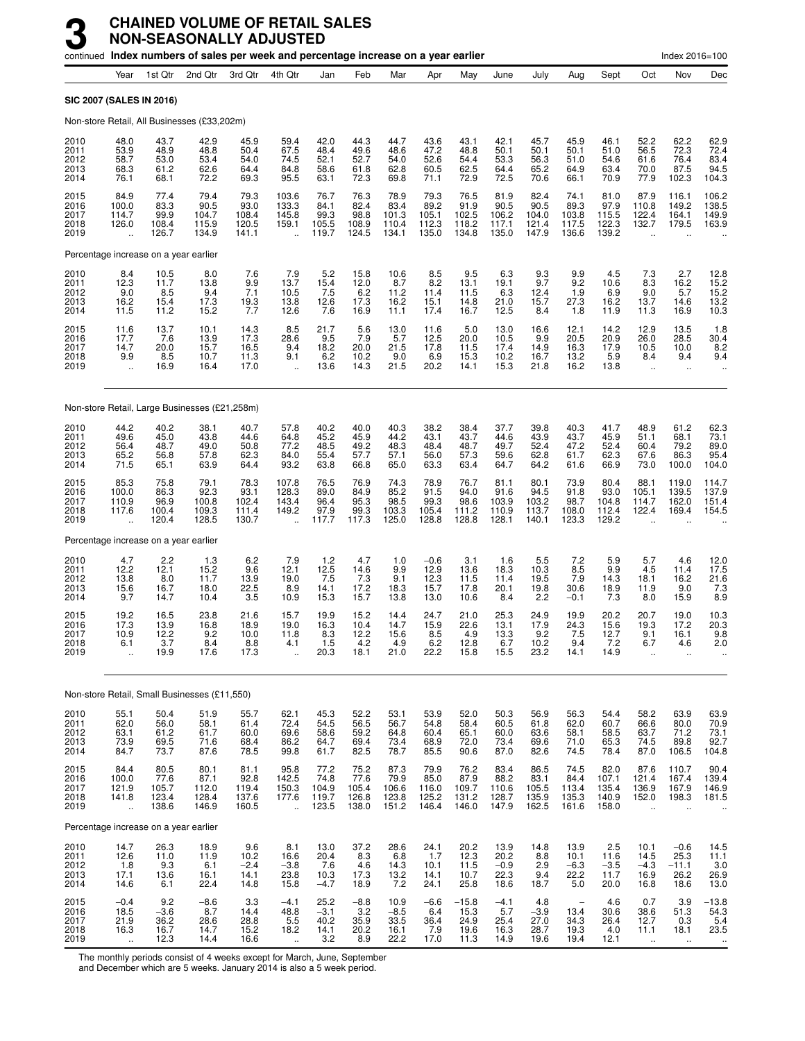# 3 CHAINED VOLUME OF RETAIL SALES NON-SEASONALLY ADJUSTED

continued **Index numbers of sales per week and percentage increase on a year earlier** Index 2016=100

| | Year | 1st Qtr | 2nd Qtr | 3rd Qtr | 4th Qtr | Jan | Feb | Mar | Apr | May | June | July | Aug | Sept | Oct | Nov | Dec |
|---|---|---|---|---|---|---|---|---|---|---|---|---|---|---|---|---|---|
| **SIC 2007 (SALES IN 2016)** | | | | | | | | | | | | | | | | | |
| Non-store Retail, All Businesses (£33,202m) | | | | | | | | | | | | | | | | | |
| 2010 | 48.0 | 43.7 | 42.9 | 45.9 | 59.4 | 42.0 | 44.3 | 44.7 | 43.6 | 43.1 | 42.1 | 45.7 | 45.9 | 46.1 | 52.2 | 62.2 | 62.9 |
| 2011 | 53.9 | 48.9 | 48.8 | 50.4 | 67.5 | 48.4 | 49.6 | 48.6 | 47.2 | 48.8 | 50.1 | 50.1 | 50.1 | 51.0 | 56.5 | 72.3 | 72.4 |
| 2012 | 58.7 | 53.0 | 53.4 | 54.0 | 74.5 | 52.1 | 52.7 | 54.0 | 52.6 | 54.4 | 53.3 | 56.3 | 51.0 | 54.6 | 61.6 | 76.4 | 83.4 |
| 2013 | 68.3 | 61.2 | 62.6 | 64.4 | 84.8 | 58.6 | 61.8 | 62.8 | 60.5 | 62.5 | 64.4 | 65.2 | 64.9 | 63.4 | 70.0 | 87.5 | 94.5 |
| 2014 | 76.1 | 68.1 | 72.2 | 69.3 | 95.5 | 63.1 | 72.3 | 69.8 | 71.1 | 72.9 | 72.5 | 70.6 | 66.1 | 70.9 | 77.9 | 102.3 | 104.3 |
| 2015 | 84.9 | 77.4 | 79.4 | 79.3 | 103.6 | 76.7 | 76.3 | 78.9 | 79.3 | 76.5 | 81.9 | 82.4 | 74.1 | 81.0 | 87.9 | 116.1 | 106.2 |
| 2016 | 100.0 | 83.3 | 90.5 | 93.0 | 133.3 | 84.1 | 82.4 | 83.4 | 89.2 | 91.9 | 90.5 | 90.5 | 89.3 | 97.9 | 110.8 | 149.2 | 138.5 |
| 2017 | 114.7 | 99.9 | 104.7 | 108.4 | 145.8 | 99.3 | 98.8 | 101.3 | 105.1 | 102.5 | 106.2 | 104.0 | 103.8 | 115.5 | 122.4 | 164.1 | 149.9 |
| 2018 | 126.0 | 108.4 | 115.9 | 120.5 | 159.1 | 105.5 | 108.9 | 110.4 | 112.3 | 118.2 | 117.1 | 121.4 | 117.5 | 122.3 | 132.7 | 179.5 | 163.9 |
| 2019 | .. | 126.7 | 134.9 | 141.1 | .. | 119.7 | 124.5 | 134.1 | 135.0 | 134.8 | 135.0 | 147.9 | 136.6 | 139.2 | .. | .. | .. |
| Percentage increase on a year earlier | | | | | | | | | | | | | | | | | |
| 2010 | 8.4 | 10.5 | 8.0 | 7.6 | 7.9 | 5.2 | 15.8 | 10.6 | 8.5 | 9.5 | 6.3 | 9.3 | 9.9 | 4.5 | 7.3 | 2.7 | 12.8 |
| 2011 | 12.3 | 11.7 | 13.8 | 9.9 | 13.7 | 15.4 | 12.0 | 8.7 | 8.2 | 13.1 | 19.1 | 9.7 | 9.2 | 10.6 | 8.3 | 16.2 | 15.2 |
| 2012 | 9.0 | 8.5 | 9.4 | 7.1 | 10.5 | 7.5 | 6.2 | 11.2 | 11.4 | 11.5 | 6.3 | 12.4 | 1.9 | 6.9 | 9.0 | 5.7 | 15.2 |
| 2013 | 16.2 | 15.4 | 17.3 | 19.3 | 13.8 | 12.6 | 17.3 | 16.2 | 15.1 | 14.8 | 21.0 | 15.7 | 27.3 | 16.2 | 13.7 | 14.6 | 13.2 |
| 2014 | 11.5 | 11.2 | 15.2 | 7.7 | 12.6 | 7.6 | 16.9 | 11.1 | 17.4 | 16.7 | 12.5 | 8.4 | 1.8 | 11.9 | 11.3 | 16.9 | 10.3 |
| 2015 | 11.6 | 13.7 | 10.1 | 14.3 | 8.5 | 21.7 | 5.6 | 13.0 | 11.6 | 5.0 | 13.0 | 16.6 | 12.1 | 14.2 | 12.9 | 13.5 | 1.8 |
| 2016 | 17.7 | 7.6 | 13.9 | 17.3 | 28.6 | 9.5 | 7.9 | 5.7 | 12.5 | 20.0 | 10.5 | 9.9 | 20.5 | 20.9 | 26.0 | 28.5 | 30.4 |
| 2017 | 14.7 | 20.0 | 15.7 | 16.5 | 9.4 | 18.2 | 20.0 | 21.5 | 17.8 | 11.5 | 17.4 | 14.9 | 16.3 | 17.9 | 10.5 | 10.0 | 8.2 |
| 2018 | 9.9 | 8.5 | 10.7 | 11.3 | 9.1 | 6.2 | 10.2 | 9.0 | 6.9 | 15.3 | 10.2 | 16.7 | 13.2 | 5.9 | 8.4 | 9.4 | 9.4 |
| 2019 | .. | 16.9 | 16.4 | 17.0 | .. | 13.6 | 14.3 | 21.5 | 20.2 | 14.1 | 15.3 | 21.8 | 16.2 | 13.8 | .. | .. | .. |
| Non-store Retail, Large Businesses (£21,258m) | | | | | | | | | | | | | | | | | |
| 2010 | 44.2 | 40.2 | 38.1 | 40.7 | 57.8 | 40.2 | 40.0 | 40.3 | 38.2 | 38.4 | 37.7 | 39.8 | 40.3 | 41.7 | 48.9 | 61.2 | 62.3 |
| 2011 | 49.6 | 45.0 | 43.8 | 44.6 | 64.8 | 45.2 | 45.9 | 44.2 | 43.1 | 43.7 | 44.6 | 43.9 | 43.7 | 45.9 | 51.1 | 68.1 | 73.1 |
| 2012 | 56.4 | 48.7 | 49.0 | 50.8 | 77.2 | 48.5 | 49.2 | 48.3 | 48.4 | 48.7 | 49.7 | 52.4 | 47.2 | 52.4 | 60.4 | 79.2 | 89.0 |
| 2013 | 65.2 | 56.8 | 57.8 | 62.3 | 84.0 | 55.4 | 57.7 | 57.1 | 56.0 | 57.3 | 59.6 | 62.8 | 61.7 | 62.3 | 67.6 | 86.3 | 95.4 |
| 2014 | 71.5 | 65.1 | 63.9 | 64.4 | 93.2 | 63.8 | 66.8 | 65.0 | 63.3 | 63.4 | 64.7 | 64.2 | 61.6 | 66.9 | 73.0 | 100.0 | 104.0 |
| 2015 | 85.3 | 75.8 | 79.1 | 78.3 | 107.8 | 76.5 | 76.9 | 74.3 | 78.9 | 76.7 | 81.1 | 80.1 | 73.9 | 80.4 | 88.1 | 119.0 | 114.7 |
| 2016 | 100.0 | 86.3 | 92.3 | 93.1 | 128.3 | 89.0 | 84.9 | 85.2 | 91.5 | 94.0 | 91.6 | 94.5 | 91.8 | 93.0 | 105.1 | 139.5 | 137.9 |
| 2017 | 110.9 | 96.9 | 100.8 | 102.4 | 143.4 | 96.4 | 95.3 | 98.5 | 99.3 | 98.6 | 103.9 | 103.2 | 98.7 | 104.8 | 114.7 | 162.0 | 151.4 |
| 2018 | 117.6 | 100.4 | 109.3 | 111.4 | 149.2 | 97.9 | 99.3 | 103.3 | 105.4 | 111.2 | 110.9 | 113.7 | 108.0 | 112.4 | 122.4 | 169.4 | 154.5 |
| 2019 | .. | 120.4 | 128.5 | 130.7 | .. | 117.7 | 117.3 | 125.0 | 128.8 | 128.8 | 128.1 | 140.1 | 123.3 | 129.2 | .. | .. | .. |
| Percentage increase on a year earlier | | | | | | | | | | | | | | | | | |
| 2010 | 4.7 | 2.2 | 1.3 | 6.2 | 7.9 | 1.2 | 4.7 | 1.0 | −0.6 | 3.1 | 1.6 | 5.5 | 7.2 | 5.9 | 5.7 | 4.6 | 12.0 |
| 2011 | 12.2 | 12.1 | 15.2 | 9.6 | 12.1 | 12.5 | 14.6 | 9.9 | 12.9 | 13.6 | 18.3 | 10.3 | 8.5 | 9.9 | 4.5 | 11.4 | 17.5 |
| 2012 | 13.8 | 8.0 | 11.7 | 13.9 | 19.0 | 7.5 | 7.3 | 9.1 | 12.3 | 11.5 | 11.4 | 19.5 | 7.9 | 14.3 | 18.1 | 16.2 | 21.6 |
| 2013 | 15.6 | 16.7 | 18.0 | 22.5 | 8.9 | 14.1 | 17.2 | 18.3 | 15.7 | 17.8 | 20.1 | 19.8 | 30.6 | 18.9 | 11.9 | 9.0 | 7.3 |
| 2014 | 9.7 | 14.7 | 10.4 | 3.5 | 10.9 | 15.3 | 15.7 | 13.8 | 13.0 | 10.6 | 8.4 | 2.2 | −0.1 | 7.3 | 8.0 | 15.9 | 8.9 |
| 2015 | 19.2 | 16.5 | 23.8 | 21.6 | 15.7 | 19.9 | 15.2 | 14.4 | 24.7 | 21.0 | 25.3 | 24.9 | 19.9 | 20.2 | 20.7 | 19.0 | 10.3 |
| 2016 | 17.3 | 13.9 | 16.8 | 18.9 | 19.0 | 16.3 | 10.4 | 14.7 | 15.9 | 22.6 | 13.1 | 17.9 | 24.3 | 15.6 | 19.3 | 17.2 | 20.3 |
| 2017 | 10.9 | 12.2 | 9.2 | 10.0 | 11.8 | 8.3 | 12.2 | 15.6 | 8.5 | 4.9 | 13.3 | 9.2 | 7.5 | 12.7 | 9.1 | 16.1 | 9.8 |
| 2018 | 6.1 | 3.7 | 8.4 | 8.8 | 4.1 | 1.5 | 4.2 | 4.9 | 6.2 | 12.8 | 6.7 | 10.2 | 9.4 | 7.2 | 6.7 | 4.6 | 2.0 |
| 2019 | .. | 19.9 | 17.6 | 17.3 | .. | 20.3 | 18.1 | 21.0 | 22.2 | 15.8 | 15.5 | 23.2 | 14.1 | 14.9 | .. | .. | .. |
| Non-store Retail, Small Businesses (£11,550) | | | | | | | | | | | | | | | | | |
| 2010 | 55.1 | 50.4 | 51.9 | 55.7 | 62.1 | 45.3 | 52.2 | 53.1 | 53.9 | 52.0 | 50.3 | 56.9 | 56.3 | 54.4 | 58.2 | 63.9 | 63.9 |
| 2011 | 62.0 | 56.0 | 58.1 | 61.4 | 72.4 | 54.5 | 56.5 | 56.7 | 54.8 | 58.4 | 60.5 | 61.8 | 62.0 | 60.7 | 66.6 | 80.0 | 70.9 |
| 2012 | 63.1 | 61.2 | 61.7 | 60.0 | 69.6 | 58.6 | 59.2 | 64.8 | 60.4 | 65.1 | 60.0 | 63.6 | 58.1 | 58.5 | 63.7 | 71.2 | 73.1 |
| 2013 | 73.9 | 69.5 | 71.6 | 68.4 | 86.2 | 64.7 | 69.4 | 73.4 | 68.9 | 72.0 | 73.4 | 69.6 | 71.0 | 65.3 | 74.5 | 89.8 | 92.7 |
| 2014 | 84.7 | 73.7 | 87.6 | 78.5 | 99.8 | 61.7 | 82.5 | 78.7 | 85.5 | 90.6 | 87.0 | 82.6 | 74.5 | 78.4 | 87.0 | 106.5 | 104.8 |
| 2015 | 84.4 | 80.5 | 80.1 | 81.1 | 95.8 | 77.2 | 75.2 | 87.3 | 79.9 | 76.2 | 83.4 | 86.5 | 74.5 | 82.0 | 87.6 | 110.7 | 90.4 |
| 2016 | 100.0 | 77.6 | 87.1 | 92.8 | 142.5 | 74.8 | 77.6 | 79.9 | 85.0 | 87.9 | 88.2 | 83.1 | 84.4 | 107.1 | 121.4 | 167.4 | 139.4 |
| 2017 | 121.9 | 105.7 | 112.0 | 119.4 | 150.3 | 104.9 | 105.4 | 106.6 | 116.0 | 109.7 | 110.6 | 105.5 | 113.4 | 135.4 | 136.9 | 167.9 | 146.9 |
| 2018 | 141.8 | 123.4 | 128.4 | 137.6 | 177.6 | 119.7 | 126.8 | 123.8 | 125.2 | 131.2 | 128.7 | 135.9 | 135.3 | 140.9 | 152.0 | 198.3 | 181.5 |
| 2019 | .. | 138.6 | 146.9 | 160.5 | .. | 123.5 | 138.0 | 151.2 | 146.4 | 146.0 | 147.9 | 162.5 | 161.6 | 158.0 | .. | .. | .. |
| Percentage increase on a year earlier | | | | | | | | | | | | | | | | | |
| 2010 | 14.7 | 26.3 | 18.9 | 9.6 | 8.1 | 13.0 | 37.2 | 28.6 | 24.1 | 20.2 | 13.9 | 14.8 | 13.9 | 2.5 | 10.1 | −0.6 | 14.5 |
| 2011 | 12.6 | 11.0 | 11.9 | 10.2 | 16.6 | 20.4 | 8.3 | 6.8 | 1.7 | 12.3 | 20.2 | 8.8 | 10.1 | 11.6 | 14.5 | 25.3 | 11.1 |
| 2012 | 1.8 | 9.3 | 6.1 | −2.4 | −3.8 | 7.6 | 4.6 | 14.3 | 10.1 | 11.5 | −0.9 | 2.9 | −6.3 | −3.5 | −4.3 | −11.1 | 3.0 |
| 2013 | 17.1 | 13.6 | 16.1 | 14.1 | 23.8 | 10.3 | 17.3 | 13.2 | 14.1 | 10.7 | 22.3 | 9.4 | 22.2 | 11.7 | 16.9 | 26.2 | 26.9 |
| 2014 | 14.6 | 6.1 | 22.4 | 14.8 | 15.8 | −4.7 | 18.9 | 7.2 | 24.1 | 25.8 | 18.6 | 18.7 | 5.0 | 20.0 | 16.8 | 18.6 | 13.0 |
| 2015 | −0.4 | 9.2 | −8.6 | 3.3 | −4.1 | 25.2 | −8.8 | 10.9 | −6.6 | −15.8 | −4.1 | 4.8 | – | 4.6 | 0.7 | 3.9 | −13.8 |
| 2016 | 18.5 | −3.6 | 8.7 | 14.4 | 48.8 | −3.1 | 3.2 | −8.5 | 6.4 | 15.3 | 5.7 | −3.9 | 13.4 | 30.6 | 38.6 | 51.3 | 54.3 |
| 2017 | 21.9 | 36.2 | 28.6 | 28.8 | 5.5 | 40.2 | 35.9 | 33.5 | 36.4 | 24.9 | 25.4 | 27.0 | 34.3 | 26.4 | 12.7 | 0.3 | 5.4 |
| 2018 | 16.3 | 16.7 | 14.7 | 15.2 | 18.2 | 14.1 | 20.2 | 16.1 | 7.9 | 19.6 | 16.3 | 28.7 | 19.3 | 4.0 | 11.1 | 18.1 | 23.5 |
| 2019 | .. | 12.3 | 14.4 | 16.6 | .. | 3.2 | 8.9 | 22.2 | 17.0 | 11.3 | 14.9 | 19.6 | 19.4 | 12.1 | .. | .. | .. |

The monthly periods consist of 4 weeks except for March, June, September and December which are 5 weeks. January 2014 is also a 5 week period.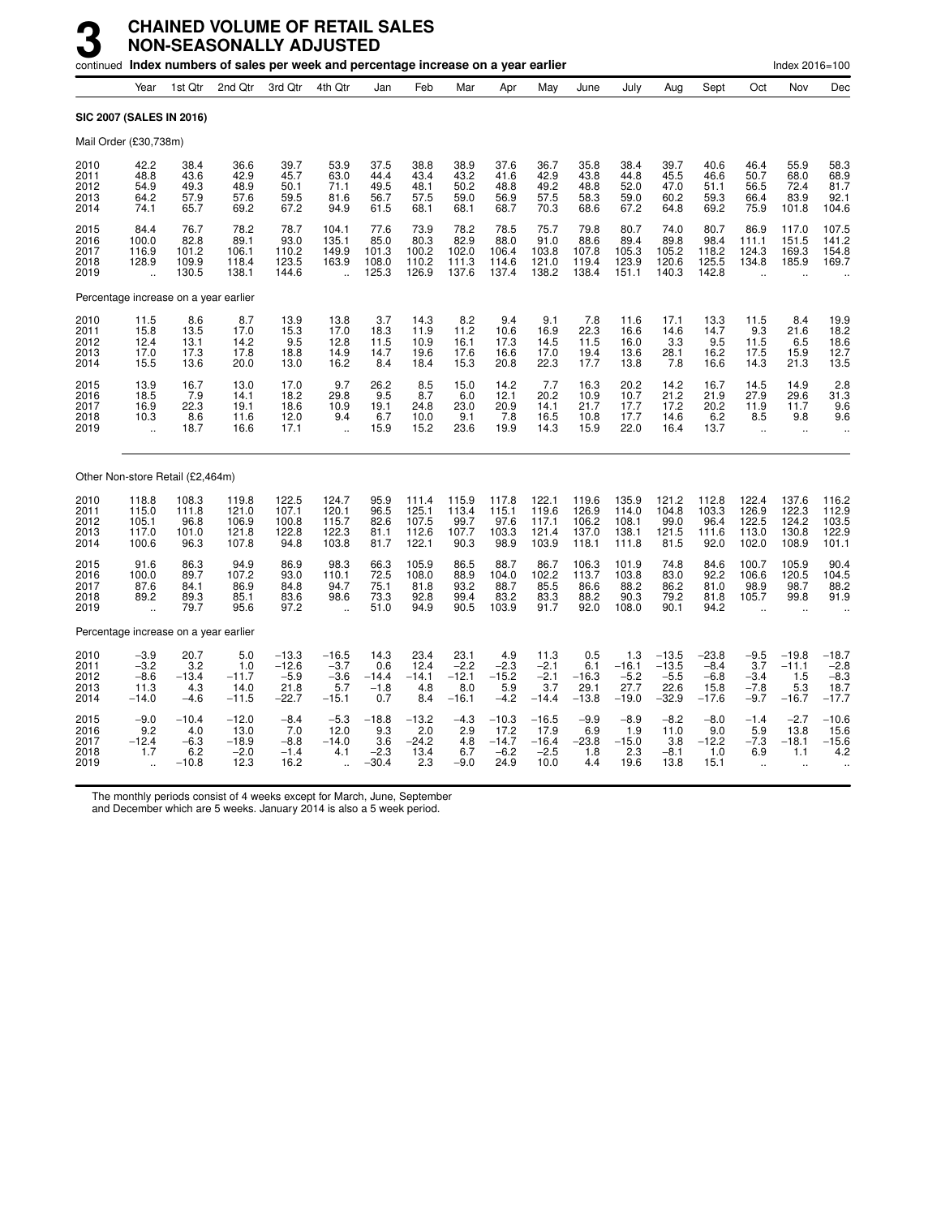# 3 CHAINED VOLUME OF RETAIL SALES NON-SEASONALLY ADJUSTED

continued **Index numbers of sales per week and percentage increase on a year earlier** Index 2016=100

| | Year | 1st Qtr | 2nd Qtr | 3rd Qtr | 4th Qtr | Jan | Feb | Mar | Apr | May | June | July | Aug | Sept | Oct | Nov | Dec |
|---|---|---|---|---|---|---|---|---|---|---|---|---|---|---|---|---|---|
| **SIC 2007 (SALES IN 2016)** | | | | | | | | | | | | | | | | | |
| Mail Order (£30,738m) | | | | | | | | | | | | | | | | | |
| 2010 | 42.2 | 38.4 | 36.6 | 39.7 | 53.9 | 37.5 | 38.8 | 38.9 | 37.6 | 36.7 | 35.8 | 38.4 | 39.7 | 40.6 | 46.4 | 55.9 | 58.3 |
| 2011 | 48.8 | 43.6 | 42.9 | 45.7 | 63.0 | 44.4 | 43.4 | 43.2 | 41.6 | 42.9 | 43.8 | 44.8 | 45.5 | 46.6 | 50.7 | 68.0 | 68.9 |
| 2012 | 54.9 | 49.3 | 48.9 | 50.1 | 71.1 | 49.5 | 48.1 | 50.2 | 48.8 | 49.2 | 48.8 | 52.0 | 47.0 | 51.1 | 56.5 | 72.4 | 81.7 |
| 2013 | 64.2 | 57.9 | 57.6 | 59.5 | 81.6 | 56.7 | 57.5 | 59.0 | 56.9 | 57.5 | 58.3 | 59.0 | 60.2 | 59.3 | 66.4 | 83.9 | 92.1 |
| 2014 | 74.1 | 65.7 | 69.2 | 67.2 | 94.9 | 61.5 | 68.1 | 68.1 | 68.7 | 70.3 | 68.6 | 67.2 | 64.8 | 69.2 | 75.9 | 101.8 | 104.6 |
| 2015 | 84.4 | 76.7 | 78.2 | 78.7 | 104.1 | 77.6 | 73.9 | 78.2 | 78.5 | 75.7 | 79.8 | 80.7 | 74.0 | 80.7 | 86.9 | 117.0 | 107.5 |
| 2016 | 100.0 | 82.8 | 89.1 | 93.0 | 135.1 | 85.0 | 80.3 | 82.9 | 88.0 | 91.0 | 88.6 | 89.4 | 89.8 | 98.4 | 111.1 | 151.5 | 141.2 |
| 2017 | 116.9 | 101.2 | 106.1 | 110.2 | 149.9 | 101.3 | 100.2 | 102.0 | 106.4 | 103.8 | 107.8 | 105.3 | 105.2 | 118.2 | 124.3 | 169.3 | 154.8 |
| 2018 | 128.9 | 109.9 | 118.4 | 123.5 | 163.9 | 108.0 | 110.2 | 111.3 | 114.6 | 121.0 | 119.4 | 123.9 | 120.6 | 125.5 | 134.8 | 185.9 | 169.7 |
| 2019 | .. | 130.5 | 138.1 | 144.6 | .. | 125.3 | 126.9 | 137.6 | 137.4 | 138.2 | 138.4 | 151.1 | 140.3 | 142.8 | .. | .. | .. |
| Percentage increase on a year earlier | | | | | | | | | | | | | | | | | |
| 2010 | 11.5 | 8.6 | 8.7 | 13.9 | 13.8 | 3.7 | 14.3 | 8.2 | 9.4 | 9.1 | 7.8 | 11.6 | 17.1 | 13.3 | 11.5 | 8.4 | 19.9 |
| 2011 | 15.8 | 13.5 | 17.0 | 15.3 | 17.0 | 18.3 | 11.9 | 11.2 | 10.6 | 16.9 | 22.3 | 16.6 | 14.6 | 14.7 | 9.3 | 21.6 | 18.2 |
| 2012 | 12.4 | 13.1 | 14.2 | 9.5 | 12.8 | 11.5 | 10.9 | 16.1 | 17.3 | 14.5 | 11.5 | 16.0 | 3.3 | 9.5 | 11.5 | 6.5 | 18.6 |
| 2013 | 17.0 | 17.3 | 17.8 | 18.8 | 14.9 | 14.7 | 19.6 | 17.6 | 16.6 | 17.0 | 19.4 | 13.6 | 28.1 | 16.2 | 17.5 | 15.9 | 12.7 |
| 2014 | 15.5 | 13.6 | 20.0 | 13.0 | 16.2 | 8.4 | 18.4 | 15.3 | 20.8 | 22.3 | 17.7 | 13.8 | 7.8 | 16.6 | 14.3 | 21.3 | 13.5 |
| 2015 | 13.9 | 16.7 | 13.0 | 17.0 | 9.7 | 26.2 | 8.5 | 15.0 | 14.2 | 7.7 | 16.3 | 20.2 | 14.2 | 16.7 | 14.5 | 14.9 | 2.8 |
| 2016 | 18.5 | 7.9 | 14.1 | 18.2 | 29.8 | 9.5 | 8.7 | 6.0 | 12.1 | 20.2 | 10.9 | 10.7 | 21.2 | 21.9 | 27.9 | 29.6 | 31.3 |
| 2017 | 16.9 | 22.3 | 19.1 | 18.6 | 10.9 | 19.1 | 24.8 | 23.0 | 20.9 | 14.1 | 21.7 | 17.7 | 17.2 | 20.2 | 11.9 | 11.7 | 9.6 |
| 2018 | 10.3 | 8.6 | 11.6 | 12.0 | 9.4 | 6.7 | 10.0 | 9.1 | 7.8 | 16.5 | 10.8 | 17.7 | 14.6 | 6.2 | 8.5 | 9.8 | 9.6 |
| 2019 | .. | 18.7 | 16.6 | 17.1 | .. | 15.9 | 15.2 | 23.6 | 19.9 | 14.3 | 15.9 | 22.0 | 16.4 | 13.7 | .. | .. | .. |
| Other Non-store Retail (£2,464m) | | | | | | | | | | | | | | | | | |
| 2010 | 118.8 | 108.3 | 119.8 | 122.5 | 124.7 | 95.9 | 111.4 | 115.9 | 117.8 | 122.1 | 119.6 | 135.9 | 121.2 | 112.8 | 122.4 | 137.6 | 116.2 |
| 2011 | 115.0 | 111.8 | 121.0 | 107.1 | 120.1 | 96.5 | 125.1 | 113.4 | 115.1 | 119.6 | 126.9 | 114.0 | 104.8 | 103.3 | 126.9 | 122.3 | 112.9 |
| 2012 | 105.1 | 96.8 | 106.9 | 100.8 | 115.7 | 82.6 | 107.5 | 99.7 | 97.6 | 117.1 | 106.2 | 108.1 | 99.0 | 96.4 | 122.5 | 124.2 | 103.5 |
| 2013 | 117.0 | 101.0 | 121.8 | 122.8 | 122.3 | 81.1 | 112.6 | 107.7 | 103.3 | 121.4 | 137.0 | 138.1 | 121.5 | 111.6 | 113.0 | 130.8 | 122.9 |
| 2014 | 100.6 | 96.3 | 107.8 | 94.8 | 103.8 | 81.7 | 122.1 | 90.3 | 98.9 | 103.9 | 118.1 | 111.8 | 81.5 | 92.0 | 102.0 | 108.9 | 101.1 |
| 2015 | 91.6 | 86.3 | 94.9 | 86.9 | 98.3 | 66.3 | 105.9 | 86.5 | 88.7 | 86.7 | 106.3 | 101.9 | 74.8 | 84.6 | 100.7 | 105.9 | 90.4 |
| 2016 | 100.0 | 89.7 | 107.2 | 93.0 | 110.1 | 72.5 | 108.0 | 88.9 | 104.0 | 102.2 | 113.7 | 103.8 | 83.0 | 92.2 | 106.6 | 120.5 | 104.5 |
| 2017 | 87.6 | 84.1 | 86.9 | 84.8 | 94.7 | 75.1 | 81.8 | 93.2 | 88.7 | 85.5 | 86.6 | 88.2 | 86.2 | 81.0 | 98.9 | 98.7 | 88.2 |
| 2018 | 89.2 | 89.3 | 85.1 | 83.6 | 98.6 | 73.3 | 92.8 | 99.4 | 83.2 | 83.3 | 88.2 | 90.3 | 79.2 | 81.8 | 105.7 | 99.8 | 91.9 |
| 2019 | .. | 79.7 | 95.6 | 97.2 | .. | 51.0 | 94.9 | 90.5 | 103.9 | 91.7 | 92.0 | 108.0 | 90.1 | 94.2 | .. | .. | .. |
| Percentage increase on a year earlier | | | | | | | | | | | | | | | | | |
| 2010 | −3.9 | 20.7 | 5.0 | −13.3 | −16.5 | 14.3 | 23.4 | 23.1 | 4.9 | 11.3 | 0.5 | 1.3 | −13.5 | −23.8 | −9.5 | −19.8 | −18.7 |
| 2011 | −3.2 | 3.2 | 1.0 | −12.6 | −3.7 | 0.6 | 12.4 | −2.2 | −2.3 | −2.1 | 6.1 | −16.1 | −13.5 | −8.4 | 3.7 | −11.1 | −2.8 |
| 2012 | −8.6 | −13.4 | −11.7 | −5.9 | −3.6 | −14.4 | −14.1 | −12.1 | −15.2 | −2.1 | −16.3 | −5.2 | −5.5 | −6.8 | −3.4 | 1.5 | −8.3 |
| 2013 | 11.3 | 4.3 | 14.0 | 21.8 | 5.7 | −1.8 | 4.8 | 8.0 | 5.9 | 3.7 | 29.1 | 27.7 | 22.6 | 15.8 | −7.8 | 5.3 | 18.7 |
| 2014 | −14.0 | −4.6 | −11.5 | −22.7 | −15.1 | 0.7 | 8.4 | −16.1 | −4.2 | −14.4 | −13.8 | −19.0 | −32.9 | −17.6 | −9.7 | −16.7 | −17.7 |
| 2015 | −9.0 | −10.4 | −12.0 | −8.4 | −5.3 | −18.8 | −13.2 | −4.3 | −10.3 | −16.5 | −9.9 | −8.9 | −8.2 | −8.0 | −1.4 | −2.7 | −10.6 |
| 2016 | 9.2 | 4.0 | 13.0 | 7.0 | 12.0 | 9.3 | 2.0 | 2.9 | 17.2 | 17.9 | 6.9 | 1.9 | 11.0 | 9.0 | 5.9 | 13.8 | 15.6 |
| 2017 | −12.4 | −6.3 | −18.9 | −8.8 | −14.0 | 3.6 | −24.2 | 4.8 | −14.7 | −16.4 | −23.8 | −15.0 | 3.8 | −12.2 | −7.3 | −18.1 | −15.6 |
| 2018 | 1.7 | 6.2 | −2.0 | −1.4 | 4.1 | −2.3 | 13.4 | 6.7 | −6.2 | −2.5 | 1.8 | 2.3 | −8.1 | 1.0 | 6.9 | 1.1 | 4.2 |
| 2019 | .. | −10.8 | 12.3 | 16.2 | .. | −30.4 | 2.3 | −9.0 | 24.9 | 10.0 | 4.4 | 19.6 | 13.8 | 15.1 | .. | .. | .. |

The monthly periods consist of 4 weeks except for March, June, September and December which are 5 weeks. January 2014 is also a 5 week period.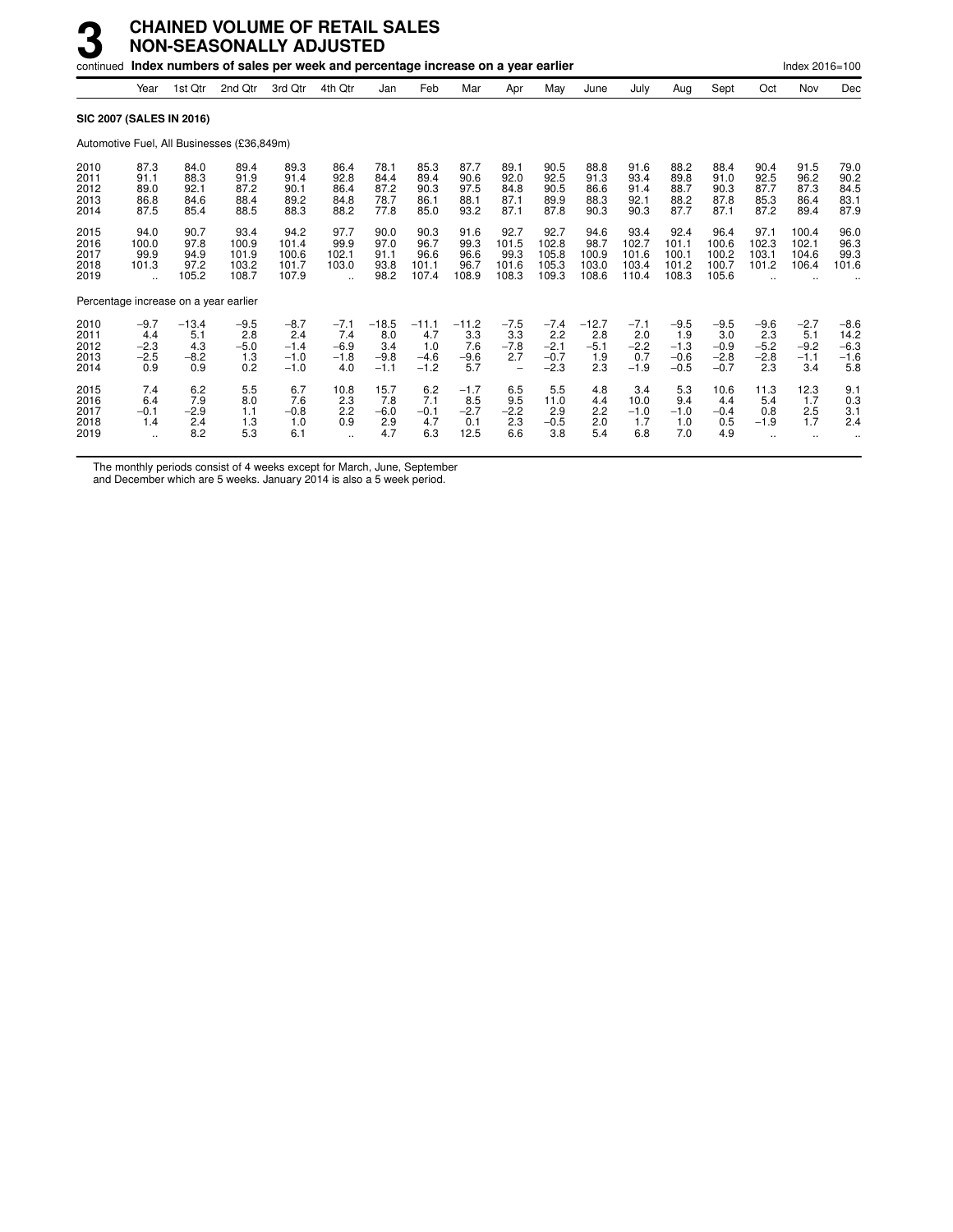# 3 CHAINED VOLUME OF RETAIL SALES NON-SEASONALLY ADJUSTED

continued **Index numbers of sales per week and percentage increase on a year earlier** Index 2016=100

| | Year | 1st Qtr | 2nd Qtr | 3rd Qtr | 4th Qtr | Jan | Feb | Mar | Apr | May | June | July | Aug | Sept | Oct | Nov | Dec |
|---|---|---|---|---|---|---|---|---|---|---|---|---|---|---|---|---|---|
| **SIC 2007 (SALES IN 2016)** | | | | | | | | | | | | | | | | | |
| Automotive Fuel, All Businesses (£36,849m) | | | | | | | | | | | | | | | | | |
| 2010 | 87.3 | 84.0 | 89.4 | 89.3 | 86.4 | 78.1 | 85.3 | 87.7 | 89.1 | 90.5 | 88.8 | 91.6 | 88.2 | 88.4 | 90.4 | 91.5 | 79.0 |
| 2011 | 91.1 | 88.3 | 91.9 | 91.4 | 92.8 | 84.4 | 89.4 | 90.6 | 92.0 | 92.5 | 91.3 | 93.4 | 89.8 | 91.0 | 92.5 | 96.2 | 90.2 |
| 2012 | 89.0 | 92.1 | 87.2 | 90.1 | 86.4 | 87.2 | 90.3 | 97.5 | 84.8 | 90.5 | 86.6 | 91.4 | 88.7 | 90.3 | 87.7 | 87.3 | 84.5 |
| 2013 | 86.8 | 84.6 | 88.4 | 89.2 | 84.8 | 78.7 | 86.1 | 88.1 | 87.1 | 89.9 | 88.3 | 92.1 | 88.2 | 87.8 | 85.3 | 86.4 | 83.1 |
| 2014 | 87.5 | 85.4 | 88.5 | 88.3 | 88.2 | 77.8 | 85.0 | 93.2 | 87.1 | 87.8 | 90.3 | 90.3 | 87.7 | 87.1 | 87.2 | 89.4 | 87.9 |
| 2015 | 94.0 | 90.7 | 93.4 | 94.2 | 97.7 | 90.0 | 90.3 | 91.6 | 92.7 | 92.7 | 94.6 | 93.4 | 92.4 | 96.4 | 97.1 | 100.4 | 96.0 |
| 2016 | 100.0 | 97.8 | 100.9 | 101.4 | 99.9 | 97.0 | 96.7 | 99.3 | 101.5 | 102.8 | 98.7 | 102.7 | 101.1 | 100.6 | 102.3 | 102.1 | 96.3 |
| 2017 | 99.9 | 94.9 | 101.9 | 100.6 | 102.1 | 91.1 | 96.6 | 96.6 | 99.3 | 105.8 | 100.9 | 101.6 | 100.1 | 100.2 | 103.1 | 104.6 | 99.3 |
| 2018 | 101.3 | 97.2 | 103.2 | 101.7 | 103.0 | 93.8 | 101.1 | 96.7 | 101.6 | 105.3 | 103.0 | 103.4 | 101.2 | 100.7 | 101.2 | 106.4 | 101.6 |
| 2019 | .. | 105.2 | 108.7 | 107.9 | .. | 98.2 | 107.4 | 108.9 | 108.3 | 109.3 | 108.6 | 110.4 | 108.3 | 105.6 | .. | .. | .. |
| Percentage increase on a year earlier | | | | | | | | | | | | | | | | | |
| 2010 | −9.7 | −13.4 | −9.5 | −8.7 | −7.1 | −18.5 | −11.1 | −11.2 | −7.5 | −7.4 | −12.7 | −7.1 | −9.5 | −9.5 | −9.6 | −2.7 | −8.6 |
| 2011 | 4.4 | 5.1 | 2.8 | 2.4 | 7.4 | 8.0 | 4.7 | 3.3 | 3.3 | 2.2 | 2.8 | 2.0 | 1.9 | 3.0 | 2.3 | 5.1 | 14.2 |
| 2012 | −2.3 | 4.3 | −5.0 | −1.4 | −6.9 | 3.4 | 1.0 | 7.6 | −7.8 | −2.1 | −5.1 | −2.2 | −1.3 | −0.9 | −5.2 | −9.2 | −6.3 |
| 2013 | −2.5 | −8.2 | 1.3 | −1.0 | −1.8 | −9.8 | −4.6 | −9.6 | 2.7 | −0.7 | 1.9 | 0.7 | −0.6 | −2.8 | −2.8 | −1.1 | −1.6 |
| 2014 | 0.9 | 0.9 | 0.2 | −1.0 | 4.0 | −1.1 | −1.2 | 5.7 | − | −2.3 | 2.3 | −1.9 | −0.5 | −0.7 | 2.3 | 3.4 | 5.8 |
| 2015 | 7.4 | 6.2 | 5.5 | 6.7 | 10.8 | 15.7 | 6.2 | −1.7 | 6.5 | 5.5 | 4.8 | 3.4 | 5.3 | 10.6 | 11.3 | 12.3 | 9.1 |
| 2016 | 6.4 | 7.9 | 8.0 | 7.6 | 2.3 | 7.8 | 7.1 | 8.5 | 9.5 | 11.0 | 4.4 | 10.0 | 9.4 | 4.4 | 5.4 | 1.7 | 0.3 |
| 2017 | −0.1 | −2.9 | 1.1 | −0.8 | 2.2 | −6.0 | −0.1 | −2.7 | −2.2 | 2.9 | 2.2 | −1.0 | −1.0 | −0.4 | 0.8 | 2.5 | 3.1 |
| 2018 | 1.4 | 2.4 | 1.3 | 1.0 | 0.9 | 2.9 | 4.7 | 0.1 | 2.3 | −0.5 | 2.0 | 1.7 | 1.0 | 0.5 | −1.9 | 1.7 | 2.4 |
| 2019 | .. | 8.2 | 5.3 | 6.1 | .. | 4.7 | 6.3 | 12.5 | 6.6 | 3.8 | 5.4 | 6.8 | 7.0 | 4.9 | .. | .. | .. |

The monthly periods consist of 4 weeks except for March, June, September and December which are 5 weeks. January 2014 is also a 5 week period.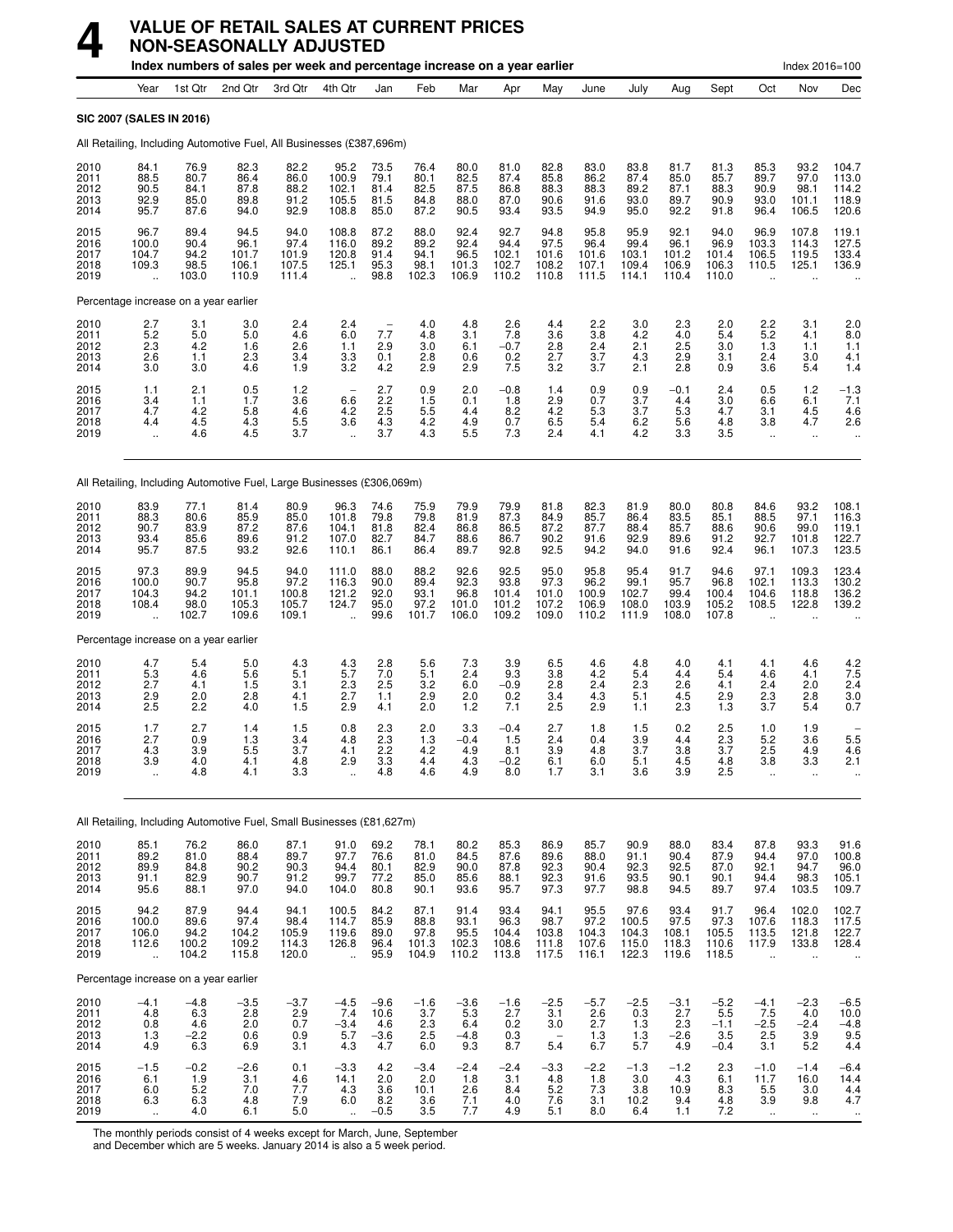# 4 VALUE OF RETAIL SALES AT CURRENT PRICES NON-SEASONALLY ADJUSTED

**Index numbers of sales per week and percentage increase on a year earlier** — Index 2016=100

| | Year | 1st Qtr | 2nd Qtr | 3rd Qtr | 4th Qtr | Jan | Feb | Mar | Apr | May | June | July | Aug | Sept | Oct | Nov | Dec |
|---|---|---|---|---|---|---|---|---|---|---|---|---|---|---|---|---|---|
| **SIC 2007 (SALES IN 2016)** | | | | | | | | | | | | | | | | | |
| All Retailing, Including Automotive Fuel, All Businesses (£387,696m) | | | | | | | | | | | | | | | | | |
| 2010 | 84.1 | 76.9 | 82.3 | 82.2 | 95.2 | 73.5 | 76.4 | 80.0 | 81.0 | 82.8 | 83.0 | 83.8 | 81.7 | 81.3 | 85.3 | 93.2 | 104.7 |
| 2011 | 88.5 | 80.7 | 86.4 | 86.0 | 100.9 | 79.1 | 80.1 | 82.5 | 87.4 | 85.8 | 86.2 | 87.4 | 85.0 | 85.7 | 89.7 | 97.0 | 113.0 |
| 2012 | 90.5 | 84.1 | 87.8 | 88.2 | 102.1 | 81.4 | 82.5 | 87.5 | 86.8 | 88.3 | 88.3 | 89.2 | 87.1 | 88.3 | 90.9 | 98.1 | 114.2 |
| 2013 | 92.9 | 85.0 | 89.8 | 91.2 | 105.5 | 81.5 | 84.8 | 88.0 | 87.0 | 90.6 | 91.6 | 93.0 | 89.7 | 90.9 | 93.0 | 101.1 | 118.9 |
| 2014 | 95.7 | 87.6 | 94.0 | 92.9 | 108.8 | 85.0 | 87.2 | 90.5 | 93.4 | 93.5 | 94.9 | 95.0 | 92.2 | 91.8 | 96.4 | 106.5 | 120.6 |
| 2015 | 96.7 | 89.4 | 94.5 | 94.0 | 108.8 | 87.2 | 88.0 | 92.4 | 92.7 | 94.8 | 95.8 | 95.9 | 92.1 | 94.0 | 96.9 | 107.8 | 119.1 |
| 2016 | 100.0 | 90.4 | 96.1 | 97.4 | 116.0 | 89.2 | 89.2 | 92.4 | 94.4 | 97.5 | 96.4 | 99.4 | 96.1 | 96.9 | 103.3 | 114.3 | 127.5 |
| 2017 | 104.7 | 94.2 | 101.7 | 101.9 | 120.8 | 91.4 | 94.1 | 96.5 | 102.1 | 101.6 | 101.6 | 103.1 | 101.2 | 101.4 | 106.5 | 119.5 | 133.4 |
| 2018 | 109.3 | 98.5 | 106.1 | 107.5 | 125.1 | 95.3 | 98.1 | 101.3 | 102.7 | 108.2 | 107.1 | 109.4 | 106.9 | 106.3 | 110.5 | 125.1 | 136.9 |
| 2019 | .. | 103.0 | 110.9 | 111.4 | .. | 98.8 | 102.3 | 106.9 | 110.2 | 110.8 | 111.5 | 114.1 | 110.4 | 110.0 | .. | .. | .. |
| Percentage increase on a year earlier | | | | | | | | | | | | | | | | | |
| 2010 | 2.7 | 3.1 | 3.0 | 2.4 | 2.4 | – | 4.0 | 4.8 | 2.6 | 4.4 | 2.2 | 3.0 | 2.3 | 2.0 | 2.2 | 3.1 | 2.0 |
| 2011 | 5.2 | 5.0 | 5.0 | 4.6 | 6.0 | 7.7 | 4.8 | 3.1 | 7.8 | 3.6 | 3.8 | 4.2 | 4.0 | 5.4 | 5.2 | 4.1 | 8.0 |
| 2012 | 2.3 | 4.2 | 1.6 | 2.6 | 1.1 | 2.9 | 3.0 | 6.1 | −0.7 | 2.8 | 2.4 | 2.1 | 2.5 | 3.0 | 1.3 | 1.1 | 1.1 |
| 2013 | 2.6 | 1.1 | 2.3 | 3.4 | 3.3 | 0.1 | 2.8 | 0.6 | 0.2 | 2.7 | 3.7 | 4.3 | 2.9 | 3.1 | 2.4 | 3.0 | 4.1 |
| 2014 | 3.0 | 3.0 | 4.6 | 1.9 | 3.2 | 4.2 | 2.9 | 2.9 | 7.5 | 3.2 | 3.7 | 2.1 | 2.8 | 0.9 | 3.6 | 5.4 | 1.4 |
| 2015 | 1.1 | 2.1 | 0.5 | 1.2 | – | 2.7 | 0.9 | 2.0 | −0.8 | 1.4 | 0.9 | 0.9 | −0.1 | 2.4 | 0.5 | 1.2 | −1.3 |
| 2016 | 3.4 | 1.1 | 1.7 | 3.6 | 6.6 | 2.2 | 1.5 | 0.1 | 1.8 | 2.9 | 0.7 | 3.7 | 4.4 | 3.0 | 6.6 | 6.1 | 7.1 |
| 2017 | 4.7 | 4.2 | 5.8 | 4.6 | 4.2 | 2.5 | 5.5 | 4.4 | 8.2 | 4.2 | 5.3 | 3.7 | 5.3 | 4.7 | 3.1 | 4.5 | 4.6 |
| 2018 | 4.4 | 4.5 | 4.3 | 5.5 | 3.6 | 4.3 | 4.2 | 4.9 | 0.7 | 6.5 | 5.4 | 6.2 | 5.6 | 4.8 | 3.8 | 4.7 | 2.6 |
| 2019 | .. | 4.6 | 4.5 | 3.7 | .. | 3.7 | 4.3 | 5.5 | 7.3 | 2.4 | 4.1 | 4.2 | 3.3 | 3.5 | .. | .. | .. |
| All Retailing, Including Automotive Fuel, Large Businesses (£306,069m) | | | | | | | | | | | | | | | | | |
| 2010 | 83.9 | 77.1 | 81.4 | 80.9 | 96.3 | 74.6 | 75.9 | 79.9 | 79.9 | 81.8 | 82.3 | 81.9 | 80.0 | 80.8 | 84.6 | 93.2 | 108.1 |
| 2011 | 88.3 | 80.6 | 85.9 | 85.0 | 101.8 | 79.8 | 79.8 | 81.9 | 87.3 | 84.9 | 85.7 | 86.4 | 83.5 | 85.1 | 88.5 | 97.1 | 116.3 |
| 2012 | 90.7 | 83.9 | 87.2 | 87.6 | 104.1 | 81.8 | 82.4 | 86.8 | 86.5 | 87.2 | 87.7 | 88.4 | 85.7 | 88.6 | 90.6 | 99.0 | 119.1 |
| 2013 | 93.4 | 85.6 | 89.6 | 91.2 | 107.0 | 82.7 | 84.7 | 88.6 | 86.7 | 90.2 | 91.6 | 92.9 | 89.6 | 91.2 | 92.7 | 101.8 | 122.7 |
| 2014 | 95.7 | 87.5 | 93.2 | 92.6 | 110.1 | 86.1 | 86.4 | 89.7 | 92.8 | 92.5 | 94.2 | 94.0 | 91.6 | 92.4 | 96.1 | 107.3 | 123.5 |
| 2015 | 97.3 | 89.9 | 94.5 | 94.0 | 111.0 | 88.0 | 88.2 | 92.6 | 92.5 | 95.0 | 95.8 | 95.4 | 91.7 | 94.6 | 97.1 | 109.3 | 123.4 |
| 2016 | 100.0 | 90.7 | 95.8 | 97.2 | 116.3 | 90.0 | 89.4 | 92.3 | 93.8 | 97.3 | 96.2 | 99.1 | 95.7 | 96.8 | 102.1 | 113.3 | 130.2 |
| 2017 | 104.3 | 94.2 | 101.1 | 100.8 | 121.2 | 92.0 | 93.1 | 96.8 | 101.4 | 101.0 | 100.9 | 102.7 | 99.4 | 100.4 | 104.6 | 118.8 | 136.2 |
| 2018 | 108.4 | 98.0 | 105.3 | 105.7 | 124.7 | 95.0 | 97.2 | 101.0 | 101.2 | 107.2 | 106.9 | 108.0 | 103.9 | 105.2 | 108.5 | 122.8 | 139.2 |
| 2019 | .. | 102.7 | 109.6 | 109.1 | .. | 99.6 | 101.7 | 106.0 | 109.2 | 109.0 | 110.2 | 111.9 | 108.0 | 107.8 | .. | .. | .. |
| Percentage increase on a year earlier | | | | | | | | | | | | | | | | | |
| 2010 | 4.7 | 5.4 | 5.0 | 4.3 | 4.3 | 2.8 | 5.6 | 7.3 | 3.9 | 6.5 | 4.6 | 4.8 | 4.0 | 4.1 | 4.1 | 4.6 | 4.2 |
| 2011 | 5.3 | 4.6 | 5.6 | 5.1 | 5.7 | 7.0 | 5.1 | 2.4 | 9.3 | 3.8 | 4.2 | 5.4 | 4.4 | 5.4 | 4.6 | 4.1 | 7.5 |
| 2012 | 2.7 | 4.1 | 1.5 | 3.1 | 2.3 | 2.5 | 3.2 | 6.0 | −0.9 | 2.8 | 2.4 | 2.3 | 2.6 | 4.1 | 2.4 | 2.0 | 2.4 |
| 2013 | 2.9 | 2.0 | 2.8 | 4.1 | 2.7 | 1.1 | 2.9 | 2.0 | 0.2 | 3.4 | 4.3 | 5.1 | 4.5 | 2.9 | 2.3 | 2.8 | 3.0 |
| 2014 | 2.5 | 2.2 | 4.0 | 1.5 | 2.9 | 4.1 | 2.0 | 1.2 | 7.1 | 2.5 | 2.9 | 1.1 | 2.3 | 1.3 | 3.7 | 5.4 | 0.7 |
| 2015 | 1.7 | 2.7 | 1.4 | 1.5 | 0.8 | 2.3 | 2.0 | 3.3 | −0.4 | 2.7 | 1.8 | 1.5 | 0.2 | 2.5 | 1.0 | 1.9 | – |
| 2016 | 2.7 | 0.9 | 1.3 | 3.4 | 4.8 | 2.3 | 1.3 | −0.4 | 1.5 | 2.4 | 0.4 | 3.9 | 4.4 | 2.3 | 5.2 | 3.6 | 5.5 |
| 2017 | 4.3 | 3.9 | 5.5 | 3.7 | 4.1 | 2.2 | 4.2 | 4.9 | 8.1 | 3.9 | 4.8 | 3.7 | 3.8 | 3.7 | 2.5 | 4.9 | 4.6 |
| 2018 | 3.9 | 4.0 | 4.1 | 4.8 | 2.9 | 3.3 | 4.4 | 4.3 | −0.2 | 6.1 | 6.0 | 5.1 | 4.5 | 4.8 | 3.8 | 3.3 | 2.1 |
| 2019 | .. | 4.8 | 4.1 | 3.3 | .. | 4.8 | 4.6 | 4.9 | 8.0 | 1.7 | 3.1 | 3.6 | 3.9 | 2.5 | .. | .. | .. |
| All Retailing, Including Automotive Fuel, Small Businesses (£81,627m) | | | | | | | | | | | | | | | | | |
| 2010 | 85.1 | 76.2 | 86.0 | 87.1 | 91.0 | 69.2 | 78.1 | 80.2 | 85.3 | 86.9 | 85.7 | 90.9 | 88.0 | 83.4 | 87.8 | 93.3 | 91.6 |
| 2011 | 89.2 | 81.0 | 88.4 | 89.7 | 97.7 | 76.6 | 81.0 | 84.5 | 87.6 | 89.6 | 88.0 | 91.1 | 90.4 | 87.9 | 94.4 | 97.0 | 100.8 |
| 2012 | 89.9 | 84.8 | 90.2 | 90.3 | 94.4 | 80.1 | 82.9 | 90.0 | 87.8 | 92.3 | 90.4 | 92.3 | 92.5 | 87.0 | 92.1 | 94.7 | 96.0 |
| 2013 | 91.1 | 82.9 | 90.7 | 91.2 | 99.7 | 77.2 | 85.0 | 85.6 | 88.1 | 92.3 | 91.6 | 93.5 | 90.1 | 90.1 | 94.4 | 98.3 | 105.1 |
| 2014 | 95.6 | 88.1 | 97.0 | 94.0 | 104.0 | 80.8 | 90.1 | 93.6 | 95.7 | 97.3 | 97.7 | 98.8 | 94.5 | 89.7 | 97.4 | 103.5 | 109.7 |
| 2015 | 94.2 | 87.9 | 94.4 | 94.1 | 100.5 | 84.2 | 87.1 | 91.4 | 93.4 | 94.1 | 95.5 | 97.6 | 93.4 | 91.7 | 96.4 | 102.0 | 102.7 |
| 2016 | 100.0 | 89.6 | 97.4 | 98.4 | 114.7 | 85.9 | 88.8 | 93.1 | 96.3 | 98.7 | 97.2 | 100.5 | 97.5 | 97.3 | 107.6 | 118.3 | 117.5 |
| 2017 | 106.0 | 94.2 | 104.2 | 105.9 | 119.6 | 89.0 | 97.8 | 95.5 | 104.4 | 103.8 | 104.3 | 104.3 | 108.1 | 105.5 | 113.5 | 121.8 | 122.7 |
| 2018 | 112.6 | 100.2 | 109.2 | 114.3 | 126.8 | 96.4 | 101.3 | 102.3 | 108.6 | 111.8 | 107.6 | 115.0 | 118.3 | 110.6 | 117.9 | 133.8 | 128.4 |
| 2019 | .. | 104.2 | 115.8 | 120.0 | .. | 95.9 | 104.9 | 110.2 | 113.8 | 117.5 | 116.1 | 122.3 | 119.6 | 118.5 | .. | .. | .. |
| Percentage increase on a year earlier | | | | | | | | | | | | | | | | | |
| 2010 | −4.1 | −4.8 | −3.5 | −3.7 | −4.5 | −9.6 | −1.6 | −3.6 | −1.6 | −2.5 | −5.7 | −2.5 | −3.1 | −5.2 | −4.1 | −2.3 | −6.5 |
| 2011 | 4.8 | 6.3 | 2.8 | 2.9 | 7.4 | 10.6 | 3.7 | 5.3 | 2.7 | 3.1 | 2.6 | 0.3 | 2.7 | 5.5 | 7.5 | 4.0 | 10.0 |
| 2012 | 0.8 | 4.6 | 2.0 | 0.7 | −3.4 | 4.6 | 2.3 | 6.4 | 0.2 | 3.0 | 2.7 | 1.3 | 2.3 | −1.1 | −2.5 | −2.4 | −4.8 |
| 2013 | 1.3 | −2.2 | 0.6 | 0.9 | 5.7 | −3.6 | 2.5 | −4.8 | 0.3 | – | 1.3 | 1.3 | −2.6 | 3.5 | 2.5 | 3.9 | 9.5 |
| 2014 | 4.9 | 6.3 | 6.9 | 3.1 | 4.3 | 4.7 | 6.0 | 9.3 | 8.7 | 5.4 | 6.7 | 5.7 | 4.9 | −0.4 | 3.1 | 5.2 | 4.4 |
| 2015 | −1.5 | −0.2 | −2.6 | 0.1 | −3.3 | 4.2 | −3.4 | −2.4 | −2.4 | −3.3 | −2.2 | −1.3 | −1.2 | 2.3 | −1.0 | −1.4 | −6.4 |
| 2016 | 6.1 | 1.9 | 3.1 | 4.6 | 14.1 | 2.0 | 2.0 | 1.8 | 3.1 | 4.8 | 1.8 | 3.0 | 4.3 | 6.1 | 11.7 | 16.0 | 14.4 |
| 2017 | 6.0 | 5.2 | 7.0 | 7.7 | 4.3 | 3.6 | 10.1 | 2.6 | 8.4 | 5.2 | 7.3 | 3.8 | 10.9 | 8.3 | 5.5 | 3.0 | 4.4 |
| 2018 | 6.3 | 6.3 | 4.8 | 7.9 | 6.0 | 8.2 | 3.6 | 7.1 | 4.0 | 7.6 | 3.1 | 10.2 | 9.4 | 4.8 | 3.9 | 9.8 | 4.7 |
| 2019 | .. | 4.0 | 6.1 | 5.0 | .. | −0.5 | 3.5 | 7.7 | 4.9 | 5.1 | 8.0 | 6.4 | 1.1 | 7.2 | .. | .. | .. |

The monthly periods consist of 4 weeks except for March, June, September and December which are 5 weeks. January 2014 is also a 5 week period.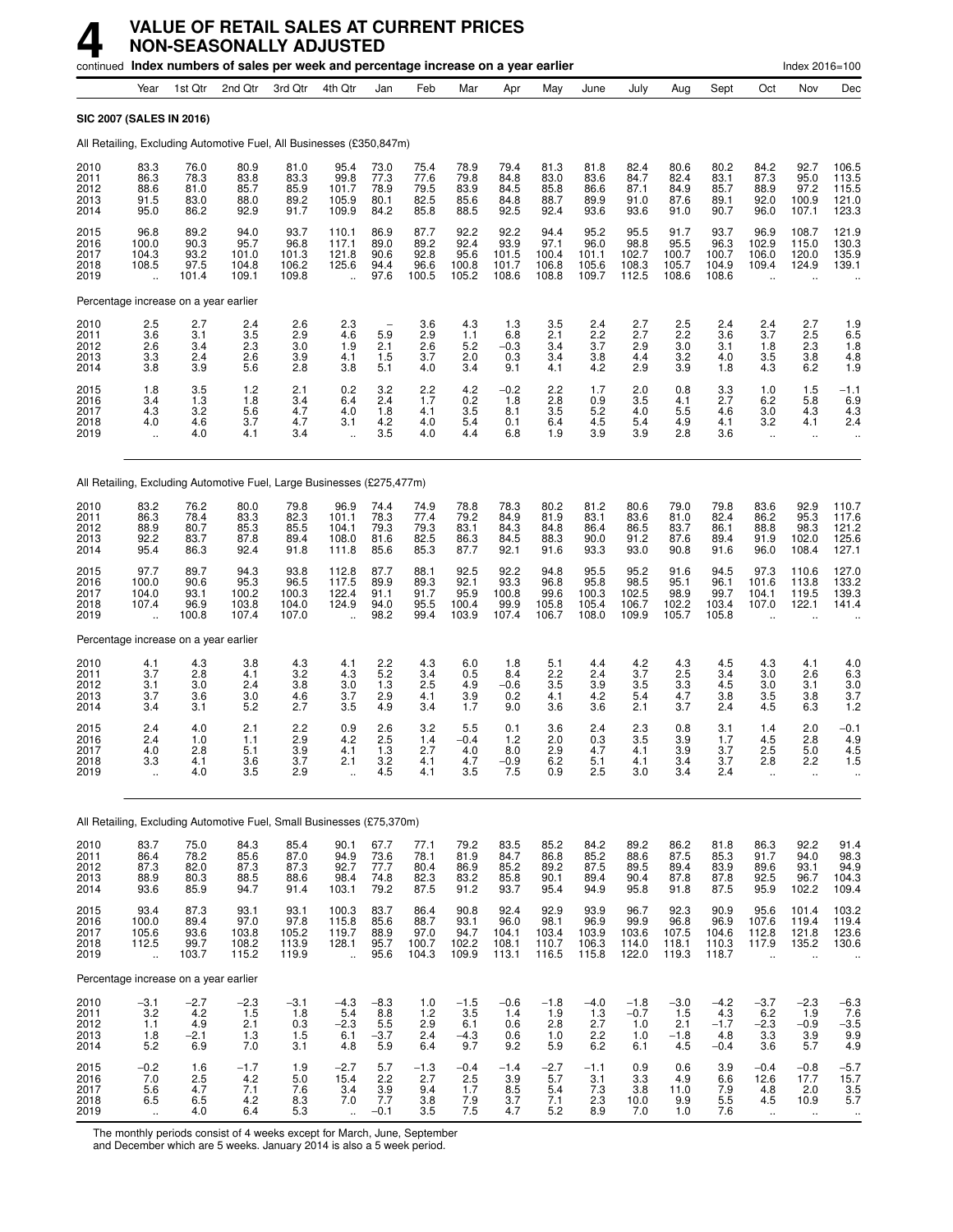# 4 VALUE OF RETAIL SALES AT CURRENT PRICES NON-SEASONALLY ADJUSTED

continued **Index numbers of sales per week and percentage increase on a year earlier** Index 2016=100

| | Year | 1st Qtr | 2nd Qtr | 3rd Qtr | 4th Qtr | Jan | Feb | Mar | Apr | May | June | July | Aug | Sept | Oct | Nov | Dec |
|---|---|---|---|---|---|---|---|---|---|---|---|---|---|---|---|---|---|
| **SIC 2007 (SALES IN 2016)** | | | | | | | | | | | | | | | | | |
| All Retailing, Excluding Automotive Fuel, All Businesses (£350,847m) | | | | | | | | | | | | | | | | | |
| 2010 | 83.3 | 76.0 | 80.9 | 81.0 | 95.4 | 73.0 | 75.4 | 78.9 | 79.4 | 81.3 | 81.8 | 82.4 | 80.6 | 80.2 | 84.2 | 92.7 | 106.5 |
| 2011 | 86.3 | 78.3 | 83.8 | 83.3 | 99.8 | 77.3 | 77.6 | 79.8 | 84.8 | 83.0 | 83.6 | 84.7 | 82.4 | 83.1 | 87.3 | 95.0 | 113.5 |
| 2012 | 88.6 | 81.0 | 85.7 | 85.9 | 101.7 | 78.9 | 79.5 | 83.9 | 84.5 | 85.8 | 86.6 | 87.1 | 84.9 | 85.7 | 88.9 | 97.2 | 115.5 |
| 2013 | 91.5 | 83.0 | 88.0 | 89.2 | 105.9 | 80.1 | 82.5 | 85.6 | 84.8 | 88.7 | 89.9 | 91.0 | 87.6 | 89.1 | 92.0 | 100.9 | 121.0 |
| 2014 | 95.0 | 86.2 | 92.9 | 91.7 | 109.9 | 84.2 | 85.8 | 88.5 | 92.5 | 92.4 | 93.6 | 93.6 | 91.0 | 90.7 | 96.0 | 107.1 | 123.3 |
| 2015 | 96.8 | 89.2 | 94.0 | 93.7 | 110.1 | 86.9 | 87.7 | 92.2 | 92.2 | 94.4 | 95.2 | 95.5 | 91.7 | 93.7 | 96.9 | 108.7 | 121.9 |
| 2016 | 100.0 | 90.3 | 95.7 | 96.8 | 117.1 | 89.0 | 89.2 | 92.4 | 93.9 | 97.1 | 96.0 | 98.8 | 95.5 | 96.3 | 102.9 | 115.0 | 130.3 |
| 2017 | 104.3 | 93.2 | 101.0 | 101.3 | 121.8 | 90.6 | 92.8 | 95.6 | 101.5 | 100.4 | 101.1 | 102.7 | 100.7 | 100.7 | 106.0 | 120.0 | 135.9 |
| 2018 | 108.5 | 97.5 | 104.8 | 106.2 | 125.6 | 94.4 | 96.6 | 100.8 | 101.7 | 106.8 | 105.6 | 108.3 | 105.7 | 104.9 | 109.4 | 124.9 | 139.1 |
| 2019 | .. | 101.4 | 109.1 | 109.8 | .. | 97.6 | 100.5 | 105.2 | 108.6 | 108.8 | 109.7 | 112.5 | 108.6 | 108.6 | .. | .. | .. |
| Percentage increase on a year earlier | | | | | | | | | | | | | | | | | |
| 2010 | 2.5 | 2.7 | 2.4 | 2.6 | 2.3 | – | 3.6 | 4.3 | 1.3 | 3.5 | 2.4 | 2.7 | 2.5 | 2.4 | 2.4 | 2.7 | 1.9 |
| 2011 | 3.6 | 3.1 | 3.5 | 2.9 | 4.6 | 5.9 | 2.9 | 1.1 | 6.8 | 2.1 | 2.2 | 2.7 | 2.2 | 3.6 | 3.7 | 2.5 | 6.5 |
| 2012 | 2.6 | 3.4 | 2.3 | 3.0 | 1.9 | 2.1 | 2.6 | 5.2 | −0.3 | 3.4 | 3.7 | 2.9 | 3.0 | 3.1 | 1.8 | 2.3 | 1.8 |
| 2013 | 3.3 | 2.4 | 2.6 | 3.9 | 4.1 | 1.5 | 3.7 | 2.0 | 0.3 | 3.4 | 3.8 | 4.4 | 3.2 | 4.0 | 3.5 | 3.8 | 4.8 |
| 2014 | 3.8 | 3.9 | 5.6 | 2.8 | 3.8 | 5.1 | 4.0 | 3.4 | 9.1 | 4.1 | 4.2 | 2.9 | 3.9 | 1.8 | 4.3 | 6.2 | 1.9 |
| 2015 | 1.8 | 3.5 | 1.2 | 2.1 | 0.2 | 3.2 | 2.2 | 4.2 | −0.2 | 2.2 | 1.7 | 2.0 | 0.8 | 3.3 | 1.0 | 1.5 | −1.1 |
| 2016 | 3.4 | 1.3 | 1.8 | 3.4 | 6.4 | 2.4 | 1.7 | 0.2 | 1.8 | 2.8 | 0.9 | 3.5 | 4.1 | 2.7 | 6.2 | 5.8 | 6.9 |
| 2017 | 4.3 | 3.2 | 5.6 | 4.7 | 4.0 | 1.8 | 4.1 | 3.5 | 8.1 | 3.5 | 5.2 | 4.0 | 5.5 | 4.6 | 3.0 | 4.3 | 4.3 |
| 2018 | 4.0 | 4.6 | 3.7 | 4.7 | 3.1 | 4.2 | 4.0 | 5.4 | 0.1 | 6.4 | 4.5 | 5.4 | 4.9 | 4.1 | 3.2 | 4.1 | 2.4 |
| 2019 | .. | 4.0 | 4.1 | 3.4 | .. | 3.5 | 4.0 | 4.4 | 6.8 | 1.9 | 3.9 | 3.9 | 2.8 | 3.6 | .. | .. | .. |
| All Retailing, Excluding Automotive Fuel, Large Businesses (£275,477m) | | | | | | | | | | | | | | | | | |
| 2010 | 83.2 | 76.2 | 80.0 | 79.8 | 96.9 | 74.4 | 74.9 | 78.8 | 78.3 | 80.2 | 81.2 | 80.6 | 79.0 | 79.8 | 83.6 | 92.9 | 110.7 |
| 2011 | 86.3 | 78.4 | 83.3 | 82.3 | 101.1 | 78.3 | 77.4 | 79.2 | 84.9 | 81.9 | 83.1 | 83.6 | 81.0 | 82.4 | 86.2 | 95.3 | 117.6 |
| 2012 | 88.9 | 80.7 | 85.3 | 85.5 | 104.1 | 79.3 | 79.3 | 83.1 | 84.3 | 84.8 | 86.4 | 86.5 | 83.7 | 86.1 | 88.8 | 98.3 | 121.2 |
| 2013 | 92.2 | 83.7 | 87.8 | 89.4 | 108.0 | 81.6 | 82.5 | 86.3 | 84.5 | 88.3 | 90.0 | 91.2 | 87.6 | 89.4 | 91.9 | 102.0 | 125.6 |
| 2014 | 95.4 | 86.3 | 92.4 | 91.8 | 111.8 | 85.6 | 85.3 | 87.7 | 92.1 | 91.6 | 93.3 | 93.0 | 90.8 | 91.6 | 96.0 | 108.4 | 127.1 |
| 2015 | 97.7 | 89.7 | 94.3 | 93.8 | 112.8 | 87.7 | 88.1 | 92.5 | 92.2 | 94.8 | 95.5 | 95.2 | 91.6 | 94.5 | 97.3 | 110.6 | 127.0 |
| 2016 | 100.0 | 90.6 | 95.3 | 96.5 | 117.5 | 89.9 | 89.3 | 92.1 | 93.3 | 96.8 | 95.8 | 98.5 | 95.1 | 96.1 | 101.6 | 113.8 | 133.2 |
| 2017 | 104.0 | 93.1 | 100.2 | 100.3 | 122.4 | 91.1 | 91.7 | 95.9 | 100.8 | 99.6 | 100.3 | 102.5 | 98.9 | 99.7 | 104.1 | 119.5 | 139.3 |
| 2018 | 107.4 | 96.9 | 103.8 | 104.0 | 124.9 | 94.0 | 95.5 | 100.4 | 99.9 | 105.8 | 105.4 | 106.7 | 102.2 | 103.4 | 107.0 | 122.1 | 141.4 |
| 2019 | .. | 100.8 | 107.4 | 107.0 | .. | 98.2 | 99.4 | 103.9 | 107.4 | 106.7 | 108.0 | 109.9 | 105.7 | 105.8 | .. | .. | .. |
| Percentage increase on a year earlier | | | | | | | | | | | | | | | | | |
| 2010 | 4.1 | 4.3 | 3.8 | 4.3 | 4.1 | 2.2 | 4.3 | 6.0 | 1.8 | 5.1 | 4.4 | 4.2 | 4.3 | 4.5 | 4.3 | 4.1 | 4.0 |
| 2011 | 3.7 | 2.8 | 4.1 | 3.2 | 4.3 | 5.2 | 3.4 | 0.5 | 8.4 | 2.2 | 2.4 | 3.7 | 2.5 | 3.4 | 3.0 | 2.6 | 6.3 |
| 2012 | 3.1 | 3.0 | 2.4 | 3.8 | 3.0 | 1.3 | 2.5 | 4.9 | −0.6 | 3.5 | 3.9 | 3.5 | 3.3 | 4.5 | 3.0 | 3.1 | 3.0 |
| 2013 | 3.7 | 3.6 | 3.0 | 4.6 | 3.7 | 2.9 | 4.1 | 3.9 | 0.2 | 4.1 | 4.2 | 5.4 | 4.7 | 3.8 | 3.5 | 3.8 | 3.7 |
| 2014 | 3.4 | 3.1 | 5.2 | 2.7 | 3.5 | 4.9 | 3.4 | 1.7 | 9.0 | 3.6 | 3.6 | 2.1 | 3.7 | 2.4 | 4.5 | 6.3 | 1.2 |
| 2015 | 2.4 | 4.0 | 2.1 | 2.2 | 0.9 | 2.6 | 3.2 | 5.5 | 0.1 | 3.6 | 2.4 | 2.3 | 0.8 | 3.1 | 1.4 | 2.0 | −0.1 |
| 2016 | 2.4 | 1.0 | 1.1 | 2.9 | 4.2 | 2.5 | 1.4 | −0.4 | 1.2 | 2.0 | 0.3 | 3.5 | 3.9 | 1.7 | 4.5 | 2.8 | 4.9 |
| 2017 | 4.0 | 2.8 | 5.1 | 3.9 | 4.1 | 1.3 | 2.7 | 4.0 | 8.0 | 2.9 | 4.7 | 4.1 | 3.9 | 3.7 | 2.5 | 5.0 | 4.5 |
| 2018 | 3.3 | 4.1 | 3.6 | 3.7 | 2.1 | 3.2 | 4.1 | 4.7 | −0.9 | 6.2 | 5.1 | 4.1 | 3.4 | 3.7 | 2.8 | 2.2 | 1.5 |
| 2019 | .. | 4.0 | 3.5 | 2.9 | .. | 4.5 | 4.1 | 3.5 | 7.5 | 0.9 | 2.5 | 3.0 | 3.4 | 2.4 | .. | .. | .. |
| All Retailing, Excluding Automotive Fuel, Small Businesses (£75,370m) | | | | | | | | | | | | | | | | | |
| 2010 | 83.7 | 75.0 | 84.3 | 85.4 | 90.1 | 67.7 | 77.1 | 79.2 | 83.5 | 85.2 | 84.2 | 89.2 | 86.2 | 81.8 | 86.3 | 92.2 | 91.4 |
| 2011 | 86.4 | 78.2 | 85.6 | 87.0 | 94.9 | 73.6 | 78.1 | 81.9 | 84.7 | 86.8 | 85.2 | 88.6 | 87.5 | 85.3 | 91.7 | 94.0 | 98.3 |
| 2012 | 87.3 | 82.0 | 87.3 | 87.3 | 92.7 | 77.7 | 80.4 | 86.9 | 85.2 | 89.2 | 87.5 | 89.5 | 89.4 | 83.9 | 89.6 | 93.1 | 94.9 |
| 2013 | 88.9 | 80.3 | 88.5 | 88.6 | 98.4 | 74.8 | 82.3 | 83.2 | 85.8 | 90.1 | 89.4 | 90.4 | 87.8 | 87.8 | 92.5 | 96.7 | 104.3 |
| 2014 | 93.6 | 85.9 | 94.7 | 91.4 | 103.1 | 79.2 | 87.5 | 91.2 | 93.7 | 95.4 | 94.9 | 95.8 | 91.8 | 87.5 | 95.9 | 102.2 | 109.4 |
| 2015 | 93.4 | 87.3 | 93.1 | 93.1 | 100.3 | 83.7 | 86.4 | 90.8 | 92.4 | 92.9 | 93.9 | 96.7 | 92.3 | 90.9 | 95.6 | 101.4 | 103.2 |
| 2016 | 100.0 | 89.4 | 97.0 | 97.8 | 115.8 | 85.6 | 88.7 | 93.1 | 96.0 | 98.1 | 96.9 | 99.9 | 96.8 | 96.9 | 107.6 | 119.4 | 119.4 |
| 2017 | 105.6 | 93.6 | 103.8 | 105.2 | 119.7 | 88.9 | 97.0 | 94.7 | 104.1 | 103.4 | 103.9 | 103.6 | 107.5 | 104.6 | 112.8 | 121.8 | 123.6 |
| 2018 | 112.5 | 99.7 | 108.2 | 113.9 | 128.1 | 95.7 | 100.7 | 102.2 | 108.1 | 110.7 | 106.3 | 114.0 | 118.1 | 110.3 | 117.9 | 135.2 | 130.6 |
| 2019 | .. | 103.7 | 115.2 | 119.9 | .. | 95.6 | 104.3 | 109.9 | 113.1 | 116.5 | 115.8 | 122.0 | 119.3 | 118.7 | .. | .. | .. |
| Percentage increase on a year earlier | | | | | | | | | | | | | | | | | |
| 2010 | −3.1 | −2.7 | −2.3 | −3.1 | −4.3 | −8.3 | 1.0 | −1.5 | −0.6 | −1.8 | −4.0 | −1.8 | −3.0 | −4.2 | −3.7 | −2.3 | −6.3 |
| 2011 | 3.2 | 4.2 | 1.5 | 1.8 | 5.4 | 8.8 | 1.2 | 3.5 | 1.4 | 1.9 | 1.3 | −0.7 | 1.5 | 4.3 | 6.2 | 1.9 | 7.6 |
| 2012 | 1.1 | 4.9 | 2.1 | 0.3 | −2.3 | 5.5 | 2.9 | 6.1 | 0.6 | 2.8 | 2.7 | 1.0 | 2.1 | −1.7 | −2.3 | −0.9 | −3.5 |
| 2013 | 1.8 | −2.1 | 1.3 | 1.5 | 6.1 | −3.7 | 2.4 | −4.3 | 0.6 | 1.0 | 2.2 | 1.0 | −1.8 | 4.8 | 3.3 | 3.9 | 9.9 |
| 2014 | 5.2 | 6.9 | 7.0 | 3.1 | 4.8 | 5.9 | 6.4 | 9.7 | 9.2 | 5.9 | 6.2 | 6.1 | 4.5 | −0.4 | 3.6 | 5.7 | 4.9 |
| 2015 | −0.2 | 1.6 | −1.7 | 1.9 | −2.7 | 5.7 | −1.3 | −0.4 | −1.4 | −2.7 | −1.1 | 0.9 | 0.6 | 3.9 | −0.4 | −0.8 | −5.7 |
| 2016 | 7.0 | 2.5 | 4.2 | 5.0 | 15.4 | 2.2 | 2.7 | 2.5 | 3.9 | 5.7 | 3.1 | 3.3 | 4.9 | 6.6 | 12.6 | 17.7 | 15.7 |
| 2017 | 5.6 | 4.7 | 7.1 | 7.6 | 3.4 | 3.9 | 9.4 | 1.7 | 8.5 | 5.4 | 7.3 | 3.8 | 11.0 | 7.9 | 4.8 | 2.0 | 3.5 |
| 2018 | 6.5 | 6.5 | 4.2 | 8.3 | 7.0 | 7.7 | 3.8 | 7.9 | 3.7 | 7.1 | 2.3 | 10.0 | 9.9 | 5.5 | 4.5 | 10.9 | 5.7 |
| 2019 | .. | 4.0 | 6.4 | 5.3 | .. | −0.1 | 3.5 | 7.5 | 4.7 | 5.2 | 8.9 | 7.0 | 1.0 | 7.6 | .. | .. | .. |

The monthly periods consist of 4 weeks except for March, June, September and December which are 5 weeks. January 2014 is also a 5 week period.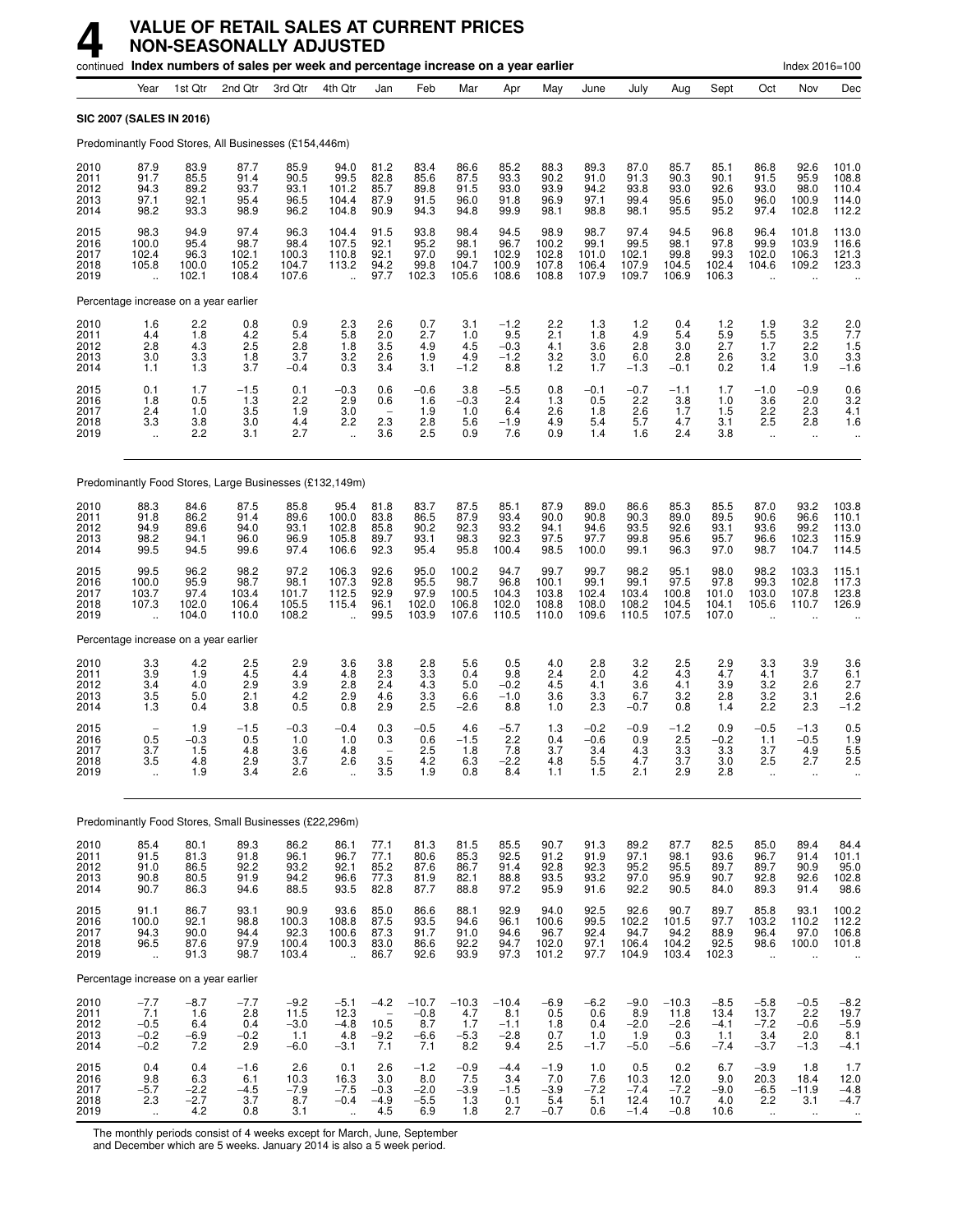# 4 VALUE OF RETAIL SALES AT CURRENT PRICES NON-SEASONALLY ADJUSTED

continued **Index numbers of sales per week and percentage increase on a year earlier** Index 2016=100

| | Year | 1st Qtr | 2nd Qtr | 3rd Qtr | 4th Qtr | Jan | Feb | Mar | Apr | May | June | July | Aug | Sept | Oct | Nov | Dec |
|---|---|---|---|---|---|---|---|---|---|---|---|---|---|---|---|---|---|
| **SIC 2007 (SALES IN 2016)** | | | | | | | | | | | | | | | | | |
| Predominantly Food Stores, All Businesses (£154,446m) | | | | | | | | | | | | | | | | | |
| 2010 | 87.9 | 83.9 | 87.7 | 85.9 | 94.0 | 81.2 | 83.4 | 86.6 | 85.2 | 88.3 | 89.3 | 87.0 | 85.7 | 85.1 | 86.8 | 92.6 | 101.0 |
| 2011 | 91.7 | 85.5 | 91.4 | 90.5 | 99.5 | 82.8 | 85.6 | 87.5 | 93.3 | 90.2 | 91.0 | 91.3 | 90.3 | 90.1 | 91.5 | 95.9 | 108.8 |
| 2012 | 94.3 | 89.2 | 93.7 | 93.1 | 101.2 | 85.7 | 89.8 | 91.5 | 93.0 | 93.9 | 94.2 | 93.8 | 93.0 | 92.6 | 93.0 | 98.0 | 110.4 |
| 2013 | 97.1 | 92.1 | 95.4 | 96.5 | 104.4 | 87.9 | 91.5 | 96.0 | 91.8 | 96.9 | 97.1 | 99.4 | 95.6 | 95.0 | 96.0 | 100.9 | 114.0 |
| 2014 | 98.2 | 93.3 | 98.9 | 96.2 | 104.8 | 90.9 | 94.3 | 94.8 | 99.9 | 98.1 | 98.8 | 98.1 | 95.5 | 95.2 | 97.4 | 102.8 | 112.2 |
| 2015 | 98.3 | 94.9 | 97.4 | 96.3 | 104.4 | 91.5 | 93.8 | 98.4 | 94.5 | 98.9 | 98.7 | 97.4 | 94.5 | 96.8 | 96.4 | 101.8 | 113.0 |
| 2016 | 100.0 | 95.4 | 98.7 | 98.4 | 107.5 | 92.1 | 95.2 | 98.1 | 96.7 | 100.2 | 99.1 | 99.5 | 98.1 | 97.8 | 99.9 | 103.9 | 116.6 |
| 2017 | 102.4 | 96.3 | 102.1 | 100.3 | 110.8 | 92.1 | 97.0 | 99.1 | 102.9 | 102.8 | 101.0 | 102.1 | 99.8 | 99.3 | 102.0 | 106.3 | 121.3 |
| 2018 | 105.8 | 100.0 | 105.2 | 104.7 | 113.2 | 94.2 | 99.8 | 104.7 | 100.9 | 107.8 | 106.4 | 107.9 | 104.5 | 102.4 | 104.6 | 109.2 | 123.3 |
| 2019 | .. | 102.1 | 108.4 | 107.6 | .. | 97.7 | 102.3 | 105.6 | 108.6 | 108.8 | 107.9 | 109.7 | 106.9 | 106.3 | .. | .. | .. |
| Percentage increase on a year earlier | | | | | | | | | | | | | | | | | |
| 2010 | 1.6 | 2.2 | 0.8 | 0.9 | 2.3 | 2.6 | 0.7 | 3.1 | −1.2 | 2.2 | 1.3 | 1.2 | 0.4 | 1.2 | 1.9 | 3.2 | 2.0 |
| 2011 | 4.4 | 1.8 | 4.2 | 5.4 | 5.8 | 2.0 | 2.7 | 1.0 | 9.5 | 2.1 | 1.8 | 4.9 | 5.4 | 5.9 | 5.5 | 3.5 | 7.7 |
| 2012 | 2.8 | 4.3 | 2.5 | 2.8 | 1.8 | 3.5 | 4.9 | 4.5 | −0.3 | 4.1 | 3.6 | 2.8 | 3.0 | 2.7 | 1.7 | 2.2 | 1.5 |
| 2013 | 3.0 | 3.3 | 1.8 | 3.7 | 3.2 | 2.6 | 1.9 | 4.9 | −1.2 | 3.2 | 3.0 | 6.0 | 2.8 | 2.6 | 3.2 | 3.0 | 3.3 |
| 2014 | 1.1 | 1.3 | 3.7 | −0.4 | 0.3 | 3.4 | 3.1 | −1.2 | 8.8 | 1.2 | 1.7 | −1.3 | −0.1 | 0.2 | 1.4 | 1.9 | −1.6 |
| 2015 | 0.1 | 1.7 | −1.5 | 0.1 | −0.3 | 0.6 | −0.6 | 3.8 | −5.5 | 0.8 | −0.1 | −0.7 | −1.1 | 1.7 | −1.0 | −0.9 | 0.6 |
| 2016 | 1.8 | 0.5 | 1.3 | 2.2 | 2.9 | 0.6 | 1.6 | −0.3 | 2.4 | 1.3 | 0.5 | 2.2 | 3.8 | 1.0 | 3.6 | 2.0 | 3.2 |
| 2017 | 2.4 | 1.0 | 3.5 | 1.9 | 3.0 | – | 1.9 | 1.0 | 6.4 | 2.6 | 1.8 | 2.6 | 1.7 | 1.5 | 2.2 | 2.3 | 4.1 |
| 2018 | 3.3 | 3.8 | 3.0 | 4.4 | 2.2 | 2.3 | 2.8 | 5.6 | −1.9 | 4.9 | 5.4 | 5.7 | 4.7 | 3.1 | 2.5 | 2.8 | 1.6 |
| 2019 | .. | 2.2 | 3.1 | 2.7 | .. | 3.6 | 2.5 | 0.9 | 7.6 | 0.9 | 1.4 | 1.6 | 2.4 | 3.8 | .. | .. | .. |
| Predominantly Food Stores, Large Businesses (£132,149m) | | | | | | | | | | | | | | | | | |
| 2010 | 88.3 | 84.6 | 87.5 | 85.8 | 95.4 | 81.8 | 83.7 | 87.5 | 85.1 | 87.9 | 89.0 | 86.6 | 85.3 | 85.5 | 87.0 | 93.2 | 103.8 |
| 2011 | 91.8 | 86.2 | 91.4 | 89.6 | 100.0 | 83.8 | 86.5 | 87.9 | 93.4 | 90.0 | 90.8 | 90.3 | 89.0 | 89.5 | 90.6 | 96.6 | 110.1 |
| 2012 | 94.9 | 89.6 | 94.0 | 93.1 | 102.8 | 85.8 | 90.2 | 92.3 | 93.2 | 94.1 | 94.6 | 93.5 | 92.6 | 93.1 | 93.6 | 99.2 | 113.0 |
| 2013 | 98.2 | 94.1 | 96.0 | 96.9 | 105.8 | 89.7 | 93.1 | 98.3 | 92.3 | 97.5 | 97.7 | 99.8 | 95.6 | 95.7 | 96.6 | 102.3 | 115.9 |
| 2014 | 99.5 | 94.5 | 99.6 | 97.4 | 106.6 | 92.3 | 95.4 | 95.8 | 100.4 | 98.5 | 100.0 | 99.1 | 96.3 | 97.0 | 98.7 | 104.7 | 114.5 |
| 2015 | 99.5 | 96.2 | 98.2 | 97.2 | 106.3 | 92.6 | 95.0 | 100.2 | 94.7 | 99.7 | 99.7 | 98.2 | 95.1 | 98.0 | 98.2 | 103.3 | 115.1 |
| 2016 | 100.0 | 95.9 | 98.7 | 98.1 | 107.3 | 92.8 | 95.5 | 98.7 | 96.8 | 100.1 | 99.1 | 99.1 | 97.5 | 97.8 | 99.3 | 102.8 | 117.3 |
| 2017 | 103.7 | 97.4 | 103.4 | 101.7 | 112.5 | 92.9 | 97.9 | 100.5 | 104.3 | 103.8 | 102.4 | 103.4 | 100.8 | 101.0 | 103.0 | 107.8 | 123.8 |
| 2018 | 107.3 | 102.0 | 106.4 | 105.5 | 115.4 | 96.1 | 102.0 | 106.8 | 102.0 | 108.8 | 108.0 | 108.2 | 104.5 | 104.1 | 105.6 | 110.7 | 126.9 |
| 2019 | .. | 104.0 | 110.0 | 108.2 | .. | 99.5 | 103.9 | 107.6 | 110.5 | 110.0 | 109.6 | 110.5 | 107.5 | 107.0 | .. | .. | .. |
| Percentage increase on a year earlier | | | | | | | | | | | | | | | | | |
| 2010 | 3.3 | 4.2 | 2.5 | 2.9 | 3.6 | 3.8 | 2.8 | 5.6 | 0.5 | 4.0 | 2.8 | 3.2 | 2.5 | 2.9 | 3.3 | 3.9 | 3.6 |
| 2011 | 3.9 | 1.9 | 4.5 | 4.4 | 4.8 | 2.3 | 3.3 | 0.4 | 9.8 | 2.4 | 2.0 | 4.2 | 4.3 | 4.7 | 4.1 | 3.7 | 6.1 |
| 2012 | 3.4 | 4.0 | 2.9 | 3.9 | 2.8 | 2.4 | 4.3 | 5.0 | −0.2 | 4.5 | 4.1 | 3.6 | 4.1 | 3.9 | 3.2 | 2.6 | 2.7 |
| 2013 | 3.5 | 5.0 | 2.1 | 4.2 | 2.9 | 4.6 | 3.3 | 6.6 | −1.0 | 3.6 | 3.3 | 6.7 | 3.2 | 2.8 | 3.2 | 3.1 | 2.6 |
| 2014 | 1.3 | 0.4 | 3.8 | 0.5 | 0.8 | 2.9 | 2.5 | −2.6 | 8.8 | 1.0 | 2.3 | −0.7 | 0.8 | 1.4 | 2.2 | 2.3 | −1.2 |
| 2015 | – | 1.9 | −1.5 | −0.3 | −0.4 | 0.3 | −0.5 | 4.6 | −5.7 | 1.3 | −0.2 | −0.9 | −1.2 | 0.9 | −0.5 | −1.3 | 0.5 |
| 2016 | 0.5 | −0.3 | 0.5 | 1.0 | 1.0 | 0.3 | 0.6 | −1.5 | 2.2 | 0.4 | −0.6 | 0.9 | 2.5 | −0.2 | 1.1 | −0.5 | 1.9 |
| 2017 | 3.7 | 1.5 | 4.8 | 3.6 | 4.8 | – | 2.5 | 1.8 | 7.8 | 3.7 | 3.4 | 4.3 | 3.3 | 3.3 | 3.7 | 4.9 | 5.5 |
| 2018 | 3.5 | 4.8 | 2.9 | 3.7 | 2.6 | 3.5 | 4.2 | 6.3 | −2.2 | 4.8 | 5.5 | 4.7 | 3.7 | 3.0 | 2.5 | 2.7 | 2.5 |
| 2019 | .. | 1.9 | 3.4 | 2.6 | .. | 3.5 | 1.9 | 0.8 | 8.4 | 1.1 | 1.5 | 2.1 | 2.9 | 2.8 | .. | .. | .. |
| Predominantly Food Stores, Small Businesses (£22,296m) | | | | | | | | | | | | | | | | | |
| 2010 | 85.4 | 80.1 | 89.3 | 86.2 | 86.1 | 77.1 | 81.3 | 81.5 | 85.5 | 90.7 | 91.3 | 89.2 | 87.7 | 82.5 | 85.0 | 89.4 | 84.4 |
| 2011 | 91.5 | 81.3 | 91.8 | 96.1 | 96.7 | 77.1 | 80.6 | 85.3 | 92.5 | 91.2 | 91.9 | 97.1 | 98.1 | 93.6 | 96.7 | 91.4 | 101.1 |
| 2012 | 91.0 | 86.5 | 92.2 | 93.2 | 92.1 | 85.2 | 87.6 | 86.7 | 91.4 | 92.8 | 92.3 | 95.2 | 95.5 | 89.7 | 89.7 | 90.9 | 95.0 |
| 2013 | 90.8 | 80.5 | 91.9 | 94.2 | 96.6 | 77.3 | 81.9 | 82.1 | 88.8 | 93.5 | 93.2 | 97.0 | 95.9 | 90.7 | 92.8 | 92.6 | 102.8 |
| 2014 | 90.7 | 86.3 | 94.6 | 88.5 | 93.5 | 82.8 | 87.7 | 88.8 | 97.2 | 95.9 | 91.6 | 92.2 | 90.5 | 84.0 | 89.3 | 91.4 | 98.6 |
| 2015 | 91.1 | 86.7 | 93.1 | 90.9 | 93.6 | 85.0 | 86.6 | 88.1 | 92.9 | 94.0 | 92.5 | 92.6 | 90.7 | 89.7 | 85.8 | 93.1 | 100.2 |
| 2016 | 100.0 | 92.1 | 98.8 | 100.3 | 108.8 | 87.5 | 93.5 | 94.6 | 96.1 | 100.6 | 99.5 | 102.2 | 101.5 | 97.7 | 103.2 | 110.2 | 112.2 |
| 2017 | 94.3 | 90.0 | 94.4 | 92.3 | 100.6 | 87.3 | 91.7 | 91.0 | 94.6 | 96.7 | 92.4 | 94.7 | 94.2 | 88.9 | 96.4 | 97.0 | 106.8 |
| 2018 | 96.5 | 87.6 | 97.9 | 100.4 | 100.3 | 83.0 | 86.6 | 92.2 | 94.7 | 102.0 | 97.1 | 106.4 | 104.2 | 92.5 | 98.6 | 100.0 | 101.8 |
| 2019 | .. | 91.3 | 98.7 | 103.4 | .. | 86.7 | 92.6 | 93.9 | 97.3 | 101.2 | 97.7 | 104.9 | 103.4 | 102.3 | .. | .. | .. |
| Percentage increase on a year earlier | | | | | | | | | | | | | | | | | |
| 2010 | −7.7 | −8.7 | −7.7 | −9.2 | −5.1 | −4.2 | −10.7 | −10.3 | −10.4 | −6.9 | −6.2 | −9.0 | −10.3 | −8.5 | −5.8 | −0.5 | −8.2 |
| 2011 | 7.1 | 1.6 | 2.8 | 11.5 | 12.3 | – | −0.8 | 4.7 | 8.1 | 0.5 | 0.6 | 8.9 | 11.8 | 13.4 | 13.7 | 2.2 | 19.7 |
| 2012 | −0.5 | 6.4 | 0.4 | −3.0 | −4.8 | 10.5 | 8.7 | 1.7 | −1.1 | 1.8 | 0.4 | −2.0 | −2.6 | −4.1 | −7.2 | −0.6 | −5.9 |
| 2013 | −0.2 | −6.9 | −0.2 | 1.1 | 4.8 | −9.2 | −6.6 | −5.3 | −2.8 | 0.7 | 1.0 | 1.9 | 0.3 | 1.1 | 3.4 | 2.0 | 8.1 |
| 2014 | −0.2 | 7.2 | 2.9 | −6.0 | −3.1 | 7.1 | 7.1 | 8.2 | 9.4 | 2.5 | −1.7 | −5.0 | −5.6 | −7.4 | −3.7 | −1.3 | −4.1 |
| 2015 | 0.4 | 0.4 | −1.6 | 2.6 | 0.1 | 2.6 | −1.2 | −0.9 | −4.4 | −1.9 | 1.0 | 0.5 | 0.2 | 6.7 | −3.9 | 1.8 | 1.7 |
| 2016 | 9.8 | 6.3 | 6.1 | 10.3 | 16.3 | 3.0 | 8.0 | 7.5 | 3.4 | 7.0 | 7.6 | 10.3 | 12.0 | 9.0 | 20.3 | 18.4 | 12.0 |
| 2017 | −5.7 | −2.2 | −4.5 | −7.9 | −7.5 | −0.3 | −2.0 | −3.9 | −1.5 | −3.9 | −7.2 | −7.4 | −7.2 | −9.0 | −6.5 | −11.9 | −4.8 |
| 2018 | 2.3 | −2.7 | 3.7 | 8.7 | −0.4 | −4.9 | −5.5 | 1.3 | 0.1 | 5.4 | 5.1 | 12.4 | 10.7 | 4.0 | 2.2 | 3.1 | −4.7 |
| 2019 | .. | 4.2 | 0.8 | 3.1 | .. | 4.5 | 6.9 | 1.8 | 2.7 | −0.7 | 0.6 | −1.4 | −0.8 | 10.6 | .. | .. | .. |

The monthly periods consist of 4 weeks except for March, June, September and December which are 5 weeks. January 2014 is also a 5 week period.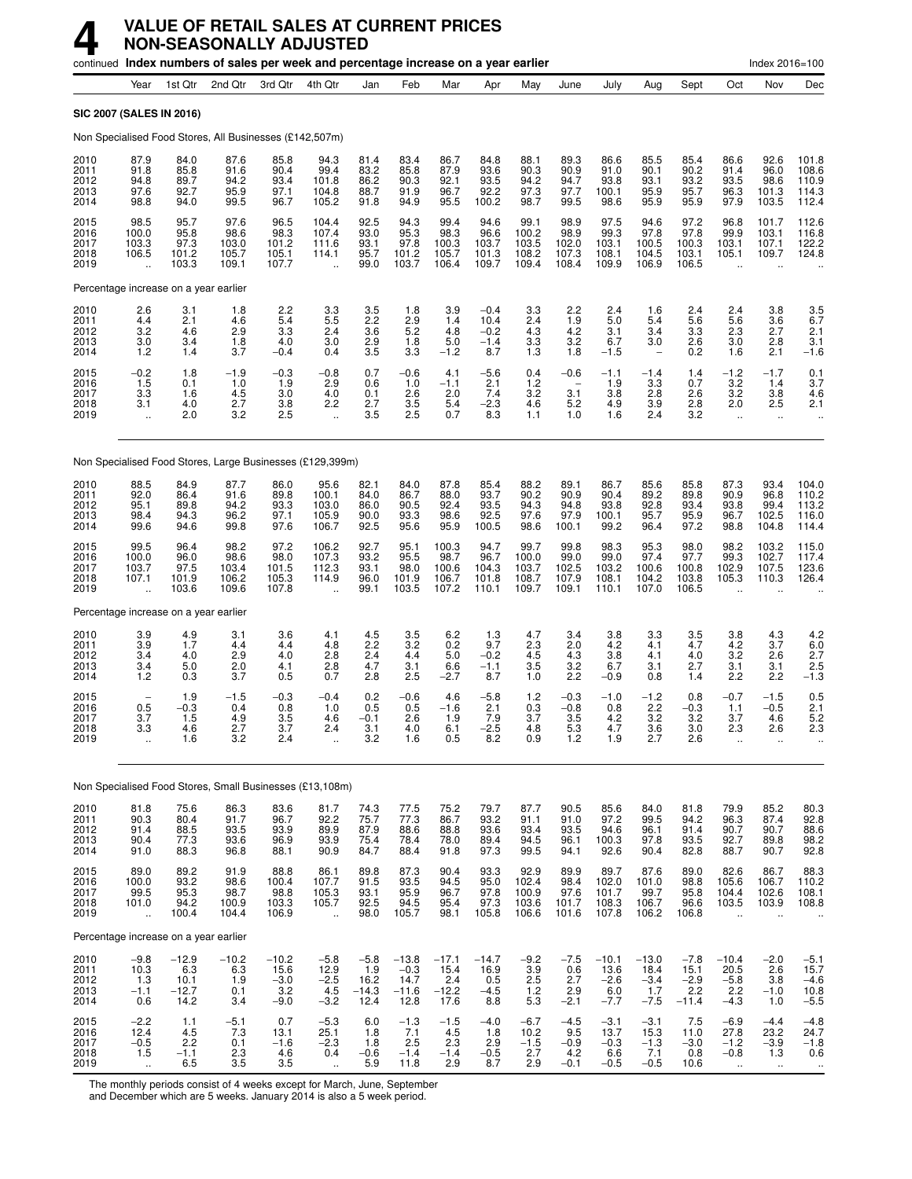# 4 VALUE OF RETAIL SALES AT CURRENT PRICES NON-SEASONALLY ADJUSTED

continued **Index numbers of sales per week and percentage increase on a year earlier** Index 2016=100

| | Year | 1st Qtr | 2nd Qtr | 3rd Qtr | 4th Qtr | Jan | Feb | Mar | Apr | May | June | July | Aug | Sept | Oct | Nov | Dec |
|---|---|---|---|---|---|---|---|---|---|---|---|---|---|---|---|---|---|
| **SIC 2007 (SALES IN 2016)** | | | | | | | | | | | | | | | | | |
| Non Specialised Food Stores, All Businesses (£142,507m) | | | | | | | | | | | | | | | | | |
| 2010 | 87.9 | 84.0 | 87.6 | 85.8 | 94.3 | 81.4 | 83.4 | 86.7 | 84.8 | 88.1 | 89.3 | 86.6 | 85.5 | 85.4 | 86.6 | 92.6 | 101.8 |
| 2011 | 91.8 | 85.8 | 91.6 | 90.4 | 99.4 | 83.2 | 85.8 | 87.9 | 93.6 | 90.3 | 90.9 | 91.0 | 90.1 | 90.2 | 91.4 | 96.0 | 108.6 |
| 2012 | 94.8 | 89.7 | 94.2 | 93.4 | 101.8 | 86.2 | 90.3 | 92.1 | 93.5 | 94.2 | 94.7 | 93.8 | 93.1 | 93.2 | 93.5 | 98.6 | 110.9 |
| 2013 | 97.6 | 92.7 | 95.9 | 97.1 | 104.8 | 88.7 | 91.9 | 96.7 | 92.2 | 97.3 | 97.7 | 100.1 | 95.9 | 95.7 | 96.3 | 101.3 | 114.3 |
| 2014 | 98.8 | 94.0 | 99.5 | 96.7 | 105.2 | 91.8 | 94.9 | 95.5 | 100.2 | 98.7 | 99.5 | 98.6 | 95.9 | 95.9 | 97.9 | 103.5 | 112.4 |
| 2015 | 98.5 | 95.7 | 97.6 | 96.5 | 104.4 | 92.5 | 94.3 | 99.4 | 94.6 | 99.1 | 98.9 | 97.5 | 94.6 | 97.2 | 96.8 | 101.7 | 112.6 |
| 2016 | 100.0 | 95.8 | 98.6 | 98.3 | 107.4 | 93.0 | 95.3 | 98.3 | 96.6 | 100.2 | 98.9 | 99.3 | 97.8 | 97.8 | 99.9 | 103.1 | 116.8 |
| 2017 | 103.3 | 97.3 | 103.0 | 101.2 | 111.6 | 93.1 | 97.8 | 100.3 | 103.7 | 103.5 | 102.0 | 103.1 | 100.5 | 100.3 | 103.1 | 107.1 | 122.2 |
| 2018 | 106.5 | 101.2 | 105.7 | 105.1 | 114.1 | 95.7 | 101.2 | 105.7 | 101.3 | 108.2 | 107.3 | 108.1 | 104.5 | 103.1 | 105.1 | 109.7 | 124.8 |
| 2019 | .. | 103.3 | 109.1 | 107.7 | .. | 99.0 | 103.7 | 106.4 | 109.7 | 109.4 | 108.4 | 109.9 | 106.9 | 106.5 | .. | .. | .. |
| Percentage increase on a year earlier | | | | | | | | | | | | | | | | | |
| 2010 | 2.6 | 3.1 | 1.8 | 2.2 | 3.3 | 3.5 | 1.8 | 3.9 | −0.4 | 3.3 | 2.2 | 2.4 | 1.6 | 2.4 | 2.4 | 3.8 | 3.5 |
| 2011 | 4.4 | 2.1 | 4.6 | 5.4 | 5.5 | 2.2 | 2.9 | 1.4 | 10.4 | 2.4 | 1.9 | 5.0 | 5.4 | 5.6 | 5.6 | 3.6 | 6.7 |
| 2012 | 3.2 | 4.6 | 2.9 | 3.3 | 2.4 | 3.6 | 5.2 | 4.8 | −0.2 | 4.3 | 4.2 | 3.1 | 3.4 | 3.3 | 2.3 | 2.7 | 2.1 |
| 2013 | 3.0 | 3.4 | 1.8 | 4.0 | 3.0 | 2.9 | 1.8 | 5.0 | −1.4 | 3.3 | 3.2 | 6.7 | 3.0 | 2.6 | 3.0 | 2.8 | 3.1 |
| 2014 | 1.2 | 1.4 | 3.7 | −0.4 | 0.4 | 3.5 | 3.3 | −1.2 | 8.7 | 1.3 | 1.8 | −1.5 | – | 0.2 | 1.6 | 2.1 | −1.6 |
| 2015 | −0.2 | 1.8 | −1.9 | −0.3 | −0.8 | 0.7 | −0.6 | 4.1 | −5.6 | 0.4 | −0.6 | −1.1 | −1.4 | 1.4 | −1.2 | −1.7 | 0.1 |
| 2016 | 1.5 | 0.1 | 1.0 | 1.9 | 2.9 | 0.6 | 1.0 | −1.1 | 2.1 | 1.2 | – | 1.9 | 3.3 | 0.7 | 3.2 | 1.4 | 3.7 |
| 2017 | 3.3 | 1.6 | 4.5 | 3.0 | 4.0 | 0.1 | 2.6 | 2.0 | 7.4 | 3.2 | 3.1 | 3.8 | 2.8 | 2.6 | 3.2 | 3.8 | 4.6 |
| 2018 | 3.1 | 4.0 | 2.7 | 3.8 | 2.2 | 2.7 | 3.5 | 5.4 | −2.3 | 4.6 | 5.2 | 4.9 | 3.9 | 2.8 | 2.0 | 2.5 | 2.1 |
| 2019 | .. | 2.0 | 3.2 | 2.5 | .. | 3.5 | 2.5 | 0.7 | 8.3 | 1.1 | 1.0 | 1.6 | 2.4 | 3.2 | .. | .. | .. |
| Non Specialised Food Stores, Large Businesses (£129,399m) | | | | | | | | | | | | | | | | | |
| 2010 | 88.5 | 84.9 | 87.7 | 86.0 | 95.6 | 82.1 | 84.0 | 87.8 | 85.4 | 88.2 | 89.1 | 86.7 | 85.6 | 85.8 | 87.3 | 93.4 | 104.0 |
| 2011 | 92.0 | 86.4 | 91.6 | 89.8 | 100.1 | 84.0 | 86.7 | 88.0 | 93.7 | 90.2 | 90.9 | 90.4 | 89.2 | 89.8 | 90.9 | 96.8 | 110.2 |
| 2012 | 95.1 | 89.8 | 94.2 | 93.3 | 103.0 | 86.0 | 90.5 | 92.4 | 93.5 | 94.3 | 94.8 | 93.8 | 92.8 | 93.4 | 93.8 | 99.4 | 113.2 |
| 2013 | 98.4 | 94.3 | 96.2 | 97.1 | 105.9 | 90.0 | 93.3 | 98.6 | 92.5 | 97.6 | 97.9 | 100.1 | 95.7 | 95.9 | 96.7 | 102.5 | 116.0 |
| 2014 | 99.6 | 94.6 | 99.8 | 97.6 | 106.7 | 92.5 | 95.6 | 95.9 | 100.5 | 98.6 | 100.1 | 99.2 | 96.4 | 97.2 | 98.8 | 104.8 | 114.4 |
| 2015 | 99.5 | 96.4 | 98.2 | 97.2 | 106.2 | 92.7 | 95.1 | 100.3 | 94.7 | 99.7 | 99.8 | 98.3 | 95.3 | 98.0 | 98.2 | 103.2 | 115.0 |
| 2016 | 100.0 | 96.0 | 98.6 | 98.0 | 107.3 | 93.2 | 95.5 | 98.7 | 96.7 | 100.0 | 99.0 | 99.0 | 97.4 | 97.7 | 99.3 | 102.7 | 117.4 |
| 2017 | 103.7 | 97.5 | 103.4 | 101.5 | 112.3 | 93.1 | 98.0 | 100.6 | 104.3 | 103.7 | 102.5 | 103.2 | 100.6 | 100.8 | 102.9 | 107.5 | 123.6 |
| 2018 | 107.1 | 101.9 | 106.2 | 105.3 | 114.9 | 96.0 | 101.9 | 106.7 | 101.8 | 108.7 | 107.9 | 108.1 | 104.2 | 103.8 | 105.3 | 110.3 | 126.4 |
| 2019 | .. | 103.6 | 109.6 | 107.8 | .. | 99.1 | 103.5 | 107.2 | 110.1 | 109.7 | 109.1 | 110.1 | 107.0 | 106.5 | .. | .. | .. |
| Percentage increase on a year earlier | | | | | | | | | | | | | | | | | |
| 2010 | 3.9 | 4.9 | 3.1 | 3.6 | 4.1 | 4.5 | 3.5 | 6.2 | 1.3 | 4.7 | 3.4 | 3.8 | 3.3 | 3.5 | 3.8 | 4.3 | 4.2 |
| 2011 | 3.9 | 1.7 | 4.4 | 4.4 | 4.8 | 2.2 | 3.2 | 0.2 | 9.7 | 2.3 | 2.0 | 4.2 | 4.1 | 4.7 | 4.2 | 3.7 | 6.0 |
| 2012 | 3.4 | 4.0 | 2.9 | 4.0 | 2.8 | 2.4 | 4.4 | 5.0 | −0.2 | 4.5 | 4.3 | 3.8 | 4.1 | 4.0 | 3.2 | 2.6 | 2.7 |
| 2013 | 3.4 | 5.0 | 2.0 | 4.1 | 2.8 | 4.7 | 3.1 | 6.6 | −1.1 | 3.5 | 3.2 | 6.7 | 3.1 | 2.7 | 3.1 | 3.1 | 2.5 |
| 2014 | 1.2 | 0.3 | 3.7 | 0.5 | 0.7 | 2.8 | 2.5 | −2.7 | 8.7 | 1.0 | 2.2 | −0.9 | 0.8 | 1.4 | 2.2 | 2.2 | −1.3 |
| 2015 | – | 1.9 | −1.5 | −0.3 | −0.4 | 0.2 | −0.6 | 4.6 | −5.8 | 1.2 | −0.3 | −1.0 | −1.2 | 0.8 | −0.7 | −1.5 | 0.5 |
| 2016 | 0.5 | −0.3 | 0.4 | 0.8 | 1.0 | 0.5 | 0.5 | −1.6 | 2.1 | 0.3 | −0.8 | 0.8 | 2.2 | −0.3 | 1.1 | −0.5 | 2.1 |
| 2017 | 3.7 | 1.5 | 4.9 | 3.5 | 4.6 | −0.1 | 2.6 | 1.9 | 7.9 | 3.7 | 3.5 | 4.2 | 3.2 | 3.2 | 3.7 | 4.6 | 5.2 |
| 2018 | 3.3 | 4.6 | 2.7 | 3.7 | 2.4 | 3.1 | 4.0 | 6.1 | −2.5 | 4.8 | 5.3 | 4.7 | 3.6 | 3.0 | 2.3 | 2.6 | 2.3 |
| 2019 | .. | 1.6 | 3.2 | 2.4 | .. | 3.2 | 1.6 | 0.5 | 8.2 | 0.9 | 1.2 | 1.9 | 2.7 | 2.6 | .. | .. | .. |
| Non Specialised Food Stores, Small Businesses (£13,108m) | | | | | | | | | | | | | | | | | |
| 2010 | 81.8 | 75.6 | 86.3 | 83.6 | 81.7 | 74.3 | 77.5 | 75.2 | 79.7 | 87.7 | 90.5 | 85.6 | 84.0 | 81.8 | 79.9 | 85.2 | 80.3 |
| 2011 | 90.3 | 80.4 | 91.7 | 96.7 | 92.2 | 75.7 | 77.3 | 86.7 | 93.2 | 91.1 | 91.0 | 97.2 | 99.5 | 94.2 | 96.3 | 87.4 | 92.8 |
| 2012 | 91.4 | 88.5 | 93.5 | 93.9 | 89.9 | 87.9 | 88.6 | 88.8 | 93.6 | 93.4 | 93.5 | 94.6 | 96.1 | 91.4 | 90.7 | 90.7 | 88.6 |
| 2013 | 90.4 | 77.3 | 93.6 | 96.9 | 93.9 | 75.4 | 78.4 | 78.0 | 89.4 | 94.5 | 96.1 | 100.3 | 97.8 | 93.5 | 92.7 | 89.8 | 98.2 |
| 2014 | 91.0 | 88.3 | 96.8 | 88.1 | 90.9 | 84.7 | 88.4 | 91.8 | 97.3 | 99.5 | 94.1 | 92.6 | 90.4 | 82.8 | 88.7 | 90.7 | 92.8 |
| 2015 | 89.0 | 89.2 | 91.9 | 88.8 | 86.1 | 89.8 | 87.3 | 90.4 | 93.3 | 92.9 | 89.9 | 89.7 | 87.6 | 89.0 | 82.6 | 86.7 | 88.3 |
| 2016 | 100.0 | 93.2 | 98.6 | 100.4 | 107.7 | 91.5 | 93.5 | 94.5 | 95.0 | 102.4 | 98.4 | 102.0 | 101.0 | 98.8 | 105.6 | 106.7 | 110.2 |
| 2017 | 99.5 | 95.3 | 98.7 | 98.8 | 105.3 | 93.1 | 95.9 | 96.7 | 97.8 | 100.9 | 97.6 | 101.7 | 99.7 | 95.8 | 104.4 | 102.6 | 108.1 |
| 2018 | 101.0 | 94.2 | 100.9 | 103.3 | 105.7 | 92.5 | 94.5 | 95.4 | 97.3 | 103.6 | 101.7 | 108.3 | 106.7 | 96.6 | 103.5 | 103.9 | 108.8 |
| 2019 | .. | 100.4 | 104.4 | 106.9 | .. | 98.0 | 105.7 | 98.1 | 105.8 | 106.6 | 101.6 | 107.8 | 106.2 | 106.8 | .. | .. | .. |
| Percentage increase on a year earlier | | | | | | | | | | | | | | | | | |
| 2010 | −9.8 | −12.9 | −10.2 | −10.2 | −5.8 | −5.8 | −13.8 | −17.1 | −14.7 | −9.2 | −7.5 | −10.1 | −13.0 | −7.8 | −10.4 | −2.0 | −5.1 |
| 2011 | 10.3 | 6.3 | 6.3 | 15.6 | 12.9 | 1.9 | −0.3 | 15.4 | 16.9 | 3.9 | 0.6 | 13.6 | 18.4 | 15.1 | 20.5 | 2.6 | 15.7 |
| 2012 | 1.3 | 10.1 | 1.9 | −3.0 | −2.5 | 16.2 | 14.7 | 2.4 | 0.5 | 2.5 | 2.7 | −2.6 | −3.4 | −2.9 | −5.8 | 3.8 | −4.6 |
| 2013 | −1.1 | −12.7 | 0.1 | 3.2 | 4.5 | −14.3 | −11.6 | −12.2 | −4.5 | 1.2 | 2.9 | 6.0 | 1.7 | 2.2 | 2.2 | −1.0 | 10.8 |
| 2014 | 0.6 | 14.2 | 3.4 | −9.0 | −3.2 | 12.4 | 12.8 | 17.6 | 8.8 | 5.3 | −2.1 | −7.7 | −7.5 | −11.4 | −4.3 | 1.0 | −5.5 |
| 2015 | −2.2 | 1.1 | −5.1 | 0.7 | −5.3 | 6.0 | −1.3 | −1.5 | −4.0 | −6.7 | −4.5 | −3.1 | −3.1 | 7.5 | −6.9 | −4.4 | −4.8 |
| 2016 | 12.4 | 4.5 | 7.3 | 13.1 | 25.1 | 1.8 | 7.1 | 4.5 | 1.8 | 10.2 | 9.5 | 13.7 | 15.3 | 11.0 | 27.8 | 23.2 | 24.7 |
| 2017 | −0.5 | 2.2 | 0.1 | −1.6 | −2.3 | 1.8 | 2.5 | 2.3 | 2.9 | −1.5 | −0.9 | −0.3 | −1.3 | −3.0 | −1.2 | −3.9 | −1.8 |
| 2018 | 1.5 | −1.1 | 2.3 | 4.6 | 0.4 | −0.6 | −1.4 | −1.4 | −0.5 | 2.7 | 4.2 | 6.6 | 7.1 | 0.8 | −0.8 | 1.3 | 0.6 |
| 2019 | .. | 6.5 | 3.5 | 3.5 | .. | 5.9 | 11.8 | 2.9 | 8.7 | 2.9 | −0.1 | −0.5 | −0.5 | 10.6 | .. | .. | .. |

The monthly periods consist of 4 weeks except for March, June, September and December which are 5 weeks. January 2014 is also a 5 week period.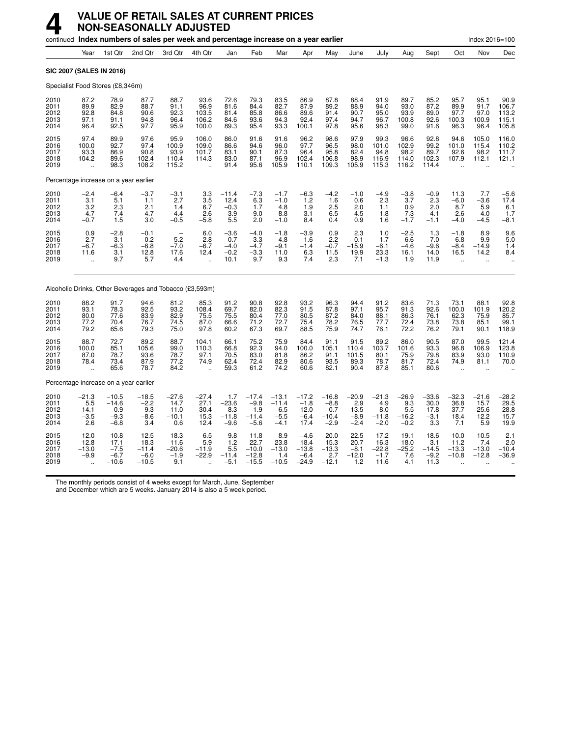# 4 VALUE OF RETAIL SALES AT CURRENT PRICES NON-SEASONALLY ADJUSTED

continued **Index numbers of sales per week and percentage increase on a year earlier** — Index 2016=100

| | Year | 1st Qtr | 2nd Qtr | 3rd Qtr | 4th Qtr | Jan | Feb | Mar | Apr | May | June | July | Aug | Sept | Oct | Nov | Dec |
|---|---|---|---|---|---|---|---|---|---|---|---|---|---|---|---|---|---|
| **SIC 2007 (SALES IN 2016)** | | | | | | | | | | | | | | | | | |
| Specialist Food Stores (£8,346m) | | | | | | | | | | | | | | | | | |
| 2010 | 87.2 | 78.9 | 87.7 | 88.7 | 93.6 | 72.6 | 79.3 | 83.5 | 86.9 | 87.8 | 88.4 | 91.9 | 89.7 | 85.2 | 95.7 | 95.1 | 90.9 |
| 2011 | 89.9 | 82.9 | 88.7 | 91.1 | 96.9 | 81.6 | 84.4 | 82.7 | 87.9 | 89.2 | 88.9 | 94.0 | 93.0 | 87.2 | 89.9 | 91.7 | 106.7 |
| 2012 | 92.8 | 84.8 | 90.6 | 92.3 | 103.5 | 81.4 | 85.8 | 86.6 | 89.6 | 91.4 | 90.7 | 95.0 | 93.9 | 89.0 | 97.7 | 97.0 | 113.2 |
| 2013 | 97.1 | 91.1 | 94.8 | 96.4 | 106.2 | 84.6 | 93.6 | 94.3 | 92.4 | 97.4 | 94.7 | 96.7 | 100.8 | 92.6 | 100.3 | 100.9 | 115.1 |
| 2014 | 96.4 | 92.5 | 97.7 | 95.9 | 100.0 | 89.3 | 95.4 | 93.3 | 100.1 | 97.8 | 95.6 | 98.3 | 99.0 | 91.6 | 96.3 | 96.4 | 105.8 |
| 2015 | 97.4 | 89.9 | 97.6 | 95.9 | 106.0 | 86.0 | 91.6 | 91.6 | 96.2 | 98.6 | 97.9 | 99.3 | 96.6 | 92.8 | 94.6 | 105.0 | 116.0 |
| 2016 | 100.0 | 92.7 | 97.4 | 100.9 | 109.0 | 86.6 | 94.6 | 96.0 | 97.7 | 96.5 | 98.0 | 101.0 | 102.9 | 99.2 | 101.0 | 115.4 | 110.2 |
| 2017 | 93.3 | 86.9 | 90.8 | 93.9 | 101.7 | 83.1 | 90.1 | 87.3 | 96.4 | 95.8 | 82.4 | 94.8 | 98.2 | 89.7 | 92.6 | 98.2 | 111.7 |
| 2018 | 104.2 | 89.6 | 102.4 | 110.4 | 114.3 | 83.0 | 87.1 | 96.9 | 102.4 | 106.8 | 98.9 | 116.9 | 114.0 | 102.3 | 107.9 | 112.1 | 121.1 |
| 2019 | .. | 98.3 | 108.2 | 115.2 | .. | 91.4 | 95.6 | 105.9 | 110.1 | 109.3 | 105.9 | 115.3 | 116.2 | 114.4 | .. | .. | .. |
| Percentage increase on a year earlier | | | | | | | | | | | | | | | | | |
| 2010 | −2.4 | −6.4 | −3.7 | −3.1 | 3.3 | −11.4 | −7.3 | −1.7 | −6.3 | −4.2 | −1.0 | −4.9 | −3.8 | −0.9 | 11.3 | 7.7 | −5.6 |
| 2011 | 3.1 | 5.1 | 1.1 | 2.7 | 3.5 | 12.4 | 6.3 | −1.0 | 1.2 | 1.6 | 0.6 | 2.3 | 3.7 | 2.3 | −6.0 | −3.6 | 17.4 |
| 2012 | 3.2 | 2.3 | 2.1 | 1.4 | 6.7 | −0.3 | 1.7 | 4.8 | 1.9 | 2.5 | 2.0 | 1.1 | 0.9 | 2.0 | 8.7 | 5.9 | 6.1 |
| 2013 | 4.7 | 7.4 | 4.7 | 4.4 | 2.6 | 3.9 | 9.0 | 8.8 | 3.1 | 6.5 | 4.5 | 1.8 | 7.3 | 4.1 | 2.6 | 4.0 | 1.7 |
| 2014 | −0.7 | 1.5 | 3.0 | −0.5 | −5.8 | 5.5 | 2.0 | −1.0 | 8.4 | 0.4 | 0.9 | 1.6 | −1.7 | −1.1 | −4.0 | −4.5 | −8.1 |
| 2015 | 0.9 | −2.8 | −0.1 | – | 6.0 | −3.6 | −4.0 | −1.8 | −3.9 | 0.9 | 2.3 | 1.0 | −2.5 | 1.3 | −1.8 | 8.9 | 9.6 |
| 2016 | 2.7 | 3.1 | −0.2 | 5.2 | 2.8 | 0.7 | 3.3 | 4.8 | 1.6 | −2.2 | 0.1 | 1.7 | 6.6 | 7.0 | 6.8 | 9.9 | −5.0 |
| 2017 | −6.7 | −6.3 | −6.8 | −7.0 | −6.7 | −4.0 | −4.7 | −9.1 | −1.4 | −0.7 | −15.9 | −6.1 | −4.6 | −9.6 | −8.4 | −14.9 | 1.4 |
| 2018 | 11.6 | 3.1 | 12.8 | 17.6 | 12.4 | −0.2 | −3.3 | 11.0 | 6.3 | 11.5 | 19.9 | 23.3 | 16.1 | 14.0 | 16.5 | 14.2 | 8.4 |
| 2019 | .. | 9.7 | 5.7 | 4.4 | .. | 10.1 | 9.7 | 9.3 | 7.4 | 2.3 | 7.1 | −1.3 | 1.9 | 11.9 | .. | .. | .. |
| Alcoholic Drinks, Other Beverages and Tobacco (£3,593m) | | | | | | | | | | | | | | | | | |
| 2010 | 88.2 | 91.7 | 94.6 | 81.2 | 85.3 | 91.2 | 90.8 | 92.8 | 93.2 | 96.3 | 94.4 | 91.2 | 83.6 | 71.3 | 73.1 | 88.1 | 92.8 |
| 2011 | 93.1 | 78.3 | 92.5 | 93.2 | 108.4 | 69.7 | 82.0 | 82.3 | 91.5 | 87.8 | 97.1 | 95.7 | 91.3 | 92.6 | 100.0 | 101.9 | 120.2 |
| 2012 | 80.0 | 77.6 | 83.9 | 82.9 | 75.5 | 75.5 | 80.4 | 77.0 | 80.5 | 87.2 | 84.0 | 88.1 | 86.3 | 76.1 | 62.3 | 75.9 | 85.7 |
| 2013 | 77.2 | 70.4 | 76.7 | 74.5 | 87.0 | 66.6 | 71.2 | 72.7 | 75.4 | 78.2 | 76.5 | 77.7 | 72.4 | 73.8 | 73.8 | 85.1 | 99.1 |
| 2014 | 79.2 | 65.6 | 79.3 | 75.0 | 97.8 | 60.2 | 67.3 | 69.7 | 88.5 | 75.9 | 74.7 | 76.1 | 72.2 | 76.2 | 79.1 | 90.1 | 118.9 |
| 2015 | 88.7 | 72.7 | 89.2 | 88.7 | 104.1 | 66.1 | 75.2 | 75.9 | 84.4 | 91.1 | 91.5 | 89.2 | 86.0 | 90.5 | 87.0 | 99.5 | 121.4 |
| 2016 | 100.0 | 85.1 | 105.6 | 99.0 | 110.3 | 66.8 | 92.3 | 94.0 | 100.0 | 105.1 | 110.4 | 103.7 | 101.6 | 93.3 | 96.8 | 106.9 | 123.8 |
| 2017 | 87.0 | 78.7 | 93.6 | 78.7 | 97.1 | 70.5 | 83.0 | 81.8 | 86.2 | 91.1 | 101.5 | 80.1 | 75.9 | 79.8 | 83.9 | 93.0 | 110.9 |
| 2018 | 78.4 | 73.4 | 87.9 | 77.2 | 74.9 | 62.4 | 72.4 | 82.9 | 80.6 | 93.5 | 89.3 | 78.7 | 81.7 | 72.4 | 74.9 | 81.1 | 70.0 |
| 2019 | .. | 65.6 | 78.7 | 84.2 | .. | 59.3 | 61.2 | 74.2 | 60.6 | 82.1 | 90.4 | 87.8 | 85.1 | 80.6 | .. | .. | .. |
| Percentage increase on a year earlier | | | | | | | | | | | | | | | | | |
| 2010 | −21.3 | −10.5 | −18.5 | −27.6 | −27.4 | 1.7 | −17.4 | −13.1 | −17.2 | −16.8 | −20.9 | −21.3 | −26.9 | −33.6 | −32.3 | −21.6 | −28.2 |
| 2011 | 5.5 | −14.6 | −2.2 | 14.7 | 27.1 | −23.6 | −9.8 | −11.4 | −1.8 | −8.8 | 2.9 | 4.9 | 9.3 | 30.0 | 36.8 | 15.7 | 29.5 |
| 2012 | −14.1 | −0.9 | −9.3 | −11.0 | −30.4 | 8.3 | −1.9 | −6.5 | −12.0 | −0.7 | −13.5 | −8.0 | −5.5 | −17.8 | −37.7 | −25.6 | −28.8 |
| 2013 | −3.5 | −9.3 | −8.6 | −10.1 | 15.3 | −11.8 | −11.4 | −5.5 | −6.4 | −10.4 | −8.9 | −11.8 | −16.2 | −3.1 | 18.4 | 12.2 | 15.7 |
| 2014 | 2.6 | −6.8 | 3.4 | 0.6 | 12.4 | −9.6 | −5.6 | −4.1 | 17.4 | −2.9 | −2.4 | −2.0 | −0.2 | 3.3 | 7.1 | 5.9 | 19.9 |
| 2015 | 12.0 | 10.8 | 12.5 | 18.3 | 6.5 | 9.8 | 11.8 | 8.9 | −4.6 | 20.0 | 22.5 | 17.2 | 19.1 | 18.6 | 10.0 | 10.5 | 2.1 |
| 2016 | 12.8 | 17.1 | 18.3 | 11.6 | 5.9 | 1.2 | 22.7 | 23.8 | 18.4 | 15.3 | 20.7 | 16.3 | 18.0 | 3.1 | 11.2 | 7.4 | 2.0 |
| 2017 | −13.0 | −7.5 | −11.4 | −20.6 | −11.9 | 5.5 | −10.0 | −13.0 | −13.8 | −13.3 | −8.1 | −22.8 | −25.2 | −14.5 | −13.3 | −13.0 | −10.4 |
| 2018 | −9.9 | −6.7 | −6.0 | −1.9 | −22.9 | −11.4 | −12.8 | 1.4 | −6.4 | 2.7 | −12.0 | −1.7 | 7.6 | −9.2 | −10.8 | −12.8 | −36.9 |
| 2019 | .. | −10.6 | −10.5 | 9.1 | .. | −5.1 | −15.5 | −10.5 | −24.9 | −12.1 | 1.2 | 11.6 | 4.1 | 11.3 | .. | .. | .. |

The monthly periods consist of 4 weeks except for March, June, September and December which are 5 weeks. January 2014 is also a 5 week period.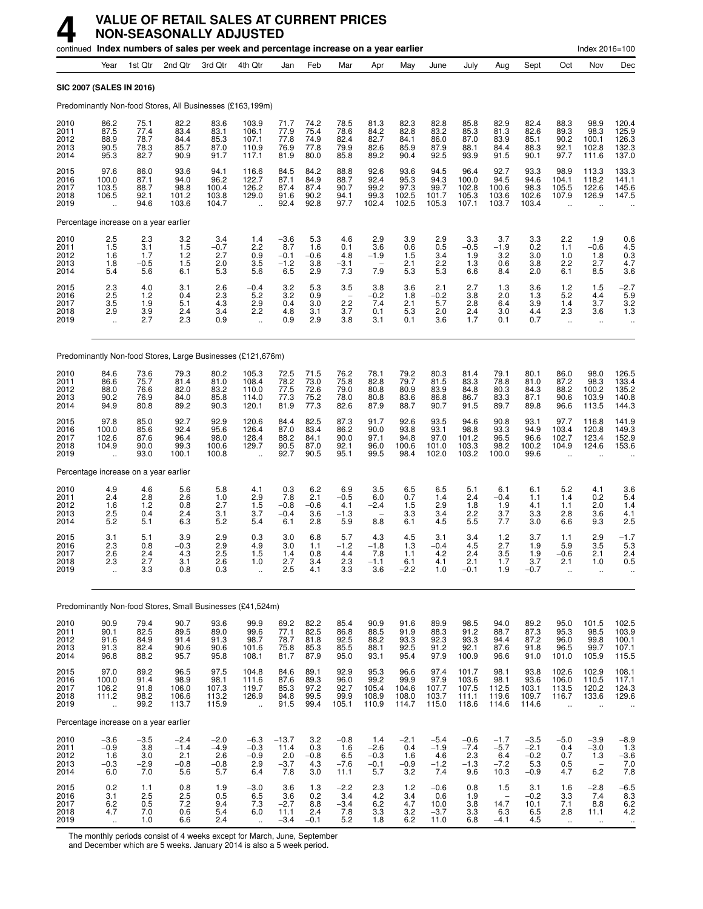# 4 VALUE OF RETAIL SALES AT CURRENT PRICES NON-SEASONALLY ADJUSTED

continued **Index numbers of sales per week and percentage increase on a year earlier** — Index 2016=100

| | Year | 1st Qtr | 2nd Qtr | 3rd Qtr | 4th Qtr | Jan | Feb | Mar | Apr | May | June | July | Aug | Sept | Oct | Nov | Dec |
|---|---|---|---|---|---|---|---|---|---|---|---|---|---|---|---|---|---|
| **SIC 2007 (SALES IN 2016)** | | | | | | | | | | | | | | | | | |
| Predominantly Non-food Stores, All Businesses (£163,199m) | | | | | | | | | | | | | | | | | |
| 2010 | 86.2 | 75.1 | 82.2 | 83.6 | 103.9 | 71.7 | 74.2 | 78.5 | 81.3 | 82.3 | 82.8 | 85.8 | 82.9 | 82.4 | 88.3 | 98.9 | 120.4 |
| 2011 | 87.5 | 77.4 | 83.4 | 83.1 | 106.1 | 77.9 | 75.4 | 78.6 | 84.2 | 82.8 | 83.2 | 85.3 | 81.3 | 82.6 | 89.3 | 98.3 | 125.9 |
| 2012 | 88.9 | 78.7 | 84.4 | 85.3 | 107.1 | 77.8 | 74.9 | 82.4 | 82.7 | 84.1 | 86.0 | 87.0 | 83.9 | 85.1 | 90.2 | 100.1 | 126.3 |
| 2013 | 90.5 | 78.3 | 85.7 | 87.0 | 110.9 | 76.9 | 77.8 | 79.9 | 82.6 | 85.9 | 87.9 | 88.1 | 84.4 | 88.3 | 92.1 | 102.8 | 132.3 |
| 2014 | 95.3 | 82.7 | 90.9 | 91.7 | 117.1 | 81.9 | 80.0 | 85.8 | 89.2 | 90.4 | 92.5 | 93.9 | 91.5 | 90.1 | 97.7 | 111.6 | 137.0 |
| 2015 | 97.6 | 86.0 | 93.6 | 94.1 | 116.6 | 84.5 | 84.2 | 88.8 | 92.6 | 93.6 | 94.5 | 96.4 | 92.7 | 93.3 | 98.9 | 113.3 | 133.3 |
| 2016 | 100.0 | 87.1 | 94.0 | 96.2 | 122.7 | 87.1 | 84.9 | 88.7 | 92.4 | 95.3 | 94.3 | 100.0 | 94.5 | 94.6 | 104.1 | 118.2 | 141.1 |
| 2017 | 103.5 | 88.7 | 98.8 | 100.4 | 126.2 | 87.4 | 87.4 | 90.7 | 99.2 | 97.3 | 99.7 | 102.8 | 100.6 | 98.3 | 105.5 | 122.6 | 145.6 |
| 2018 | 106.5 | 92.1 | 101.2 | 103.8 | 129.0 | 91.6 | 90.2 | 94.1 | 99.3 | 102.5 | 101.7 | 105.3 | 103.6 | 102.6 | 107.9 | 126.9 | 147.5 |
| 2019 | .. | 94.6 | 103.6 | 104.7 | .. | 92.4 | 92.8 | 97.7 | 102.4 | 102.5 | 105.3 | 107.1 | 103.7 | 103.4 | .. | .. | .. |
| Percentage increase on a year earlier | | | | | | | | | | | | | | | | | |
| 2010 | 2.5 | 2.3 | 3.2 | 3.4 | 1.4 | −3.6 | 5.3 | 4.6 | 2.9 | 3.9 | 2.9 | 3.3 | 3.7 | 3.3 | 2.2 | 1.9 | 0.6 |
| 2011 | 1.5 | 3.1 | 1.5 | −0.7 | 2.2 | 8.7 | 1.6 | 0.1 | 3.6 | 0.6 | 0.5 | −0.5 | −1.9 | 0.2 | 1.1 | −0.6 | 4.5 |
| 2012 | 1.6 | 1.7 | 1.2 | 2.7 | 0.9 | −0.1 | −0.6 | 4.8 | −1.9 | 1.5 | 3.4 | 1.9 | 3.2 | 3.0 | 1.0 | 1.8 | 0.3 |
| 2013 | 1.8 | −0.5 | 1.5 | 2.0 | 3.5 | −1.2 | 3.8 | −3.1 | – | 2.1 | 2.2 | 1.3 | 0.6 | 3.8 | 2.2 | 2.7 | 4.7 |
| 2014 | 5.4 | 5.6 | 6.1 | 5.3 | 5.6 | 6.5 | 2.9 | 7.3 | 7.9 | 5.3 | 5.3 | 6.6 | 8.4 | 2.0 | 6.1 | 8.5 | 3.6 |
| 2015 | 2.3 | 4.0 | 3.1 | 2.6 | −0.4 | 3.2 | 5.3 | 3.5 | 3.8 | 3.6 | 2.1 | 2.7 | 1.3 | 3.6 | 1.2 | 1.5 | −2.7 |
| 2016 | 2.5 | 1.2 | 0.4 | 2.3 | 5.2 | 3.2 | 0.9 | – | −0.2 | 1.8 | −0.2 | 3.8 | 2.0 | 1.3 | 5.2 | 4.4 | 5.9 |
| 2017 | 3.5 | 1.9 | 5.1 | 4.3 | 2.9 | 0.4 | 3.0 | 2.2 | 7.4 | 2.1 | 5.7 | 2.8 | 6.4 | 3.9 | 1.4 | 3.7 | 3.2 |
| 2018 | 2.9 | 3.9 | 2.4 | 3.4 | 2.2 | 4.8 | 3.1 | 3.7 | 0.1 | 5.3 | 2.0 | 2.4 | 3.0 | 4.4 | 2.3 | 3.6 | 1.3 |
| 2019 | .. | 2.7 | 2.3 | 0.9 | .. | 0.9 | 2.9 | 3.8 | 3.1 | 0.1 | 3.6 | 1.7 | 0.1 | 0.7 | .. | .. | .. |
| Predominantly Non-food Stores, Large Businesses (£121,676m) | | | | | | | | | | | | | | | | | |
| 2010 | 84.6 | 73.6 | 79.3 | 80.2 | 105.3 | 72.5 | 71.5 | 76.2 | 78.1 | 79.2 | 80.3 | 81.4 | 79.1 | 80.1 | 86.0 | 98.0 | 126.5 |
| 2011 | 86.6 | 75.7 | 81.4 | 81.0 | 108.4 | 78.2 | 73.0 | 75.8 | 82.8 | 79.7 | 81.5 | 83.3 | 78.8 | 81.0 | 87.2 | 98.3 | 133.4 |
| 2012 | 88.0 | 76.6 | 82.0 | 83.2 | 110.0 | 77.5 | 72.6 | 79.0 | 80.8 | 80.9 | 83.9 | 84.8 | 80.3 | 84.3 | 88.2 | 100.2 | 135.2 |
| 2013 | 90.2 | 76.9 | 84.0 | 85.8 | 114.0 | 77.3 | 75.2 | 78.0 | 80.8 | 83.6 | 86.8 | 86.7 | 83.3 | 87.1 | 90.6 | 103.9 | 140.8 |
| 2014 | 94.9 | 80.8 | 89.2 | 90.3 | 120.1 | 81.9 | 77.3 | 82.6 | 87.9 | 88.7 | 90.7 | 91.5 | 89.7 | 89.8 | 96.6 | 113.5 | 144.3 |
| 2015 | 97.8 | 85.0 | 92.7 | 92.9 | 120.6 | 84.4 | 82.5 | 87.3 | 91.7 | 92.6 | 93.5 | 94.6 | 90.8 | 93.1 | 97.7 | 116.8 | 141.9 |
| 2016 | 100.0 | 85.6 | 92.4 | 95.6 | 126.4 | 87.0 | 83.4 | 86.2 | 90.0 | 93.8 | 93.1 | 98.8 | 93.3 | 94.9 | 103.4 | 120.8 | 149.3 |
| 2017 | 102.6 | 87.6 | 96.4 | 98.0 | 128.4 | 88.2 | 84.1 | 90.0 | 97.1 | 94.8 | 97.0 | 101.2 | 96.5 | 96.6 | 102.7 | 123.4 | 152.9 |
| 2018 | 104.9 | 90.0 | 99.3 | 100.6 | 129.7 | 90.5 | 87.0 | 92.1 | 96.0 | 100.6 | 101.0 | 103.3 | 98.2 | 100.2 | 104.9 | 124.6 | 153.6 |
| 2019 | .. | 93.0 | 100.1 | 100.8 | .. | 92.7 | 90.5 | 95.1 | 99.5 | 98.4 | 102.0 | 103.2 | 100.0 | 99.6 | .. | .. | .. |
| Percentage increase on a year earlier | | | | | | | | | | | | | | | | | |
| 2010 | 4.9 | 4.6 | 5.6 | 5.8 | 4.1 | 0.3 | 6.2 | 6.9 | 3.5 | 6.5 | 6.5 | 5.1 | 6.1 | 6.1 | 5.2 | 4.1 | 3.6 |
| 2011 | 2.4 | 2.8 | 2.6 | 1.0 | 2.9 | 7.8 | 2.1 | −0.5 | 6.0 | 0.7 | 1.4 | 2.4 | −0.4 | 1.1 | 1.4 | 0.2 | 5.4 |
| 2012 | 1.6 | 1.2 | 0.8 | 2.7 | 1.5 | −0.8 | −0.6 | 4.1 | −2.4 | 1.5 | 2.9 | 1.8 | 1.9 | 4.1 | 1.1 | 2.0 | 1.4 |
| 2013 | 2.5 | 0.4 | 2.4 | 3.1 | 3.7 | −0.4 | 3.6 | −1.3 | – | 3.3 | 3.4 | 2.2 | 3.7 | 3.3 | 2.8 | 3.6 | 4.1 |
| 2014 | 5.2 | 5.1 | 6.3 | 5.2 | 5.4 | 6.1 | 2.8 | 5.9 | 8.8 | 6.1 | 4.5 | 5.5 | 7.7 | 3.0 | 6.6 | 9.3 | 2.5 |
| 2015 | 3.1 | 5.1 | 3.9 | 2.9 | 0.3 | 3.0 | 6.8 | 5.7 | 4.3 | 4.5 | 3.1 | 3.4 | 1.2 | 3.7 | 1.1 | 2.9 | −1.7 |
| 2016 | 2.3 | 0.8 | −0.3 | 2.9 | 4.9 | 3.0 | 1.1 | −1.2 | −1.8 | 1.3 | −0.4 | 4.5 | 2.7 | 1.9 | 5.9 | 3.5 | 5.3 |
| 2017 | 2.6 | 2.4 | 4.3 | 2.5 | 1.5 | 1.4 | 0.8 | 4.4 | 7.8 | 1.1 | 4.2 | 2.4 | 3.5 | 1.9 | −0.6 | 2.1 | 2.4 |
| 2018 | 2.3 | 2.7 | 3.1 | 2.6 | 1.0 | 2.7 | 3.4 | 2.3 | −1.1 | 6.1 | 4.1 | 2.1 | 1.7 | 3.7 | 2.1 | 1.0 | 0.5 |
| 2019 | .. | 3.3 | 0.8 | 0.3 | .. | 2.5 | 4.1 | 3.3 | 3.6 | −2.2 | 1.0 | −0.1 | 1.9 | −0.7 | .. | .. | .. |
| Predominantly Non-food Stores, Small Businesses (£41,524m) | | | | | | | | | | | | | | | | | |
| 2010 | 90.9 | 79.4 | 90.7 | 93.6 | 99.9 | 69.2 | 82.2 | 85.4 | 90.9 | 91.6 | 89.9 | 98.5 | 94.0 | 89.2 | 95.0 | 101.5 | 102.5 |
| 2011 | 90.1 | 82.5 | 89.5 | 89.0 | 99.6 | 77.1 | 82.5 | 86.8 | 88.5 | 91.9 | 88.3 | 91.2 | 88.7 | 87.3 | 95.3 | 98.5 | 103.9 |
| 2012 | 91.6 | 84.9 | 91.4 | 91.3 | 98.7 | 78.7 | 81.8 | 92.5 | 88.2 | 93.3 | 92.3 | 93.3 | 94.4 | 87.2 | 96.0 | 99.8 | 100.1 |
| 2013 | 91.3 | 82.4 | 90.6 | 90.6 | 101.6 | 75.8 | 85.3 | 85.5 | 88.1 | 92.5 | 91.2 | 92.1 | 87.6 | 91.8 | 96.5 | 99.7 | 107.1 |
| 2014 | 96.8 | 88.2 | 95.7 | 95.8 | 108.1 | 81.7 | 87.9 | 95.0 | 93.1 | 95.4 | 97.9 | 100.9 | 96.6 | 91.0 | 101.0 | 105.9 | 115.5 |
| 2015 | 97.0 | 89.2 | 96.5 | 97.5 | 104.8 | 84.6 | 89.1 | 92.9 | 95.3 | 96.6 | 97.4 | 101.7 | 98.1 | 93.8 | 102.6 | 102.9 | 108.1 |
| 2016 | 100.0 | 91.4 | 98.9 | 98.1 | 111.6 | 87.6 | 89.3 | 96.0 | 99.2 | 99.9 | 97.9 | 103.6 | 98.1 | 93.6 | 106.0 | 110.5 | 117.1 |
| 2017 | 106.2 | 91.8 | 106.0 | 107.3 | 119.7 | 85.3 | 97.2 | 92.7 | 105.4 | 104.6 | 107.7 | 107.5 | 112.5 | 103.1 | 113.5 | 120.2 | 124.3 |
| 2018 | 111.2 | 98.2 | 106.6 | 113.2 | 126.9 | 94.8 | 99.5 | 99.9 | 108.9 | 108.0 | 103.7 | 111.1 | 119.6 | 109.7 | 116.7 | 133.6 | 129.6 |
| 2019 | .. | 99.2 | 113.7 | 115.9 | .. | 91.5 | 99.4 | 105.1 | 110.9 | 114.7 | 115.0 | 118.6 | 114.6 | 114.6 | .. | .. | .. |
| Percentage increase on a year earlier | | | | | | | | | | | | | | | | | |
| 2010 | −3.6 | −3.5 | −2.4 | −2.0 | −6.3 | −13.7 | 3.2 | −0.8 | 1.4 | −2.1 | −5.4 | −0.6 | −1.7 | −3.5 | −5.0 | −3.9 | −8.9 |
| 2011 | −0.9 | 3.8 | −1.4 | −4.9 | −0.3 | 11.4 | 0.3 | 1.6 | −2.6 | 0.4 | −1.9 | −7.4 | −5.7 | −2.1 | 0.4 | −3.0 | 1.3 |
| 2012 | 1.6 | 3.0 | 2.1 | 2.6 | −0.9 | 2.0 | −0.8 | 6.5 | −0.3 | 1.6 | 4.6 | 2.3 | 6.4 | −0.2 | 0.7 | 1.3 | −3.6 |
| 2013 | −0.3 | −2.9 | −0.8 | −0.8 | 2.9 | −3.7 | 4.3 | −7.6 | −0.1 | −0.9 | −1.2 | −1.3 | −7.2 | 5.3 | 0.5 | – | 7.0 |
| 2014 | 6.0 | 7.0 | 5.6 | 5.7 | 6.4 | 7.8 | 3.0 | 11.1 | 5.7 | 3.2 | 7.4 | 9.6 | 10.3 | −0.9 | 4.7 | 6.2 | 7.8 |
| 2015 | 0.2 | 1.1 | 0.8 | 1.9 | −3.0 | 3.6 | 1.3 | −2.2 | 2.3 | 1.2 | −0.6 | 0.8 | 1.5 | 3.1 | 1.6 | −2.8 | −6.5 |
| 2016 | 3.1 | 2.5 | 2.5 | 0.5 | 6.5 | 3.6 | 0.2 | 3.4 | 4.2 | 3.4 | 0.6 | 1.9 | – | −0.2 | 3.3 | 7.4 | 8.3 |
| 2017 | 6.2 | 0.5 | 7.2 | 9.4 | 7.3 | −2.7 | 8.8 | −3.4 | 6.2 | 4.7 | 10.0 | 3.8 | 14.7 | 10.1 | 7.1 | 8.8 | 6.2 |
| 2018 | 4.7 | 7.0 | 0.6 | 5.4 | 6.0 | 11.1 | 2.4 | 7.8 | 3.3 | 3.2 | −3.7 | 3.3 | 6.3 | 6.5 | 2.8 | 11.1 | 4.2 |
| 2019 | .. | 1.0 | 6.6 | 2.4 | .. | −3.4 | −0.1 | 5.2 | 1.8 | 6.2 | 11.0 | 6.8 | −4.1 | 4.5 | .. | .. | .. |

The monthly periods consist of 4 weeks except for March, June, September and December which are 5 weeks. January 2014 is also a 5 week period.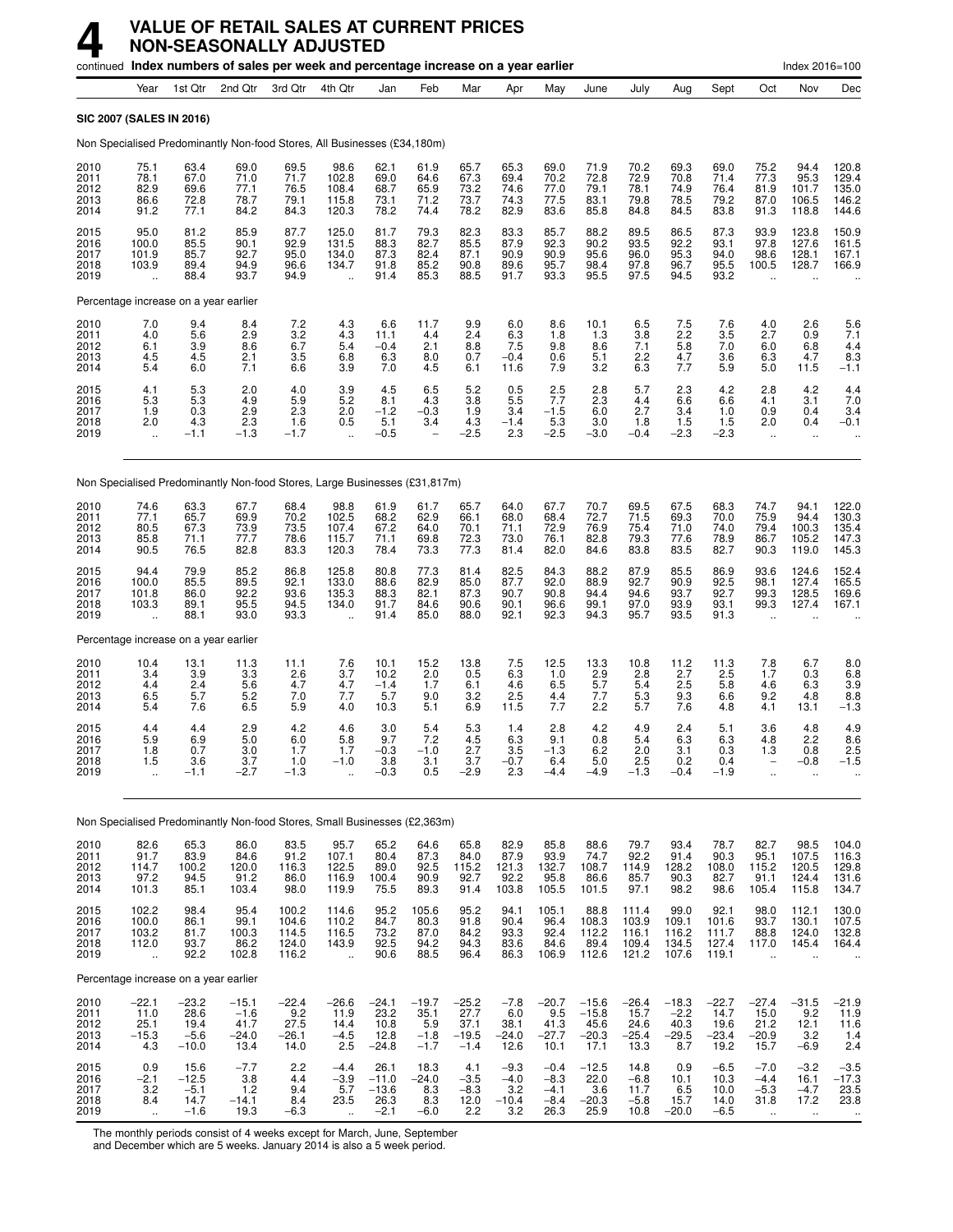# 4 VALUE OF RETAIL SALES AT CURRENT PRICES NON-SEASONALLY ADJUSTED

continued **Index numbers of sales per week and percentage increase on a year earlier** Index 2016=100

| | Year | 1st Qtr | 2nd Qtr | 3rd Qtr | 4th Qtr | Jan | Feb | Mar | Apr | May | June | July | Aug | Sept | Oct | Nov | Dec |
|---|---|---|---|---|---|---|---|---|---|---|---|---|---|---|---|---|---|
| **SIC 2007 (SALES IN 2016)** | | | | | | | | | | | | | | | | | |
| Non Specialised Predominantly Non-food Stores, All Businesses (£34,180m) | | | | | | | | | | | | | | | | | |
| 2010 | 75.1 | 63.4 | 69.0 | 69.5 | 98.6 | 62.1 | 61.9 | 65.7 | 65.3 | 69.0 | 71.9 | 70.2 | 69.3 | 69.0 | 75.2 | 94.4 | 120.8 |
| 2011 | 78.1 | 67.0 | 71.0 | 71.7 | 102.8 | 69.0 | 64.6 | 67.3 | 69.4 | 70.2 | 72.8 | 72.9 | 70.8 | 71.4 | 77.3 | 95.3 | 129.4 |
| 2012 | 82.9 | 69.6 | 77.1 | 76.5 | 108.4 | 68.7 | 65.9 | 73.2 | 74.6 | 77.0 | 79.1 | 78.1 | 74.9 | 76.4 | 81.9 | 101.7 | 135.0 |
| 2013 | 86.6 | 72.8 | 78.7 | 79.1 | 115.8 | 73.1 | 71.2 | 73.7 | 74.3 | 77.5 | 83.1 | 79.8 | 78.5 | 79.2 | 87.0 | 106.5 | 146.2 |
| 2014 | 91.2 | 77.1 | 84.2 | 84.3 | 120.3 | 78.2 | 74.4 | 78.2 | 82.9 | 83.6 | 85.8 | 84.8 | 84.5 | 83.8 | 91.3 | 118.8 | 144.6 |
| 2015 | 95.0 | 81.2 | 85.9 | 87.7 | 125.0 | 81.7 | 79.3 | 82.3 | 83.3 | 85.7 | 88.2 | 89.5 | 86.5 | 87.3 | 93.9 | 123.8 | 150.9 |
| 2016 | 100.0 | 85.5 | 90.1 | 92.9 | 131.5 | 88.3 | 82.7 | 85.5 | 87.9 | 92.3 | 90.2 | 93.5 | 92.2 | 93.1 | 97.8 | 127.6 | 161.5 |
| 2017 | 101.9 | 85.7 | 92.7 | 95.0 | 134.0 | 87.3 | 82.4 | 87.1 | 90.9 | 90.9 | 95.6 | 96.0 | 95.3 | 94.0 | 98.6 | 128.1 | 167.1 |
| 2018 | 103.9 | 89.4 | 94.9 | 96.6 | 134.7 | 91.8 | 85.2 | 90.8 | 89.6 | 95.7 | 98.4 | 97.8 | 96.7 | 95.5 | 100.5 | 128.7 | 166.9 |
| 2019 | .. | 88.4 | 93.7 | 94.9 | .. | 91.4 | 85.3 | 88.5 | 91.7 | 93.3 | 95.5 | 97.5 | 94.5 | 93.2 | .. | .. | .. |
| Percentage increase on a year earlier | | | | | | | | | | | | | | | | | |
| 2010 | 7.0 | 9.4 | 8.4 | 7.2 | 4.3 | 6.6 | 11.7 | 9.9 | 6.0 | 8.6 | 10.1 | 6.5 | 7.5 | 7.6 | 4.0 | 2.6 | 5.6 |
| 2011 | 4.0 | 5.6 | 2.9 | 3.2 | 4.3 | 11.1 | 4.4 | 2.4 | 6.3 | 1.8 | 1.3 | 3.8 | 2.2 | 3.5 | 2.7 | 0.9 | 7.1 |
| 2012 | 6.1 | 3.9 | 8.6 | 6.7 | 5.4 | −0.4 | 2.1 | 8.8 | 7.5 | 9.8 | 8.6 | 7.1 | 5.8 | 7.0 | 6.0 | 6.8 | 4.4 |
| 2013 | 4.5 | 4.5 | 2.1 | 3.5 | 6.8 | 6.3 | 8.0 | 0.7 | −0.4 | 0.6 | 5.1 | 2.2 | 4.7 | 3.6 | 6.3 | 4.7 | 8.3 |
| 2014 | 5.4 | 6.0 | 7.1 | 6.6 | 3.9 | 7.0 | 4.5 | 6.1 | 11.6 | 7.9 | 3.2 | 6.3 | 7.7 | 5.9 | 5.0 | 11.5 | −1.1 |
| 2015 | 4.1 | 5.3 | 2.0 | 4.0 | 3.9 | 4.5 | 6.5 | 5.2 | 0.5 | 2.5 | 2.8 | 5.7 | 2.3 | 4.2 | 2.8 | 4.2 | 4.4 |
| 2016 | 5.3 | 5.3 | 4.9 | 5.9 | 5.2 | 8.1 | 4.3 | 3.8 | 5.5 | 7.7 | 2.3 | 4.4 | 6.6 | 6.6 | 4.1 | 3.1 | 7.0 |
| 2017 | 1.9 | 0.3 | 2.9 | 2.3 | 2.0 | −1.2 | −0.3 | 1.9 | 3.4 | −1.5 | 6.0 | 2.7 | 3.4 | 1.0 | 0.9 | 0.4 | 3.4 |
| 2018 | 2.0 | 4.3 | 2.3 | 1.6 | 0.5 | 5.1 | 3.4 | 4.3 | −1.4 | 5.3 | 3.0 | 1.8 | 1.5 | 1.5 | 2.0 | 0.4 | −0.1 |
| 2019 | .. | −1.1 | −1.3 | −1.7 | .. | −0.5 | – | −2.5 | 2.3 | −2.5 | −3.0 | −0.4 | −2.3 | −2.3 | .. | .. | .. |
| Non Specialised Predominantly Non-food Stores, Large Businesses (£31,817m) | | | | | | | | | | | | | | | | | |
| 2010 | 74.6 | 63.3 | 67.7 | 68.4 | 98.8 | 61.9 | 61.7 | 65.7 | 64.0 | 67.7 | 70.7 | 69.5 | 67.5 | 68.3 | 74.7 | 94.1 | 122.0 |
| 2011 | 77.1 | 65.7 | 69.9 | 70.2 | 102.5 | 68.2 | 62.9 | 66.1 | 68.0 | 68.4 | 72.7 | 71.5 | 69.3 | 70.0 | 75.9 | 94.4 | 130.3 |
| 2012 | 80.5 | 67.3 | 73.9 | 73.5 | 107.4 | 67.2 | 64.0 | 70.1 | 71.1 | 72.9 | 76.9 | 75.4 | 71.0 | 74.0 | 79.4 | 100.3 | 135.4 |
| 2013 | 85.8 | 71.1 | 77.7 | 78.6 | 115.7 | 71.1 | 69.8 | 72.3 | 73.0 | 76.1 | 82.8 | 79.3 | 77.6 | 78.9 | 86.7 | 105.2 | 147.3 |
| 2014 | 90.5 | 76.5 | 82.8 | 83.3 | 120.3 | 78.4 | 73.3 | 77.3 | 81.4 | 82.0 | 84.6 | 83.8 | 83.5 | 82.7 | 90.3 | 119.0 | 145.3 |
| 2015 | 94.4 | 79.9 | 85.2 | 86.8 | 125.8 | 80.8 | 77.3 | 81.4 | 82.5 | 84.3 | 88.2 | 87.9 | 85.5 | 86.9 | 93.6 | 124.6 | 152.4 |
| 2016 | 100.0 | 85.5 | 89.5 | 92.1 | 133.0 | 88.6 | 82.9 | 85.0 | 87.7 | 92.0 | 88.9 | 92.7 | 90.9 | 92.5 | 98.1 | 127.4 | 165.5 |
| 2017 | 101.8 | 86.0 | 92.2 | 93.6 | 135.3 | 88.3 | 82.1 | 87.3 | 90.7 | 90.8 | 94.4 | 94.6 | 93.7 | 92.7 | 99.3 | 128.5 | 169.6 |
| 2018 | 103.3 | 89.1 | 95.5 | 94.5 | 134.0 | 91.7 | 84.6 | 90.6 | 90.1 | 96.6 | 99.1 | 97.0 | 93.9 | 93.1 | 99.3 | 127.4 | 167.1 |
| 2019 | .. | 88.1 | 93.0 | 93.3 | .. | 91.4 | 85.0 | 88.0 | 92.1 | 92.3 | 94.3 | 95.7 | 93.5 | 91.3 | .. | .. | .. |
| Percentage increase on a year earlier | | | | | | | | | | | | | | | | | |
| 2010 | 10.4 | 13.1 | 11.3 | 11.1 | 7.6 | 10.1 | 15.2 | 13.8 | 7.5 | 12.5 | 13.3 | 10.8 | 11.2 | 11.3 | 7.8 | 6.7 | 8.0 |
| 2011 | 3.4 | 3.9 | 3.3 | 2.6 | 3.7 | 10.2 | 2.0 | 0.5 | 6.3 | 1.0 | 2.9 | 2.8 | 2.7 | 2.5 | 1.7 | 0.3 | 6.8 |
| 2012 | 4.4 | 2.4 | 5.6 | 4.7 | 4.7 | −1.4 | 1.7 | 6.1 | 4.6 | 6.5 | 5.7 | 5.4 | 2.5 | 5.8 | 4.6 | 6.3 | 3.9 |
| 2013 | 6.5 | 5.7 | 5.2 | 7.0 | 7.7 | 5.7 | 9.0 | 3.2 | 2.5 | 4.4 | 7.7 | 5.3 | 9.3 | 6.6 | 9.2 | 4.8 | 8.8 |
| 2014 | 5.4 | 7.6 | 6.5 | 5.9 | 4.0 | 10.3 | 5.1 | 6.9 | 11.5 | 7.7 | 2.2 | 5.7 | 7.6 | 4.8 | 4.1 | 13.1 | −1.3 |
| 2015 | 4.4 | 4.4 | 2.9 | 4.2 | 4.6 | 3.0 | 5.4 | 5.3 | 1.4 | 2.8 | 4.2 | 4.9 | 2.4 | 5.1 | 3.6 | 4.8 | 4.9 |
| 2016 | 5.9 | 6.9 | 5.0 | 6.0 | 5.8 | 9.7 | 7.2 | 4.5 | 6.3 | 9.1 | 0.8 | 5.4 | 6.3 | 6.3 | 4.8 | 2.2 | 8.6 |
| 2017 | 1.8 | 0.7 | 3.0 | 1.7 | 1.7 | −0.3 | −1.0 | 2.7 | 3.5 | −1.3 | 6.2 | 2.0 | 3.1 | 0.3 | 1.3 | 0.8 | 2.5 |
| 2018 | 1.5 | 3.6 | 3.7 | 1.0 | −1.0 | 3.8 | 3.1 | 3.7 | −0.7 | 6.4 | 5.0 | 2.5 | 0.2 | 0.4 | – | −0.8 | −1.5 |
| 2019 | .. | −1.1 | −2.7 | −1.3 | .. | −0.3 | 0.5 | −2.9 | 2.3 | −4.4 | −4.9 | −1.3 | −0.4 | −1.9 | .. | .. | .. |
| Non Specialised Predominantly Non-food Stores, Small Businesses (£2,363m) | | | | | | | | | | | | | | | | | |
| 2010 | 82.6 | 65.3 | 86.0 | 83.5 | 95.7 | 65.2 | 64.6 | 65.8 | 82.9 | 85.8 | 88.6 | 79.7 | 93.4 | 78.7 | 82.7 | 98.5 | 104.0 |
| 2011 | 91.7 | 83.9 | 84.6 | 91.2 | 107.1 | 80.4 | 87.3 | 84.0 | 87.9 | 93.9 | 74.7 | 92.2 | 91.4 | 90.3 | 95.1 | 107.5 | 116.3 |
| 2012 | 114.7 | 100.2 | 120.0 | 116.3 | 122.5 | 89.0 | 92.5 | 115.2 | 121.3 | 132.7 | 108.7 | 114.9 | 128.2 | 108.0 | 115.2 | 120.5 | 129.8 |
| 2013 | 97.2 | 94.5 | 91.2 | 86.0 | 116.9 | 100.4 | 90.9 | 92.7 | 92.2 | 95.8 | 86.6 | 85.7 | 90.3 | 82.7 | 91.1 | 124.4 | 131.6 |
| 2014 | 101.3 | 85.1 | 103.4 | 98.0 | 119.9 | 75.5 | 89.3 | 91.4 | 103.8 | 105.5 | 101.5 | 97.1 | 98.2 | 98.6 | 105.4 | 115.8 | 134.7 |
| 2015 | 102.2 | 98.4 | 95.4 | 100.2 | 114.6 | 95.2 | 105.6 | 95.2 | 94.1 | 105.1 | 88.8 | 111.4 | 99.0 | 92.1 | 98.0 | 112.1 | 130.0 |
| 2016 | 100.0 | 86.1 | 99.1 | 104.6 | 110.2 | 84.7 | 80.3 | 91.8 | 90.4 | 96.4 | 108.3 | 103.9 | 109.1 | 101.6 | 93.7 | 130.1 | 107.5 |
| 2017 | 103.2 | 81.7 | 100.3 | 114.5 | 116.5 | 73.2 | 87.0 | 84.2 | 93.3 | 92.4 | 112.2 | 116.1 | 116.2 | 111.7 | 88.8 | 124.0 | 132.8 |
| 2018 | 112.0 | 93.7 | 86.2 | 124.0 | 143.9 | 92.5 | 94.2 | 94.3 | 83.6 | 84.6 | 89.4 | 109.4 | 134.5 | 127.4 | 117.0 | 145.4 | 164.4 |
| 2019 | .. | 92.2 | 102.8 | 116.2 | .. | 90.6 | 88.5 | 96.4 | 86.3 | 106.9 | 112.6 | 121.2 | 107.6 | 119.1 | .. | .. | .. |
| Percentage increase on a year earlier | | | | | | | | | | | | | | | | | |
| 2010 | −22.1 | −23.2 | −15.1 | −22.4 | −26.6 | −24.1 | −19.7 | −25.2 | −7.8 | −20.7 | −15.6 | −26.4 | −18.3 | −22.7 | −27.4 | −31.5 | −21.9 |
| 2011 | 11.0 | 28.6 | −1.6 | 9.2 | 11.9 | 23.2 | 35.1 | 27.7 | 6.0 | 9.5 | −15.8 | 15.7 | −2.2 | 14.7 | 15.0 | 9.2 | 11.9 |
| 2012 | 25.1 | 19.4 | 41.7 | 27.5 | 14.4 | 10.8 | 5.9 | 37.1 | 38.1 | 41.3 | 45.6 | 24.6 | 40.3 | 19.6 | 21.2 | 12.1 | 11.6 |
| 2013 | −15.3 | −5.6 | −24.0 | −26.1 | −4.5 | 12.8 | −1.8 | −19.5 | −24.0 | −27.7 | −20.3 | −25.4 | −29.5 | −23.4 | −20.9 | 3.2 | 1.4 |
| 2014 | 4.3 | −10.0 | 13.4 | 14.0 | 2.5 | −24.8 | −1.7 | −1.4 | 12.6 | 10.1 | 17.1 | 13.3 | 8.7 | 19.2 | 15.7 | −6.9 | 2.4 |
| 2015 | 0.9 | 15.6 | −7.7 | 2.2 | −4.4 | 26.1 | 18.3 | 4.1 | −9.3 | −0.4 | −12.5 | 14.8 | 0.9 | −6.5 | −7.0 | −3.2 | −3.5 |
| 2016 | −2.1 | −12.5 | 3.8 | 4.4 | −3.9 | −11.0 | −24.0 | −3.5 | −4.0 | −8.3 | 22.0 | −6.8 | 10.1 | 10.3 | −4.4 | 16.1 | −17.3 |
| 2017 | 3.2 | −5.1 | 1.2 | 9.4 | 5.7 | −13.6 | 8.3 | −8.3 | 3.2 | −4.1 | 3.6 | 11.7 | 6.5 | 10.0 | −5.3 | −4.7 | 23.5 |
| 2018 | 8.4 | 14.7 | −14.1 | 8.4 | 23.5 | 26.3 | 8.3 | 12.0 | −10.4 | −8.4 | −20.3 | −5.8 | 15.7 | 14.0 | 31.8 | 17.2 | 23.8 |
| 2019 | .. | −1.6 | 19.3 | −6.3 | .. | −2.1 | −6.0 | 2.2 | 3.2 | 26.3 | 25.9 | 10.8 | −20.0 | −6.5 | .. | .. | .. |

The monthly periods consist of 4 weeks except for March, June, September and December which are 5 weeks. January 2014 is also a 5 week period.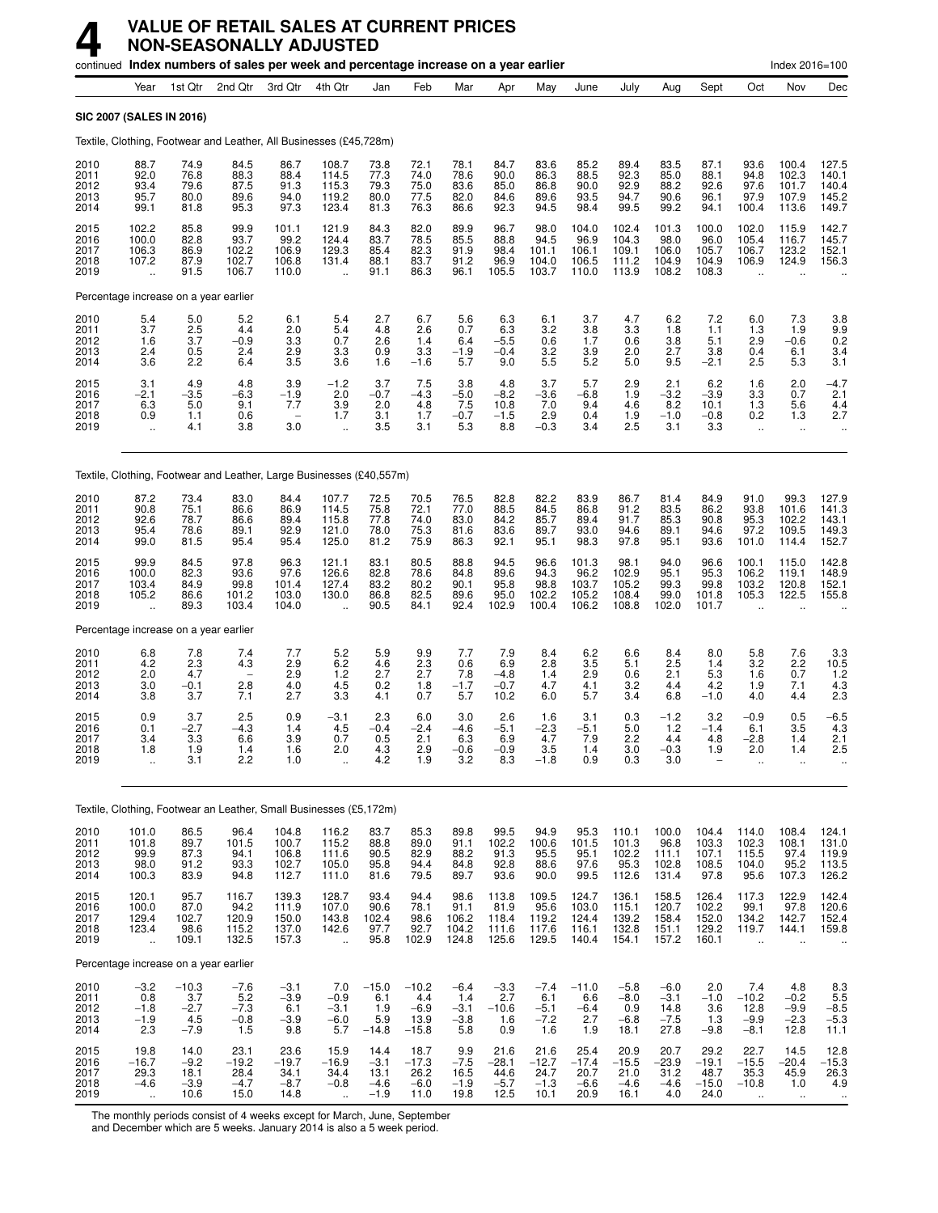# 4 VALUE OF RETAIL SALES AT CURRENT PRICES NON-SEASONALLY ADJUSTED

continued **Index numbers of sales per week and percentage increase on a year earlier** Index 2016=100

| | Year | 1st Qtr | 2nd Qtr | 3rd Qtr | 4th Qtr | Jan | Feb | Mar | Apr | May | June | July | Aug | Sept | Oct | Nov | Dec |
|---|---|---|---|---|---|---|---|---|---|---|---|---|---|---|---|---|---|
| **SIC 2007 (SALES IN 2016)** | | | | | | | | | | | | | | | | | |
| Textile, Clothing, Footwear and Leather, All Businesses (£45,728m) | | | | | | | | | | | | | | | | | |
| 2010 | 88.7 | 74.9 | 84.5 | 86.7 | 108.7 | 73.8 | 72.1 | 78.1 | 84.7 | 83.6 | 85.2 | 89.4 | 83.5 | 87.1 | 93.6 | 100.4 | 127.5 |
| 2011 | 92.0 | 76.8 | 88.3 | 88.4 | 114.5 | 77.3 | 74.0 | 78.6 | 90.0 | 86.3 | 88.5 | 92.3 | 85.0 | 88.1 | 94.8 | 102.3 | 140.1 |
| 2012 | 93.4 | 79.6 | 87.5 | 91.3 | 115.3 | 79.3 | 75.0 | 83.6 | 85.0 | 86.8 | 90.0 | 92.9 | 88.2 | 92.6 | 97.6 | 101.7 | 140.4 |
| 2013 | 95.7 | 80.0 | 89.6 | 94.0 | 119.2 | 80.0 | 77.5 | 82.0 | 84.6 | 89.6 | 93.5 | 94.7 | 90.6 | 96.1 | 97.9 | 107.9 | 145.2 |
| 2014 | 99.1 | 81.8 | 95.3 | 97.3 | 123.4 | 81.3 | 76.3 | 86.6 | 92.3 | 94.5 | 98.4 | 99.5 | 99.2 | 94.1 | 100.4 | 113.6 | 149.7 |
| 2015 | 102.2 | 85.8 | 99.9 | 101.1 | 121.9 | 84.3 | 82.0 | 89.9 | 96.7 | 98.0 | 104.0 | 102.4 | 101.3 | 100.0 | 102.0 | 115.9 | 142.7 |
| 2016 | 100.0 | 82.8 | 93.7 | 99.2 | 124.4 | 83.7 | 78.5 | 85.5 | 88.8 | 94.5 | 96.9 | 104.3 | 98.0 | 96.0 | 105.4 | 116.7 | 145.7 |
| 2017 | 106.3 | 86.9 | 102.2 | 106.9 | 129.3 | 85.4 | 82.3 | 91.9 | 98.4 | 101.1 | 106.1 | 109.1 | 106.0 | 105.7 | 106.7 | 123.2 | 152.1 |
| 2018 | 107.2 | 87.9 | 102.7 | 106.8 | 131.4 | 88.1 | 83.7 | 91.2 | 96.9 | 104.0 | 106.5 | 111.2 | 104.9 | 104.9 | 106.9 | 124.9 | 156.3 |
| 2019 | .. | 91.5 | 106.7 | 110.0 | .. | 91.1 | 86.3 | 96.1 | 105.5 | 103.7 | 110.0 | 113.9 | 108.2 | 108.3 | .. | .. | .. |
| Percentage increase on a year earlier | | | | | | | | | | | | | | | | | |
| 2010 | 5.4 | 5.0 | 5.2 | 6.1 | 5.4 | 2.7 | 6.7 | 5.6 | 6.3 | 6.1 | 3.7 | 4.7 | 6.2 | 7.2 | 6.0 | 7.3 | 3.8 |
| 2011 | 3.7 | 2.5 | 4.4 | 2.0 | 5.4 | 4.8 | 2.6 | 0.7 | 6.3 | 3.2 | 3.8 | 3.3 | 1.8 | 1.1 | 1.3 | 1.9 | 9.9 |
| 2012 | 1.6 | 3.7 | −0.9 | 3.3 | 0.7 | 2.6 | 1.4 | 6.4 | −5.5 | 0.6 | 1.7 | 0.6 | 3.8 | 5.1 | 2.9 | −0.6 | 0.2 |
| 2013 | 2.4 | 0.5 | 2.4 | 2.9 | 3.3 | 0.9 | 3.3 | −1.9 | −0.4 | 3.2 | 3.9 | 2.0 | 2.7 | 3.8 | 0.4 | 6.1 | 3.4 |
| 2014 | 3.6 | 2.2 | 6.4 | 3.5 | 3.6 | 1.6 | −1.6 | 5.7 | 9.0 | 5.5 | 5.2 | 5.0 | 9.5 | −2.1 | 2.5 | 5.3 | 3.1 |
| 2015 | 3.1 | 4.9 | 4.8 | 3.9 | −1.2 | 3.7 | 7.5 | 3.8 | 4.8 | 3.7 | 5.7 | 2.9 | 2.1 | 6.2 | 1.6 | 2.0 | −4.7 |
| 2016 | −2.1 | −3.5 | −6.3 | −1.9 | 2.0 | −0.7 | −4.3 | −5.0 | −8.2 | −3.6 | −6.8 | 1.9 | −3.2 | −3.9 | 3.3 | 0.7 | 2.1 |
| 2017 | 6.3 | 5.0 | 9.1 | 7.7 | 3.9 | 2.0 | 4.8 | 7.5 | 10.8 | 7.0 | 9.4 | 4.6 | 8.2 | 10.1 | 1.3 | 5.6 | 4.4 |
| 2018 | 0.9 | 1.1 | 0.6 | – | 1.7 | 3.1 | 1.7 | −0.7 | −1.5 | 2.9 | 0.4 | 1.9 | −1.0 | −0.8 | 0.2 | 1.3 | 2.7 |
| 2019 | .. | 4.1 | 3.8 | 3.0 | .. | 3.5 | 3.1 | 5.3 | 8.8 | −0.3 | 3.4 | 2.5 | 3.1 | 3.3 | .. | .. | .. |
| Textile, Clothing, Footwear and Leather, Large Businesses (£40,557m) | | | | | | | | | | | | | | | | | |
| 2010 | 87.2 | 73.4 | 83.0 | 84.4 | 107.7 | 72.5 | 70.5 | 76.5 | 82.8 | 82.2 | 83.9 | 86.7 | 81.4 | 84.9 | 91.0 | 99.3 | 127.9 |
| 2011 | 90.8 | 75.1 | 86.6 | 86.9 | 114.5 | 75.8 | 72.1 | 77.0 | 88.5 | 84.5 | 86.8 | 91.2 | 83.5 | 86.2 | 93.8 | 101.6 | 141.3 |
| 2012 | 92.6 | 78.7 | 86.6 | 89.4 | 115.8 | 77.8 | 74.0 | 83.0 | 84.2 | 85.7 | 89.4 | 91.7 | 85.3 | 90.8 | 95.3 | 102.2 | 143.1 |
| 2013 | 95.4 | 78.6 | 89.1 | 92.9 | 121.0 | 78.0 | 75.3 | 81.6 | 83.6 | 89.7 | 93.0 | 94.6 | 89.1 | 94.6 | 97.2 | 109.5 | 149.3 |
| 2014 | 99.0 | 81.5 | 95.4 | 95.4 | 125.0 | 81.2 | 75.9 | 86.3 | 92.1 | 95.1 | 98.3 | 97.8 | 95.1 | 93.6 | 101.0 | 114.4 | 152.7 |
| 2015 | 99.9 | 84.5 | 97.8 | 96.3 | 121.1 | 83.1 | 80.5 | 88.8 | 94.5 | 96.6 | 101.3 | 98.1 | 94.0 | 96.6 | 100.1 | 115.0 | 142.8 |
| 2016 | 100.0 | 82.3 | 93.6 | 97.6 | 126.6 | 82.8 | 78.6 | 84.8 | 89.6 | 94.3 | 96.2 | 102.9 | 95.1 | 95.3 | 106.2 | 119.1 | 148.9 |
| 2017 | 103.4 | 84.9 | 99.8 | 101.4 | 127.4 | 83.2 | 80.2 | 90.1 | 95.8 | 98.8 | 103.7 | 105.2 | 99.3 | 99.8 | 103.2 | 120.8 | 152.1 |
| 2018 | 105.2 | 86.6 | 101.2 | 103.0 | 130.0 | 86.8 | 82.5 | 89.6 | 95.0 | 102.2 | 105.2 | 108.4 | 99.0 | 101.8 | 105.3 | 122.5 | 155.8 |
| 2019 | .. | 89.3 | 103.4 | 104.0 | .. | 90.5 | 84.1 | 92.4 | 102.9 | 100.4 | 106.2 | 108.8 | 102.0 | 101.7 | .. | .. | .. |
| Percentage increase on a year earlier | | | | | | | | | | | | | | | | | |
| 2010 | 6.8 | 7.8 | 7.4 | 7.7 | 5.2 | 5.9 | 9.9 | 7.7 | 7.9 | 8.4 | 6.2 | 6.6 | 8.4 | 8.0 | 5.8 | 7.6 | 3.3 |
| 2011 | 4.2 | 2.3 | 4.3 | 2.9 | 6.2 | 4.6 | 2.3 | 0.6 | 6.9 | 2.8 | 3.5 | 5.1 | 2.5 | 1.4 | 3.2 | 2.2 | 10.5 |
| 2012 | 2.0 | 4.7 | – | 2.9 | 1.2 | 2.7 | 2.7 | 7.8 | −4.8 | 1.4 | 2.9 | 0.6 | 2.1 | 5.3 | 1.6 | 0.7 | 1.2 |
| 2013 | 3.0 | −0.1 | 2.8 | 4.0 | 4.5 | 0.2 | 1.8 | −1.7 | −0.7 | 4.7 | 4.1 | 3.2 | 4.4 | 4.2 | 1.9 | 7.1 | 4.3 |
| 2014 | 3.8 | 3.7 | 7.1 | 2.7 | 3.3 | 4.1 | 0.7 | 5.7 | 10.2 | 6.0 | 5.7 | 3.4 | 6.8 | −1.0 | 4.0 | 4.4 | 2.3 |
| 2015 | 0.9 | 3.7 | 2.5 | 0.9 | −3.1 | 2.3 | 6.0 | 3.0 | 2.6 | 1.6 | 3.1 | 0.3 | −1.2 | 3.2 | −0.9 | 0.5 | −6.5 |
| 2016 | 0.1 | −2.7 | −4.3 | 1.4 | 4.5 | −0.4 | −2.4 | −4.6 | −5.1 | −2.3 | −5.1 | 5.0 | 1.2 | −1.4 | 6.1 | 3.5 | 4.3 |
| 2017 | 3.4 | 3.3 | 6.6 | 3.9 | 0.7 | 0.5 | 2.1 | 6.3 | 6.9 | 4.7 | 7.9 | 2.2 | 4.4 | 4.8 | −2.8 | 1.4 | 2.1 |
| 2018 | 1.8 | 1.9 | 1.4 | 1.6 | 2.0 | 4.3 | 2.9 | −0.6 | −0.9 | 3.5 | 1.4 | 3.0 | −0.3 | 1.9 | 2.0 | 1.4 | 2.5 |
| 2019 | .. | 3.1 | 2.2 | 1.0 | .. | 4.2 | 1.9 | 3.2 | 8.3 | −1.8 | 0.9 | 0.3 | 3.0 | – | .. | .. | .. |
| Textile, Clothing, Footwear an Leather, Small Businesses (£5,172m) | | | | | | | | | | | | | | | | | |
| 2010 | 101.0 | 86.5 | 96.4 | 104.8 | 116.2 | 83.7 | 85.3 | 89.8 | 99.5 | 94.9 | 95.3 | 110.1 | 100.0 | 104.4 | 114.0 | 108.4 | 124.1 |
| 2011 | 101.8 | 89.7 | 101.5 | 100.7 | 115.2 | 88.8 | 89.0 | 91.1 | 102.2 | 100.6 | 101.5 | 101.3 | 96.8 | 103.3 | 102.3 | 108.1 | 131.0 |
| 2012 | 99.9 | 87.3 | 94.1 | 106.8 | 111.6 | 90.5 | 82.9 | 88.2 | 91.3 | 95.5 | 95.1 | 102.2 | 111.1 | 107.1 | 115.5 | 97.4 | 119.9 |
| 2013 | 98.0 | 91.2 | 93.3 | 102.7 | 105.0 | 95.8 | 94.4 | 84.8 | 92.8 | 88.6 | 97.6 | 95.3 | 102.8 | 108.5 | 104.0 | 95.2 | 113.5 |
| 2014 | 100.3 | 83.9 | 94.8 | 112.7 | 111.0 | 81.6 | 79.5 | 89.7 | 93.6 | 90.0 | 99.5 | 112.6 | 131.4 | 97.8 | 95.6 | 107.3 | 126.2 |
| 2015 | 120.1 | 95.7 | 116.7 | 139.3 | 128.7 | 93.4 | 94.4 | 98.6 | 113.8 | 109.5 | 124.7 | 136.1 | 158.5 | 126.4 | 117.3 | 122.9 | 142.4 |
| 2016 | 100.0 | 87.0 | 94.2 | 111.9 | 107.0 | 90.6 | 78.1 | 91.1 | 81.9 | 95.6 | 103.0 | 115.1 | 120.7 | 102.2 | 99.1 | 97.8 | 120.6 |
| 2017 | 129.4 | 102.7 | 120.9 | 150.0 | 143.8 | 102.4 | 98.6 | 106.2 | 118.4 | 119.2 | 124.4 | 139.2 | 158.4 | 152.0 | 134.2 | 142.7 | 152.4 |
| 2018 | 123.4 | 98.6 | 115.2 | 137.0 | 142.6 | 97.7 | 92.7 | 104.2 | 111.6 | 117.6 | 116.1 | 132.8 | 151.1 | 129.2 | 119.7 | 144.1 | 159.8 |
| 2019 | .. | 109.1 | 132.5 | 157.3 | .. | 95.8 | 102.9 | 124.8 | 125.6 | 129.5 | 140.4 | 154.1 | 157.2 | 160.1 | .. | .. | .. |
| Percentage increase on a year earlier | | | | | | | | | | | | | | | | | |
| 2010 | −3.2 | −10.3 | −7.6 | −3.1 | 7.0 | −15.0 | −10.2 | −6.4 | −3.3 | −7.4 | −11.0 | −5.8 | −6.0 | 2.0 | 7.4 | 4.8 | 8.3 |
| 2011 | 0.8 | 3.7 | 5.2 | −3.9 | −0.9 | 6.1 | 4.4 | 1.4 | 2.7 | 6.1 | 6.6 | −8.0 | −3.1 | −1.0 | −10.2 | −0.2 | 5.5 |
| 2012 | −1.8 | −2.7 | −7.3 | 6.1 | −3.1 | 1.9 | −6.9 | −3.1 | −10.6 | −5.1 | −6.4 | 0.9 | 14.8 | 3.6 | 12.8 | −9.9 | −8.5 |
| 2013 | −1.9 | 4.5 | −0.8 | −3.9 | −6.0 | 5.9 | 13.9 | −3.8 | 1.6 | −7.2 | 2.7 | −6.8 | −7.5 | 1.3 | −9.9 | −2.3 | −5.3 |
| 2014 | 2.3 | −7.9 | 1.5 | 9.8 | 5.7 | −14.8 | −15.8 | 5.8 | 0.9 | 1.6 | 1.9 | 18.1 | 27.8 | −9.8 | −8.1 | 12.8 | 11.1 |
| 2015 | 19.8 | 14.0 | 23.1 | 23.6 | 15.9 | 14.4 | 18.7 | 9.9 | 21.6 | 21.6 | 25.4 | 20.9 | 20.7 | 29.2 | 22.7 | 14.5 | 12.8 |
| 2016 | −16.7 | −9.2 | −19.2 | −19.7 | −16.9 | −3.1 | −17.3 | −7.5 | −28.1 | −12.7 | −17.4 | −15.5 | −23.9 | −19.1 | −15.5 | −20.4 | −15.3 |
| 2017 | 29.3 | 18.1 | 28.4 | 34.1 | 34.4 | 13.1 | 26.2 | 16.5 | 44.6 | 24.7 | 20.7 | 21.0 | 31.2 | 48.7 | 35.3 | 45.9 | 26.3 |
| 2018 | −4.6 | −3.9 | −4.7 | −8.7 | −0.8 | −4.6 | −6.0 | −1.9 | −5.7 | −1.3 | −6.6 | −4.6 | −4.6 | −15.0 | −10.8 | 1.0 | 4.9 |
| 2019 | .. | 10.6 | 15.0 | 14.8 | .. | −1.9 | 11.0 | 19.8 | 12.5 | 10.1 | 20.9 | 16.1 | 4.0 | 24.0 | .. | .. | .. |

The monthly periods consist of 4 weeks except for March, June, September and December which are 5 weeks. January 2014 is also a 5 week period.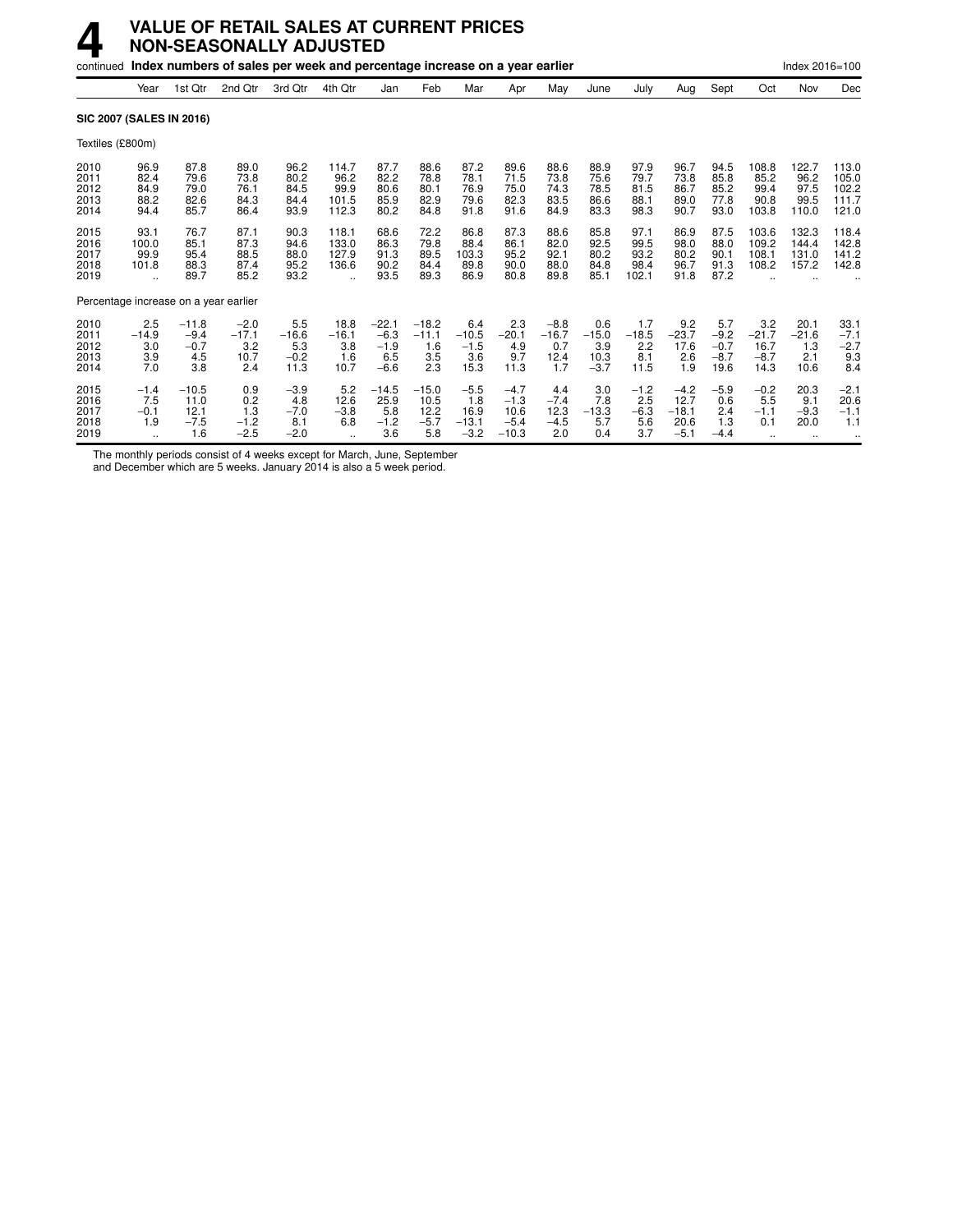# 4 VALUE OF RETAIL SALES AT CURRENT PRICES NON-SEASONALLY ADJUSTED

continued **Index numbers of sales per week and percentage increase on a year earlier** Index 2016=100

| | Year | 1st Qtr | 2nd Qtr | 3rd Qtr | 4th Qtr | Jan | Feb | Mar | Apr | May | June | July | Aug | Sept | Oct | Nov | Dec |
|---|---|---|---|---|---|---|---|---|---|---|---|---|---|---|---|---|---|
| **SIC 2007 (SALES IN 2016)** | | | | | | | | | | | | | | | | | |
| Textiles (£800m) | | | | | | | | | | | | | | | | | |
| 2010 | 96.9 | 87.8 | 89.0 | 96.2 | 114.7 | 87.7 | 88.6 | 87.2 | 89.6 | 88.6 | 88.9 | 97.9 | 96.7 | 94.5 | 108.8 | 122.7 | 113.0 |
| 2011 | 82.4 | 79.6 | 73.8 | 80.2 | 96.2 | 82.2 | 78.8 | 78.1 | 71.5 | 73.8 | 75.6 | 79.7 | 73.8 | 85.8 | 85.2 | 96.2 | 105.0 |
| 2012 | 84.9 | 79.0 | 76.1 | 84.5 | 99.9 | 80.6 | 80.1 | 76.9 | 75.0 | 74.3 | 78.5 | 81.5 | 86.7 | 85.2 | 99.4 | 97.5 | 102.2 |
| 2013 | 88.2 | 82.6 | 84.3 | 84.4 | 101.5 | 85.9 | 82.9 | 79.6 | 82.3 | 83.5 | 86.6 | 88.1 | 89.0 | 77.8 | 90.8 | 99.5 | 111.7 |
| 2014 | 94.4 | 85.7 | 86.4 | 93.9 | 112.3 | 80.2 | 84.8 | 91.8 | 91.6 | 84.9 | 83.3 | 98.3 | 90.7 | 93.0 | 103.8 | 110.0 | 121.0 |
| 2015 | 93.1 | 76.7 | 87.1 | 90.3 | 118.1 | 68.6 | 72.2 | 86.8 | 87.3 | 88.6 | 85.8 | 97.1 | 86.9 | 87.5 | 103.6 | 132.3 | 118.4 |
| 2016 | 100.0 | 85.1 | 87.3 | 94.6 | 133.0 | 86.3 | 79.8 | 88.4 | 86.1 | 82.0 | 92.5 | 99.5 | 98.0 | 88.0 | 109.2 | 144.4 | 142.8 |
| 2017 | 99.9 | 95.4 | 88.5 | 88.0 | 127.9 | 91.3 | 89.5 | 103.3 | 95.2 | 92.1 | 80.2 | 93.2 | 80.2 | 90.1 | 108.1 | 131.0 | 141.2 |
| 2018 | 101.8 | 88.3 | 87.4 | 95.2 | 136.6 | 90.2 | 84.4 | 89.8 | 90.0 | 88.0 | 84.8 | 98.4 | 96.7 | 91.3 | 108.2 | 157.2 | 142.8 |
| 2019 | .. | 89.7 | 85.2 | 93.2 | .. | 93.5 | 89.3 | 86.9 | 80.8 | 89.8 | 85.1 | 102.1 | 91.8 | 87.2 | .. | .. | .. |
| Percentage increase on a year earlier | | | | | | | | | | | | | | | | | |
| 2010 | 2.5 | −11.8 | −2.0 | 5.5 | 18.8 | −22.1 | −18.2 | 6.4 | 2.3 | −8.8 | 0.6 | 1.7 | 9.2 | 5.7 | 3.2 | 20.1 | 33.1 |
| 2011 | −14.9 | −9.4 | −17.1 | −16.6 | −16.1 | −6.3 | −11.1 | −10.5 | −20.1 | −16.7 | −15.0 | −18.5 | −23.7 | −9.2 | −21.7 | −21.6 | −7.1 |
| 2012 | 3.0 | −0.7 | 3.2 | 5.3 | 3.8 | −1.9 | 1.6 | −1.5 | 4.9 | 0.7 | 3.9 | 2.2 | 17.6 | −0.7 | 16.7 | 1.3 | −2.7 |
| 2013 | 3.9 | 4.5 | 10.7 | −0.2 | 1.6 | 6.5 | 3.5 | 3.6 | 9.7 | 12.4 | 10.3 | 8.1 | 2.6 | −8.7 | −8.7 | 2.1 | 9.3 |
| 2014 | 7.0 | 3.8 | 2.4 | 11.3 | 10.7 | −6.6 | 2.3 | 15.3 | 11.3 | 1.7 | −3.7 | 11.5 | 1.9 | 19.6 | 14.3 | 10.6 | 8.4 |
| 2015 | −1.4 | −10.5 | 0.9 | −3.9 | 5.2 | −14.5 | −15.0 | −5.5 | −4.7 | 4.4 | 3.0 | −1.2 | −4.2 | −5.9 | −0.2 | 20.3 | −2.1 |
| 2016 | 7.5 | 11.0 | 0.2 | 4.8 | 12.6 | 25.9 | 10.5 | 1.8 | −1.3 | −7.4 | 7.8 | 2.5 | 12.7 | 0.6 | 5.5 | 9.1 | 20.6 |
| 2017 | −0.1 | 12.1 | 1.3 | −7.0 | −3.8 | 5.8 | 12.2 | 16.9 | 10.6 | 12.3 | −13.3 | −6.3 | −18.1 | 2.4 | −1.1 | −9.3 | −1.1 |
| 2018 | 1.9 | −7.5 | −1.2 | 8.1 | 6.8 | −1.2 | −5.7 | −13.1 | −5.4 | −4.5 | 5.7 | 5.6 | 20.6 | 1.3 | 0.1 | 20.0 | 1.1 |
| 2019 | .. | 1.6 | −2.5 | −2.0 | .. | 3.6 | 5.8 | −3.2 | −10.3 | 2.0 | 0.4 | 3.7 | −5.1 | −4.4 | .. | .. | .. |

The monthly periods consist of 4 weeks except for March, June, September and December which are 5 weeks. January 2014 is also a 5 week period.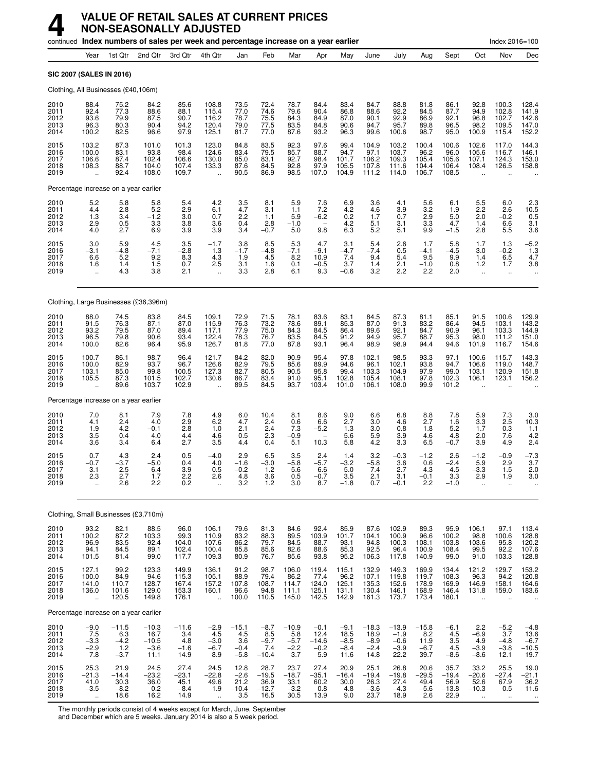# 4 VALUE OF RETAIL SALES AT CURRENT PRICES NON-SEASONALLY ADJUSTED

continued **Index numbers of sales per week and percentage increase on a year earlier** Index 2016=100

| | Year | 1st Qtr | 2nd Qtr | 3rd Qtr | 4th Qtr | Jan | Feb | Mar | Apr | May | June | July | Aug | Sept | Oct | Nov | Dec |
|---|---|---|---|---|---|---|---|---|---|---|---|---|---|---|---|---|---|
| **SIC 2007 (SALES IN 2016)** | | | | | | | | | | | | | | | | | |
| Clothing, All Businesses (£40,106m) | | | | | | | | | | | | | | | | | |
| 2010 | 88.4 | 75.2 | 84.2 | 85.6 | 108.8 | 73.5 | 72.4 | 78.7 | 84.4 | 83.4 | 84.7 | 88.8 | 81.8 | 86.1 | 92.8 | 100.3 | 128.4 |
| 2011 | 92.4 | 77.3 | 88.6 | 88.1 | 115.4 | 77.0 | 74.6 | 79.6 | 90.4 | 86.8 | 88.6 | 92.2 | 84.5 | 87.7 | 94.9 | 102.8 | 141.9 |
| 2012 | 93.6 | 79.9 | 87.5 | 90.7 | 116.2 | 78.7 | 75.5 | 84.3 | 84.9 | 87.0 | 90.1 | 92.9 | 86.9 | 92.1 | 96.8 | 102.7 | 142.6 |
| 2013 | 96.3 | 80.3 | 90.4 | 94.2 | 120.4 | 79.0 | 77.5 | 83.5 | 84.8 | 90.6 | 94.7 | 95.7 | 89.8 | 96.5 | 98.2 | 109.5 | 147.0 |
| 2014 | 100.2 | 82.5 | 96.6 | 97.9 | 125.1 | 81.7 | 77.0 | 87.6 | 93.2 | 96.3 | 99.6 | 100.6 | 98.7 | 95.0 | 100.9 | 115.4 | 152.2 |
| 2015 | 103.2 | 87.3 | 101.0 | 101.3 | 123.0 | 84.8 | 83.5 | 92.3 | 97.6 | 99.4 | 104.9 | 103.2 | 100.4 | 100.6 | 102.6 | 117.0 | 144.3 |
| 2016 | 100.0 | 83.1 | 93.8 | 98.4 | 124.6 | 83.4 | 79.5 | 85.7 | 88.7 | 94.7 | 97.1 | 103.7 | 96.2 | 96.0 | 105.6 | 116.7 | 146.1 |
| 2017 | 106.6 | 87.4 | 102.4 | 106.6 | 130.0 | 85.0 | 83.1 | 92.7 | 98.4 | 101.7 | 106.2 | 109.3 | 105.4 | 105.6 | 107.1 | 124.3 | 153.0 |
| 2018 | 108.3 | 88.7 | 104.0 | 107.4 | 133.3 | 87.6 | 84.5 | 92.8 | 97.9 | 105.5 | 107.8 | 111.6 | 104.4 | 106.4 | 108.4 | 126.5 | 158.8 |
| 2019 | .. | 92.4 | 108.0 | 109.7 | .. | 90.5 | 86.9 | 98.5 | 107.0 | 104.9 | 111.2 | 114.0 | 106.7 | 108.5 | .. | .. | .. |
| Percentage increase on a year earlier | | | | | | | | | | | | | | | | | |
| 2010 | 5.2 | 5.8 | 5.8 | 5.4 | 4.2 | 3.5 | 8.1 | 5.9 | 7.6 | 6.9 | 3.6 | 4.1 | 5.6 | 6.1 | 5.5 | 6.0 | 2.3 |
| 2011 | 4.4 | 2.8 | 5.2 | 2.9 | 6.1 | 4.7 | 3.1 | 1.1 | 7.2 | 4.2 | 4.6 | 3.9 | 3.2 | 1.9 | 2.2 | 2.6 | 10.5 |
| 2012 | 1.3 | 3.4 | −1.2 | 3.0 | 0.7 | 2.2 | 1.1 | 5.9 | −6.2 | 0.2 | 1.7 | 0.7 | 2.9 | 5.0 | 2.0 | −0.2 | 0.5 |
| 2013 | 2.9 | 0.5 | 3.3 | 3.8 | 3.6 | 0.4 | 2.8 | −1.0 | – | 4.2 | 5.1 | 3.1 | 3.3 | 4.7 | 1.4 | 6.6 | 3.1 |
| 2014 | 4.0 | 2.7 | 6.9 | 3.9 | 3.9 | 3.4 | −0.7 | 5.0 | 9.8 | 6.3 | 5.2 | 5.1 | 9.9 | −1.5 | 2.8 | 5.5 | 3.6 |
| 2015 | 3.0 | 5.9 | 4.5 | 3.5 | −1.7 | 3.8 | 8.5 | 5.3 | 4.7 | 3.1 | 5.4 | 2.6 | 1.7 | 5.8 | 1.7 | 1.3 | −5.2 |
| 2016 | −3.1 | −4.8 | −7.1 | −2.8 | 1.3 | −1.7 | −4.8 | −7.1 | −9.1 | −4.7 | −7.4 | 0.5 | −4.1 | −4.5 | 3.0 | −0.2 | 1.3 |
| 2017 | 6.6 | 5.2 | 9.2 | 8.3 | 4.3 | 1.9 | 4.5 | 8.2 | 10.9 | 7.4 | 9.4 | 5.4 | 9.5 | 9.9 | 1.4 | 6.5 | 4.7 |
| 2018 | 1.6 | 1.4 | 1.5 | 0.7 | 2.5 | 3.1 | 1.6 | 0.1 | −0.5 | 3.7 | 1.4 | 2.1 | −1.0 | 0.8 | 1.2 | 1.7 | 3.8 |
| 2019 | .. | 4.3 | 3.8 | 2.1 | .. | 3.3 | 2.8 | 6.1 | 9.3 | −0.6 | 3.2 | 2.2 | 2.2 | 2.0 | .. | .. | .. |
| Clothing, Large Businesses (£36,396m) | | | | | | | | | | | | | | | | | |
| 2010 | 88.0 | 74.5 | 83.8 | 84.5 | 109.1 | 72.9 | 71.5 | 78.1 | 83.6 | 83.1 | 84.5 | 87.3 | 81.1 | 85.1 | 91.5 | 100.6 | 129.9 |
| 2011 | 91.5 | 76.3 | 87.1 | 87.0 | 115.9 | 76.3 | 73.2 | 78.6 | 89.1 | 85.3 | 87.0 | 91.3 | 83.2 | 86.4 | 94.5 | 103.1 | 143.2 |
| 2012 | 93.2 | 79.5 | 87.0 | 89.4 | 117.1 | 77.9 | 75.0 | 84.3 | 84.5 | 86.4 | 89.6 | 92.1 | 84.7 | 90.9 | 96.1 | 103.3 | 144.9 |
| 2013 | 96.5 | 79.8 | 90.6 | 93.4 | 122.4 | 78.3 | 76.7 | 83.5 | 84.5 | 91.2 | 94.9 | 95.7 | 88.7 | 95.3 | 98.0 | 111.2 | 151.0 |
| 2014 | 100.0 | 82.6 | 96.4 | 95.9 | 126.7 | 81.8 | 77.0 | 87.8 | 93.1 | 96.4 | 98.9 | 98.9 | 94.4 | 94.6 | 101.9 | 116.7 | 154.6 |
| 2015 | 100.7 | 86.1 | 98.7 | 96.4 | 121.7 | 84.2 | 82.0 | 90.9 | 95.4 | 97.8 | 102.1 | 98.5 | 93.3 | 97.1 | 100.6 | 115.7 | 143.3 |
| 2016 | 100.0 | 82.9 | 93.7 | 96.7 | 126.6 | 82.9 | 79.5 | 85.6 | 89.9 | 94.6 | 96.1 | 102.1 | 93.8 | 94.7 | 106.6 | 119.0 | 148.7 |
| 2017 | 103.1 | 85.0 | 99.8 | 100.5 | 127.3 | 82.7 | 80.5 | 90.5 | 95.8 | 99.4 | 103.3 | 104.9 | 97.9 | 99.0 | 103.1 | 120.9 | 151.8 |
| 2018 | 105.5 | 87.3 | 101.5 | 102.7 | 130.6 | 86.7 | 83.4 | 91.0 | 95.1 | 102.8 | 105.4 | 108.1 | 97.8 | 102.3 | 106.1 | 123.1 | 156.2 |
| 2019 | .. | 89.6 | 103.7 | 102.9 | .. | 89.5 | 84.5 | 93.7 | 103.4 | 101.0 | 106.1 | 108.0 | 99.9 | 101.2 | .. | .. | .. |
| Percentage increase on a year earlier | | | | | | | | | | | | | | | | | |
| 2010 | 7.0 | 8.1 | 7.9 | 7.8 | 4.9 | 6.0 | 10.4 | 8.1 | 8.6 | 9.0 | 6.6 | 6.8 | 8.8 | 7.8 | 5.9 | 7.3 | 3.0 |
| 2011 | 4.1 | 2.4 | 4.0 | 2.9 | 6.2 | 4.7 | 2.4 | 0.6 | 6.6 | 2.7 | 3.0 | 4.6 | 2.7 | 1.6 | 3.3 | 2.5 | 10.3 |
| 2012 | 1.9 | 4.2 | −0.1 | 2.8 | 1.0 | 2.1 | 2.4 | 7.3 | −5.2 | 1.3 | 3.0 | 0.8 | 1.8 | 5.2 | 1.7 | 0.3 | 1.1 |
| 2013 | 3.5 | 0.4 | 4.0 | 4.4 | 4.6 | 0.5 | 2.3 | −0.9 | – | 5.6 | 5.9 | 3.9 | 4.6 | 4.8 | 2.0 | 7.6 | 4.2 |
| 2014 | 3.6 | 3.4 | 6.4 | 2.7 | 3.5 | 4.4 | 0.4 | 5.1 | 10.3 | 5.8 | 4.2 | 3.3 | 6.5 | −0.7 | 3.9 | 4.9 | 2.4 |
| 2015 | 0.7 | 4.3 | 2.4 | 0.5 | −4.0 | 2.9 | 6.5 | 3.5 | 2.4 | 1.4 | 3.2 | −0.3 | −1.2 | 2.6 | −1.2 | −0.9 | −7.3 |
| 2016 | −0.7 | −3.7 | −5.0 | 0.4 | 4.0 | −1.6 | −3.0 | −5.8 | −5.7 | −3.2 | −5.8 | 3.6 | 0.6 | −2.4 | 5.9 | 2.9 | 3.7 |
| 2017 | 3.1 | 2.5 | 6.4 | 3.9 | 0.5 | −0.2 | 1.2 | 5.6 | 6.6 | 5.0 | 7.4 | 2.7 | 4.3 | 4.5 | −3.3 | 1.5 | 2.0 |
| 2018 | 2.3 | 2.7 | 1.7 | 2.2 | 2.6 | 4.8 | 3.6 | 0.5 | −0.7 | 3.5 | 2.1 | 3.1 | −0.1 | 3.3 | 2.9 | 1.9 | 3.0 |
| 2019 | .. | 2.6 | 2.2 | 0.2 | .. | 3.2 | 1.2 | 3.0 | 8.7 | −1.8 | 0.7 | −0.1 | 2.2 | −1.0 | .. | .. | .. |
| Clothing, Small Businesses (£3,710m) | | | | | | | | | | | | | | | | | |
| 2010 | 93.2 | 82.1 | 88.5 | 96.0 | 106.1 | 79.6 | 81.3 | 84.6 | 92.4 | 85.9 | 87.6 | 102.9 | 89.3 | 95.9 | 106.1 | 97.1 | 113.4 |
| 2011 | 100.2 | 87.2 | 103.3 | 99.3 | 110.9 | 83.2 | 88.3 | 89.5 | 103.9 | 101.7 | 104.1 | 100.9 | 96.6 | 100.2 | 98.8 | 100.6 | 128.8 |
| 2012 | 96.9 | 83.5 | 92.4 | 104.0 | 107.6 | 86.2 | 79.7 | 84.5 | 88.7 | 93.1 | 94.8 | 100.3 | 108.1 | 103.8 | 103.6 | 95.8 | 120.2 |
| 2013 | 94.1 | 84.5 | 89.1 | 102.4 | 100.4 | 85.8 | 85.6 | 82.6 | 88.6 | 85.3 | 92.5 | 96.4 | 100.9 | 108.4 | 99.5 | 92.2 | 107.6 |
| 2014 | 101.5 | 81.4 | 99.0 | 117.7 | 109.3 | 80.9 | 76.7 | 85.6 | 93.8 | 95.2 | 106.3 | 117.8 | 140.9 | 99.0 | 91.0 | 103.3 | 128.8 |
| 2015 | 127.1 | 99.2 | 123.3 | 149.9 | 136.1 | 91.2 | 98.7 | 106.0 | 119.4 | 115.1 | 132.9 | 149.3 | 169.9 | 134.4 | 121.2 | 129.7 | 153.2 |
| 2016 | 100.0 | 84.9 | 94.6 | 115.3 | 105.1 | 88.9 | 79.4 | 86.2 | 77.4 | 96.2 | 107.1 | 119.8 | 119.7 | 108.3 | 96.3 | 94.2 | 120.8 |
| 2017 | 141.0 | 110.7 | 128.7 | 167.4 | 157.2 | 107.8 | 108.7 | 114.7 | 124.0 | 125.1 | 135.3 | 152.6 | 178.9 | 169.9 | 146.9 | 158.1 | 164.6 |
| 2018 | 136.0 | 101.6 | 129.0 | 153.3 | 160.1 | 96.6 | 94.8 | 111.1 | 125.1 | 131.1 | 130.4 | 146.1 | 168.9 | 146.4 | 131.8 | 159.0 | 183.6 |
| 2019 | .. | 120.5 | 149.8 | 176.1 | .. | 100.0 | 110.5 | 145.0 | 142.5 | 142.9 | 161.3 | 173.7 | 173.4 | 180.1 | .. | .. | .. |
| Percentage increase on a year earlier | | | | | | | | | | | | | | | | | |
| 2010 | −9.0 | −11.5 | −10.3 | −11.6 | −2.9 | −15.1 | −8.7 | −10.9 | −0.1 | −9.1 | −18.3 | −13.9 | −15.8 | −6.1 | 2.2 | −5.2 | −4.8 |
| 2011 | 7.5 | 6.3 | 16.7 | 3.4 | 4.5 | 4.5 | 8.5 | 5.8 | 12.4 | 18.5 | 18.9 | −1.9 | 8.2 | 4.5 | −6.9 | 3.7 | 13.6 |
| 2012 | −3.3 | −4.2 | −10.5 | 4.8 | −3.0 | 3.6 | −9.7 | −5.7 | −14.6 | −8.5 | −8.9 | −0.6 | 11.9 | 3.5 | 4.9 | −4.8 | −6.7 |
| 2013 | −2.9 | 1.2 | −3.6 | −1.6 | −6.7 | −0.4 | 7.4 | −2.2 | −0.2 | −8.4 | −2.4 | −3.9 | −6.7 | 4.5 | −3.9 | −3.8 | −10.5 |
| 2014 | 7.8 | −3.7 | 11.1 | 14.9 | 8.9 | −5.8 | −10.4 | 3.7 | 5.9 | 11.6 | 14.8 | 22.2 | 39.7 | −8.6 | −8.6 | 12.1 | 19.7 |
| 2015 | 25.3 | 21.9 | 24.5 | 27.4 | 24.5 | 12.8 | 28.7 | 23.7 | 27.4 | 20.9 | 25.1 | 26.8 | 20.6 | 35.7 | 33.2 | 25.5 | 19.0 |
| 2016 | −21.3 | −14.4 | −23.2 | −23.1 | −22.8 | −2.6 | −19.5 | −18.7 | −35.1 | −16.4 | −19.4 | −19.8 | −29.5 | −19.4 | −20.6 | −27.4 | −21.1 |
| 2017 | 41.0 | 30.3 | 36.0 | 45.1 | 49.6 | 21.2 | 36.9 | 33.1 | 60.2 | 30.0 | 26.3 | 27.4 | 49.4 | 56.9 | 52.6 | 67.9 | 36.2 |
| 2018 | −3.5 | −8.2 | 0.2 | −8.4 | 1.9 | −10.4 | −12.7 | −3.2 | 0.8 | 4.8 | −3.6 | −4.3 | −5.6 | −13.8 | −10.3 | 0.5 | 11.6 |
| 2019 | .. | 18.6 | 16.2 | 14.9 | .. | 3.5 | 16.5 | 30.5 | 13.9 | 9.0 | 23.7 | 18.9 | 2.6 | 22.9 | .. | .. | .. |

The monthly periods consist of 4 weeks except for March, June, September and December which are 5 weeks. January 2014 is also a 5 week period.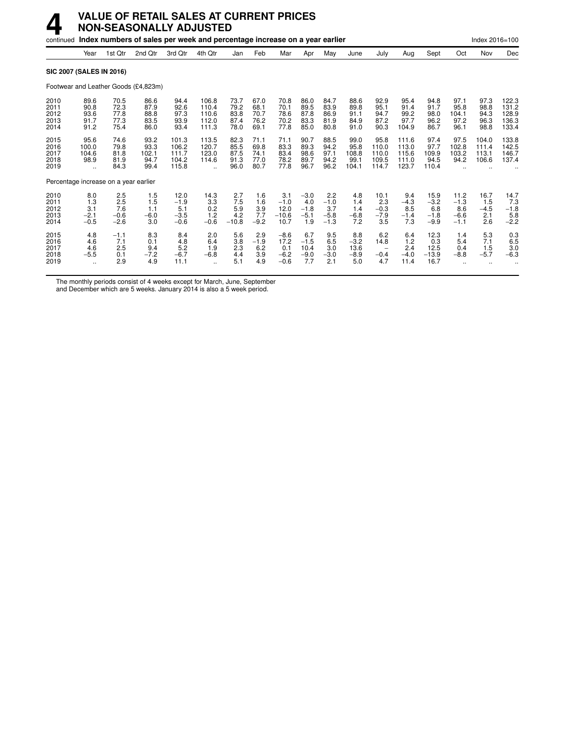# 4 VALUE OF RETAIL SALES AT CURRENT PRICES NON-SEASONALLY ADJUSTED

continued **Index numbers of sales per week and percentage increase on a year earlier** Index 2016=100

| | Year | 1st Qtr | 2nd Qtr | 3rd Qtr | 4th Qtr | Jan | Feb | Mar | Apr | May | June | July | Aug | Sept | Oct | Nov | Dec |
|---|---|---|---|---|---|---|---|---|---|---|---|---|---|---|---|---|---|
| **SIC 2007 (SALES IN 2016)** | | | | | | | | | | | | | | | | | |
| Footwear and Leather Goods (£4,823m) | | | | | | | | | | | | | | | | | |
| 2010 | 89.6 | 70.5 | 86.6 | 94.4 | 106.8 | 73.7 | 67.0 | 70.8 | 86.0 | 84.7 | 88.6 | 92.9 | 95.4 | 94.8 | 97.1 | 97.3 | 122.3 |
| 2011 | 90.8 | 72.3 | 87.9 | 92.6 | 110.4 | 79.2 | 68.1 | 70.1 | 89.5 | 83.9 | 89.8 | 95.1 | 91.4 | 91.7 | 95.8 | 98.8 | 131.2 |
| 2012 | 93.6 | 77.8 | 88.8 | 97.3 | 110.6 | 83.8 | 70.7 | 78.6 | 87.8 | 86.9 | 91.1 | 94.7 | 99.2 | 98.0 | 104.1 | 94.3 | 128.9 |
| 2013 | 91.7 | 77.3 | 83.5 | 93.9 | 112.0 | 87.4 | 76.2 | 70.2 | 83.3 | 81.9 | 84.9 | 87.2 | 97.7 | 96.2 | 97.2 | 96.3 | 136.3 |
| 2014 | 91.2 | 75.4 | 86.0 | 93.4 | 111.3 | 78.0 | 69.1 | 77.8 | 85.0 | 80.8 | 91.0 | 90.3 | 104.9 | 86.7 | 96.1 | 98.8 | 133.4 |
| 2015 | 95.6 | 74.6 | 93.2 | 101.3 | 113.5 | 82.3 | 71.1 | 71.1 | 90.7 | 88.5 | 99.0 | 95.8 | 111.6 | 97.4 | 97.5 | 104.0 | 133.8 |
| 2016 | 100.0 | 79.8 | 93.3 | 106.2 | 120.7 | 85.5 | 69.8 | 83.3 | 89.3 | 94.2 | 95.8 | 110.0 | 113.0 | 97.7 | 102.8 | 111.4 | 142.5 |
| 2017 | 104.6 | 81.8 | 102.1 | 111.7 | 123.0 | 87.5 | 74.1 | 83.4 | 98.6 | 97.1 | 108.8 | 110.0 | 115.6 | 109.9 | 103.2 | 113.1 | 146.7 |
| 2018 | 98.9 | 81.9 | 94.7 | 104.2 | 114.6 | 91.3 | 77.0 | 78.2 | 89.7 | 94.2 | 99.1 | 109.5 | 111.0 | 94.5 | 94.2 | 106.6 | 137.4 |
| 2019 | .. | 84.3 | 99.4 | 115.8 | .. | 96.0 | 80.7 | 77.8 | 96.7 | 96.2 | 104.1 | 114.7 | 123.7 | 110.4 | .. | .. | .. |
| Percentage increase on a year earlier | | | | | | | | | | | | | | | | | |
| 2010 | 8.0 | 2.5 | 1.5 | 12.0 | 14.3 | 2.7 | 1.6 | 3.1 | −3.0 | 2.2 | 4.8 | 10.1 | 9.4 | 15.9 | 11.2 | 16.7 | 14.7 |
| 2011 | 1.3 | 2.5 | 1.5 | −1.9 | 3.3 | 7.5 | 1.6 | −1.0 | 4.0 | −1.0 | 1.4 | 2.3 | −4.3 | −3.2 | −1.3 | 1.5 | 7.3 |
| 2012 | 3.1 | 7.6 | 1.1 | 5.1 | 0.2 | 5.9 | 3.9 | 12.0 | −1.8 | 3.7 | 1.4 | −0.3 | 8.5 | 6.8 | 8.6 | −4.5 | −1.8 |
| 2013 | −2.1 | −0.6 | −6.0 | −3.5 | 1.2 | 4.2 | 7.7 | −10.6 | −5.1 | −5.8 | −6.8 | −7.9 | −1.4 | −1.8 | −6.6 | 2.1 | 5.8 |
| 2014 | −0.5 | −2.6 | 3.0 | −0.6 | −0.6 | −10.8 | −9.2 | 10.7 | 1.9 | −1.3 | 7.2 | 3.5 | 7.3 | −9.9 | −1.1 | 2.6 | −2.2 |
| 2015 | 4.8 | −1.1 | 8.3 | 8.4 | 2.0 | 5.6 | 2.9 | −8.6 | 6.7 | 9.5 | 8.8 | 6.2 | 6.4 | 12.3 | 1.4 | 5.3 | 0.3 |
| 2016 | 4.6 | 7.1 | 0.1 | 4.8 | 6.4 | 3.8 | −1.9 | 17.2 | −1.5 | 6.5 | −3.2 | 14.8 | 1.2 | 0.3 | 5.4 | 7.1 | 6.5 |
| 2017 | 4.6 | 2.5 | 9.4 | 5.2 | 1.9 | 2.3 | 6.2 | 0.1 | 10.4 | 3.0 | 13.6 | − | 2.4 | 12.5 | 0.4 | 1.5 | 3.0 |
| 2018 | −5.5 | 0.1 | −7.2 | −6.7 | −6.8 | 4.4 | 3.9 | −6.2 | −9.0 | −3.0 | −8.9 | −0.4 | −4.0 | −13.9 | −8.8 | −5.7 | −6.3 |
| 2019 | .. | 2.9 | 4.9 | 11.1 | .. | 5.1 | 4.9 | −0.6 | 7.7 | 2.1 | 5.0 | 4.7 | 11.4 | 16.7 | .. | .. | .. |

The monthly periods consist of 4 weeks except for March, June, September and December which are 5 weeks. January 2014 is also a 5 week period.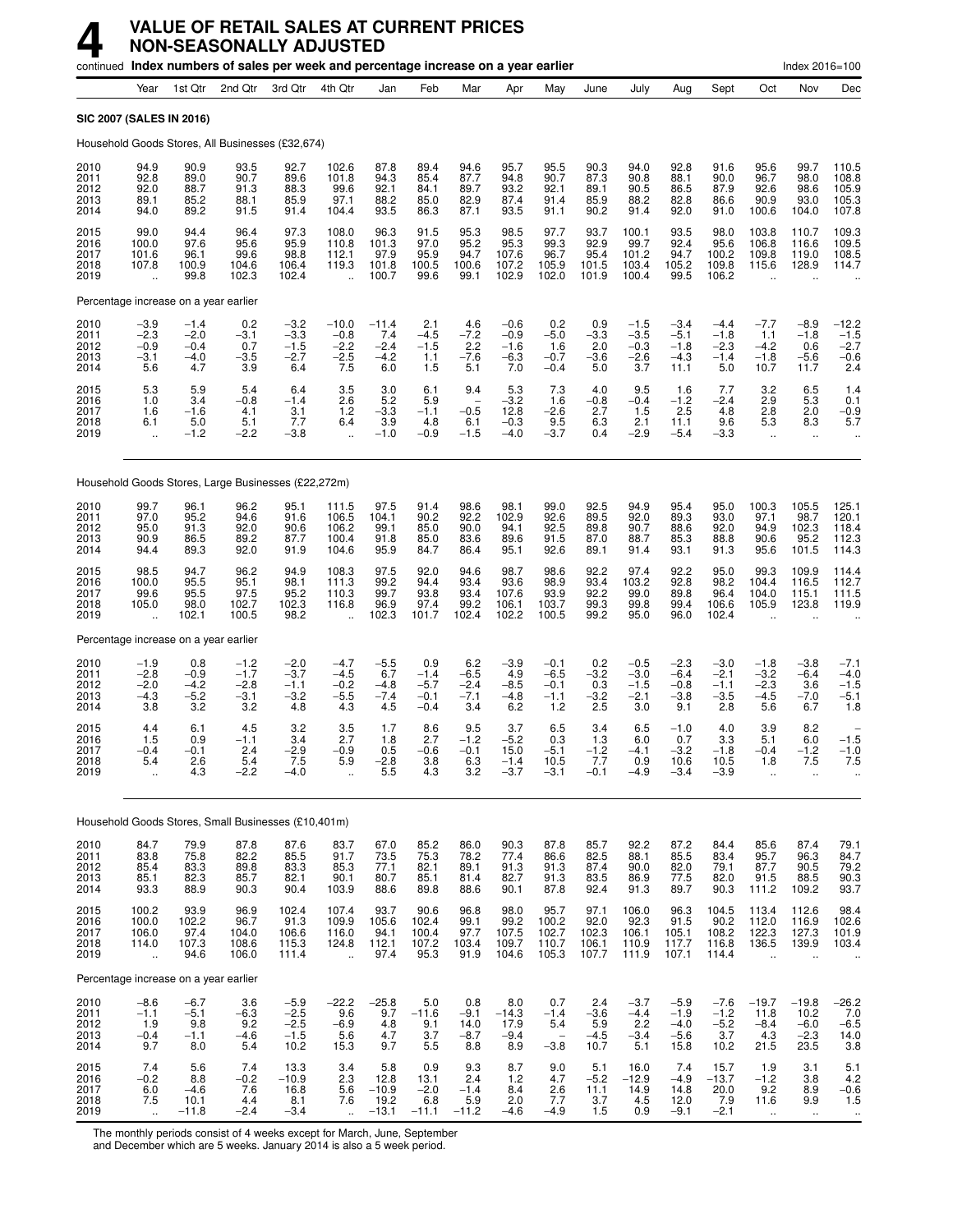# 4 VALUE OF RETAIL SALES AT CURRENT PRICES NON-SEASONALLY ADJUSTED

continued **Index numbers of sales per week and percentage increase on a year earlier** Index 2016=100

| | Year | 1st Qtr | 2nd Qtr | 3rd Qtr | 4th Qtr | Jan | Feb | Mar | Apr | May | June | July | Aug | Sept | Oct | Nov | Dec |
|---|---|---|---|---|---|---|---|---|---|---|---|---|---|---|---|---|---|
| **SIC 2007 (SALES IN 2016)** | | | | | | | | | | | | | | | | | |
| Household Goods Stores, All Businesses (£32,674) | | | | | | | | | | | | | | | | | |
| 2010 | 94.9 | 90.9 | 93.5 | 92.7 | 102.6 | 87.8 | 89.4 | 94.6 | 95.7 | 95.5 | 90.3 | 94.0 | 92.8 | 91.6 | 95.6 | 99.7 | 110.5 |
| 2011 | 92.8 | 89.0 | 90.7 | 89.6 | 101.8 | 94.3 | 85.4 | 87.7 | 94.8 | 90.7 | 87.3 | 90.8 | 88.1 | 90.0 | 96.7 | 98.0 | 108.8 |
| 2012 | 92.0 | 88.7 | 91.3 | 88.3 | 99.6 | 92.1 | 84.1 | 89.7 | 93.2 | 92.1 | 89.1 | 90.5 | 86.5 | 87.9 | 92.6 | 98.6 | 105.9 |
| 2013 | 89.1 | 85.2 | 88.1 | 85.9 | 97.1 | 88.2 | 85.0 | 82.9 | 87.4 | 91.4 | 85.9 | 88.2 | 82.8 | 86.6 | 90.9 | 93.0 | 105.3 |
| 2014 | 94.0 | 89.2 | 91.5 | 91.4 | 104.4 | 93.5 | 86.3 | 87.1 | 93.5 | 91.1 | 90.2 | 91.4 | 92.0 | 91.0 | 100.6 | 104.0 | 107.8 |
| 2015 | 99.0 | 94.4 | 96.4 | 97.3 | 108.0 | 96.3 | 91.5 | 95.3 | 98.5 | 97.7 | 93.7 | 100.1 | 93.5 | 98.0 | 103.8 | 110.7 | 109.3 |
| 2016 | 100.0 | 97.6 | 95.6 | 95.9 | 110.8 | 101.3 | 97.0 | 95.2 | 95.3 | 99.3 | 92.9 | 99.7 | 92.4 | 95.6 | 106.8 | 116.6 | 109.5 |
| 2017 | 101.6 | 96.1 | 99.6 | 98.8 | 112.1 | 97.9 | 95.9 | 94.7 | 107.6 | 96.7 | 95.4 | 101.2 | 94.7 | 100.2 | 109.8 | 119.0 | 108.5 |
| 2018 | 107.8 | 100.9 | 104.6 | 106.4 | 119.3 | 101.8 | 100.5 | 100.6 | 107.2 | 105.9 | 101.5 | 103.4 | 105.2 | 109.8 | 115.6 | 128.9 | 114.7 |
| 2019 | .. | 99.8 | 102.3 | 102.4 | .. | 100.7 | 99.6 | 99.1 | 102.9 | 102.0 | 101.9 | 100.4 | 99.5 | 106.2 | .. | .. | .. |
| Percentage increase on a year earlier | | | | | | | | | | | | | | | | | |
| 2010 | −3.9 | −1.4 | 0.2 | −3.2 | −10.0 | −11.4 | 2.1 | 4.6 | −0.6 | 0.2 | 0.9 | −1.5 | −3.4 | −4.4 | −7.7 | −8.9 | −12.2 |
| 2011 | −2.3 | −2.0 | −3.1 | −3.3 | −0.8 | 7.4 | −4.5 | −7.2 | −0.9 | −5.0 | −3.3 | −3.5 | −5.1 | −1.8 | 1.1 | −1.8 | −1.5 |
| 2012 | −0.9 | −0.4 | 0.7 | −1.5 | −2.2 | −2.4 | −1.5 | 2.2 | −1.6 | 1.6 | 2.0 | −0.3 | −1.8 | −2.3 | −4.2 | 0.6 | −2.7 |
| 2013 | −3.1 | −4.0 | −3.5 | −2.7 | −2.5 | −4.2 | 1.1 | −7.6 | −6.3 | −0.7 | −3.6 | −2.6 | −4.3 | −1.4 | −1.8 | −5.6 | −0.6 |
| 2014 | 5.6 | 4.7 | 3.9 | 6.4 | 7.5 | 6.0 | 1.5 | 5.1 | 7.0 | −0.4 | 5.0 | 3.7 | 11.1 | 5.0 | 10.7 | 11.7 | 2.4 |
| 2015 | 5.3 | 5.9 | 5.4 | 6.4 | 3.5 | 3.0 | 6.1 | 9.4 | 5.3 | 7.3 | 4.0 | 9.5 | 1.6 | 7.7 | 3.2 | 6.5 | 1.4 |
| 2016 | 1.0 | 3.4 | −0.8 | −1.4 | 2.6 | 5.2 | 5.9 | – | −3.2 | 1.6 | −0.8 | −0.4 | −1.2 | −2.4 | 2.9 | 5.3 | 0.1 |
| 2017 | 1.6 | −1.6 | 4.1 | 3.1 | 1.2 | −3.3 | −1.1 | −0.5 | 12.8 | −2.6 | 2.7 | 1.5 | 2.5 | 4.8 | 2.8 | 2.0 | −0.9 |
| 2018 | 6.1 | 5.0 | 5.1 | 7.7 | 6.4 | 3.9 | 4.8 | 6.1 | −0.3 | 9.5 | 6.3 | 2.1 | 11.1 | 9.6 | 5.3 | 8.3 | 5.7 |
| 2019 | .. | −1.2 | −2.2 | −3.8 | .. | −1.0 | −0.9 | −1.5 | −4.0 | −3.7 | 0.4 | −2.9 | −5.4 | −3.3 | .. | .. | .. |
| Household Goods Stores, Large Businesses (£22,272m) | | | | | | | | | | | | | | | | | |
| 2010 | 99.7 | 96.1 | 96.2 | 95.1 | 111.5 | 97.5 | 91.4 | 98.6 | 98.1 | 99.0 | 92.5 | 94.9 | 95.4 | 95.0 | 100.3 | 105.5 | 125.1 |
| 2011 | 97.0 | 95.2 | 94.6 | 91.6 | 106.5 | 104.1 | 90.2 | 92.2 | 102.9 | 92.6 | 89.5 | 92.0 | 89.3 | 93.0 | 97.1 | 98.7 | 120.1 |
| 2012 | 95.0 | 91.3 | 92.0 | 90.6 | 106.2 | 99.1 | 85.0 | 90.0 | 94.1 | 92.5 | 89.8 | 90.7 | 88.6 | 92.0 | 94.9 | 102.3 | 118.4 |
| 2013 | 90.9 | 86.5 | 89.2 | 87.7 | 100.4 | 91.8 | 85.0 | 83.6 | 89.6 | 91.5 | 87.0 | 88.7 | 85.3 | 88.8 | 90.6 | 95.2 | 112.3 |
| 2014 | 94.4 | 89.3 | 92.0 | 91.9 | 104.6 | 95.9 | 84.7 | 86.4 | 95.1 | 92.6 | 89.1 | 91.4 | 93.1 | 91.3 | 95.6 | 101.5 | 114.3 |
| 2015 | 98.5 | 94.7 | 96.2 | 94.9 | 108.3 | 97.5 | 92.0 | 94.6 | 98.7 | 98.6 | 92.2 | 97.4 | 92.2 | 95.0 | 99.3 | 109.9 | 114.4 |
| 2016 | 100.0 | 95.5 | 95.1 | 98.1 | 111.3 | 99.2 | 94.4 | 93.4 | 93.6 | 98.9 | 93.4 | 103.2 | 92.8 | 98.2 | 104.4 | 116.5 | 112.7 |
| 2017 | 99.6 | 95.5 | 97.5 | 95.2 | 110.3 | 99.7 | 93.8 | 93.4 | 107.6 | 93.9 | 92.2 | 99.0 | 89.8 | 96.4 | 104.0 | 115.1 | 111.5 |
| 2018 | 105.0 | 98.0 | 102.7 | 102.3 | 116.8 | 96.9 | 97.4 | 99.2 | 106.1 | 103.7 | 99.3 | 99.8 | 99.4 | 106.6 | 105.9 | 123.8 | 119.9 |
| 2019 | .. | 102.1 | 100.5 | 98.2 | .. | 102.3 | 101.7 | 102.4 | 102.2 | 100.5 | 99.2 | 95.0 | 96.0 | 102.4 | .. | .. | .. |
| Percentage increase on a year earlier | | | | | | | | | | | | | | | | | |
| 2010 | −1.9 | 0.8 | −1.2 | −2.0 | −4.7 | −5.5 | 0.9 | 6.2 | −3.9 | −0.1 | 0.2 | −0.5 | −2.3 | −3.0 | −1.8 | −3.8 | −7.1 |
| 2011 | −2.8 | −0.9 | −1.7 | −3.7 | −4.5 | 6.7 | −1.4 | −6.5 | 4.9 | −6.5 | −3.2 | −3.0 | −6.4 | −2.1 | −3.2 | −6.4 | −4.0 |
| 2012 | −2.0 | −4.2 | −2.8 | −1.1 | −0.2 | −4.8 | −5.7 | −2.4 | −8.5 | −0.1 | 0.3 | −1.5 | −0.8 | −1.1 | −2.3 | 3.6 | −1.5 |
| 2013 | −4.3 | −5.2 | −3.1 | −3.2 | −5.5 | −7.4 | – | −7.1 | −4.8 | −1.1 | −3.2 | −2.1 | −3.8 | −3.5 | −4.5 | −7.0 | −5.1 |
| 2014 | 3.8 | 3.2 | 3.2 | 4.8 | 4.3 | 4.5 | −0.4 | 3.4 | 6.2 | 1.2 | 2.5 | 3.0 | 9.1 | 2.8 | 5.6 | 6.7 | 1.8 |
| 2015 | 4.4 | 6.1 | 4.5 | 3.2 | 3.5 | 1.7 | 8.6 | 9.5 | 3.7 | 6.5 | 3.4 | 6.5 | −1.0 | 4.0 | 3.9 | 8.2 | – |
| 2016 | 1.5 | 0.9 | −1.1 | 3.4 | 2.7 | 1.8 | 2.7 | −1.2 | −5.2 | 0.3 | 1.3 | 6.0 | 0.7 | 3.3 | 5.1 | 6.0 | −1.5 |
| 2017 | −0.4 | −0.1 | 2.4 | −2.9 | −0.9 | 0.5 | −0.6 | −0.1 | 15.0 | −5.1 | −1.2 | −4.1 | −3.2 | −1.8 | −0.4 | −1.2 | −1.0 |
| 2018 | 5.4 | 2.6 | 5.4 | 7.5 | 5.9 | −2.8 | 3.8 | 6.3 | −1.4 | 10.5 | 7.7 | 0.9 | 10.6 | 10.5 | 1.8 | 7.5 | 7.5 |
| 2019 | .. | 4.3 | −2.2 | −4.0 | .. | 5.5 | 4.3 | 3.2 | −3.7 | −3.1 | −0.1 | −4.9 | −3.4 | −3.9 | .. | .. | .. |
| Household Goods Stores, Small Businesses (£10,401m) | | | | | | | | | | | | | | | | | |
| 2010 | 84.7 | 79.9 | 87.8 | 87.6 | 83.7 | 67.0 | 85.2 | 86.0 | 90.3 | 87.8 | 85.7 | 92.2 | 87.2 | 84.4 | 85.6 | 87.4 | 79.1 |
| 2011 | 83.8 | 75.8 | 82.2 | 85.5 | 91.7 | 73.5 | 75.3 | 78.2 | 77.4 | 86.6 | 82.5 | 88.1 | 85.5 | 83.4 | 95.7 | 96.3 | 84.7 |
| 2012 | 85.4 | 83.3 | 89.8 | 83.3 | 85.3 | 77.1 | 82.1 | 89.1 | 91.3 | 91.3 | 87.4 | 90.0 | 82.0 | 79.1 | 87.7 | 90.5 | 79.2 |
| 2013 | 85.1 | 82.3 | 85.7 | 82.1 | 90.1 | 80.7 | 85.1 | 81.4 | 82.7 | 91.3 | 83.5 | 86.9 | 77.5 | 82.0 | 91.5 | 88.5 | 90.3 |
| 2014 | 93.3 | 88.9 | 90.3 | 90.4 | 103.9 | 88.6 | 89.8 | 88.6 | 90.1 | 87.8 | 92.4 | 91.3 | 89.7 | 90.3 | 111.2 | 109.2 | 93.7 |
| 2015 | 100.2 | 93.9 | 96.9 | 102.4 | 107.4 | 93.7 | 90.6 | 96.8 | 98.0 | 95.7 | 97.1 | 106.0 | 96.3 | 104.5 | 113.4 | 112.6 | 98.4 |
| 2016 | 100.0 | 102.2 | 96.7 | 91.3 | 109.9 | 105.6 | 102.4 | 99.1 | 99.2 | 100.2 | 92.0 | 92.3 | 91.5 | 90.2 | 112.0 | 116.9 | 102.6 |
| 2017 | 106.0 | 97.4 | 104.0 | 106.6 | 116.0 | 94.1 | 100.4 | 97.7 | 107.5 | 102.7 | 102.3 | 106.1 | 105.1 | 108.2 | 122.3 | 127.3 | 101.9 |
| 2018 | 114.0 | 107.3 | 108.6 | 115.3 | 124.8 | 112.1 | 107.2 | 103.4 | 109.7 | 110.7 | 106.1 | 110.9 | 117.7 | 116.8 | 136.5 | 139.9 | 103.4 |
| 2019 | .. | 94.6 | 106.0 | 111.4 | .. | 97.4 | 95.3 | 91.9 | 104.6 | 105.3 | 107.7 | 111.9 | 107.1 | 114.4 | .. | .. | .. |
| Percentage increase on a year earlier | | | | | | | | | | | | | | | | | |
| 2010 | −8.6 | −6.7 | 3.6 | −5.9 | −22.2 | −25.8 | 5.0 | 0.8 | 8.0 | 0.7 | 2.4 | −3.7 | −5.9 | −7.6 | −19.7 | −19.8 | −26.2 |
| 2011 | −1.1 | −5.1 | −6.3 | −2.5 | 9.6 | 9.7 | −11.6 | −9.1 | −14.3 | −1.4 | −3.6 | −4.4 | −1.9 | −1.2 | 11.8 | 10.2 | 7.0 |
| 2012 | 1.9 | 9.8 | 9.2 | −2.5 | −6.9 | 4.8 | 9.1 | 14.0 | 17.9 | 5.4 | 5.9 | 2.2 | −4.0 | −5.2 | −8.4 | −6.0 | −6.5 |
| 2013 | −0.4 | −1.1 | −4.6 | −1.5 | 5.6 | 4.7 | 3.7 | −8.7 | −9.4 | – | −4.5 | −3.4 | −5.6 | 3.7 | 4.3 | −2.3 | 14.0 |
| 2014 | 9.7 | 8.0 | 5.4 | 10.2 | 15.3 | 9.7 | 5.5 | 8.8 | 8.9 | −3.8 | 10.7 | 5.1 | 15.8 | 10.2 | 21.5 | 23.5 | 3.8 |
| 2015 | 7.4 | 5.6 | 7.4 | 13.3 | 3.4 | 5.8 | 0.9 | 9.3 | 8.7 | 9.0 | 5.1 | 16.0 | 7.4 | 15.7 | 1.9 | 3.1 | 5.1 |
| 2016 | −0.2 | 8.8 | −0.2 | −10.9 | 2.3 | 12.8 | 13.1 | 2.4 | 1.2 | 4.7 | −5.2 | −12.9 | −4.9 | −13.7 | −1.2 | 3.8 | 4.2 |
| 2017 | 6.0 | −4.6 | 7.6 | 16.8 | 5.6 | −10.9 | −2.0 | −1.4 | 8.4 | 2.6 | 11.1 | 14.9 | 14.8 | 20.0 | 9.2 | 8.9 | −0.6 |
| 2018 | 7.5 | 10.1 | 4.4 | 8.1 | 7.6 | 19.2 | 6.8 | 5.9 | 2.0 | 7.7 | 3.7 | 4.5 | 12.0 | 7.9 | 11.6 | 9.9 | 1.5 |
| 2019 | .. | −11.8 | −2.4 | −3.4 | .. | −13.1 | −11.1 | −11.2 | −4.6 | −4.9 | 1.5 | 0.9 | −9.1 | −2.1 | .. | .. | .. |

The monthly periods consist of 4 weeks except for March, June, September and December which are 5 weeks. January 2014 is also a 5 week period.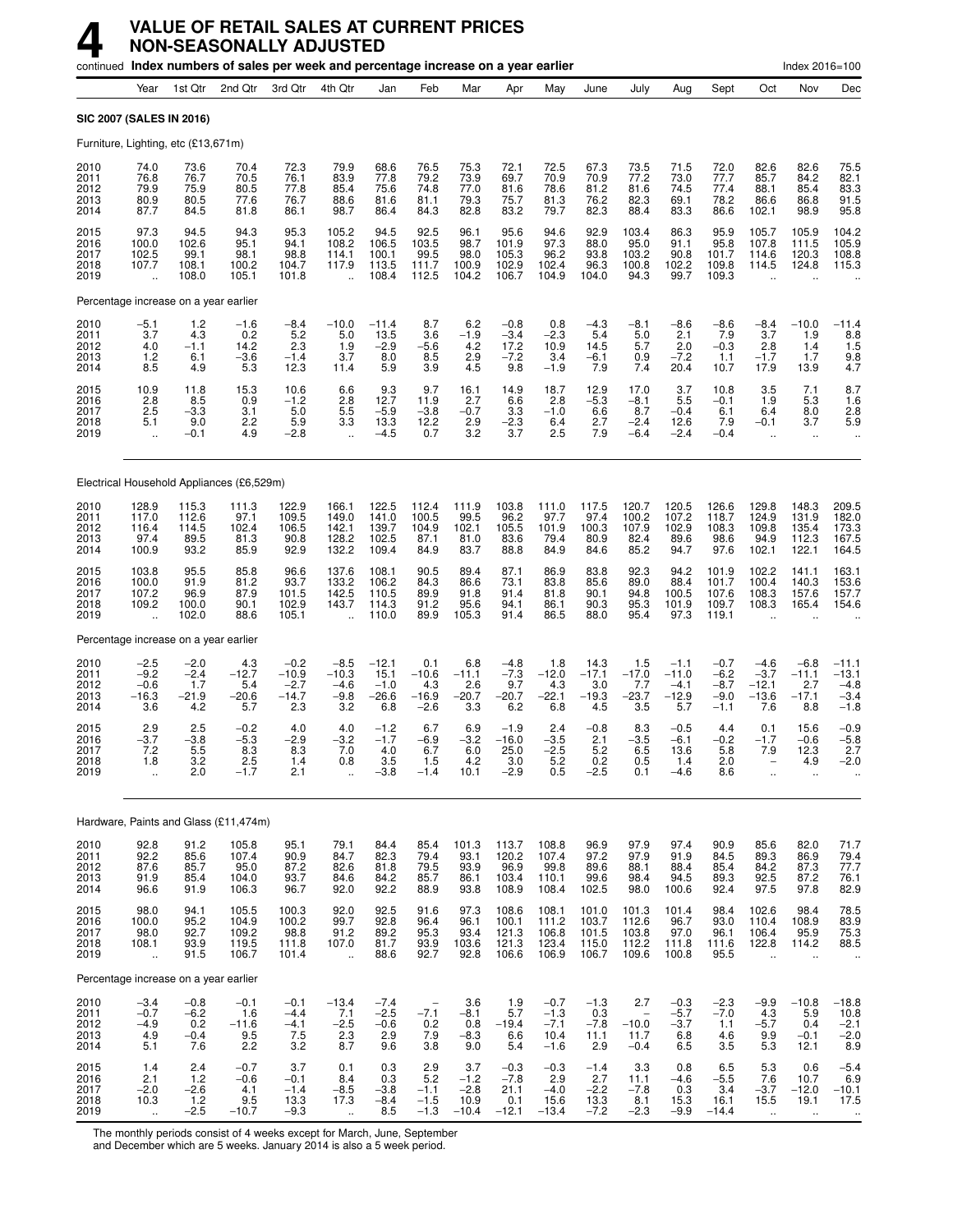# 4 VALUE OF RETAIL SALES AT CURRENT PRICES NON-SEASONALLY ADJUSTED

continued **Index numbers of sales per week and percentage increase on a year earlier** Index 2016=100

| | Year | 1st Qtr | 2nd Qtr | 3rd Qtr | 4th Qtr | Jan | Feb | Mar | Apr | May | June | July | Aug | Sept | Oct | Nov | Dec |
|---|---|---|---|---|---|---|---|---|---|---|---|---|---|---|---|---|---|
| **SIC 2007 (SALES IN 2016)** | | | | | | | | | | | | | | | | | |
| Furniture, Lighting, etc (£13,671m) | | | | | | | | | | | | | | | | | |
| 2010 | 74.0 | 73.6 | 70.4 | 72.3 | 79.9 | 68.6 | 76.5 | 75.3 | 72.1 | 72.5 | 67.3 | 73.5 | 71.5 | 72.0 | 82.6 | 82.6 | 75.5 |
| 2011 | 76.8 | 76.7 | 70.5 | 76.1 | 83.9 | 77.8 | 79.2 | 73.9 | 69.7 | 70.9 | 70.9 | 77.2 | 73.0 | 77.7 | 85.7 | 84.2 | 82.1 |
| 2012 | 79.9 | 75.9 | 80.5 | 77.8 | 85.4 | 75.6 | 74.8 | 77.0 | 81.6 | 78.6 | 81.2 | 81.6 | 74.5 | 77.4 | 88.1 | 85.4 | 83.3 |
| 2013 | 80.9 | 80.5 | 77.6 | 76.7 | 88.6 | 81.6 | 81.1 | 79.3 | 75.7 | 81.3 | 76.2 | 82.3 | 69.1 | 78.2 | 86.6 | 86.8 | 91.5 |
| 2014 | 87.7 | 84.5 | 81.8 | 86.1 | 98.7 | 86.4 | 84.3 | 82.8 | 83.2 | 79.7 | 82.3 | 88.4 | 83.3 | 86.6 | 102.1 | 98.9 | 95.8 |
| 2015 | 97.3 | 94.5 | 94.3 | 95.3 | 105.2 | 94.5 | 92.5 | 96.1 | 95.6 | 94.6 | 92.9 | 103.4 | 86.3 | 95.9 | 105.7 | 105.9 | 104.2 |
| 2016 | 100.0 | 102.6 | 95.1 | 94.1 | 108.2 | 106.5 | 103.5 | 98.7 | 101.9 | 97.3 | 88.0 | 95.0 | 91.1 | 95.8 | 107.8 | 111.5 | 105.9 |
| 2017 | 102.5 | 99.1 | 98.1 | 98.8 | 114.1 | 100.1 | 99.5 | 98.0 | 105.3 | 96.2 | 93.8 | 103.2 | 90.8 | 101.7 | 114.6 | 120.3 | 108.8 |
| 2018 | 107.7 | 108.1 | 100.2 | 104.7 | 117.9 | 113.5 | 111.7 | 100.9 | 102.9 | 102.4 | 96.3 | 100.8 | 102.2 | 109.8 | 114.5 | 124.8 | 115.3 |
| 2019 | .. | 108.0 | 105.1 | 101.8 | .. | 108.4 | 112.5 | 104.2 | 106.7 | 104.9 | 104.0 | 94.3 | 99.7 | 109.3 | .. | .. | .. |
| Percentage increase on a year earlier | | | | | | | | | | | | | | | | | |
| 2010 | −5.1 | 1.2 | −1.6 | −8.4 | −10.0 | −11.4 | 8.7 | 6.2 | −0.8 | 0.8 | −4.3 | −8.1 | −8.6 | −8.6 | −8.4 | −10.0 | −11.4 |
| 2011 | 3.7 | 4.3 | 0.2 | 5.2 | 5.0 | 13.5 | 3.6 | −1.9 | −3.4 | −2.3 | 5.4 | 5.0 | 2.1 | 7.9 | 3.7 | 1.9 | 8.8 |
| 2012 | 4.0 | −1.1 | 14.2 | 2.3 | 1.9 | −2.9 | −5.6 | 4.2 | 17.2 | 10.9 | 14.5 | 5.7 | 2.0 | −0.3 | 2.8 | 1.4 | 1.5 |
| 2013 | 1.2 | 6.1 | −3.6 | −1.4 | 3.7 | 8.0 | 8.5 | 2.9 | −7.2 | 3.4 | −6.1 | 0.9 | −7.2 | 1.1 | −1.7 | 1.7 | 9.8 |
| 2014 | 8.5 | 4.9 | 5.3 | 12.3 | 11.4 | 5.9 | 3.9 | 4.5 | 9.8 | −1.9 | 7.9 | 7.4 | 20.4 | 10.7 | 17.9 | 13.9 | 4.7 |
| 2015 | 10.9 | 11.8 | 15.3 | 10.6 | 6.6 | 9.3 | 9.7 | 16.1 | 14.9 | 18.7 | 12.9 | 17.0 | 3.7 | 10.8 | 3.5 | 7.1 | 8.7 |
| 2016 | 2.8 | 8.5 | 0.9 | −1.2 | 2.8 | 12.7 | 11.9 | 2.7 | 6.6 | 2.8 | −5.3 | −8.1 | 5.5 | −0.1 | 1.9 | 5.3 | 1.6 |
| 2017 | 2.5 | −3.3 | 3.1 | 5.0 | 5.5 | −5.9 | −3.8 | −0.7 | 3.3 | −1.0 | 6.6 | 8.7 | −0.4 | 6.1 | 6.4 | 8.0 | 2.8 |
| 2018 | 5.1 | 9.0 | 2.2 | 5.9 | 3.3 | 13.3 | 12.2 | 2.9 | −2.3 | 6.4 | 2.7 | −2.4 | 12.6 | 7.9 | −0.1 | 3.7 | 5.9 |
| 2019 | .. | −0.1 | 4.9 | −2.8 | .. | −4.5 | 0.7 | 3.2 | 3.7 | 2.5 | 7.9 | −6.4 | −2.4 | −0.4 | .. | .. | .. |
| Electrical Household Appliances (£6,529m) | | | | | | | | | | | | | | | | | |
| 2010 | 128.9 | 115.3 | 111.3 | 122.9 | 166.1 | 122.5 | 112.4 | 111.9 | 103.8 | 111.0 | 117.5 | 120.7 | 120.5 | 126.6 | 129.8 | 148.3 | 209.5 |
| 2011 | 117.0 | 112.6 | 97.1 | 109.5 | 149.0 | 141.0 | 100.5 | 99.5 | 96.2 | 97.7 | 97.4 | 100.2 | 107.2 | 118.7 | 124.9 | 131.9 | 182.0 |
| 2012 | 116.4 | 114.5 | 102.4 | 106.5 | 142.1 | 139.7 | 104.9 | 102.1 | 105.5 | 101.9 | 100.3 | 107.9 | 102.9 | 108.3 | 109.8 | 135.4 | 173.3 |
| 2013 | 97.4 | 89.5 | 81.3 | 90.8 | 128.2 | 102.5 | 87.1 | 81.0 | 83.6 | 79.4 | 80.9 | 82.4 | 89.6 | 98.6 | 94.9 | 112.3 | 167.5 |
| 2014 | 100.9 | 93.2 | 85.9 | 92.9 | 132.2 | 109.4 | 84.9 | 83.7 | 88.8 | 84.9 | 84.6 | 85.2 | 94.7 | 97.6 | 102.1 | 122.1 | 164.5 |
| 2015 | 103.8 | 95.5 | 85.8 | 96.6 | 137.6 | 108.1 | 90.5 | 89.4 | 87.1 | 86.9 | 83.8 | 92.3 | 94.2 | 101.9 | 102.2 | 141.1 | 163.1 |
| 2016 | 100.0 | 91.9 | 81.2 | 93.7 | 133.2 | 106.2 | 84.3 | 86.6 | 73.1 | 83.8 | 85.6 | 89.0 | 88.4 | 101.7 | 100.4 | 140.3 | 153.6 |
| 2017 | 107.2 | 96.9 | 87.9 | 101.5 | 142.5 | 110.5 | 89.9 | 91.8 | 91.4 | 81.8 | 90.1 | 94.8 | 100.5 | 107.6 | 108.3 | 157.6 | 157.7 |
| 2018 | 109.2 | 100.0 | 90.1 | 102.9 | 143.7 | 114.3 | 91.2 | 95.6 | 94.1 | 86.1 | 90.3 | 95.3 | 101.9 | 109.7 | 108.3 | 165.4 | 154.6 |
| 2019 | .. | 102.0 | 88.6 | 105.1 | .. | 110.0 | 89.9 | 105.3 | 91.4 | 86.5 | 88.0 | 95.4 | 97.3 | 119.1 | .. | .. | .. |
| Percentage increase on a year earlier | | | | | | | | | | | | | | | | | |
| 2010 | −2.5 | −2.0 | 4.3 | −0.2 | −8.5 | −12.1 | 0.1 | 6.8 | −4.8 | 1.8 | 14.3 | 1.5 | −1.1 | −0.7 | −4.6 | −6.8 | −11.1 |
| 2011 | −9.2 | −2.4 | −12.7 | −10.9 | −10.3 | 15.1 | −10.6 | −11.1 | −7.3 | −12.0 | −17.1 | −17.0 | −11.0 | −6.2 | −3.7 | −11.1 | −13.1 |
| 2012 | −0.6 | 1.7 | 5.4 | −2.7 | −4.6 | −1.0 | 4.3 | 2.6 | 9.7 | 4.3 | 3.0 | 7.7 | −4.1 | −8.7 | −12.1 | 2.7 | −4.8 |
| 2013 | −16.3 | −21.9 | −20.6 | −14.7 | −9.8 | −26.6 | −16.9 | −20.7 | −20.7 | −22.1 | −19.3 | −23.7 | −12.9 | −9.0 | −13.6 | −17.1 | −3.4 |
| 2014 | 3.6 | 4.2 | 5.7 | 2.3 | 3.2 | 6.8 | −2.6 | 3.3 | 6.2 | 6.8 | 4.5 | 3.5 | 5.7 | −1.1 | 7.6 | 8.8 | −1.8 |
| 2015 | 2.9 | 2.5 | −0.2 | 4.0 | 4.0 | −1.2 | 6.7 | 6.9 | −1.9 | 2.4 | −0.8 | 8.3 | −0.5 | 4.4 | 0.1 | 15.6 | −0.9 |
| 2016 | −3.7 | −3.8 | −5.3 | −2.9 | −3.2 | −1.7 | −6.9 | −3.2 | −16.0 | −3.5 | 2.1 | −3.5 | −6.1 | −0.2 | −1.7 | −0.6 | −5.8 |
| 2017 | 7.2 | 5.5 | 8.3 | 8.3 | 7.0 | 4.0 | 6.7 | 6.0 | 25.0 | −2.5 | 5.2 | 6.5 | 13.6 | 5.8 | 7.9 | 12.3 | 2.7 |
| 2018 | 1.8 | 3.2 | 2.5 | 1.4 | 0.8 | 3.5 | 1.5 | 4.2 | 3.0 | 5.2 | 0.2 | 0.5 | 1.4 | 2.0 | − | 4.9 | −2.0 |
| 2019 | .. | 2.0 | −1.7 | 2.1 | .. | −3.8 | −1.4 | 10.1 | −2.9 | 0.5 | −2.5 | 0.1 | −4.6 | 8.6 | .. | .. | .. |
| Hardware, Paints and Glass (£11,474m) | | | | | | | | | | | | | | | | | |
| 2010 | 92.8 | 91.2 | 105.8 | 95.1 | 79.1 | 84.4 | 85.4 | 101.3 | 113.7 | 108.8 | 96.9 | 97.9 | 97.4 | 90.9 | 85.6 | 82.0 | 71.7 |
| 2011 | 92.2 | 85.6 | 107.4 | 90.9 | 84.7 | 82.3 | 79.4 | 93.1 | 120.2 | 107.4 | 97.2 | 97.9 | 91.9 | 84.5 | 89.3 | 86.9 | 79.4 |
| 2012 | 87.6 | 85.7 | 95.0 | 87.2 | 82.6 | 81.8 | 79.5 | 93.9 | 96.9 | 99.8 | 89.6 | 88.1 | 88.4 | 85.4 | 84.2 | 87.3 | 77.7 |
| 2013 | 91.9 | 85.4 | 104.0 | 93.7 | 84.6 | 84.2 | 85.7 | 86.1 | 103.4 | 110.1 | 99.6 | 98.4 | 94.5 | 89.3 | 92.5 | 87.2 | 76.1 |
| 2014 | 96.6 | 91.9 | 106.3 | 96.7 | 92.0 | 92.2 | 88.9 | 93.8 | 108.9 | 108.4 | 102.5 | 98.0 | 100.6 | 92.4 | 97.5 | 97.8 | 82.9 |
| 2015 | 98.0 | 94.1 | 105.5 | 100.3 | 92.0 | 92.5 | 91.6 | 97.3 | 108.6 | 108.1 | 101.0 | 101.3 | 101.4 | 98.4 | 102.6 | 98.4 | 78.5 |
| 2016 | 100.0 | 95.2 | 104.9 | 100.2 | 99.7 | 92.8 | 96.4 | 96.1 | 100.1 | 111.2 | 103.7 | 112.6 | 96.7 | 93.0 | 110.4 | 108.9 | 83.9 |
| 2017 | 98.0 | 92.7 | 109.2 | 98.8 | 91.2 | 89.2 | 95.3 | 93.4 | 121.3 | 106.8 | 101.5 | 103.8 | 97.0 | 96.1 | 106.4 | 95.9 | 75.3 |
| 2018 | 108.1 | 93.9 | 119.5 | 111.8 | 107.0 | 81.7 | 93.9 | 103.6 | 121.3 | 123.4 | 115.0 | 112.2 | 111.8 | 111.6 | 122.8 | 114.2 | 88.5 |
| 2019 | .. | 91.5 | 106.7 | 101.4 | .. | 88.6 | 92.7 | 92.8 | 106.6 | 106.9 | 106.7 | 109.6 | 100.8 | 95.5 | .. | .. | .. |
| Percentage increase on a year earlier | | | | | | | | | | | | | | | | | |
| 2010 | −3.4 | −0.8 | −0.1 | −0.1 | −13.4 | −7.4 | − | 3.6 | 1.9 | −0.7 | −1.3 | 2.7 | −0.3 | −2.3 | −9.9 | −10.8 | −18.8 |
| 2011 | −0.7 | −6.2 | 1.6 | −4.4 | 7.1 | −2.5 | −7.1 | −8.1 | 5.7 | −1.3 | 0.3 | − | −5.7 | −7.0 | 4.3 | 5.9 | 10.8 |
| 2012 | −4.9 | 0.2 | −11.6 | −4.1 | −2.5 | −0.6 | 0.2 | 0.8 | −19.4 | −7.1 | −7.8 | −10.0 | −3.7 | 1.1 | −5.7 | 0.4 | −2.1 |
| 2013 | 4.9 | −0.4 | 9.5 | 7.5 | 2.3 | 2.9 | 7.9 | −8.3 | 6.6 | 10.4 | 11.1 | 11.7 | 6.8 | 4.6 | 9.9 | −0.1 | −2.0 |
| 2014 | 5.1 | 7.6 | 2.2 | 3.2 | 8.7 | 9.6 | 3.8 | 9.0 | 5.4 | −1.6 | 2.9 | −0.4 | 6.5 | 3.5 | 5.3 | 12.1 | 8.9 |
| 2015 | 1.4 | 2.4 | −0.7 | 3.7 | 0.1 | 0.3 | 2.9 | 3.7 | −0.3 | −0.3 | −1.4 | 3.3 | 0.8 | 6.5 | 5.3 | 0.6 | −5.4 |
| 2016 | 2.1 | 1.2 | −0.6 | −0.1 | 8.4 | 0.3 | 5.2 | −1.2 | −7.8 | 2.9 | 2.7 | 11.1 | −4.6 | −5.5 | 7.6 | 10.7 | 6.9 |
| 2017 | −2.0 | −2.6 | 4.1 | −1.4 | −8.5 | −3.8 | −1.1 | −2.8 | 21.1 | −4.0 | −2.2 | −7.8 | 0.3 | 3.4 | −3.7 | −12.0 | −10.1 |
| 2018 | 10.3 | 1.2 | 9.5 | 13.3 | 17.3 | −8.4 | −1.5 | 10.9 | 0.1 | 15.6 | 13.3 | 8.1 | 15.3 | 16.1 | 15.5 | 19.1 | 17.5 |
| 2019 | .. | −2.5 | −10.7 | −9.3 | .. | 8.5 | −1.3 | −10.4 | −12.1 | −13.4 | −7.2 | −2.3 | −9.9 | −14.4 | .. | .. | .. |

The monthly periods consist of 4 weeks except for March, June, September and December which are 5 weeks. January 2014 is also a 5 week period.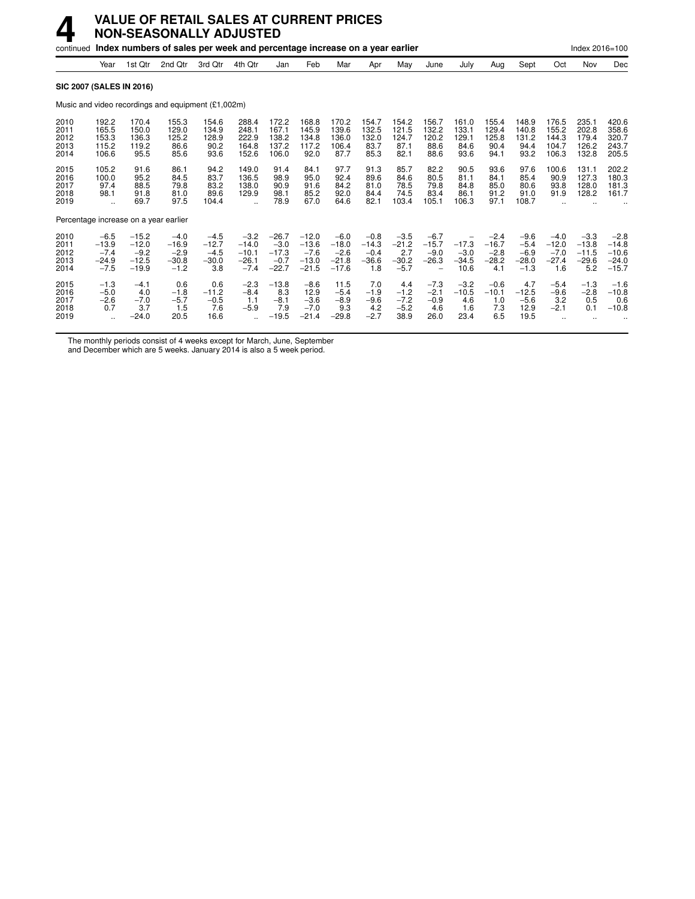# 4 VALUE OF RETAIL SALES AT CURRENT PRICES NON-SEASONALLY ADJUSTED

continued **Index numbers of sales per week and percentage increase on a year earlier** Index 2016=100

| | Year | 1st Qtr | 2nd Qtr | 3rd Qtr | 4th Qtr | Jan | Feb | Mar | Apr | May | June | July | Aug | Sept | Oct | Nov | Dec |
|---|---|---|---|---|---|---|---|---|---|---|---|---|---|---|---|---|---|
| **SIC 2007 (SALES IN 2016)** | | | | | | | | | | | | | | | | | |
| Music and video recordings and equipment (£1,002m) | | | | | | | | | | | | | | | | | |
| 2010 | 192.2 | 170.4 | 155.3 | 154.6 | 288.4 | 172.2 | 168.8 | 170.2 | 154.7 | 154.2 | 156.7 | 161.0 | 155.4 | 148.9 | 176.5 | 235.1 | 420.6 |
| 2011 | 165.5 | 150.0 | 129.0 | 134.9 | 248.1 | 167.1 | 145.9 | 139.6 | 132.5 | 121.5 | 132.2 | 133.1 | 129.4 | 140.8 | 155.2 | 202.8 | 358.6 |
| 2012 | 153.3 | 136.3 | 125.2 | 128.9 | 222.9 | 138.2 | 134.8 | 136.0 | 132.0 | 124.7 | 120.2 | 129.1 | 125.8 | 131.2 | 144.3 | 179.4 | 320.7 |
| 2013 | 115.2 | 119.2 | 86.6 | 90.2 | 164.8 | 137.2 | 117.2 | 106.4 | 83.7 | 87.1 | 88.6 | 84.6 | 90.4 | 94.4 | 104.7 | 126.2 | 243.7 |
| 2014 | 106.6 | 95.5 | 85.6 | 93.6 | 152.6 | 106.0 | 92.0 | 87.7 | 85.3 | 82.1 | 88.6 | 93.6 | 94.1 | 93.2 | 106.3 | 132.8 | 205.5 |
| 2015 | 105.2 | 91.6 | 86.1 | 94.2 | 149.0 | 91.4 | 84.1 | 97.7 | 91.3 | 85.7 | 82.2 | 90.5 | 93.6 | 97.6 | 100.6 | 131.1 | 202.2 |
| 2016 | 100.0 | 95.2 | 84.5 | 83.7 | 136.5 | 98.9 | 95.0 | 92.4 | 89.6 | 84.6 | 80.5 | 81.1 | 84.1 | 85.4 | 90.9 | 127.3 | 180.3 |
| 2017 | 97.4 | 88.5 | 79.8 | 83.2 | 138.0 | 90.9 | 91.6 | 84.2 | 81.0 | 78.5 | 79.8 | 84.8 | 85.0 | 80.6 | 93.8 | 128.0 | 181.3 |
| 2018 | 98.1 | 91.8 | 81.0 | 89.6 | 129.9 | 98.1 | 85.2 | 92.0 | 84.4 | 74.5 | 83.4 | 86.1 | 91.2 | 91.0 | 91.9 | 128.2 | 161.7 |
| 2019 | .. | 69.7 | 97.5 | 104.4 | .. | 78.9 | 67.0 | 64.6 | 82.1 | 103.4 | 105.1 | 106.3 | 97.1 | 108.7 | .. | .. | .. |
| Percentage increase on a year earlier | | | | | | | | | | | | | | | | | |
| 2010 | −6.5 | −15.2 | −4.0 | −4.5 | −3.2 | −26.7 | −12.0 | −6.0 | −0.8 | −3.5 | −6.7 | – | −2.4 | −9.6 | −4.0 | −3.3 | −2.8 |
| 2011 | −13.9 | −12.0 | −16.9 | −12.7 | −14.0 | −3.0 | −13.6 | −18.0 | −14.3 | −21.2 | −15.7 | −17.3 | −16.7 | −5.4 | −12.0 | −13.8 | −14.8 |
| 2012 | −7.4 | −9.2 | −2.9 | −4.5 | −10.1 | −17.3 | −7.6 | −2.6 | −0.4 | 2.7 | −9.0 | −3.0 | −2.8 | −6.9 | −7.0 | −11.5 | −10.6 |
| 2013 | −24.9 | −12.5 | −30.8 | −30.0 | −26.1 | −0.7 | −13.0 | −21.8 | −36.6 | −30.2 | −26.3 | −34.5 | −28.2 | −28.0 | −27.4 | −29.6 | −24.0 |
| 2014 | −7.5 | −19.9 | −1.2 | 3.8 | −7.4 | −22.7 | −21.5 | −17.6 | 1.8 | −5.7 | – | 10.6 | 4.1 | −1.3 | 1.6 | 5.2 | −15.7 |
| 2015 | −1.3 | −4.1 | 0.6 | 0.6 | −2.3 | −13.8 | −8.6 | 11.5 | 7.0 | 4.4 | −7.3 | −3.2 | −0.6 | 4.7 | −5.4 | −1.3 | −1.6 |
| 2016 | −5.0 | 4.0 | −1.8 | −11.2 | −8.4 | 8.3 | 12.9 | −5.4 | −1.9 | −1.2 | −2.1 | −10.5 | −10.1 | −12.5 | −9.6 | −2.8 | −10.8 |
| 2017 | −2.6 | −7.0 | −5.7 | −0.5 | 1.1 | −8.1 | −3.6 | −8.9 | −9.6 | −7.2 | −0.9 | 4.6 | 1.0 | −5.6 | 3.2 | 0.5 | 0.6 |
| 2018 | 0.7 | 3.7 | 1.5 | 7.6 | −5.9 | 7.9 | −7.0 | 9.3 | 4.2 | −5.2 | 4.6 | 1.6 | 7.3 | 12.9 | −2.1 | 0.1 | −10.8 |
| 2019 | .. | −24.0 | 20.5 | 16.6 | .. | −19.5 | −21.4 | −29.8 | −2.7 | 38.9 | 26.0 | 23.4 | 6.5 | 19.5 | .. | .. | .. |

The monthly periods consist of 4 weeks except for March, June, September and December which are 5 weeks. January 2014 is also a 5 week period.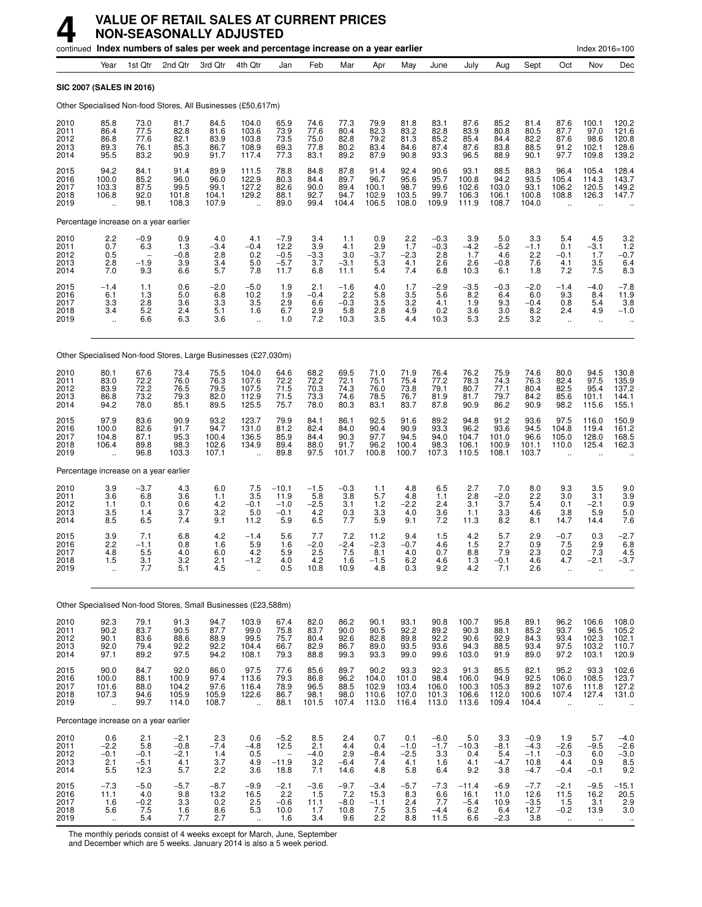# 4 VALUE OF RETAIL SALES AT CURRENT PRICES NON-SEASONALLY ADJUSTED

continued **Index numbers of sales per week and percentage increase on a year earlier** Index 2016=100

| | Year | 1st Qtr | 2nd Qtr | 3rd Qtr | 4th Qtr | Jan | Feb | Mar | Apr | May | June | July | Aug | Sept | Oct | Nov | Dec |
|---|---|---|---|---|---|---|---|---|---|---|---|---|---|---|---|---|---|
| **SIC 2007 (SALES IN 2016)** | | | | | | | | | | | | | | | | | |
| Other Specialised Non-food Stores, All Businesses (£50,617m) | | | | | | | | | | | | | | | | | |
| 2010 | 85.8 | 73.0 | 81.7 | 84.5 | 104.0 | 65.9 | 74.6 | 77.3 | 79.9 | 81.8 | 83.1 | 87.6 | 85.2 | 81.4 | 87.6 | 100.1 | 120.2 |
| 2011 | 86.4 | 77.5 | 82.8 | 81.6 | 103.6 | 73.9 | 77.6 | 80.4 | 82.3 | 83.2 | 82.8 | 83.9 | 80.8 | 80.5 | 87.7 | 97.0 | 121.6 |
| 2012 | 86.8 | 77.6 | 82.1 | 83.9 | 103.8 | 73.5 | 75.0 | 82.8 | 79.2 | 81.3 | 85.2 | 85.4 | 84.4 | 82.2 | 87.6 | 98.6 | 120.8 |
| 2013 | 89.3 | 76.1 | 85.3 | 86.7 | 108.9 | 69.3 | 77.8 | 80.2 | 83.4 | 84.6 | 87.4 | 87.6 | 83.8 | 88.5 | 91.2 | 102.1 | 128.6 |
| 2014 | 95.5 | 83.2 | 90.9 | 91.7 | 117.4 | 77.3 | 83.1 | 89.2 | 87.9 | 90.8 | 93.3 | 96.5 | 88.9 | 90.1 | 97.7 | 109.8 | 139.2 |
| 2015 | 94.2 | 84.1 | 91.4 | 89.9 | 111.5 | 78.8 | 84.8 | 87.8 | 91.4 | 92.4 | 90.6 | 93.1 | 88.5 | 88.3 | 96.4 | 105.4 | 128.4 |
| 2016 | 100.0 | 85.2 | 96.0 | 96.0 | 122.9 | 80.3 | 84.4 | 89.7 | 96.7 | 95.6 | 95.7 | 100.8 | 94.2 | 93.5 | 105.4 | 114.3 | 143.7 |
| 2017 | 103.3 | 87.5 | 99.5 | 99.1 | 127.2 | 82.6 | 90.0 | 89.4 | 100.1 | 98.7 | 99.6 | 102.6 | 103.0 | 93.1 | 106.2 | 120.5 | 149.2 |
| 2018 | 106.8 | 92.0 | 101.8 | 104.1 | 129.2 | 88.1 | 92.7 | 94.7 | 102.9 | 103.5 | 99.7 | 106.3 | 106.1 | 100.8 | 108.8 | 126.3 | 147.7 |
| 2019 | .. | 98.1 | 108.3 | 107.9 | .. | 89.0 | 99.4 | 104.4 | 106.5 | 108.0 | 109.9 | 111.9 | 108.7 | 104.0 | .. | .. | .. |
| Percentage increase on a year earlier | | | | | | | | | | | | | | | | | |
| 2010 | 2.2 | −0.9 | 0.9 | 4.0 | 4.1 | −7.9 | 3.4 | 1.1 | 0.9 | 2.2 | −0.3 | 3.9 | 5.0 | 3.3 | 5.4 | 4.5 | 3.2 |
| 2011 | 0.7 | 6.3 | 1.3 | −3.4 | −0.4 | 12.2 | 3.9 | 4.1 | 2.9 | 1.7 | −0.3 | −4.2 | −5.2 | −1.1 | 0.1 | −3.1 | 1.2 |
| 2012 | 0.5 | – | −0.8 | 2.8 | 0.2 | −0.5 | −3.3 | 3.0 | −3.7 | −2.3 | 2.8 | 1.7 | 4.6 | 2.2 | −0.1 | 1.7 | −0.7 |
| 2013 | 2.8 | −1.9 | 3.9 | 3.4 | 5.0 | −5.7 | 3.7 | −3.1 | 5.3 | 4.1 | 2.6 | 2.6 | −0.8 | 7.6 | 4.1 | 3.5 | 6.4 |
| 2014 | 7.0 | 9.3 | 6.6 | 5.7 | 7.8 | 11.7 | 6.8 | 11.1 | 5.4 | 7.4 | 6.8 | 10.3 | 6.1 | 1.8 | 7.2 | 7.5 | 8.3 |
| 2015 | −1.4 | 1.1 | 0.6 | −2.0 | −5.0 | 1.9 | 2.1 | −1.6 | 4.0 | 1.7 | −2.9 | −3.5 | −0.3 | −2.0 | −1.4 | −4.0 | −7.8 |
| 2016 | 6.1 | 1.3 | 5.0 | 6.8 | 10.2 | 1.9 | −0.4 | 2.2 | 5.8 | 3.5 | 5.6 | 8.2 | 6.4 | 6.0 | 9.3 | 8.4 | 11.9 |
| 2017 | 3.3 | 2.8 | 3.6 | 3.3 | 3.5 | 2.9 | 6.6 | −0.3 | 3.5 | 3.2 | 4.1 | 1.9 | 9.3 | −0.4 | 0.8 | 5.4 | 3.8 |
| 2018 | 3.4 | 5.2 | 2.4 | 5.1 | 1.6 | 6.7 | 2.9 | 5.8 | 2.8 | 4.9 | 0.2 | 3.6 | 3.0 | 8.2 | 2.4 | 4.9 | −1.0 |
| 2019 | .. | 6.6 | 6.3 | 3.6 | .. | 1.0 | 7.2 | 10.3 | 3.5 | 4.4 | 10.3 | 5.3 | 2.5 | 3.2 | .. | .. | .. |
| Other Specialised Non-food Stores, Large Businesses (£27,030m) | | | | | | | | | | | | | | | | | |
| 2010 | 80.1 | 67.6 | 73.4 | 75.5 | 104.0 | 64.6 | 68.2 | 69.5 | 71.0 | 71.9 | 76.4 | 76.2 | 75.9 | 74.6 | 80.0 | 94.5 | 130.8 |
| 2011 | 83.0 | 72.2 | 76.0 | 76.3 | 107.6 | 72.2 | 72.2 | 72.1 | 75.1 | 75.4 | 77.2 | 78.3 | 74.3 | 76.3 | 82.4 | 97.5 | 135.9 |
| 2012 | 83.9 | 72.2 | 76.5 | 79.5 | 107.5 | 71.5 | 70.3 | 74.3 | 76.0 | 73.8 | 79.1 | 80.7 | 77.1 | 80.4 | 82.5 | 95.4 | 137.2 |
| 2013 | 86.8 | 73.2 | 79.3 | 82.0 | 112.9 | 71.5 | 73.3 | 74.6 | 78.5 | 76.7 | 81.9 | 81.7 | 79.7 | 84.2 | 85.6 | 101.1 | 144.1 |
| 2014 | 94.2 | 78.0 | 85.1 | 89.5 | 125.5 | 75.7 | 78.0 | 80.3 | 83.1 | 83.7 | 87.8 | 90.9 | 86.2 | 90.9 | 98.2 | 115.6 | 155.1 |
| 2015 | 97.9 | 83.6 | 90.9 | 93.2 | 123.7 | 79.9 | 84.1 | 86.1 | 92.5 | 91.6 | 89.2 | 94.8 | 91.2 | 93.6 | 97.5 | 116.0 | 150.9 |
| 2016 | 100.0 | 82.6 | 91.7 | 94.7 | 131.0 | 81.2 | 82.4 | 84.0 | 90.4 | 90.9 | 93.3 | 96.2 | 93.6 | 94.5 | 104.8 | 119.4 | 161.2 |
| 2017 | 104.8 | 87.1 | 95.3 | 100.4 | 136.5 | 85.9 | 84.4 | 90.3 | 97.7 | 94.5 | 94.0 | 104.7 | 101.0 | 96.6 | 105.0 | 128.0 | 168.5 |
| 2018 | 106.4 | 89.8 | 98.3 | 102.6 | 134.9 | 89.4 | 88.0 | 91.7 | 96.2 | 100.4 | 98.3 | 106.1 | 100.9 | 101.1 | 110.0 | 125.4 | 162.3 |
| 2019 | .. | 96.8 | 103.3 | 107.1 | .. | 89.8 | 97.5 | 101.7 | 100.8 | 100.7 | 107.3 | 110.5 | 108.1 | 103.7 | .. | .. | .. |
| Percentage increase on a year earlier | | | | | | | | | | | | | | | | | |
| 2010 | 3.9 | −3.7 | 4.3 | 6.0 | 7.5 | −10.1 | −1.5 | −0.3 | 1.1 | 4.8 | 6.5 | 2.7 | 7.0 | 8.0 | 9.3 | 3.5 | 9.0 |
| 2011 | 3.6 | 6.8 | 3.6 | 1.1 | 3.5 | 11.9 | 5.8 | 3.8 | 5.7 | 4.8 | 1.1 | 2.8 | −2.0 | 2.2 | 3.0 | 3.1 | 3.9 |
| 2012 | 1.1 | 0.1 | 0.6 | 4.2 | −0.1 | −1.0 | −2.5 | 3.1 | 1.2 | −2.2 | 2.4 | 3.1 | 3.7 | 5.4 | 0.1 | −2.1 | 0.9 |
| 2013 | 3.5 | 1.4 | 3.7 | 3.2 | 5.0 | −0.1 | 4.2 | 0.3 | 3.3 | 4.0 | 3.6 | 1.1 | 3.3 | 4.6 | 3.8 | 5.9 | 5.0 |
| 2014 | 8.5 | 6.5 | 7.4 | 9.1 | 11.2 | 5.9 | 6.5 | 7.7 | 5.9 | 9.1 | 7.2 | 11.3 | 8.2 | 8.1 | 14.7 | 14.4 | 7.6 |
| 2015 | 3.9 | 7.1 | 6.8 | 4.2 | −1.4 | 5.6 | 7.7 | 7.2 | 11.2 | 9.4 | 1.5 | 4.2 | 5.7 | 2.9 | −0.7 | 0.3 | −2.7 |
| 2016 | 2.2 | −1.1 | 0.8 | 1.6 | 5.9 | 1.6 | −2.0 | −2.4 | −2.3 | −0.7 | 4.6 | 1.5 | 2.7 | 0.9 | 7.5 | 2.9 | 6.8 |
| 2017 | 4.8 | 5.5 | 4.0 | 6.0 | 4.2 | 5.9 | 2.5 | 7.5 | 8.1 | 4.0 | 0.7 | 8.8 | 7.9 | 2.3 | 0.2 | 7.3 | 4.5 |
| 2018 | 1.5 | 3.1 | 3.2 | 2.1 | −1.2 | 4.0 | 4.2 | 1.6 | −1.5 | 6.2 | 4.6 | 1.3 | −0.1 | 4.6 | 4.7 | −2.1 | −3.7 |
| 2019 | .. | 7.7 | 5.1 | 4.5 | .. | 0.5 | 10.8 | 10.9 | 4.8 | 0.3 | 9.2 | 4.2 | 7.1 | 2.6 | .. | .. | .. |
| Other Specialised Non-food Stores, Small Businesses (£23,588m) | | | | | | | | | | | | | | | | | |
| 2010 | 92.3 | 79.1 | 91.3 | 94.7 | 103.9 | 67.4 | 82.0 | 86.2 | 90.1 | 93.1 | 90.8 | 100.7 | 95.8 | 89.1 | 96.2 | 106.6 | 108.0 |
| 2011 | 90.2 | 83.7 | 90.5 | 87.7 | 99.0 | 75.8 | 83.7 | 90.0 | 90.5 | 92.2 | 89.2 | 90.3 | 88.1 | 85.2 | 93.7 | 96.5 | 105.2 |
| 2012 | 90.1 | 83.6 | 88.6 | 88.9 | 99.5 | 75.7 | 80.4 | 92.6 | 82.8 | 89.8 | 92.2 | 90.6 | 92.9 | 84.3 | 93.4 | 102.3 | 102.1 |
| 2013 | 92.0 | 79.4 | 92.2 | 92.2 | 104.4 | 66.7 | 82.9 | 86.7 | 89.0 | 93.5 | 93.6 | 94.3 | 88.5 | 93.4 | 97.5 | 103.2 | 110.7 |
| 2014 | 97.1 | 89.2 | 97.5 | 94.2 | 108.1 | 79.3 | 88.8 | 99.3 | 93.3 | 99.0 | 99.6 | 103.0 | 91.9 | 89.0 | 97.2 | 103.1 | 120.9 |
| 2015 | 90.0 | 84.7 | 92.0 | 86.0 | 97.5 | 77.6 | 85.6 | 89.7 | 90.2 | 93.3 | 92.3 | 91.3 | 85.5 | 82.1 | 95.2 | 93.3 | 102.6 |
| 2016 | 100.0 | 88.1 | 100.9 | 97.4 | 113.6 | 79.3 | 86.8 | 96.2 | 104.0 | 101.0 | 98.4 | 106.0 | 94.9 | 92.5 | 106.0 | 108.5 | 123.7 |
| 2017 | 101.6 | 88.0 | 104.2 | 97.6 | 116.4 | 78.9 | 96.5 | 88.5 | 102.9 | 103.4 | 106.0 | 100.3 | 105.3 | 89.2 | 107.6 | 111.8 | 127.2 |
| 2018 | 107.3 | 94.6 | 105.9 | 105.9 | 122.6 | 86.7 | 98.1 | 98.0 | 110.6 | 107.0 | 101.3 | 106.6 | 112.0 | 100.6 | 107.4 | 127.4 | 131.0 |
| 2019 | .. | 99.7 | 114.0 | 108.7 | .. | 88.1 | 101.5 | 107.4 | 113.0 | 116.4 | 113.0 | 113.6 | 109.4 | 104.4 | .. | .. | .. |
| Percentage increase on a year earlier | | | | | | | | | | | | | | | | | |
| 2010 | 0.6 | 2.1 | −2.1 | 2.3 | 0.6 | −5.2 | 8.5 | 2.4 | 0.7 | 0.1 | −6.0 | 5.0 | 3.3 | −0.9 | 1.9 | 5.7 | −4.0 |
| 2011 | −2.2 | 5.8 | −0.8 | −7.4 | −4.8 | 12.5 | 2.1 | 4.4 | 0.4 | −1.0 | −1.7 | −10.3 | −8.1 | −4.3 | −2.6 | −9.5 | −2.6 |
| 2012 | −0.1 | −0.1 | −2.1 | 1.4 | 0.5 | – | −4.0 | 2.9 | −8.4 | −2.5 | 3.3 | 0.4 | 5.4 | −1.1 | −0.3 | 6.0 | −3.0 |
| 2013 | 2.1 | −5.1 | 4.1 | 3.7 | 4.9 | −11.9 | 3.2 | −6.4 | 7.4 | 4.1 | 1.6 | 4.1 | −4.7 | 10.8 | 4.4 | 0.9 | 8.5 |
| 2014 | 5.5 | 12.3 | 5.7 | 2.2 | 3.6 | 18.8 | 7.1 | 14.6 | 4.8 | 5.8 | 6.4 | 9.2 | 3.8 | −4.7 | −0.4 | −0.1 | 9.2 |
| 2015 | −7.3 | −5.0 | −5.7 | −8.7 | −9.9 | −2.1 | −3.6 | −9.7 | −3.4 | −5.7 | −7.3 | −11.4 | −6.9 | −7.7 | −2.1 | −9.5 | −15.1 |
| 2016 | 11.1 | 4.0 | 9.8 | 13.2 | 16.5 | 2.2 | 1.5 | 7.2 | 15.3 | 8.3 | 6.6 | 16.1 | 11.0 | 12.6 | 11.5 | 16.2 | 20.5 |
| 2017 | 1.6 | −0.2 | 3.3 | 0.2 | 2.5 | −0.6 | 11.1 | −8.0 | −1.1 | 2.4 | 7.7 | −5.4 | 10.9 | −3.5 | 1.5 | 3.1 | 2.9 |
| 2018 | 5.6 | 7.5 | 1.6 | 8.6 | 5.3 | 10.0 | 1.7 | 10.8 | 7.5 | 3.5 | −4.4 | 6.2 | 6.4 | 12.7 | −0.2 | 13.9 | 3.0 |
| 2019 | .. | 5.4 | 7.7 | 2.7 | .. | 1.6 | 3.4 | 9.6 | 2.2 | 8.8 | 11.5 | 6.6 | −2.3 | 3.8 | .. | .. | .. |

The monthly periods consist of 4 weeks except for March, June, September and December which are 5 weeks. January 2014 is also a 5 week period.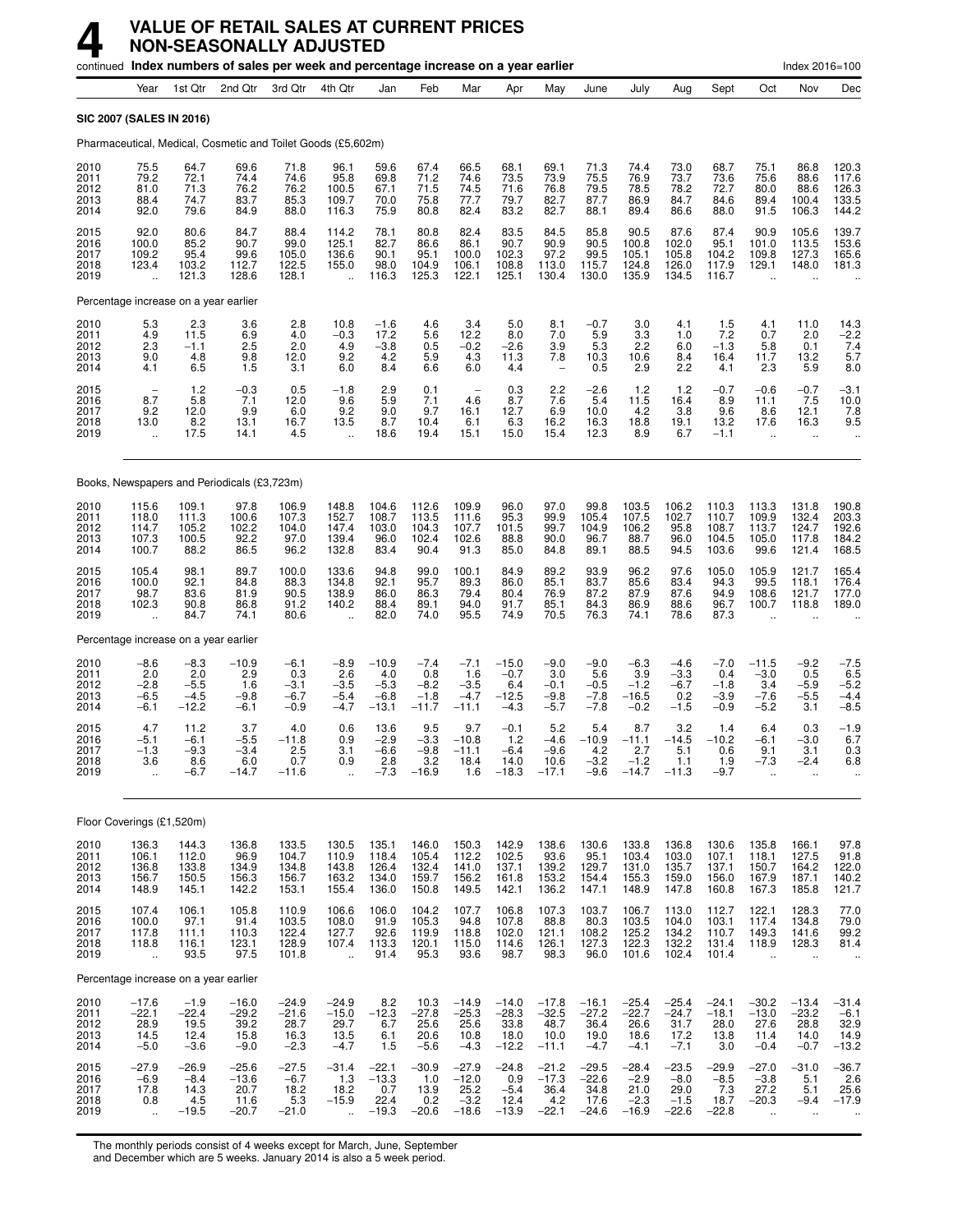# 4 VALUE OF RETAIL SALES AT CURRENT PRICES NON-SEASONALLY ADJUSTED

continued **Index numbers of sales per week and percentage increase on a year earlier** Index 2016=100

| | Year | 1st Qtr | 2nd Qtr | 3rd Qtr | 4th Qtr | Jan | Feb | Mar | Apr | May | June | July | Aug | Sept | Oct | Nov | Dec |
|---|---|---|---|---|---|---|---|---|---|---|---|---|---|---|---|---|---|
| **SIC 2007 (SALES IN 2016)** | | | | | | | | | | | | | | | | | |
| Pharmaceutical, Medical, Cosmetic and Toilet Goods (£5,602m) | | | | | | | | | | | | | | | | | |
| 2010 | 75.5 | 64.7 | 69.6 | 71.8 | 96.1 | 59.6 | 67.4 | 66.5 | 68.1 | 69.1 | 71.3 | 74.4 | 73.0 | 68.7 | 75.1 | 86.8 | 120.3 |
| 2011 | 79.2 | 72.1 | 74.4 | 74.6 | 95.8 | 69.8 | 71.2 | 74.6 | 73.5 | 73.9 | 75.5 | 76.9 | 73.7 | 73.6 | 75.6 | 88.6 | 117.6 |
| 2012 | 81.0 | 71.3 | 76.2 | 76.2 | 100.5 | 67.1 | 71.5 | 74.5 | 71.6 | 76.8 | 79.5 | 78.5 | 78.2 | 72.7 | 80.0 | 88.6 | 126.3 |
| 2013 | 88.4 | 74.7 | 83.7 | 85.3 | 109.7 | 70.0 | 75.8 | 77.7 | 79.7 | 82.7 | 87.7 | 86.9 | 84.7 | 84.6 | 89.4 | 100.4 | 133.5 |
| 2014 | 92.0 | 79.6 | 84.9 | 88.0 | 116.3 | 75.9 | 80.8 | 82.4 | 83.2 | 82.7 | 88.1 | 89.4 | 86.6 | 88.0 | 91.5 | 106.3 | 144.2 |
| 2015 | 92.0 | 80.6 | 84.7 | 88.4 | 114.2 | 78.1 | 80.8 | 82.4 | 83.5 | 84.5 | 85.8 | 90.5 | 87.6 | 87.4 | 90.9 | 105.6 | 139.7 |
| 2016 | 100.0 | 85.2 | 90.7 | 99.0 | 125.1 | 82.7 | 86.6 | 86.1 | 90.7 | 90.9 | 90.5 | 100.8 | 102.0 | 95.1 | 101.0 | 113.5 | 153.6 |
| 2017 | 109.2 | 95.4 | 99.6 | 105.0 | 136.6 | 90.1 | 95.1 | 100.0 | 102.3 | 97.2 | 99.5 | 105.1 | 105.8 | 104.2 | 109.8 | 127.3 | 165.6 |
| 2018 | 123.4 | 103.2 | 112.7 | 122.5 | 155.0 | 98.0 | 104.9 | 106.1 | 108.8 | 113.0 | 115.7 | 124.8 | 126.0 | 117.9 | 129.1 | 148.0 | 181.3 |
| 2019 | .. | 121.3 | 128.6 | 128.1 | .. | 116.3 | 125.3 | 122.1 | 125.1 | 130.4 | 130.0 | 135.9 | 134.5 | 116.7 | .. | .. | .. |
| Percentage increase on a year earlier | | | | | | | | | | | | | | | | | |
| 2010 | 5.3 | 2.3 | 3.6 | 2.8 | 10.8 | −1.6 | 4.6 | 3.4 | 5.0 | 8.1 | −0.7 | 3.0 | 4.1 | 1.5 | 4.1 | 11.0 | 14.3 |
| 2011 | 4.9 | 11.5 | 6.9 | 4.0 | −0.3 | 17.2 | 5.6 | 12.2 | 8.0 | 7.0 | 5.9 | 3.3 | 1.0 | 7.2 | 0.7 | 2.0 | −2.2 |
| 2012 | 2.3 | −1.1 | 2.5 | 2.0 | 4.9 | −3.8 | 0.5 | −0.2 | −2.6 | 3.9 | 5.3 | 2.2 | 6.0 | −1.3 | 5.8 | 0.1 | 7.4 |
| 2013 | 9.0 | 4.8 | 9.8 | 12.0 | 9.2 | 4.2 | 5.9 | 4.3 | 11.3 | 7.8 | 10.3 | 10.6 | 8.4 | 16.4 | 11.7 | 13.2 | 5.7 |
| 2014 | 4.1 | 6.5 | 1.5 | 3.1 | 6.0 | 8.4 | 6.6 | 6.0 | 4.4 | – | 0.5 | 2.9 | 2.2 | 4.1 | 2.3 | 5.9 | 8.0 |
| 2015 | – | 1.2 | −0.3 | 0.5 | −1.8 | 2.9 | 0.1 | – | 0.3 | 2.2 | −2.6 | 1.2 | 1.2 | −0.7 | −0.6 | −0.7 | −3.1 |
| 2016 | 8.7 | 5.8 | 7.1 | 12.0 | 9.6 | 5.9 | 7.1 | 4.6 | 8.7 | 7.6 | 5.4 | 11.5 | 16.4 | 8.9 | 11.1 | 7.5 | 10.0 |
| 2017 | 9.2 | 12.0 | 9.9 | 6.0 | 9.2 | 9.0 | 9.7 | 16.1 | 12.7 | 6.9 | 10.0 | 4.2 | 3.8 | 9.6 | 8.6 | 12.1 | 7.8 |
| 2018 | 13.0 | 8.2 | 13.1 | 16.7 | 13.5 | 8.7 | 10.4 | 6.1 | 6.3 | 16.2 | 16.3 | 18.8 | 19.1 | 13.2 | 17.6 | 16.3 | 9.5 |
| 2019 | .. | 17.5 | 14.1 | 4.5 | .. | 18.6 | 19.4 | 15.1 | 15.0 | 15.4 | 12.3 | 8.9 | 6.7 | −1.1 | .. | .. | .. |
| Books, Newspapers and Periodicals (£3,723m) | | | | | | | | | | | | | | | | | |
| 2010 | 115.6 | 109.1 | 97.8 | 106.9 | 148.8 | 104.6 | 112.6 | 109.9 | 96.0 | 97.0 | 99.8 | 103.5 | 106.2 | 110.3 | 113.3 | 131.8 | 190.8 |
| 2011 | 118.0 | 111.3 | 100.6 | 107.3 | 152.7 | 108.7 | 113.5 | 111.6 | 95.3 | 99.9 | 105.4 | 107.5 | 102.7 | 110.7 | 109.9 | 132.4 | 203.3 |
| 2012 | 114.7 | 105.2 | 102.2 | 104.0 | 147.4 | 103.0 | 104.3 | 107.7 | 101.5 | 99.7 | 104.9 | 106.2 | 95.8 | 108.7 | 113.7 | 124.7 | 192.6 |
| 2013 | 107.3 | 100.5 | 92.2 | 97.0 | 139.4 | 96.0 | 102.4 | 102.6 | 88.8 | 90.0 | 96.7 | 88.7 | 96.0 | 104.5 | 105.0 | 117.8 | 184.2 |
| 2014 | 100.7 | 88.2 | 86.5 | 96.2 | 132.8 | 83.4 | 90.4 | 91.3 | 85.0 | 84.8 | 89.1 | 88.5 | 94.5 | 103.6 | 99.6 | 121.4 | 168.5 |
| 2015 | 105.4 | 98.1 | 89.7 | 100.0 | 133.6 | 94.8 | 99.0 | 100.1 | 84.9 | 89.2 | 93.9 | 96.2 | 97.6 | 105.0 | 105.9 | 121.7 | 165.4 |
| 2016 | 100.0 | 92.1 | 84.8 | 88.3 | 134.8 | 92.1 | 95.7 | 89.3 | 86.0 | 85.1 | 83.7 | 85.6 | 83.4 | 94.3 | 99.5 | 118.1 | 176.4 |
| 2017 | 98.7 | 83.6 | 81.9 | 90.5 | 138.9 | 86.0 | 86.3 | 79.4 | 80.4 | 76.9 | 87.2 | 87.9 | 87.6 | 94.9 | 108.6 | 121.7 | 177.0 |
| 2018 | 102.3 | 90.8 | 86.8 | 91.2 | 140.2 | 88.4 | 89.1 | 94.0 | 91.7 | 85.1 | 84.3 | 86.9 | 88.6 | 96.7 | 100.7 | 118.8 | 189.0 |
| 2019 | .. | 84.7 | 74.1 | 80.6 | .. | 82.0 | 74.0 | 95.5 | 74.9 | 70.5 | 76.3 | 74.1 | 78.6 | 87.3 | .. | .. | .. |
| Percentage increase on a year earlier | | | | | | | | | | | | | | | | | |
| 2010 | −8.6 | −8.3 | −10.9 | −6.1 | −8.9 | −10.9 | −7.4 | −7.1 | −15.0 | −9.0 | −9.0 | −6.3 | −4.6 | −7.0 | −11.5 | −9.2 | −7.5 |
| 2011 | 2.0 | 2.0 | 2.9 | 0.3 | 2.6 | 4.0 | 0.8 | 1.6 | −0.7 | 3.0 | 5.6 | 3.9 | −3.3 | 0.4 | −3.0 | 0.5 | 6.5 |
| 2012 | −2.8 | −5.5 | 1.6 | −3.1 | −3.5 | −5.3 | −8.2 | −3.5 | 6.4 | −0.1 | −0.5 | −1.2 | −6.7 | −1.8 | 3.4 | −5.9 | −5.2 |
| 2013 | −6.5 | −4.5 | −9.8 | −6.7 | −5.4 | −6.8 | −1.8 | −4.7 | −12.5 | −9.8 | −7.8 | −16.5 | 0.2 | −3.9 | −7.6 | −5.5 | −4.4 |
| 2014 | −6.1 | −12.2 | −6.1 | −0.9 | −4.7 | −13.1 | −11.7 | −11.1 | −4.3 | −5.7 | −7.8 | −0.2 | −1.5 | −0.9 | −5.2 | 3.1 | −8.5 |
| 2015 | 4.7 | 11.2 | 3.7 | 4.0 | 0.6 | 13.6 | 9.5 | 9.7 | −0.1 | 5.2 | 5.4 | 8.7 | 3.2 | 1.4 | 6.4 | 0.3 | −1.9 |
| 2016 | −5.1 | −6.1 | −5.5 | −11.8 | 0.9 | −2.9 | −3.3 | −10.8 | 1.2 | −4.6 | −10.9 | −11.1 | −14.5 | −10.2 | −6.1 | −3.0 | 6.7 |
| 2017 | −1.3 | −9.3 | −3.4 | 2.5 | 3.1 | −6.6 | −9.8 | −11.1 | −6.4 | −9.6 | 4.2 | 2.7 | 5.1 | 0.6 | 9.1 | 3.1 | 0.3 |
| 2018 | 3.6 | 8.6 | 6.0 | 0.7 | 0.9 | 2.8 | 3.2 | 18.4 | 14.0 | 10.6 | −3.2 | −1.2 | 1.1 | 1.9 | −7.3 | −2.4 | 6.8 |
| 2019 | .. | −6.7 | −14.7 | −11.6 | .. | −7.3 | −16.9 | 1.6 | −18.3 | −17.1 | −9.6 | −14.7 | −11.3 | −9.7 | .. | .. | .. |
| Floor Coverings (£1,520m) | | | | | | | | | | | | | | | | | |
| 2010 | 136.3 | 144.3 | 136.8 | 133.5 | 130.5 | 135.1 | 146.0 | 150.3 | 142.9 | 138.6 | 130.6 | 133.8 | 136.8 | 130.6 | 135.8 | 166.1 | 97.8 |
| 2011 | 106.1 | 112.0 | 96.9 | 104.7 | 110.9 | 118.4 | 105.4 | 112.2 | 102.5 | 93.6 | 95.1 | 103.4 | 103.0 | 107.1 | 118.1 | 127.5 | 91.8 |
| 2012 | 136.8 | 133.8 | 134.9 | 134.8 | 143.8 | 126.4 | 132.4 | 141.0 | 137.1 | 139.2 | 129.7 | 131.0 | 135.7 | 137.1 | 150.7 | 164.2 | 122.0 |
| 2013 | 156.7 | 150.5 | 156.3 | 156.7 | 163.2 | 134.0 | 159.7 | 156.2 | 161.8 | 153.2 | 154.4 | 155.3 | 159.0 | 156.0 | 167.9 | 187.1 | 140.2 |
| 2014 | 148.9 | 145.1 | 142.2 | 153.1 | 155.4 | 136.0 | 150.8 | 149.5 | 142.1 | 136.2 | 147.1 | 148.9 | 147.8 | 160.8 | 167.3 | 185.8 | 121.7 |
| 2015 | 107.4 | 106.1 | 105.8 | 110.9 | 106.6 | 106.0 | 104.2 | 107.7 | 106.8 | 107.3 | 103.7 | 106.7 | 113.0 | 112.7 | 122.1 | 128.3 | 77.0 |
| 2016 | 100.0 | 97.1 | 91.4 | 103.5 | 108.0 | 91.9 | 105.3 | 94.8 | 107.8 | 88.8 | 80.3 | 103.5 | 104.0 | 103.1 | 117.4 | 134.8 | 79.0 |
| 2017 | 117.8 | 111.1 | 110.3 | 122.4 | 127.7 | 92.6 | 119.9 | 118.8 | 102.0 | 121.1 | 108.2 | 125.2 | 134.2 | 110.7 | 149.3 | 141.6 | 99.2 |
| 2018 | 118.8 | 116.1 | 123.1 | 128.9 | 107.4 | 113.3 | 120.1 | 115.0 | 114.6 | 126.1 | 127.3 | 122.3 | 132.2 | 131.4 | 118.9 | 128.3 | 81.4 |
| 2019 | .. | 93.5 | 97.5 | 101.8 | .. | 91.4 | 95.3 | 93.6 | 98.7 | 98.3 | 96.0 | 101.6 | 102.4 | 101.4 | .. | .. | .. |
| Percentage increase on a year earlier | | | | | | | | | | | | | | | | | |
| 2010 | −17.6 | −1.9 | −16.0 | −24.9 | −24.9 | 8.2 | 10.3 | −14.9 | −14.0 | −17.8 | −16.1 | −25.4 | −25.4 | −24.1 | −30.2 | −13.4 | −31.4 |
| 2011 | −22.1 | −22.4 | −29.2 | −21.6 | −15.0 | −12.3 | −27.8 | −25.3 | −28.3 | −32.5 | −27.2 | −22.7 | −24.7 | −18.1 | −13.0 | −23.2 | −6.1 |
| 2012 | 28.9 | 19.5 | 39.2 | 28.7 | 29.7 | 6.7 | 25.6 | 25.6 | 33.8 | 48.7 | 36.4 | 26.6 | 31.7 | 28.0 | 27.6 | 28.8 | 32.9 |
| 2013 | 14.5 | 12.4 | 15.8 | 16.3 | 13.5 | 6.1 | 20.6 | 10.8 | 18.0 | 10.0 | 19.0 | 18.6 | 17.2 | 13.8 | 11.4 | 14.0 | 14.9 |
| 2014 | −5.0 | −3.6 | −9.0 | −2.3 | −4.7 | 1.5 | −5.6 | −4.3 | −12.2 | −11.1 | −4.7 | −4.1 | −7.1 | 3.0 | −0.4 | −0.7 | −13.2 |
| 2015 | −27.9 | −26.9 | −25.6 | −27.5 | −31.4 | −22.1 | −30.9 | −27.9 | −24.8 | −21.2 | −29.5 | −28.4 | −23.5 | −29.9 | −27.0 | −31.0 | −36.7 |
| 2016 | −6.9 | −8.4 | −13.6 | −6.7 | 1.3 | −13.3 | 1.0 | −12.0 | 0.9 | −17.3 | −22.6 | −2.9 | −8.0 | −8.5 | −3.8 | 5.1 | 2.6 |
| 2017 | 17.8 | 14.3 | 20.7 | 18.2 | 18.2 | 0.7 | 13.9 | 25.2 | −5.4 | 36.4 | 34.8 | 21.0 | 29.0 | 7.3 | 27.2 | 5.1 | 25.6 |
| 2018 | 0.8 | 4.5 | 11.6 | 5.3 | −15.9 | 22.4 | 0.2 | −3.2 | 12.4 | 4.2 | 17.6 | −2.3 | −1.5 | 18.7 | −20.3 | −9.4 | −17.9 |
| 2019 | .. | −19.5 | −20.7 | −21.0 | .. | −19.3 | −20.6 | −18.6 | −13.9 | −22.1 | −24.6 | −16.9 | −22.6 | −22.8 | .. | .. | .. |

The monthly periods consist of 4 weeks except for March, June, September and December which are 5 weeks. January 2014 is also a 5 week period.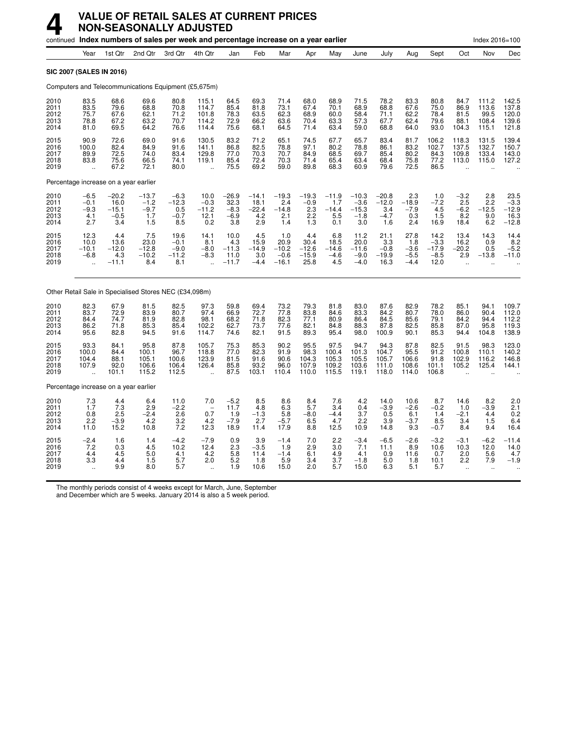# 4 VALUE OF RETAIL SALES AT CURRENT PRICES NON-SEASONALLY ADJUSTED

continued **Index numbers of sales per week and percentage increase on a year earlier** Index 2016=100

| | Year | 1st Qtr | 2nd Qtr | 3rd Qtr | 4th Qtr | Jan | Feb | Mar | Apr | May | June | July | Aug | Sept | Oct | Nov | Dec |
|---|---|---|---|---|---|---|---|---|---|---|---|---|---|---|---|---|---|
| **SIC 2007 (SALES IN 2016)** | | | | | | | | | | | | | | | | | |
| Computers and Telecommunications Equipment (£5,675m) | | | | | | | | | | | | | | | | | |
| 2010 | 83.5 | 68.6 | 69.6 | 80.8 | 115.1 | 64.5 | 69.3 | 71.4 | 68.0 | 68.9 | 71.5 | 78.2 | 83.3 | 80.8 | 84.7 | 111.2 | 142.5 |
| 2011 | 83.5 | 79.6 | 68.8 | 70.8 | 114.7 | 85.4 | 81.8 | 73.1 | 67.4 | 70.1 | 68.9 | 68.8 | 67.6 | 75.0 | 86.9 | 113.6 | 137.8 |
| 2012 | 75.7 | 67.6 | 62.1 | 71.2 | 101.8 | 78.3 | 63.5 | 62.3 | 68.9 | 60.0 | 58.4 | 71.1 | 62.2 | 78.4 | 81.5 | 99.5 | 120.0 |
| 2013 | 78.8 | 67.2 | 63.2 | 70.7 | 114.2 | 72.9 | 66.2 | 63.6 | 70.4 | 63.3 | 57.3 | 67.7 | 62.4 | 79.6 | 88.1 | 108.4 | 139.6 |
| 2014 | 81.0 | 69.5 | 64.2 | 76.6 | 114.4 | 75.6 | 68.1 | 64.5 | 71.4 | 63.4 | 59.0 | 68.8 | 64.0 | 93.0 | 104.3 | 115.1 | 121.8 |
| 2015 | 90.9 | 72.6 | 69.0 | 91.6 | 130.5 | 83.2 | 71.2 | 65.1 | 74.5 | 67.7 | 65.7 | 83.4 | 81.7 | 106.2 | 118.3 | 131.5 | 139.4 |
| 2016 | 100.0 | 82.4 | 84.9 | 91.6 | 141.1 | 86.8 | 82.5 | 78.8 | 97.1 | 80.2 | 78.8 | 86.1 | 83.2 | 102.7 | 137.5 | 132.7 | 150.7 |
| 2017 | 89.9 | 72.5 | 74.0 | 83.4 | 129.8 | 77.0 | 70.3 | 70.7 | 84.9 | 68.5 | 69.7 | 85.4 | 80.2 | 84.3 | 109.8 | 133.4 | 143.0 |
| 2018 | 83.8 | 75.6 | 66.5 | 74.1 | 119.1 | 85.4 | 72.4 | 70.3 | 71.4 | 65.4 | 63.4 | 68.4 | 75.8 | 77.2 | 113.0 | 115.0 | 127.2 |
| 2019 | .. | 67.2 | 72.1 | 80.0 | .. | 75.5 | 69.2 | 59.0 | 89.8 | 68.3 | 60.9 | 79.6 | 72.5 | 86.5 | .. | .. | .. |
| Percentage increase on a year earlier | | | | | | | | | | | | | | | | | |
| 2010 | −6.5 | −20.2 | −13.7 | −6.3 | 10.0 | −26.9 | −14.1 | −19.3 | −19.3 | −11.9 | −10.3 | −20.8 | 2.3 | 1.0 | −3.2 | 2.8 | 23.5 |
| 2011 | −0.1 | 16.0 | −1.2 | −12.3 | −0.3 | 32.3 | 18.1 | 2.4 | −0.9 | 1.7 | −3.6 | −12.0 | −18.9 | −7.2 | 2.5 | 2.2 | −3.3 |
| 2012 | −9.3 | −15.1 | −9.7 | 0.5 | −11.2 | −8.3 | −22.4 | −14.8 | 2.3 | −14.4 | −15.3 | 3.4 | −7.9 | 4.5 | −6.2 | −12.5 | −12.9 |
| 2013 | 4.1 | −0.5 | 1.7 | −0.7 | 12.1 | −6.9 | 4.2 | 2.1 | 2.2 | 5.5 | −1.8 | −4.7 | 0.3 | 1.5 | 8.2 | 9.0 | 16.3 |
| 2014 | 2.7 | 3.4 | 1.5 | 8.5 | 0.2 | 3.8 | 2.9 | 1.4 | 1.3 | 0.1 | 3.0 | 1.6 | 2.4 | 16.9 | 18.4 | 6.2 | −12.8 |
| 2015 | 12.3 | 4.4 | 7.5 | 19.6 | 14.1 | 10.0 | 4.5 | 1.0 | 4.4 | 6.8 | 11.2 | 21.1 | 27.8 | 14.2 | 13.4 | 14.3 | 14.4 |
| 2016 | 10.0 | 13.6 | 23.0 | −0.1 | 8.1 | 4.3 | 15.9 | 20.9 | 30.4 | 18.5 | 20.0 | 3.3 | 1.8 | −3.3 | 16.2 | 0.9 | 8.2 |
| 2017 | −10.1 | −12.0 | −12.8 | −9.0 | −8.0 | −11.3 | −14.9 | −10.2 | −12.6 | −14.6 | −11.6 | −0.8 | −3.6 | −17.9 | −20.2 | 0.5 | −5.2 |
| 2018 | −6.8 | 4.3 | −10.2 | −11.2 | −8.3 | 11.0 | 3.0 | −0.6 | −15.9 | −4.6 | −9.0 | −19.9 | −5.5 | −8.5 | 2.9 | −13.8 | −11.0 |
| 2019 | .. | −11.1 | 8.4 | 8.1 | .. | −11.7 | −4.4 | −16.1 | 25.8 | 4.5 | −4.0 | 16.3 | −4.4 | 12.0 | .. | .. | .. |
| Other Retail Sale in Specialised Stores NEC (£34,098m) | | | | | | | | | | | | | | | | | |
| 2010 | 82.3 | 67.9 | 81.5 | 82.5 | 97.3 | 59.8 | 69.4 | 73.2 | 79.3 | 81.8 | 83.0 | 87.6 | 82.9 | 78.2 | 85.1 | 94.1 | 109.7 |
| 2011 | 83.7 | 72.9 | 83.9 | 80.7 | 97.4 | 66.9 | 72.7 | 77.8 | 83.8 | 84.6 | 83.3 | 84.2 | 80.7 | 78.0 | 86.0 | 90.4 | 112.0 |
| 2012 | 84.4 | 74.7 | 81.9 | 82.8 | 98.1 | 68.2 | 71.8 | 82.3 | 77.1 | 80.9 | 86.4 | 84.5 | 85.6 | 79.1 | 84.2 | 94.4 | 112.2 |
| 2013 | 86.2 | 71.8 | 85.3 | 85.4 | 102.2 | 62.7 | 73.7 | 77.6 | 82.1 | 84.8 | 88.3 | 87.8 | 82.5 | 85.8 | 87.0 | 95.8 | 119.3 |
| 2014 | 95.6 | 82.8 | 94.5 | 91.6 | 114.7 | 74.6 | 82.1 | 91.5 | 89.3 | 95.4 | 98.0 | 100.9 | 90.1 | 85.3 | 94.4 | 104.8 | 138.9 |
| 2015 | 93.3 | 84.1 | 95.8 | 87.8 | 105.7 | 75.3 | 85.3 | 90.2 | 95.5 | 97.5 | 94.7 | 94.3 | 87.8 | 82.5 | 91.5 | 98.3 | 123.0 |
| 2016 | 100.0 | 84.4 | 100.1 | 96.7 | 118.8 | 77.0 | 82.3 | 91.9 | 98.3 | 100.4 | 101.3 | 104.7 | 95.5 | 91.2 | 100.8 | 110.1 | 140.2 |
| 2017 | 104.4 | 88.1 | 105.1 | 100.6 | 123.9 | 81.5 | 91.6 | 90.6 | 104.3 | 105.3 | 105.5 | 105.7 | 106.6 | 91.8 | 102.9 | 116.2 | 146.8 |
| 2018 | 107.9 | 92.0 | 106.6 | 106.4 | 126.4 | 85.8 | 93.2 | 96.0 | 107.9 | 109.2 | 103.6 | 111.0 | 108.6 | 101.1 | 105.2 | 125.4 | 144.1 |
| 2019 | .. | 101.1 | 115.2 | 112.5 | .. | 87.5 | 103.1 | 110.4 | 110.0 | 115.5 | 119.1 | 118.0 | 114.0 | 106.8 | .. | .. | .. |
| Percentage increase on a year earlier | | | | | | | | | | | | | | | | | |
| 2010 | 7.3 | 4.4 | 6.4 | 11.0 | 7.0 | −5.2 | 8.5 | 8.6 | 8.4 | 7.6 | 4.2 | 14.0 | 10.6 | 8.7 | 14.6 | 8.2 | 2.0 |
| 2011 | 1.7 | 7.3 | 2.9 | −2.2 | − | 11.7 | 4.8 | 6.3 | 5.7 | 3.4 | 0.4 | −3.9 | −2.6 | −0.2 | 1.0 | −3.9 | 2.1 |
| 2012 | 0.8 | 2.5 | −2.4 | 2.6 | 0.7 | 1.9 | −1.3 | 5.8 | −8.0 | −4.4 | 3.7 | 0.5 | 6.1 | 1.4 | −2.1 | 4.4 | 0.2 |
| 2013 | 2.2 | −3.9 | 4.2 | 3.2 | 4.2 | −7.9 | 2.7 | −5.7 | 6.5 | 4.7 | 2.2 | 3.9 | −3.7 | 8.5 | 3.4 | 1.5 | 6.4 |
| 2014 | 11.0 | 15.2 | 10.8 | 7.2 | 12.3 | 18.9 | 11.4 | 17.9 | 8.8 | 12.5 | 10.9 | 14.8 | 9.3 | −0.7 | 8.4 | 9.4 | 16.4 |
| 2015 | −2.4 | 1.6 | 1.4 | −4.2 | −7.9 | 0.9 | 3.9 | −1.4 | 7.0 | 2.2 | −3.4 | −6.5 | −2.6 | −3.2 | −3.1 | −6.2 | −11.4 |
| 2016 | 7.2 | 0.3 | 4.5 | 10.2 | 12.4 | 2.3 | −3.5 | 1.9 | 2.9 | 3.0 | 7.1 | 11.1 | 8.9 | 10.6 | 10.3 | 12.0 | 14.0 |
| 2017 | 4.4 | 4.5 | 5.0 | 4.1 | 4.2 | 5.8 | 11.4 | −1.4 | 6.1 | 4.9 | 4.1 | 0.9 | 11.6 | 0.7 | 2.0 | 5.6 | 4.7 |
| 2018 | 3.3 | 4.4 | 1.5 | 5.7 | 2.0 | 5.2 | 1.8 | 5.9 | 3.4 | 3.7 | −1.8 | 5.0 | 1.8 | 10.1 | 2.2 | 7.9 | −1.9 |
| 2019 | .. | 9.9 | 8.0 | 5.7 | .. | 1.9 | 10.6 | 15.0 | 2.0 | 5.7 | 15.0 | 6.3 | 5.1 | 5.7 | .. | .. | .. |

The monthly periods consist of 4 weeks except for March, June, September and December which are 5 weeks. January 2014 is also a 5 week period.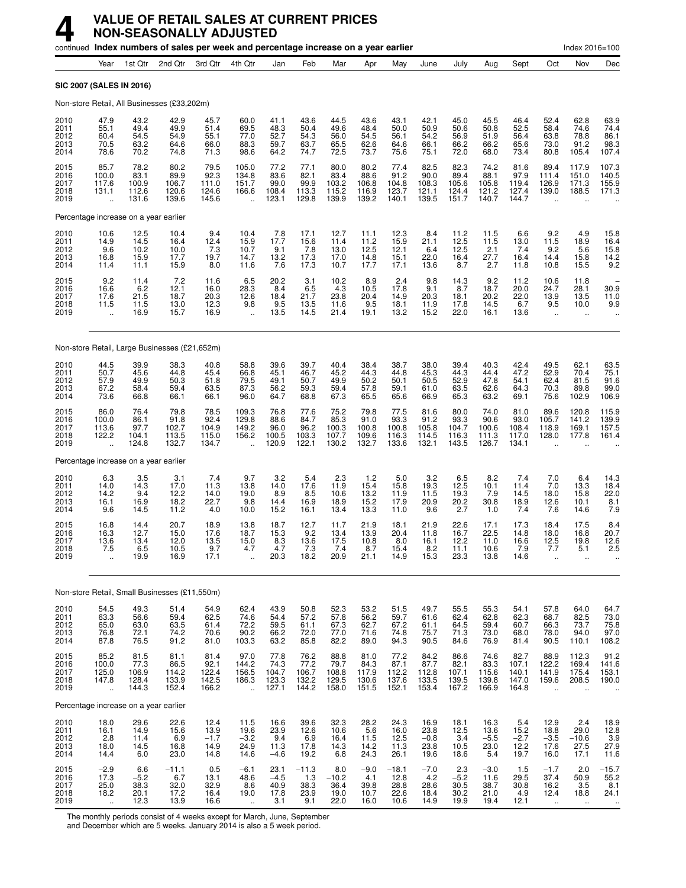# 4 VALUE OF RETAIL SALES AT CURRENT PRICES NON-SEASONALLY ADJUSTED

continued **Index numbers of sales per week and percentage increase on a year earlier** Index 2016=100

| | Year | 1st Qtr | 2nd Qtr | 3rd Qtr | 4th Qtr | Jan | Feb | Mar | Apr | May | June | July | Aug | Sept | Oct | Nov | Dec |
|---|---|---|---|---|---|---|---|---|---|---|---|---|---|---|---|---|---|
| **SIC 2007 (SALES IN 2016)** | | | | | | | | | | | | | | | | | |
| Non-store Retail, All Businesses (£33,202m) | | | | | | | | | | | | | | | | | |
| 2010 | 47.9 | 43.2 | 42.9 | 45.7 | 60.0 | 41.1 | 43.6 | 44.5 | 43.6 | 43.1 | 42.1 | 45.0 | 45.5 | 46.4 | 52.4 | 62.8 | 63.9 |
| 2011 | 55.1 | 49.4 | 49.9 | 51.4 | 69.5 | 48.3 | 50.4 | 49.6 | 48.4 | 50.0 | 50.9 | 50.6 | 50.8 | 52.5 | 58.4 | 74.6 | 74.4 |
| 2012 | 60.4 | 54.5 | 54.9 | 55.1 | 77.0 | 52.7 | 54.3 | 56.0 | 54.5 | 56.1 | 54.2 | 56.9 | 51.9 | 56.4 | 63.8 | 78.8 | 86.1 |
| 2013 | 70.5 | 63.2 | 64.6 | 66.0 | 88.3 | 59.7 | 63.7 | 65.5 | 62.6 | 64.6 | 66.1 | 66.2 | 66.2 | 65.6 | 73.0 | 91.2 | 98.3 |
| 2014 | 78.6 | 70.2 | 74.8 | 71.3 | 98.6 | 64.2 | 74.7 | 72.5 | 73.7 | 75.6 | 75.1 | 72.0 | 68.0 | 73.4 | 80.8 | 105.4 | 107.4 |
| 2015 | 85.7 | 78.2 | 80.2 | 79.5 | 105.0 | 77.2 | 77.1 | 80.0 | 80.2 | 77.4 | 82.5 | 82.3 | 74.2 | 81.6 | 89.4 | 117.9 | 107.3 |
| 2016 | 100.0 | 83.1 | 89.9 | 92.3 | 134.8 | 83.6 | 82.1 | 83.4 | 88.6 | 91.2 | 90.0 | 89.4 | 88.1 | 97.9 | 111.4 | 151.0 | 140.5 |
| 2017 | 117.6 | 100.9 | 106.7 | 111.0 | 151.7 | 99.0 | 99.9 | 103.2 | 106.8 | 104.8 | 108.3 | 105.6 | 105.8 | 119.4 | 126.9 | 171.3 | 155.9 |
| 2018 | 131.1 | 112.6 | 120.6 | 124.6 | 166.6 | 108.4 | 113.3 | 115.2 | 116.9 | 123.7 | 121.1 | 124.4 | 121.2 | 127.4 | 139.0 | 188.5 | 171.3 |
| 2019 | .. | 131.6 | 139.6 | 145.6 | .. | 123.1 | 129.8 | 139.9 | 139.2 | 140.1 | 139.5 | 151.7 | 140.7 | 144.7 | .. | .. | .. |
| Percentage increase on a year earlier | | | | | | | | | | | | | | | | | |
| 2010 | 10.6 | 12.5 | 10.4 | 9.4 | 10.4 | 7.8 | 17.1 | 12.7 | 11.1 | 12.3 | 8.4 | 11.2 | 11.5 | 6.6 | 9.2 | 4.9 | 15.8 |
| 2011 | 14.9 | 14.5 | 16.4 | 12.4 | 15.9 | 17.7 | 15.6 | 11.4 | 11.2 | 15.9 | 21.1 | 12.5 | 11.5 | 13.0 | 11.5 | 18.9 | 16.4 |
| 2012 | 9.6 | 10.2 | 10.0 | 7.3 | 10.7 | 9.1 | 7.8 | 13.0 | 12.5 | 12.1 | 6.4 | 12.5 | 2.1 | 7.4 | 9.2 | 5.6 | 15.8 |
| 2013 | 16.8 | 15.9 | 17.7 | 19.7 | 14.7 | 13.2 | 17.3 | 17.0 | 14.8 | 15.1 | 22.0 | 16.4 | 27.7 | 16.4 | 14.4 | 15.8 | 14.2 |
| 2014 | 11.4 | 11.1 | 15.9 | 8.0 | 11.6 | 7.6 | 17.3 | 10.7 | 17.7 | 17.1 | 13.6 | 8.7 | 2.7 | 11.8 | 10.8 | 15.5 | 9.2 |
| 2015 | 9.2 | 11.4 | 7.2 | 11.6 | 6.5 | 20.2 | 3.1 | 10.2 | 8.9 | 2.4 | 9.8 | 14.3 | 9.2 | 11.2 | 10.6 | 11.8 | – |
| 2016 | 16.6 | 6.2 | 12.1 | 16.0 | 28.3 | 8.4 | 6.5 | 4.3 | 10.5 | 17.8 | 9.1 | 8.7 | 18.7 | 20.0 | 24.7 | 28.1 | 30.9 |
| 2017 | 17.6 | 21.5 | 18.7 | 20.3 | 12.6 | 18.4 | 21.7 | 23.8 | 20.4 | 14.9 | 20.3 | 18.1 | 20.2 | 22.0 | 13.9 | 13.5 | 11.0 |
| 2018 | 11.5 | 11.5 | 13.0 | 12.3 | 9.8 | 9.5 | 13.5 | 11.6 | 9.5 | 18.1 | 11.9 | 17.8 | 14.5 | 6.7 | 9.5 | 10.0 | 9.9 |
| 2019 | .. | 16.9 | 15.7 | 16.9 | .. | 13.5 | 14.5 | 21.4 | 19.1 | 13.2 | 15.2 | 22.0 | 16.1 | 13.6 | .. | .. | .. |
| Non-store Retail, Large Businesses (£21,652m) | | | | | | | | | | | | | | | | | |
| 2010 | 44.5 | 39.9 | 38.3 | 40.8 | 58.8 | 39.6 | 39.7 | 40.4 | 38.4 | 38.7 | 38.0 | 39.4 | 40.3 | 42.4 | 49.5 | 62.1 | 63.5 |
| 2011 | 50.7 | 45.6 | 44.8 | 45.4 | 66.8 | 45.1 | 46.7 | 45.2 | 44.3 | 44.8 | 45.3 | 44.3 | 44.4 | 47.2 | 52.9 | 70.4 | 75.1 |
| 2012 | 57.9 | 49.9 | 50.3 | 51.8 | 79.5 | 49.1 | 50.7 | 49.9 | 50.2 | 50.1 | 50.5 | 52.9 | 47.8 | 54.1 | 62.4 | 81.5 | 91.6 |
| 2013 | 67.2 | 58.4 | 59.4 | 63.5 | 87.3 | 56.2 | 59.3 | 59.4 | 57.8 | 59.1 | 61.0 | 63.5 | 62.6 | 64.3 | 70.3 | 89.8 | 99.0 |
| 2014 | 73.6 | 66.8 | 66.1 | 66.1 | 96.0 | 64.7 | 68.8 | 67.3 | 65.5 | 65.6 | 66.9 | 65.3 | 63.2 | 69.1 | 75.6 | 102.9 | 106.9 |
| 2015 | 86.0 | 76.4 | 79.8 | 78.5 | 109.3 | 76.8 | 77.6 | 75.2 | 79.8 | 77.5 | 81.6 | 80.0 | 74.0 | 81.0 | 89.6 | 120.8 | 115.9 |
| 2016 | 100.0 | 86.1 | 91.8 | 92.4 | 129.8 | 88.6 | 84.7 | 85.3 | 91.0 | 93.3 | 91.2 | 93.3 | 90.6 | 93.0 | 105.7 | 141.2 | 139.9 |
| 2017 | 113.6 | 97.7 | 102.7 | 104.9 | 149.2 | 96.0 | 96.2 | 100.3 | 100.8 | 100.8 | 105.8 | 104.7 | 100.6 | 108.4 | 118.9 | 169.1 | 157.5 |
| 2018 | 122.2 | 104.1 | 113.5 | 115.0 | 156.2 | 100.5 | 103.3 | 107.7 | 109.6 | 116.3 | 114.5 | 116.3 | 111.3 | 117.0 | 128.0 | 177.8 | 161.4 |
| 2019 | .. | 124.8 | 132.7 | 134.7 | .. | 120.9 | 122.1 | 130.2 | 132.7 | 133.6 | 132.1 | 143.5 | 126.7 | 134.1 | .. | .. | .. |
| Percentage increase on a year earlier | | | | | | | | | | | | | | | | | |
| 2010 | 6.3 | 3.5 | 3.1 | 7.4 | 9.7 | 3.2 | 5.4 | 2.3 | 1.2 | 5.0 | 3.2 | 6.5 | 8.2 | 7.4 | 7.0 | 6.4 | 14.3 |
| 2011 | 14.0 | 14.3 | 17.0 | 11.3 | 13.8 | 14.0 | 17.6 | 11.9 | 15.4 | 15.8 | 19.3 | 12.5 | 10.1 | 11.4 | 7.0 | 13.3 | 18.4 |
| 2012 | 14.2 | 9.4 | 12.2 | 14.0 | 19.0 | 8.9 | 8.5 | 10.6 | 13.2 | 11.9 | 11.5 | 19.3 | 7.9 | 14.5 | 18.0 | 15.8 | 22.0 |
| 2013 | 16.1 | 16.9 | 18.2 | 22.7 | 9.8 | 14.4 | 16.9 | 18.9 | 15.2 | 17.9 | 20.9 | 20.2 | 30.8 | 18.9 | 12.6 | 10.1 | 8.1 |
| 2014 | 9.6 | 14.5 | 11.2 | 4.0 | 10.0 | 15.2 | 16.1 | 13.4 | 13.3 | 11.0 | 9.6 | 2.7 | 1.0 | 7.4 | 7.6 | 14.6 | 7.9 |
| 2015 | 16.8 | 14.4 | 20.7 | 18.9 | 13.8 | 18.7 | 12.7 | 11.7 | 21.9 | 18.1 | 21.9 | 22.6 | 17.1 | 17.3 | 18.4 | 17.5 | 8.4 |
| 2016 | 16.3 | 12.7 | 15.0 | 17.6 | 18.7 | 15.3 | 9.2 | 13.4 | 13.9 | 20.4 | 11.8 | 16.7 | 22.5 | 14.8 | 18.0 | 16.8 | 20.7 |
| 2017 | 13.6 | 13.4 | 12.0 | 13.5 | 15.0 | 8.3 | 13.6 | 17.5 | 10.8 | 8.0 | 16.1 | 12.2 | 11.0 | 16.6 | 12.5 | 19.8 | 12.6 |
| 2018 | 7.5 | 6.5 | 10.5 | 9.7 | 4.7 | 4.7 | 7.3 | 7.4 | 8.7 | 15.4 | 8.2 | 11.1 | 10.6 | 7.9 | 7.7 | 5.1 | 2.5 |
| 2019 | .. | 19.9 | 16.9 | 17.1 | .. | 20.3 | 18.2 | 20.9 | 21.1 | 14.9 | 15.3 | 23.3 | 13.8 | 14.6 | .. | .. | .. |
| Non-store Retail, Small Businesses (£11,550m) | | | | | | | | | | | | | | | | | |
| 2010 | 54.5 | 49.3 | 51.4 | 54.9 | 62.4 | 43.9 | 50.8 | 52.3 | 53.2 | 51.5 | 49.7 | 55.5 | 55.3 | 54.1 | 57.8 | 64.0 | 64.7 |
| 2011 | 63.3 | 56.6 | 59.4 | 62.5 | 74.6 | 54.4 | 57.2 | 57.8 | 56.2 | 59.7 | 61.6 | 62.4 | 62.8 | 62.3 | 68.7 | 82.5 | 73.0 |
| 2012 | 65.0 | 63.0 | 63.5 | 61.4 | 72.2 | 59.5 | 61.1 | 67.3 | 62.7 | 67.2 | 61.1 | 64.5 | 59.4 | 60.7 | 66.3 | 73.7 | 75.8 |
| 2013 | 76.8 | 72.1 | 74.2 | 70.6 | 90.2 | 66.2 | 72.0 | 77.0 | 71.6 | 74.8 | 75.7 | 71.3 | 73.0 | 68.0 | 78.0 | 94.0 | 97.0 |
| 2014 | 87.8 | 76.5 | 91.2 | 81.0 | 103.3 | 63.2 | 85.8 | 82.2 | 89.0 | 94.3 | 90.5 | 84.6 | 76.9 | 81.4 | 90.5 | 110.1 | 108.2 |
| 2015 | 85.2 | 81.5 | 81.1 | 81.4 | 97.0 | 77.8 | 76.2 | 88.8 | 81.0 | 77.2 | 84.2 | 86.6 | 74.6 | 82.7 | 88.9 | 112.3 | 91.2 |
| 2016 | 100.0 | 77.3 | 86.5 | 92.1 | 144.2 | 74.3 | 77.2 | 79.7 | 84.3 | 87.1 | 87.7 | 82.1 | 83.3 | 107.1 | 122.2 | 169.4 | 141.6 |
| 2017 | 125.0 | 106.9 | 114.2 | 122.4 | 156.5 | 104.7 | 106.7 | 108.8 | 117.9 | 112.2 | 112.8 | 107.1 | 115.6 | 140.1 | 141.9 | 175.4 | 153.1 |
| 2018 | 147.8 | 128.4 | 133.9 | 142.5 | 186.3 | 123.3 | 132.2 | 129.5 | 130.6 | 137.6 | 133.5 | 139.5 | 139.8 | 147.0 | 159.6 | 208.5 | 190.0 |
| 2019 | .. | 144.3 | 152.4 | 166.2 | .. | 127.1 | 144.2 | 158.0 | 151.5 | 152.1 | 153.4 | 167.2 | 166.9 | 164.8 | .. | .. | .. |
| Percentage increase on a year earlier | | | | | | | | | | | | | | | | | |
| 2010 | 18.0 | 29.6 | 22.6 | 12.4 | 11.5 | 16.6 | 39.6 | 32.3 | 28.2 | 24.3 | 16.9 | 18.1 | 16.3 | 5.4 | 12.9 | 2.4 | 18.9 |
| 2011 | 16.1 | 14.9 | 15.6 | 13.9 | 19.6 | 23.9 | 12.6 | 10.6 | 5.6 | 16.0 | 23.8 | 12.5 | 13.6 | 15.2 | 18.8 | 29.0 | 12.8 |
| 2012 | 2.8 | 11.4 | 6.9 | −1.7 | −3.2 | 9.4 | 6.9 | 16.4 | 11.5 | 12.5 | −0.8 | 3.4 | −5.5 | −2.7 | −3.5 | −10.6 | 3.9 |
| 2013 | 18.0 | 14.5 | 16.8 | 14.9 | 24.9 | 11.3 | 17.8 | 14.3 | 14.2 | 11.3 | 23.8 | 10.5 | 23.0 | 12.2 | 17.6 | 27.5 | 27.9 |
| 2014 | 14.4 | 6.0 | 23.0 | 14.8 | 14.6 | −4.6 | 19.2 | 6.8 | 24.3 | 26.1 | 19.6 | 18.6 | 5.4 | 19.7 | 16.0 | 17.1 | 11.6 |
| 2015 | −2.9 | 6.6 | −11.1 | 0.5 | −6.1 | 23.1 | −11.3 | 8.0 | −9.0 | −18.1 | −7.0 | 2.3 | −3.0 | 1.5 | −1.7 | 2.0 | −15.7 |
| 2016 | 17.3 | −5.2 | 6.7 | 13.1 | 48.6 | −4.5 | 1.3 | −10.2 | 4.1 | 12.8 | 4.2 | −5.2 | 11.6 | 29.5 | 37.4 | 50.9 | 55.2 |
| 2017 | 25.0 | 38.3 | 32.0 | 32.9 | 8.6 | 40.9 | 38.3 | 36.4 | 39.8 | 28.8 | 28.6 | 30.5 | 38.7 | 30.8 | 16.2 | 3.5 | 8.1 |
| 2018 | 18.2 | 20.1 | 17.2 | 16.4 | 19.0 | 17.8 | 23.9 | 19.0 | 10.7 | 22.6 | 18.4 | 30.2 | 21.0 | 4.9 | 12.4 | 18.8 | 24.1 |
| 2019 | .. | 12.3 | 13.9 | 16.6 | .. | 3.1 | 9.1 | 22.0 | 16.0 | 10.6 | 14.9 | 19.9 | 19.4 | 12.1 | .. | .. | .. |

The monthly periods consist of 4 weeks except for March, June, September and December which are 5 weeks. January 2014 is also a 5 week period.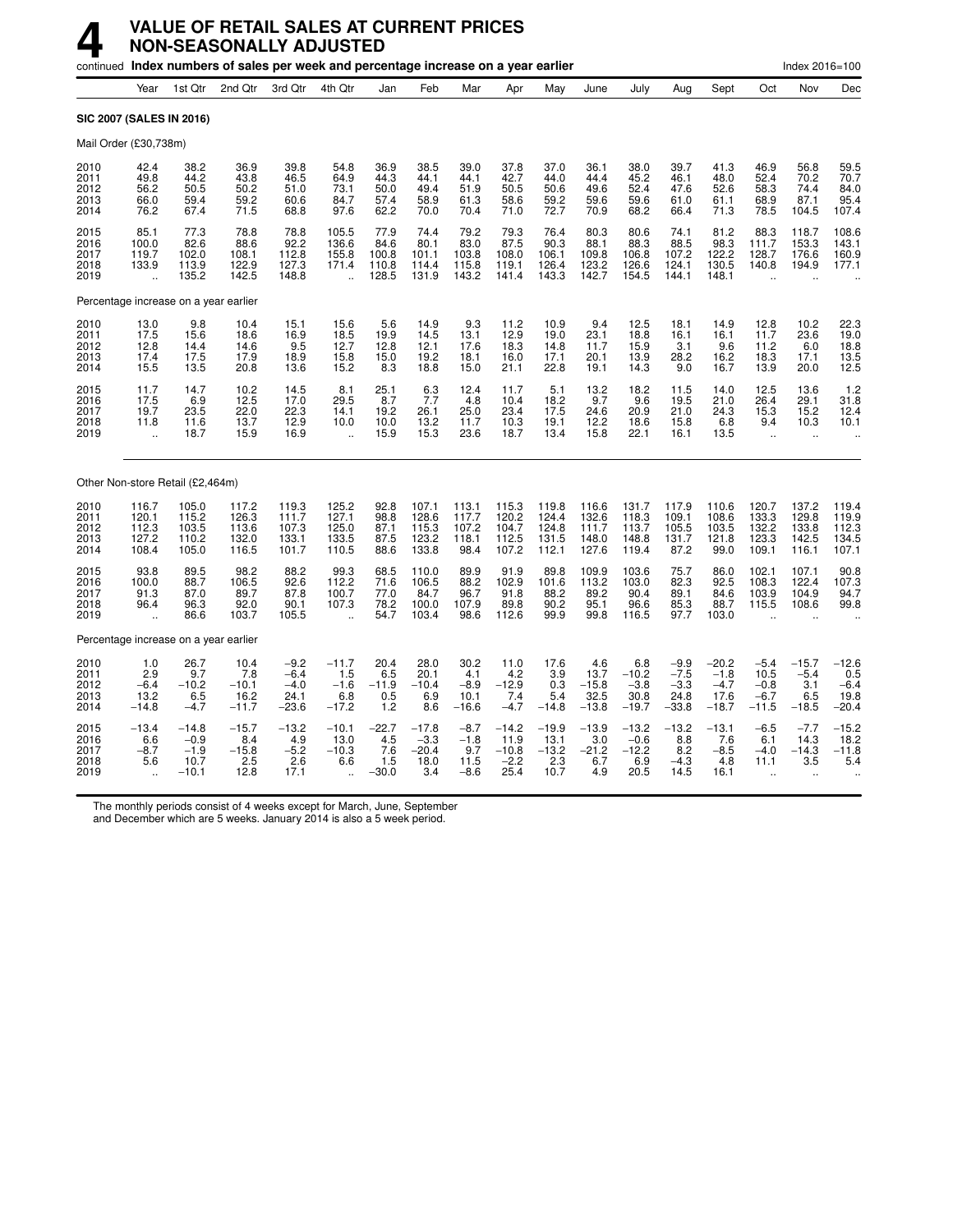# 4 VALUE OF RETAIL SALES AT CURRENT PRICES NON-SEASONALLY ADJUSTED

continued **Index numbers of sales per week and percentage increase on a year earlier** Index 2016=100

| | Year | 1st Qtr | 2nd Qtr | 3rd Qtr | 4th Qtr | Jan | Feb | Mar | Apr | May | June | July | Aug | Sept | Oct | Nov | Dec |
|---|---|---|---|---|---|---|---|---|---|---|---|---|---|---|---|---|---|
| **SIC 2007 (SALES IN 2016)** | | | | | | | | | | | | | | | | | |
| Mail Order (£30,738m) | | | | | | | | | | | | | | | | | |
| 2010 | 42.4 | 38.2 | 36.9 | 39.8 | 54.8 | 36.9 | 38.5 | 39.0 | 37.8 | 37.0 | 36.1 | 38.0 | 39.7 | 41.3 | 46.9 | 56.8 | 59.5 |
| 2011 | 49.8 | 44.2 | 43.8 | 46.5 | 64.9 | 44.3 | 44.1 | 44.1 | 42.7 | 44.0 | 44.4 | 45.2 | 46.1 | 48.0 | 52.4 | 70.2 | 70.7 |
| 2012 | 56.2 | 50.5 | 50.2 | 51.0 | 73.1 | 50.0 | 49.4 | 51.9 | 50.5 | 50.6 | 49.6 | 52.4 | 47.6 | 52.6 | 58.3 | 74.4 | 84.0 |
| 2013 | 66.0 | 59.4 | 59.2 | 60.6 | 84.7 | 57.4 | 58.9 | 61.3 | 58.6 | 59.2 | 59.6 | 59.6 | 61.0 | 61.1 | 68.9 | 87.1 | 95.4 |
| 2014 | 76.2 | 67.4 | 71.5 | 68.8 | 97.6 | 62.2 | 70.0 | 70.4 | 71.0 | 72.7 | 70.9 | 68.2 | 66.4 | 71.3 | 78.5 | 104.5 | 107.4 |
| 2015 | 85.1 | 77.3 | 78.8 | 78.8 | 105.5 | 77.9 | 74.4 | 79.2 | 79.3 | 76.4 | 80.3 | 80.6 | 74.1 | 81.2 | 88.3 | 118.7 | 108.6 |
| 2016 | 100.0 | 82.6 | 88.6 | 92.2 | 136.6 | 84.6 | 80.1 | 83.0 | 87.5 | 90.3 | 88.1 | 88.3 | 88.5 | 98.3 | 111.7 | 153.3 | 143.1 |
| 2017 | 119.7 | 102.0 | 108.1 | 112.8 | 155.8 | 100.8 | 101.1 | 103.8 | 108.0 | 106.1 | 109.8 | 106.8 | 107.2 | 122.2 | 128.7 | 176.6 | 160.9 |
| 2018 | 133.9 | 113.9 | 122.9 | 127.3 | 171.4 | 110.8 | 114.4 | 115.8 | 119.1 | 126.4 | 123.2 | 126.6 | 124.1 | 130.5 | 140.8 | 194.9 | 177.1 |
| 2019 | .. | 135.2 | 142.5 | 148.8 | .. | 128.5 | 131.9 | 143.2 | 141.4 | 143.3 | 142.7 | 154.5 | 144.1 | 148.1 | .. | .. | .. |
| Percentage increase on a year earlier | | | | | | | | | | | | | | | | | |
| 2010 | 13.0 | 9.8 | 10.4 | 15.1 | 15.6 | 5.6 | 14.9 | 9.3 | 11.2 | 10.9 | 9.4 | 12.5 | 18.1 | 14.9 | 12.8 | 10.2 | 22.3 |
| 2011 | 17.5 | 15.6 | 18.6 | 16.9 | 18.5 | 19.9 | 14.5 | 13.1 | 12.9 | 19.0 | 23.1 | 18.8 | 16.1 | 16.1 | 11.7 | 23.6 | 19.0 |
| 2012 | 12.8 | 14.4 | 14.6 | 9.5 | 12.7 | 12.8 | 12.1 | 17.6 | 18.3 | 14.8 | 11.7 | 15.9 | 3.1 | 9.6 | 11.2 | 6.0 | 18.8 |
| 2013 | 17.4 | 17.5 | 17.9 | 18.9 | 15.8 | 15.0 | 19.2 | 18.1 | 16.0 | 17.1 | 20.1 | 13.9 | 28.2 | 16.2 | 18.3 | 17.1 | 13.5 |
| 2014 | 15.5 | 13.5 | 20.8 | 13.6 | 15.2 | 8.3 | 18.8 | 15.0 | 21.1 | 22.8 | 19.1 | 14.3 | 9.0 | 16.7 | 13.9 | 20.0 | 12.5 |
| 2015 | 11.7 | 14.7 | 10.2 | 14.5 | 8.1 | 25.1 | 6.3 | 12.4 | 11.7 | 5.1 | 13.2 | 18.2 | 11.5 | 14.0 | 12.5 | 13.6 | 1.2 |
| 2016 | 17.5 | 6.9 | 12.5 | 17.0 | 29.5 | 8.7 | 7.7 | 4.8 | 10.4 | 18.2 | 9.7 | 9.6 | 19.5 | 21.0 | 26.4 | 29.1 | 31.8 |
| 2017 | 19.7 | 23.5 | 22.0 | 22.3 | 14.1 | 19.2 | 26.1 | 25.0 | 23.4 | 17.5 | 24.6 | 20.9 | 21.0 | 24.3 | 15.3 | 15.2 | 12.4 |
| 2018 | 11.8 | 11.6 | 13.7 | 12.9 | 10.0 | 10.0 | 13.2 | 11.7 | 10.3 | 19.1 | 12.2 | 18.6 | 15.8 | 6.8 | 9.4 | 10.3 | 10.1 |
| 2019 | .. | 18.7 | 15.9 | 16.9 | .. | 15.9 | 15.3 | 23.6 | 18.7 | 13.4 | 15.8 | 22.1 | 16.1 | 13.5 | .. | .. | .. |
| Other Non-store Retail (£2,464m) | | | | | | | | | | | | | | | | | |
| 2010 | 116.7 | 105.0 | 117.2 | 119.3 | 125.2 | 92.8 | 107.1 | 113.1 | 115.3 | 119.8 | 116.6 | 131.7 | 117.9 | 110.6 | 120.7 | 137.2 | 119.4 |
| 2011 | 120.1 | 115.2 | 126.3 | 111.7 | 127.1 | 98.8 | 128.6 | 117.7 | 120.2 | 124.4 | 132.6 | 118.3 | 109.1 | 108.6 | 133.3 | 129.8 | 119.9 |
| 2012 | 112.3 | 103.5 | 113.6 | 107.3 | 125.0 | 87.1 | 115.3 | 107.2 | 104.7 | 124.8 | 111.7 | 113.7 | 105.5 | 103.5 | 132.2 | 133.8 | 112.3 |
| 2013 | 127.2 | 110.2 | 132.0 | 133.1 | 133.5 | 87.5 | 123.2 | 118.1 | 112.5 | 131.5 | 148.0 | 148.8 | 131.7 | 121.8 | 123.3 | 142.5 | 134.5 |
| 2014 | 108.4 | 105.0 | 116.5 | 101.7 | 110.5 | 88.6 | 133.8 | 98.4 | 107.2 | 112.1 | 127.6 | 119.4 | 87.2 | 99.0 | 109.1 | 116.1 | 107.1 |
| 2015 | 93.8 | 89.5 | 98.2 | 88.2 | 99.3 | 68.5 | 110.0 | 89.9 | 91.9 | 89.8 | 109.9 | 103.6 | 75.7 | 86.0 | 102.1 | 107.1 | 90.8 |
| 2016 | 100.0 | 88.7 | 106.5 | 92.6 | 112.2 | 71.6 | 106.5 | 88.2 | 102.9 | 101.6 | 113.2 | 103.0 | 82.3 | 92.5 | 108.3 | 122.4 | 107.3 |
| 2017 | 91.3 | 87.0 | 89.7 | 87.8 | 100.7 | 77.0 | 84.7 | 96.7 | 91.8 | 88.2 | 89.2 | 90.4 | 89.1 | 84.6 | 103.9 | 104.9 | 94.7 |
| 2018 | 96.4 | 96.3 | 92.0 | 90.1 | 107.3 | 78.2 | 100.0 | 107.9 | 89.8 | 90.2 | 95.1 | 96.6 | 85.3 | 88.7 | 115.5 | 108.6 | 99.8 |
| 2019 | .. | 86.6 | 103.7 | 105.5 | .. | 54.7 | 103.4 | 98.6 | 112.6 | 99.9 | 99.8 | 116.5 | 97.7 | 103.0 | .. | .. | .. |
| Percentage increase on a year earlier | | | | | | | | | | | | | | | | | |
| 2010 | 1.0 | 26.7 | 10.4 | −9.2 | −11.7 | 20.4 | 28.0 | 30.2 | 11.0 | 17.6 | 4.6 | 6.8 | −9.9 | −20.2 | −5.4 | −15.7 | −12.6 |
| 2011 | 2.9 | 9.7 | 7.8 | −6.4 | 1.5 | 6.5 | 20.1 | 4.1 | 4.2 | 3.9 | 13.7 | −10.2 | −7.5 | −1.8 | 10.5 | −5.4 | 0.5 |
| 2012 | −6.4 | −10.2 | −10.1 | −4.0 | −1.6 | −11.9 | −10.4 | −8.9 | −12.9 | 0.3 | −15.8 | −3.8 | −3.3 | −4.7 | −0.8 | 3.1 | −6.4 |
| 2013 | 13.2 | 6.5 | 16.2 | 24.1 | 6.8 | 0.5 | 6.9 | 10.1 | 7.4 | 5.4 | 32.5 | 30.8 | 24.8 | 17.6 | −6.7 | 6.5 | 19.8 |
| 2014 | −14.8 | −4.7 | −11.7 | −23.6 | −17.2 | 1.2 | 8.6 | −16.6 | −4.7 | −14.8 | −13.8 | −19.7 | −33.8 | −18.7 | −11.5 | −18.5 | −20.4 |
| 2015 | −13.4 | −14.8 | −15.7 | −13.2 | −10.1 | −22.7 | −17.8 | −8.7 | −14.2 | −19.9 | −13.9 | −13.2 | −13.2 | −13.1 | −6.5 | −7.7 | −15.2 |
| 2016 | 6.6 | −0.9 | 8.4 | 4.9 | 13.0 | 4.5 | −3.3 | −1.8 | 11.9 | 13.1 | 3.0 | −0.6 | 8.8 | 7.6 | 6.1 | 14.3 | 18.2 |
| 2017 | −8.7 | −1.9 | −15.8 | −5.2 | −10.3 | 7.6 | −20.4 | 9.7 | −10.8 | −13.2 | −21.2 | −12.2 | 8.2 | −8.5 | −4.0 | −14.3 | −11.8 |
| 2018 | 5.6 | 10.7 | 2.5 | 2.6 | 6.6 | 1.5 | 18.0 | 11.5 | −2.2 | 2.3 | 6.7 | 6.9 | −4.3 | 4.8 | 11.1 | 3.5 | 5.4 |
| 2019 | .. | −10.1 | 12.8 | 17.1 | .. | −30.0 | 3.4 | −8.6 | 25.4 | 10.7 | 4.9 | 20.5 | 14.5 | 16.1 | .. | .. | .. |

The monthly periods consist of 4 weeks except for March, June, September and December which are 5 weeks. January 2014 is also a 5 week period.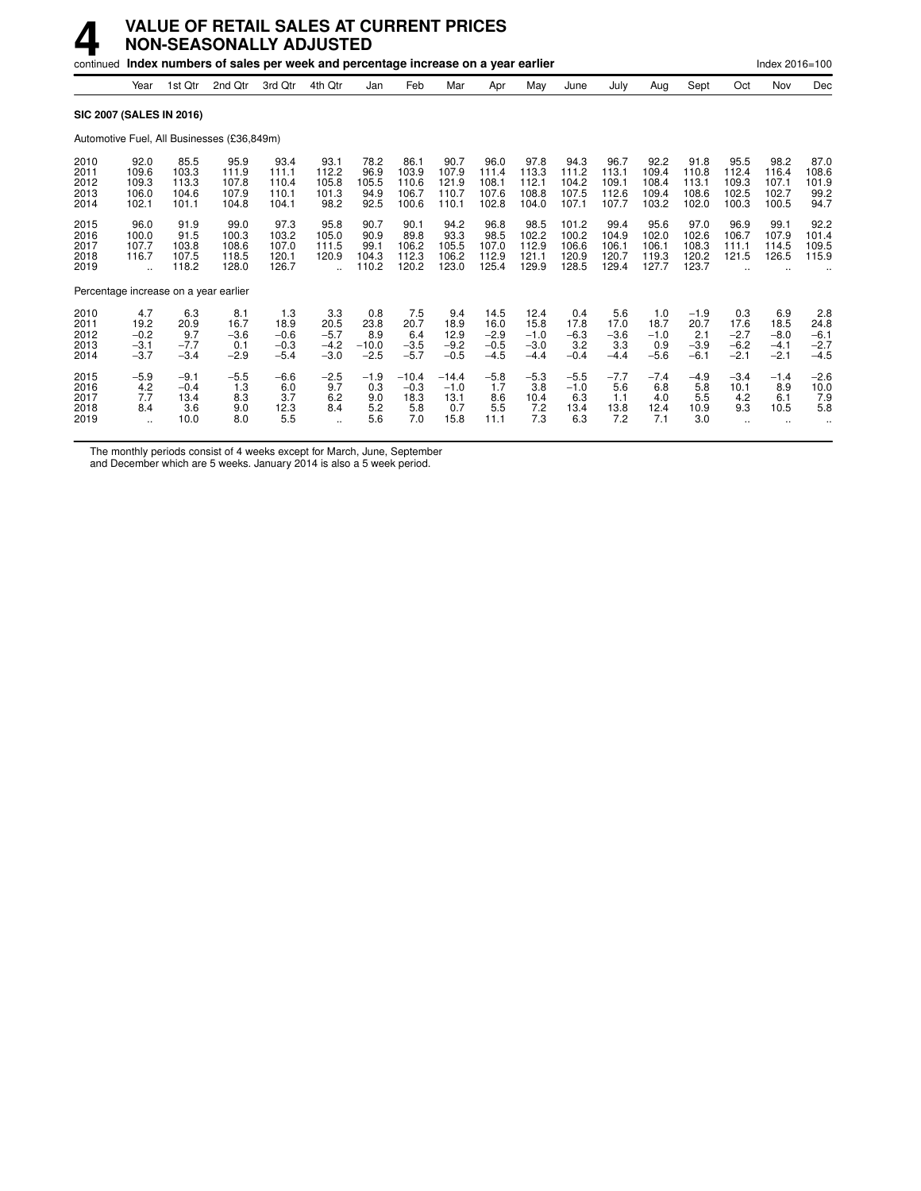# 4 VALUE OF RETAIL SALES AT CURRENT PRICES NON-SEASONALLY ADJUSTED

continued **Index numbers of sales per week and percentage increase on a year earlier** Index 2016=100

| | Year | 1st Qtr | 2nd Qtr | 3rd Qtr | 4th Qtr | Jan | Feb | Mar | Apr | May | June | July | Aug | Sept | Oct | Nov | Dec |
|---|---|---|---|---|---|---|---|---|---|---|---|---|---|---|---|---|---|
| **SIC 2007 (SALES IN 2016)** | | | | | | | | | | | | | | | | | |
| Automotive Fuel, All Businesses (£36,849m) | | | | | | | | | | | | | | | | | |
| 2010 | 92.0 | 85.5 | 95.9 | 93.4 | 93.1 | 78.2 | 86.1 | 90.7 | 96.0 | 97.8 | 94.3 | 96.7 | 92.2 | 91.8 | 95.5 | 98.2 | 87.0 |
| 2011 | 109.6 | 103.3 | 111.9 | 111.1 | 112.2 | 96.9 | 103.9 | 107.9 | 111.4 | 113.3 | 111.2 | 113.1 | 109.4 | 110.8 | 112.4 | 116.4 | 108.6 |
| 2012 | 109.3 | 113.3 | 107.8 | 110.4 | 105.8 | 105.5 | 110.6 | 121.9 | 108.1 | 112.1 | 104.2 | 109.1 | 108.4 | 113.1 | 109.3 | 107.1 | 101.9 |
| 2013 | 106.0 | 104.6 | 107.9 | 110.1 | 101.3 | 94.9 | 106.7 | 110.7 | 107.6 | 108.8 | 107.5 | 112.6 | 109.4 | 108.6 | 102.5 | 102.7 | 99.2 |
| 2014 | 102.1 | 101.1 | 104.8 | 104.1 | 98.2 | 92.5 | 100.6 | 110.1 | 102.8 | 104.0 | 107.1 | 107.7 | 103.2 | 102.0 | 100.3 | 100.5 | 94.7 |
| 2015 | 96.0 | 91.9 | 99.0 | 97.3 | 95.8 | 90.7 | 90.1 | 94.2 | 96.8 | 98.5 | 101.2 | 99.4 | 95.6 | 97.0 | 96.9 | 99.1 | 92.2 |
| 2016 | 100.0 | 91.5 | 100.3 | 103.2 | 105.0 | 90.9 | 89.8 | 93.3 | 98.5 | 102.2 | 100.2 | 104.9 | 102.0 | 102.6 | 106.7 | 107.9 | 101.4 |
| 2017 | 107.7 | 103.8 | 108.6 | 107.0 | 111.5 | 99.1 | 106.2 | 105.5 | 107.0 | 112.9 | 106.6 | 106.1 | 106.1 | 108.3 | 111.1 | 114.5 | 109.5 |
| 2018 | 116.7 | 107.5 | 118.5 | 120.1 | 120.9 | 104.3 | 112.3 | 106.2 | 112.9 | 121.1 | 120.9 | 120.7 | 119.3 | 120.2 | 121.5 | 126.5 | 115.9 |
| 2019 | .. | 118.2 | 128.0 | 126.7 | .. | 110.2 | 120.2 | 123.0 | 125.4 | 129.9 | 128.5 | 129.4 | 127.7 | 123.7 | .. | .. | .. |
| Percentage increase on a year earlier | | | | | | | | | | | | | | | | | |
| 2010 | 4.7 | 6.3 | 8.1 | 1.3 | 3.3 | 0.8 | 7.5 | 9.4 | 14.5 | 12.4 | 0.4 | 5.6 | 1.0 | −1.9 | 0.3 | 6.9 | 2.8 |
| 2011 | 19.2 | 20.9 | 16.7 | 18.9 | 20.5 | 23.8 | 20.7 | 18.9 | 16.0 | 15.8 | 17.8 | 17.0 | 18.7 | 20.7 | 17.6 | 18.5 | 24.8 |
| 2012 | −0.2 | 9.7 | −3.6 | −0.6 | −5.7 | 8.9 | 6.4 | 12.9 | −2.9 | −1.0 | −6.3 | −3.6 | −1.0 | 2.1 | −2.7 | −8.0 | −6.1 |
| 2013 | −3.1 | −7.7 | 0.1 | −0.3 | −4.2 | −10.0 | −3.5 | −9.2 | −0.5 | −3.0 | 3.2 | 3.3 | 0.9 | −3.9 | −6.2 | −4.1 | −2.7 |
| 2014 | −3.7 | −3.4 | −2.9 | −5.4 | −3.0 | −2.5 | −5.7 | −0.5 | −4.5 | −4.4 | −0.4 | −4.4 | −5.6 | −6.1 | −2.1 | −2.1 | −4.5 |
| 2015 | −5.9 | −9.1 | −5.5 | −6.6 | −2.5 | −1.9 | −10.4 | −14.4 | −5.8 | −5.3 | −5.5 | −7.7 | −7.4 | −4.9 | −3.4 | −1.4 | −2.6 |
| 2016 | 4.2 | −0.4 | 1.3 | 6.0 | 9.7 | 0.3 | −0.3 | −1.0 | 1.7 | 3.8 | −1.0 | 5.6 | 6.8 | 5.8 | 10.1 | 8.9 | 10.0 |
| 2017 | 7.7 | 13.4 | 8.3 | 3.7 | 6.2 | 9.0 | 18.3 | 13.1 | 8.6 | 10.4 | 6.3 | 1.1 | 4.0 | 5.5 | 4.2 | 6.1 | 7.9 |
| 2018 | 8.4 | 3.6 | 9.0 | 12.3 | 8.4 | 5.2 | 5.8 | 0.7 | 5.5 | 7.2 | 13.4 | 13.8 | 12.4 | 10.9 | 9.3 | 10.5 | 5.8 |
| 2019 | .. | 10.0 | 8.0 | 5.5 | .. | 5.6 | 7.0 | 15.8 | 11.1 | 7.3 | 6.3 | 7.2 | 7.1 | 3.0 | .. | .. | .. |

The monthly periods consist of 4 weeks except for March, June, September and December which are 5 weeks. January 2014 is also a 5 week period.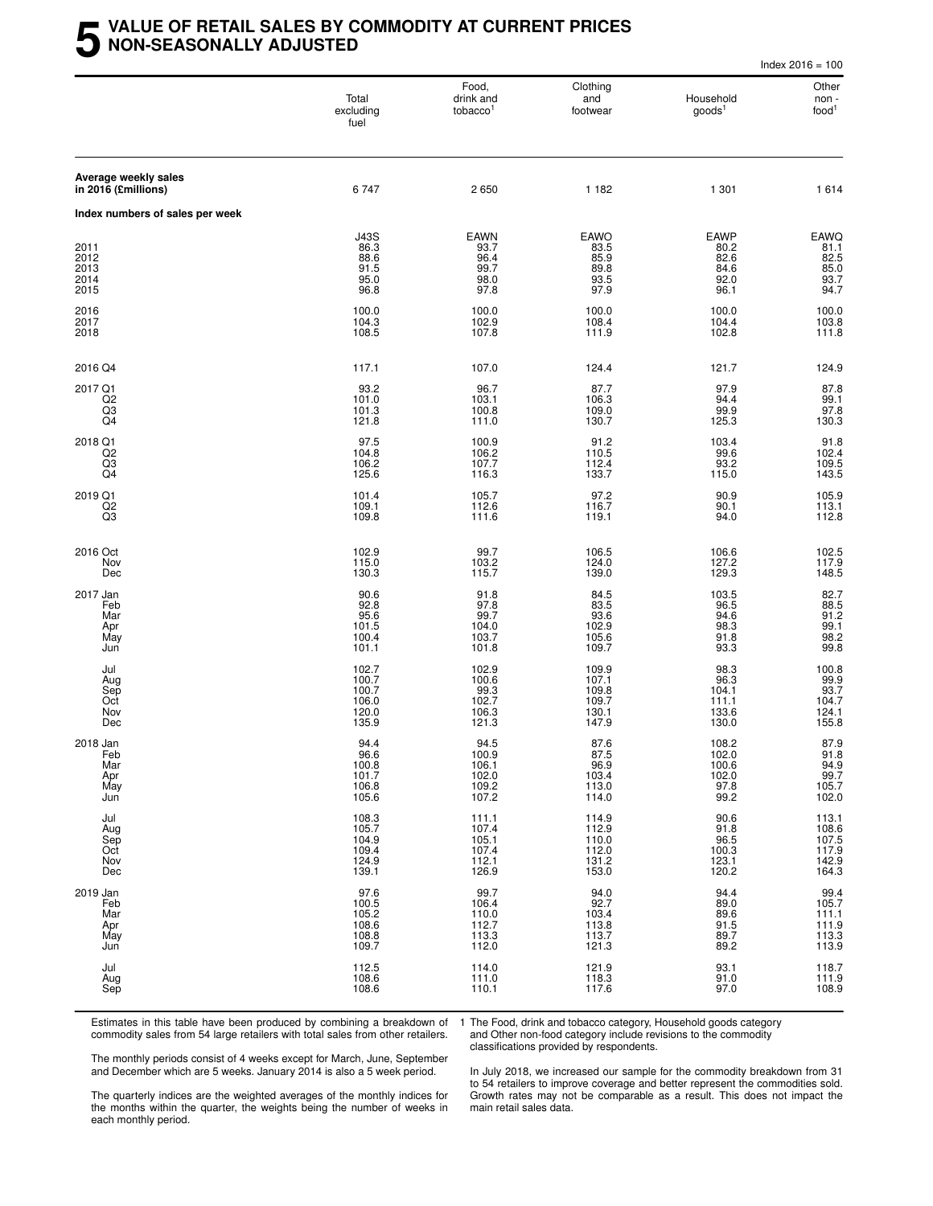# 5 VALUE OF RETAIL SALES BY COMMODITY AT CURRENT PRICES NON-SEASONALLY ADJUSTED

Index 2016 = 100

| | Total excluding fuel | Food, drink and tobacco[1] | Clothing and footwear | Household goods[1] | Other non - food[1] |
|---|---|---|---|---|---|
| **Average weekly sales in 2016 (£millions)** | 6 747 | 2 650 | 1 182 | 1 301 | 1 614 |
| **Index numbers of sales per week** | | | | | |
| | J43S | EAWN | EAWO | EAWP | EAWQ |
| 2011 | 86.3 | 93.7 | 83.5 | 80.2 | 81.1 |
| 2012 | 88.6 | 96.4 | 85.9 | 82.6 | 82.5 |
| 2013 | 91.5 | 99.7 | 89.8 | 84.6 | 85.0 |
| 2014 | 95.0 | 98.0 | 93.5 | 92.0 | 93.7 |
| 2015 | 96.8 | 97.8 | 97.9 | 96.1 | 94.7 |
| 2016 | 100.0 | 100.0 | 100.0 | 100.0 | 100.0 |
| 2017 | 104.3 | 102.9 | 108.4 | 104.4 | 103.8 |
| 2018 | 108.5 | 107.8 | 111.9 | 102.8 | 111.8 |
| 2016 Q4 | 117.1 | 107.0 | 124.4 | 121.7 | 124.9 |
| 2017 Q1 | 93.2 | 96.7 | 87.7 | 97.9 | 87.8 |
| Q2 | 101.0 | 103.1 | 106.3 | 94.4 | 99.1 |
| Q3 | 101.3 | 100.8 | 109.0 | 99.9 | 97.8 |
| Q4 | 121.8 | 111.0 | 130.7 | 125.3 | 130.3 |
| 2018 Q1 | 97.5 | 100.9 | 91.2 | 103.4 | 91.8 |
| Q2 | 104.8 | 106.2 | 110.5 | 99.6 | 102.4 |
| Q3 | 106.2 | 107.7 | 112.4 | 93.2 | 109.5 |
| Q4 | 125.6 | 116.3 | 133.7 | 115.0 | 143.5 |
| 2019 Q1 | 101.4 | 105.7 | 97.2 | 90.9 | 105.9 |
| Q2 | 109.1 | 112.6 | 116.7 | 90.1 | 113.1 |
| Q3 | 109.8 | 111.6 | 119.1 | 94.0 | 112.8 |
| 2016 Oct | 102.9 | 99.7 | 106.5 | 106.6 | 102.5 |
| Nov | 115.0 | 103.2 | 124.0 | 127.2 | 117.9 |
| Dec | 130.3 | 115.7 | 139.0 | 129.3 | 148.5 |
| 2017 Jan | 90.6 | 91.8 | 84.5 | 103.5 | 82.7 |
| Feb | 92.8 | 97.8 | 83.5 | 96.5 | 88.5 |
| Mar | 95.6 | 99.7 | 93.6 | 94.6 | 91.2 |
| Apr | 101.5 | 104.0 | 102.9 | 98.3 | 99.1 |
| May | 100.4 | 103.7 | 105.6 | 91.8 | 98.2 |
| Jun | 101.1 | 101.8 | 109.7 | 93.3 | 99.8 |
| Jul | 102.7 | 102.9 | 109.9 | 98.3 | 100.8 |
| Aug | 100.7 | 100.6 | 107.1 | 96.3 | 99.9 |
| Sep | 100.7 | 99.3 | 109.8 | 104.1 | 93.7 |
| Oct | 106.0 | 102.7 | 109.7 | 111.1 | 104.7 |
| Nov | 120.0 | 106.3 | 130.1 | 133.6 | 124.1 |
| Dec | 135.9 | 121.3 | 147.9 | 130.0 | 155.8 |
| 2018 Jan | 94.4 | 94.5 | 87.6 | 108.2 | 87.9 |
| Feb | 96.6 | 100.9 | 87.5 | 102.0 | 91.8 |
| Mar | 100.8 | 106.1 | 96.9 | 100.6 | 94.9 |
| Apr | 101.7 | 102.0 | 103.4 | 102.0 | 99.7 |
| May | 106.8 | 109.2 | 113.0 | 97.8 | 105.7 |
| Jun | 105.6 | 107.2 | 114.0 | 99.2 | 102.0 |
| Jul | 108.3 | 111.1 | 114.9 | 90.6 | 113.1 |
| Aug | 105.7 | 107.4 | 112.9 | 91.8 | 108.6 |
| Sep | 104.9 | 105.1 | 110.0 | 96.5 | 107.5 |
| Oct | 109.4 | 107.4 | 112.0 | 100.3 | 117.9 |
| Nov | 124.9 | 112.1 | 131.2 | 123.1 | 142.9 |
| Dec | 139.1 | 126.9 | 153.0 | 120.2 | 164.3 |
| 2019 Jan | 97.6 | 99.7 | 94.0 | 94.4 | 99.4 |
| Feb | 100.5 | 106.4 | 92.7 | 89.0 | 105.7 |
| Mar | 105.2 | 110.0 | 103.4 | 89.6 | 111.1 |
| Apr | 108.6 | 112.7 | 113.8 | 91.5 | 111.9 |
| May | 108.8 | 113.3 | 113.7 | 89.7 | 113.3 |
| Jun | 109.7 | 112.0 | 121.3 | 89.2 | 113.9 |
| Jul | 112.5 | 114.0 | 121.9 | 93.1 | 118.7 |
| Aug | 108.6 | 111.0 | 118.3 | 91.0 | 111.9 |
| Sep | 108.6 | 110.1 | 117.6 | 97.0 | 108.9 |

Estimates in this table have been produced by combining a breakdown of commodity sales from 54 large retailers with total sales from other retailers.

The monthly periods consist of 4 weeks except for March, June, September and December which are 5 weeks. January 2014 is also a 5 week period.

The quarterly indices are the weighted averages of the monthly indices for the months within the quarter, the weights being the number of weeks in each monthly period.

1 The Food, drink and tobacco category, Household goods category and Other non-food category include revisions to the commodity classifications provided by respondents.

In July 2018, we increased our sample for the commodity breakdown from 31 to 54 retailers to improve coverage and better represent the commodities sold. Growth rates may not be comparable as a result. This does not impact the main retail sales data.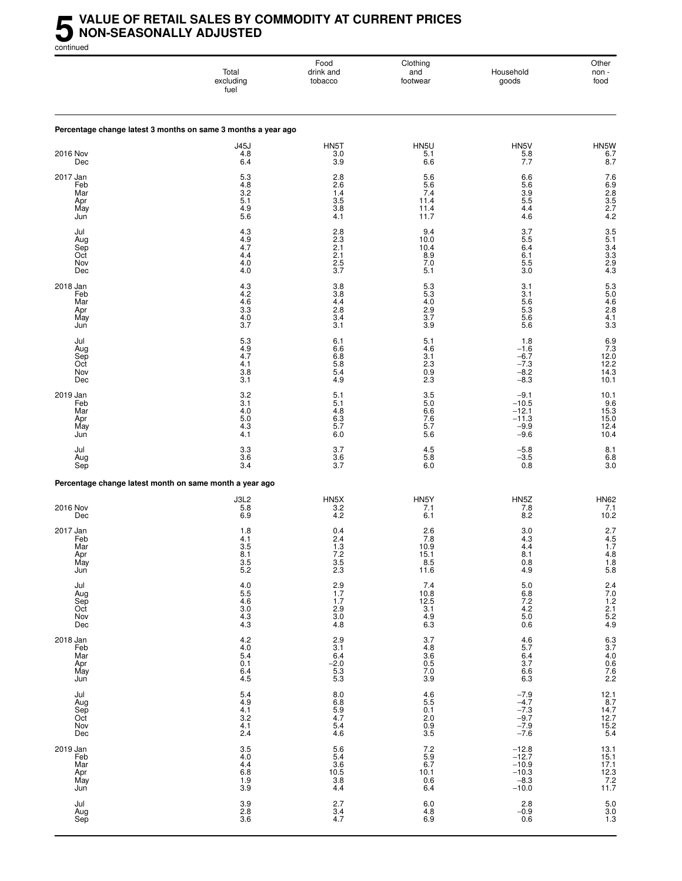# 5 VALUE OF RETAIL SALES BY COMMODITY AT CURRENT PRICES NON-SEASONALLY ADJUSTED

continued

| | Total excluding fuel | Food drink and tobacco | Clothing and footwear | Household goods | Other non - food |
|---|---|---|---|---|---|
| **Percentage change latest 3 months on same 3 months a year ago** | | | | | |
| | J45J | HN5T | HN5U | HN5V | HN5W |
| 2016 Nov | 4.8 | 3.0 | 5.1 | 5.8 | 6.7 |
| Dec | 6.4 | 3.9 | 6.6 | 7.7 | 8.7 |
| 2017 Jan | 5.3 | 2.8 | 5.6 | 6.6 | 7.6 |
| Feb | 4.8 | 2.6 | 5.6 | 5.6 | 6.9 |
| Mar | 3.2 | 1.4 | 7.4 | 3.9 | 2.8 |
| Apr | 5.1 | 3.5 | 11.4 | 5.5 | 3.5 |
| May | 4.9 | 3.8 | 11.4 | 4.4 | 2.7 |
| Jun | 5.6 | 4.1 | 11.7 | 4.6 | 4.2 |
| Jul | 4.3 | 2.8 | 9.4 | 3.7 | 3.5 |
| Aug | 4.9 | 2.3 | 10.0 | 5.5 | 5.1 |
| Sep | 4.7 | 2.1 | 10.4 | 6.4 | 3.4 |
| Oct | 4.4 | 2.1 | 8.9 | 6.1 | 3.3 |
| Nov | 4.0 | 2.5 | 7.0 | 5.5 | 2.9 |
| Dec | 4.0 | 3.7 | 5.1 | 3.0 | 4.3 |
| 2018 Jan | 4.3 | 3.8 | 5.3 | 3.1 | 5.3 |
| Feb | 4.2 | 3.8 | 5.3 | 3.1 | 5.0 |
| Mar | 4.6 | 4.4 | 4.0 | 5.6 | 4.6 |
| Apr | 3.3 | 2.8 | 2.9 | 5.3 | 2.8 |
| May | 4.0 | 3.4 | 3.7 | 5.6 | 4.1 |
| Jun | 3.7 | 3.1 | 3.9 | 5.6 | 3.3 |
| Jul | 5.3 | 6.1 | 5.1 | 1.8 | 6.9 |
| Aug | 4.9 | 6.6 | 4.6 | −1.6 | 7.3 |
| Sep | 4.7 | 6.8 | 3.1 | −6.7 | 12.0 |
| Oct | 4.1 | 5.8 | 2.3 | −7.3 | 12.2 |
| Nov | 3.8 | 5.4 | 0.9 | −8.2 | 14.3 |
| Dec | 3.1 | 4.9 | 2.3 | −8.3 | 10.1 |
| 2019 Jan | 3.2 | 5.1 | 3.5 | −9.1 | 10.1 |
| Feb | 3.1 | 5.1 | 5.0 | −10.5 | 9.6 |
| Mar | 4.0 | 4.8 | 6.6 | −12.1 | 15.3 |
| Apr | 5.0 | 6.3 | 7.6 | −11.3 | 15.0 |
| May | 4.3 | 5.7 | 5.7 | −9.9 | 12.4 |
| Jun | 4.1 | 6.0 | 5.6 | −9.6 | 10.4 |
| Jul | 3.3 | 3.7 | 4.5 | −5.8 | 8.1 |
| Aug | 3.6 | 3.6 | 5.8 | −3.5 | 6.8 |
| Sep | 3.4 | 3.7 | 6.0 | 0.8 | 3.0 |
| **Percentage change latest month on same month a year ago** | | | | | |
| | J3L2 | HN5X | HN5Y | HN5Z | HN62 |
| 2016 Nov | 5.8 | 3.2 | 7.1 | 7.8 | 7.1 |
| Dec | 6.9 | 4.2 | 6.1 | 8.2 | 10.2 |
| 2017 Jan | 1.8 | 0.4 | 2.6 | 3.0 | 2.7 |
| Feb | 4.1 | 2.4 | 7.8 | 4.3 | 4.5 |
| Mar | 3.5 | 1.3 | 10.9 | 4.4 | 1.7 |
| Apr | 8.1 | 7.2 | 15.1 | 8.1 | 4.8 |
| May | 3.5 | 3.5 | 8.5 | 0.8 | 1.8 |
| Jun | 5.2 | 2.3 | 11.6 | 4.9 | 5.8 |
| Jul | 4.0 | 2.9 | 7.4 | 5.0 | 2.4 |
| Aug | 5.5 | 1.7 | 10.8 | 6.8 | 7.0 |
| Sep | 4.6 | 1.7 | 12.5 | 7.2 | 1.2 |
| Oct | 3.0 | 2.9 | 3.1 | 4.2 | 2.1 |
| Nov | 4.3 | 3.0 | 4.9 | 5.0 | 5.2 |
| Dec | 4.3 | 4.8 | 6.3 | 0.6 | 4.9 |
| 2018 Jan | 4.2 | 2.9 | 3.7 | 4.6 | 6.3 |
| Feb | 4.0 | 3.1 | 4.8 | 5.7 | 3.7 |
| Mar | 5.4 | 6.4 | 3.6 | 6.4 | 4.0 |
| Apr | 0.1 | −2.0 | 0.5 | 3.7 | 0.6 |
| May | 6.4 | 5.3 | 7.0 | 6.6 | 7.6 |
| Jun | 4.5 | 5.3 | 3.9 | 6.3 | 2.2 |
| Jul | 5.4 | 8.0 | 4.6 | −7.9 | 12.1 |
| Aug | 4.9 | 6.8 | 5.5 | −4.7 | 8.7 |
| Sep | 4.1 | 5.9 | 0.1 | −7.3 | 14.7 |
| Oct | 3.2 | 4.7 | 2.0 | −9.7 | 12.7 |
| Nov | 4.1 | 5.4 | 0.9 | −7.9 | 15.2 |
| Dec | 2.4 | 4.6 | 3.5 | −7.6 | 5.4 |
| 2019 Jan | 3.5 | 5.6 | 7.2 | −12.8 | 13.1 |
| Feb | 4.0 | 5.4 | 5.9 | −12.7 | 15.1 |
| Mar | 4.4 | 3.6 | 6.7 | −10.9 | 17.1 |
| Apr | 6.8 | 10.5 | 10.1 | −10.3 | 12.3 |
| May | 1.9 | 3.8 | 0.6 | −8.3 | 7.2 |
| Jun | 3.9 | 4.4 | 6.4 | −10.0 | 11.7 |
| Jul | 3.9 | 2.7 | 6.0 | 2.8 | 5.0 |
| Aug | 2.8 | 3.4 | 4.8 | −0.9 | 3.0 |
| Sep | 3.6 | 4.7 | 6.9 | 0.6 | 1.3 |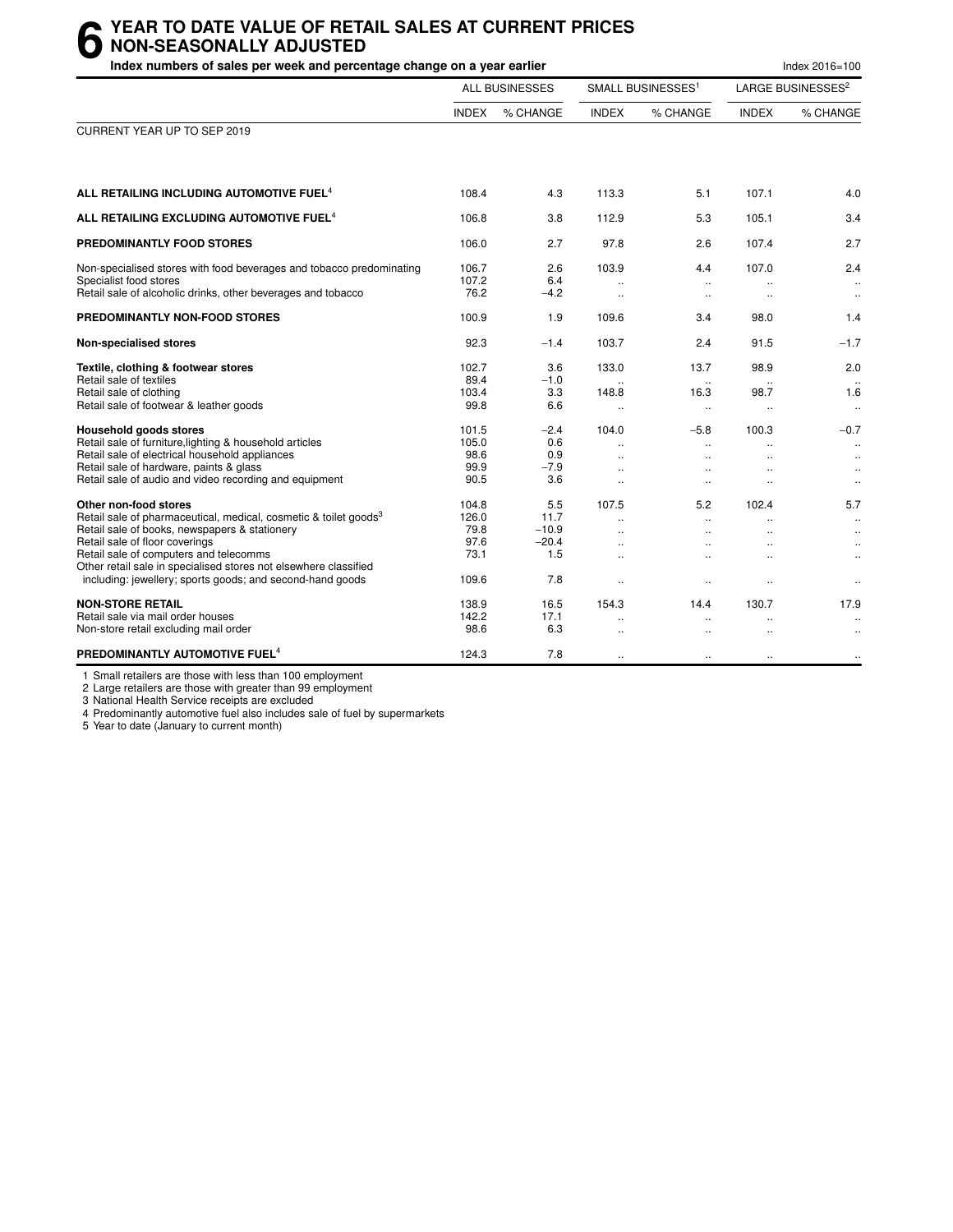# 6 YEAR TO DATE VALUE OF RETAIL SALES AT CURRENT PRICES NON-SEASONALLY ADJUSTED

**Index numbers of sales per week and percentage change on a year earlier**

Index 2016=100

| | ALL BUSINESSES | | SMALL BUSINESSES[1] | | LARGE BUSINESSES[2] | |
|---|---|---|---|---|---|---|
| | INDEX | % CHANGE | INDEX | % CHANGE | INDEX | % CHANGE |
| CURRENT YEAR UP TO SEP 2019 | | | | | | |
| **ALL RETAILING INCLUDING AUTOMOTIVE FUEL[4]** | 108.4 | 4.3 | 113.3 | 5.1 | 107.1 | 4.0 |
| **ALL RETAILING EXCLUDING AUTOMOTIVE FUEL[4]** | 106.8 | 3.8 | 112.9 | 5.3 | 105.1 | 3.4 |
| **PREDOMINANTLY FOOD STORES** | 106.0 | 2.7 | 97.8 | 2.6 | 107.4 | 2.7 |
| Non-specialised stores with food beverages and tobacco predominating | 106.7 | 2.6 | 103.9 | 4.4 | 107.0 | 2.4 |
| Specialist food stores | 107.2 | 6.4 | .. | .. | .. | .. |
| Retail sale of alcoholic drinks, other beverages and tobacco | 76.2 | −4.2 | .. | .. | .. | .. |
| **PREDOMINANTLY NON-FOOD STORES** | 100.9 | 1.9 | 109.6 | 3.4 | 98.0 | 1.4 |
| **Non-specialised stores** | 92.3 | −1.4 | 103.7 | 2.4 | 91.5 | −1.7 |
| **Textile, clothing & footwear stores** | 102.7 | 3.6 | 133.0 | 13.7 | 98.9 | 2.0 |
| Retail sale of textiles | 89.4 | −1.0 | .. | .. | .. | .. |
| Retail sale of clothing | 103.4 | 3.3 | 148.8 | 16.3 | 98.7 | 1.6 |
| Retail sale of footwear & leather goods | 99.8 | 6.6 | .. | .. | .. | .. |
| **Household goods stores** | 101.5 | −2.4 | 104.0 | −5.8 | 100.3 | −0.7 |
| Retail sale of furniture,lighting & household articles | 105.0 | 0.6 | .. | .. | .. | .. |
| Retail sale of electrical household appliances | 98.6 | 0.9 | .. | .. | .. | .. |
| Retail sale of hardware, paints & glass | 99.9 | −7.9 | .. | .. | .. | .. |
| Retail sale of audio and video recording and equipment | 90.5 | 3.6 | .. | .. | .. | .. |
| **Other non-food stores** | 104.8 | 5.5 | 107.5 | 5.2 | 102.4 | 5.7 |
| Retail sale of pharmaceutical, medical, cosmetic & toilet goods[3] | 126.0 | 11.7 | .. | .. | .. | .. |
| Retail sale of books, newspapers & stationery | 79.8 | −10.9 | .. | .. | .. | .. |
| Retail sale of floor coverings | 97.6 | −20.4 | .. | .. | .. | .. |
| Retail sale of computers and telecomms | 73.1 | 1.5 | .. | .. | .. | .. |
| Other retail sale in specialised stores not elsewhere classified including: jewellery; sports goods; and second-hand goods | 109.6 | 7.8 | .. | .. | .. | .. |
| **NON-STORE RETAIL** | 138.9 | 16.5 | 154.3 | 14.4 | 130.7 | 17.9 |
| Retail sale via mail order houses | 142.2 | 17.1 | .. | .. | .. | .. |
| Non-store retail excluding mail order | 98.6 | 6.3 | .. | .. | .. | .. |
| **PREDOMINANTLY AUTOMOTIVE FUEL[4]** | 124.3 | 7.8 | .. | .. | .. | .. |

1 Small retailers are those with less than 100 employment
2 Large retailers are those with greater than 99 employment
3 National Health Service receipts are excluded
4 Predominantly automotive fuel also includes sale of fuel by supermarkets
5 Year to date (January to current month)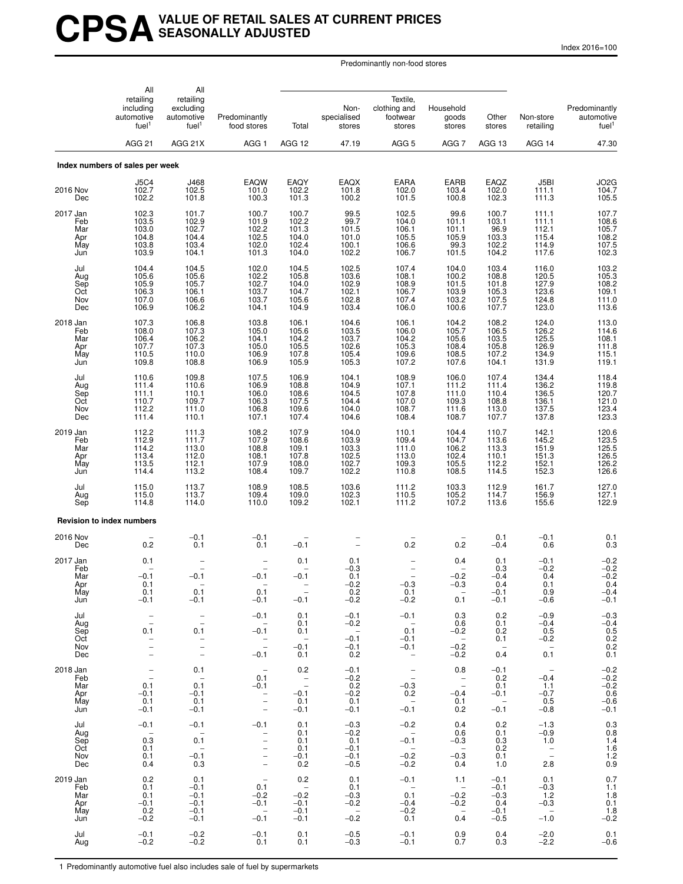# CPSA VALUE OF RETAIL SALES AT CURRENT PRICES SEASONALLY ADJUSTED

Index 2016=100

| | All retailing including automotive fuel[1] | All retailing excluding automotive fuel[1] | Predominantly food stores | Predominantly non-food stores: Total | Predominantly non-food stores: Non-specialised stores | Predominantly non-food stores: Textile, clothing and footwear stores | Predominantly non-food stores: Household goods stores | Predominantly non-food stores: Other stores | Non-store retailing | Predominantly automotive fuel[1] |
|---|---|---|---|---|---|---|---|---|---|---|
| | AGG 21 | AGG 21X | AGG 1 | AGG 12 | 47.19 | AGG 5 | AGG 7 | AGG 13 | AGG 14 | 47.30 |
| **Index numbers of sales per week** | | | | | | | | | | |
| | J5C4 | J468 | EAQW | EAQY | EAQX | EARA | EARB | EAQZ | J5BI | JO2G |
| 2016 Nov | 102.7 | 102.5 | 101.0 | 102.2 | 101.8 | 102.0 | 103.4 | 102.0 | 111.1 | 104.7 |
| Dec | 102.2 | 101.8 | 100.3 | 101.3 | 100.2 | 101.5 | 100.8 | 102.3 | 111.3 | 105.5 |
| 2017 Jan | 102.3 | 101.7 | 100.7 | 100.7 | 99.5 | 102.5 | 99.6 | 100.7 | 111.1 | 107.7 |
| Feb | 103.5 | 102.9 | 101.9 | 102.2 | 99.7 | 104.0 | 101.1 | 103.1 | 111.1 | 108.6 |
| Mar | 103.0 | 102.7 | 102.2 | 101.3 | 101.5 | 106.1 | 101.1 | 96.9 | 112.1 | 105.7 |
| Apr | 104.8 | 104.4 | 102.5 | 104.0 | 101.0 | 105.5 | 105.9 | 103.3 | 115.4 | 108.2 |
| May | 103.8 | 103.4 | 102.0 | 102.4 | 100.1 | 106.6 | 99.3 | 102.2 | 114.9 | 107.5 |
| Jun | 103.9 | 104.1 | 101.3 | 104.0 | 102.2 | 106.7 | 101.5 | 104.2 | 117.6 | 102.3 |
| Jul | 104.4 | 104.5 | 102.0 | 104.5 | 102.5 | 107.4 | 104.0 | 103.4 | 116.0 | 103.2 |
| Aug | 105.6 | 105.6 | 102.2 | 105.8 | 103.6 | 108.1 | 100.2 | 108.8 | 120.5 | 105.3 |
| Sep | 105.9 | 105.7 | 102.7 | 104.0 | 102.9 | 108.9 | 101.5 | 101.8 | 127.9 | 108.2 |
| Oct | 106.3 | 106.1 | 103.7 | 104.7 | 102.1 | 106.7 | 103.9 | 105.3 | 123.6 | 109.1 |
| Nov | 107.0 | 106.6 | 103.7 | 105.6 | 102.8 | 107.4 | 103.2 | 107.5 | 124.8 | 111.0 |
| Dec | 106.9 | 106.2 | 104.1 | 104.9 | 103.4 | 106.0 | 100.6 | 107.7 | 123.0 | 113.6 |
| 2018 Jan | 107.3 | 106.8 | 103.8 | 106.1 | 104.6 | 106.1 | 104.2 | 108.2 | 124.0 | 113.0 |
| Feb | 108.0 | 107.3 | 105.0 | 105.6 | 103.5 | 106.0 | 105.7 | 106.5 | 126.2 | 114.6 |
| Mar | 106.4 | 106.2 | 104.1 | 104.2 | 103.7 | 104.2 | 105.6 | 103.5 | 125.5 | 108.1 |
| Apr | 107.7 | 107.3 | 105.0 | 105.5 | 102.6 | 105.3 | 108.4 | 105.8 | 126.9 | 111.8 |
| May | 110.5 | 110.0 | 106.9 | 107.8 | 105.4 | 109.6 | 108.5 | 107.2 | 134.9 | 115.1 |
| Jun | 109.8 | 108.8 | 106.9 | 105.9 | 105.3 | 107.2 | 107.6 | 104.1 | 131.9 | 119.1 |
| Jul | 110.6 | 109.8 | 107.5 | 106.9 | 104.1 | 108.9 | 106.0 | 107.4 | 134.4 | 118.4 |
| Aug | 111.4 | 110.6 | 106.9 | 108.8 | 104.9 | 107.1 | 111.2 | 111.4 | 136.2 | 119.8 |
| Sep | 111.1 | 110.1 | 106.0 | 108.6 | 104.5 | 107.8 | 111.0 | 110.4 | 136.5 | 120.7 |
| Oct | 110.7 | 109.7 | 106.3 | 107.5 | 104.4 | 107.0 | 109.3 | 108.8 | 136.1 | 121.0 |
| Nov | 112.2 | 111.0 | 106.8 | 109.6 | 104.0 | 108.7 | 111.6 | 113.0 | 137.5 | 123.4 |
| Dec | 111.4 | 110.1 | 107.1 | 107.4 | 104.6 | 108.4 | 108.7 | 107.7 | 137.8 | 123.3 |
| 2019 Jan | 112.2 | 111.3 | 108.2 | 107.9 | 104.0 | 110.1 | 104.4 | 110.7 | 142.1 | 120.6 |
| Feb | 112.9 | 111.7 | 107.9 | 108.6 | 103.9 | 109.4 | 104.7 | 113.6 | 145.2 | 123.5 |
| Mar | 114.2 | 113.0 | 108.8 | 109.1 | 103.3 | 111.0 | 106.2 | 113.3 | 151.9 | 125.5 |
| Apr | 113.4 | 112.0 | 108.1 | 107.8 | 102.5 | 113.0 | 102.4 | 110.1 | 151.3 | 126.5 |
| May | 113.5 | 112.1 | 107.9 | 108.0 | 102.7 | 109.3 | 105.5 | 112.2 | 152.1 | 126.2 |
| Jun | 114.4 | 113.2 | 108.4 | 109.7 | 102.2 | 110.8 | 108.5 | 114.5 | 152.3 | 126.6 |
| Jul | 115.0 | 113.7 | 108.9 | 108.5 | 103.6 | 111.2 | 103.3 | 112.9 | 161.7 | 127.0 |
| Aug | 115.0 | 113.7 | 109.4 | 109.0 | 102.3 | 110.5 | 105.2 | 114.7 | 156.9 | 127.1 |
| Sep | 114.8 | 114.0 | 110.0 | 109.2 | 102.1 | 111.2 | 107.2 | 113.6 | 155.6 | 122.9 |
| **Revision to index numbers** | | | | | | | | | | |
| 2016 Nov | – | –0.1 | –0.1 | – | – | – | – | 0.1 | –0.1 | 0.1 |
| Dec | 0.2 | 0.1 | 0.1 | –0.1 | – | 0.2 | 0.2 | –0.4 | 0.6 | 0.3 |
| 2017 Jan | 0.1 | – | – | 0.1 | 0.1 | – | 0.4 | 0.1 | –0.1 | –0.2 |
| Feb | – | – | – | – | –0.3 | – | – | 0.3 | –0.2 | –0.2 |
| Mar | –0.1 | –0.1 | –0.1 | –0.1 | 0.1 | – | –0.2 | –0.4 | 0.4 | –0.2 |
| Apr | 0.1 | – | – | – | –0.2 | –0.3 | –0.3 | 0.4 | 0.1 | 0.4 |
| May | 0.1 | 0.1 | 0.1 | – | 0.2 | 0.1 | – | –0.1 | 0.9 | –0.4 |
| Jun | –0.1 | –0.1 | –0.1 | –0.1 | –0.2 | –0.2 | 0.1 | –0.1 | –0.6 | –0.1 |
| Jul | – | – | –0.1 | 0.1 | –0.1 | –0.1 | 0.3 | 0.2 | –0.9 | –0.3 |
| Aug | – | – | – | 0.1 | –0.2 | – | 0.6 | 0.1 | –0.4 | –0.4 |
| Sep | 0.1 | 0.1 | –0.1 | 0.1 | – | 0.1 | –0.2 | 0.2 | 0.5 | 0.5 |
| Oct | – | – | – | – | –0.1 | –0.1 | – | 0.1 | –0.2 | 0.2 |
| Nov | – | – | – | –0.1 | –0.1 | –0.1 | –0.2 | – | – | 0.2 |
| Dec | – | – | –0.1 | 0.1 | 0.2 | – | –0.2 | 0.4 | 0.1 | 0.1 |
| 2018 Jan | – | 0.1 | – | 0.2 | –0.1 | – | 0.8 | –0.1 | – | –0.2 |
| Feb | – | – | 0.1 | – | –0.2 | – | – | 0.2 | –0.4 | –0.2 |
| Mar | 0.1 | 0.1 | –0.1 | – | 0.2 | –0.3 | – | 0.1 | 1.1 | –0.2 |
| Apr | –0.1 | –0.1 | – | –0.1 | –0.2 | 0.2 | –0.4 | –0.1 | –0.7 | 0.6 |
| May | 0.1 | 0.1 | – | 0.1 | 0.1 | – | 0.1 | – | 0.5 | –0.6 |
| Jun | –0.1 | –0.1 | – | –0.1 | –0.1 | –0.1 | 0.2 | –0.1 | –0.8 | –0.1 |
| Jul | –0.1 | –0.1 | –0.1 | 0.1 | –0.3 | –0.2 | 0.4 | 0.2 | –1.3 | 0.3 |
| Aug | – | – | – | 0.1 | –0.2 | – | 0.6 | 0.1 | –0.9 | 0.8 |
| Sep | 0.3 | 0.1 | – | 0.1 | 0.1 | –0.1 | –0.3 | 0.3 | 1.0 | 1.4 |
| Oct | 0.1 | – | – | 0.1 | –0.1 | – | – | 0.2 | – | 1.6 |
| Nov | 0.1 | –0.1 | – | –0.1 | –0.1 | –0.2 | –0.3 | 0.1 | – | 1.2 |
| Dec | 0.4 | 0.3 | – | 0.2 | –0.5 | –0.2 | 0.4 | 1.0 | 2.8 | 0.9 |
| 2019 Jan | 0.2 | 0.1 | – | 0.2 | 0.1 | –0.1 | 1.1 | –0.1 | 0.1 | 0.7 |
| Feb | 0.1 | –0.1 | 0.1 | – | 0.1 | – | – | –0.1 | –0.3 | 1.1 |
| Mar | 0.1 | –0.1 | –0.2 | –0.2 | –0.3 | 0.1 | –0.2 | –0.3 | 1.2 | 1.8 |
| Apr | –0.1 | –0.1 | –0.1 | –0.1 | –0.2 | –0.4 | –0.2 | 0.4 | –0.3 | 0.1 |
| May | 0.2 | –0.1 | – | –0.1 | – | –0.2 | – | –0.1 | – | 1.8 |
| Jun | –0.2 | –0.1 | –0.1 | –0.1 | –0.2 | 0.1 | 0.4 | –0.5 | –1.0 | –0.2 |
| Jul | –0.1 | –0.2 | –0.1 | 0.1 | –0.5 | –0.1 | 0.9 | 0.4 | –2.0 | 0.1 |
| Aug | –0.2 | –0.2 | 0.1 | 0.1 | –0.3 | –0.1 | 0.7 | 0.3 | –2.2 | –0.6 |

1 Predominantly automotive fuel also includes sale of fuel by supermarkets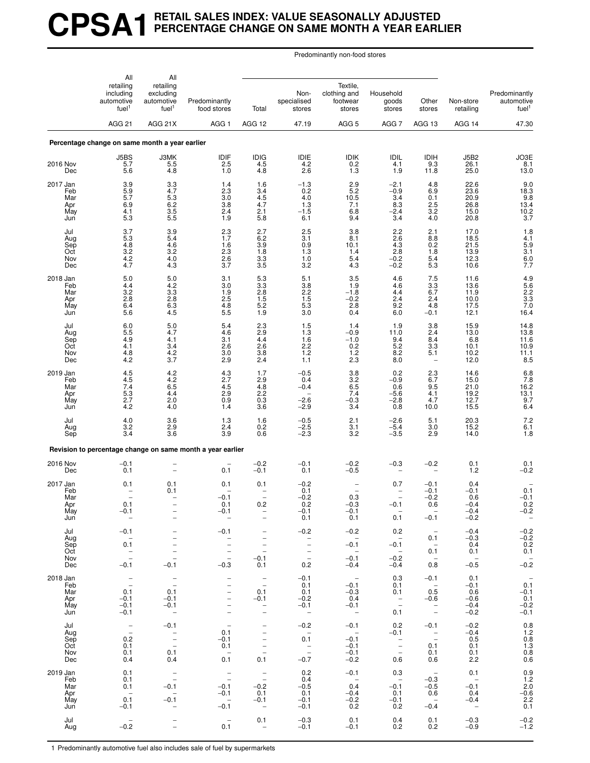# CPSA1 RETAIL SALES INDEX: VALUE SEASONALLY ADJUSTED PERCENTAGE CHANGE ON SAME MONTH A YEAR EARLIER

| | All retailing including automotive fuel[1] | All retailing excluding automotive fuel[1] | Predominantly food stores | Predominantly non-food stores | | | | | Non-store retailing | Predominantly automotive fuel[1] |
|---|---|---|---|---|---|---|---|---|---|---|
| | | | | Total | Non-specialised stores | Textile, clothing and footwear stores | Household goods stores | Other stores | | |
| | AGG 21 | AGG 21X | AGG 1 | AGG 12 | 47.19 | AGG 5 | AGG 7 | AGG 13 | AGG 14 | 47.30 |
| **Percentage change on same month a year earlier** | | | | | | | | | | |
| | J5BS | J3MK | IDIF | IDIG | IDIE | IDIK | IDIL | IDIH | J5B2 | JO3E |
| 2016 Nov | 5.7 | 5.5 | 2.5 | 4.5 | 4.2 | 0.2 | 4.1 | 9.3 | 26.1 | 8.1 |
| Dec | 5.6 | 4.8 | 1.0 | 4.8 | 2.6 | 1.3 | 1.9 | 11.8 | 25.0 | 13.0 |
| 2017 Jan | 3.9 | 3.3 | 1.4 | 1.6 | −1.3 | 2.9 | −2.1 | 4.8 | 22.6 | 9.0 |
| Feb | 5.9 | 4.7 | 2.3 | 3.4 | 0.2 | 5.2 | −0.9 | 6.9 | 23.6 | 18.3 |
| Mar | 5.7 | 5.3 | 3.0 | 4.5 | 4.0 | 10.5 | 3.4 | 0.1 | 20.9 | 9.8 |
| Apr | 6.9 | 6.2 | 3.8 | 4.7 | 1.3 | 7.1 | 8.3 | 2.5 | 26.8 | 13.4 |
| May | 4.1 | 3.5 | 2.4 | 2.1 | −1.5 | 6.8 | −2.4 | 3.2 | 15.0 | 10.2 |
| Jun | 5.3 | 5.5 | 1.9 | 5.8 | 6.1 | 9.4 | 3.4 | 4.0 | 20.8 | 3.7 |
| Jul | 3.7 | 3.9 | 2.3 | 2.7 | 2.5 | 3.8 | 2.2 | 2.1 | 17.0 | 1.8 |
| Aug | 5.3 | 5.4 | 1.7 | 6.2 | 3.1 | 8.1 | 2.6 | 8.8 | 18.5 | 4.1 |
| Sep | 4.8 | 4.6 | 1.6 | 3.9 | 0.9 | 10.1 | 4.3 | 0.2 | 21.5 | 5.9 |
| Oct | 3.2 | 3.2 | 2.3 | 1.8 | 1.3 | 1.4 | 2.8 | 1.8 | 13.9 | 3.1 |
| Nov | 4.2 | 4.0 | 2.6 | 3.3 | 1.0 | 5.4 | −0.2 | 5.4 | 12.3 | 6.0 |
| Dec | 4.7 | 4.3 | 3.7 | 3.5 | 3.2 | 4.3 | −0.2 | 5.3 | 10.6 | 7.7 |
| 2018 Jan | 5.0 | 5.0 | 3.1 | 5.3 | 5.1 | 3.5 | 4.6 | 7.5 | 11.6 | 4.9 |
| Feb | 4.4 | 4.2 | 3.0 | 3.3 | 3.8 | 1.9 | 4.6 | 3.3 | 13.6 | 5.6 |
| Mar | 3.2 | 3.3 | 1.9 | 2.8 | 2.2 | −1.8 | 4.4 | 6.7 | 11.9 | 2.2 |
| Apr | 2.8 | 2.8 | 2.5 | 1.5 | 1.5 | −0.2 | 2.4 | 2.4 | 10.0 | 3.3 |
| May | 6.4 | 6.3 | 4.8 | 5.2 | 5.3 | 2.8 | 9.2 | 4.8 | 17.5 | 7.0 |
| Jun | 5.6 | 4.5 | 5.5 | 1.9 | 3.0 | 0.4 | 6.0 | −0.1 | 12.1 | 16.4 |
| Jul | 6.0 | 5.0 | 5.4 | 2.3 | 1.5 | 1.4 | 1.9 | 3.8 | 15.9 | 14.8 |
| Aug | 5.5 | 4.7 | 4.6 | 2.9 | 1.3 | −0.9 | 11.0 | 2.4 | 13.0 | 13.8 |
| Sep | 4.9 | 4.1 | 3.1 | 4.4 | 1.6 | −1.0 | 9.4 | 8.4 | 6.8 | 11.6 |
| Oct | 4.1 | 3.4 | 2.6 | 2.6 | 2.2 | 0.2 | 5.2 | 3.3 | 10.1 | 10.9 |
| Nov | 4.8 | 4.2 | 3.0 | 3.8 | 1.2 | 1.2 | 8.2 | 5.1 | 10.2 | 11.1 |
| Dec | 4.2 | 3.7 | 2.9 | 2.4 | 1.1 | 2.3 | 8.0 | – | 12.0 | 8.5 |
| 2019 Jan | 4.5 | 4.2 | 4.3 | 1.7 | −0.5 | 3.8 | 0.2 | 2.3 | 14.6 | 6.8 |
| Feb | 4.5 | 4.2 | 2.7 | 2.9 | 0.4 | 3.2 | −0.9 | 6.7 | 15.0 | 7.8 |
| Mar | 7.4 | 6.5 | 4.5 | 4.8 | −0.4 | 6.5 | 0.6 | 9.5 | 21.0 | 16.2 |
| Apr | 5.3 | 4.4 | 2.9 | 2.2 | – | 7.4 | −5.6 | 4.1 | 19.2 | 13.1 |
| May | 2.7 | 2.0 | 0.9 | 0.3 | −2.6 | −0.3 | −2.8 | 4.7 | 12.7 | 9.7 |
| Jun | 4.2 | 4.0 | 1.4 | 3.6 | −2.9 | 3.4 | 0.8 | 10.0 | 15.5 | 6.4 |
| Jul | 4.0 | 3.6 | 1.3 | 1.6 | −0.5 | 2.1 | −2.6 | 5.1 | 20.3 | 7.2 |
| Aug | 3.2 | 2.9 | 2.4 | 0.2 | −2.5 | 3.1 | −5.4 | 3.0 | 15.2 | 6.1 |
| Sep | 3.4 | 3.6 | 3.9 | 0.6 | −2.3 | 3.2 | −3.5 | 2.9 | 14.0 | 1.8 |
| **Revision to percentage change on same month a year earlier** | | | | | | | | | | |
| 2016 Nov | −0.1 | – | – | −0.2 | −0.1 | −0.2 | −0.3 | −0.2 | 0.1 | 0.1 |
| Dec | 0.1 | – | 0.1 | −0.1 | 0.1 | −0.5 | – | – | 1.2 | −0.2 |
| 2017 Jan | 0.1 | 0.1 | 0.1 | 0.1 | −0.2 | – | 0.7 | −0.1 | 0.4 | – |
| Feb | – | 0.1 | – | – | 0.1 | – | – | −0.1 | −0.1 | 0.1 |
| Mar | – | – | −0.1 | – | −0.2 | 0.3 | – | −0.2 | 0.6 | −0.1 |
| Apr | 0.1 | – | 0.1 | 0.2 | 0.2 | −0.3 | −0.1 | 0.6 | −0.4 | 0.2 |
| May | −0.1 | – | −0.1 | – | −0.1 | −0.1 | – | – | −0.4 | −0.2 |
| Jun | – | – | – | – | 0.1 | 0.1 | 0.1 | −0.1 | −0.2 | – |
| Jul | −0.1 | – | −0.1 | – | −0.2 | −0.2 | 0.2 | – | −0.4 | −0.2 |
| Aug | – | – | – | – | – | – | – | 0.1 | −0.3 | −0.2 |
| Sep | 0.1 | – | – | – | – | −0.1 | −0.1 | – | 0.4 | 0.2 |
| Oct | – | – | – | – | – | – | – | 0.1 | 0.1 | 0.1 |
| Nov | – | – | – | −0.1 | – | −0.1 | −0.2 | – | – | – |
| Dec | −0.1 | −0.1 | −0.3 | 0.1 | 0.2 | −0.4 | −0.4 | 0.8 | −0.5 | −0.2 |
| 2018 Jan | – | – | – | – | −0.1 | – | 0.3 | −0.1 | 0.1 | – |
| Feb | – | – | – | – | 0.1 | −0.1 | 0.1 | – | −0.1 | 0.1 |
| Mar | 0.1 | 0.1 | – | 0.1 | 0.1 | −0.3 | 0.1 | 0.5 | 0.6 | −0.1 |
| Apr | −0.1 | −0.1 | – | −0.1 | −0.2 | 0.4 | – | −0.6 | −0.6 | 0.1 |
| May | −0.1 | −0.1 | – | – | −0.1 | −0.1 | – | – | −0.4 | −0.2 |
| Jun | −0.1 | – | – | – | – | – | 0.1 | – | −0.2 | −0.1 |
| Jul | – | −0.1 | – | – | −0.2 | −0.1 | 0.2 | −0.1 | −0.2 | 0.8 |
| Aug | – | – | 0.1 | – | – | – | −0.1 | – | −0.4 | 1.2 |
| Sep | 0.2 | – | −0.1 | – | 0.1 | −0.1 | – | – | 0.5 | 0.8 |
| Oct | 0.1 | – | 0.1 | – | – | −0.1 | – | 0.1 | 0.1 | 1.3 |
| Nov | 0.1 | 0.1 | – | – | – | −0.1 | – | 0.1 | 0.1 | 0.8 |
| Dec | 0.4 | 0.4 | 0.1 | 0.1 | −0.7 | −0.2 | 0.6 | 0.6 | 2.2 | 0.6 |
| 2019 Jan | 0.1 | – | – | – | 0.2 | −0.1 | 0.3 | – | 0.1 | 0.9 |
| Feb | 0.1 | – | – | – | 0.4 | – | – | −0.3 | – | 1.2 |
| Mar | 0.1 | −0.1 | −0.1 | −0.2 | −0.5 | 0.4 | −0.1 | −0.5 | −0.1 | 2.0 |
| Apr | – | – | −0.1 | 0.1 | 0.1 | −0.4 | 0.1 | 0.6 | 0.4 | −0.6 |
| May | 0.1 | −0.1 | – | −0.1 | −0.1 | −0.2 | −0.1 | – | −0.4 | 2.2 |
| Jun | −0.1 | – | −0.1 | – | −0.1 | 0.2 | 0.2 | −0.4 | – | 0.1 |
| Jul | – | – | – | 0.1 | −0.3 | 0.1 | 0.4 | 0.1 | −0.3 | −0.2 |
| Aug | −0.2 | – | 0.1 | – | −0.1 | −0.1 | 0.2 | 0.2 | −0.9 | −1.2 |

1 Predominantly automotive fuel also includes sale of fuel by supermarkets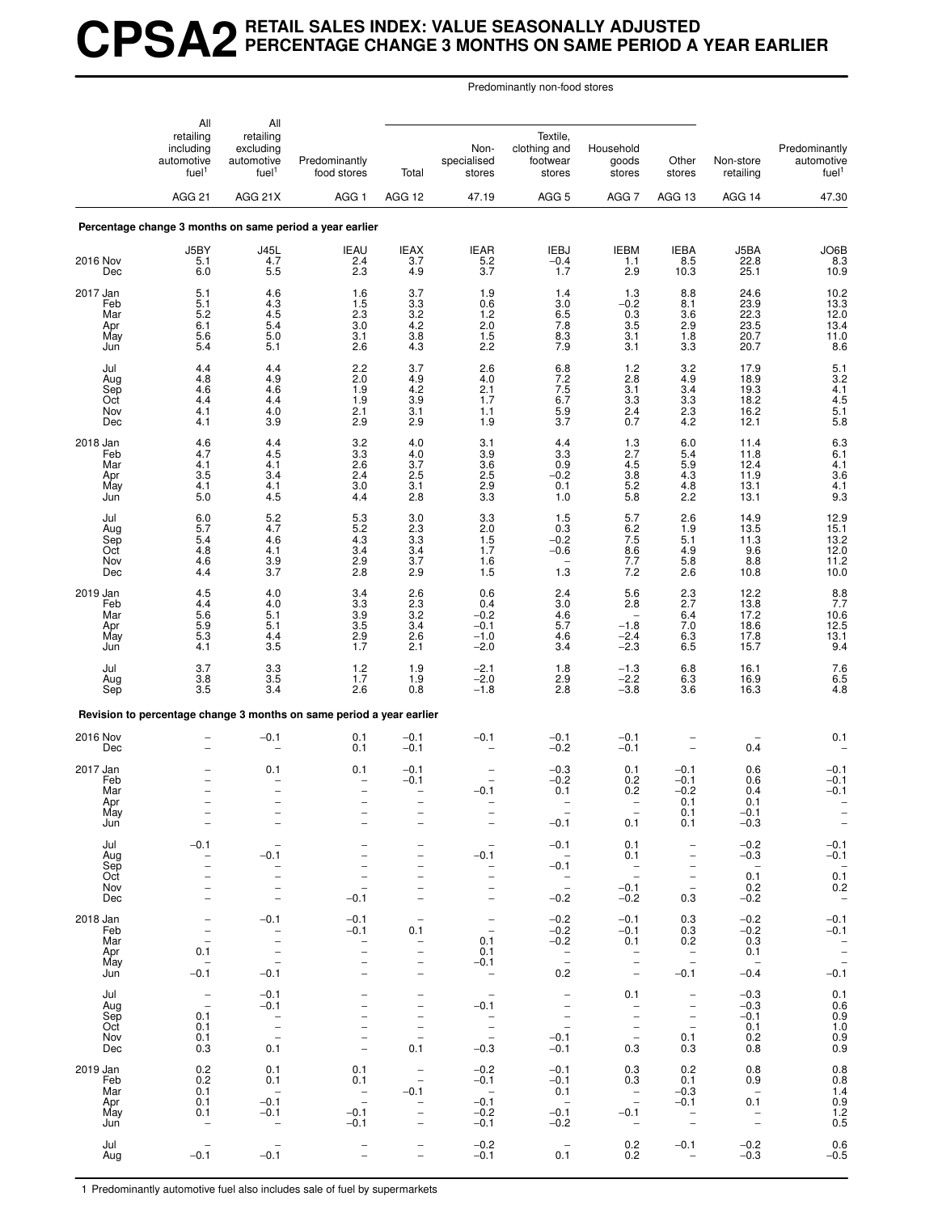# CPSA2 RETAIL SALES INDEX: VALUE SEASONALLY ADJUSTED PERCENTAGE CHANGE 3 MONTHS ON SAME PERIOD A YEAR EARLIER

| | All retailing including automotive fuel[1] | All retailing excluding automotive fuel[1] | Predominantly food stores | Predominantly non-food stores | | | | | Non-store retailing | Predominantly automotive fuel[1] |
|---|---|---|---|---|---|---|---|---|---|---|
| | | | | Total | Non-specialised stores | Textile, clothing and footwear stores | Household goods stores | Other stores | | |
| | AGG 21 | AGG 21X | AGG 1 | AGG 12 | 47.19 | AGG 5 | AGG 7 | AGG 13 | AGG 14 | 47.30 |
| **Percentage change 3 months on same period a year earlier** | | | | | | | | | | |
| | J5BY | J45L | IEAU | IEAX | IEAR | IEBJ | IEBM | IEBA | J5BA | JO6B |
| 2016 Nov | 5.1 | 4.7 | 2.4 | 3.7 | 5.2 | –0.4 | 1.1 | 8.5 | 22.8 | 8.3 |
| Dec | 6.0 | 5.5 | 2.3 | 4.9 | 3.7 | 1.7 | 2.9 | 10.3 | 25.1 | 10.9 |
| 2017 Jan | 5.1 | 4.6 | 1.6 | 3.7 | 1.9 | 1.4 | 1.3 | 8.8 | 24.6 | 10.2 |
| Feb | 5.1 | 4.3 | 1.5 | 3.3 | 0.6 | 3.0 | –0.2 | 8.1 | 23.9 | 13.3 |
| Mar | 5.2 | 4.5 | 2.3 | 3.2 | 1.2 | 6.5 | 0.3 | 3.6 | 22.3 | 12.0 |
| Apr | 6.1 | 5.4 | 3.0 | 4.2 | 2.0 | 7.8 | 3.5 | 2.9 | 23.5 | 13.4 |
| May | 5.6 | 5.0 | 3.1 | 3.8 | 1.5 | 8.3 | 3.1 | 1.8 | 20.7 | 11.0 |
| Jun | 5.4 | 5.1 | 2.6 | 4.3 | 2.2 | 7.9 | 3.1 | 3.3 | 20.7 | 8.6 |
| Jul | 4.4 | 4.4 | 2.2 | 3.7 | 2.6 | 6.8 | 1.2 | 3.2 | 17.9 | 5.1 |
| Aug | 4.8 | 4.9 | 2.0 | 4.9 | 4.0 | 7.2 | 2.8 | 4.9 | 18.9 | 3.2 |
| Sep | 4.6 | 4.6 | 1.9 | 4.2 | 2.1 | 7.5 | 3.1 | 3.4 | 19.3 | 4.1 |
| Oct | 4.4 | 4.4 | 1.9 | 3.9 | 1.7 | 6.7 | 3.3 | 3.3 | 18.2 | 4.5 |
| Nov | 4.1 | 4.0 | 2.1 | 3.1 | 1.1 | 5.9 | 2.4 | 2.3 | 16.2 | 5.1 |
| Dec | 4.1 | 3.9 | 2.9 | 2.9 | 1.9 | 3.7 | 0.7 | 4.2 | 12.1 | 5.8 |
| 2018 Jan | 4.6 | 4.4 | 3.2 | 4.0 | 3.1 | 4.4 | 1.3 | 6.0 | 11.4 | 6.3 |
| Feb | 4.7 | 4.5 | 3.3 | 4.0 | 3.9 | 3.3 | 2.7 | 5.4 | 11.8 | 6.1 |
| Mar | 4.1 | 4.1 | 2.6 | 3.7 | 3.6 | 0.9 | 4.5 | 5.9 | 12.4 | 4.1 |
| Apr | 3.5 | 3.4 | 2.4 | 2.5 | 2.5 | –0.2 | 3.8 | 4.3 | 11.9 | 3.6 |
| May | 4.1 | 4.1 | 3.0 | 3.1 | 2.9 | 0.1 | 5.2 | 4.8 | 13.1 | 4.1 |
| Jun | 5.0 | 4.5 | 4.4 | 2.8 | 3.3 | 1.0 | 5.8 | 2.2 | 13.1 | 9.3 |
| Jul | 6.0 | 5.2 | 5.3 | 3.0 | 3.3 | 1.5 | 5.7 | 2.6 | 14.9 | 12.9 |
| Aug | 5.7 | 4.7 | 5.2 | 2.3 | 2.0 | 0.3 | 6.2 | 1.9 | 13.5 | 15.1 |
| Sep | 5.4 | 4.6 | 4.3 | 3.3 | 1.5 | –0.2 | 7.5 | 5.1 | 11.3 | 13.2 |
| Oct | 4.8 | 4.1 | 3.4 | 3.4 | 1.7 | –0.6 | 8.6 | 4.9 | 9.6 | 12.0 |
| Nov | 4.6 | 3.9 | 2.9 | 3.7 | 1.6 | – | 7.7 | 5.8 | 8.8 | 11.2 |
| Dec | 4.4 | 3.7 | 2.8 | 2.9 | 1.5 | 1.3 | 7.2 | 2.6 | 10.8 | 10.0 |
| 2019 Jan | 4.5 | 4.0 | 3.4 | 2.6 | 0.6 | 2.4 | 5.6 | 2.3 | 12.2 | 8.8 |
| Feb | 4.4 | 4.0 | 3.3 | 2.3 | 0.4 | 3.0 | 2.8 | 2.7 | 13.8 | 7.7 |
| Mar | 5.6 | 5.1 | 3.9 | 3.2 | –0.2 | 4.6 | – | 6.4 | 17.2 | 10.6 |
| Apr | 5.9 | 5.1 | 3.5 | 3.4 | –0.1 | 5.7 | –1.8 | 7.0 | 18.6 | 12.5 |
| May | 5.3 | 4.4 | 2.9 | 2.6 | –1.0 | 4.6 | –2.4 | 6.3 | 17.8 | 13.1 |
| Jun | 4.1 | 3.5 | 1.7 | 2.1 | –2.0 | 3.4 | –2.3 | 6.5 | 15.7 | 9.4 |
| Jul | 3.7 | 3.3 | 1.2 | 1.9 | –2.1 | 1.8 | –1.3 | 6.8 | 16.1 | 7.6 |
| Aug | 3.8 | 3.5 | 1.7 | 1.9 | –2.0 | 2.9 | –2.2 | 6.3 | 16.9 | 6.5 |
| Sep | 3.5 | 3.4 | 2.6 | 0.8 | –1.8 | 2.8 | –3.8 | 3.6 | 16.3 | 4.8 |
| **Revision to percentage change 3 months on same period a year earlier** | | | | | | | | | | |
| 2016 Nov | – | –0.1 | 0.1 | –0.1 | –0.1 | –0.1 | –0.1 | – | – | 0.1 |
| Dec | – | – | 0.1 | –0.1 | – | –0.2 | –0.1 | – | 0.4 | – |
| 2017 Jan | – | 0.1 | 0.1 | –0.1 | – | –0.3 | 0.1 | –0.1 | 0.6 | –0.1 |
| Feb | – | – | – | –0.1 | – | –0.2 | 0.2 | –0.1 | 0.6 | –0.1 |
| Mar | – | – | – | – | –0.1 | 0.1 | 0.2 | –0.2 | 0.4 | –0.1 |
| Apr | – | – | – | – | – | – | – | 0.1 | 0.1 | – |
| May | – | – | – | – | – | – | – | 0.1 | –0.1 | – |
| Jun | – | – | – | – | – | –0.1 | 0.1 | 0.1 | –0.3 | – |
| Jul | –0.1 | – | – | – | – | –0.1 | 0.1 | – | –0.2 | –0.1 |
| Aug | – | –0.1 | – | – | –0.1 | – | 0.1 | – | –0.3 | –0.1 |
| Sep | – | – | – | – | – | –0.1 | – | – | – | – |
| Oct | – | – | – | – | – | – | – | – | 0.1 | 0.1 |
| Nov | – | – | – | – | – | – | –0.1 | – | 0.2 | 0.2 |
| Dec | – | – | –0.1 | – | – | –0.2 | –0.2 | 0.3 | –0.2 | – |
| 2018 Jan | – | –0.1 | –0.1 | – | – | –0.2 | –0.1 | 0.3 | –0.2 | –0.1 |
| Feb | – | – | –0.1 | 0.1 | – | –0.2 | –0.1 | 0.3 | –0.2 | –0.1 |
| Mar | – | – | – | – | 0.1 | –0.2 | 0.1 | 0.2 | 0.3 | – |
| Apr | 0.1 | – | – | – | 0.1 | – | – | – | 0.1 | – |
| May | – | – | – | – | –0.1 | – | – | – | – | – |
| Jun | –0.1 | –0.1 | – | – | – | 0.2 | – | –0.1 | –0.4 | –0.1 |
| Jul | – | –0.1 | – | – | – | – | 0.1 | – | –0.3 | 0.1 |
| Aug | – | –0.1 | – | – | –0.1 | – | – | – | –0.3 | 0.6 |
| Sep | 0.1 | – | – | – | – | – | – | – | –0.1 | 0.9 |
| Oct | 0.1 | – | – | – | – | – | – | – | 0.1 | 1.0 |
| Nov | 0.1 | – | – | – | – | –0.1 | – | 0.1 | 0.2 | 0.9 |
| Dec | 0.3 | 0.1 | – | 0.1 | –0.3 | –0.1 | 0.3 | 0.3 | 0.8 | 0.9 |
| 2019 Jan | 0.2 | 0.1 | 0.1 | – | –0.2 | –0.1 | 0.3 | 0.2 | 0.8 | 0.8 |
| Feb | 0.2 | 0.1 | 0.1 | – | –0.1 | –0.1 | 0.3 | 0.1 | 0.9 | 0.8 |
| Mar | 0.1 | – | – | –0.1 | – | 0.1 | – | –0.3 | – | 1.4 |
| Apr | 0.1 | –0.1 | – | – | –0.1 | – | – | –0.1 | 0.1 | 0.9 |
| May | 0.1 | –0.1 | –0.1 | – | –0.2 | –0.1 | –0.1 | – | – | 1.2 |
| Jun | – | – | –0.1 | – | –0.1 | –0.2 | – | – | – | 0.5 |
| Jul | – | – | – | – | –0.2 | – | 0.2 | –0.1 | –0.2 | 0.6 |
| Aug | –0.1 | –0.1 | – | – | –0.1 | 0.1 | 0.2 | – | –0.3 | –0.5 |

1 Predominantly automotive fuel also includes sale of fuel by supermarkets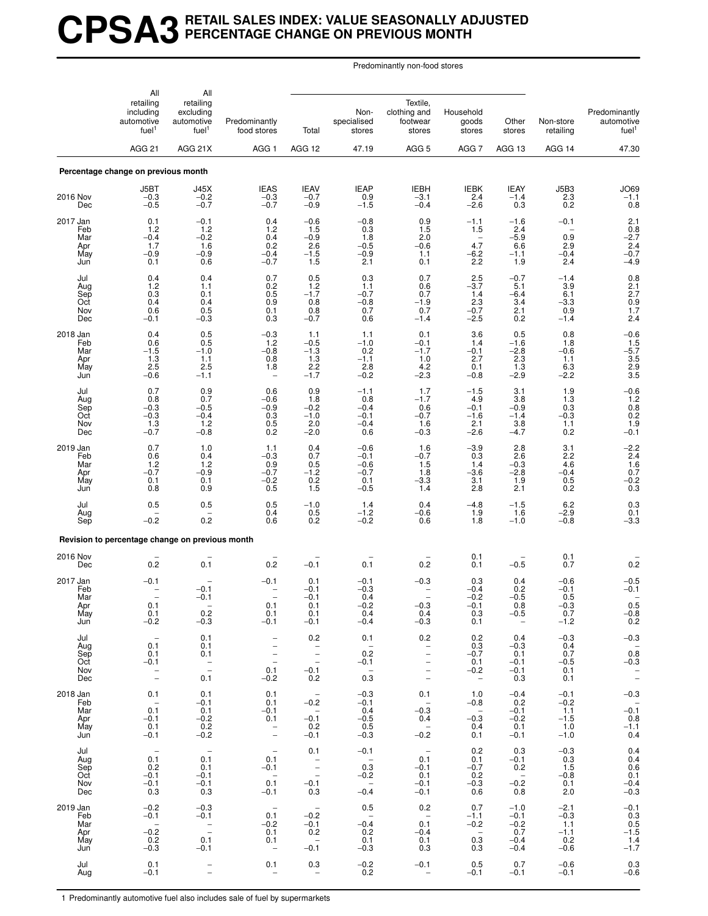# CPSA3 RETAIL SALES INDEX: VALUE SEASONALLY ADJUSTED PERCENTAGE CHANGE ON PREVIOUS MONTH

| | All retailing including automotive fuel[1] | All retailing excluding automotive fuel[1] | Predominantly food stores | Predominantly non-food stores: Total | Non-specialised stores | Textile, clothing and footwear stores | Household goods stores | Other stores | Non-store retailing | Predominantly automotive fuel[1] |
|---|---|---|---|---|---|---|---|---|---|---|
| | AGG 21 | AGG 21X | AGG 1 | AGG 12 | 47.19 | AGG 5 | AGG 7 | AGG 13 | AGG 14 | 47.30 |
| **Percentage change on previous month** | | | | | | | | | | |
| | J5BT | J45X | IEAS | IEAV | IEAP | IEBH | IEBK | IEAY | J5B3 | JO69 |
| 2016 Nov | −0.3 | −0.2 | −0.3 | −0.7 | 0.9 | −3.1 | 2.4 | −1.4 | 2.3 | −1.1 |
| Dec | −0.5 | −0.7 | −0.7 | −0.9 | −1.5 | −0.4 | −2.6 | 0.3 | 0.2 | 0.8 |
| 2017 Jan | 0.1 | −0.1 | 0.4 | −0.6 | −0.8 | 0.9 | −1.1 | −1.6 | −0.1 | 2.1 |
| Feb | 1.2 | 1.2 | 1.2 | 1.5 | 0.3 | 1.5 | 1.5 | 2.4 | – | 0.8 |
| Mar | −0.4 | −0.2 | 0.4 | −0.9 | 1.8 | 2.0 | – | −5.9 | 0.9 | −2.7 |
| Apr | 1.7 | 1.6 | 0.2 | 2.6 | −0.5 | −0.6 | 4.7 | 6.6 | 2.9 | 2.4 |
| May | −0.9 | −0.9 | −0.4 | −1.5 | −0.9 | 1.1 | −6.2 | −1.1 | −0.4 | −0.7 |
| Jun | 0.1 | 0.6 | −0.7 | 1.5 | 2.1 | 0.1 | 2.2 | 1.9 | 2.4 | −4.9 |
| Jul | 0.4 | 0.4 | 0.7 | 0.5 | 0.3 | 0.7 | 2.5 | −0.7 | −1.4 | 0.8 |
| Aug | 1.2 | 1.1 | 0.2 | 1.2 | 1.1 | 0.6 | −3.7 | 5.1 | 3.9 | 2.1 |
| Sep | 0.3 | 0.1 | 0.5 | −1.7 | −0.7 | 0.7 | 1.4 | −6.4 | 6.1 | 2.7 |
| Oct | 0.4 | 0.4 | 0.9 | 0.8 | −0.8 | −1.9 | 2.3 | 3.4 | −3.3 | 0.9 |
| Nov | 0.6 | 0.5 | 0.1 | 0.8 | 0.7 | 0.7 | −0.7 | 2.1 | 0.9 | 1.7 |
| Dec | −0.1 | −0.3 | 0.3 | −0.7 | 0.6 | −1.4 | −2.5 | 0.2 | −1.4 | 2.4 |
| 2018 Jan | 0.4 | 0.5 | −0.3 | 1.1 | 1.1 | 0.1 | 3.6 | 0.5 | 0.8 | −0.6 |
| Feb | 0.6 | 0.5 | 1.2 | −0.5 | −1.0 | −0.1 | 1.4 | −1.6 | 1.8 | 1.5 |
| Mar | −1.5 | −1.0 | −0.8 | −1.3 | 0.2 | −1.7 | −0.1 | −2.8 | −0.6 | −5.7 |
| Apr | 1.3 | 1.1 | 0.8 | 1.3 | −1.1 | 1.0 | 2.7 | 2.3 | 1.1 | 3.5 |
| May | 2.5 | 2.5 | 1.8 | 2.2 | 2.8 | 4.2 | 0.1 | 1.3 | 6.3 | 2.9 |
| Jun | −0.6 | −1.1 | – | −1.7 | −0.2 | −2.3 | −0.8 | −2.9 | −2.2 | 3.5 |
| Jul | 0.7 | 0.9 | 0.6 | 0.9 | −1.1 | 1.7 | −1.5 | 3.1 | 1.9 | −0.6 |
| Aug | 0.8 | 0.7 | −0.6 | 1.8 | 0.8 | −1.7 | 4.9 | 3.8 | 1.3 | 1.2 |
| Sep | −0.3 | −0.5 | −0.9 | −0.2 | −0.4 | 0.6 | −0.1 | −0.9 | 0.3 | 0.8 |
| Oct | −0.3 | −0.4 | 0.3 | −1.0 | −0.1 | −0.7 | −1.6 | −1.4 | −0.3 | 0.2 |
| Nov | 1.3 | 1.2 | 0.5 | 2.0 | −0.4 | 1.6 | 2.1 | 3.8 | 1.1 | 1.9 |
| Dec | −0.7 | −0.8 | 0.2 | −2.0 | 0.6 | −0.3 | −2.6 | −4.7 | 0.2 | −0.1 |
| 2019 Jan | 0.7 | 1.0 | 1.1 | 0.4 | −0.6 | 1.6 | −3.9 | 2.8 | 3.1 | −2.2 |
| Feb | 0.6 | 0.4 | −0.3 | 0.7 | −0.1 | −0.7 | 0.3 | 2.6 | 2.2 | 2.4 |
| Mar | 1.2 | 1.2 | 0.9 | 0.5 | −0.6 | 1.5 | 1.4 | −0.3 | 4.6 | 1.6 |
| Apr | −0.7 | −0.9 | −0.7 | −1.2 | −0.7 | 1.8 | −3.6 | −2.8 | −0.4 | 0.7 |
| May | 0.1 | 0.1 | −0.2 | 0.2 | 0.1 | −3.3 | 3.1 | 1.9 | 0.5 | −0.2 |
| Jun | 0.8 | 0.9 | 0.5 | 1.5 | −0.5 | 1.4 | 2.8 | 2.1 | 0.2 | 0.3 |
| Jul | 0.5 | 0.5 | 0.5 | −1.0 | 1.4 | 0.4 | −4.8 | −1.5 | 6.2 | 0.3 |
| Aug | – | – | 0.4 | 0.5 | −1.2 | −0.6 | 1.9 | 1.6 | −2.9 | 0.1 |
| Sep | −0.2 | 0.2 | 0.6 | 0.2 | −0.2 | 0.6 | 1.8 | −1.0 | −0.8 | −3.3 |
| **Revision to percentage change on previous month** | | | | | | | | | | |
| 2016 Nov | – | – | – | – | – | – | 0.1 | – | 0.1 | – |
| Dec | 0.2 | 0.1 | 0.2 | −0.1 | 0.1 | 0.2 | 0.1 | −0.5 | 0.7 | 0.2 |
| 2017 Jan | −0.1 | – | −0.1 | 0.1 | −0.1 | −0.3 | 0.3 | 0.4 | −0.6 | −0.5 |
| Feb | – | −0.1 | – | −0.1 | −0.3 | – | −0.4 | 0.2 | −0.1 | −0.1 |
| Mar | – | −0.1 | – | −0.1 | 0.4 | – | −0.2 | −0.5 | 0.5 | – |
| Apr | 0.1 | – | 0.1 | 0.1 | −0.2 | −0.3 | −0.1 | 0.8 | −0.3 | 0.5 |
| May | 0.1 | 0.2 | 0.1 | 0.1 | 0.4 | 0.4 | 0.3 | −0.5 | 0.7 | −0.8 |
| Jun | −0.2 | −0.3 | −0.1 | −0.1 | −0.4 | −0.3 | 0.1 | – | −1.2 | 0.2 |
| Jul | – | 0.1 | – | 0.2 | 0.1 | 0.2 | 0.2 | 0.4 | −0.3 | −0.3 |
| Aug | 0.1 | 0.1 | – | – | – | – | 0.3 | −0.3 | 0.4 | – |
| Sep | 0.1 | 0.1 | – | – | 0.2 | – | −0.7 | 0.1 | 0.7 | 0.8 |
| Oct | −0.1 | – | – | – | −0.1 | – | 0.1 | −0.1 | −0.5 | −0.3 |
| Nov | – | – | 0.1 | −0.1 | – | – | −0.2 | −0.1 | 0.1 | – |
| Dec | – | 0.1 | −0.2 | 0.2 | 0.3 | – | – | 0.3 | 0.1 | – |
| 2018 Jan | 0.1 | 0.1 | 0.1 | – | −0.3 | 0.1 | 1.0 | −0.4 | −0.1 | −0.3 |
| Feb | – | −0.1 | 0.1 | −0.2 | −0.1 | – | −0.8 | 0.2 | −0.2 | – |
| Mar | 0.1 | 0.1 | −0.1 | – | 0.4 | −0.3 | – | −0.1 | 1.1 | −0.1 |
| Apr | −0.1 | −0.2 | 0.1 | −0.1 | −0.5 | 0.4 | −0.3 | −0.2 | −1.5 | 0.8 |
| May | 0.1 | 0.2 | – | 0.2 | 0.5 | – | 0.4 | 0.1 | 1.0 | −1.1 |
| Jun | −0.1 | −0.2 | – | −0.1 | −0.3 | −0.2 | 0.1 | −0.1 | −1.0 | 0.4 |
| Jul | – | – | – | 0.1 | −0.1 | – | 0.2 | 0.3 | −0.3 | 0.4 |
| Aug | 0.1 | 0.1 | 0.1 | – | – | 0.1 | 0.1 | −0.1 | 0.3 | 0.4 |
| Sep | 0.2 | 0.1 | −0.1 | – | 0.3 | −0.1 | −0.7 | 0.2 | 1.5 | 0.6 |
| Oct | −0.1 | −0.1 | – | – | −0.2 | 0.1 | 0.2 | – | −0.8 | 0.1 |
| Nov | −0.1 | −0.1 | 0.1 | −0.1 | – | −0.1 | −0.3 | −0.2 | 0.1 | −0.4 |
| Dec | 0.3 | 0.3 | −0.1 | 0.3 | −0.4 | −0.1 | 0.6 | 0.8 | 2.0 | −0.3 |
| 2019 Jan | −0.2 | −0.3 | – | – | 0.5 | 0.2 | 0.7 | −1.0 | −2.1 | −0.1 |
| Feb | −0.1 | −0.1 | 0.1 | −0.2 | – | – | −1.1 | −0.1 | −0.3 | 0.3 |
| Mar | – | – | −0.2 | −0.1 | −0.4 | 0.1 | −0.2 | −0.2 | 1.1 | 0.5 |
| Apr | −0.2 | – | 0.1 | 0.2 | 0.2 | −0.4 | – | 0.7 | −1.1 | −1.5 |
| May | 0.2 | 0.1 | 0.1 | – | 0.1 | 0.1 | 0.3 | −0.4 | 0.2 | 1.4 |
| Jun | −0.3 | −0.1 | – | −0.1 | −0.3 | 0.3 | 0.3 | −0.4 | −0.6 | −1.7 |
| Jul | 0.1 | – | 0.1 | 0.3 | −0.2 | −0.1 | 0.5 | 0.7 | −0.6 | 0.3 |
| Aug | −0.1 | – | – | – | 0.2 | – | −0.1 | −0.1 | −0.1 | −0.6 |

1 Predominantly automotive fuel also includes sale of fuel by supermarkets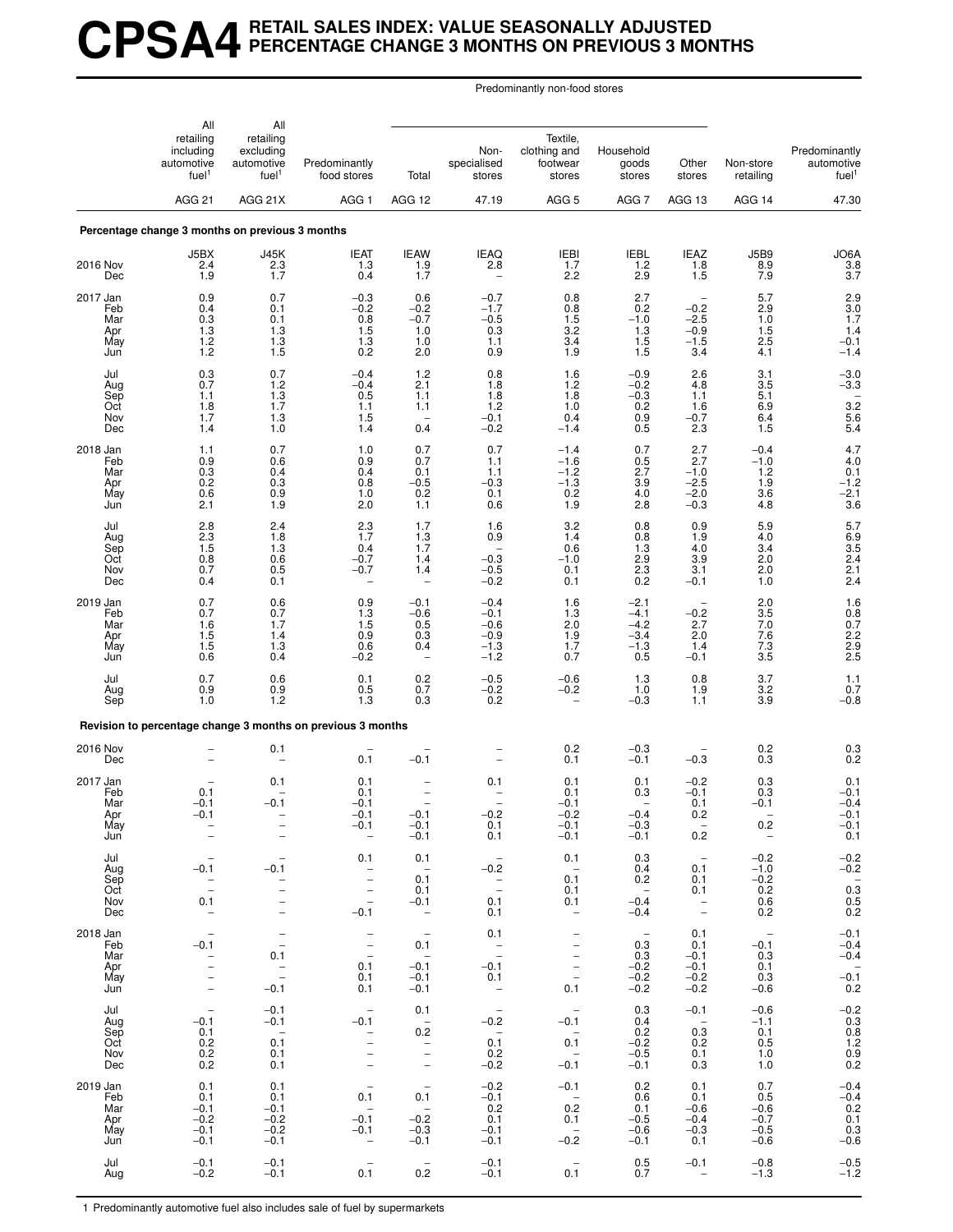# CPSA4 RETAIL SALES INDEX: VALUE SEASONALLY ADJUSTED PERCENTAGE CHANGE 3 MONTHS ON PREVIOUS 3 MONTHS

| | All retailing including automotive fuel[1] | All retailing excluding automotive fuel[1] | Predominantly food stores | Predominantly non-food stores: Total | Predominantly non-food stores: Non-specialised stores | Predominantly non-food stores: Textile, clothing and footwear stores | Predominantly non-food stores: Household goods stores | Predominantly non-food stores: Other stores | Non-store retailing | Predominantly automotive fuel[1] |
|---|---|---|---|---|---|---|---|---|---|---|
| | AGG 21 | AGG 21X | AGG 1 | AGG 12 | 47.19 | AGG 5 | AGG 7 | AGG 13 | AGG 14 | 47.30 |
| **Percentage change 3 months on previous 3 months** | | | | | | | | | | |
| | J5BX | J45K | IEAT | IEAW | IEAQ | IEBI | IEBL | IEAZ | J5B9 | JO6A |
| 2016 Nov | 2.4 | 2.3 | 1.3 | 1.9 | 2.8 | 1.7 | 1.2 | 1.8 | 8.9 | 3.8 |
| Dec | 1.9 | 1.7 | 0.4 | 1.7 | – | 2.2 | 2.9 | 1.5 | 7.9 | 3.7 |
| 2017 Jan | 0.9 | 0.7 | –0.3 | 0.6 | –0.7 | 0.8 | 2.7 | – | 5.7 | 2.9 |
| Feb | 0.4 | 0.1 | –0.2 | –0.2 | –1.7 | 0.8 | 0.2 | –0.2 | 2.9 | 3.0 |
| Mar | 0.3 | 0.1 | 0.8 | –0.7 | –0.5 | 1.5 | –1.0 | –2.5 | 1.0 | 1.7 |
| Apr | 1.3 | 1.3 | 1.5 | 1.0 | 0.3 | 3.2 | 1.3 | –0.9 | 1.5 | 1.4 |
| May | 1.2 | 1.3 | 1.3 | 1.0 | 1.1 | 3.4 | 1.5 | –1.5 | 2.5 | –0.1 |
| Jun | 1.2 | 1.5 | 0.2 | 2.0 | 0.9 | 1.9 | 1.5 | 3.4 | 4.1 | –1.4 |
| Jul | 0.3 | 0.7 | –0.4 | 1.2 | 0.8 | 1.6 | –0.9 | 2.6 | 3.1 | –3.0 |
| Aug | 0.7 | 1.2 | –0.4 | 2.1 | 1.8 | 1.2 | –0.2 | 4.8 | 3.5 | –3.3 |
| Sep | 1.1 | 1.3 | 0.5 | 1.1 | 1.8 | 1.8 | –0.3 | 1.1 | 5.1 | – |
| Oct | 1.8 | 1.7 | 1.1 | 1.1 | 1.2 | 1.0 | 0.2 | 1.6 | 6.9 | 3.2 |
| Nov | 1.7 | 1.3 | 1.5 | – | –0.1 | 0.4 | 0.9 | –0.7 | 6.4 | 5.6 |
| Dec | 1.4 | 1.0 | 1.4 | 0.4 | –0.2 | –1.4 | 0.5 | 2.3 | 1.5 | 5.4 |
| 2018 Jan | 1.1 | 0.7 | 1.0 | 0.7 | 0.7 | –1.4 | 0.7 | 2.7 | –0.4 | 4.7 |
| Feb | 0.9 | 0.6 | 0.9 | 0.7 | 1.1 | –1.6 | 0.5 | 2.7 | –1.0 | 4.0 |
| Mar | 0.3 | 0.4 | 0.4 | 0.1 | 1.1 | –1.2 | 2.7 | –1.0 | 1.2 | 0.1 |
| Apr | 0.2 | 0.3 | 0.8 | –0.5 | –0.3 | –1.3 | 3.9 | –2.5 | 1.9 | –1.2 |
| May | 0.6 | 0.9 | 1.0 | 0.2 | 0.1 | 0.2 | 4.0 | –2.0 | 3.6 | –2.1 |
| Jun | 2.1 | 1.9 | 2.0 | 1.1 | 0.6 | 1.9 | 2.8 | –0.3 | 4.8 | 3.6 |
| Jul | 2.8 | 2.4 | 2.3 | 1.7 | 1.6 | 3.2 | 0.8 | 0.9 | 5.9 | 5.7 |
| Aug | 2.3 | 1.8 | 1.7 | 1.3 | 0.9 | 1.4 | 0.8 | 1.9 | 4.0 | 6.9 |
| Sep | 1.5 | 1.3 | 0.4 | 1.7 | – | 0.6 | 1.3 | 4.0 | 3.4 | 3.5 |
| Oct | 0.8 | 0.6 | –0.7 | 1.4 | –0.3 | –1.0 | 2.9 | 3.9 | 2.0 | 2.4 |
| Nov | 0.7 | 0.5 | –0.7 | 1.4 | –0.5 | 0.1 | 2.3 | 3.1 | 2.0 | 2.1 |
| Dec | 0.4 | 0.1 | – | – | –0.2 | 0.1 | 0.2 | –0.1 | 1.0 | 2.4 |
| 2019 Jan | 0.7 | 0.6 | 0.9 | –0.1 | –0.4 | 1.6 | –2.1 | – | 2.0 | 1.6 |
| Feb | 0.7 | 0.7 | 1.3 | –0.6 | –0.1 | 1.3 | –4.1 | –0.2 | 3.5 | 0.8 |
| Mar | 1.6 | 1.7 | 1.5 | 0.5 | –0.6 | 2.0 | –4.2 | 2.7 | 7.0 | 0.7 |
| Apr | 1.5 | 1.4 | 0.9 | 0.3 | –0.9 | 1.9 | –3.4 | 2.0 | 7.6 | 2.2 |
| May | 1.5 | 1.3 | 0.6 | 0.4 | –1.3 | 1.7 | –1.3 | 1.4 | 7.3 | 2.9 |
| Jun | 0.6 | 0.4 | –0.2 | – | –1.2 | 0.7 | 0.5 | –0.1 | 3.5 | 2.5 |
| Jul | 0.7 | 0.6 | 0.1 | 0.2 | –0.5 | –0.6 | 1.3 | 0.8 | 3.7 | 1.1 |
| Aug | 0.9 | 0.9 | 0.5 | 0.7 | –0.2 | –0.2 | 1.0 | 1.9 | 3.2 | 0.7 |
| Sep | 1.0 | 1.2 | 1.3 | 0.3 | 0.2 | – | –0.3 | 1.1 | 3.9 | –0.8 |
| **Revision to percentage change 3 months on previous 3 months** | | | | | | | | | | |
| 2016 Nov | – | 0.1 | – | – | – | 0.2 | –0.3 | – | 0.2 | 0.3 |
| Dec | – | – | 0.1 | –0.1 | – | 0.1 | –0.1 | –0.3 | 0.3 | 0.2 |
| 2017 Jan | – | 0.1 | 0.1 | – | 0.1 | 0.1 | 0.1 | –0.2 | 0.3 | 0.1 |
| Feb | 0.1 | – | 0.1 | – | – | 0.1 | 0.3 | –0.1 | 0.3 | –0.1 |
| Mar | –0.1 | –0.1 | –0.1 | – | – | –0.1 | – | 0.1 | –0.1 | –0.4 |
| Apr | –0.1 | – | –0.1 | –0.1 | –0.2 | –0.2 | –0.4 | 0.2 | – | –0.1 |
| May | – | – | –0.1 | –0.1 | 0.1 | –0.1 | –0.3 | – | 0.2 | –0.1 |
| Jun | – | – | – | –0.1 | 0.1 | –0.1 | –0.1 | 0.2 | – | 0.1 |
| Jul | – | – | 0.1 | 0.1 | – | 0.1 | 0.3 | – | –0.2 | –0.2 |
| Aug | –0.1 | –0.1 | – | – | –0.2 | – | 0.4 | 0.1 | –1.0 | –0.2 |
| Sep | – | – | – | 0.1 | – | 0.1 | 0.2 | 0.1 | –0.2 | – |
| Oct | – | – | – | 0.1 | – | 0.1 | – | 0.1 | 0.2 | 0.3 |
| Nov | 0.1 | – | – | –0.1 | 0.1 | 0.1 | –0.4 | – | 0.6 | 0.5 |
| Dec | – | – | –0.1 | – | 0.1 | – | –0.4 | – | 0.2 | 0.2 |
| 2018 Jan | – | – | – | – | 0.1 | – | – | 0.1 | – | –0.1 |
| Feb | –0.1 | – | – | 0.1 | – | – | 0.3 | 0.1 | –0.1 | –0.4 |
| Mar | – | 0.1 | – | – | – | – | 0.3 | –0.1 | 0.3 | –0.4 |
| Apr | – | – | 0.1 | –0.1 | –0.1 | – | –0.2 | –0.1 | 0.1 | – |
| May | – | – | 0.1 | –0.1 | 0.1 | – | –0.2 | –0.2 | 0.3 | –0.1 |
| Jun | – | –0.1 | 0.1 | –0.1 | – | 0.1 | –0.2 | –0.2 | –0.6 | 0.2 |
| Jul | – | –0.1 | – | 0.1 | – | – | 0.3 | –0.1 | –0.6 | –0.2 |
| Aug | –0.1 | –0.1 | –0.1 | – | –0.2 | –0.1 | 0.4 | – | –1.1 | 0.3 |
| Sep | 0.1 | – | – | 0.2 | – | – | 0.2 | 0.3 | 0.1 | 0.8 |
| Oct | 0.2 | 0.1 | – | – | 0.1 | 0.1 | –0.2 | 0.2 | 0.5 | 1.2 |
| Nov | 0.2 | 0.1 | – | – | 0.2 | – | –0.5 | 0.1 | 1.0 | 0.9 |
| Dec | 0.2 | 0.1 | – | – | –0.2 | –0.1 | –0.1 | 0.3 | 1.0 | 0.2 |
| 2019 Jan | 0.1 | 0.1 | – | – | –0.2 | –0.1 | 0.2 | 0.1 | 0.7 | –0.4 |
| Feb | 0.1 | 0.1 | 0.1 | 0.1 | –0.1 | – | 0.6 | 0.1 | 0.5 | –0.4 |
| Mar | –0.1 | –0.1 | – | – | 0.2 | 0.2 | 0.1 | –0.6 | –0.6 | 0.2 |
| Apr | –0.2 | –0.2 | –0.1 | –0.2 | 0.1 | 0.1 | –0.5 | –0.4 | –0.7 | 0.1 |
| May | –0.1 | –0.2 | –0.1 | –0.3 | –0.1 | – | –0.6 | –0.3 | –0.5 | 0.3 |
| Jun | –0.1 | –0.1 | – | –0.1 | –0.1 | –0.2 | –0.1 | 0.1 | –0.6 | –0.6 |
| Jul | –0.1 | –0.1 | – | – | –0.1 | – | 0.5 | –0.1 | –0.8 | –0.5 |
| Aug | –0.2 | –0.1 | 0.1 | 0.2 | –0.1 | 0.1 | 0.7 | – | –1.3 | –1.2 |

1 Predominantly automotive fuel also includes sale of fuel by supermarkets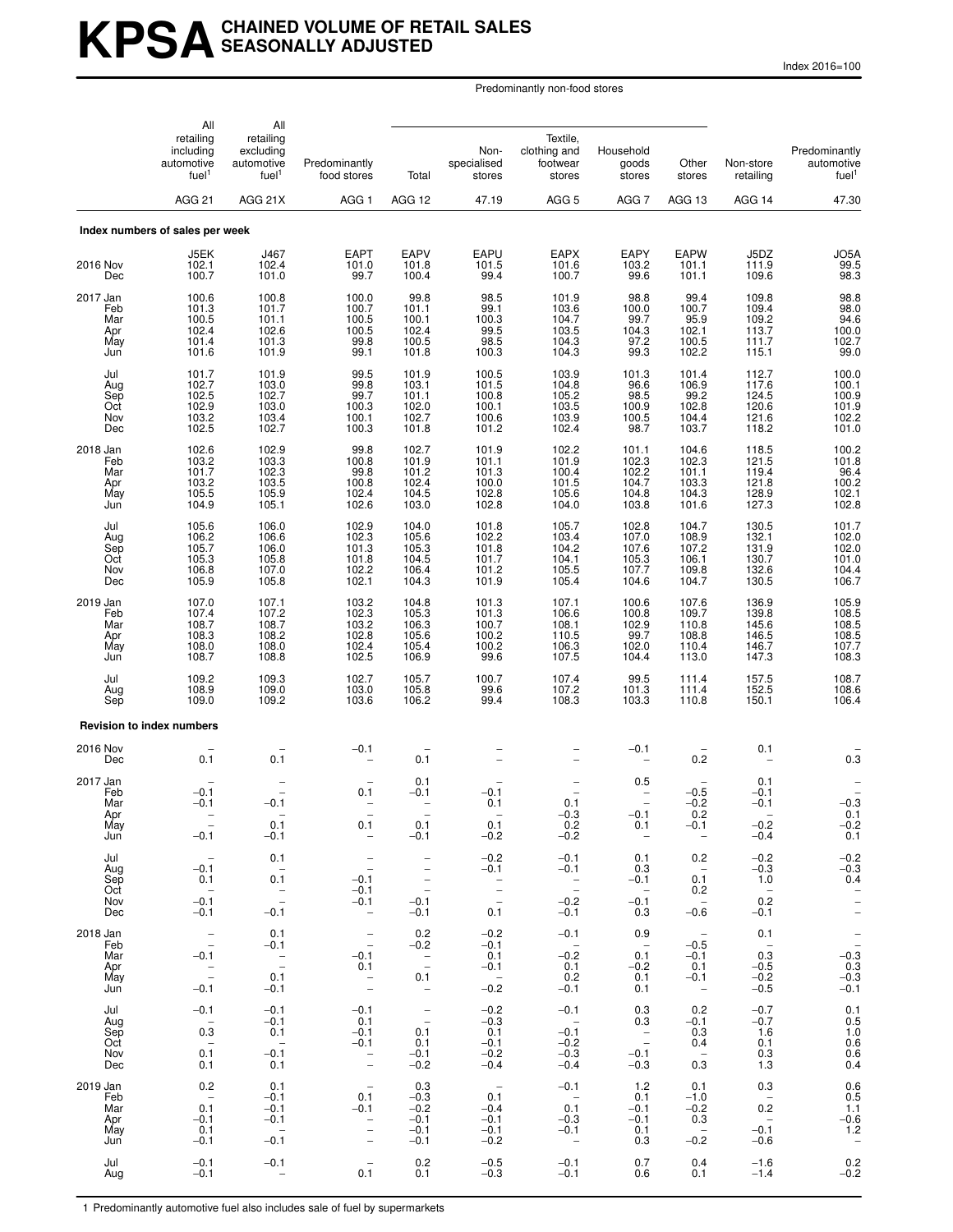# KPSA CHAINED VOLUME OF RETAIL SALES SEASONALLY ADJUSTED

Index 2016=100

| | All retailing including automotive fuel[1] | All retailing excluding automotive fuel[1] | Predominantly food stores | Predominantly non-food stores | | | | | Non-store retailing | Predominantly automotive fuel[1] |
|---|---|---|---|---|---|---|---|---|---|---|
| | | | | Total | Non-specialised stores | Textile, clothing and footwear stores | Household goods stores | Other stores | | |
| | AGG 21 | AGG 21X | AGG 1 | AGG 12 | 47.19 | AGG 5 | AGG 7 | AGG 13 | AGG 14 | 47.30 |
| **Index numbers of sales per week** | | | | | | | | | | |
| | J5EK | J467 | EAPT | EAPV | EAPU | EAPX | EAPY | EAPW | J5DZ | JO5A |
| 2016 Nov | 102.1 | 102.4 | 101.0 | 101.8 | 101.5 | 101.6 | 103.2 | 101.1 | 111.9 | 99.5 |
| Dec | 100.7 | 101.0 | 99.7 | 100.4 | 99.4 | 100.7 | 99.6 | 101.1 | 109.6 | 98.3 |
| 2017 Jan | 100.6 | 100.8 | 100.0 | 99.8 | 98.5 | 101.9 | 98.8 | 99.4 | 109.8 | 98.8 |
| Feb | 101.3 | 101.7 | 100.7 | 101.1 | 99.1 | 103.6 | 100.0 | 100.7 | 109.4 | 98.0 |
| Mar | 100.5 | 101.1 | 100.5 | 100.1 | 100.3 | 104.7 | 99.7 | 95.9 | 109.2 | 94.6 |
| Apr | 102.4 | 102.6 | 100.5 | 102.4 | 99.5 | 103.5 | 104.3 | 102.1 | 113.7 | 100.0 |
| May | 101.4 | 101.3 | 99.8 | 100.5 | 98.5 | 104.3 | 97.2 | 100.5 | 111.7 | 102.7 |
| Jun | 101.6 | 101.9 | 99.1 | 101.8 | 100.3 | 104.3 | 99.3 | 102.2 | 115.1 | 99.0 |
| Jul | 101.7 | 101.9 | 99.5 | 101.9 | 100.5 | 103.9 | 101.3 | 101.4 | 112.7 | 100.0 |
| Aug | 102.7 | 103.0 | 99.8 | 103.1 | 101.5 | 104.8 | 96.6 | 106.9 | 117.6 | 100.1 |
| Sep | 102.5 | 102.7 | 99.7 | 101.1 | 100.8 | 105.2 | 98.5 | 99.2 | 124.5 | 100.9 |
| Oct | 102.9 | 103.0 | 100.3 | 102.0 | 100.1 | 103.5 | 100.9 | 102.8 | 120.6 | 101.9 |
| Nov | 103.2 | 103.4 | 100.1 | 102.7 | 100.6 | 103.9 | 100.5 | 104.4 | 121.6 | 102.2 |
| Dec | 102.5 | 102.7 | 100.3 | 101.8 | 101.2 | 102.4 | 98.7 | 103.7 | 118.2 | 101.0 |
| 2018 Jan | 102.6 | 102.9 | 99.8 | 102.7 | 101.9 | 102.2 | 101.1 | 104.6 | 118.5 | 100.2 |
| Feb | 103.2 | 103.3 | 100.8 | 101.9 | 101.1 | 101.9 | 102.3 | 102.3 | 121.5 | 101.8 |
| Mar | 101.7 | 102.3 | 99.8 | 101.2 | 101.3 | 100.4 | 102.2 | 101.1 | 119.4 | 96.4 |
| Apr | 103.2 | 103.5 | 100.8 | 102.4 | 100.0 | 101.5 | 104.7 | 103.3 | 121.8 | 100.2 |
| May | 105.5 | 105.9 | 102.4 | 104.5 | 102.8 | 105.6 | 104.8 | 104.3 | 128.9 | 102.1 |
| Jun | 104.9 | 105.1 | 102.6 | 103.0 | 102.8 | 104.0 | 103.8 | 101.6 | 127.3 | 102.8 |
| Jul | 105.6 | 106.0 | 102.9 | 104.0 | 101.8 | 105.7 | 102.8 | 104.7 | 130.5 | 101.7 |
| Aug | 106.2 | 106.6 | 102.3 | 105.6 | 102.2 | 103.4 | 107.0 | 108.9 | 132.1 | 102.0 |
| Sep | 105.7 | 106.0 | 101.3 | 105.3 | 101.8 | 104.2 | 107.6 | 107.2 | 131.9 | 102.0 |
| Oct | 105.3 | 105.8 | 101.8 | 104.5 | 101.7 | 104.1 | 105.3 | 106.1 | 130.7 | 101.0 |
| Nov | 106.8 | 107.0 | 102.2 | 106.4 | 101.2 | 105.5 | 107.7 | 109.8 | 132.6 | 104.4 |
| Dec | 105.9 | 105.8 | 102.1 | 104.3 | 101.9 | 105.4 | 104.6 | 104.7 | 130.5 | 106.7 |
| 2019 Jan | 107.0 | 107.1 | 103.2 | 104.8 | 101.3 | 107.1 | 100.6 | 107.6 | 136.9 | 105.9 |
| Feb | 107.4 | 107.2 | 102.3 | 105.3 | 101.3 | 106.6 | 100.8 | 109.7 | 139.8 | 108.5 |
| Mar | 108.7 | 108.7 | 103.2 | 106.3 | 100.7 | 108.1 | 102.9 | 110.8 | 145.6 | 108.5 |
| Apr | 108.3 | 108.2 | 102.8 | 105.6 | 100.2 | 110.5 | 99.7 | 108.8 | 146.5 | 108.5 |
| May | 108.0 | 108.0 | 102.4 | 105.4 | 100.2 | 106.3 | 102.0 | 110.4 | 146.7 | 107.7 |
| Jun | 108.7 | 108.8 | 102.5 | 106.9 | 99.6 | 107.5 | 104.4 | 113.0 | 147.3 | 108.3 |
| Jul | 109.2 | 109.3 | 102.7 | 105.7 | 100.7 | 107.4 | 99.5 | 111.4 | 157.5 | 108.7 |
| Aug | 108.9 | 109.0 | 103.0 | 105.8 | 99.6 | 107.2 | 101.3 | 111.4 | 152.5 | 108.6 |
| Sep | 109.0 | 109.2 | 103.6 | 106.2 | 99.4 | 108.3 | 103.3 | 110.8 | 150.1 | 106.4 |
| **Revision to index numbers** | | | | | | | | | | |
| 2016 Nov | – | – | −0.1 | – | – | – | −0.1 | – | 0.1 | – |
| Dec | 0.1 | 0.1 | – | 0.1 | – | – | – | 0.2 | – | 0.3 |
| 2017 Jan | – | – | – | 0.1 | – | – | 0.5 | – | 0.1 | – |
| Feb | −0.1 | – | 0.1 | −0.1 | −0.1 | – | – | −0.5 | −0.1 | – |
| Mar | −0.1 | −0.1 | – | – | 0.1 | 0.1 | – | −0.2 | −0.1 | −0.3 |
| Apr | – | – | – | – | – | −0.3 | −0.1 | 0.2 | – | 0.1 |
| May | – | 0.1 | 0.1 | 0.1 | 0.1 | 0.2 | 0.1 | −0.1 | −0.2 | −0.2 |
| Jun | −0.1 | −0.1 | – | −0.1 | −0.2 | −0.2 | – | – | −0.4 | 0.1 |
| Jul | – | 0.1 | – | – | −0.2 | −0.1 | 0.1 | 0.2 | −0.2 | −0.2 |
| Aug | −0.1 | – | – | – | −0.1 | −0.1 | 0.3 | – | −0.3 | −0.3 |
| Sep | 0.1 | 0.1 | −0.1 | – | – | – | −0.1 | 0.1 | 1.0 | 0.4 |
| Oct | – | – | −0.1 | – | – | – | – | 0.2 | – | – |
| Nov | −0.1 | – | −0.1 | −0.1 | – | −0.2 | −0.1 | – | 0.2 | – |
| Dec | −0.1 | −0.1 | – | −0.1 | 0.1 | −0.1 | 0.3 | −0.6 | −0.1 | – |
| 2018 Jan | – | 0.1 | – | 0.2 | −0.2 | −0.1 | 0.9 | – | 0.1 | – |
| Feb | – | −0.1 | – | −0.2 | −0.1 | – | – | −0.5 | – | – |
| Mar | −0.1 | – | −0.1 | – | 0.1 | −0.2 | 0.1 | −0.1 | 0.3 | −0.3 |
| Apr | – | – | 0.1 | – | −0.1 | 0.1 | −0.2 | 0.1 | −0.5 | 0.3 |
| May | – | 0.1 | – | 0.1 | – | 0.2 | 0.1 | −0.1 | −0.2 | −0.3 |
| Jun | −0.1 | −0.1 | – | – | −0.2 | −0.1 | 0.1 | – | −0.5 | −0.1 |
| Jul | −0.1 | −0.1 | −0.1 | – | −0.2 | −0.1 | 0.3 | 0.2 | −0.7 | 0.1 |
| Aug | – | −0.1 | 0.1 | – | −0.3 | – | 0.3 | −0.1 | −0.7 | 0.5 |
| Sep | 0.3 | 0.1 | −0.1 | 0.1 | 0.1 | −0.1 | – | 0.3 | 1.6 | 1.0 |
| Oct | – | – | −0.1 | 0.1 | −0.1 | −0.2 | – | 0.4 | 0.1 | 0.6 |
| Nov | 0.1 | −0.1 | – | −0.1 | −0.2 | −0.3 | −0.1 | – | 0.3 | 0.6 |
| Dec | 0.1 | 0.1 | – | −0.2 | −0.4 | −0.4 | −0.3 | 0.3 | 1.3 | 0.4 |
| 2019 Jan | 0.2 | 0.1 | – | 0.3 | – | −0.1 | 1.2 | 0.1 | 0.3 | 0.6 |
| Feb | – | −0.1 | 0.1 | −0.3 | 0.1 | – | 0.1 | −1.0 | – | 0.5 |
| Mar | 0.1 | −0.1 | −0.1 | −0.2 | −0.4 | 0.1 | −0.1 | −0.2 | 0.2 | 1.1 |
| Apr | −0.1 | −0.1 | – | −0.1 | −0.1 | −0.3 | −0.1 | 0.3 | – | −0.6 |
| May | 0.1 | – | – | −0.1 | −0.1 | −0.1 | 0.1 | – | −0.1 | 1.2 |
| Jun | −0.1 | −0.1 | – | −0.1 | −0.2 | – | 0.3 | −0.2 | −0.6 | – |
| Jul | −0.1 | −0.1 | – | 0.2 | −0.5 | −0.1 | 0.7 | 0.4 | −1.6 | 0.2 |
| Aug | −0.1 | – | 0.1 | 0.1 | −0.3 | −0.1 | 0.6 | 0.1 | −1.4 | −0.2 |

1 Predominantly automotive fuel also includes sale of fuel by supermarkets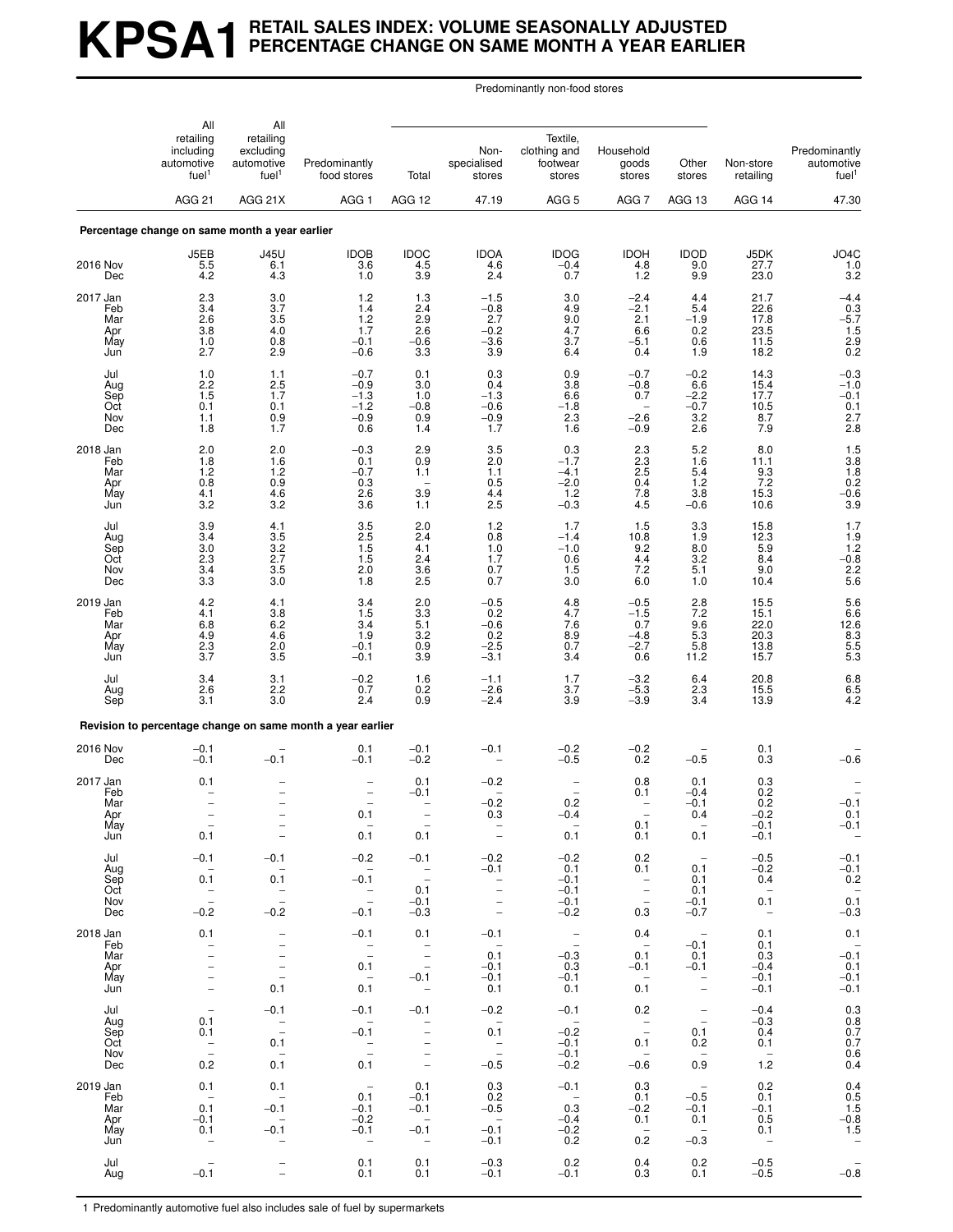# KPSA1 RETAIL SALES INDEX: VOLUME SEASONALLY ADJUSTED PERCENTAGE CHANGE ON SAME MONTH A YEAR EARLIER

| | All retailing including automotive fuel[1] | All retailing excluding automotive fuel[1] | Predominantly food stores | Predominantly non-food stores: Total | Predominantly non-food stores: Non-specialised stores | Predominantly non-food stores: Textile, clothing and footwear stores | Predominantly non-food stores: Household goods stores | Predominantly non-food stores: Other stores | Non-store retailing | Predominantly automotive fuel[1] |
|---|---|---|---|---|---|---|---|---|---|---|
| | AGG 21 | AGG 21X | AGG 1 | AGG 12 | 47.19 | AGG 5 | AGG 7 | AGG 13 | AGG 14 | 47.30 |
| **Percentage change on same month a year earlier** | | | | | | | | | | |
| | J5EB | J45U | IDOB | IDOC | IDOA | IDOG | IDOH | IDOD | J5DK | JO4C |
| 2016 Nov | 5.5 | 6.1 | 3.6 | 4.5 | 4.6 | –0.4 | 4.8 | 9.0 | 27.7 | 1.0 |
| Dec | 4.2 | 4.3 | 1.0 | 3.9 | 2.4 | 0.7 | 1.2 | 9.9 | 23.0 | 3.2 |
| 2017 Jan | 2.3 | 3.0 | 1.2 | 1.3 | –1.5 | 3.0 | –2.4 | 4.4 | 21.7 | –4.4 |
| Feb | 3.4 | 3.7 | 1.4 | 2.4 | –0.8 | 4.9 | –2.1 | 5.4 | 22.6 | 0.3 |
| Mar | 2.6 | 3.5 | 1.2 | 2.9 | 2.7 | 9.0 | 2.1 | –1.9 | 17.8 | –5.7 |
| Apr | 3.8 | 4.0 | 1.7 | 2.6 | –0.2 | 4.7 | 6.6 | 0.2 | 23.5 | 1.5 |
| May | 1.0 | 0.8 | –0.1 | –0.6 | –3.6 | 3.7 | –5.1 | 0.6 | 11.5 | 2.9 |
| Jun | 2.7 | 2.9 | –0.6 | 3.3 | 3.9 | 6.4 | 0.4 | 1.9 | 18.2 | 0.2 |
| Jul | 1.0 | 1.1 | –0.7 | 0.1 | 0.3 | 0.9 | –0.7 | –0.2 | 14.3 | –0.3 |
| Aug | 2.2 | 2.5 | –0.9 | 3.0 | 0.4 | 3.8 | –0.8 | 6.6 | 15.4 | –1.0 |
| Sep | 1.5 | 1.7 | –1.3 | 1.0 | –1.3 | 6.6 | 0.7 | –2.2 | 17.7 | –0.1 |
| Oct | 0.1 | 0.1 | –1.2 | –0.8 | –0.6 | –1.8 | – | –0.7 | 10.5 | 0.1 |
| Nov | 1.1 | 0.9 | –0.9 | 0.9 | –0.9 | 2.3 | –2.6 | 3.2 | 8.7 | 2.7 |
| Dec | 1.8 | 1.7 | 0.6 | 1.4 | 1.7 | 1.6 | –0.9 | 2.6 | 7.9 | 2.8 |
| 2018 Jan | 2.0 | 2.0 | –0.3 | 2.9 | 3.5 | 0.3 | 2.3 | 5.2 | 8.0 | 1.5 |
| Feb | 1.8 | 1.6 | 0.1 | 0.9 | 2.0 | –1.7 | 2.3 | 1.6 | 11.1 | 3.8 |
| Mar | 1.2 | 1.2 | –0.7 | 1.1 | 1.1 | –4.1 | 2.5 | 5.4 | 9.3 | 1.8 |
| Apr | 0.8 | 0.9 | 0.3 | – | 0.5 | –2.0 | 0.4 | 1.2 | 7.2 | 0.2 |
| May | 4.1 | 4.6 | 2.6 | 3.9 | 4.4 | 1.2 | 7.8 | 3.8 | 15.3 | –0.6 |
| Jun | 3.2 | 3.2 | 3.6 | 1.1 | 2.5 | –0.3 | 4.5 | –0.6 | 10.6 | 3.9 |
| Jul | 3.9 | 4.1 | 3.5 | 2.0 | 1.2 | 1.7 | 1.5 | 3.3 | 15.8 | 1.7 |
| Aug | 3.4 | 3.5 | 2.5 | 2.4 | 0.8 | –1.4 | 10.8 | 1.9 | 12.3 | 1.9 |
| Sep | 3.0 | 3.2 | 1.5 | 4.1 | 1.0 | –1.0 | 9.2 | 8.0 | 5.9 | 1.2 |
| Oct | 2.3 | 2.7 | 1.5 | 2.4 | 1.7 | 0.6 | 4.4 | 3.2 | 8.4 | –0.8 |
| Nov | 3.4 | 3.5 | 2.0 | 3.6 | 0.7 | 1.5 | 7.2 | 5.1 | 9.0 | 2.2 |
| Dec | 3.3 | 3.0 | 1.8 | 2.5 | 0.7 | 3.0 | 6.0 | 1.0 | 10.4 | 5.6 |
| 2019 Jan | 4.2 | 4.1 | 3.4 | 2.0 | –0.5 | 4.8 | –0.5 | 2.8 | 15.5 | 5.6 |
| Feb | 4.1 | 3.8 | 1.5 | 3.3 | 0.2 | 4.7 | –1.5 | 7.2 | 15.1 | 6.6 |
| Mar | 6.8 | 6.2 | 3.4 | 5.1 | –0.6 | 7.6 | 0.7 | 9.6 | 22.0 | 12.6 |
| Apr | 4.9 | 4.6 | 1.9 | 3.2 | 0.2 | 8.9 | –4.8 | 5.3 | 20.3 | 8.3 |
| May | 2.3 | 2.0 | –0.1 | 0.9 | –2.5 | 0.7 | –2.7 | 5.8 | 13.8 | 5.5 |
| Jun | 3.7 | 3.5 | –0.1 | 3.9 | –3.1 | 3.4 | 0.6 | 11.2 | 15.7 | 5.3 |
| Jul | 3.4 | 3.1 | –0.2 | 1.6 | –1.1 | 1.7 | –3.2 | 6.4 | 20.8 | 6.8 |
| Aug | 2.6 | 2.2 | 0.7 | 0.2 | –2.6 | 3.7 | –5.3 | 2.3 | 15.5 | 6.5 |
| Sep | 3.1 | 3.0 | 2.4 | 0.9 | –2.4 | 3.9 | –3.9 | 3.4 | 13.9 | 4.2 |
| **Revision to percentage change on same month a year earlier** | | | | | | | | | | |
| 2016 Nov | –0.1 | – | 0.1 | –0.1 | –0.1 | –0.2 | –0.2 | – | 0.1 | – |
| Dec | –0.1 | –0.1 | –0.1 | –0.2 | – | –0.5 | 0.2 | –0.5 | 0.3 | –0.6 |
| 2017 Jan | 0.1 | – | – | 0.1 | –0.2 | – | 0.8 | 0.1 | 0.3 | – |
| Feb | – | – | – | –0.1 | – | – | 0.1 | –0.4 | 0.2 | – |
| Mar | – | – | – | – | –0.2 | 0.2 | – | –0.1 | 0.2 | –0.1 |
| Apr | – | – | 0.1 | – | 0.3 | –0.4 | – | 0.4 | –0.2 | 0.1 |
| May | – | – | – | – | – | – | 0.1 | – | –0.1 | –0.1 |
| Jun | 0.1 | – | 0.1 | 0.1 | – | 0.1 | 0.1 | 0.1 | –0.1 | – |
| Jul | –0.1 | –0.1 | –0.2 | –0.1 | –0.2 | –0.2 | 0.2 | – | –0.5 | –0.1 |
| Aug | – | – | – | – | –0.1 | 0.1 | 0.1 | 0.1 | –0.2 | –0.1 |
| Sep | 0.1 | 0.1 | –0.1 | – | – | –0.1 | – | 0.1 | 0.4 | 0.2 |
| Oct | – | – | – | 0.1 | – | –0.1 | – | 0.1 | – | – |
| Nov | – | – | – | –0.1 | – | –0.1 | – | –0.1 | 0.1 | 0.1 |
| Dec | –0.2 | –0.2 | –0.1 | –0.3 | – | –0.2 | 0.3 | –0.7 | – | –0.3 |
| 2018 Jan | 0.1 | – | –0.1 | 0.1 | –0.1 | – | 0.4 | – | 0.1 | 0.1 |
| Feb | – | – | – | – | – | – | – | –0.1 | 0.1 | – |
| Mar | – | – | – | – | 0.1 | –0.3 | 0.1 | 0.1 | 0.3 | –0.1 |
| Apr | – | – | 0.1 | – | –0.1 | 0.3 | –0.1 | –0.1 | –0.4 | 0.1 |
| May | – | – | – | –0.1 | –0.1 | –0.1 | – | – | –0.1 | –0.1 |
| Jun | – | 0.1 | 0.1 | – | 0.1 | 0.1 | 0.1 | – | –0.1 | –0.1 |
| Jul | – | –0.1 | –0.1 | –0.1 | –0.2 | –0.1 | 0.2 | – | –0.4 | 0.3 |
| Aug | 0.1 | – | – | – | – | – | – | – | –0.3 | 0.8 |
| Sep | 0.1 | – | –0.1 | – | 0.1 | –0.2 | – | 0.1 | 0.4 | 0.7 |
| Oct | – | 0.1 | – | – | – | –0.1 | 0.1 | 0.2 | 0.1 | 0.7 |
| Nov | – | – | – | – | – | –0.1 | – | – | – | 0.6 |
| Dec | 0.2 | 0.1 | 0.1 | – | –0.5 | –0.2 | –0.6 | 0.9 | 1.2 | 0.4 |
| 2019 Jan | 0.1 | 0.1 | – | 0.1 | 0.3 | –0.1 | 0.3 | – | 0.2 | 0.4 |
| Feb | – | – | 0.1 | –0.1 | 0.2 | – | 0.1 | –0.5 | 0.1 | 0.5 |
| Mar | 0.1 | –0.1 | –0.1 | –0.1 | –0.5 | 0.3 | –0.2 | –0.1 | –0.1 | 1.5 |
| Apr | –0.1 | – | –0.2 | – | – | –0.4 | 0.1 | 0.1 | 0.5 | –0.8 |
| May | 0.1 | –0.1 | –0.1 | –0.1 | –0.1 | –0.2 | – | – | 0.1 | 1.5 |
| Jun | – | – | – | – | –0.1 | 0.2 | 0.2 | –0.3 | – | – |
| Jul | – | – | 0.1 | 0.1 | –0.3 | 0.2 | 0.4 | 0.2 | –0.5 | – |
| Aug | –0.1 | – | 0.1 | 0.1 | –0.1 | –0.1 | 0.3 | 0.1 | –0.5 | –0.8 |

1 Predominantly automotive fuel also includes sale of fuel by supermarkets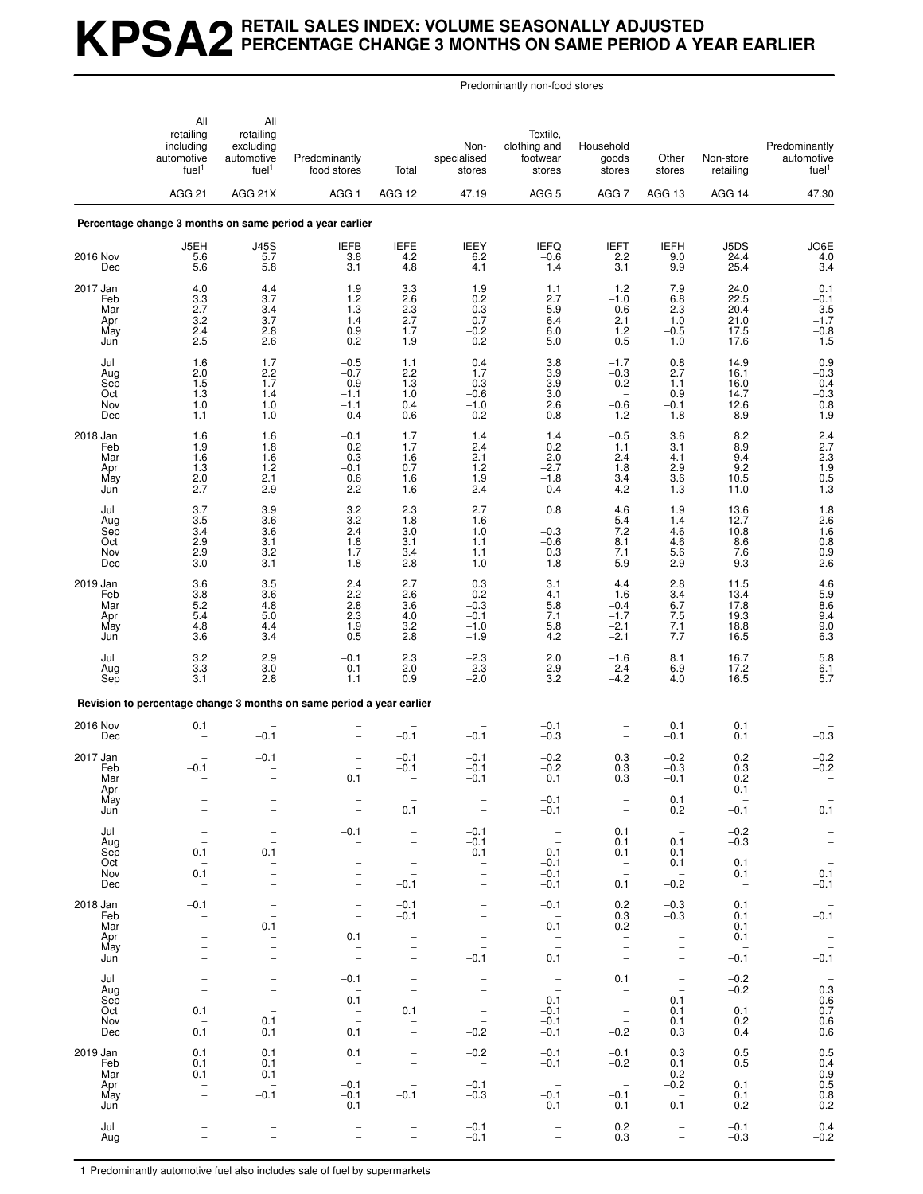# KPSA2 RETAIL SALES INDEX: VOLUME SEASONALLY ADJUSTED PERCENTAGE CHANGE 3 MONTHS ON SAME PERIOD A YEAR EARLIER

| | All retailing including automotive fuel[1] | All retailing excluding automotive fuel[1] | Predominantly food stores | Predominantly non-food stores | | | | | Non-store retailing | Predominantly automotive fuel[1] |
|---|---|---|---|---|---|---|---|---|---|---|
| | | | | Total | Non-specialised stores | Textile, clothing and footwear stores | Household goods stores | Other stores | | |
| | AGG 21 | AGG 21X | AGG 1 | AGG 12 | 47.19 | AGG 5 | AGG 7 | AGG 13 | AGG 14 | 47.30 |
| **Percentage change 3 months on same period a year earlier** | | | | | | | | | | |
| | J5EH | J45S | IEFB | IEFE | IEEY | IEFQ | IEFT | IEFH | J5DS | JO6E |
| 2016 Nov | 5.6 | 5.7 | 3.8 | 4.2 | 6.2 | –0.6 | 2.2 | 9.0 | 24.4 | 4.0 |
| Dec | 5.6 | 5.8 | 3.1 | 4.8 | 4.1 | 1.4 | 3.1 | 9.9 | 25.4 | 3.4 |
| 2017 Jan | 4.0 | 4.4 | 1.9 | 3.3 | 1.9 | 1.1 | 1.2 | 7.9 | 24.0 | 0.1 |
| Feb | 3.3 | 3.7 | 1.2 | 2.6 | 0.2 | 2.7 | –1.0 | 6.8 | 22.5 | –0.1 |
| Mar | 2.7 | 3.4 | 1.3 | 2.3 | 0.3 | 5.9 | –0.6 | 2.3 | 20.4 | –3.5 |
| Apr | 3.2 | 3.7 | 1.4 | 2.7 | 0.7 | 6.4 | 2.1 | 1.0 | 21.0 | –1.7 |
| May | 2.4 | 2.8 | 0.9 | 1.7 | –0.2 | 6.0 | 1.2 | –0.5 | 17.5 | –0.8 |
| Jun | 2.5 | 2.6 | 0.2 | 1.9 | 0.2 | 5.0 | 0.5 | 1.0 | 17.6 | 1.5 |
| Jul | 1.6 | 1.7 | –0.5 | 1.1 | 0.4 | 3.8 | –1.7 | 0.8 | 14.9 | 0.9 |
| Aug | 2.0 | 2.2 | –0.7 | 2.2 | 1.7 | 3.9 | –0.3 | 2.7 | 16.1 | –0.3 |
| Sep | 1.5 | 1.7 | –0.9 | 1.3 | –0.3 | 3.9 | –0.2 | 1.1 | 16.0 | –0.4 |
| Oct | 1.3 | 1.4 | –1.1 | 1.0 | –0.6 | 3.0 | – | 0.9 | 14.7 | –0.3 |
| Nov | 1.0 | 1.0 | –1.1 | 0.4 | –1.0 | 2.6 | –0.6 | –0.1 | 12.6 | 0.8 |
| Dec | 1.1 | 1.0 | –0.4 | 0.6 | 0.2 | 0.8 | –1.2 | 1.8 | 8.9 | 1.9 |
| 2018 Jan | 1.6 | 1.6 | –0.1 | 1.7 | 1.4 | 1.4 | –0.5 | 3.6 | 8.2 | 2.4 |
| Feb | 1.9 | 1.8 | 0.2 | 1.7 | 2.4 | 0.2 | 1.1 | 3.1 | 8.9 | 2.7 |
| Mar | 1.6 | 1.6 | –0.3 | 1.6 | 2.1 | –2.0 | 2.4 | 4.1 | 9.4 | 2.3 |
| Apr | 1.3 | 1.2 | –0.1 | 0.7 | 1.2 | –2.7 | 1.8 | 2.9 | 9.2 | 1.9 |
| May | 2.0 | 2.1 | 0.6 | 1.6 | 1.9 | –1.8 | 3.4 | 3.6 | 10.5 | 0.5 |
| Jun | 2.7 | 2.9 | 2.2 | 1.6 | 2.4 | –0.4 | 4.2 | 1.3 | 11.0 | 1.3 |
| Jul | 3.7 | 3.9 | 3.2 | 2.3 | 2.7 | 0.8 | 4.6 | 1.9 | 13.6 | 1.8 |
| Aug | 3.5 | 3.6 | 3.2 | 1.8 | 1.6 | – | 5.4 | 1.4 | 12.7 | 2.6 |
| Sep | 3.4 | 3.6 | 2.4 | 3.0 | 1.0 | –0.3 | 7.2 | 4.6 | 10.8 | 1.6 |
| Oct | 2.9 | 3.1 | 1.8 | 3.1 | 1.1 | –0.6 | 8.1 | 4.6 | 8.6 | 0.8 |
| Nov | 2.9 | 3.2 | 1.7 | 3.4 | 1.1 | 0.3 | 7.1 | 5.6 | 7.6 | 0.9 |
| Dec | 3.0 | 3.1 | 1.8 | 2.8 | 1.0 | 1.8 | 5.9 | 2.9 | 9.3 | 2.6 |
| 2019 Jan | 3.6 | 3.5 | 2.4 | 2.7 | 0.3 | 3.1 | 4.4 | 2.8 | 11.5 | 4.6 |
| Feb | 3.8 | 3.6 | 2.2 | 2.6 | 0.2 | 4.1 | 1.6 | 3.4 | 13.4 | 5.9 |
| Mar | 5.2 | 4.8 | 2.8 | 3.6 | –0.3 | 5.8 | –0.4 | 6.7 | 17.8 | 8.6 |
| Apr | 5.4 | 5.0 | 2.3 | 4.0 | –0.1 | 7.1 | –1.7 | 7.5 | 19.3 | 9.4 |
| May | 4.8 | 4.4 | 1.9 | 3.2 | –1.0 | 5.8 | –2.1 | 7.1 | 18.8 | 9.0 |
| Jun | 3.6 | 3.4 | 0.5 | 2.8 | –1.9 | 4.2 | –2.1 | 7.7 | 16.5 | 6.3 |
| Jul | 3.2 | 2.9 | –0.1 | 2.3 | –2.3 | 2.0 | –1.6 | 8.1 | 16.7 | 5.8 |
| Aug | 3.3 | 3.0 | 0.1 | 2.0 | –2.3 | 2.9 | –2.4 | 6.9 | 17.2 | 6.1 |
| Sep | 3.1 | 2.8 | 1.1 | 0.9 | –2.0 | 3.2 | –4.2 | 4.0 | 16.5 | 5.7 |
| **Revision to percentage change 3 months on same period a year earlier** | | | | | | | | | | |
| 2016 Nov | 0.1 | – | – | – | – | –0.1 | – | 0.1 | 0.1 | – |
| Dec | – | –0.1 | – | –0.1 | –0.1 | –0.3 | – | –0.1 | 0.1 | –0.3 |
| 2017 Jan | – | –0.1 | – | –0.1 | –0.1 | –0.2 | 0.3 | –0.2 | 0.2 | –0.2 |
| Feb | –0.1 | – | – | –0.1 | –0.1 | –0.2 | 0.3 | –0.3 | 0.3 | –0.2 |
| Mar | – | – | 0.1 | – | –0.1 | 0.1 | 0.3 | –0.1 | 0.2 | – |
| Apr | – | – | – | – | – | – | – | – | 0.1 | – |
| May | – | – | – | – | – | –0.1 | – | 0.1 | – | – |
| Jun | – | – | – | 0.1 | – | –0.1 | – | 0.2 | –0.1 | 0.1 |
| Jul | – | – | –0.1 | – | –0.1 | – | 0.1 | – | –0.2 | – |
| Aug | – | – | – | – | –0.1 | – | 0.1 | 0.1 | –0.3 | – |
| Sep | –0.1 | –0.1 | – | – | –0.1 | –0.1 | 0.1 | 0.1 | – | – |
| Oct | – | – | – | – | – | –0.1 | – | 0.1 | 0.1 | – |
| Nov | 0.1 | – | – | – | – | –0.1 | – | – | 0.1 | 0.1 |
| Dec | – | – | – | –0.1 | – | –0.1 | 0.1 | –0.2 | – | –0.1 |
| 2018 Jan | –0.1 | – | – | –0.1 | – | –0.1 | 0.2 | –0.3 | 0.1 | – |
| Feb | – | – | – | –0.1 | – | – | 0.3 | –0.3 | 0.1 | –0.1 |
| Mar | – | 0.1 | – | – | – | –0.1 | 0.2 | – | 0.1 | – |
| Apr | – | – | 0.1 | – | – | – | – | – | 0.1 | – |
| May | – | – | – | – | – | – | – | – | – | – |
| Jun | – | – | – | – | –0.1 | 0.1 | – | – | –0.1 | –0.1 |
| Jul | – | – | –0.1 | – | – | – | 0.1 | – | –0.2 | – |
| Aug | – | – | – | – | – | – | – | – | –0.2 | 0.3 |
| Sep | – | – | –0.1 | – | – | –0.1 | – | 0.1 | – | 0.6 |
| Oct | 0.1 | – | – | 0.1 | – | –0.1 | – | 0.1 | 0.1 | 0.7 |
| Nov | – | 0.1 | – | – | – | –0.1 | – | 0.1 | 0.2 | 0.6 |
| Dec | 0.1 | 0.1 | 0.1 | – | –0.2 | –0.1 | –0.2 | 0.3 | 0.4 | 0.6 |
| 2019 Jan | 0.1 | 0.1 | 0.1 | – | –0.2 | –0.1 | –0.1 | 0.3 | 0.5 | 0.5 |
| Feb | 0.1 | 0.1 | – | – | – | –0.1 | –0.2 | 0.1 | 0.5 | 0.4 |
| Mar | 0.1 | –0.1 | – | – | – | – | – | –0.2 | – | 0.9 |
| Apr | – | – | –0.1 | – | –0.1 | – | – | –0.2 | 0.1 | 0.5 |
| May | – | –0.1 | –0.1 | –0.1 | –0.3 | –0.1 | –0.1 | – | 0.1 | 0.8 |
| Jun | – | – | –0.1 | – | – | –0.1 | 0.1 | –0.1 | 0.2 | 0.2 |
| Jul | – | – | – | – | –0.1 | – | 0.2 | – | –0.1 | 0.4 |
| Aug | – | – | – | – | –0.1 | – | 0.3 | – | –0.3 | –0.2 |

1 Predominantly automotive fuel also includes sale of fuel by supermarkets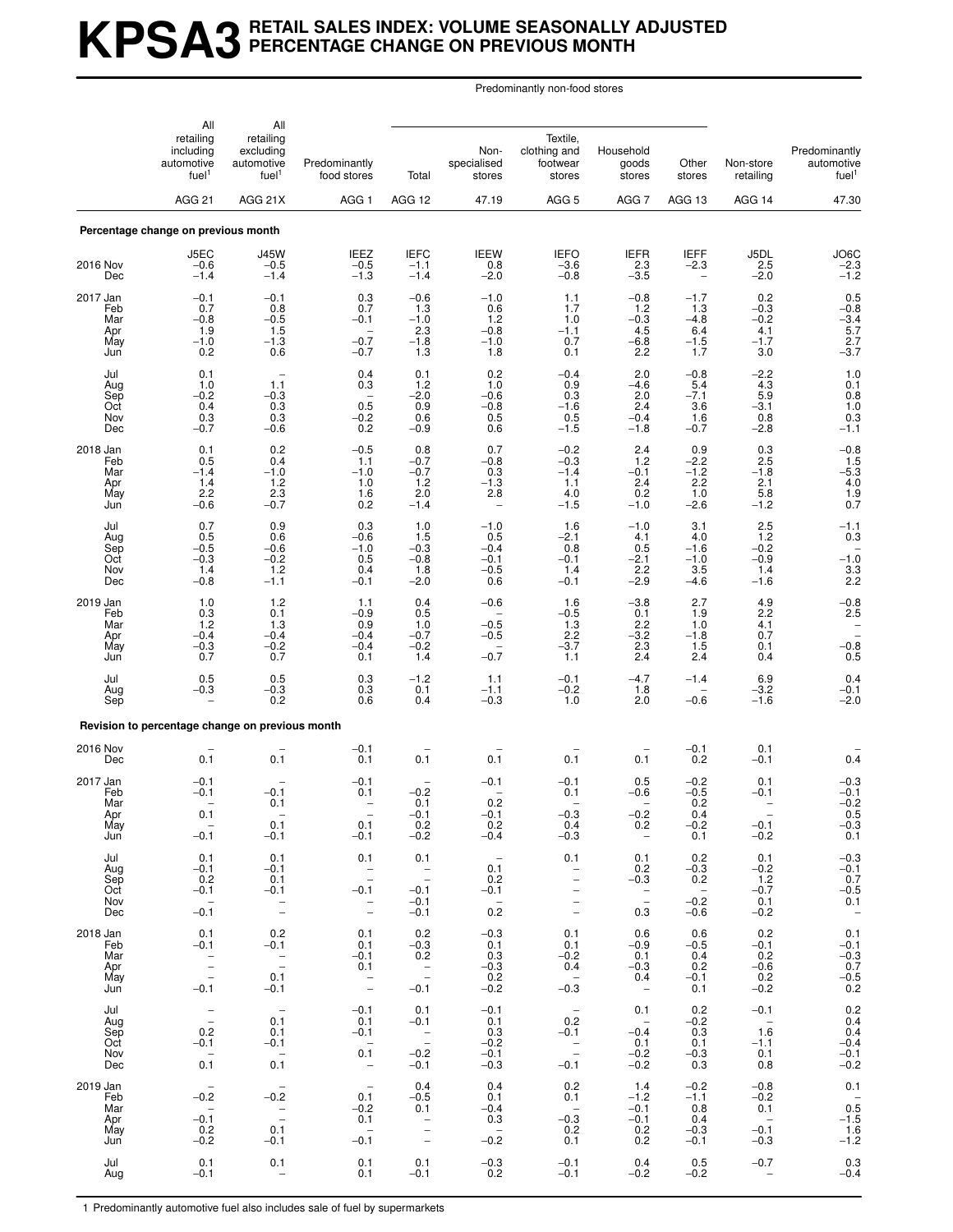# KPSA3 RETAIL SALES INDEX: VOLUME SEASONALLY ADJUSTED PERCENTAGE CHANGE ON PREVIOUS MONTH

| | All retailing including automotive fuel[1] | All retailing excluding automotive fuel[1] | Predominantly food stores | Predominantly non-food stores: Total | Predominantly non-food stores: Non-specialised stores | Predominantly non-food stores: Textile, clothing and footwear stores | Predominantly non-food stores: Household goods stores | Predominantly non-food stores: Other stores | Non-store retailing | Predominantly automotive fuel[1] |
|---|---|---|---|---|---|---|---|---|---|---|
| | AGG 21 | AGG 21X | AGG 1 | AGG 12 | 47.19 | AGG 5 | AGG 7 | AGG 13 | AGG 14 | 47.30 |
| **Percentage change on previous month** | | | | | | | | | | |
| | J5EC | J45W | IEEZ | IEFC | IEEW | IEFO | IEFR | IEFF | J5DL | JO6C |
| 2016 Nov | –0.6 | –0.5 | –0.5 | –1.1 | 0.8 | –3.6 | 2.3 | –2.3 | 2.5 | –2.3 |
| Dec | –1.4 | –1.4 | –1.3 | –1.4 | –2.0 | –0.8 | –3.5 | – | –2.0 | –1.2 |
| 2017 Jan | –0.1 | –0.1 | 0.3 | –0.6 | –1.0 | 1.1 | –0.8 | –1.7 | 0.2 | 0.5 |
| Feb | 0.7 | 0.8 | 0.7 | 1.3 | 0.6 | 1.7 | 1.2 | 1.3 | –0.3 | –0.8 |
| Mar | –0.8 | –0.5 | –0.1 | –1.0 | 1.2 | 1.0 | –0.3 | –4.8 | –0.2 | –3.4 |
| Apr | 1.9 | 1.5 | – | 2.3 | –0.8 | –1.1 | 4.5 | 6.4 | 4.1 | 5.7 |
| May | –1.0 | –1.3 | –0.7 | –1.8 | –1.0 | 0.7 | –6.8 | –1.5 | –1.7 | 2.7 |
| Jun | 0.2 | 0.6 | –0.7 | 1.3 | 1.8 | 0.1 | 2.2 | 1.7 | 3.0 | –3.7 |
| Jul | 0.1 | – | 0.4 | 0.1 | 0.2 | –0.4 | 2.0 | –0.8 | –2.2 | 1.0 |
| Aug | 1.0 | 1.1 | 0.3 | 1.2 | 1.0 | 0.9 | –4.6 | 5.4 | 4.3 | 0.1 |
| Sep | –0.2 | –0.3 | – | –2.0 | –0.6 | 0.3 | 2.0 | –7.1 | 5.9 | 0.8 |
| Oct | 0.4 | 0.3 | 0.5 | 0.9 | –0.8 | –1.6 | 2.4 | 3.6 | –3.1 | 1.0 |
| Nov | 0.3 | 0.3 | –0.2 | 0.6 | 0.5 | 0.5 | –0.4 | 1.6 | 0.8 | 0.3 |
| Dec | –0.7 | –0.6 | 0.2 | –0.9 | 0.6 | –1.5 | –1.8 | –0.7 | –2.8 | –1.1 |
| 2018 Jan | 0.1 | 0.2 | –0.5 | 0.8 | 0.7 | –0.2 | 2.4 | 0.9 | 0.3 | –0.8 |
| Feb | 0.5 | 0.4 | 1.1 | –0.7 | –0.8 | –0.3 | 1.2 | –2.2 | 2.5 | 1.5 |
| Mar | –1.4 | –1.0 | –1.0 | –0.7 | 0.3 | –1.4 | –0.1 | –1.2 | –1.8 | –5.3 |
| Apr | 1.4 | 1.2 | 1.0 | 1.2 | –1.3 | 1.1 | 2.4 | 2.2 | 2.1 | 4.0 |
| May | 2.2 | 2.3 | 1.6 | 2.0 | 2.8 | 4.0 | 0.2 | 1.0 | 5.8 | 1.9 |
| Jun | –0.6 | –0.7 | 0.2 | –1.4 | – | –1.5 | –1.0 | –2.6 | –1.2 | 0.7 |
| Jul | 0.7 | 0.9 | 0.3 | 1.0 | –1.0 | 1.6 | –1.0 | 3.1 | 2.5 | –1.1 |
| Aug | 0.5 | 0.6 | –0.6 | 1.5 | 0.5 | –2.1 | 4.1 | 4.0 | 1.2 | 0.3 |
| Sep | –0.5 | –0.6 | –1.0 | –0.3 | –0.4 | 0.8 | 0.5 | –1.6 | –0.2 | – |
| Oct | –0.3 | –0.2 | 0.5 | –0.8 | –0.1 | –0.1 | –2.1 | –1.0 | –0.9 | –1.0 |
| Nov | 1.4 | 1.2 | 0.4 | 1.8 | –0.5 | 1.4 | 2.2 | 3.5 | 1.4 | 3.3 |
| Dec | –0.8 | –1.1 | –0.1 | –2.0 | 0.6 | –0.1 | –2.9 | –4.6 | –1.6 | 2.2 |
| 2019 Jan | 1.0 | 1.2 | 1.1 | 0.4 | –0.6 | 1.6 | –3.8 | 2.7 | 4.9 | –0.8 |
| Feb | 0.3 | 0.1 | –0.9 | 0.5 | – | –0.5 | 0.1 | 1.9 | 2.2 | 2.5 |
| Mar | 1.2 | 1.3 | 0.9 | 1.0 | –0.5 | 1.3 | 2.2 | 1.0 | 4.1 | – |
| Apr | –0.4 | –0.4 | –0.4 | –0.7 | –0.5 | 2.2 | –3.2 | –1.8 | 0.7 | – |
| May | –0.3 | –0.2 | –0.4 | –0.2 | – | –3.7 | 2.3 | 1.5 | 0.1 | –0.8 |
| Jun | 0.7 | 0.7 | 0.1 | 1.4 | –0.7 | 1.1 | 2.4 | 2.4 | 0.4 | 0.5 |
| Jul | 0.5 | 0.5 | 0.3 | –1.2 | 1.1 | –0.1 | –4.7 | –1.4 | 6.9 | 0.4 |
| Aug | –0.3 | –0.3 | 0.3 | 0.1 | –1.1 | –0.2 | 1.8 | – | –3.2 | –0.1 |
| Sep | – | 0.2 | 0.6 | 0.4 | –0.3 | 1.0 | 2.0 | –0.6 | –1.6 | –2.0 |
| **Revision to percentage change on previous month** | | | | | | | | | | |
| 2016 Nov | – | – | –0.1 | – | – | – | – | –0.1 | 0.1 | – |
| Dec | 0.1 | 0.1 | 0.1 | 0.1 | 0.1 | 0.1 | 0.1 | 0.2 | –0.1 | 0.4 |
| 2017 Jan | –0.1 | – | –0.1 | – | –0.1 | –0.1 | 0.5 | –0.2 | 0.1 | –0.3 |
| Feb | –0.1 | –0.1 | 0.1 | –0.2 | – | 0.1 | –0.6 | –0.5 | –0.1 | –0.1 |
| Mar | – | 0.1 | – | 0.1 | 0.2 | – | – | 0.2 | – | –0.2 |
| Apr | 0.1 | – | – | –0.1 | –0.1 | –0.3 | –0.2 | 0.4 | – | 0.5 |
| May | – | 0.1 | 0.1 | 0.2 | 0.2 | 0.4 | 0.2 | –0.2 | –0.1 | –0.3 |
| Jun | –0.1 | –0.1 | –0.1 | –0.2 | –0.4 | –0.3 | – | 0.1 | –0.2 | 0.1 |
| Jul | 0.1 | 0.1 | 0.1 | 0.1 | – | 0.1 | 0.1 | 0.2 | 0.1 | –0.3 |
| Aug | –0.1 | –0.1 | – | – | 0.1 | – | 0.2 | –0.3 | –0.2 | –0.1 |
| Sep | 0.2 | 0.1 | – | – | 0.2 | – | –0.3 | 0.2 | 1.2 | 0.7 |
| Oct | –0.1 | –0.1 | –0.1 | –0.1 | –0.1 | – | – | – | –0.7 | –0.5 |
| Nov | – | – | – | –0.1 | – | – | – | –0.2 | 0.1 | 0.1 |
| Dec | –0.1 | – | – | –0.1 | 0.2 | – | 0.3 | –0.6 | –0.2 | – |
| 2018 Jan | 0.1 | 0.2 | 0.1 | 0.2 | –0.3 | 0.1 | 0.6 | 0.6 | 0.2 | 0.1 |
| Feb | –0.1 | –0.1 | 0.1 | –0.3 | 0.1 | 0.1 | –0.9 | –0.5 | –0.1 | –0.1 |
| Mar | – | – | –0.1 | 0.2 | 0.3 | –0.2 | 0.1 | 0.4 | 0.2 | –0.3 |
| Apr | – | – | 0.1 | – | –0.3 | 0.4 | –0.3 | 0.2 | –0.6 | 0.7 |
| May | – | 0.1 | – | – | 0.2 | – | 0.4 | –0.1 | 0.2 | –0.5 |
| Jun | –0.1 | –0.1 | – | –0.1 | –0.2 | –0.3 | – | 0.1 | –0.2 | 0.2 |
| Jul | – | – | –0.1 | 0.1 | –0.1 | – | 0.1 | 0.2 | –0.1 | 0.2 |
| Aug | – | 0.1 | 0.1 | –0.1 | 0.1 | 0.2 | – | –0.2 | – | 0.4 |
| Sep | 0.2 | 0.1 | –0.1 | – | 0.3 | –0.1 | –0.4 | 0.3 | 1.6 | 0.4 |
| Oct | –0.1 | –0.1 | – | – | –0.2 | – | 0.1 | 0.1 | –1.1 | –0.4 |
| Nov | – | – | 0.1 | –0.2 | –0.1 | – | –0.2 | –0.3 | 0.1 | –0.1 |
| Dec | 0.1 | 0.1 | – | –0.1 | –0.3 | –0.1 | –0.2 | 0.3 | 0.8 | –0.2 |
| 2019 Jan | – | – | – | 0.4 | 0.4 | 0.2 | 1.4 | –0.2 | –0.8 | 0.1 |
| Feb | –0.2 | –0.2 | 0.1 | –0.5 | 0.1 | 0.1 | –1.2 | –1.1 | –0.2 | – |
| Mar | – | – | –0.2 | 0.1 | –0.4 | – | –0.1 | 0.8 | 0.1 | 0.5 |
| Apr | –0.1 | – | 0.1 | – | 0.3 | –0.3 | –0.1 | 0.4 | – | –1.5 |
| May | 0.2 | 0.1 | – | – | – | 0.2 | 0.2 | –0.3 | –0.1 | 1.6 |
| Jun | –0.2 | –0.1 | –0.1 | – | –0.2 | 0.1 | 0.2 | –0.1 | –0.3 | –1.2 |
| Jul | 0.1 | 0.1 | 0.1 | 0.1 | –0.3 | –0.1 | 0.4 | 0.5 | –0.7 | 0.3 |
| Aug | –0.1 | – | 0.1 | –0.1 | 0.2 | –0.1 | –0.2 | –0.2 | – | –0.4 |

1 Predominantly automotive fuel also includes sale of fuel by supermarkets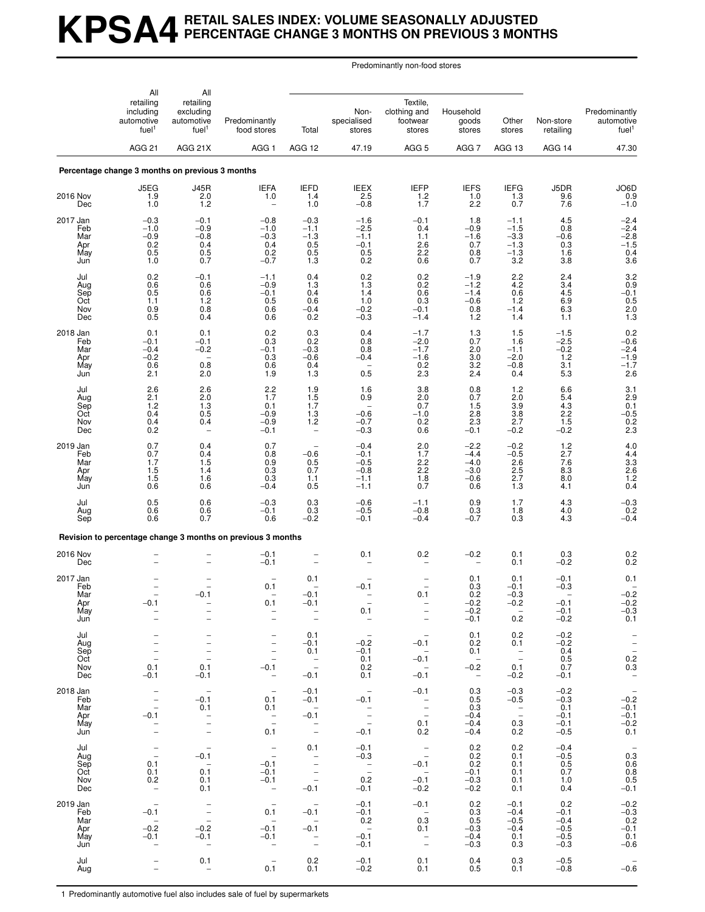# KPSA4 RETAIL SALES INDEX: VOLUME SEASONALLY ADJUSTED PERCENTAGE CHANGE 3 MONTHS ON PREVIOUS 3 MONTHS

| | All retailing including automotive fuel[1] | All retailing excluding automotive fuel[1] | Predominantly food stores | Predominantly non-food stores: Total | Non-specialised stores | Textile, clothing and footwear stores | Household goods stores | Other stores | Non-store retailing | Predominantly automotive fuel[1] |
|---|---|---|---|---|---|---|---|---|---|---|
| | AGG 21 | AGG 21X | AGG 1 | AGG 12 | 47.19 | AGG 5 | AGG 7 | AGG 13 | AGG 14 | 47.30 |
| **Percentage change 3 months on previous 3 months** | | | | | | | | | | |
| | J5EG | J45R | IEFA | IEFD | IEEX | IEFP | IEFS | IEFG | J5DR | JO6D |
| 2016 Nov | 1.9 | 2.0 | 1.0 | 1.4 | 2.5 | 1.2 | 1.0 | 1.3 | 9.6 | 0.9 |
| Dec | 1.0 | 1.2 | – | 1.0 | –0.8 | 1.7 | 2.2 | 0.7 | 7.6 | –1.0 |
| 2017 Jan | –0.3 | –0.1 | –0.8 | –0.3 | –1.6 | –0.1 | 1.8 | –1.1 | 4.5 | –2.4 |
| Feb | –1.0 | –0.9 | –1.0 | –1.1 | –2.5 | 0.4 | –0.9 | –1.5 | 0.8 | –2.4 |
| Mar | –0.9 | –0.8 | –0.3 | –1.3 | –1.1 | 1.1 | –1.6 | –3.3 | –0.6 | –2.8 |
| Apr | 0.2 | 0.4 | 0.4 | 0.5 | –0.1 | 2.6 | 0.7 | –1.3 | 0.3 | –1.5 |
| May | 0.5 | 0.5 | 0.2 | 0.5 | 0.5 | 2.2 | 0.8 | –1.3 | 1.6 | 0.4 |
| Jun | 1.0 | 0.7 | –0.7 | 1.3 | 0.2 | 0.6 | 0.7 | 3.2 | 3.8 | 3.6 |
| Jul | 0.2 | –0.1 | –1.1 | 0.4 | 0.2 | 0.2 | –1.9 | 2.2 | 2.4 | 3.2 |
| Aug | 0.6 | 0.6 | –0.9 | 1.3 | 1.3 | 0.2 | –1.2 | 4.2 | 3.4 | 0.9 |
| Sep | 0.5 | 0.6 | –0.1 | 0.4 | 1.4 | 0.6 | –1.4 | 0.6 | 4.5 | –0.1 |
| Oct | 1.1 | 1.2 | 0.5 | 0.6 | 1.0 | 0.3 | –0.6 | 1.2 | 6.9 | 0.5 |
| Nov | 0.9 | 0.8 | 0.6 | –0.4 | –0.2 | –0.1 | 0.8 | –1.4 | 6.3 | 2.0 |
| Dec | 0.5 | 0.4 | 0.6 | 0.2 | –0.3 | –1.4 | 1.2 | 1.4 | 1.1 | 1.3 |
| 2018 Jan | 0.1 | 0.1 | 0.2 | 0.3 | 0.4 | –1.7 | 1.3 | 1.5 | –1.5 | 0.2 |
| Feb | –0.1 | –0.1 | 0.3 | 0.2 | 0.8 | –2.0 | 0.7 | 1.6 | –2.5 | –0.6 |
| Mar | –0.4 | –0.2 | –0.1 | –0.3 | 0.8 | –1.7 | 2.0 | –1.1 | –0.2 | –2.4 |
| Apr | –0.2 | – | 0.3 | –0.6 | –0.4 | –1.6 | 3.0 | –2.0 | 1.2 | –1.9 |
| May | 0.6 | 0.8 | 0.6 | 0.4 | – | 0.2 | 3.2 | –0.8 | 3.1 | –1.7 |
| Jun | 2.1 | 2.0 | 1.9 | 1.3 | 0.5 | 2.3 | 2.4 | 0.4 | 5.3 | 2.6 |
| Jul | 2.6 | 2.6 | 2.2 | 1.9 | 1.6 | 3.8 | 0.8 | 1.2 | 6.6 | 3.1 |
| Aug | 2.1 | 2.0 | 1.7 | 1.5 | 0.9 | 2.0 | 0.7 | 2.0 | 5.4 | 2.9 |
| Sep | 1.2 | 1.3 | 0.1 | 1.7 | – | 0.7 | 1.5 | 3.9 | 4.3 | 0.1 |
| Oct | 0.4 | 0.5 | –0.9 | 1.3 | –0.6 | –1.0 | 2.8 | 3.8 | 2.2 | –0.5 |
| Nov | 0.4 | 0.4 | –0.9 | 1.2 | –0.7 | 0.2 | 2.3 | 2.7 | 1.5 | 0.2 |
| Dec | 0.2 | – | –0.1 | – | –0.3 | 0.6 | –0.1 | –0.2 | –0.2 | 2.3 |
| 2019 Jan | 0.7 | 0.4 | 0.7 | – | –0.4 | 2.0 | –2.2 | –0.2 | 1.2 | 4.0 |
| Feb | 0.7 | 0.4 | 0.8 | –0.6 | –0.1 | 1.7 | –4.4 | –0.5 | 2.7 | 4.4 |
| Mar | 1.7 | 1.5 | 0.9 | 0.5 | –0.5 | 2.2 | –4.0 | 2.6 | 7.6 | 3.3 |
| Apr | 1.5 | 1.4 | 0.3 | 0.7 | –0.8 | 2.2 | –3.0 | 2.5 | 8.3 | 2.6 |
| May | 1.5 | 1.6 | 0.3 | 1.1 | –1.1 | 1.8 | –0.6 | 2.7 | 8.0 | 1.2 |
| Jun | 0.6 | 0.6 | –0.4 | 0.5 | –1.1 | 0.7 | 0.6 | 1.3 | 4.1 | 0.4 |
| Jul | 0.5 | 0.6 | –0.3 | 0.3 | –0.6 | –1.1 | 0.9 | 1.7 | 4.3 | –0.3 |
| Aug | 0.6 | 0.6 | –0.1 | 0.3 | –0.5 | –0.8 | 0.3 | 1.8 | 4.0 | 0.2 |
| Sep | 0.6 | 0.7 | 0.6 | –0.2 | –0.1 | –0.4 | –0.7 | 0.3 | 4.3 | –0.4 |
| **Revision to percentage change 3 months on previous 3 months** | | | | | | | | | | |
| 2016 Nov | – | – | –0.1 | – | 0.1 | 0.2 | –0.2 | 0.1 | 0.3 | 0.2 |
| Dec | – | – | –0.1 | – | – | – | – | 0.1 | –0.2 | 0.2 |
| 2017 Jan | – | – | – | 0.1 | – | – | 0.1 | 0.1 | –0.1 | 0.1 |
| Feb | – | – | 0.1 | – | –0.1 | – | 0.3 | –0.1 | –0.3 | – |
| Mar | – | –0.1 | – | –0.1 | – | 0.1 | 0.2 | –0.3 | – | –0.2 |
| Apr | –0.1 | – | 0.1 | –0.1 | – | – | –0.2 | –0.2 | –0.1 | –0.2 |
| May | – | – | – | – | 0.1 | – | –0.2 | – | –0.1 | –0.3 |
| Jun | – | – | – | – | – | – | –0.1 | 0.2 | –0.2 | 0.1 |
| Jul | – | – | – | 0.1 | – | – | 0.1 | 0.2 | –0.2 | – |
| Aug | – | – | – | –0.1 | –0.2 | –0.1 | 0.2 | 0.1 | –0.2 | – |
| Sep | – | – | – | 0.1 | –0.1 | – | 0.1 | – | 0.4 | – |
| Oct | – | – | – | – | 0.1 | –0.1 | – | – | 0.5 | 0.2 |
| Nov | 0.1 | 0.1 | –0.1 | – | 0.2 | – | –0.2 | 0.1 | 0.7 | 0.3 |
| Dec | –0.1 | –0.1 | – | –0.1 | 0.1 | –0.1 | – | –0.2 | –0.1 | – |
| 2018 Jan | – | – | – | –0.1 | – | –0.1 | 0.3 | –0.3 | –0.2 | – |
| Feb | – | –0.1 | 0.1 | –0.1 | –0.1 | – | 0.5 | –0.5 | –0.3 | –0.2 |
| Mar | – | 0.1 | 0.1 | – | – | – | 0.3 | – | 0.1 | –0.1 |
| Apr | –0.1 | – | – | –0.1 | – | – | –0.4 | – | –0.1 | –0.1 |
| May | – | – | – | – | – | 0.1 | –0.4 | 0.3 | –0.1 | –0.2 |
| Jun | – | – | 0.1 | – | –0.1 | 0.2 | –0.4 | 0.2 | –0.5 | 0.1 |
| Jul | – | – | – | 0.1 | –0.1 | – | 0.2 | 0.2 | –0.4 | – |
| Aug | – | –0.1 | – | – | –0.3 | – | 0.2 | 0.1 | –0.5 | 0.3 |
| Sep | 0.1 | – | –0.1 | – | – | –0.1 | 0.2 | 0.1 | 0.5 | 0.6 |
| Oct | 0.1 | 0.1 | –0.1 | – | – | – | –0.1 | 0.1 | 0.7 | 0.8 |
| Nov | 0.2 | 0.1 | –0.1 | – | 0.2 | –0.1 | –0.3 | 0.1 | 1.0 | 0.5 |
| Dec | – | 0.1 | – | –0.1 | –0.1 | –0.2 | –0.2 | 0.1 | 0.4 | –0.1 |
| 2019 Jan | – | – | – | – | –0.1 | –0.1 | 0.2 | –0.1 | 0.2 | –0.2 |
| Feb | –0.1 | – | 0.1 | –0.1 | –0.1 | – | 0.3 | –0.4 | –0.1 | –0.3 |
| Mar | – | – | – | – | 0.2 | 0.3 | 0.5 | –0.5 | –0.4 | 0.2 |
| Apr | –0.2 | –0.2 | –0.1 | –0.1 | – | 0.1 | –0.3 | –0.4 | –0.5 | –0.1 |
| May | –0.1 | –0.1 | –0.1 | – | –0.1 | – | –0.4 | 0.1 | –0.5 | 0.1 |
| Jun | – | – | – | – | –0.1 | – | –0.3 | 0.3 | –0.3 | –0.6 |
| Jul | – | 0.1 | – | 0.2 | –0.1 | 0.1 | 0.4 | 0.3 | –0.5 | – |
| Aug | – | – | 0.1 | 0.1 | –0.2 | 0.1 | 0.5 | 0.1 | –0.8 | –0.6 |

1 Predominantly automotive fuel also includes sale of fuel by supermarkets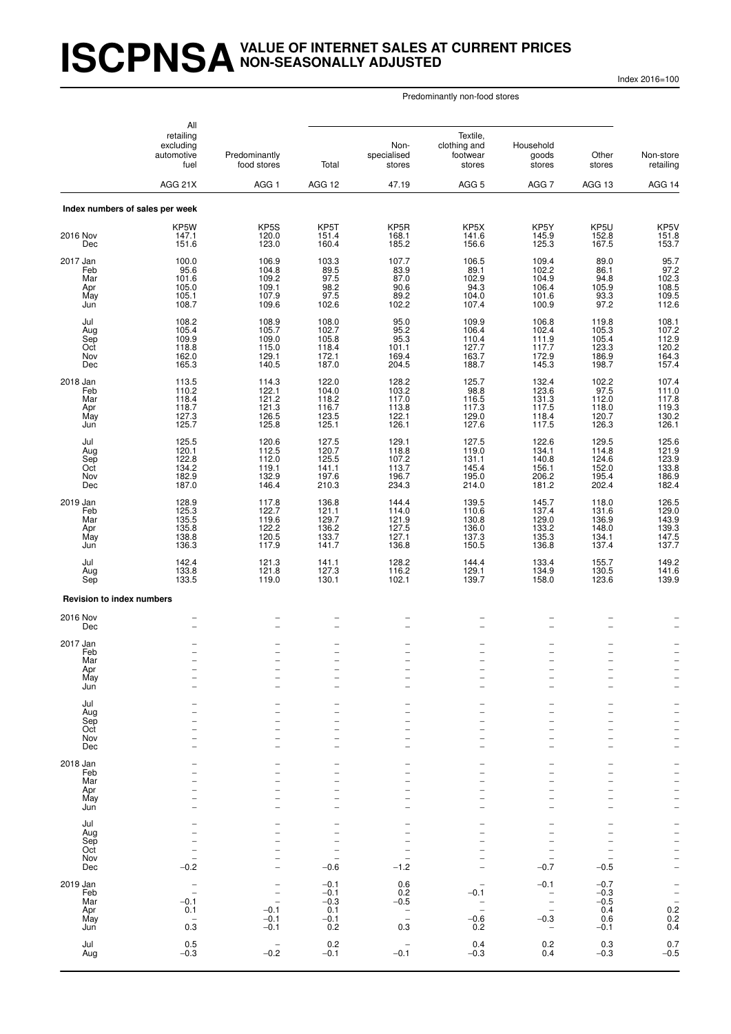# ISCPNSA VALUE OF INTERNET SALES AT CURRENT PRICES NON-SEASONALLY ADJUSTED

Index 2016=100

| | All retailing excluding automotive fuel | Predominantly food stores | Predominantly non-food stores: Total | Predominantly non-food stores: Non-specialised stores | Predominantly non-food stores: Textile, clothing and footwear stores | Predominantly non-food stores: Household goods stores | Predominantly non-food stores: Other stores | Non-store retailing |
|---|---|---|---|---|---|---|---|---|
| | AGG 21X | AGG 1 | AGG 12 | 47.19 | AGG 5 | AGG 7 | AGG 13 | AGG 14 |
| **Index numbers of sales per week** | | | | | | | | |
| | KP5W | KP5S | KP5T | KP5R | KP5X | KP5Y | KP5U | KP5V |
| 2016 Nov | 147.1 | 120.0 | 151.4 | 168.1 | 141.6 | 145.9 | 152.8 | 151.8 |
| Dec | 151.6 | 123.0 | 160.4 | 185.2 | 156.6 | 125.3 | 167.5 | 153.7 |
| 2017 Jan | 100.0 | 106.9 | 103.3 | 107.7 | 106.5 | 109.4 | 89.0 | 95.7 |
| Feb | 95.6 | 104.8 | 89.5 | 83.9 | 89.1 | 102.2 | 86.1 | 97.2 |
| Mar | 101.6 | 109.2 | 97.5 | 87.0 | 102.9 | 104.9 | 94.8 | 102.3 |
| Apr | 105.0 | 109.1 | 98.2 | 90.6 | 94.3 | 106.4 | 105.9 | 108.5 |
| May | 105.1 | 107.9 | 97.5 | 89.2 | 104.0 | 101.6 | 93.3 | 109.5 |
| Jun | 108.7 | 109.6 | 102.6 | 102.2 | 107.4 | 100.9 | 97.2 | 112.6 |
| Jul | 108.2 | 108.9 | 108.0 | 95.0 | 109.9 | 106.8 | 119.8 | 108.1 |
| Aug | 105.4 | 105.7 | 102.7 | 95.2 | 106.4 | 102.4 | 105.3 | 107.2 |
| Sep | 109.9 | 109.0 | 105.8 | 95.3 | 110.4 | 111.9 | 105.4 | 112.9 |
| Oct | 118.8 | 115.0 | 118.4 | 101.1 | 127.7 | 117.7 | 123.3 | 120.2 |
| Nov | 162.0 | 129.1 | 172.1 | 169.4 | 163.7 | 172.9 | 186.9 | 164.3 |
| Dec | 165.3 | 140.5 | 187.0 | 204.5 | 188.7 | 145.3 | 198.7 | 157.4 |
| 2018 Jan | 113.5 | 114.3 | 122.0 | 128.2 | 125.7 | 132.4 | 102.2 | 107.4 |
| Feb | 110.2 | 122.1 | 104.0 | 103.2 | 98.8 | 123.6 | 97.5 | 111.0 |
| Mar | 118.4 | 121.2 | 118.2 | 117.0 | 116.5 | 131.3 | 112.0 | 117.8 |
| Apr | 118.7 | 121.3 | 116.7 | 113.8 | 117.3 | 117.5 | 118.0 | 119.3 |
| May | 127.3 | 126.5 | 123.5 | 122.1 | 129.0 | 118.4 | 120.7 | 130.2 |
| Jun | 125.7 | 125.8 | 125.1 | 126.1 | 127.6 | 117.5 | 126.3 | 126.1 |
| Jul | 125.5 | 120.6 | 127.5 | 129.1 | 127.5 | 122.6 | 129.5 | 125.6 |
| Aug | 120.1 | 112.5 | 120.7 | 118.8 | 119.0 | 134.1 | 114.8 | 121.9 |
| Sep | 122.8 | 112.0 | 125.5 | 107.2 | 131.1 | 140.8 | 124.6 | 123.9 |
| Oct | 134.2 | 119.1 | 141.1 | 113.7 | 145.4 | 156.1 | 152.0 | 133.8 |
| Nov | 182.9 | 132.9 | 197.6 | 196.7 | 195.0 | 206.2 | 195.4 | 186.9 |
| Dec | 187.0 | 146.4 | 210.3 | 234.3 | 214.0 | 181.2 | 202.4 | 182.4 |
| 2019 Jan | 128.9 | 117.8 | 136.8 | 144.4 | 139.5 | 145.7 | 118.0 | 126.5 |
| Feb | 125.3 | 122.7 | 121.1 | 114.0 | 110.6 | 137.4 | 131.6 | 129.0 |
| Mar | 135.5 | 119.6 | 129.7 | 121.9 | 130.8 | 129.0 | 136.9 | 143.9 |
| Apr | 135.8 | 122.2 | 136.2 | 127.5 | 136.0 | 133.2 | 148.0 | 139.3 |
| May | 138.8 | 120.5 | 133.7 | 127.1 | 137.3 | 135.3 | 134.1 | 147.5 |
| Jun | 136.3 | 117.9 | 141.7 | 136.8 | 150.5 | 136.8 | 137.4 | 137.7 |
| Jul | 142.4 | 121.3 | 141.1 | 128.2 | 144.4 | 133.4 | 155.7 | 149.2 |
| Aug | 133.8 | 121.8 | 127.3 | 116.2 | 129.1 | 134.9 | 130.5 | 141.6 |
| Sep | 133.5 | 119.0 | 130.1 | 102.1 | 139.7 | 158.0 | 123.6 | 139.9 |
| **Revision to index numbers** | | | | | | | | |
| 2016 Nov | – | – | – | – | – | – | – | – |
| Dec | – | – | – | – | – | – | – | – |
| 2017 Jan | – | – | – | – | – | – | – | – |
| Feb | – | – | – | – | – | – | – | – |
| Mar | – | – | – | – | – | – | – | – |
| Apr | – | – | – | – | – | – | – | – |
| May | – | – | – | – | – | – | – | – |
| Jun | – | – | – | – | – | – | – | – |
| Jul | – | – | – | – | – | – | – | – |
| Aug | – | – | – | – | – | – | – | – |
| Sep | – | – | – | – | – | – | – | – |
| Oct | – | – | – | – | – | – | – | – |
| Nov | – | – | – | – | – | – | – | – |
| Dec | – | – | – | – | – | – | – | – |
| 2018 Jan | – | – | – | – | – | – | – | – |
| Feb | – | – | – | – | – | – | – | – |
| Mar | – | – | – | – | – | – | – | – |
| Apr | – | – | – | – | – | – | – | – |
| May | – | – | – | – | – | – | – | – |
| Jun | – | – | – | – | – | – | – | – |
| Jul | – | – | – | – | – | – | – | – |
| Aug | – | – | – | – | – | – | – | – |
| Sep | – | – | – | – | – | – | – | – |
| Oct | – | – | – | – | – | – | – | – |
| Nov | – | – | – | – | – | – | – | – |
| Dec | −0.2 | – | −0.6 | −1.2 | – | −0.7 | −0.5 | – |
| 2019 Jan | – | – | −0.1 | 0.6 | – | −0.1 | −0.7 | – |
| Feb | – | – | −0.1 | 0.2 | −0.1 | – | −0.3 | – |
| Mar | −0.1 | – | −0.3 | −0.5 | – | – | −0.5 | – |
| Apr | 0.1 | −0.1 | 0.1 | – | – | – | 0.4 | 0.2 |
| May | – | −0.1 | −0.1 | – | −0.6 | −0.3 | 0.6 | 0.2 |
| Jun | 0.3 | −0.1 | 0.2 | 0.3 | 0.2 | – | −0.1 | 0.4 |
| Jul | 0.5 | – | 0.2 | – | 0.4 | 0.2 | 0.3 | 0.7 |
| Aug | −0.3 | −0.2 | −0.1 | −0.1 | −0.3 | 0.4 | −0.3 | −0.5 |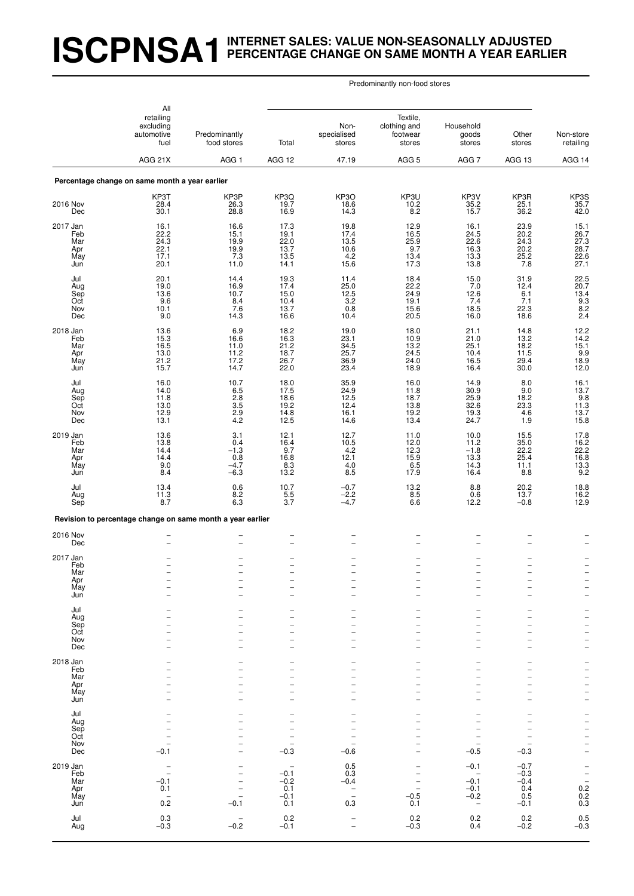# ISCPNSA1 INTERNET SALES: VALUE NON-SEASONALLY ADJUSTED PERCENTAGE CHANGE ON SAME MONTH A YEAR EARLIER

| | All retailing excluding automotive fuel | Predominantly food stores | Predominantly non-food stores | | | | | Non-store retailing |
|---|---|---|---|---|---|---|---|---|
| | | | Total | Non-specialised stores | Textile, clothing and footwear stores | Household goods stores | Other stores | |
| | AGG 21X | AGG 1 | AGG 12 | 47.19 | AGG 5 | AGG 7 | AGG 13 | AGG 14 |
| **Percentage change on same month a year earlier** | | | | | | | | |
| | KP3T | KP3P | KP3Q | KP3O | KP3U | KP3V | KP3R | KP3S |
| 2016 Nov | 28.4 | 26.3 | 19.7 | 18.6 | 10.2 | 35.2 | 25.1 | 35.7 |
| Dec | 30.1 | 28.8 | 16.9 | 14.3 | 8.2 | 15.7 | 36.2 | 42.0 |
| 2017 Jan | 16.1 | 16.6 | 17.3 | 19.8 | 12.9 | 16.1 | 23.9 | 15.1 |
| Feb | 22.2 | 15.1 | 19.1 | 17.4 | 16.5 | 24.5 | 20.2 | 26.7 |
| Mar | 24.3 | 19.9 | 22.0 | 13.5 | 25.9 | 22.6 | 24.3 | 27.3 |
| Apr | 22.1 | 19.9 | 13.7 | 10.6 | 9.7 | 16.3 | 20.2 | 28.7 |
| May | 17.1 | 7.3 | 13.5 | 4.2 | 13.4 | 13.3 | 25.2 | 22.6 |
| Jun | 20.1 | 11.0 | 14.1 | 15.6 | 17.3 | 13.8 | 7.8 | 27.1 |
| Jul | 20.1 | 14.4 | 19.3 | 11.4 | 18.4 | 15.0 | 31.9 | 22.5 |
| Aug | 19.0 | 16.9 | 17.4 | 25.0 | 22.2 | 7.0 | 12.4 | 20.7 |
| Sep | 13.6 | 10.7 | 15.0 | 12.5 | 24.9 | 12.6 | 6.1 | 13.4 |
| Oct | 9.6 | 8.4 | 10.4 | 3.2 | 19.1 | 7.4 | 7.1 | 9.3 |
| Nov | 10.1 | 7.6 | 13.7 | 0.8 | 15.6 | 18.5 | 22.3 | 8.2 |
| Dec | 9.0 | 14.3 | 16.6 | 10.4 | 20.5 | 16.0 | 18.6 | 2.4 |
| 2018 Jan | 13.6 | 6.9 | 18.2 | 19.0 | 18.0 | 21.1 | 14.8 | 12.2 |
| Feb | 15.3 | 16.6 | 16.3 | 23.1 | 10.9 | 21.0 | 13.2 | 14.2 |
| Mar | 16.5 | 11.0 | 21.2 | 34.5 | 13.2 | 25.1 | 18.2 | 15.1 |
| Apr | 13.0 | 11.2 | 18.7 | 25.7 | 24.5 | 10.4 | 11.5 | 9.9 |
| May | 21.2 | 17.2 | 26.7 | 36.9 | 24.0 | 16.5 | 29.4 | 18.9 |
| Jun | 15.7 | 14.7 | 22.0 | 23.4 | 18.9 | 16.4 | 30.0 | 12.0 |
| Jul | 16.0 | 10.7 | 18.0 | 35.9 | 16.0 | 14.9 | 8.0 | 16.1 |
| Aug | 14.0 | 6.5 | 17.5 | 24.9 | 11.8 | 30.9 | 9.0 | 13.7 |
| Sep | 11.8 | 2.8 | 18.6 | 12.5 | 18.7 | 25.9 | 18.2 | 9.8 |
| Oct | 13.0 | 3.5 | 19.2 | 12.4 | 13.8 | 32.6 | 23.3 | 11.3 |
| Nov | 12.9 | 2.9 | 14.8 | 16.1 | 19.2 | 19.3 | 4.6 | 13.7 |
| Dec | 13.1 | 4.2 | 12.5 | 14.6 | 13.4 | 24.7 | 1.9 | 15.8 |
| 2019 Jan | 13.6 | 3.1 | 12.1 | 12.7 | 11.0 | 10.0 | 15.5 | 17.8 |
| Feb | 13.8 | 0.4 | 16.4 | 10.5 | 12.0 | 11.2 | 35.0 | 16.2 |
| Mar | 14.4 | −1.3 | 9.7 | 4.2 | 12.3 | −1.8 | 22.2 | 22.2 |
| Apr | 14.4 | 0.8 | 16.8 | 12.1 | 15.9 | 13.3 | 25.4 | 16.8 |
| May | 9.0 | −4.7 | 8.3 | 4.0 | 6.5 | 14.3 | 11.1 | 13.3 |
| Jun | 8.4 | −6.3 | 13.2 | 8.5 | 17.9 | 16.4 | 8.8 | 9.2 |
| Jul | 13.4 | 0.6 | 10.7 | −0.7 | 13.2 | 8.8 | 20.2 | 18.8 |
| Aug | 11.3 | 8.2 | 5.5 | −2.2 | 8.5 | 0.6 | 13.7 | 16.2 |
| Sep | 8.7 | 6.3 | 3.7 | −4.7 | 6.6 | 12.2 | −0.8 | 12.9 |
| **Revision to percentage change on same month a year earlier** | | | | | | | | |
| 2016 Nov | – | – | – | – | – | – | – | – |
| Dec | – | – | – | – | – | – | – | – |
| 2017 Jan | – | – | – | – | – | – | – | – |
| Feb | – | – | – | – | – | – | – | – |
| Mar | – | – | – | – | – | – | – | – |
| Apr | – | – | – | – | – | – | – | – |
| May | – | – | – | – | – | – | – | – |
| Jun | – | – | – | – | – | – | – | – |
| Jul | – | – | – | – | – | – | – | – |
| Aug | – | – | – | – | – | – | – | – |
| Sep | – | – | – | – | – | – | – | – |
| Oct | – | – | – | – | – | – | – | – |
| Nov | – | – | – | – | – | – | – | – |
| Dec | – | – | – | – | – | – | – | – |
| 2018 Jan | – | – | – | – | – | – | – | – |
| Feb | – | – | – | – | – | – | – | – |
| Mar | – | – | – | – | – | – | – | – |
| Apr | – | – | – | – | – | – | – | – |
| May | – | – | – | – | – | – | – | – |
| Jun | – | – | – | – | – | – | – | – |
| Jul | – | – | – | – | – | – | – | – |
| Aug | – | – | – | – | – | – | – | – |
| Sep | – | – | – | – | – | – | – | – |
| Oct | – | – | – | – | – | – | – | – |
| Nov | – | – | – | – | – | – | – | – |
| Dec | −0.1 | – | −0.3 | −0.6 | – | −0.5 | −0.3 | – |
| 2019 Jan | – | – | – | 0.5 | – | −0.1 | −0.7 | – |
| Feb | – | – | −0.1 | 0.3 | – | – | −0.3 | – |
| Mar | −0.1 | – | −0.2 | −0.4 | – | −0.1 | −0.4 | – |
| Apr | 0.1 | – | 0.1 | – | – | −0.1 | 0.4 | 0.2 |
| May | – | – | −0.1 | – | −0.5 | −0.2 | 0.5 | 0.2 |
| Jun | 0.2 | −0.1 | 0.1 | 0.3 | 0.1 | – | −0.1 | 0.3 |
| Jul | 0.3 | – | 0.2 | – | 0.2 | 0.2 | 0.2 | 0.5 |
| Aug | −0.3 | −0.2 | −0.1 | – | −0.3 | 0.4 | −0.2 | −0.3 |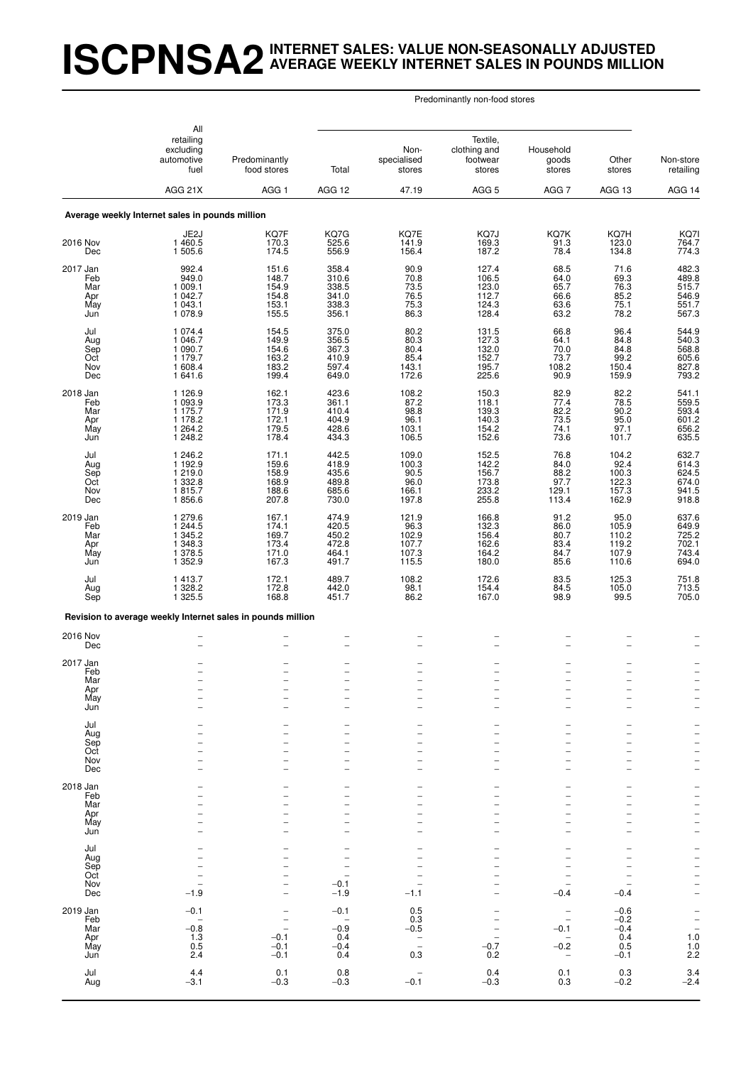# ISCPNSA2 INTERNET SALES: VALUE NON-SEASONALLY ADJUSTED AVERAGE WEEKLY INTERNET SALES IN POUNDS MILLION

| | All retailing excluding automotive fuel | Predominantly food stores | Predominantly non-food stores | | | | | Non-store retailing |
|---|---|---|---|---|---|---|---|---|
| | | | Total | Non-specialised stores | Textile, clothing and footwear stores | Household goods stores | Other stores | |
| | AGG 21X | AGG 1 | AGG 12 | 47.19 | AGG 5 | AGG 7 | AGG 13 | AGG 14 |
| **Average weekly Internet sales in pounds million** | | | | | | | | |
| | JE2J | KQ7F | KQ7G | KQ7E | KQ7J | KQ7K | KQ7H | KQ7I |
| 2016 Nov | 1 460.5 | 170.3 | 525.6 | 141.9 | 169.3 | 91.3 | 123.0 | 764.7 |
| Dec | 1 505.6 | 174.5 | 556.9 | 156.4 | 187.2 | 78.4 | 134.8 | 774.3 |
| 2017 Jan | 992.4 | 151.6 | 358.4 | 90.9 | 127.4 | 68.5 | 71.6 | 482.3 |
| Feb | 949.0 | 148.7 | 310.6 | 70.8 | 106.5 | 64.0 | 69.3 | 489.8 |
| Mar | 1 009.1 | 154.9 | 338.5 | 73.5 | 123.0 | 65.7 | 76.3 | 515.7 |
| Apr | 1 042.7 | 154.8 | 341.0 | 76.5 | 112.7 | 66.6 | 85.2 | 546.9 |
| May | 1 043.1 | 153.1 | 338.3 | 75.3 | 124.3 | 63.6 | 75.1 | 551.7 |
| Jun | 1 078.9 | 155.5 | 356.1 | 86.3 | 128.4 | 63.2 | 78.2 | 567.3 |
| Jul | 1 074.4 | 154.5 | 375.0 | 80.2 | 131.5 | 66.8 | 96.4 | 544.9 |
| Aug | 1 046.7 | 149.9 | 356.5 | 80.3 | 127.3 | 64.1 | 84.8 | 540.3 |
| Sep | 1 090.7 | 154.6 | 367.3 | 80.4 | 132.0 | 70.0 | 84.8 | 568.8 |
| Oct | 1 179.7 | 163.2 | 410.9 | 85.4 | 152.7 | 73.7 | 99.2 | 605.6 |
| Nov | 1 608.4 | 183.2 | 597.4 | 143.1 | 195.7 | 108.2 | 150.4 | 827.8 |
| Dec | 1 641.6 | 199.4 | 649.0 | 172.6 | 225.6 | 90.9 | 159.9 | 793.2 |
| 2018 Jan | 1 126.9 | 162.1 | 423.6 | 108.2 | 150.3 | 82.9 | 82.2 | 541.1 |
| Feb | 1 093.9 | 173.3 | 361.1 | 87.2 | 118.1 | 77.4 | 78.5 | 559.5 |
| Mar | 1 175.7 | 171.9 | 410.4 | 98.8 | 139.3 | 82.2 | 90.2 | 593.4 |
| Apr | 1 178.2 | 172.1 | 404.9 | 96.1 | 140.3 | 73.5 | 95.0 | 601.2 |
| May | 1 264.2 | 179.5 | 428.6 | 103.1 | 154.2 | 74.1 | 97.1 | 656.2 |
| Jun | 1 248.2 | 178.4 | 434.3 | 106.5 | 152.6 | 73.6 | 101.7 | 635.5 |
| Jul | 1 246.2 | 171.1 | 442.5 | 109.0 | 152.5 | 76.8 | 104.2 | 632.7 |
| Aug | 1 192.9 | 159.6 | 418.9 | 100.3 | 142.2 | 84.0 | 92.4 | 614.3 |
| Sep | 1 219.0 | 158.9 | 435.6 | 90.5 | 156.7 | 88.2 | 100.3 | 624.5 |
| Oct | 1 332.8 | 168.9 | 489.8 | 96.0 | 173.8 | 97.7 | 122.3 | 674.0 |
| Nov | 1 815.7 | 188.6 | 685.6 | 166.1 | 233.2 | 129.1 | 157.3 | 941.5 |
| Dec | 1 856.6 | 207.8 | 730.0 | 197.8 | 255.8 | 113.4 | 162.9 | 918.8 |
| 2019 Jan | 1 279.6 | 167.1 | 474.9 | 121.9 | 166.8 | 91.2 | 95.0 | 637.6 |
| Feb | 1 244.5 | 174.1 | 420.5 | 96.3 | 132.3 | 86.0 | 105.9 | 649.9 |
| Mar | 1 345.2 | 169.7 | 450.2 | 102.9 | 156.4 | 80.7 | 110.2 | 725.2 |
| Apr | 1 348.3 | 173.4 | 472.8 | 107.7 | 162.6 | 83.4 | 119.2 | 702.1 |
| May | 1 378.5 | 171.0 | 464.1 | 107.3 | 164.2 | 84.7 | 107.9 | 743.4 |
| Jun | 1 352.9 | 167.3 | 491.7 | 115.5 | 180.0 | 85.6 | 110.6 | 694.0 |
| Jul | 1 413.7 | 172.1 | 489.7 | 108.2 | 172.6 | 83.5 | 125.3 | 751.8 |
| Aug | 1 328.2 | 172.8 | 442.0 | 98.1 | 154.4 | 84.5 | 105.0 | 713.5 |
| Sep | 1 325.5 | 168.8 | 451.7 | 86.2 | 167.0 | 98.9 | 99.5 | 705.0 |
| **Revision to average weekly Internet sales in pounds million** | | | | | | | | |
| 2016 Nov | – | – | – | – | – | – | – | – |
| Dec | – | – | – | – | – | – | – | – |
| 2017 Jan | – | – | – | – | – | – | – | – |
| Feb | – | – | – | – | – | – | – | – |
| Mar | – | – | – | – | – | – | – | – |
| Apr | – | – | – | – | – | – | – | – |
| May | – | – | – | – | – | – | – | – |
| Jun | – | – | – | – | – | – | – | – |
| Jul | – | – | – | – | – | – | – | – |
| Aug | – | – | – | – | – | – | – | – |
| Sep | – | – | – | – | – | – | – | – |
| Oct | – | – | – | – | – | – | – | – |
| Nov | – | – | – | – | – | – | – | – |
| Dec | – | – | – | – | – | – | – | – |
| 2018 Jan | – | – | – | – | – | – | – | – |
| Feb | – | – | – | – | – | – | – | – |
| Mar | – | – | – | – | – | – | – | – |
| Apr | – | – | – | – | – | – | – | – |
| May | – | – | – | – | – | – | – | – |
| Jun | – | – | – | – | – | – | – | – |
| Jul | – | – | – | – | – | – | – | – |
| Aug | – | – | – | – | – | – | – | – |
| Sep | – | – | – | – | – | – | – | – |
| Oct | – | – | – | – | – | – | – | – |
| Nov | – | – | –0.1 | – | – | – | – | – |
| Dec | –1.9 | – | –1.9 | –1.1 | – | –0.4 | –0.4 | – |
| 2019 Jan | –0.1 | – | –0.1 | 0.5 | – | – | –0.6 | – |
| Feb | – | – | – | 0.3 | – | – | –0.2 | – |
| Mar | –0.8 | – | –0.9 | –0.5 | – | –0.1 | –0.4 | – |
| Apr | 1.3 | –0.1 | 0.4 | – | – | – | 0.4 | 1.0 |
| May | 0.5 | –0.1 | –0.4 | – | –0.7 | –0.2 | 0.5 | 1.0 |
| Jun | 2.4 | –0.1 | 0.4 | 0.3 | 0.2 | – | –0.1 | 2.2 |
| Jul | 4.4 | 0.1 | 0.8 | – | 0.4 | 0.1 | 0.3 | 3.4 |
| Aug | –3.1 | –0.3 | –0.3 | –0.1 | –0.3 | 0.3 | –0.2 | –2.4 |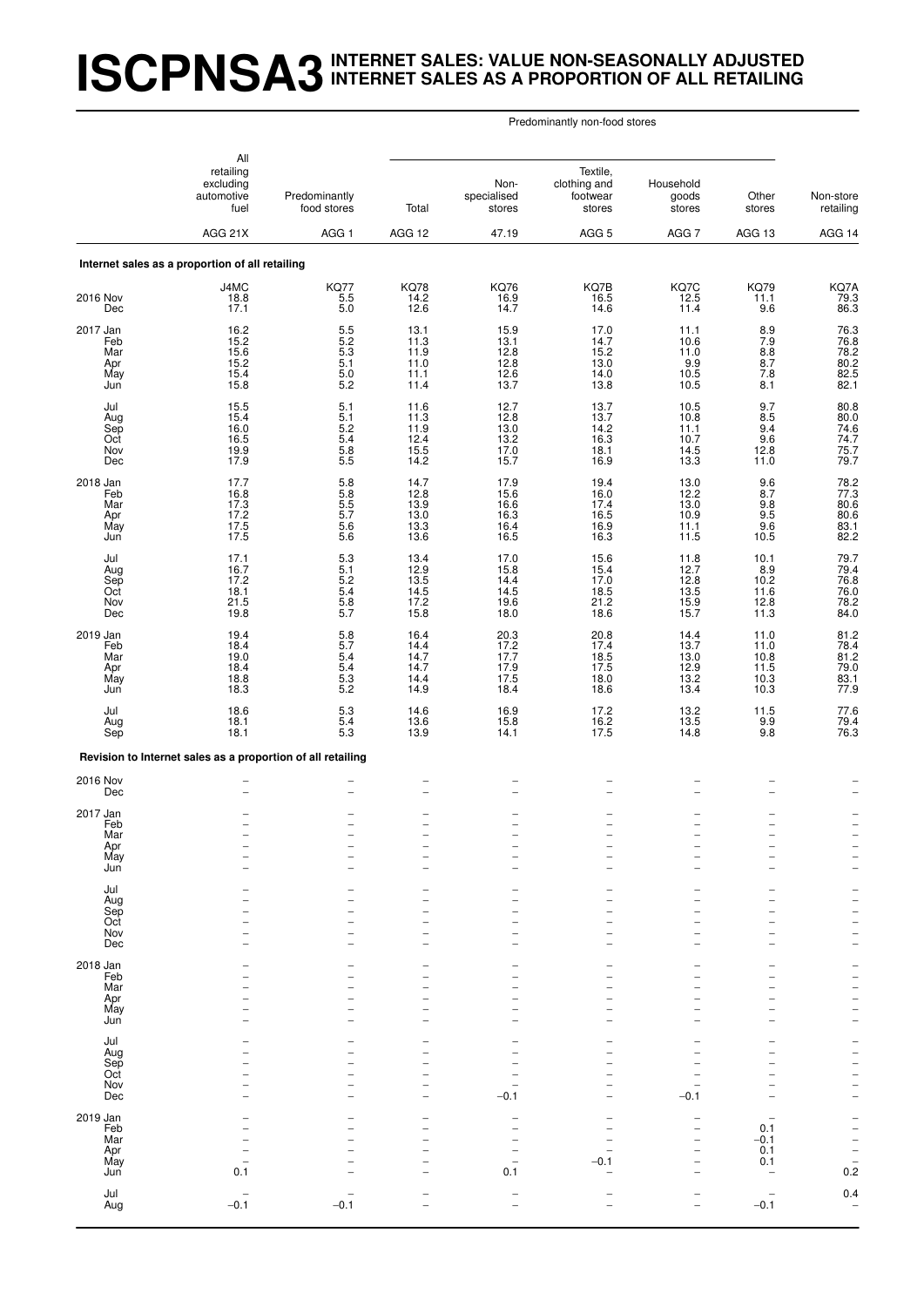# ISCPNSA3 INTERNET SALES: VALUE NON-SEASONALLY ADJUSTED INTERNET SALES AS A PROPORTION OF ALL RETAILING

| | All retailing excluding automotive fuel | Predominantly food stores | Predominantly non-food stores: Total | Predominantly non-food stores: Non-specialised stores | Predominantly non-food stores: Textile, clothing and footwear stores | Predominantly non-food stores: Household goods stores | Predominantly non-food stores: Other stores | Non-store retailing |
|---|---|---|---|---|---|---|---|---|
| | AGG 21X | AGG 1 | AGG 12 | 47.19 | AGG 5 | AGG 7 | AGG 13 | AGG 14 |
| **Internet sales as a proportion of all retailing** | | | | | | | | |
| | J4MC | KQ77 | KQ78 | KQ76 | KQ7B | KQ7C | KQ79 | KQ7A |
| 2016 Nov | 18.8 | 5.5 | 14.2 | 16.9 | 16.5 | 12.5 | 11.1 | 79.3 |
| Dec | 17.1 | 5.0 | 12.6 | 14.7 | 14.6 | 11.4 | 9.6 | 86.3 |
| 2017 Jan | 16.2 | 5.5 | 13.1 | 15.9 | 17.0 | 11.1 | 8.9 | 76.3 |
| Feb | 15.2 | 5.2 | 11.3 | 13.1 | 14.7 | 10.6 | 7.9 | 76.8 |
| Mar | 15.6 | 5.3 | 11.9 | 12.8 | 15.2 | 11.0 | 8.8 | 78.2 |
| Apr | 15.2 | 5.1 | 11.0 | 12.8 | 13.0 | 9.9 | 8.7 | 80.2 |
| May | 15.4 | 5.0 | 11.1 | 12.6 | 14.0 | 10.5 | 7.8 | 82.5 |
| Jun | 15.8 | 5.2 | 11.4 | 13.7 | 13.8 | 10.5 | 8.1 | 82.1 |
| Jul | 15.5 | 5.1 | 11.6 | 12.7 | 13.7 | 10.5 | 9.7 | 80.8 |
| Aug | 15.4 | 5.1 | 11.3 | 12.8 | 13.7 | 10.8 | 8.5 | 80.0 |
| Sep | 16.0 | 5.2 | 11.9 | 13.0 | 14.2 | 11.1 | 9.4 | 74.6 |
| Oct | 16.5 | 5.4 | 12.4 | 13.2 | 16.3 | 10.7 | 9.6 | 74.7 |
| Nov | 19.9 | 5.8 | 15.5 | 17.0 | 18.1 | 14.5 | 12.8 | 75.7 |
| Dec | 17.9 | 5.5 | 14.2 | 15.7 | 16.9 | 13.3 | 11.0 | 79.7 |
| 2018 Jan | 17.7 | 5.8 | 14.7 | 17.9 | 19.4 | 13.0 | 9.6 | 78.2 |
| Feb | 16.8 | 5.8 | 12.8 | 15.6 | 16.0 | 12.2 | 8.7 | 77.3 |
| Mar | 17.3 | 5.5 | 13.9 | 16.6 | 17.4 | 13.0 | 9.8 | 80.6 |
| Apr | 17.2 | 5.7 | 13.0 | 16.3 | 16.5 | 10.9 | 9.5 | 80.6 |
| May | 17.5 | 5.6 | 13.3 | 16.4 | 16.9 | 11.1 | 9.6 | 83.1 |
| Jun | 17.5 | 5.6 | 13.6 | 16.5 | 16.3 | 11.5 | 10.5 | 82.2 |
| Jul | 17.1 | 5.3 | 13.4 | 17.0 | 15.6 | 11.8 | 10.1 | 79.7 |
| Aug | 16.7 | 5.1 | 12.9 | 15.8 | 15.4 | 12.7 | 8.9 | 79.4 |
| Sep | 17.2 | 5.2 | 13.5 | 14.4 | 17.0 | 12.8 | 10.2 | 76.8 |
| Oct | 18.1 | 5.4 | 14.5 | 14.5 | 18.5 | 13.5 | 11.6 | 76.0 |
| Nov | 21.5 | 5.8 | 17.2 | 19.6 | 21.2 | 15.9 | 12.8 | 78.2 |
| Dec | 19.8 | 5.7 | 15.8 | 18.0 | 18.6 | 15.7 | 11.3 | 84.0 |
| 2019 Jan | 19.4 | 5.8 | 16.4 | 20.3 | 20.8 | 14.4 | 11.0 | 81.2 |
| Feb | 18.4 | 5.7 | 14.4 | 17.2 | 17.4 | 13.7 | 11.0 | 78.4 |
| Mar | 19.0 | 5.4 | 14.7 | 17.7 | 18.5 | 13.0 | 10.8 | 81.2 |
| Apr | 18.4 | 5.4 | 14.7 | 17.9 | 17.5 | 12.9 | 11.5 | 79.0 |
| May | 18.8 | 5.3 | 14.4 | 17.5 | 18.0 | 13.2 | 10.3 | 83.1 |
| Jun | 18.3 | 5.2 | 14.9 | 18.4 | 18.6 | 13.4 | 10.3 | 77.9 |
| Jul | 18.6 | 5.3 | 14.6 | 16.9 | 17.2 | 13.2 | 11.5 | 77.6 |
| Aug | 18.1 | 5.4 | 13.6 | 15.8 | 16.2 | 13.5 | 9.9 | 79.4 |
| Sep | 18.1 | 5.3 | 13.9 | 14.1 | 17.5 | 14.8 | 9.8 | 76.3 |
| **Revision to Internet sales as a proportion of all retailing** | | | | | | | | |
| 2016 Nov | – | – | – | – | – | – | – | – |
| Dec | – | – | – | – | – | – | – | – |
| 2017 Jan | – | – | – | – | – | – | – | – |
| Feb | – | – | – | – | – | – | – | – |
| Mar | – | – | – | – | – | – | – | – |
| Apr | – | – | – | – | – | – | – | – |
| May | – | – | – | – | – | – | – | – |
| Jun | – | – | – | – | – | – | – | – |
| Jul | – | – | – | – | – | – | – | – |
| Aug | – | – | – | – | – | – | – | – |
| Sep | – | – | – | – | – | – | – | – |
| Oct | – | – | – | – | – | – | – | – |
| Nov | – | – | – | – | – | – | – | – |
| Dec | – | – | – | – | – | – | – | – |
| 2018 Jan | – | – | – | – | – | – | – | – |
| Feb | – | – | – | – | – | – | – | – |
| Mar | – | – | – | – | – | – | – | – |
| Apr | – | – | – | – | – | – | – | – |
| May | – | – | – | – | – | – | – | – |
| Jun | – | – | – | – | – | – | – | – |
| Jul | – | – | – | – | – | – | – | – |
| Aug | – | – | – | – | – | – | – | – |
| Sep | – | – | – | – | – | – | – | – |
| Oct | – | – | – | – | – | – | – | – |
| Nov | – | – | – | – | – | – | – | – |
| Dec | – | – | – | −0.1 | – | −0.1 | – | – |
| 2019 Jan | – | – | – | – | – | – | – | – |
| Feb | – | – | – | – | – | – | 0.1 | – |
| Mar | – | – | – | – | – | – | −0.1 | – |
| Apr | – | – | – | – | – | – | 0.1 | – |
| May | – | – | – | – | −0.1 | – | 0.1 | – |
| Jun | 0.1 | – | – | 0.1 | – | – | – | 0.2 |
| Jul | – | – | – | – | – | – | – | 0.4 |
| Aug | −0.1 | −0.1 | – | – | – | – | −0.1 | – |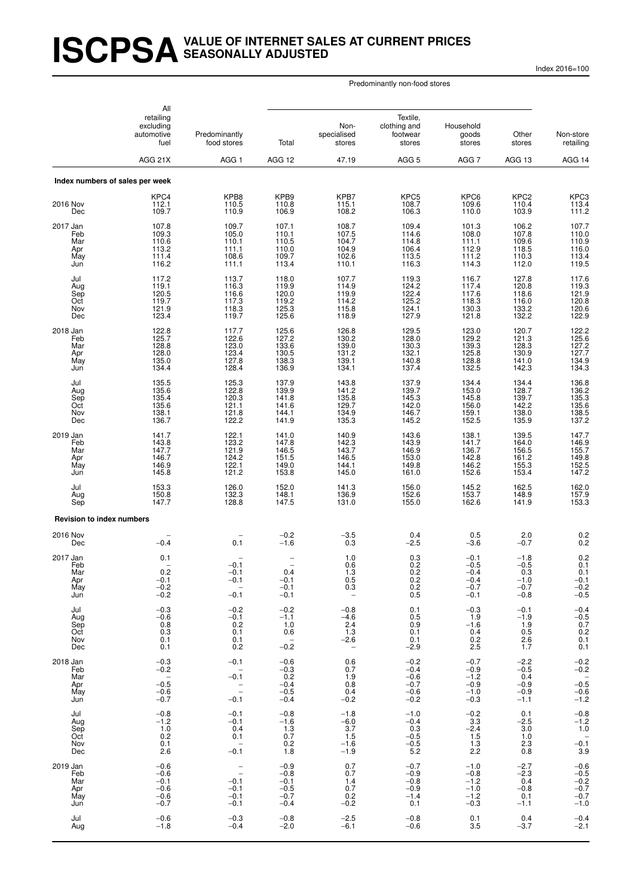# ISCPSA VALUE OF INTERNET SALES AT CURRENT PRICES SEASONALLY ADJUSTED

Index 2016=100

| | All retailing excluding automotive fuel | Predominantly food stores | Predominantly non-food stores: Total | Predominantly non-food stores: Non-specialised stores | Predominantly non-food stores: Textile, clothing and footwear stores | Predominantly non-food stores: Household goods stores | Predominantly non-food stores: Other stores | Non-store retailing |
|---|---|---|---|---|---|---|---|---|
| | AGG 21X | AGG 1 | AGG 12 | 47.19 | AGG 5 | AGG 7 | AGG 13 | AGG 14 |
| **Index numbers of sales per week** | | | | | | | | |
| | KPC4 | KPB8 | KPB9 | KPB7 | KPC5 | KPC6 | KPC2 | KPC3 |
| 2016 Nov | 112.1 | 110.5 | 110.8 | 115.1 | 108.7 | 109.6 | 110.4 | 113.4 |
| Dec | 109.7 | 110.9 | 106.9 | 108.2 | 106.3 | 110.0 | 103.9 | 111.2 |
| 2017 Jan | 107.8 | 109.7 | 107.1 | 108.7 | 109.4 | 101.3 | 106.2 | 107.7 |
| Feb | 109.3 | 105.0 | 110.1 | 107.5 | 114.6 | 108.0 | 107.8 | 110.0 |
| Mar | 110.6 | 110.1 | 110.5 | 104.7 | 114.8 | 111.1 | 109.6 | 110.9 |
| Apr | 113.2 | 111.1 | 110.0 | 104.9 | 106.4 | 112.9 | 118.5 | 116.0 |
| May | 111.4 | 108.6 | 109.7 | 102.6 | 113.5 | 111.2 | 110.3 | 113.4 |
| Jun | 116.2 | 111.1 | 113.4 | 110.1 | 116.3 | 114.3 | 112.0 | 119.5 |
| Jul | 117.2 | 113.7 | 118.0 | 107.7 | 119.3 | 116.7 | 127.8 | 117.6 |
| Aug | 119.1 | 116.3 | 119.9 | 114.9 | 124.2 | 117.4 | 120.8 | 119.3 |
| Sep | 120.5 | 116.6 | 120.0 | 119.9 | 122.4 | 117.6 | 118.6 | 121.9 |
| Oct | 119.7 | 117.3 | 119.2 | 114.2 | 125.2 | 118.3 | 116.0 | 120.8 |
| Nov | 121.9 | 118.3 | 125.3 | 115.8 | 124.1 | 130.3 | 133.2 | 120.6 |
| Dec | 123.4 | 119.7 | 125.6 | 118.9 | 127.9 | 121.8 | 132.2 | 122.9 |
| 2018 Jan | 122.8 | 117.7 | 125.6 | 126.8 | 129.5 | 123.0 | 120.7 | 122.2 |
| Feb | 125.7 | 122.6 | 127.2 | 130.2 | 128.0 | 129.2 | 121.3 | 125.6 |
| Mar | 128.8 | 123.0 | 133.6 | 139.0 | 130.3 | 139.3 | 128.3 | 127.2 |
| Apr | 128.0 | 123.4 | 130.5 | 131.2 | 132.1 | 125.8 | 130.9 | 127.7 |
| May | 135.0 | 127.8 | 138.3 | 139.1 | 140.8 | 128.8 | 141.0 | 134.9 |
| Jun | 134.4 | 128.4 | 136.9 | 134.1 | 137.4 | 132.5 | 142.3 | 134.3 |
| Jul | 135.5 | 125.3 | 137.9 | 143.8 | 137.9 | 134.4 | 134.4 | 136.8 |
| Aug | 135.6 | 122.8 | 139.9 | 141.2 | 139.7 | 153.0 | 128.7 | 136.2 |
| Sep | 135.4 | 120.3 | 141.8 | 135.8 | 145.3 | 145.8 | 139.7 | 135.3 |
| Oct | 135.6 | 121.1 | 141.6 | 129.7 | 142.0 | 156.0 | 142.2 | 135.6 |
| Nov | 138.1 | 121.8 | 144.1 | 134.9 | 146.7 | 159.1 | 138.0 | 138.5 |
| Dec | 136.7 | 122.2 | 141.9 | 135.3 | 145.2 | 152.5 | 135.9 | 137.2 |
| 2019 Jan | 141.7 | 122.1 | 141.0 | 140.9 | 143.6 | 138.1 | 139.5 | 147.7 |
| Feb | 143.8 | 123.2 | 147.8 | 142.3 | 143.9 | 141.7 | 164.0 | 146.9 |
| Mar | 147.7 | 121.9 | 146.5 | 143.7 | 146.9 | 136.7 | 156.5 | 155.7 |
| Apr | 146.7 | 124.2 | 151.5 | 146.5 | 153.0 | 142.8 | 161.2 | 149.8 |
| May | 146.9 | 122.1 | 149.0 | 144.1 | 149.8 | 146.2 | 155.3 | 152.5 |
| Jun | 145.8 | 121.2 | 153.8 | 145.0 | 161.0 | 152.6 | 153.4 | 147.2 |
| Jul | 153.3 | 126.0 | 152.0 | 141.3 | 156.0 | 145.2 | 162.5 | 162.0 |
| Aug | 150.8 | 132.3 | 148.1 | 136.9 | 152.6 | 153.7 | 148.9 | 157.9 |
| Sep | 147.7 | 128.8 | 147.5 | 131.0 | 155.0 | 162.6 | 141.9 | 153.3 |
| **Revision to index numbers** | | | | | | | | |
| 2016 Nov | – | – | −0.2 | −3.5 | 0.4 | 0.5 | 2.0 | 0.2 |
| Dec | −0.4 | 0.1 | −1.6 | 0.3 | −2.5 | −3.6 | −0.7 | 0.2 |
| 2017 Jan | 0.1 | – | – | 1.0 | 0.3 | −0.1 | −1.8 | 0.2 |
| Feb | – | −0.1 | – | 0.6 | 0.2 | −0.5 | −0.5 | 0.1 |
| Mar | 0.2 | −0.1 | 0.4 | 1.3 | 0.2 | −0.4 | 0.3 | 0.1 |
| Apr | −0.1 | −0.1 | −0.1 | 0.5 | 0.2 | −0.4 | −1.0 | −0.1 |
| May | −0.2 | – | −0.1 | 0.3 | 0.2 | −0.7 | −0.7 | −0.2 |
| Jun | −0.2 | −0.1 | −0.1 | – | 0.5 | −0.1 | −0.8 | −0.5 |
| Jul | −0.3 | −0.2 | −0.2 | −0.8 | 0.1 | −0.3 | −0.1 | −0.4 |
| Aug | −0.6 | −0.1 | −1.1 | −4.6 | 0.5 | 1.9 | −1.9 | −0.5 |
| Sep | 0.8 | 0.2 | 1.0 | 2.4 | 0.9 | −1.6 | 1.9 | 0.7 |
| Oct | 0.3 | 0.1 | 0.6 | 1.3 | 0.1 | 0.4 | 0.5 | 0.2 |
| Nov | 0.1 | 0.1 | – | −2.6 | 0.1 | 0.2 | 2.6 | 0.1 |
| Dec | 0.1 | 0.2 | −0.2 | – | −2.9 | 2.5 | 1.7 | 0.1 |
| 2018 Jan | −0.3 | −0.1 | −0.6 | 0.6 | −0.2 | −0.7 | −2.2 | −0.2 |
| Feb | −0.2 | – | −0.3 | 0.7 | −0.4 | −0.9 | −0.5 | −0.2 |
| Mar | – | −0.1 | 0.2 | 1.9 | −0.6 | −1.2 | 0.4 | – |
| Apr | −0.5 | – | −0.4 | 0.8 | −0.7 | −0.9 | −0.9 | −0.5 |
| May | −0.6 | – | −0.5 | 0.4 | −0.6 | −1.0 | −0.9 | −0.6 |
| Jun | −0.7 | −0.1 | −0.4 | −0.2 | −0.2 | −0.3 | −1.1 | −1.2 |
| Jul | −0.8 | −0.1 | −0.8 | −1.8 | −1.0 | −0.2 | 0.1 | −0.8 |
| Aug | −1.2 | −0.1 | −1.6 | −6.0 | −0.4 | 3.3 | −2.5 | −1.2 |
| Sep | 1.0 | 0.4 | 1.3 | 3.7 | 0.3 | −2.4 | 3.0 | 1.0 |
| Oct | 0.2 | 0.1 | 0.7 | 1.5 | −0.5 | 1.5 | 1.0 | – |
| Nov | 0.1 | – | 0.2 | −1.6 | −0.5 | 1.3 | 2.3 | −0.1 |
| Dec | 2.6 | −0.1 | 1.8 | −1.9 | 5.2 | 2.2 | 0.8 | 3.9 |
| 2019 Jan | −0.6 | – | −0.9 | 0.7 | −0.7 | −1.0 | −2.7 | −0.6 |
| Feb | −0.6 | – | −0.8 | 0.7 | −0.9 | −0.8 | −2.3 | −0.5 |
| Mar | −0.1 | −0.1 | −0.1 | 1.4 | −0.8 | −1.2 | 0.4 | −0.2 |
| Apr | −0.6 | −0.1 | −0.5 | 0.7 | −0.9 | −1.0 | −0.8 | −0.7 |
| May | −0.6 | −0.1 | −0.7 | 0.2 | −1.4 | −1.2 | 0.1 | −0.7 |
| Jun | −0.7 | −0.1 | −0.4 | −0.2 | 0.1 | −0.3 | −1.1 | −1.0 |
| Jul | −0.6 | −0.3 | −0.8 | −2.5 | −0.8 | 0.1 | 0.4 | −0.4 |
| Aug | −1.8 | −0.4 | −2.0 | −6.1 | −0.6 | 3.5 | −3.7 | −2.1 |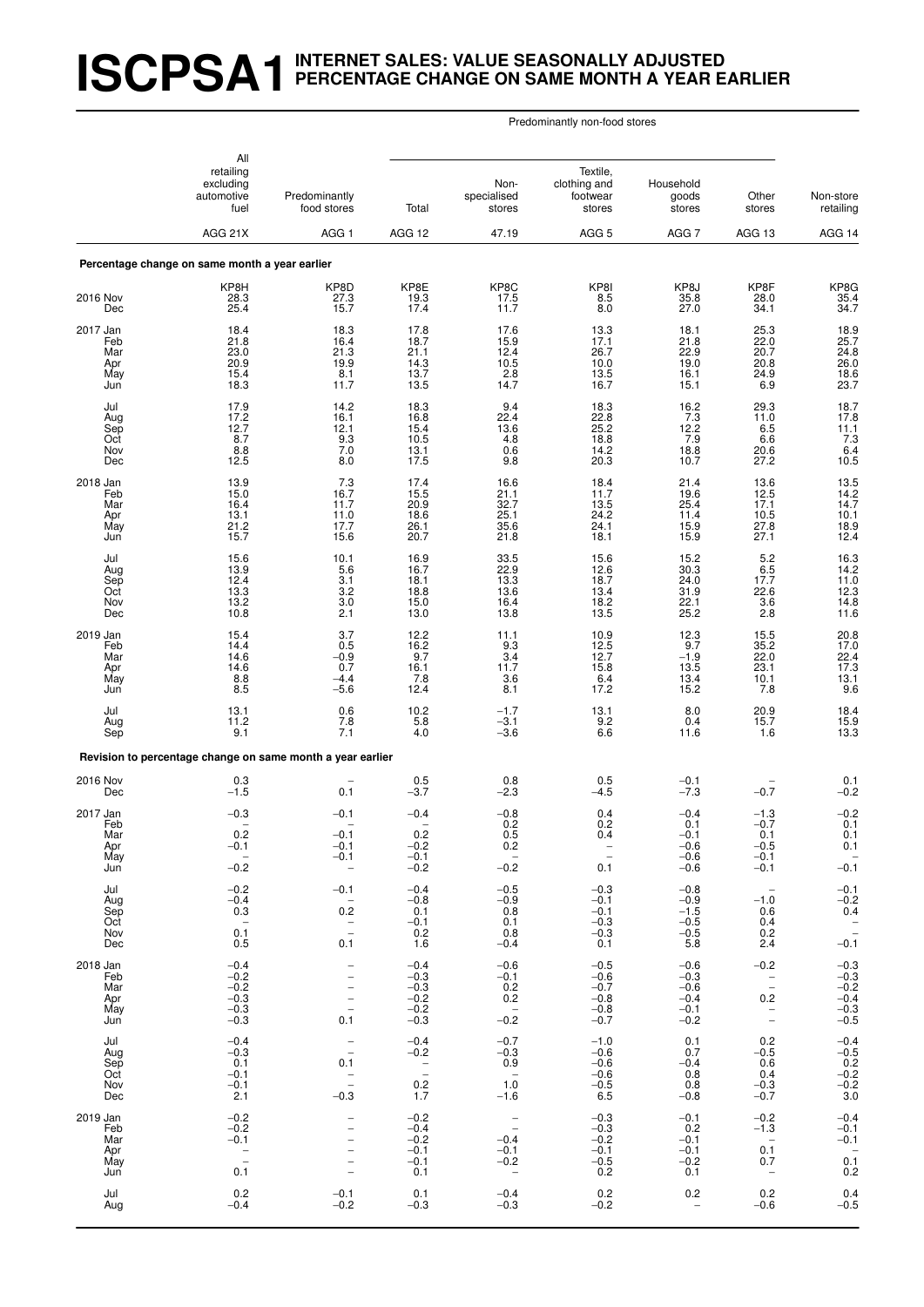# ISCPSA1 INTERNET SALES: VALUE SEASONALLY ADJUSTED PERCENTAGE CHANGE ON SAME MONTH A YEAR EARLIER

| | All retailing excluding automotive fuel | Predominantly food stores | Predominantly non-food stores | | | | | Non-store retailing |
|---|---|---|---|---|---|---|---|---|
| | | | Total | Non-specialised stores | Textile, clothing and footwear stores | Household goods stores | Other stores | |
| | AGG 21X | AGG 1 | AGG 12 | 47.19 | AGG 5 | AGG 7 | AGG 13 | AGG 14 |
| **Percentage change on same month a year earlier** | | | | | | | | |
| | KP8H | KP8D | KP8E | KP8C | KP8I | KP8J | KP8F | KP8G |
| 2016 Nov | 28.3 | 27.3 | 19.3 | 17.5 | 8.5 | 35.8 | 28.0 | 35.4 |
| Dec | 25.4 | 15.7 | 17.4 | 11.7 | 8.0 | 27.0 | 34.1 | 34.7 |
| 2017 Jan | 18.4 | 18.3 | 17.8 | 17.6 | 13.3 | 18.1 | 25.3 | 18.9 |
| Feb | 21.8 | 16.4 | 18.7 | 15.9 | 17.1 | 21.8 | 22.0 | 25.7 |
| Mar | 23.0 | 21.3 | 21.1 | 12.4 | 26.7 | 22.9 | 20.7 | 24.8 |
| Apr | 20.9 | 19.9 | 14.3 | 10.5 | 10.0 | 19.0 | 20.8 | 26.0 |
| May | 15.4 | 8.1 | 13.7 | 2.8 | 13.5 | 16.1 | 24.9 | 18.6 |
| Jun | 18.3 | 11.7 | 13.5 | 14.7 | 16.7 | 15.1 | 6.9 | 23.7 |
| Jul | 17.9 | 14.2 | 18.3 | 9.4 | 18.3 | 16.2 | 29.3 | 18.7 |
| Aug | 17.2 | 16.1 | 16.8 | 22.4 | 22.8 | 7.3 | 11.0 | 17.8 |
| Sep | 12.7 | 12.1 | 15.4 | 13.6 | 25.2 | 12.2 | 6.5 | 11.1 |
| Oct | 8.7 | 9.3 | 10.5 | 4.8 | 18.8 | 7.9 | 6.6 | 7.3 |
| Nov | 8.8 | 7.0 | 13.1 | 0.6 | 14.2 | 18.8 | 20.6 | 6.4 |
| Dec | 12.5 | 8.0 | 17.5 | 9.8 | 20.3 | 10.7 | 27.2 | 10.5 |
| 2018 Jan | 13.9 | 7.3 | 17.4 | 16.6 | 18.4 | 21.4 | 13.6 | 13.5 |
| Feb | 15.0 | 16.7 | 15.5 | 21.1 | 11.7 | 19.6 | 12.5 | 14.2 |
| Mar | 16.4 | 11.7 | 20.9 | 32.7 | 13.5 | 25.4 | 17.1 | 14.7 |
| Apr | 13.1 | 11.0 | 18.6 | 25.1 | 24.2 | 11.4 | 10.5 | 10.1 |
| May | 21.2 | 17.7 | 26.1 | 35.6 | 24.1 | 15.9 | 27.8 | 18.9 |
| Jun | 15.7 | 15.6 | 20.7 | 21.8 | 18.1 | 15.9 | 27.1 | 12.4 |
| Jul | 15.6 | 10.1 | 16.9 | 33.5 | 15.6 | 15.2 | 5.2 | 16.3 |
| Aug | 13.9 | 5.6 | 16.7 | 22.9 | 12.6 | 30.3 | 6.5 | 14.2 |
| Sep | 12.4 | 3.1 | 18.1 | 13.3 | 18.7 | 24.0 | 17.7 | 11.0 |
| Oct | 13.3 | 3.2 | 18.8 | 13.6 | 13.4 | 31.9 | 22.6 | 12.3 |
| Nov | 13.2 | 3.0 | 15.0 | 16.4 | 18.2 | 22.1 | 3.6 | 14.8 |
| Dec | 10.8 | 2.1 | 13.0 | 13.8 | 13.5 | 25.2 | 2.8 | 11.6 |
| 2019 Jan | 15.4 | 3.7 | 12.2 | 11.1 | 10.9 | 12.3 | 15.5 | 20.8 |
| Feb | 14.4 | 0.5 | 16.2 | 9.3 | 12.5 | 9.7 | 35.2 | 17.0 |
| Mar | 14.6 | –0.9 | 9.7 | 3.4 | 12.7 | –1.9 | 22.0 | 22.4 |
| Apr | 14.6 | 0.7 | 16.1 | 11.7 | 15.8 | 13.5 | 23.1 | 17.3 |
| May | 8.8 | –4.4 | 7.8 | 3.6 | 6.4 | 13.4 | 10.1 | 13.1 |
| Jun | 8.5 | –5.6 | 12.4 | 8.1 | 17.2 | 15.2 | 7.8 | 9.6 |
| Jul | 13.1 | 0.6 | 10.2 | –1.7 | 13.1 | 8.0 | 20.9 | 18.4 |
| Aug | 11.2 | 7.8 | 5.8 | –3.1 | 9.2 | 0.4 | 15.7 | 15.9 |
| Sep | 9.1 | 7.1 | 4.0 | –3.6 | 6.6 | 11.6 | 1.6 | 13.3 |
| **Revision to percentage change on same month a year earlier** | | | | | | | | |
| 2016 Nov | 0.3 | – | 0.5 | 0.8 | 0.5 | –0.1 | – | 0.1 |
| Dec | –1.5 | 0.1 | –3.7 | –2.3 | –4.5 | –7.3 | –0.7 | –0.2 |
| 2017 Jan | –0.3 | –0.1 | –0.4 | –0.8 | 0.4 | –0.4 | –1.3 | –0.2 |
| Feb | – | – | – | 0.2 | 0.2 | 0.1 | –0.7 | 0.1 |
| Mar | 0.2 | –0.1 | 0.2 | 0.5 | 0.4 | –0.1 | 0.1 | 0.1 |
| Apr | –0.1 | –0.1 | –0.2 | 0.2 | – | –0.6 | –0.5 | 0.1 |
| May | – | –0.1 | –0.1 | – | – | –0.6 | –0.1 | – |
| Jun | –0.2 | – | –0.2 | –0.2 | 0.1 | –0.6 | –0.1 | –0.1 |
| Jul | –0.2 | –0.1 | –0.4 | –0.5 | –0.3 | –0.8 | – | –0.1 |
| Aug | –0.4 | – | –0.8 | –0.9 | –0.1 | –0.9 | –1.0 | –0.2 |
| Sep | 0.3 | 0.2 | 0.1 | 0.8 | –0.1 | –1.5 | 0.6 | 0.4 |
| Oct | – | – | –0.1 | 0.1 | –0.3 | –0.5 | 0.4 | – |
| Nov | 0.1 | – | 0.2 | 0.8 | –0.3 | –0.5 | 0.2 | – |
| Dec | 0.5 | 0.1 | 1.6 | –0.4 | 0.1 | 5.8 | 2.4 | –0.1 |
| 2018 Jan | –0.4 | – | –0.4 | –0.6 | –0.5 | –0.6 | –0.2 | –0.3 |
| Feb | –0.2 | – | –0.3 | –0.1 | –0.6 | –0.3 | – | –0.3 |
| Mar | –0.2 | – | –0.3 | 0.2 | –0.7 | –0.6 | – | –0.2 |
| Apr | –0.3 | – | –0.2 | 0.2 | –0.8 | –0.4 | 0.2 | –0.4 |
| May | –0.3 | – | –0.2 | – | –0.8 | –0.1 | – | –0.3 |
| Jun | –0.3 | 0.1 | –0.3 | –0.2 | –0.7 | –0.2 | – | –0.5 |
| Jul | –0.4 | – | –0.4 | –0.7 | –1.0 | 0.1 | 0.2 | –0.4 |
| Aug | –0.3 | – | –0.2 | –0.3 | –0.6 | 0.7 | –0.5 | –0.5 |
| Sep | 0.1 | 0.1 | – | 0.9 | –0.6 | –0.4 | 0.6 | 0.2 |
| Oct | –0.1 | – | – | – | –0.6 | 0.8 | 0.4 | –0.2 |
| Nov | –0.1 | – | 0.2 | 1.0 | –0.5 | 0.8 | –0.3 | –0.2 |
| Dec | 2.1 | –0.3 | 1.7 | –1.6 | 6.5 | –0.8 | –0.7 | 3.0 |
| 2019 Jan | –0.2 | – | –0.2 | – | –0.3 | –0.1 | –0.2 | –0.4 |
| Feb | –0.2 | – | –0.4 | – | –0.3 | 0.2 | –1.3 | –0.1 |
| Mar | –0.1 | – | –0.2 | –0.4 | –0.2 | –0.1 | – | –0.1 |
| Apr | – | – | –0.1 | –0.1 | –0.1 | –0.1 | 0.1 | – |
| May | – | – | –0.1 | –0.2 | –0.5 | –0.2 | 0.7 | 0.1 |
| Jun | 0.1 | – | 0.1 | – | 0.2 | 0.1 | – | 0.2 |
| Jul | 0.2 | –0.1 | 0.1 | –0.4 | 0.2 | 0.2 | 0.2 | 0.4 |
| Aug | –0.4 | –0.2 | –0.3 | –0.3 | –0.2 | – | –0.6 | –0.5 |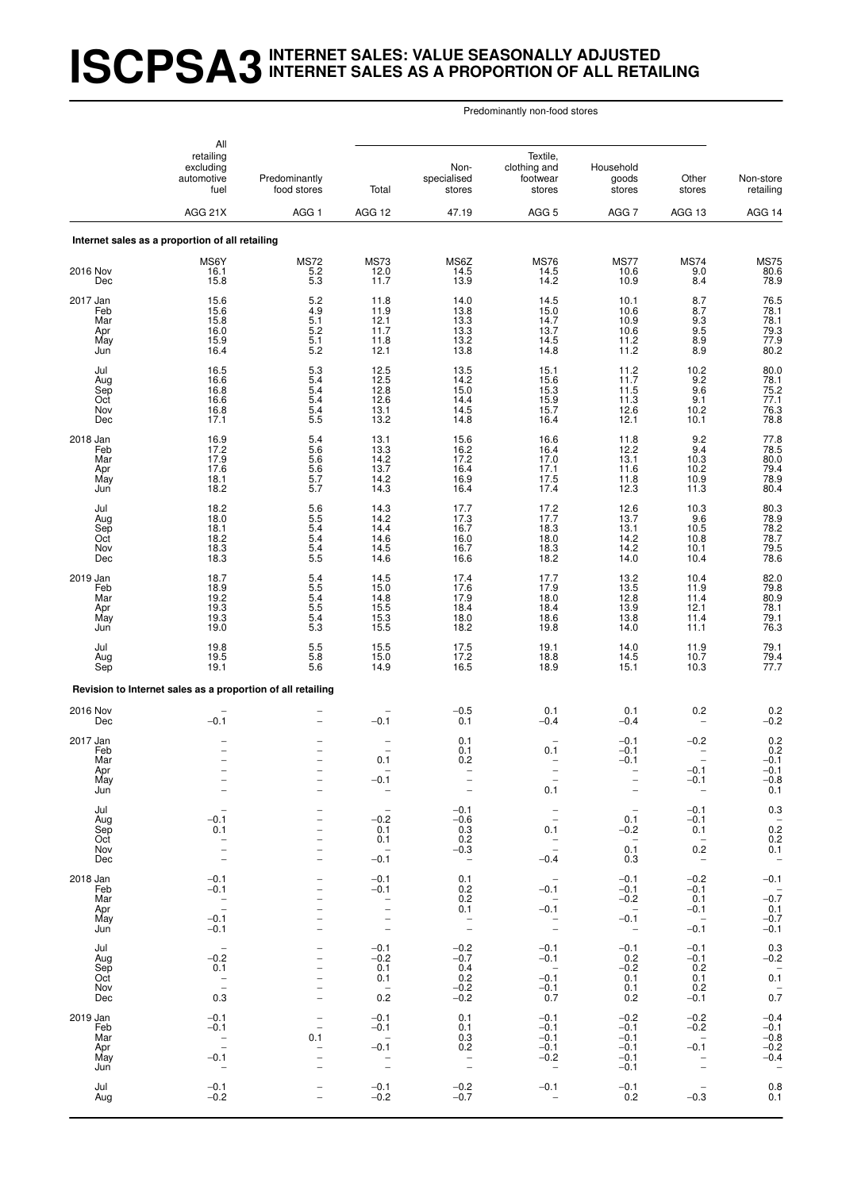# ISCPSA3 INTERNET SALES: VALUE SEASONALLY ADJUSTED INTERNET SALES AS A PROPORTION OF ALL RETAILING

| | All retailing excluding automotive fuel | Predominantly food stores | Predominantly non-food stores | | | | | Non-store retailing |
|---|---|---|---|---|---|---|---|---|
| | | | Total | Non-specialised stores | Textile, clothing and footwear stores | Household goods stores | Other stores | |
| | AGG 21X | AGG 1 | AGG 12 | 47.19 | AGG 5 | AGG 7 | AGG 13 | AGG 14 |
| **Internet sales as a proportion of all retailing** | | | | | | | | |
| | MS6Y | MS72 | MS73 | MS6Z | MS76 | MS77 | MS74 | MS75 |
| 2016 Nov | 16.1 | 5.2 | 12.0 | 14.5 | 14.5 | 10.6 | 9.0 | 80.6 |
| Dec | 15.8 | 5.3 | 11.7 | 13.9 | 14.2 | 10.9 | 8.4 | 78.9 |
| 2017 Jan | 15.6 | 5.2 | 11.8 | 14.0 | 14.5 | 10.1 | 8.7 | 76.5 |
| Feb | 15.6 | 4.9 | 11.9 | 13.8 | 15.0 | 10.6 | 8.7 | 78.1 |
| Mar | 15.8 | 5.1 | 12.1 | 13.3 | 14.7 | 10.9 | 9.3 | 78.1 |
| Apr | 16.0 | 5.2 | 11.7 | 13.3 | 13.7 | 10.6 | 9.5 | 79.3 |
| May | 15.9 | 5.1 | 11.8 | 13.2 | 14.5 | 11.2 | 8.9 | 77.9 |
| Jun | 16.4 | 5.2 | 12.1 | 13.8 | 14.8 | 11.2 | 8.9 | 80.2 |
| Jul | 16.5 | 5.3 | 12.5 | 13.5 | 15.1 | 11.2 | 10.2 | 80.0 |
| Aug | 16.6 | 5.4 | 12.5 | 14.2 | 15.6 | 11.7 | 9.2 | 78.1 |
| Sep | 16.8 | 5.4 | 12.8 | 15.0 | 15.3 | 11.5 | 9.6 | 75.2 |
| Oct | 16.6 | 5.4 | 12.6 | 14.4 | 15.9 | 11.3 | 9.1 | 77.1 |
| Nov | 16.8 | 5.4 | 13.1 | 14.5 | 15.7 | 12.6 | 10.2 | 76.3 |
| Dec | 17.1 | 5.5 | 13.2 | 14.8 | 16.4 | 12.1 | 10.1 | 78.8 |
| 2018 Jan | 16.9 | 5.4 | 13.1 | 15.6 | 16.6 | 11.8 | 9.2 | 77.8 |
| Feb | 17.2 | 5.6 | 13.3 | 16.2 | 16.4 | 12.2 | 9.4 | 78.5 |
| Mar | 17.9 | 5.6 | 14.2 | 17.2 | 17.0 | 13.1 | 10.3 | 80.0 |
| Apr | 17.6 | 5.6 | 13.7 | 16.4 | 17.1 | 11.6 | 10.2 | 79.4 |
| May | 18.1 | 5.7 | 14.2 | 16.9 | 17.5 | 11.8 | 10.9 | 78.9 |
| Jun | 18.2 | 5.7 | 14.3 | 16.4 | 17.4 | 12.3 | 11.3 | 80.4 |
| Jul | 18.2 | 5.6 | 14.3 | 17.7 | 17.2 | 12.6 | 10.3 | 80.3 |
| Aug | 18.0 | 5.5 | 14.2 | 17.3 | 17.7 | 13.7 | 9.6 | 78.9 |
| Sep | 18.1 | 5.4 | 14.4 | 16.7 | 18.3 | 13.1 | 10.5 | 78.2 |
| Oct | 18.2 | 5.4 | 14.6 | 16.0 | 18.0 | 14.2 | 10.8 | 78.7 |
| Nov | 18.3 | 5.4 | 14.5 | 16.7 | 18.3 | 14.2 | 10.1 | 79.5 |
| Dec | 18.3 | 5.5 | 14.6 | 16.6 | 18.2 | 14.0 | 10.4 | 78.6 |
| 2019 Jan | 18.7 | 5.4 | 14.5 | 17.4 | 17.7 | 13.2 | 10.4 | 82.0 |
| Feb | 18.9 | 5.5 | 15.0 | 17.6 | 17.9 | 13.5 | 11.9 | 79.8 |
| Mar | 19.2 | 5.4 | 14.8 | 17.9 | 18.0 | 12.8 | 11.4 | 80.9 |
| Apr | 19.3 | 5.5 | 15.5 | 18.4 | 18.4 | 13.9 | 12.1 | 78.1 |
| May | 19.3 | 5.4 | 15.3 | 18.0 | 18.6 | 13.8 | 11.4 | 79.1 |
| Jun | 19.0 | 5.3 | 15.5 | 18.2 | 19.8 | 14.0 | 11.1 | 76.3 |
| Jul | 19.8 | 5.5 | 15.5 | 17.5 | 19.1 | 14.0 | 11.9 | 79.1 |
| Aug | 19.5 | 5.8 | 15.0 | 17.2 | 18.8 | 14.5 | 10.7 | 79.4 |
| Sep | 19.1 | 5.6 | 14.9 | 16.5 | 18.9 | 15.1 | 10.3 | 77.7 |
| **Revision to Internet sales as a proportion of all retailing** | | | | | | | | |
| 2016 Nov | – | – | – | −0.5 | 0.1 | 0.1 | 0.2 | 0.2 |
| Dec | −0.1 | – | −0.1 | 0.1 | −0.4 | −0.4 | – | −0.2 |
| 2017 Jan | – | – | – | 0.1 | – | −0.1 | −0.2 | 0.2 |
| Feb | – | – | – | 0.1 | 0.1 | −0.1 | – | 0.2 |
| Mar | – | – | 0.1 | 0.2 | – | −0.1 | – | −0.1 |
| Apr | – | – | – | – | – | – | −0.1 | −0.1 |
| May | – | – | −0.1 | – | – | – | −0.1 | −0.8 |
| Jun | – | – | – | – | 0.1 | – | – | 0.1 |
| Jul | – | – | – | −0.1 | – | – | −0.1 | 0.3 |
| Aug | −0.1 | – | −0.2 | −0.6 | – | 0.1 | −0.1 | – |
| Sep | 0.1 | – | 0.1 | 0.3 | 0.1 | −0.2 | 0.1 | 0.2 |
| Oct | – | – | 0.1 | 0.2 | – | – | – | 0.2 |
| Nov | – | – | – | −0.3 | – | 0.1 | 0.2 | 0.1 |
| Dec | – | – | −0.1 | – | −0.4 | 0.3 | – | – |
| 2018 Jan | −0.1 | – | −0.1 | 0.1 | – | −0.1 | −0.2 | −0.1 |
| Feb | −0.1 | – | −0.1 | 0.2 | −0.1 | −0.1 | −0.1 | – |
| Mar | – | – | – | 0.2 | – | −0.2 | 0.1 | −0.7 |
| Apr | – | – | – | 0.1 | −0.1 | – | −0.1 | 0.1 |
| May | −0.1 | – | – | – | – | −0.1 | – | −0.7 |
| Jun | −0.1 | – | – | – | – | – | −0.1 | −0.1 |
| Jul | – | – | −0.1 | −0.2 | −0.1 | −0.1 | −0.1 | 0.3 |
| Aug | −0.2 | – | −0.2 | −0.7 | −0.1 | 0.2 | −0.1 | −0.2 |
| Sep | 0.1 | – | 0.1 | 0.4 | – | −0.2 | 0.2 | – |
| Oct | – | – | 0.1 | 0.2 | −0.1 | 0.1 | 0.1 | 0.1 |
| Nov | – | – | – | −0.2 | −0.1 | 0.1 | 0.2 | – |
| Dec | 0.3 | – | 0.2 | −0.2 | 0.7 | 0.2 | −0.1 | 0.7 |
| 2019 Jan | −0.1 | – | −0.1 | 0.1 | −0.1 | −0.2 | −0.2 | −0.4 |
| Feb | −0.1 | – | −0.1 | 0.1 | −0.1 | −0.1 | −0.2 | −0.1 |
| Mar | – | 0.1 | – | 0.3 | −0.1 | −0.1 | – | −0.8 |
| Apr | – | – | −0.1 | 0.2 | −0.1 | −0.1 | −0.1 | −0.2 |
| May | −0.1 | – | – | – | −0.2 | −0.1 | – | −0.4 |
| Jun | – | – | – | – | – | −0.1 | – | – |
| Jul | −0.1 | – | −0.1 | −0.2 | −0.1 | −0.1 | – | 0.8 |
| Aug | −0.2 | – | −0.2 | −0.7 | – | 0.2 | −0.3 | 0.1 |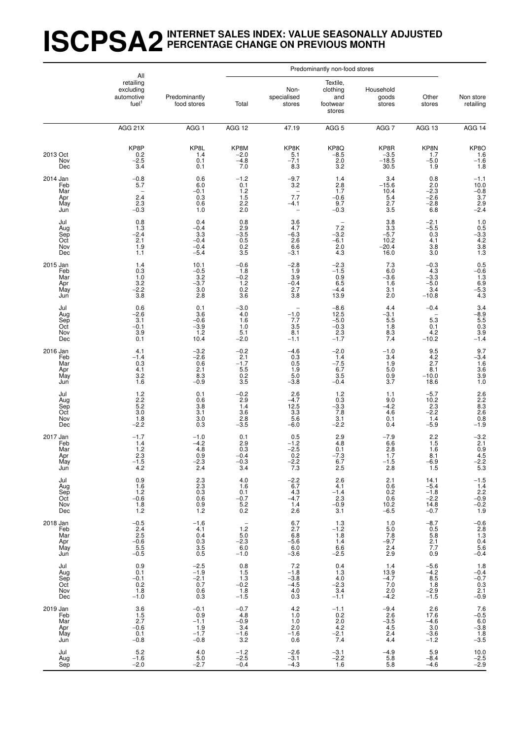# ISCPSA2 INTERNET SALES INDEX: VALUE SEASONALLY ADJUSTED PERCENTAGE CHANGE ON PREVIOUS MONTH

| | All retailing excluding automotive fuel[1] | Predominantly food stores | Predominantly non-food stores | | | | | Non store retailing |
|---|---|---|---|---|---|---|---|---|
| | | | Total | Non-specialised stores | Textile, clothing and footwear stores | Household goods stores | Other stores | |
| | AGG 21X | AGG 1 | AGG 12 | 47.19 | AGG 5 | AGG 7 | AGG 13 | AGG 14 |
| | KP8P | KP8L | KP8M | KP8K | KP8Q | KP8R | KP8N | KP8O |
| 2013 Oct | 0.2 | 1.4 | −2.0 | 5.1 | −8.5 | −3.5 | 1.7 | 1.6 |
| Nov | −2.5 | 0.1 | −4.8 | −7.1 | 2.0 | −18.5 | −5.0 | −1.6 |
| Dec | 3.4 | 0.1 | 7.0 | 8.3 | 3.2 | 30.5 | 1.9 | 1.8 |
| 2014 Jan | −0.8 | 0.6 | −1.2 | −9.7 | 1.4 | 3.4 | 0.8 | −1.1 |
| Feb | 5.7 | 6.0 | 0.1 | 3.2 | 2.8 | −15.6 | 2.0 | 10.0 |
| Mar | – | −0.1 | 1.2 | – | 1.7 | 10.4 | −2.3 | −0.8 |
| Apr | 2.4 | 0.3 | 1.5 | 7.7 | −0.6 | 5.4 | −2.6 | 3.7 |
| May | 2.3 | 0.6 | 2.2 | −4.1 | 9.7 | 2.7 | −2.8 | 2.9 |
| Jun | −0.3 | 1.0 | 2.0 | – | −0.3 | 3.5 | 6.8 | −2.4 |
| Jul | 0.8 | 0.4 | 0.8 | 3.6 | – | 3.8 | −2.1 | 1.0 |
| Aug | 1.3 | −0.4 | 2.9 | 4.7 | 7.2 | 3.3 | −5.5 | 0.5 |
| Sep | −2.4 | 3.3 | −3.5 | −6.3 | −3.2 | −5.7 | 0.3 | −3.3 |
| Oct | 2.1 | −0.4 | 0.5 | 2.6 | −6.1 | 10.2 | 4.1 | 4.2 |
| Nov | 1.9 | −0.4 | 0.2 | 6.6 | 2.0 | −20.4 | 3.8 | 3.8 |
| Dec | 1.1 | −5.4 | 3.5 | −3.1 | 4.3 | 16.0 | 3.0 | 1.3 |
| 2015 Jan | 1.4 | 10.1 | −0.6 | −2.8 | −2.3 | 7.3 | −0.3 | 0.5 |
| Feb | 0.3 | −0.5 | 1.8 | 1.9 | −1.5 | 6.0 | 4.3 | −0.6 |
| Mar | 1.0 | 3.2 | −0.2 | 3.9 | 0.9 | −3.6 | −3.3 | 1.3 |
| Apr | 3.2 | −3.7 | 1.2 | −0.4 | 6.5 | 1.6 | −5.0 | 6.9 |
| May | −2.2 | 3.0 | 0.2 | 2.7 | −4.4 | 3.1 | 3.4 | −5.3 |
| Jun | 3.8 | 2.8 | 3.6 | 3.8 | 13.9 | 2.0 | −10.8 | 4.3 |
| Jul | 0.6 | 0.1 | −3.0 | – | −8.6 | 4.4 | −0.4 | 3.4 |
| Aug | −2.6 | 3.6 | 4.0 | −1.0 | 12.5 | −3.1 | – | −8.9 |
| Sep | 3.1 | −0.6 | 1.6 | 7.7 | −5.0 | 5.5 | 5.3 | 5.5 |
| Oct | −0.1 | −3.9 | 1.0 | 3.5 | −0.3 | 1.8 | 0.1 | 0.3 |
| Nov | 3.9 | 1.2 | 5.1 | 8.1 | 2.3 | 8.3 | 4.2 | 3.9 |
| Dec | 0.1 | 10.4 | −2.0 | −1.1 | −1.7 | 7.4 | −10.2 | −1.4 |
| 2016 Jan | 4.1 | −3.2 | −0.2 | −4.6 | −2.0 | −1.0 | 9.5 | 9.7 |
| Feb | −1.4 | −2.6 | 2.1 | 0.3 | 1.4 | 3.4 | 4.2 | −3.4 |
| Mar | 0.3 | 0.6 | −1.7 | 0.5 | −7.5 | 1.9 | 2.7 | 1.6 |
| Apr | 4.1 | 2.1 | 5.5 | 1.9 | 6.7 | 5.0 | 8.1 | 3.6 |
| May | 3.2 | 8.3 | 0.2 | 5.0 | 3.5 | 0.9 | −10.0 | 3.9 |
| Jun | 1.6 | −0.9 | 3.5 | −3.8 | −0.4 | 3.7 | 18.6 | 1.0 |
| Jul | 1.2 | 0.1 | −0.2 | 2.6 | 1.2 | 1.1 | −5.7 | 2.6 |
| Aug | 2.2 | 0.6 | 2.9 | −4.7 | 0.3 | 9.0 | 10.2 | 2.2 |
| Sep | 5.2 | 3.8 | 1.4 | 12.5 | −3.3 | −4.2 | 2.3 | 8.3 |
| Oct | 3.0 | 3.1 | 3.6 | 3.3 | 7.8 | 4.6 | −2.2 | 2.6 |
| Nov | 1.8 | 3.0 | 2.8 | 5.6 | 3.1 | 0.1 | 1.4 | 0.8 |
| Dec | −2.2 | 0.3 | −3.5 | −6.0 | −2.2 | 0.4 | −5.9 | −1.9 |
| 2017 Jan | −1.7 | −1.0 | 0.1 | 0.5 | 2.9 | −7.9 | 2.2 | −3.2 |
| Feb | 1.4 | −4.2 | 2.9 | −1.2 | 4.8 | 6.6 | 1.5 | 2.1 |
| Mar | 1.2 | 4.8 | 0.3 | −2.5 | 0.1 | 2.8 | 1.6 | 0.9 |
| Apr | 2.3 | 0.9 | −0.4 | 0.2 | −7.3 | 1.7 | 8.1 | 4.5 |
| May | −1.5 | −2.3 | −0.3 | −2.2 | 6.7 | −1.5 | −6.9 | −2.2 |
| Jun | 4.2 | 2.4 | 3.4 | 7.3 | 2.5 | 2.8 | 1.5 | 5.3 |
| Jul | 0.9 | 2.3 | 4.0 | −2.2 | 2.6 | 2.1 | 14.1 | −1.5 |
| Aug | 1.6 | 2.3 | 1.6 | 6.7 | 4.1 | 0.6 | −5.4 | 1.4 |
| Sep | 1.2 | 0.3 | 0.1 | 4.3 | −1.4 | 0.2 | −1.8 | 2.2 |
| Oct | −0.6 | 0.6 | −0.7 | −4.7 | 2.3 | 0.6 | −2.2 | −0.9 |
| Nov | 1.8 | 0.9 | 5.2 | 1.4 | −0.9 | 10.2 | 14.8 | −0.2 |
| Dec | 1.2 | 1.2 | 0.2 | 2.6 | 3.1 | −6.5 | −0.7 | 1.9 |
| 2018 Jan | −0.5 | −1.6 | – | 6.7 | 1.3 | 1.0 | −8.7 | −0.6 |
| Feb | 2.4 | 4.1 | 1.2 | 2.7 | −1.2 | 5.0 | 0.5 | 2.8 |
| Mar | 2.5 | 0.4 | 5.0 | 6.8 | 1.8 | 7.8 | 5.8 | 1.3 |
| Apr | −0.6 | 0.3 | −2.3 | −5.6 | 1.4 | −9.7 | 2.1 | 0.4 |
| May | 5.5 | 3.5 | 6.0 | 6.0 | 6.6 | 2.4 | 7.7 | 5.6 |
| Jun | −0.5 | 0.5 | −1.0 | −3.6 | −2.5 | 2.9 | 0.9 | −0.4 |
| Jul | 0.9 | −2.5 | 0.8 | 7.2 | 0.4 | 1.4 | −5.6 | 1.8 |
| Aug | 0.1 | −1.9 | 1.5 | −1.8 | 1.3 | 13.9 | −4.2 | −0.4 |
| Sep | −0.1 | −2.1 | 1.3 | −3.8 | 4.0 | −4.7 | 8.5 | −0.7 |
| Oct | 0.2 | 0.7 | −0.2 | −4.5 | −2.3 | 7.0 | 1.8 | 0.3 |
| Nov | 1.8 | 0.6 | 1.8 | 4.0 | 3.4 | 2.0 | −2.9 | 2.1 |
| Dec | −1.0 | 0.3 | −1.5 | 0.3 | −1.1 | −4.2 | −1.5 | −0.9 |
| 2019 Jan | 3.6 | −0.1 | −0.7 | 4.2 | −1.1 | −9.4 | 2.6 | 7.6 |
| Feb | 1.5 | 0.9 | 4.8 | 1.0 | 0.2 | 2.6 | 17.6 | −0.5 |
| Mar | 2.7 | −1.1 | −0.9 | 1.0 | 2.0 | −3.5 | −4.6 | 6.0 |
| Apr | −0.6 | 1.9 | 3.4 | 2.0 | 4.2 | 4.5 | 3.0 | −3.8 |
| May | 0.1 | −1.7 | −1.6 | −1.6 | −2.1 | 2.4 | −3.6 | 1.8 |
| Jun | −0.8 | −0.8 | 3.2 | 0.6 | 7.4 | 4.4 | −1.2 | −3.5 |
| Jul | 5.2 | 4.0 | −1.2 | −2.6 | −3.1 | −4.9 | 5.9 | 10.0 |
| Aug | −1.6 | 5.0 | −2.5 | −3.1 | −2.2 | 5.8 | −8.4 | −2.5 |
| Sep | −2.0 | −2.7 | −0.4 | −4.3 | 1.6 | 5.8 | −4.6 | −2.9 |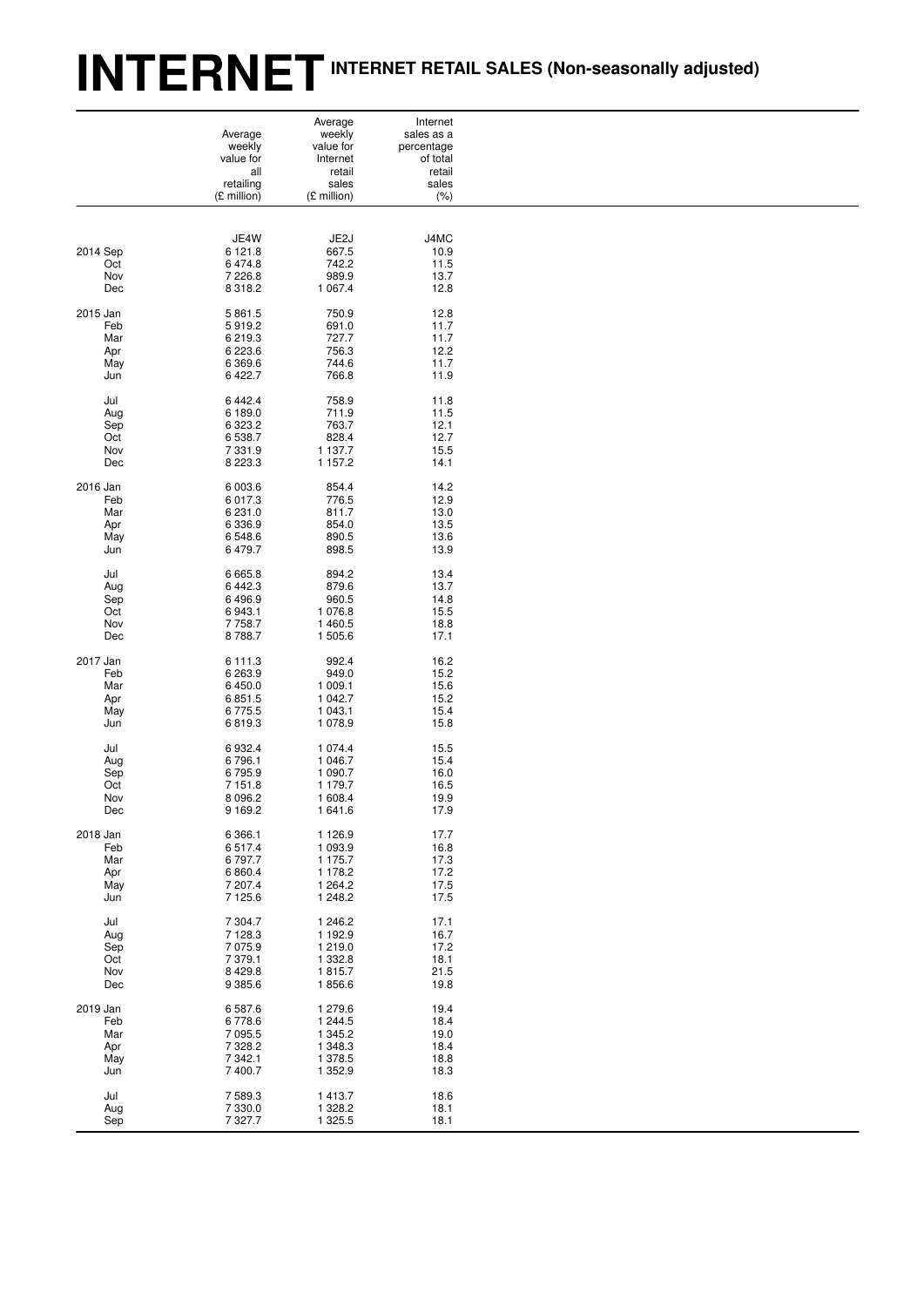# INTERNET INTERNET RETAIL SALES (Non-seasonally adjusted)

| | Average weekly value for all retailing (£ million) | Average weekly value for Internet retail sales (£ million) | Internet sales as a percentage of total retail sales (%) |
|---|---|---|---|
| | JE4W | JE2J | J4MC |
| 2014 Sep | 6 121.8 | 667.5 | 10.9 |
| Oct | 6 474.8 | 742.2 | 11.5 |
| Nov | 7 226.8 | 989.9 | 13.7 |
| Dec | 8 318.2 | 1 067.4 | 12.8 |
| 2015 Jan | 5 861.5 | 750.9 | 12.8 |
| Feb | 5 919.2 | 691.0 | 11.7 |
| Mar | 6 219.3 | 727.7 | 11.7 |
| Apr | 6 223.6 | 756.3 | 12.2 |
| May | 6 369.6 | 744.6 | 11.7 |
| Jun | 6 422.7 | 766.8 | 11.9 |
| Jul | 6 442.4 | 758.9 | 11.8 |
| Aug | 6 189.0 | 711.9 | 11.5 |
| Sep | 6 323.2 | 763.7 | 12.1 |
| Oct | 6 538.7 | 828.4 | 12.7 |
| Nov | 7 331.9 | 1 137.7 | 15.5 |
| Dec | 8 223.3 | 1 157.2 | 14.1 |
| 2016 Jan | 6 003.6 | 854.4 | 14.2 |
| Feb | 6 017.3 | 776.5 | 12.9 |
| Mar | 6 231.0 | 811.7 | 13.0 |
| Apr | 6 336.9 | 854.0 | 13.5 |
| May | 6 548.6 | 890.5 | 13.6 |
| Jun | 6 479.7 | 898.5 | 13.9 |
| Jul | 6 665.8 | 894.2 | 13.4 |
| Aug | 6 442.3 | 879.6 | 13.7 |
| Sep | 6 496.9 | 960.5 | 14.8 |
| Oct | 6 943.1 | 1 076.8 | 15.5 |
| Nov | 7 758.7 | 1 460.5 | 18.8 |
| Dec | 8 788.7 | 1 505.6 | 17.1 |
| 2017 Jan | 6 111.3 | 992.4 | 16.2 |
| Feb | 6 263.9 | 949.0 | 15.2 |
| Mar | 6 450.0 | 1 009.1 | 15.6 |
| Apr | 6 851.5 | 1 042.7 | 15.2 |
| May | 6 775.5 | 1 043.1 | 15.4 |
| Jun | 6 819.3 | 1 078.9 | 15.8 |
| Jul | 6 932.4 | 1 074.4 | 15.5 |
| Aug | 6 796.1 | 1 046.7 | 15.4 |
| Sep | 6 795.9 | 1 090.7 | 16.0 |
| Oct | 7 151.8 | 1 179.7 | 16.5 |
| Nov | 8 096.2 | 1 608.4 | 19.9 |
| Dec | 9 169.2 | 1 641.6 | 17.9 |
| 2018 Jan | 6 366.1 | 1 126.9 | 17.7 |
| Feb | 6 517.4 | 1 093.9 | 16.8 |
| Mar | 6 797.7 | 1 175.7 | 17.3 |
| Apr | 6 860.4 | 1 178.2 | 17.2 |
| May | 7 207.4 | 1 264.2 | 17.5 |
| Jun | 7 125.6 | 1 248.2 | 17.5 |
| Jul | 7 304.7 | 1 246.2 | 17.1 |
| Aug | 7 128.3 | 1 192.9 | 16.7 |
| Sep | 7 075.9 | 1 219.0 | 17.2 |
| Oct | 7 379.1 | 1 332.8 | 18.1 |
| Nov | 8 429.8 | 1 815.7 | 21.5 |
| Dec | 9 385.6 | 1 856.6 | 19.8 |
| 2019 Jan | 6 587.6 | 1 279.6 | 19.4 |
| Feb | 6 778.6 | 1 244.5 | 18.4 |
| Mar | 7 095.5 | 1 345.2 | 19.0 |
| Apr | 7 328.2 | 1 348.3 | 18.4 |
| May | 7 342.1 | 1 378.5 | 18.8 |
| Jun | 7 400.7 | 1 352.9 | 18.3 |
| Jul | 7 589.3 | 1 413.7 | 18.6 |
| Aug | 7 330.0 | 1 328.2 | 18.1 |
| Sep | 7 327.7 | 1 325.5 | 18.1 |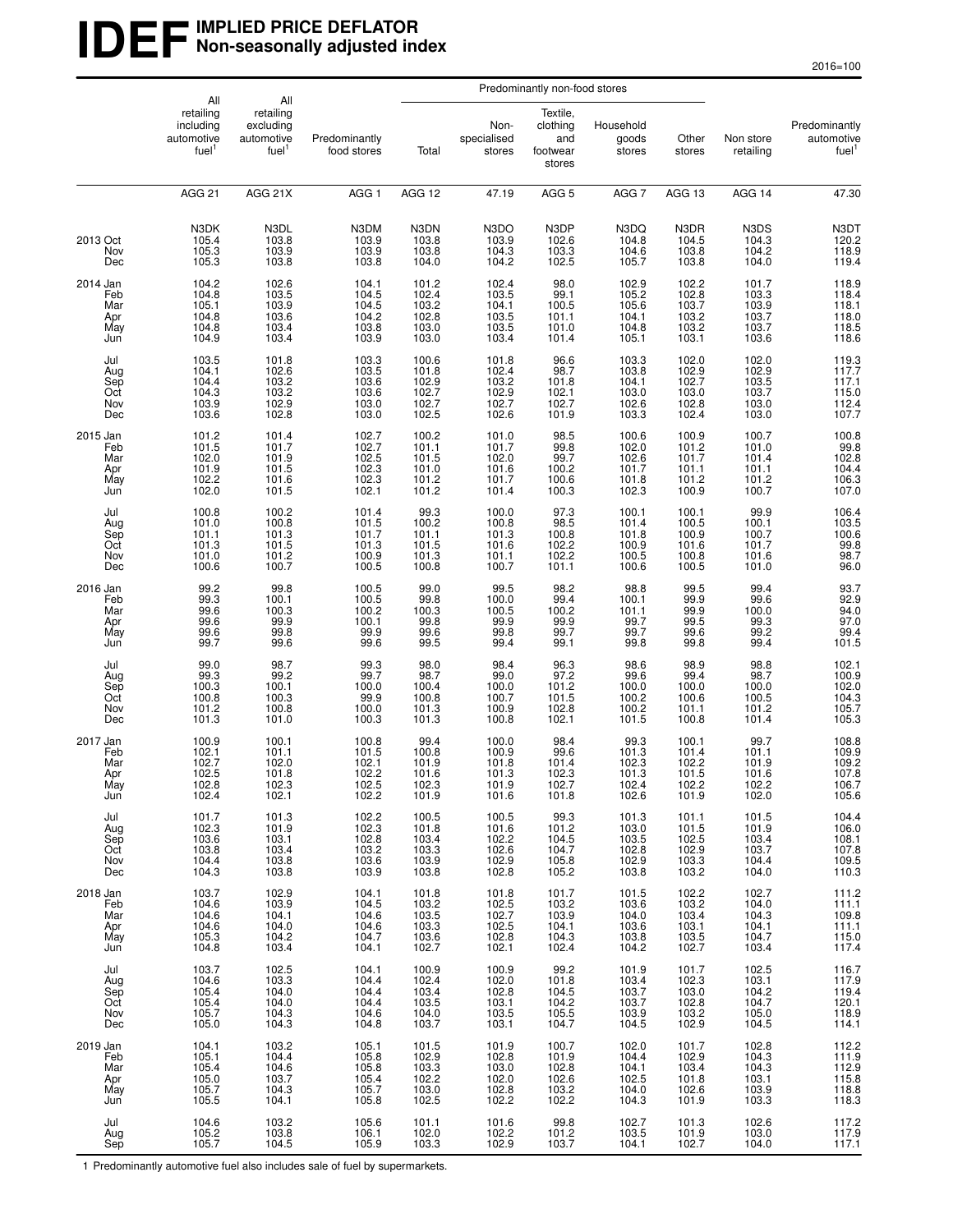# IDEF IMPLIED PRICE DEFLATOR
## Non-seasonally adjusted index

2016=100

| | All retailing including automotive fuel[1] | All retailing excluding automotive fuel[1] | Predominantly food stores | Predominantly non-food stores: Total | Predominantly non-food stores: Non-specialised stores | Predominantly non-food stores: Textile, clothing and footwear stores | Predominantly non-food stores: Household goods stores | Predominantly non-food stores: Other stores | Non store retailing | Predominantly automotive fuel[1] |
|---|---|---|---|---|---|---|---|---|---|---|
| | AGG 21 | AGG 21X | AGG 1 | AGG 12 | 47.19 | AGG 5 | AGG 7 | AGG 13 | AGG 14 | 47.30 |
| | N3DK | N3DL | N3DM | N3DN | N3DO | N3DP | N3DQ | N3DR | N3DS | N3DT |
| 2013 Oct | 105.4 | 103.8 | 103.9 | 103.8 | 103.9 | 102.6 | 104.8 | 104.5 | 104.3 | 120.2 |
| Nov | 105.3 | 103.9 | 103.9 | 103.8 | 104.3 | 103.3 | 104.6 | 103.8 | 104.2 | 118.9 |
| Dec | 105.3 | 103.8 | 103.8 | 104.0 | 104.2 | 102.5 | 105.7 | 103.8 | 104.0 | 119.4 |
| 2014 Jan | 104.2 | 102.6 | 104.1 | 101.2 | 102.4 | 98.0 | 102.9 | 102.2 | 101.7 | 118.9 |
| Feb | 104.8 | 103.5 | 104.5 | 102.4 | 103.5 | 99.1 | 105.2 | 102.8 | 103.3 | 118.4 |
| Mar | 105.1 | 103.9 | 104.5 | 103.2 | 104.1 | 100.5 | 105.6 | 103.7 | 103.9 | 118.1 |
| Apr | 104.8 | 103.6 | 104.2 | 102.8 | 103.5 | 101.1 | 104.1 | 103.2 | 103.7 | 118.0 |
| May | 104.8 | 103.4 | 103.8 | 103.0 | 103.5 | 101.0 | 104.8 | 103.2 | 103.7 | 118.5 |
| Jun | 104.9 | 103.4 | 103.9 | 103.0 | 103.4 | 101.4 | 105.1 | 103.1 | 103.6 | 118.6 |
| Jul | 103.5 | 101.8 | 103.3 | 100.6 | 101.8 | 96.6 | 103.3 | 102.0 | 102.0 | 119.3 |
| Aug | 104.1 | 102.6 | 103.5 | 101.8 | 102.4 | 98.7 | 103.8 | 102.9 | 102.9 | 117.7 |
| Sep | 104.4 | 103.2 | 103.6 | 102.9 | 103.2 | 101.8 | 104.1 | 102.7 | 103.5 | 117.1 |
| Oct | 104.3 | 103.2 | 103.6 | 102.7 | 102.9 | 102.1 | 103.0 | 103.0 | 103.7 | 115.0 |
| Nov | 103.9 | 102.9 | 103.0 | 102.7 | 102.7 | 102.7 | 102.6 | 102.8 | 103.0 | 112.4 |
| Dec | 103.6 | 102.8 | 103.0 | 102.5 | 102.6 | 101.9 | 103.3 | 102.4 | 103.0 | 107.7 |
| 2015 Jan | 101.2 | 101.4 | 102.7 | 100.2 | 101.0 | 98.5 | 100.6 | 100.9 | 100.7 | 100.8 |
| Feb | 101.5 | 101.7 | 102.7 | 101.1 | 101.7 | 99.8 | 102.0 | 101.2 | 101.0 | 99.8 |
| Mar | 102.0 | 101.9 | 102.5 | 101.5 | 102.0 | 99.7 | 102.6 | 101.7 | 101.4 | 102.8 |
| Apr | 101.9 | 101.5 | 102.3 | 101.0 | 101.6 | 100.2 | 101.7 | 101.1 | 101.1 | 104.4 |
| May | 102.2 | 101.6 | 102.3 | 101.2 | 101.7 | 100.6 | 101.8 | 101.2 | 101.2 | 106.3 |
| Jun | 102.0 | 101.5 | 102.1 | 101.2 | 101.4 | 100.3 | 102.3 | 100.9 | 100.7 | 107.0 |
| Jul | 100.8 | 100.2 | 101.4 | 99.3 | 100.0 | 97.3 | 100.1 | 100.1 | 99.9 | 106.4 |
| Aug | 101.0 | 100.8 | 101.5 | 100.2 | 100.8 | 98.5 | 101.4 | 100.5 | 100.1 | 103.5 |
| Sep | 101.1 | 101.3 | 101.7 | 101.1 | 101.3 | 100.8 | 101.8 | 100.9 | 100.7 | 100.6 |
| Oct | 101.3 | 101.5 | 101.3 | 101.5 | 101.6 | 102.2 | 100.9 | 101.6 | 101.7 | 99.8 |
| Nov | 101.0 | 101.2 | 100.9 | 101.3 | 101.1 | 102.2 | 100.5 | 100.8 | 101.6 | 98.7 |
| Dec | 100.6 | 100.7 | 100.5 | 100.8 | 100.7 | 101.1 | 100.6 | 100.5 | 101.0 | 96.0 |
| 2016 Jan | 99.2 | 99.8 | 100.5 | 99.0 | 99.5 | 98.2 | 98.8 | 99.5 | 99.4 | 93.7 |
| Feb | 99.3 | 100.1 | 100.5 | 99.8 | 100.0 | 99.4 | 100.1 | 99.9 | 99.6 | 92.9 |
| Mar | 99.6 | 100.3 | 100.2 | 100.3 | 100.5 | 100.2 | 101.1 | 99.9 | 100.0 | 94.0 |
| Apr | 99.6 | 99.9 | 100.1 | 99.8 | 99.9 | 99.9 | 99.7 | 99.5 | 99.3 | 97.0 |
| May | 99.6 | 99.8 | 99.9 | 99.6 | 99.8 | 99.7 | 99.7 | 99.6 | 99.2 | 99.4 |
| Jun | 99.7 | 99.6 | 99.6 | 99.5 | 99.4 | 99.1 | 99.8 | 99.8 | 99.4 | 101.5 |
| Jul | 99.0 | 98.7 | 99.3 | 98.0 | 98.4 | 96.3 | 98.6 | 98.9 | 98.8 | 102.1 |
| Aug | 99.3 | 99.2 | 99.7 | 98.7 | 99.0 | 97.2 | 99.6 | 99.4 | 98.7 | 100.9 |
| Sep | 100.3 | 100.1 | 100.0 | 100.4 | 100.0 | 101.2 | 100.0 | 100.0 | 100.0 | 102.0 |
| Oct | 100.8 | 100.3 | 99.9 | 100.8 | 100.7 | 101.5 | 100.2 | 100.6 | 100.5 | 104.3 |
| Nov | 101.2 | 100.8 | 100.0 | 101.3 | 100.9 | 102.8 | 100.2 | 101.1 | 101.2 | 105.7 |
| Dec | 101.3 | 101.0 | 100.3 | 101.3 | 100.8 | 102.1 | 101.5 | 100.8 | 101.4 | 105.3 |
| 2017 Jan | 100.9 | 100.1 | 100.8 | 99.4 | 100.0 | 98.4 | 99.3 | 100.1 | 99.7 | 108.8 |
| Feb | 102.1 | 101.1 | 101.5 | 100.8 | 100.9 | 99.6 | 101.3 | 101.4 | 101.1 | 109.9 |
| Mar | 102.7 | 102.0 | 102.1 | 101.9 | 101.8 | 101.4 | 102.3 | 102.2 | 101.9 | 109.2 |
| Apr | 102.5 | 101.8 | 102.2 | 101.6 | 101.3 | 102.3 | 101.3 | 101.5 | 101.6 | 107.8 |
| May | 102.8 | 102.3 | 102.5 | 102.3 | 101.9 | 102.7 | 102.4 | 102.2 | 102.2 | 106.7 |
| Jun | 102.4 | 102.1 | 102.2 | 101.9 | 101.6 | 101.8 | 102.6 | 101.9 | 102.0 | 105.6 |
| Jul | 101.7 | 101.3 | 102.2 | 100.5 | 100.5 | 99.3 | 101.3 | 101.1 | 101.5 | 104.4 |
| Aug | 102.3 | 101.9 | 102.3 | 101.8 | 101.6 | 101.2 | 103.0 | 101.5 | 101.9 | 106.0 |
| Sep | 103.6 | 103.1 | 102.8 | 103.4 | 102.2 | 104.5 | 103.5 | 102.5 | 103.4 | 108.1 |
| Oct | 103.8 | 103.4 | 103.2 | 103.3 | 102.6 | 104.7 | 102.8 | 102.9 | 103.7 | 107.8 |
| Nov | 104.4 | 103.8 | 103.6 | 103.9 | 102.9 | 105.8 | 102.9 | 103.3 | 104.4 | 109.5 |
| Dec | 104.3 | 103.8 | 103.9 | 103.8 | 102.8 | 105.2 | 103.8 | 103.2 | 104.0 | 110.3 |
| 2018 Jan | 103.7 | 102.9 | 104.1 | 101.8 | 101.8 | 101.7 | 101.5 | 102.2 | 102.7 | 111.2 |
| Feb | 104.6 | 103.9 | 104.5 | 103.2 | 102.5 | 103.2 | 103.6 | 103.2 | 104.0 | 111.1 |
| Mar | 104.6 | 104.1 | 104.6 | 103.5 | 102.7 | 103.9 | 104.0 | 103.4 | 104.3 | 109.8 |
| Apr | 104.6 | 104.0 | 104.6 | 103.3 | 102.5 | 104.1 | 103.6 | 103.1 | 104.1 | 111.1 |
| May | 105.3 | 104.2 | 104.7 | 103.6 | 102.8 | 104.3 | 103.8 | 103.5 | 104.7 | 115.0 |
| Jun | 104.8 | 103.4 | 104.1 | 102.7 | 102.1 | 102.4 | 104.2 | 102.7 | 103.4 | 117.4 |
| Jul | 103.7 | 102.5 | 104.1 | 100.9 | 100.9 | 99.2 | 101.9 | 101.7 | 102.5 | 116.7 |
| Aug | 104.6 | 103.3 | 104.4 | 102.4 | 102.0 | 101.8 | 103.4 | 102.3 | 103.1 | 117.9 |
| Sep | 105.4 | 104.0 | 104.4 | 103.4 | 102.8 | 104.5 | 103.7 | 103.0 | 104.2 | 119.4 |
| Oct | 105.4 | 104.0 | 104.4 | 103.5 | 103.1 | 104.2 | 103.7 | 102.8 | 104.7 | 120.1 |
| Nov | 105.7 | 104.3 | 104.6 | 104.0 | 103.5 | 105.5 | 103.9 | 103.2 | 105.0 | 118.9 |
| Dec | 105.0 | 104.3 | 104.8 | 103.7 | 103.1 | 104.7 | 104.5 | 102.9 | 104.5 | 114.1 |
| 2019 Jan | 104.1 | 103.2 | 105.1 | 101.5 | 101.9 | 100.7 | 102.0 | 101.7 | 102.8 | 112.2 |
| Feb | 105.1 | 104.4 | 105.8 | 102.9 | 102.8 | 101.9 | 104.4 | 102.9 | 104.3 | 111.9 |
| Mar | 105.4 | 104.6 | 105.8 | 103.3 | 103.0 | 102.8 | 104.1 | 103.4 | 104.3 | 112.9 |
| Apr | 105.0 | 103.7 | 105.4 | 102.2 | 102.0 | 102.6 | 102.5 | 101.8 | 103.1 | 115.8 |
| May | 105.7 | 104.3 | 105.7 | 103.0 | 102.8 | 103.2 | 104.0 | 102.6 | 103.9 | 118.8 |
| Jun | 105.5 | 104.1 | 105.8 | 102.5 | 102.2 | 102.2 | 104.3 | 101.9 | 103.3 | 118.3 |
| Jul | 104.6 | 103.2 | 105.6 | 101.1 | 101.6 | 99.8 | 102.7 | 101.3 | 102.6 | 117.2 |
| Aug | 105.2 | 103.8 | 106.1 | 102.0 | 102.2 | 101.2 | 103.5 | 101.9 | 103.0 | 117.9 |
| Sep | 105.7 | 104.5 | 105.9 | 103.3 | 102.9 | 103.7 | 104.1 | 102.7 | 104.0 | 117.1 |

1 Predominantly automotive fuel also includes sale of fuel by supermarkets.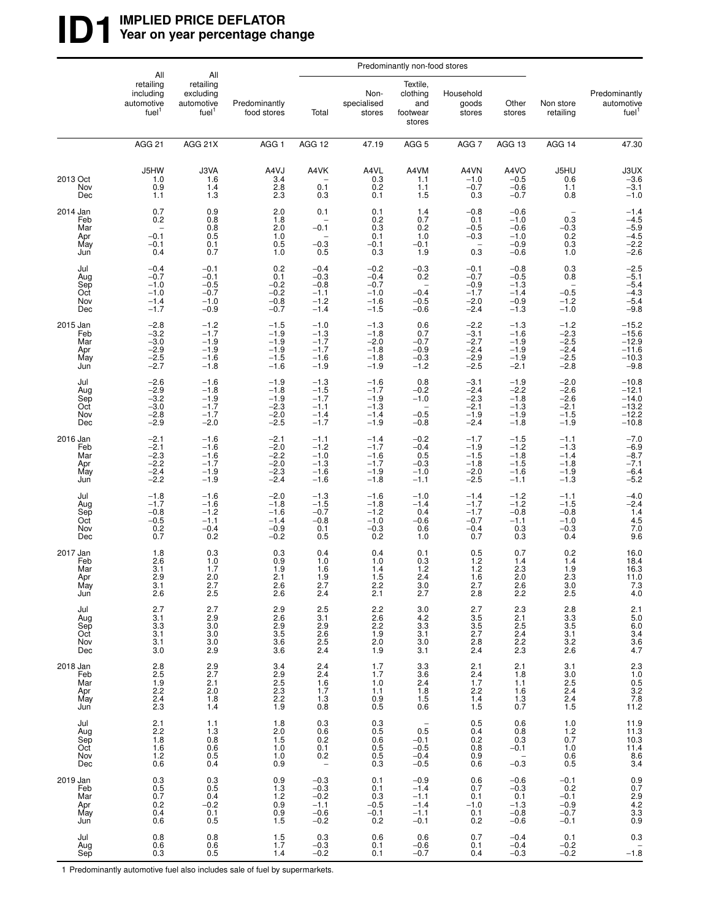# ID1 IMPLIED PRICE DEFLATOR
## Year on year percentage change

| | All retailing including automotive fuel[1] | All retailing excluding automotive fuel[1] | Predominantly food stores | Predominantly non-food stores | | | | | Non store retailing | Predominantly automotive fuel[1] |
|---|---|---|---|---|---|---|---|---|---|---|
| | | | | Total | Non-specialised stores | Textile, clothing and footwear stores | Household goods stores | Other stores | | |
| | AGG 21 | AGG 21X | AGG 1 | AGG 12 | 47.19 | AGG 5 | AGG 7 | AGG 13 | AGG 14 | 47.30 |
| | J5HW | J3VA | A4VJ | A4VK | A4VL | A4VM | A4VN | A4VO | J5HU | J3UX |
| 2013 Oct | 1.0 | 1.6 | 3.4 | – | 0.3 | 1.1 | −1.0 | −0.5 | 0.6 | −3.6 |
| Nov | 0.9 | 1.4 | 2.8 | 0.1 | 0.2 | 1.1 | −0.7 | −0.6 | 1.1 | −3.1 |
| Dec | 1.1 | 1.3 | 2.3 | 0.3 | 0.1 | 1.5 | 0.3 | −0.7 | 0.8 | −1.0 |
| 2014 Jan | 0.7 | 0.9 | 2.0 | 0.1 | 0.1 | 1.4 | −0.8 | −0.6 | – | −1.4 |
| Feb | 0.2 | 0.8 | 1.8 | – | 0.2 | 0.7 | 0.1 | −1.0 | 0.3 | −4.5 |
| Mar | – | 0.8 | 2.0 | −0.1 | 0.3 | 0.2 | −0.5 | −0.6 | −0.3 | −5.9 |
| Apr | −0.1 | 0.5 | 1.0 | – | 0.1 | 1.0 | −0.3 | −1.0 | 0.2 | −4.5 |
| May | −0.1 | 0.1 | 0.5 | −0.3 | −0.1 | −0.1 | – | −0.9 | 0.3 | −2.2 |
| Jun | 0.4 | 0.7 | 1.0 | 0.5 | 0.3 | 1.9 | 0.3 | −0.6 | 1.0 | −2.6 |
| Jul | −0.4 | −0.1 | 0.2 | −0.4 | −0.2 | −0.3 | −0.1 | −0.8 | 0.3 | −2.5 |
| Aug | −0.7 | −0.1 | 0.1 | −0.3 | −0.4 | 0.2 | −0.7 | −0.5 | 0.8 | −5.1 |
| Sep | −1.0 | −0.5 | −0.2 | −0.8 | −0.7 | – | −0.9 | −1.3 | – | −5.4 |
| Oct | −1.0 | −0.7 | −0.2 | −1.1 | −1.0 | −0.4 | −1.7 | −1.4 | −0.5 | −4.3 |
| Nov | −1.4 | −1.0 | −0.8 | −1.2 | −1.6 | −0.5 | −2.0 | −0.9 | −1.2 | −5.4 |
| Dec | −1.7 | −0.9 | −0.7 | −1.4 | −1.5 | −0.6 | −2.4 | −1.3 | −1.0 | −9.8 |
| 2015 Jan | −2.8 | −1.2 | −1.5 | −1.0 | −1.3 | 0.6 | −2.2 | −1.3 | −1.2 | −15.2 |
| Feb | −3.2 | −1.7 | −1.9 | −1.3 | −1.8 | 0.7 | −3.1 | −1.6 | −2.3 | −15.6 |
| Mar | −3.0 | −1.9 | −1.9 | −1.7 | −2.0 | −0.7 | −2.7 | −1.9 | −2.5 | −12.9 |
| Apr | −2.9 | −1.9 | −1.9 | −1.7 | −1.8 | −0.9 | −2.4 | −1.9 | −2.4 | −11.6 |
| May | −2.5 | −1.6 | −1.5 | −1.6 | −1.8 | −0.3 | −2.9 | −1.9 | −2.5 | −10.3 |
| Jun | −2.7 | −1.8 | −1.6 | −1.9 | −1.9 | −1.2 | −2.5 | −2.1 | −2.8 | −9.8 |
| Jul | −2.6 | −1.6 | −1.9 | −1.3 | −1.6 | 0.8 | −3.1 | −1.9 | −2.0 | −10.8 |
| Aug | −2.9 | −1.8 | −1.8 | −1.5 | −1.7 | −0.2 | −2.4 | −2.2 | −2.6 | −12.1 |
| Sep | −3.2 | −1.9 | −1.9 | −1.7 | −1.9 | −1.0 | −2.3 | −1.8 | −2.6 | −14.0 |
| Oct | −3.0 | −1.7 | −2.3 | −1.1 | −1.3 | – | −2.1 | −1.3 | −2.1 | −13.2 |
| Nov | −2.8 | −1.7 | −2.0 | −1.4 | −1.4 | −0.5 | −1.9 | −1.9 | −1.5 | −12.2 |
| Dec | −2.9 | −2.0 | −2.5 | −1.7 | −1.9 | −0.8 | −2.4 | −1.8 | −1.9 | −10.8 |
| 2016 Jan | −2.1 | −1.6 | −2.1 | −1.1 | −1.4 | −0.2 | −1.7 | −1.5 | −1.1 | −7.0 |
| Feb | −2.1 | −1.6 | −2.0 | −1.2 | −1.7 | −0.4 | −1.9 | −1.2 | −1.3 | −6.9 |
| Mar | −2.3 | −1.6 | −2.2 | −1.0 | −1.6 | 0.5 | −1.5 | −1.8 | −1.4 | −8.7 |
| Apr | −2.2 | −1.7 | −2.0 | −1.3 | −1.7 | −0.3 | −1.8 | −1.5 | −1.8 | −7.1 |
| May | −2.4 | −1.9 | −2.3 | −1.6 | −1.9 | −1.0 | −2.0 | −1.6 | −1.9 | −6.4 |
| Jun | −2.2 | −1.9 | −2.4 | −1.6 | −1.8 | −1.1 | −2.5 | −1.1 | −1.3 | −5.2 |
| Jul | −1.8 | −1.6 | −2.0 | −1.3 | −1.6 | −1.0 | −1.4 | −1.2 | −1.1 | −4.0 |
| Aug | −1.7 | −1.6 | −1.8 | −1.5 | −1.8 | −1.4 | −1.7 | −1.2 | −1.5 | −2.4 |
| Sep | −0.8 | −1.2 | −1.6 | −0.7 | −1.2 | 0.4 | −1.7 | −0.8 | −0.8 | 1.4 |
| Oct | −0.5 | −1.1 | −1.4 | −0.8 | −1.0 | −0.6 | −0.7 | −1.1 | −1.0 | 4.5 |
| Nov | 0.2 | −0.4 | −0.9 | 0.1 | −0.3 | 0.6 | −0.4 | 0.3 | −0.3 | 7.0 |
| Dec | 0.7 | 0.2 | −0.2 | 0.5 | 0.2 | 1.0 | 0.7 | 0.3 | 0.4 | 9.6 |
| 2017 Jan | 1.8 | 0.3 | 0.3 | 0.4 | 0.4 | 0.1 | 0.5 | 0.7 | 0.2 | 16.0 |
| Feb | 2.6 | 1.0 | 0.9 | 1.0 | 1.0 | 0.3 | 1.2 | 1.4 | 1.4 | 18.4 |
| Mar | 3.1 | 1.7 | 1.9 | 1.6 | 1.4 | 1.2 | 1.2 | 2.3 | 1.9 | 16.3 |
| Apr | 2.9 | 2.0 | 2.1 | 1.9 | 1.5 | 2.4 | 1.6 | 2.0 | 2.3 | 11.0 |
| May | 3.1 | 2.7 | 2.6 | 2.7 | 2.2 | 3.0 | 2.7 | 2.6 | 3.0 | 7.3 |
| Jun | 2.6 | 2.5 | 2.6 | 2.4 | 2.1 | 2.7 | 2.8 | 2.2 | 2.5 | 4.0 |
| Jul | 2.7 | 2.7 | 2.9 | 2.5 | 2.2 | 3.0 | 2.7 | 2.3 | 2.8 | 2.1 |
| Aug | 3.1 | 2.9 | 2.6 | 3.1 | 2.6 | 4.2 | 3.5 | 2.1 | 3.3 | 5.0 |
| Sep | 3.3 | 3.0 | 2.9 | 2.9 | 2.2 | 3.3 | 3.5 | 2.5 | 3.5 | 6.0 |
| Oct | 3.1 | 3.0 | 3.5 | 2.6 | 1.9 | 3.1 | 2.7 | 2.4 | 3.1 | 3.4 |
| Nov | 3.1 | 3.0 | 3.6 | 2.5 | 2.0 | 3.0 | 2.8 | 2.2 | 3.2 | 3.6 |
| Dec | 3.0 | 2.9 | 3.6 | 2.4 | 1.9 | 3.1 | 2.4 | 2.3 | 2.6 | 4.7 |
| 2018 Jan | 2.8 | 2.9 | 3.4 | 2.4 | 1.7 | 3.3 | 2.1 | 2.1 | 3.1 | 2.3 |
| Feb | 2.5 | 2.7 | 2.9 | 2.4 | 1.7 | 3.6 | 2.4 | 1.8 | 3.0 | 1.0 |
| Mar | 1.9 | 2.1 | 2.5 | 1.6 | 1.0 | 2.4 | 1.7 | 1.1 | 2.5 | 0.5 |
| Apr | 2.2 | 2.0 | 2.3 | 1.7 | 1.1 | 1.8 | 2.2 | 1.6 | 2.4 | 3.2 |
| May | 2.4 | 1.8 | 2.2 | 1.3 | 0.9 | 1.5 | 1.4 | 1.3 | 2.4 | 7.8 |
| Jun | 2.3 | 1.4 | 1.9 | 0.8 | 0.5 | 0.6 | 1.5 | 0.7 | 1.5 | 11.2 |
| Jul | 2.1 | 1.1 | 1.8 | 0.3 | 0.3 | – | 0.5 | 0.6 | 1.0 | 11.9 |
| Aug | 2.2 | 1.3 | 2.0 | 0.6 | 0.5 | 0.5 | 0.4 | 0.8 | 1.2 | 11.3 |
| Sep | 1.8 | 0.8 | 1.5 | 0.2 | 0.6 | −0.1 | 0.2 | 0.3 | 0.7 | 10.3 |
| Oct | 1.6 | 0.6 | 1.0 | 0.1 | 0.5 | −0.5 | 0.8 | −0.1 | 1.0 | 11.4 |
| Nov | 1.2 | 0.5 | 1.0 | 0.2 | 0.5 | −0.4 | 0.9 | – | 0.6 | 8.6 |
| Dec | 0.6 | 0.4 | 0.9 | – | 0.3 | −0.5 | 0.6 | −0.3 | 0.5 | 3.4 |
| 2019 Jan | 0.3 | 0.3 | 0.9 | −0.3 | 0.1 | −0.9 | 0.6 | −0.6 | −0.1 | 0.9 |
| Feb | 0.5 | 0.5 | 1.3 | −0.3 | 0.1 | −1.4 | 0.7 | −0.3 | 0.2 | 0.7 |
| Mar | 0.7 | 0.4 | 1.2 | −0.2 | 0.3 | −1.1 | 0.1 | 0.1 | −0.1 | 2.9 |
| Apr | 0.2 | −0.2 | 0.9 | −1.1 | −0.5 | −1.4 | −1.0 | −1.3 | −0.9 | 4.2 |
| May | 0.4 | 0.1 | 0.9 | −0.6 | −0.1 | −1.1 | 0.1 | −0.8 | −0.7 | 3.3 |
| Jun | 0.6 | 0.5 | 1.5 | −0.2 | 0.2 | −0.1 | 0.2 | −0.6 | −0.1 | 0.9 |
| Jul | 0.8 | 0.8 | 1.5 | 0.3 | 0.6 | 0.6 | 0.7 | −0.4 | 0.1 | 0.3 |
| Aug | 0.6 | 0.6 | 1.7 | −0.3 | 0.1 | −0.6 | 0.1 | −0.4 | −0.2 | – |
| Sep | 0.3 | 0.5 | 1.4 | −0.2 | 0.1 | −0.7 | 0.4 | −0.3 | −0.2 | −1.8 |

1 Predominantly automotive fuel also includes sale of fuel by supermarkets.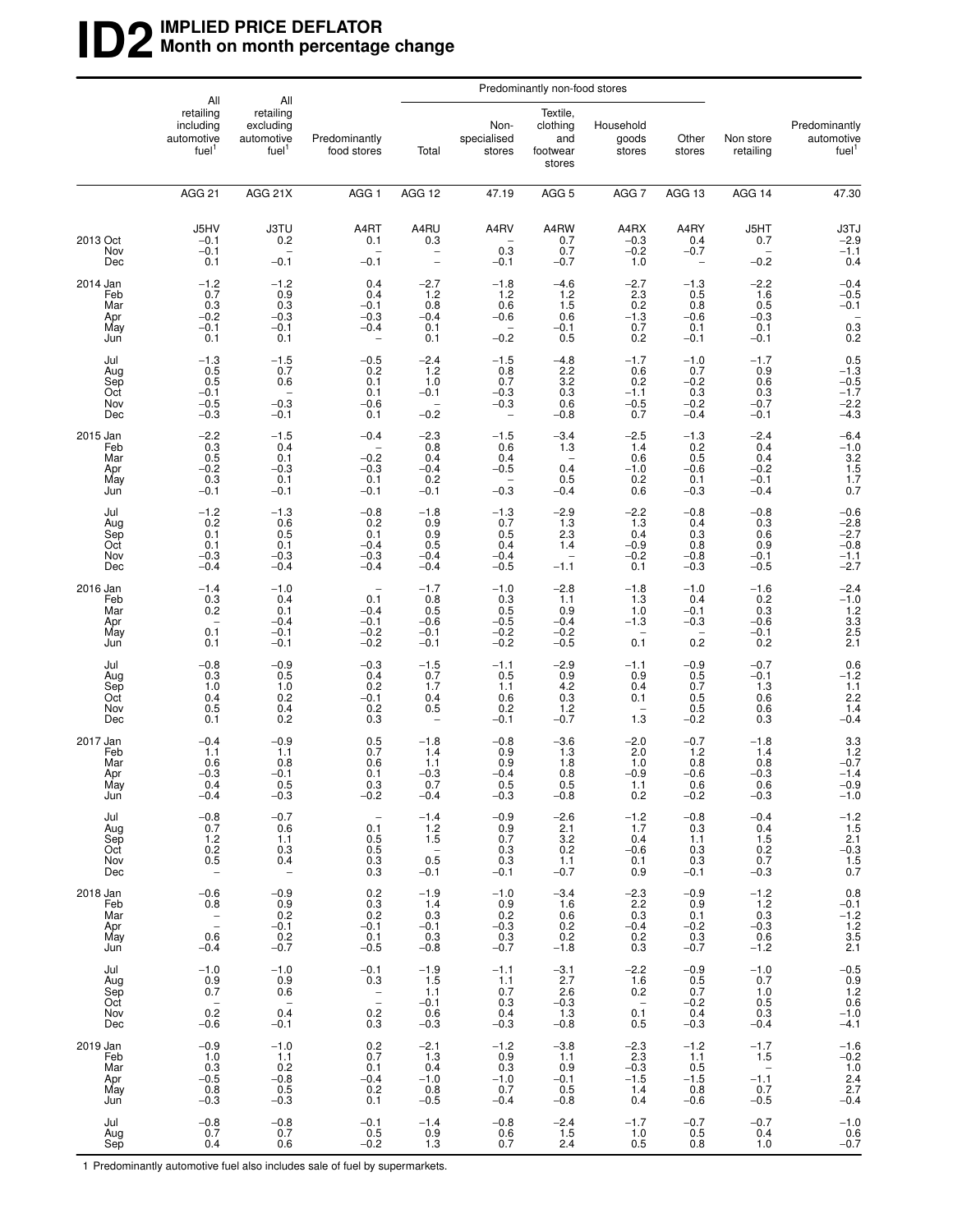# ID2 IMPLIED PRICE DEFLATOR
## Month on month percentage change

| | All retailing including automotive fuel[1] | All retailing excluding automotive fuel[1] | Predominantly food stores | Predominantly non-food stores: Total | Non-specialised stores | Textile, clothing and footwear stores | Household goods stores | Other stores | Non store retailing | Predominantly automotive fuel[1] |
|---|---|---|---|---|---|---|---|---|---|---|
| | AGG 21 | AGG 21X | AGG 1 | AGG 12 | 47.19 | AGG 5 | AGG 7 | AGG 13 | AGG 14 | 47.30 |
| | J5HV | J3TU | A4RT | A4RU | A4RV | A4RW | A4RX | A4RY | J5HT | J3TJ |
| 2013 Oct | –0.1 | 0.2 | 0.1 | 0.3 | – | 0.7 | –0.3 | 0.4 | 0.7 | –2.9 |
| Nov | –0.1 | – | – | – | 0.3 | 0.7 | –0.2 | –0.7 | – | –1.1 |
| Dec | 0.1 | –0.1 | –0.1 | – | –0.1 | –0.7 | 1.0 | – | –0.2 | 0.4 |
| 2014 Jan | –1.2 | –1.2 | 0.4 | –2.7 | –1.8 | –4.6 | –2.7 | –1.3 | –2.2 | –0.4 |
| Feb | 0.7 | 0.9 | 0.4 | 1.2 | 1.2 | 1.2 | 2.3 | 0.5 | 1.6 | –0.5 |
| Mar | 0.3 | 0.3 | –0.1 | 0.8 | 0.6 | 1.5 | 0.2 | 0.8 | 0.5 | –0.1 |
| Apr | –0.2 | –0.3 | –0.3 | –0.4 | –0.6 | 0.6 | –1.3 | –0.6 | –0.3 | – |
| May | –0.1 | –0.1 | –0.4 | 0.1 | – | –0.1 | 0.7 | 0.1 | 0.1 | 0.3 |
| Jun | 0.1 | 0.1 | – | 0.1 | –0.2 | 0.5 | 0.2 | –0.1 | –0.1 | 0.2 |
| Jul | –1.3 | –1.5 | –0.5 | –2.4 | –1.5 | –4.8 | –1.7 | –1.0 | –1.7 | 0.5 |
| Aug | 0.5 | 0.7 | 0.2 | 1.2 | 0.8 | 2.2 | 0.6 | 0.7 | 0.9 | –1.3 |
| Sep | 0.5 | 0.6 | 0.1 | 1.0 | 0.7 | 3.2 | 0.2 | –0.2 | 0.6 | –0.5 |
| Oct | –0.1 | – | 0.1 | –0.1 | –0.3 | 0.3 | –1.1 | 0.3 | 0.3 | –1.7 |
| Nov | –0.5 | –0.3 | –0.6 | – | –0.3 | 0.6 | –0.5 | –0.2 | –0.7 | –2.2 |
| Dec | –0.3 | –0.1 | 0.1 | –0.2 | – | –0.8 | 0.7 | –0.4 | –0.1 | –4.3 |
| 2015 Jan | –2.2 | –1.5 | –0.4 | –2.3 | –1.5 | –3.4 | –2.5 | –1.3 | –2.4 | –6.4 |
| Feb | 0.3 | 0.4 | – | 0.8 | 0.6 | 1.3 | 1.4 | 0.2 | 0.4 | –1.0 |
| Mar | 0.5 | 0.1 | –0.2 | 0.4 | 0.4 | – | 0.6 | 0.5 | 0.4 | 3.2 |
| Apr | –0.2 | –0.3 | –0.3 | –0.4 | –0.5 | 0.4 | –1.0 | –0.6 | –0.2 | 1.5 |
| May | 0.3 | 0.1 | 0.1 | 0.2 | – | 0.5 | 0.2 | 0.1 | –0.1 | 1.7 |
| Jun | –0.1 | –0.1 | –0.1 | –0.1 | –0.3 | –0.4 | 0.6 | –0.3 | –0.4 | 0.7 |
| Jul | –1.2 | –1.3 | –0.8 | –1.8 | –1.3 | –2.9 | –2.2 | –0.8 | –0.8 | –0.6 |
| Aug | 0.2 | 0.6 | 0.2 | 0.9 | 0.7 | 1.3 | 1.3 | 0.4 | 0.3 | –2.8 |
| Sep | 0.1 | 0.5 | 0.1 | 0.9 | 0.5 | 2.3 | 0.4 | 0.3 | 0.6 | –2.7 |
| Oct | 0.1 | 0.1 | –0.4 | 0.5 | 0.4 | 1.4 | –0.9 | 0.8 | 0.9 | –0.8 |
| Nov | –0.3 | –0.3 | –0.3 | –0.4 | –0.4 | – | –0.2 | –0.8 | –0.1 | –1.1 |
| Dec | –0.4 | –0.4 | –0.4 | –0.4 | –0.5 | –1.1 | 0.1 | –0.3 | –0.5 | –2.7 |
| 2016 Jan | –1.4 | –1.0 | – | –1.7 | –1.0 | –2.8 | –1.8 | –1.0 | –1.6 | –2.4 |
| Feb | 0.3 | 0.4 | 0.1 | 0.8 | 0.3 | 1.1 | 1.3 | 0.4 | 0.2 | –1.0 |
| Mar | 0.2 | 0.1 | –0.4 | 0.5 | 0.5 | 0.9 | 1.0 | –0.1 | 0.3 | 1.2 |
| Apr | – | –0.4 | –0.1 | –0.6 | –0.5 | –0.4 | –1.3 | –0.3 | –0.6 | 3.3 |
| May | 0.1 | –0.1 | –0.2 | –0.1 | –0.2 | –0.2 | – | – | –0.1 | 2.5 |
| Jun | 0.1 | –0.1 | –0.2 | –0.1 | –0.2 | –0.5 | 0.1 | 0.2 | 0.2 | 2.1 |
| Jul | –0.8 | –0.9 | –0.3 | –1.5 | –1.1 | –2.9 | –1.1 | –0.9 | –0.7 | 0.6 |
| Aug | 0.3 | 0.5 | 0.4 | 0.7 | 0.5 | 0.9 | 0.9 | 0.5 | –0.1 | –1.2 |
| Sep | 1.0 | 1.0 | 0.2 | 1.7 | 1.1 | 4.2 | 0.4 | 0.7 | 1.3 | 1.1 |
| Oct | 0.4 | 0.2 | –0.1 | 0.4 | 0.6 | 0.3 | 0.1 | 0.5 | 0.6 | 2.2 |
| Nov | 0.5 | 0.4 | 0.2 | 0.5 | 0.2 | 1.2 | – | 0.5 | 0.6 | 1.4 |
| Dec | 0.1 | 0.2 | 0.3 | – | –0.1 | –0.7 | 1.3 | –0.2 | 0.3 | –0.4 |
| 2017 Jan | –0.4 | –0.9 | 0.5 | –1.8 | –0.8 | –3.6 | –2.0 | –0.7 | –1.8 | 3.3 |
| Feb | 1.1 | 1.1 | 0.7 | 1.4 | 0.9 | 1.3 | 2.0 | 1.2 | 1.4 | 1.2 |
| Mar | 0.6 | 0.8 | 0.6 | 1.1 | 0.9 | 1.8 | 1.0 | 0.8 | 0.8 | –0.7 |
| Apr | –0.3 | –0.1 | 0.1 | –0.3 | –0.4 | 0.8 | –0.9 | –0.6 | –0.3 | –1.4 |
| May | 0.4 | 0.5 | 0.3 | 0.7 | 0.5 | 0.5 | 1.1 | 0.6 | 0.6 | –0.9 |
| Jun | –0.4 | –0.3 | –0.2 | –0.4 | –0.3 | –0.8 | 0.2 | –0.2 | –0.3 | –1.0 |
| Jul | –0.8 | –0.7 | – | –1.4 | –0.9 | –2.6 | –1.2 | –0.8 | –0.4 | –1.2 |
| Aug | 0.7 | 0.6 | 0.1 | 1.2 | 0.9 | 2.1 | 1.7 | 0.3 | 0.4 | 1.5 |
| Sep | 1.2 | 1.1 | 0.5 | 1.5 | 0.7 | 3.2 | 0.4 | 1.1 | 1.5 | 2.1 |
| Oct | 0.2 | 0.3 | 0.5 | – | 0.3 | 0.2 | –0.6 | 0.3 | 0.2 | –0.3 |
| Nov | 0.5 | 0.4 | 0.3 | 0.5 | 0.3 | 1.1 | 0.1 | 0.3 | 0.7 | 1.5 |
| Dec | – | – | 0.3 | –0.1 | –0.1 | –0.7 | 0.9 | –0.1 | –0.3 | 0.7 |
| 2018 Jan | –0.6 | –0.9 | 0.2 | –1.9 | –1.0 | –3.4 | –2.3 | –0.9 | –1.2 | 0.8 |
| Feb | 0.8 | 0.9 | 0.3 | 1.4 | 0.9 | 1.6 | 2.2 | 0.9 | 1.2 | –0.1 |
| Mar | – | 0.2 | 0.2 | 0.3 | 0.2 | 0.6 | 0.3 | 0.1 | 0.3 | –1.2 |
| Apr | – | –0.1 | –0.1 | –0.1 | –0.3 | 0.2 | –0.4 | –0.2 | –0.3 | 1.2 |
| May | 0.6 | 0.2 | 0.1 | 0.3 | 0.3 | 0.2 | 0.2 | 0.3 | 0.6 | 3.5 |
| Jun | –0.4 | –0.7 | –0.5 | –0.8 | –0.7 | –1.8 | 0.3 | –0.7 | –1.2 | 2.1 |
| Jul | –1.0 | –1.0 | –0.1 | –1.9 | –1.1 | –3.1 | –2.2 | –0.9 | –1.0 | –0.5 |
| Aug | 0.9 | 0.9 | 0.3 | 1.5 | 1.1 | 2.7 | 1.6 | 0.5 | 0.7 | 0.9 |
| Sep | 0.7 | 0.6 | – | 1.1 | 0.7 | 2.6 | 0.2 | 0.7 | 1.0 | 1.2 |
| Oct | – | – | – | –0.1 | 0.3 | –0.3 | – | –0.2 | 0.5 | 0.6 |
| Nov | 0.2 | 0.4 | 0.2 | 0.6 | 0.4 | 1.3 | 0.1 | 0.4 | 0.3 | –1.0 |
| Dec | –0.6 | –0.1 | 0.3 | –0.3 | –0.3 | –0.8 | 0.5 | –0.3 | –0.4 | –4.1 |
| 2019 Jan | –0.9 | –1.0 | 0.2 | –2.1 | –1.2 | –3.8 | –2.3 | –1.2 | –1.7 | –1.6 |
| Feb | 1.0 | 1.1 | 0.7 | 1.3 | 0.9 | 1.1 | 2.3 | 1.1 | 1.5 | –0.2 |
| Mar | 0.3 | 0.2 | 0.1 | 0.4 | 0.3 | 0.9 | –0.3 | 0.5 | – | 1.0 |
| Apr | –0.5 | –0.8 | –0.4 | –1.0 | –1.0 | –0.1 | –1.5 | –1.5 | –1.1 | 2.4 |
| May | 0.8 | 0.5 | 0.2 | 0.8 | 0.7 | 0.5 | 1.4 | 0.8 | 0.7 | 2.7 |
| Jun | –0.3 | –0.3 | 0.1 | –0.5 | –0.4 | –0.8 | 0.4 | –0.6 | –0.5 | –0.4 |
| Jul | –0.8 | –0.8 | –0.1 | –1.4 | –0.8 | –2.4 | –1.7 | –0.7 | –0.7 | –1.0 |
| Aug | 0.7 | 0.7 | 0.5 | 0.9 | 0.6 | 1.5 | 1.0 | 0.5 | 0.4 | 0.6 |
| Sep | 0.4 | 0.6 | –0.2 | 1.3 | 0.7 | 2.4 | 0.5 | 0.8 | 1.0 | –0.7 |

1 Predominantly automotive fuel also includes sale of fuel by supermarkets.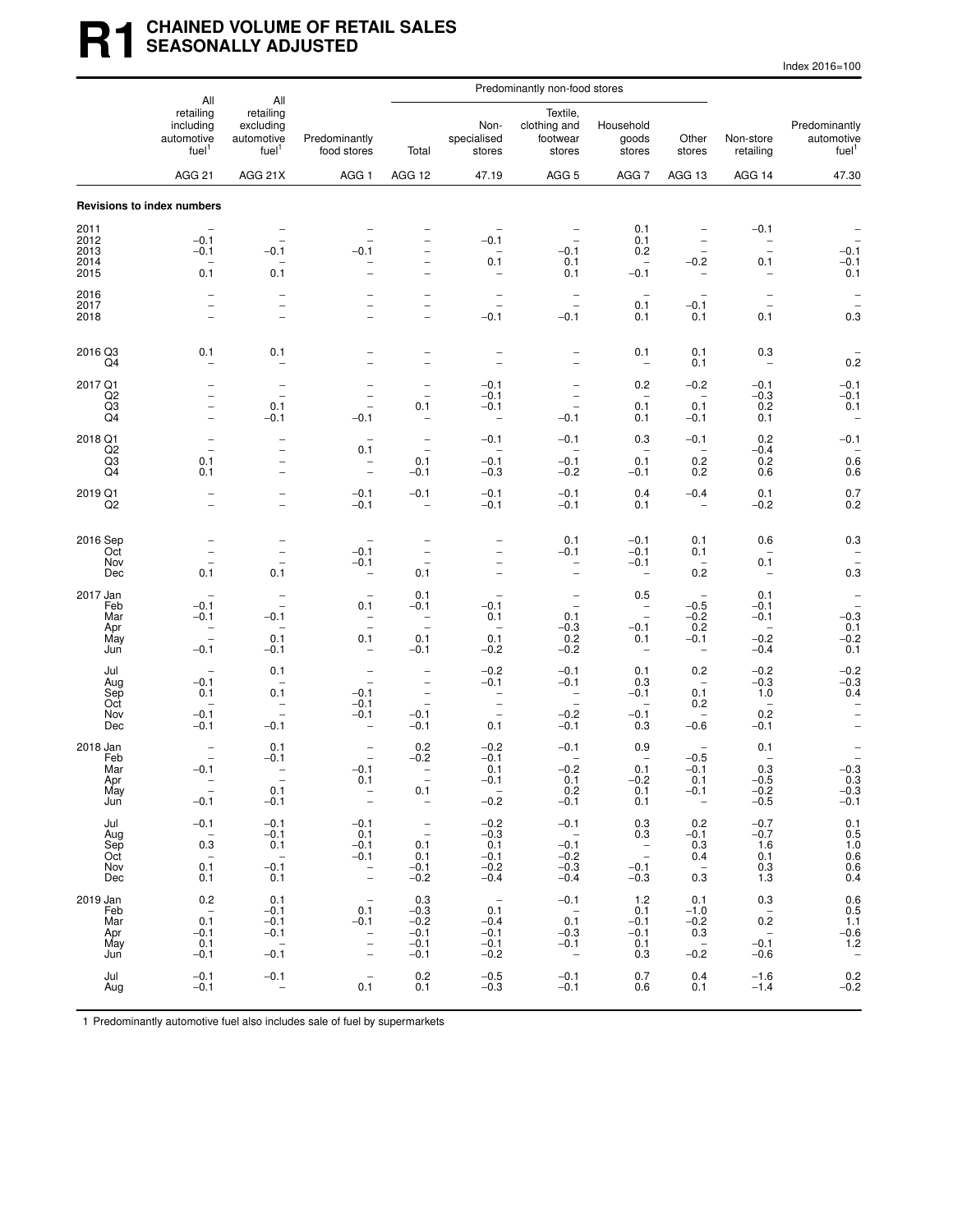# R1 CHAINED VOLUME OF RETAIL SALES SEASONALLY ADJUSTED

Index 2016=100

| | All retailing including automotive fuel[1] | All retailing excluding automotive fuel[1] | Predominantly food stores | Predominantly non-food stores: Total | Non-specialised stores | Textile, clothing and footwear stores | Household goods stores | Other stores | Non-store retailing | Predominantly automotive fuel[1] |
|---|---|---|---|---|---|---|---|---|---|---|
| | AGG 21 | AGG 21X | AGG 1 | AGG 12 | 47.19 | AGG 5 | AGG 7 | AGG 13 | AGG 14 | 47.30 |
| **Revisions to index numbers** | | | | | | | | | | |
| 2011 | – | – | – | – | – | – | 0.1 | – | –0.1 | – |
| 2012 | –0.1 | – | – | – | –0.1 | – | 0.1 | – | – | – |
| 2013 | –0.1 | –0.1 | –0.1 | – | – | –0.1 | 0.2 | – | – | –0.1 |
| 2014 | – | – | – | – | 0.1 | 0.1 | – | –0.2 | 0.1 | –0.1 |
| 2015 | 0.1 | 0.1 | – | – | – | 0.1 | –0.1 | – | – | 0.1 |
| 2016 | – | – | – | – | – | – | – | – | – | – |
| 2017 | – | – | – | – | – | – | 0.1 | –0.1 | – | – |
| 2018 | – | – | – | – | –0.1 | –0.1 | 0.1 | 0.1 | 0.1 | 0.3 |
| 2016 Q3 | 0.1 | 0.1 | – | – | – | – | 0.1 | 0.1 | 0.3 | – |
| Q4 | – | – | – | – | – | – | – | 0.1 | – | 0.2 |
| 2017 Q1 | – | – | – | – | –0.1 | – | 0.2 | –0.2 | –0.1 | –0.1 |
| Q2 | – | – | – | – | –0.1 | – | – | – | –0.3 | –0.1 |
| Q3 | – | 0.1 | – | 0.1 | –0.1 | – | 0.1 | 0.1 | 0.2 | 0.1 |
| Q4 | – | –0.1 | –0.1 | – | – | –0.1 | 0.1 | –0.1 | 0.1 | – |
| 2018 Q1 | – | – | – | – | –0.1 | –0.1 | 0.3 | –0.1 | 0.2 | –0.1 |
| Q2 | – | – | 0.1 | – | – | – | – | – | –0.4 | – |
| Q3 | 0.1 | – | – | 0.1 | –0.1 | –0.1 | 0.1 | 0.2 | 0.2 | 0.6 |
| Q4 | 0.1 | – | – | –0.1 | –0.3 | –0.2 | –0.1 | 0.2 | 0.6 | 0.6 |
| 2019 Q1 | – | – | –0.1 | –0.1 | –0.1 | –0.1 | 0.4 | –0.4 | 0.1 | 0.7 |
| Q2 | – | – | –0.1 | – | –0.1 | –0.1 | 0.1 | – | –0.2 | 0.2 |
| 2016 Sep | – | – | – | – | – | 0.1 | –0.1 | 0.1 | 0.6 | 0.3 |
| Oct | – | – | –0.1 | – | – | –0.1 | –0.1 | 0.1 | – | – |
| Nov | – | – | –0.1 | – | – | – | –0.1 | – | 0.1 | – |
| Dec | 0.1 | 0.1 | – | 0.1 | – | – | – | 0.2 | – | 0.3 |
| 2017 Jan | – | – | – | 0.1 | – | – | 0.5 | – | 0.1 | – |
| Feb | –0.1 | – | 0.1 | –0.1 | –0.1 | – | – | –0.5 | –0.1 | – |
| Mar | –0.1 | –0.1 | – | – | 0.1 | 0.1 | – | –0.2 | –0.1 | –0.3 |
| Apr | – | – | – | – | – | –0.3 | –0.1 | 0.2 | – | 0.1 |
| May | – | 0.1 | 0.1 | 0.1 | 0.1 | 0.2 | 0.1 | –0.1 | –0.2 | –0.2 |
| Jun | –0.1 | –0.1 | – | –0.1 | –0.2 | –0.2 | – | – | –0.4 | 0.1 |
| Jul | – | 0.1 | – | – | –0.2 | –0.1 | 0.1 | 0.2 | –0.2 | –0.2 |
| Aug | –0.1 | – | – | – | –0.1 | –0.1 | 0.3 | – | –0.3 | –0.3 |
| Sep | 0.1 | 0.1 | –0.1 | – | – | – | –0.1 | 0.1 | 1.0 | 0.4 |
| Oct | – | – | –0.1 | – | – | – | – | 0.2 | – | – |
| Nov | –0.1 | – | –0.1 | –0.1 | – | –0.2 | –0.1 | – | 0.2 | – |
| Dec | –0.1 | –0.1 | – | –0.1 | 0.1 | –0.1 | 0.3 | –0.6 | –0.1 | – |
| 2018 Jan | – | 0.1 | – | 0.2 | –0.2 | –0.1 | 0.9 | – | 0.1 | – |
| Feb | – | –0.1 | – | –0.2 | –0.1 | – | – | –0.5 | – | – |
| Mar | –0.1 | – | –0.1 | – | 0.1 | –0.2 | 0.1 | –0.1 | 0.3 | –0.3 |
| Apr | – | – | 0.1 | – | –0.1 | 0.1 | –0.2 | 0.1 | –0.5 | 0.3 |
| May | – | 0.1 | – | 0.1 | – | 0.2 | 0.1 | –0.1 | –0.2 | –0.3 |
| Jun | –0.1 | –0.1 | – | – | –0.2 | –0.1 | 0.1 | – | –0.5 | –0.1 |
| Jul | –0.1 | –0.1 | –0.1 | – | –0.2 | –0.1 | 0.3 | 0.2 | –0.7 | 0.1 |
| Aug | – | –0.1 | 0.1 | – | –0.3 | – | 0.3 | –0.1 | –0.7 | 0.5 |
| Sep | 0.3 | 0.1 | –0.1 | 0.1 | 0.1 | –0.1 | – | 0.3 | 1.6 | 1.0 |
| Oct | – | – | –0.1 | 0.1 | –0.1 | –0.2 | – | 0.4 | 0.1 | 0.6 |
| Nov | 0.1 | –0.1 | – | –0.1 | –0.2 | –0.3 | –0.1 | – | 0.3 | 0.6 |
| Dec | 0.1 | 0.1 | – | –0.2 | –0.4 | –0.4 | –0.3 | 0.3 | 1.3 | 0.4 |
| 2019 Jan | 0.2 | 0.1 | – | 0.3 | – | –0.1 | 1.2 | 0.1 | 0.3 | 0.6 |
| Feb | – | –0.1 | 0.1 | –0.3 | 0.1 | – | 0.1 | –1.0 | – | 0.5 |
| Mar | 0.1 | –0.1 | –0.1 | –0.2 | –0.4 | 0.1 | –0.1 | –0.2 | 0.2 | 1.1 |
| Apr | –0.1 | –0.1 | – | –0.1 | –0.1 | –0.3 | –0.1 | 0.3 | – | –0.6 |
| May | 0.1 | – | – | –0.1 | –0.1 | –0.1 | 0.1 | – | –0.1 | 1.2 |
| Jun | –0.1 | –0.1 | – | –0.1 | –0.2 | – | 0.3 | –0.2 | –0.6 | – |
| Jul | –0.1 | –0.1 | – | 0.2 | –0.5 | –0.1 | 0.7 | 0.4 | –1.6 | 0.2 |
| Aug | –0.1 | – | 0.1 | 0.1 | –0.3 | –0.1 | 0.6 | 0.1 | –1.4 | –0.2 |

1 Predominantly automotive fuel also includes sale of fuel by supermarkets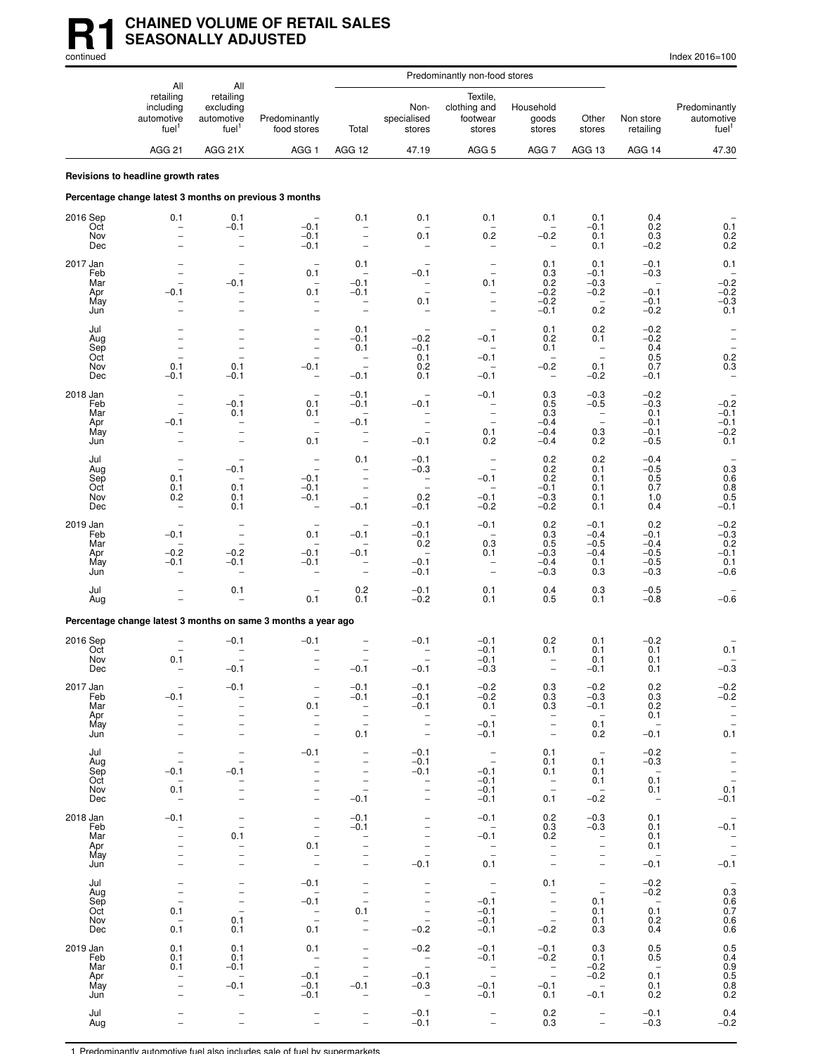# R1 CHAINED VOLUME OF RETAIL SALES SEASONALLY ADJUSTED

continued

Index 2016=100

| | All retailing including automotive fuel[1] | All retailing excluding automotive fuel[1] | Predominantly food stores | Predominantly non-food stores: Total | Predominantly non-food stores: Non-specialised stores | Predominantly non-food stores: Textile, clothing and footwear stores | Predominantly non-food stores: Household goods stores | Predominantly non-food stores: Other stores | Non store retailing | Predominantly automotive fuel[1] |
|---|---|---|---|---|---|---|---|---|---|---|
| | AGG 21 | AGG 21X | AGG 1 | AGG 12 | 47.19 | AGG 5 | AGG 7 | AGG 13 | AGG 14 | 47.30 |
| **Revisions to headline growth rates** | | | | | | | | | | |
| **Percentage change latest 3 months on previous 3 months** | | | | | | | | | | |
| 2016 Sep | 0.1 | 0.1 | – | 0.1 | 0.1 | 0.1 | 0.1 | 0.1 | 0.4 | – |
| Oct | – | –0.1 | –0.1 | – | – | – | – | –0.1 | 0.2 | 0.1 |
| Nov | – | – | –0.1 | – | 0.1 | 0.2 | –0.2 | 0.1 | 0.3 | 0.2 |
| Dec | – | – | –0.1 | – | – | – | – | 0.1 | –0.2 | 0.2 |
| 2017 Jan | – | – | – | 0.1 | – | – | 0.1 | 0.1 | –0.1 | 0.1 |
| Feb | – | – | 0.1 | – | –0.1 | – | 0.3 | –0.1 | –0.3 | – |
| Mar | – | –0.1 | – | –0.1 | – | 0.1 | 0.2 | –0.3 | – | –0.2 |
| Apr | –0.1 | – | 0.1 | –0.1 | – | – | –0.2 | –0.2 | –0.1 | –0.2 |
| May | – | – | – | – | 0.1 | – | –0.2 | – | –0.1 | –0.3 |
| Jun | – | – | – | – | – | – | –0.1 | 0.2 | –0.2 | 0.1 |
| Jul | – | – | – | 0.1 | – | – | 0.1 | 0.2 | –0.2 | – |
| Aug | – | – | – | –0.1 | –0.2 | –0.1 | 0.2 | 0.1 | –0.2 | – |
| Sep | – | – | – | 0.1 | –0.1 | – | 0.1 | – | 0.4 | – |
| Oct | – | – | – | – | 0.1 | –0.1 | – | – | 0.5 | 0.2 |
| Nov | 0.1 | 0.1 | –0.1 | – | 0.2 | – | –0.2 | 0.1 | 0.7 | 0.3 |
| Dec | –0.1 | –0.1 | – | –0.1 | 0.1 | –0.1 | – | –0.2 | –0.1 | – |
| 2018 Jan | – | – | – | –0.1 | – | –0.1 | 0.3 | –0.3 | –0.2 | – |
| Feb | – | –0.1 | 0.1 | –0.1 | –0.1 | – | 0.5 | –0.5 | –0.3 | –0.2 |
| Mar | – | 0.1 | 0.1 | – | – | – | 0.3 | – | 0.1 | –0.1 |
| Apr | –0.1 | – | – | –0.1 | – | – | –0.4 | – | –0.1 | 0.1 |
| May | – | – | – | – | – | 0.1 | –0.4 | 0.3 | –0.1 | –0.2 |
| Jun | – | – | 0.1 | – | –0.1 | 0.2 | –0.4 | 0.2 | –0.5 | 0.1 |
| Jul | – | – | – | 0.1 | –0.1 | – | 0.2 | 0.2 | –0.4 | – |
| Aug | – | –0.1 | – | – | –0.3 | – | 0.2 | 0.1 | –0.5 | 0.3 |
| Sep | 0.1 | – | –0.1 | – | – | –0.1 | 0.2 | 0.1 | 0.5 | 0.6 |
| Oct | 0.1 | 0.1 | –0.1 | – | – | – | –0.1 | 0.1 | 0.7 | 0.8 |
| Nov | 0.2 | 0.1 | –0.1 | – | 0.2 | –0.1 | –0.3 | 0.1 | 1.0 | 0.5 |
| Dec | – | 0.1 | – | –0.1 | –0.1 | –0.2 | –0.2 | 0.1 | 0.4 | –0.1 |
| 2019 Jan | – | – | – | – | –0.1 | –0.1 | 0.2 | –0.1 | 0.2 | –0.2 |
| Feb | –0.1 | – | 0.1 | –0.1 | –0.1 | – | 0.3 | –0.4 | –0.1 | –0.3 |
| Mar | – | – | – | – | 0.2 | 0.3 | 0.5 | –0.5 | –0.4 | 0.2 |
| Apr | –0.2 | –0.2 | –0.1 | –0.1 | – | 0.1 | –0.3 | –0.4 | –0.5 | –0.1 |
| May | –0.1 | –0.1 | –0.1 | – | –0.1 | – | –0.4 | 0.1 | –0.5 | 0.1 |
| Jun | – | – | – | – | –0.1 | – | –0.3 | 0.3 | –0.3 | –0.6 |
| Jul | – | 0.1 | – | 0.2 | –0.1 | 0.1 | 0.4 | 0.3 | –0.5 | – |
| Aug | – | – | 0.1 | 0.1 | –0.2 | 0.1 | 0.5 | 0.1 | –0.8 | –0.6 |
| **Percentage change latest 3 months on same 3 months a year ago** | | | | | | | | | | |
| 2016 Sep | – | –0.1 | –0.1 | – | –0.1 | –0.1 | 0.2 | 0.1 | –0.2 | – |
| Oct | – | – | – | – | – | –0.1 | 0.1 | 0.1 | 0.1 | 0.1 |
| Nov | 0.1 | – | – | – | – | –0.1 | – | 0.1 | 0.1 | – |
| Dec | – | –0.1 | – | –0.1 | –0.1 | –0.3 | – | –0.1 | 0.1 | –0.3 |
| 2017 Jan | – | –0.1 | – | –0.1 | –0.1 | –0.2 | 0.3 | –0.2 | 0.2 | –0.2 |
| Feb | –0.1 | – | – | –0.1 | –0.1 | –0.2 | 0.3 | –0.3 | 0.3 | –0.2 |
| Mar | – | – | 0.1 | – | –0.1 | 0.1 | 0.3 | –0.1 | 0.2 | – |
| Apr | – | – | – | – | – | – | – | – | 0.1 | – |
| May | – | – | – | – | – | –0.1 | – | 0.1 | – | – |
| Jun | – | – | – | 0.1 | – | –0.1 | – | 0.2 | –0.1 | 0.1 |
| Jul | – | – | –0.1 | – | –0.1 | – | 0.1 | – | –0.2 | – |
| Aug | – | – | – | – | –0.1 | – | 0.1 | 0.1 | –0.3 | – |
| Sep | –0.1 | –0.1 | – | – | –0.1 | –0.1 | 0.1 | 0.1 | – | – |
| Oct | – | – | – | – | – | –0.1 | – | 0.1 | 0.1 | – |
| Nov | 0.1 | – | – | – | – | –0.1 | – | – | 0.1 | 0.1 |
| Dec | – | – | – | –0.1 | – | –0.1 | 0.1 | –0.2 | – | –0.1 |
| 2018 Jan | –0.1 | – | – | –0.1 | – | –0.1 | 0.2 | –0.3 | 0.1 | – |
| Feb | – | – | – | –0.1 | – | – | 0.3 | –0.3 | 0.1 | –0.1 |
| Mar | – | 0.1 | – | – | – | –0.1 | 0.2 | – | 0.1 | – |
| Apr | – | – | 0.1 | – | – | – | – | – | 0.1 | – |
| May | – | – | – | – | – | – | – | – | – | – |
| Jun | – | – | – | – | –0.1 | 0.1 | – | – | –0.1 | –0.1 |
| Jul | – | – | –0.1 | – | – | – | 0.1 | – | –0.2 | – |
| Aug | – | – | – | – | – | – | – | – | –0.2 | 0.3 |
| Sep | – | – | –0.1 | – | – | –0.1 | – | 0.1 | – | 0.6 |
| Oct | 0.1 | – | – | 0.1 | – | –0.1 | – | 0.1 | 0.1 | 0.7 |
| Nov | – | 0.1 | – | – | – | –0.1 | – | 0.1 | 0.2 | 0.6 |
| Dec | 0.1 | 0.1 | 0.1 | – | –0.2 | –0.1 | –0.2 | 0.3 | 0.4 | 0.6 |
| 2019 Jan | 0.1 | 0.1 | 0.1 | – | –0.2 | –0.1 | –0.1 | 0.3 | 0.5 | 0.5 |
| Feb | 0.1 | 0.1 | – | – | – | –0.1 | –0.2 | 0.1 | 0.5 | 0.4 |
| Mar | 0.1 | –0.1 | – | – | – | – | – | –0.2 | – | 0.9 |
| Apr | – | – | –0.1 | – | –0.1 | – | – | –0.2 | 0.1 | 0.5 |
| May | – | –0.1 | –0.1 | –0.1 | –0.3 | –0.1 | –0.1 | – | 0.1 | 0.8 |
| Jun | – | – | –0.1 | – | – | –0.1 | 0.1 | –0.1 | 0.2 | 0.2 |
| Jul | – | – | – | – | –0.1 | – | 0.2 | – | –0.1 | 0.4 |
| Aug | – | – | – | – | –0.1 | – | 0.3 | – | –0.3 | –0.2 |

1 Predominantly automotive fuel also includes sale of fuel by supermarkets.